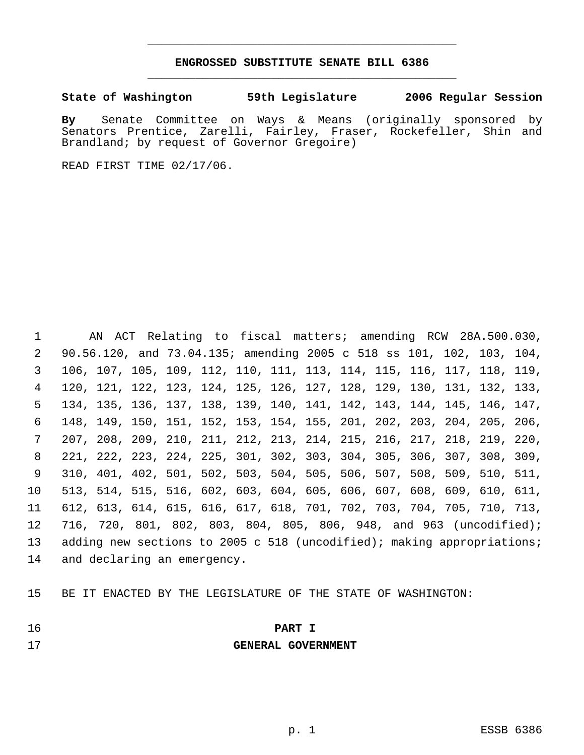# ENGROSSED SUBSTITUTE SENATE BILL 6386

**State of Washington 59th Legislature 2006 Regular Session**

**By** Senate Committee on Ways & Means (originally sponsored by Senators Prentice, Zarelli, Fairley, Fraser, Rockefeller, Shin and Brandland; by request of Governor Gregoire)

READ FIRST TIME 02/17/06.

AN ACT Relating to fiscal matters; amending RCW 28A.500.030, 90.56.120, and 73.04.135; amending 2005 c 518 ss 101, 102, 103, 104, 106, 107, 105, 109, 112, 110, 111, 113, 114, 115, 116, 117, 118, 119, 120, 121, 122, 123, 124, 125, 126, 127, 128, 129, 130, 131, 132, 133, 134, 135, 136, 137, 138, 139, 140, 141, 142, 143, 144, 145, 146, 147, 148, 149, 150, 151, 152, 153, 154, 155, 201, 202, 203, 204, 205, 206, 207, 208, 209, 210, 211, 212, 213, 214, 215, 216, 217, 218, 219, 220, 221, 222, 223, 224, 225, 301, 302, 303, 304, 305, 306, 307, 308, 309, 310, 401, 402, 501, 502, 503, 504, 505, 506, 507, 508, 509, 510, 511, 513, 514, 515, 516, 602, 603, 604, 605, 606, 607, 608, 609, 610, 611, 612, 613, 614, 615, 616, 617, 618, 701, 702, 703, 704, 705, 710, 713, 716, 720, 801, 802, 803, 804, 805, 806, 948, and 963 (uncodified); adding new sections to 2005 c 518 (uncodified); making appropriations; and declaring an emergency.

BE IT ENACTED BY THE LEGISLATURE OF THE STATE OF WASHINGTON:

## PART I
## GENERAL GOVERNMENT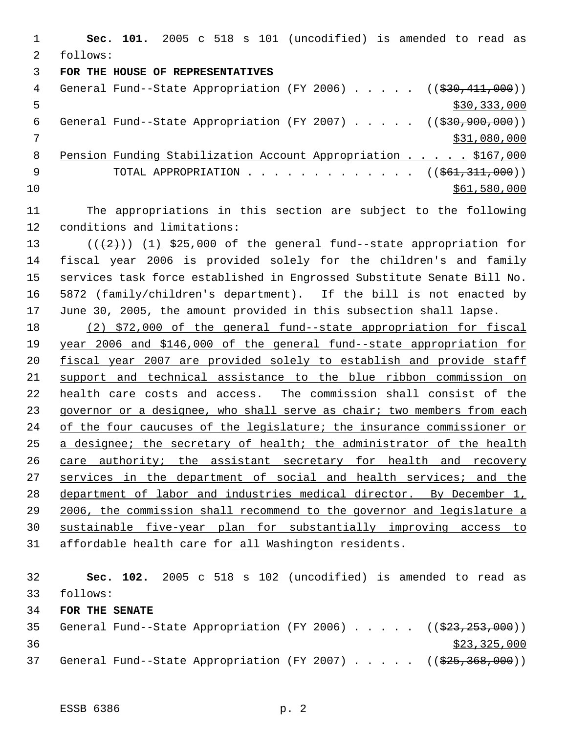**Sec. 101.** 2005 c 518 s 101 (uncodified) is amended to read as follows:

**FOR THE HOUSE OF REPRESENTATIVES**

General Fund--State Appropriation (FY 2006) . . . . . ((~~$30,411,000~~))
$30,333,000

General Fund--State Appropriation (FY 2007) . . . . . ((~~$30,900,000~~))
$31,080,000

Pension Funding Stabilization Account Appropriation . . . . . $167,000

TOTAL APPROPRIATION . . . . . . . . . . . . . ((~~$61,311,000~~))
$61,580,000

The appropriations in this section are subject to the following conditions and limitations:

((~~(2)~~)) (1) $25,000 of the general fund--state appropriation for fiscal year 2006 is provided solely for the children's and family services task force established in Engrossed Substitute Senate Bill No. 5872 (family/children's department). If the bill is not enacted by June 30, 2005, the amount provided in this subsection shall lapse.

(2) $72,000 of the general fund--state appropriation for fiscal year 2006 and $146,000 of the general fund--state appropriation for fiscal year 2007 are provided solely to establish and provide staff support and technical assistance to the blue ribbon commission on health care costs and access. The commission shall consist of the governor or a designee, who shall serve as chair; two members from each of the four caucuses of the legislature; the insurance commissioner or a designee; the secretary of health; the administrator of the health care authority; the assistant secretary for health and recovery services in the department of social and health services; and the department of labor and industries medical director. By December 1, 2006, the commission shall recommend to the governor and legislature a sustainable five-year plan for substantially improving access to affordable health care for all Washington residents.

**Sec. 102.** 2005 c 518 s 102 (uncodified) is amended to read as follows:

**FOR THE SENATE**

General Fund--State Appropriation (FY 2006) . . . . . ((~~$23,253,000~~))
$23,325,000

General Fund--State Appropriation (FY 2007) . . . . . ((~~$25,368,000~~))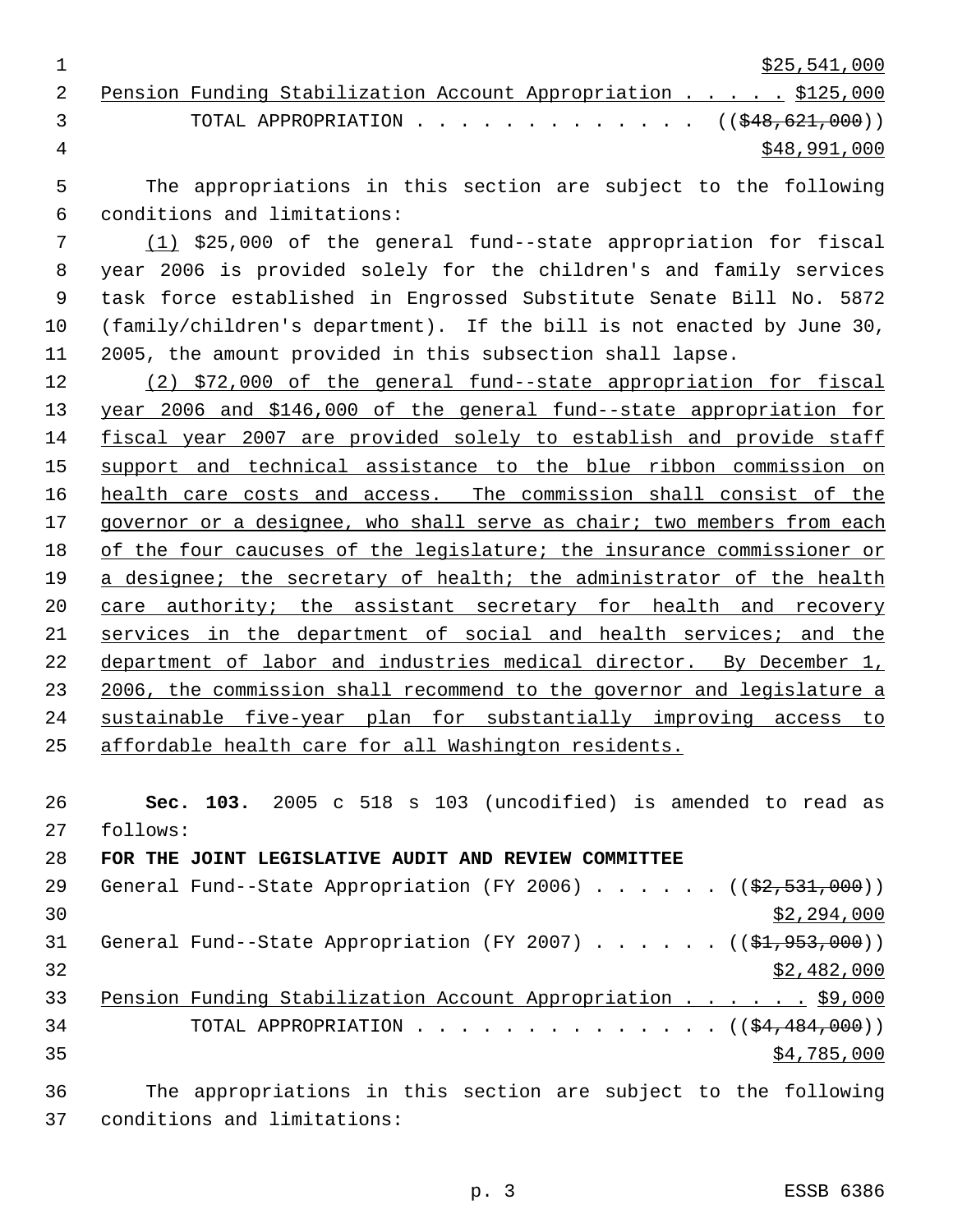$25,541,000

Pension Funding Stabilization Account Appropriation . . . . . $125,000

TOTAL APPROPRIATION . . . . . . . . . . . . . . (($48,621,000))

$48,991,000

The appropriations in this section are subject to the following conditions and limitations:

(1) $25,000 of the general fund--state appropriation for fiscal year 2006 is provided solely for the children's and family services task force established in Engrossed Substitute Senate Bill No. 5872 (family/children's department). If the bill is not enacted by June 30, 2005, the amount provided in this subsection shall lapse.

(2) $72,000 of the general fund--state appropriation for fiscal year 2006 and $146,000 of the general fund--state appropriation for fiscal year 2007 are provided solely to establish and provide staff support and technical assistance to the blue ribbon commission on health care costs and access. The commission shall consist of the governor or a designee, who shall serve as chair; two members from each of the four caucuses of the legislature; the insurance commissioner or a designee; the secretary of health; the administrator of the health care authority; the assistant secretary for health and recovery services in the department of social and health services; and the department of labor and industries medical director. By December 1, 2006, the commission shall recommend to the governor and legislature a sustainable five-year plan for substantially improving access to affordable health care for all Washington residents.

**Sec. 103.** 2005 c 518 s 103 (uncodified) is amended to read as follows:

**FOR THE JOINT LEGISLATIVE AUDIT AND REVIEW COMMITTEE**

General Fund--State Appropriation (FY 2006) . . . . . . (($2,531,000))

$2,294,000

General Fund--State Appropriation (FY 2007) . . . . . . (($1,953,000))

$2,482,000

Pension Funding Stabilization Account Appropriation . . . . . . $9,000

TOTAL APPROPRIATION . . . . . . . . . . . . . . . (($4,484,000))

$4,785,000

The appropriations in this section are subject to the following conditions and limitations: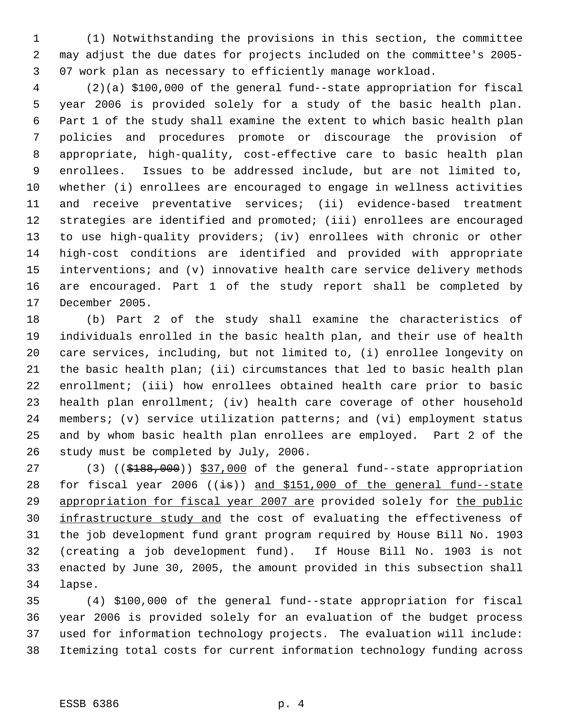(1) Notwithstanding the provisions in this section, the committee may adjust the due dates for projects included on the committee's 2005-07 work plan as necessary to efficiently manage workload.

(2)(a) $100,000 of the general fund--state appropriation for fiscal year 2006 is provided solely for a study of the basic health plan. Part 1 of the study shall examine the extent to which basic health plan policies and procedures promote or discourage the provision of appropriate, high-quality, cost-effective care to basic health plan enrollees. Issues to be addressed include, but are not limited to, whether (i) enrollees are encouraged to engage in wellness activities and receive preventative services; (ii) evidence-based treatment strategies are identified and promoted; (iii) enrollees are encouraged to use high-quality providers; (iv) enrollees with chronic or other high-cost conditions are identified and provided with appropriate interventions; and (v) innovative health care service delivery methods are encouraged. Part 1 of the study report shall be completed by December 2005.

(b) Part 2 of the study shall examine the characteristics of individuals enrolled in the basic health plan, and their use of health care services, including, but not limited to, (i) enrollee longevity on the basic health plan; (ii) circumstances that led to basic health plan enrollment; (iii) how enrollees obtained health care prior to basic health plan enrollment; (iv) health care coverage of other household members; (v) service utilization patterns; and (vi) employment status and by whom basic health plan enrollees are employed. Part 2 of the study must be completed by July, 2006.

(3) ((~~$188,000~~)) $37,000 of the general fund--state appropriation for fiscal year 2006 ((~~is~~)) and $151,000 of the general fund--state appropriation for fiscal year 2007 are provided solely for the public infrastructure study and the cost of evaluating the effectiveness of the job development fund grant program required by House Bill No. 1903 (creating a job development fund). If House Bill No. 1903 is not enacted by June 30, 2005, the amount provided in this subsection shall lapse.

(4) $100,000 of the general fund--state appropriation for fiscal year 2006 is provided solely for an evaluation of the budget process used for information technology projects. The evaluation will include: Itemizing total costs for current information technology funding across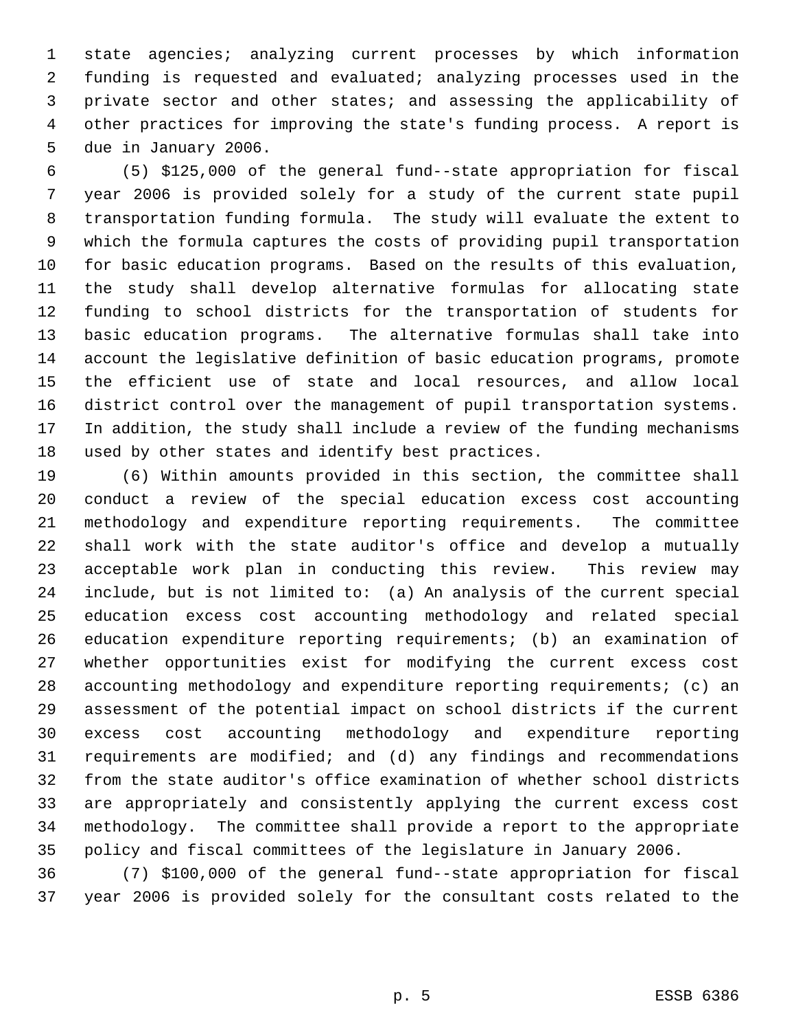state agencies; analyzing current processes by which information funding is requested and evaluated; analyzing processes used in the private sector and other states; and assessing the applicability of other practices for improving the state's funding process. A report is due in January 2006.

(5) $125,000 of the general fund--state appropriation for fiscal year 2006 is provided solely for a study of the current state pupil transportation funding formula. The study will evaluate the extent to which the formula captures the costs of providing pupil transportation for basic education programs. Based on the results of this evaluation, the study shall develop alternative formulas for allocating state funding to school districts for the transportation of students for basic education programs. The alternative formulas shall take into account the legislative definition of basic education programs, promote the efficient use of state and local resources, and allow local district control over the management of pupil transportation systems. In addition, the study shall include a review of the funding mechanisms used by other states and identify best practices.

(6) Within amounts provided in this section, the committee shall conduct a review of the special education excess cost accounting methodology and expenditure reporting requirements. The committee shall work with the state auditor's office and develop a mutually acceptable work plan in conducting this review. This review may include, but is not limited to: (a) An analysis of the current special education excess cost accounting methodology and related special education expenditure reporting requirements; (b) an examination of whether opportunities exist for modifying the current excess cost accounting methodology and expenditure reporting requirements; (c) an assessment of the potential impact on school districts if the current excess cost accounting methodology and expenditure reporting requirements are modified; and (d) any findings and recommendations from the state auditor's office examination of whether school districts are appropriately and consistently applying the current excess cost methodology. The committee shall provide a report to the appropriate policy and fiscal committees of the legislature in January 2006.

(7) $100,000 of the general fund--state appropriation for fiscal year 2006 is provided solely for the consultant costs related to the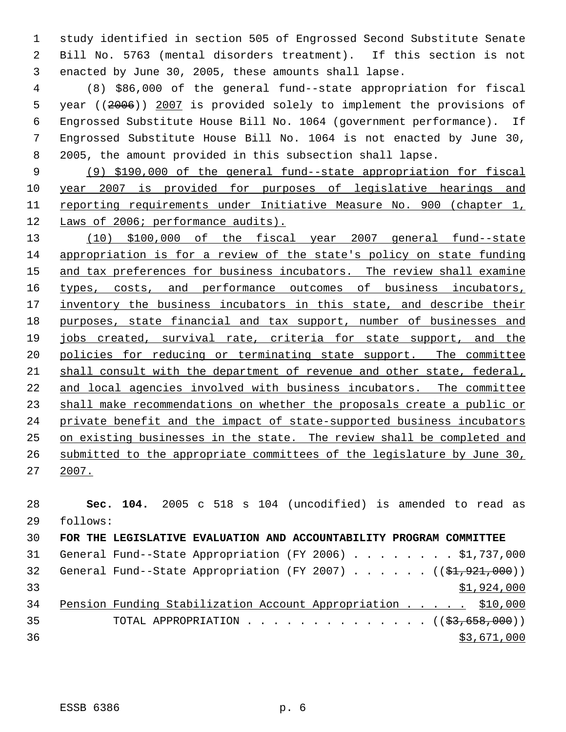study identified in section 505 of Engrossed Second Substitute Senate Bill No. 5763 (mental disorders treatment). If this section is not enacted by June 30, 2005, these amounts shall lapse.

(8) $86,000 of the general fund--state appropriation for fiscal year ((~~2006~~)) <u>2007</u> is provided solely to implement the provisions of Engrossed Substitute House Bill No. 1064 (government performance). If Engrossed Substitute House Bill No. 1064 is not enacted by June 30, 2005, the amount provided in this subsection shall lapse.

<u>(9) $190,000 of the general fund--state appropriation for fiscal year 2007 is provided for purposes of legislative hearings and reporting requirements under Initiative Measure No. 900 (chapter 1, Laws of 2006; performance audits).</u>

<u>(10) $100,000 of the fiscal year 2007 general fund--state appropriation is for a review of the state's policy on state funding and tax preferences for business incubators. The review shall examine types, costs, and performance outcomes of business incubators, inventory the business incubators in this state, and describe their purposes, state financial and tax support, number of businesses and jobs created, survival rate, criteria for state support, and the policies for reducing or terminating state support. The committee shall consult with the department of revenue and other state, federal, and local agencies involved with business incubators. The committee shall make recommendations on whether the proposals create a public or private benefit and the impact of state-supported business incubators on existing businesses in the state. The review shall be completed and submitted to the appropriate committees of the legislature by June 30, 2007.</u>

**Sec. 104.** 2005 c 518 s 104 (uncodified) is amended to read as follows:

**FOR THE LEGISLATIVE EVALUATION AND ACCOUNTABILITY PROGRAM COMMITTEE**

General Fund--State Appropriation (FY 2006) . . . . . . . . $1,737,000

General Fund--State Appropriation (FY 2007) . . . . . . ((~~$1,921,000~~)) <u>$1,924,000</u>

<u>Pension Funding Stabilization Account Appropriation . . . . . $10,000</u>

TOTAL APPROPRIATION . . . . . . . . . . . . . . ((~~$3,658,000~~)) <u>$3,671,000</u>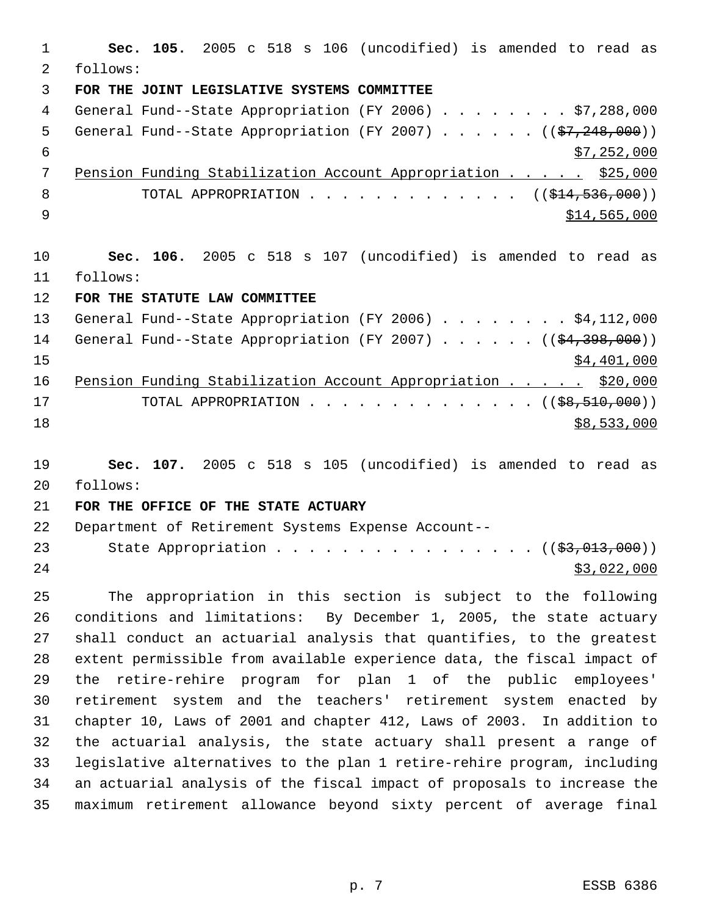**Sec. 105.** 2005 c 518 s 106 (uncodified) is amended to read as follows:

**FOR THE JOINT LEGISLATIVE SYSTEMS COMMITTEE**

General Fund--State Appropriation (FY 2006) . . . . . . . . $7,288,000
General Fund--State Appropriation (FY 2007) . . . . . . (($7,248,000)) $7,252,000
Pension Funding Stabilization Account Appropriation . . . . . $25,000
TOTAL APPROPRIATION . . . . . . . . . . . . . (($14,536,000)) $14,565,000

**Sec. 106.** 2005 c 518 s 107 (uncodified) is amended to read as follows:

**FOR THE STATUTE LAW COMMITTEE**

General Fund--State Appropriation (FY 2006) . . . . . . . . $4,112,000
General Fund--State Appropriation (FY 2007) . . . . . . (($4,398,000)) $4,401,000
Pension Funding Stabilization Account Appropriation . . . . . $20,000
TOTAL APPROPRIATION . . . . . . . . . . . . . . (($8,510,000)) $8,533,000

**Sec. 107.** 2005 c 518 s 105 (uncodified) is amended to read as follows:

**FOR THE OFFICE OF THE STATE ACTUARY**

Department of Retirement Systems Expense Account--
State Appropriation . . . . . . . . . . . . . . . . (($3,013,000)) $3,022,000

The appropriation in this section is subject to the following conditions and limitations: By December 1, 2005, the state actuary shall conduct an actuarial analysis that quantifies, to the greatest extent permissible from available experience data, the fiscal impact of the retire-rehire program for plan 1 of the public employees' retirement system and the teachers' retirement system enacted by chapter 10, Laws of 2001 and chapter 412, Laws of 2003. In addition to the actuarial analysis, the state actuary shall present a range of legislative alternatives to the plan 1 retire-rehire program, including an actuarial analysis of the fiscal impact of proposals to increase the maximum retirement allowance beyond sixty percent of average final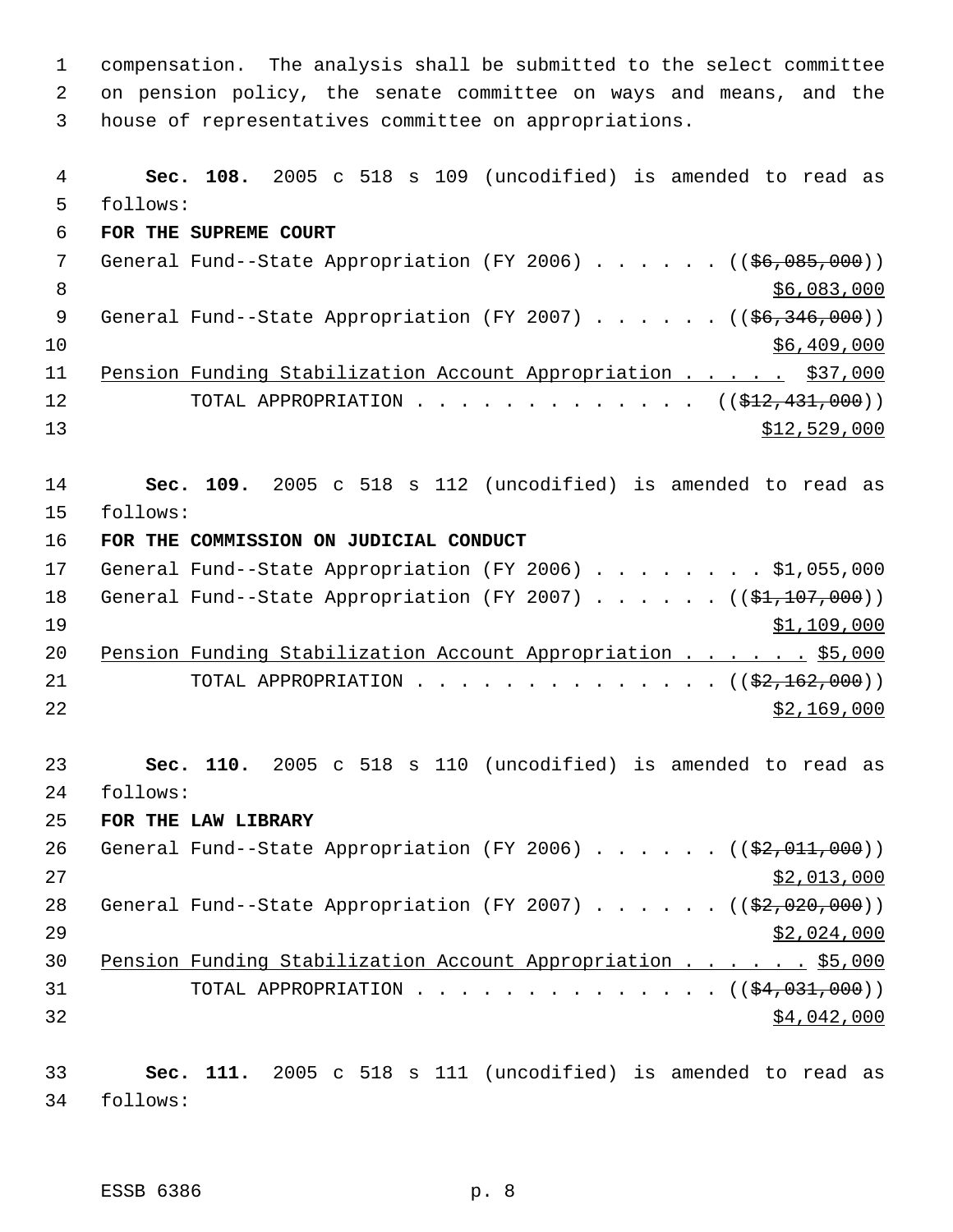compensation. The analysis shall be submitted to the select committee on pension policy, the senate committee on ways and means, and the house of representatives committee on appropriations.

**Sec. 108.** 2005 c 518 s 109 (uncodified) is amended to read as follows:

**FOR THE SUPREME COURT**

General Fund--State Appropriation (FY 2006) . . . . . . ((~~$6,085,000~~))
$6,083,000

General Fund--State Appropriation (FY 2007) . . . . . . ((~~$6,346,000~~))
$6,409,000

Pension Funding Stabilization Account Appropriation . . . . . $37,000

TOTAL APPROPRIATION . . . . . . . . . . . . . ((~~$12,431,000~~))
$12,529,000

**Sec. 109.** 2005 c 518 s 112 (uncodified) is amended to read as follows:

**FOR THE COMMISSION ON JUDICIAL CONDUCT**

General Fund--State Appropriation (FY 2006) . . . . . . . . $1,055,000

General Fund--State Appropriation (FY 2007) . . . . . . ((~~$1,107,000~~))
$1,109,000

Pension Funding Stabilization Account Appropriation . . . . . . $5,000

TOTAL APPROPRIATION . . . . . . . . . . . . . . ((~~$2,162,000~~))
$2,169,000

**Sec. 110.** 2005 c 518 s 110 (uncodified) is amended to read as follows:

**FOR THE LAW LIBRARY**

General Fund--State Appropriation (FY 2006) . . . . . . ((~~$2,011,000~~))
$2,013,000

General Fund--State Appropriation (FY 2007) . . . . . . ((~~$2,020,000~~))
$2,024,000

Pension Funding Stabilization Account Appropriation . . . . . . $5,000

TOTAL APPROPRIATION . . . . . . . . . . . . . . ((~~$4,031,000~~))
$4,042,000

**Sec. 111.** 2005 c 518 s 111 (uncodified) is amended to read as follows: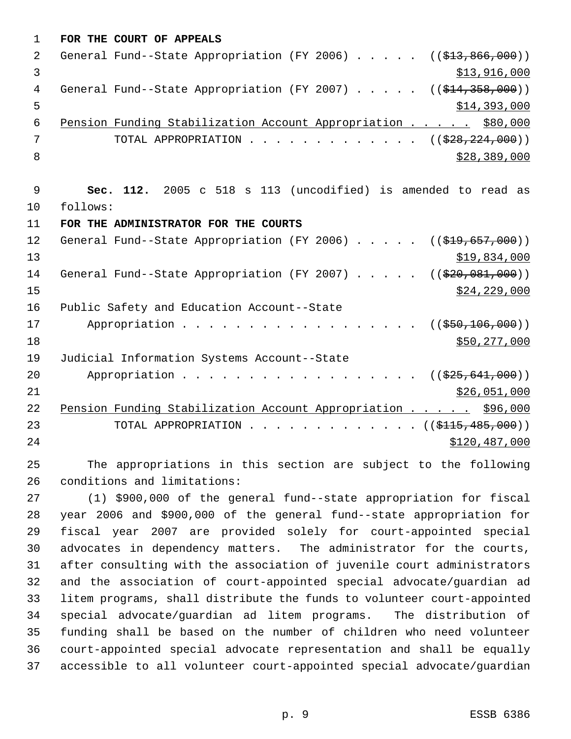**FOR THE COURT OF APPEALS**

General Fund--State Appropriation (FY 2006) . . . . . ((~~$13,866,000~~))
<u>$13,916,000</u>

General Fund--State Appropriation (FY 2007) . . . . . ((~~$14,358,000~~))
<u>$14,393,000</u>

<u>Pension Funding Stabilization Account Appropriation . . . . . $80,000</u>

TOTAL APPROPRIATION . . . . . . . . . . . . . . ((~~$28,224,000~~))
<u>$28,389,000</u>

**Sec. 112.** 2005 c 518 s 113 (uncodified) is amended to read as follows:

**FOR THE ADMINISTRATOR FOR THE COURTS**

General Fund--State Appropriation (FY 2006) . . . . . ((~~$19,657,000~~))
<u>$19,834,000</u>

General Fund--State Appropriation (FY 2007) . . . . . ((~~$20,081,000~~))
<u>$24,229,000</u>

Public Safety and Education Account--State Appropriation . . . . . . . . . . . . . . . . . . ((~~$50,106,000~~))
<u>$50,277,000</u>

Judicial Information Systems Account--State Appropriation . . . . . . . . . . . . . . . . . . ((~~$25,641,000~~))
<u>$26,051,000</u>

<u>Pension Funding Stabilization Account Appropriation . . . . . $96,000</u>

TOTAL APPROPRIATION . . . . . . . . . . . . . . ((~~$115,485,000~~))
<u>$120,487,000</u>

The appropriations in this section are subject to the following conditions and limitations:

(1) $900,000 of the general fund--state appropriation for fiscal year 2006 and $900,000 of the general fund--state appropriation for fiscal year 2007 are provided solely for court-appointed special advocates in dependency matters. The administrator for the courts, after consulting with the association of juvenile court administrators and the association of court-appointed special advocate/guardian ad litem programs, shall distribute the funds to volunteer court-appointed special advocate/guardian ad litem programs. The distribution of funding shall be based on the number of children who need volunteer court-appointed special advocate representation and shall be equally accessible to all volunteer court-appointed special advocate/guardian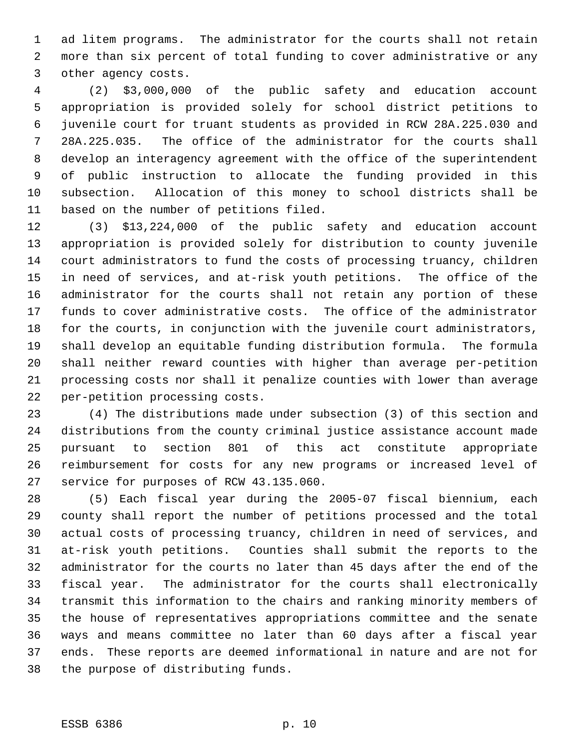ad litem programs. The administrator for the courts shall not retain more than six percent of total funding to cover administrative or any other agency costs.

(2) $3,000,000 of the public safety and education account appropriation is provided solely for school district petitions to juvenile court for truant students as provided in RCW 28A.225.030 and 28A.225.035. The office of the administrator for the courts shall develop an interagency agreement with the office of the superintendent of public instruction to allocate the funding provided in this subsection. Allocation of this money to school districts shall be based on the number of petitions filed.

(3) $13,224,000 of the public safety and education account appropriation is provided solely for distribution to county juvenile court administrators to fund the costs of processing truancy, children in need of services, and at-risk youth petitions. The office of the administrator for the courts shall not retain any portion of these funds to cover administrative costs. The office of the administrator for the courts, in conjunction with the juvenile court administrators, shall develop an equitable funding distribution formula. The formula shall neither reward counties with higher than average per-petition processing costs nor shall it penalize counties with lower than average per-petition processing costs.

(4) The distributions made under subsection (3) of this section and distributions from the county criminal justice assistance account made pursuant to section 801 of this act constitute appropriate reimbursement for costs for any new programs or increased level of service for purposes of RCW 43.135.060.

(5) Each fiscal year during the 2005-07 fiscal biennium, each county shall report the number of petitions processed and the total actual costs of processing truancy, children in need of services, and at-risk youth petitions. Counties shall submit the reports to the administrator for the courts no later than 45 days after the end of the fiscal year. The administrator for the courts shall electronically transmit this information to the chairs and ranking minority members of the house of representatives appropriations committee and the senate ways and means committee no later than 60 days after a fiscal year ends. These reports are deemed informational in nature and are not for the purpose of distributing funds.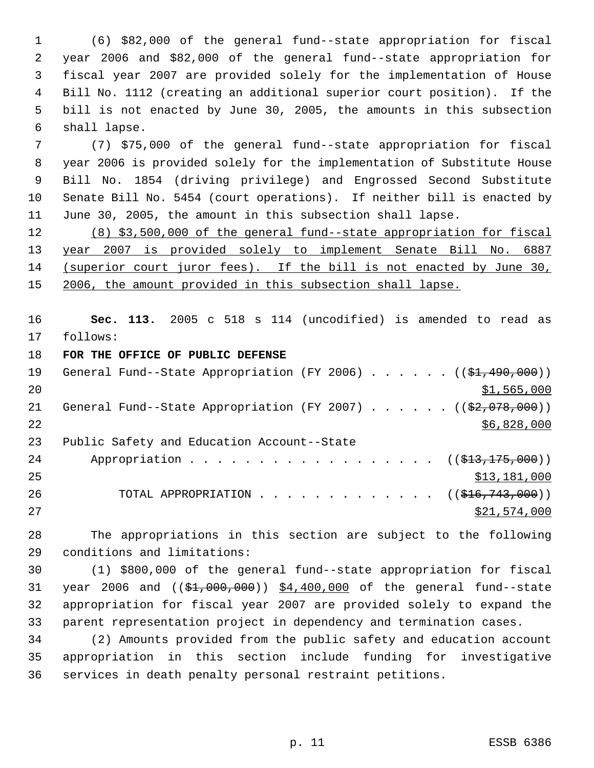(6) $82,000 of the general fund--state appropriation for fiscal year 2006 and $82,000 of the general fund--state appropriation for fiscal year 2007 are provided solely for the implementation of House Bill No. 1112 (creating an additional superior court position). If the bill is not enacted by June 30, 2005, the amounts in this subsection shall lapse.

(7) $75,000 of the general fund--state appropriation for fiscal year 2006 is provided solely for the implementation of Substitute House Bill No. 1854 (driving privilege) and Engrossed Second Substitute Senate Bill No. 5454 (court operations). If neither bill is enacted by June 30, 2005, the amount in this subsection shall lapse.

<u>(8) $3,500,000 of the general fund--state appropriation for fiscal year 2007 is provided solely to implement Senate Bill No. 6887 (superior court juror fees). If the bill is not enacted by June 30, 2006, the amount provided in this subsection shall lapse.</u>

**Sec. 113.** 2005 c 518 s 114 (uncodified) is amended to read as follows:

**FOR THE OFFICE OF PUBLIC DEFENSE**

General Fund--State Appropriation (FY 2006) . . . . . . ((~~$1,490,000~~)) <u>$1,565,000</u>

General Fund--State Appropriation (FY 2007) . . . . . . ((~~$2,078,000~~)) <u>$6,828,000</u>

Public Safety and Education Account--State Appropriation . . . . . . . . . . . . . . . . . . . ((~~$13,175,000~~)) <u>$13,181,000</u>

TOTAL APPROPRIATION . . . . . . . . . . . . . ((~~$16,743,000~~)) <u>$21,574,000</u>

The appropriations in this section are subject to the following conditions and limitations:

(1) $800,000 of the general fund--state appropriation for fiscal year 2006 and ((~~$1,000,000~~)) <u>$4,400,000</u> of the general fund--state appropriation for fiscal year 2007 are provided solely to expand the parent representation project in dependency and termination cases.

(2) Amounts provided from the public safety and education account appropriation in this section include funding for investigative services in death penalty personal restraint petitions.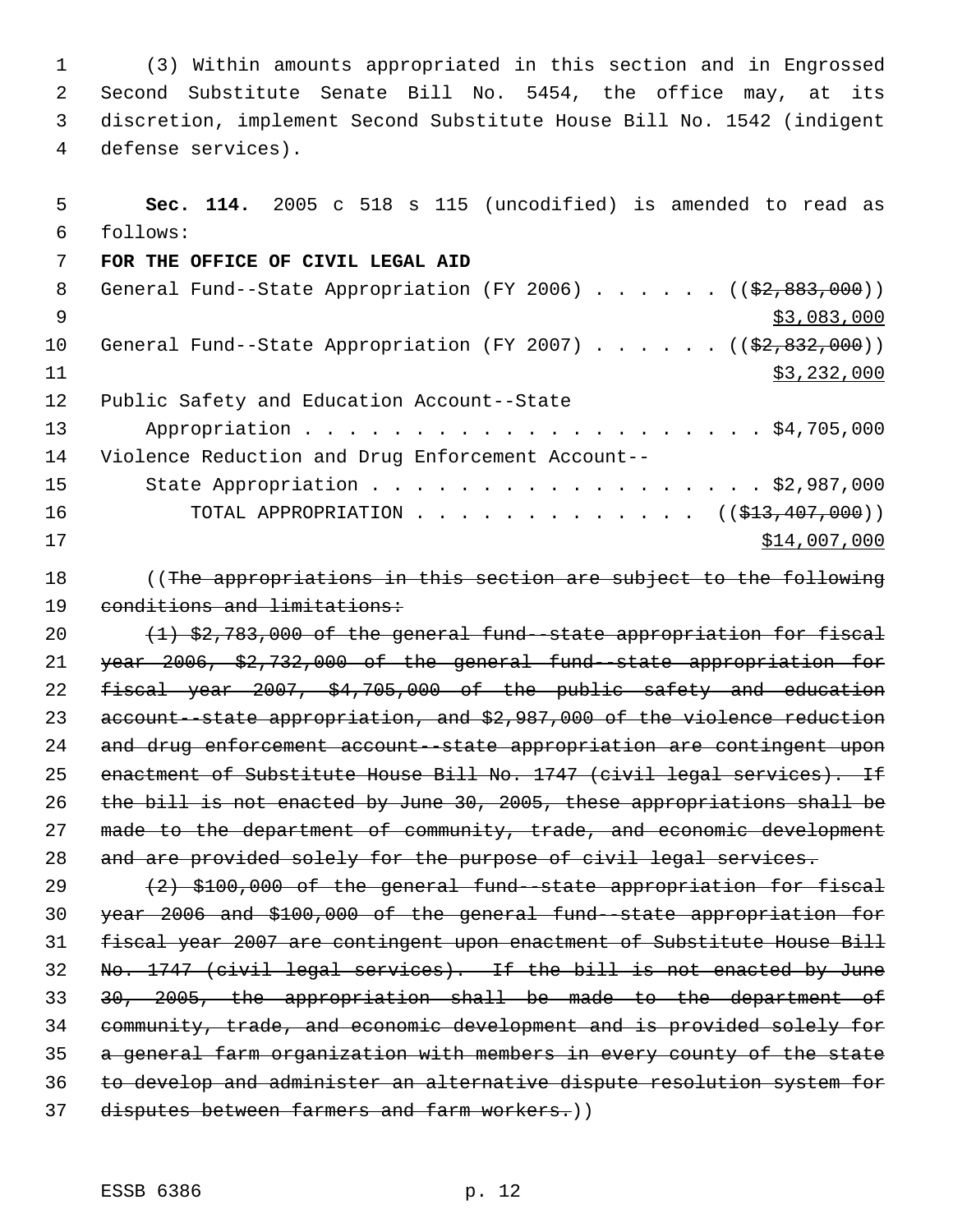(3) Within amounts appropriated in this section and in Engrossed Second Substitute Senate Bill No. 5454, the office may, at its discretion, implement Second Substitute House Bill No. 1542 (indigent defense services).

**Sec. 114.** 2005 c 518 s 115 (uncodified) is amended to read as follows:

**FOR THE OFFICE OF CIVIL LEGAL AID**

General Fund--State Appropriation (FY 2006) . . . . . . ((~~$2,883,000~~)) <u>$3,083,000</u>

General Fund--State Appropriation (FY 2007) . . . . . . ((~~$2,832,000~~)) <u>$3,232,000</u>

Public Safety and Education Account--State Appropriation . . . . . . . . . . . . . . . . . . . . . . $4,705,000

Violence Reduction and Drug Enforcement Account--State Appropriation . . . . . . . . . . . . . . . . . . $2,987,000

TOTAL APPROPRIATION . . . . . . . . . . . . . ((~~$13,407,000~~)) <u>$14,007,000</u>

((~~The appropriations in this section are subject to the following conditions and limitations:~~

~~(1) $2,783,000 of the general fund--state appropriation for fiscal year 2006, $2,732,000 of the general fund--state appropriation for fiscal year 2007, $4,705,000 of the public safety and education account--state appropriation, and $2,987,000 of the violence reduction and drug enforcement account--state appropriation are contingent upon enactment of Substitute House Bill No. 1747 (civil legal services). If the bill is not enacted by June 30, 2005, these appropriations shall be made to the department of community, trade, and economic development and are provided solely for the purpose of civil legal services.~~

~~(2) $100,000 of the general fund--state appropriation for fiscal year 2006 and $100,000 of the general fund--state appropriation for fiscal year 2007 are contingent upon enactment of Substitute House Bill No. 1747 (civil legal services). If the bill is not enacted by June 30, 2005, the appropriation shall be made to the department of community, trade, and economic development and is provided solely for a general farm organization with members in every county of the state to develop and administer an alternative dispute resolution system for disputes between farmers and farm workers.~~))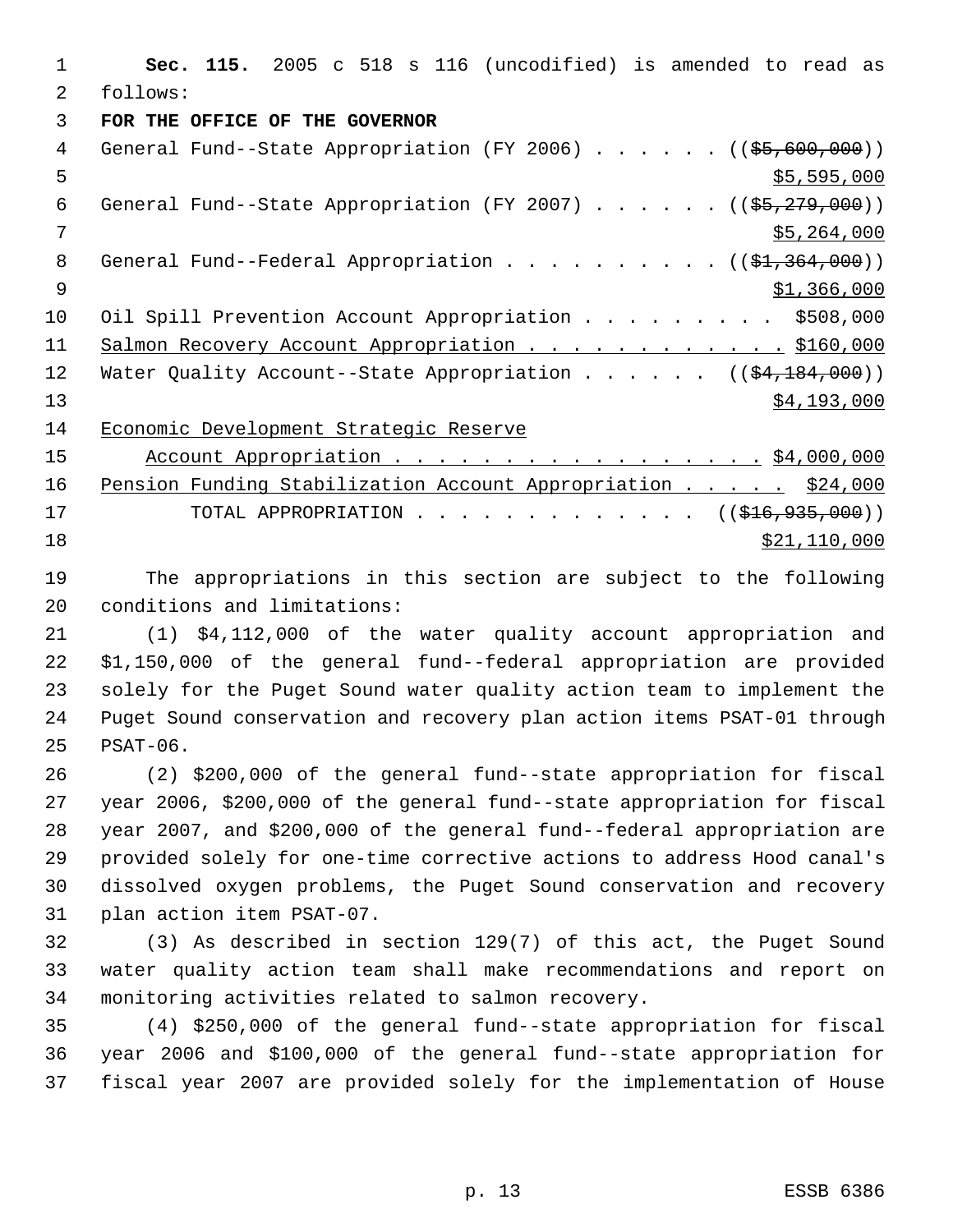**Sec. 115.** 2005 c 518 s 116 (uncodified) is amended to read as follows:

**FOR THE OFFICE OF THE GOVERNOR**

General Fund--State Appropriation (FY 2006) . . . . . . (($5,600,000)) $5,595,000

General Fund--State Appropriation (FY 2007) . . . . . . (($5,279,000)) $5,264,000

General Fund--Federal Appropriation . . . . . . . . . . (($1,364,000)) $1,366,000

Oil Spill Prevention Account Appropriation . . . . . . . . . $508,000

Salmon Recovery Account Appropriation . . . . . . . . . . . . $160,000

Water Quality Account--State Appropriation . . . . . . (($4,184,000)) $4,193,000

Economic Development Strategic Reserve Account Appropriation . . . . . . . . . . . . . . . . . $4,000,000

Pension Funding Stabilization Account Appropriation . . . . . $24,000

TOTAL APPROPRIATION . . . . . . . . . . . . . (($16,935,000)) $21,110,000

The appropriations in this section are subject to the following conditions and limitations:

(1) $4,112,000 of the water quality account appropriation and $1,150,000 of the general fund--federal appropriation are provided solely for the Puget Sound water quality action team to implement the Puget Sound conservation and recovery plan action items PSAT-01 through PSAT-06.

(2) $200,000 of the general fund--state appropriation for fiscal year 2006, $200,000 of the general fund--state appropriation for fiscal year 2007, and $200,000 of the general fund--federal appropriation are provided solely for one-time corrective actions to address Hood canal's dissolved oxygen problems, the Puget Sound conservation and recovery plan action item PSAT-07.

(3) As described in section 129(7) of this act, the Puget Sound water quality action team shall make recommendations and report on monitoring activities related to salmon recovery.

(4) $250,000 of the general fund--state appropriation for fiscal year 2006 and $100,000 of the general fund--state appropriation for fiscal year 2007 are provided solely for the implementation of House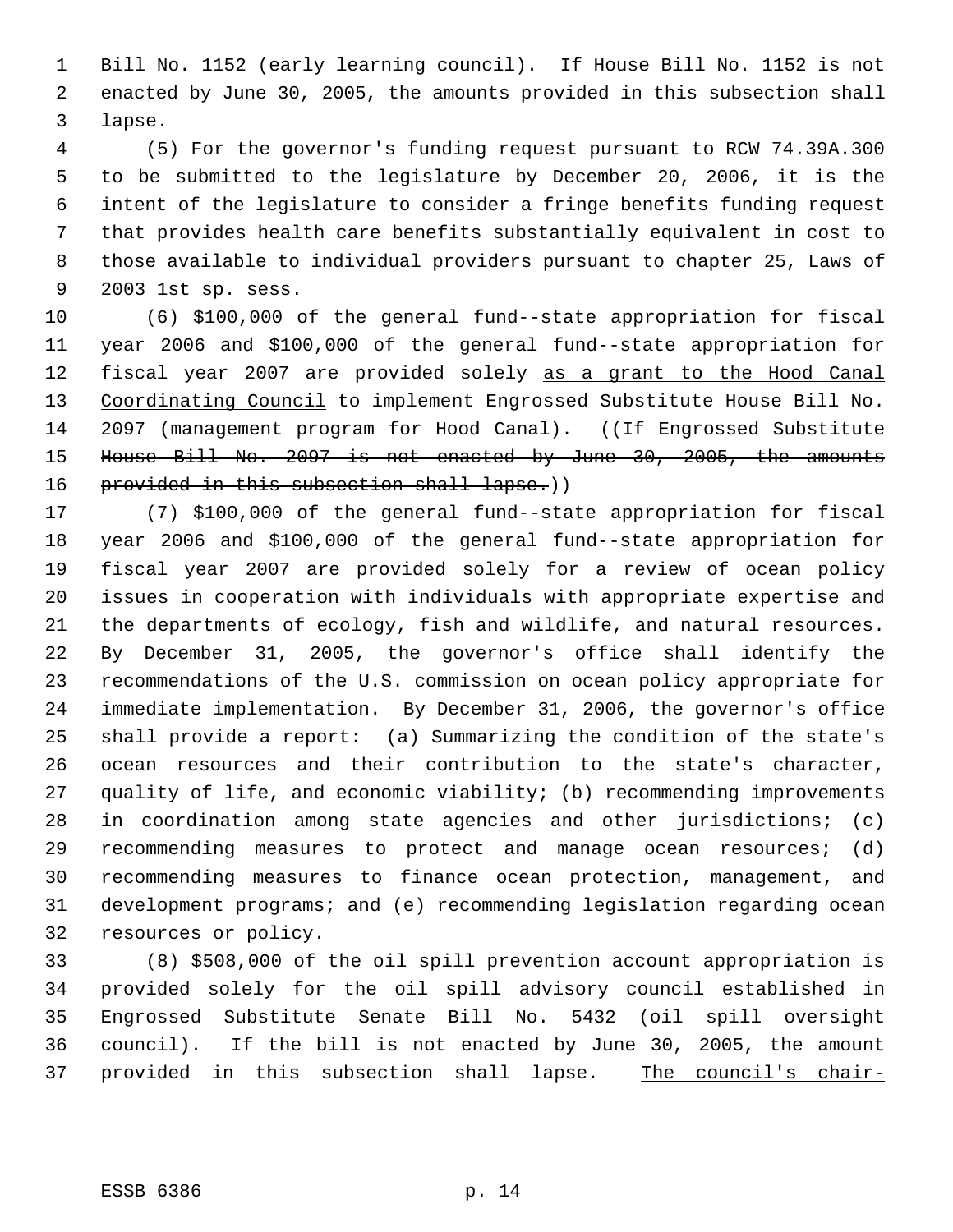Bill No. 1152 (early learning council). If House Bill No. 1152 is not enacted by June 30, 2005, the amounts provided in this subsection shall lapse.

(5) For the governor's funding request pursuant to RCW 74.39A.300 to be submitted to the legislature by December 20, 2006, it is the intent of the legislature to consider a fringe benefits funding request that provides health care benefits substantially equivalent in cost to those available to individual providers pursuant to chapter 25, Laws of 2003 1st sp. sess.

(6) $100,000 of the general fund--state appropriation for fiscal year 2006 and $100,000 of the general fund--state appropriation for fiscal year 2007 are provided solely <u>as a grant to the Hood Canal Coordinating Council</u> to implement Engrossed Substitute House Bill No. 2097 (management program for Hood Canal). ((~~If Engrossed Substitute House Bill No. 2097 is not enacted by June 30, 2005, the amounts provided in this subsection shall lapse.~~))

(7) $100,000 of the general fund--state appropriation for fiscal year 2006 and $100,000 of the general fund--state appropriation for fiscal year 2007 are provided solely for a review of ocean policy issues in cooperation with individuals with appropriate expertise and the departments of ecology, fish and wildlife, and natural resources. By December 31, 2005, the governor's office shall identify the recommendations of the U.S. commission on ocean policy appropriate for immediate implementation. By December 31, 2006, the governor's office shall provide a report: (a) Summarizing the condition of the state's ocean resources and their contribution to the state's character, quality of life, and economic viability; (b) recommending improvements in coordination among state agencies and other jurisdictions; (c) recommending measures to protect and manage ocean resources; (d) recommending measures to finance ocean protection, management, and development programs; and (e) recommending legislation regarding ocean resources or policy.

(8) $508,000 of the oil spill prevention account appropriation is provided solely for the oil spill advisory council established in Engrossed Substitute Senate Bill No. 5432 (oil spill oversight council). If the bill is not enacted by June 30, 2005, the amount provided in this subsection shall lapse. <u>The council's chair-</u>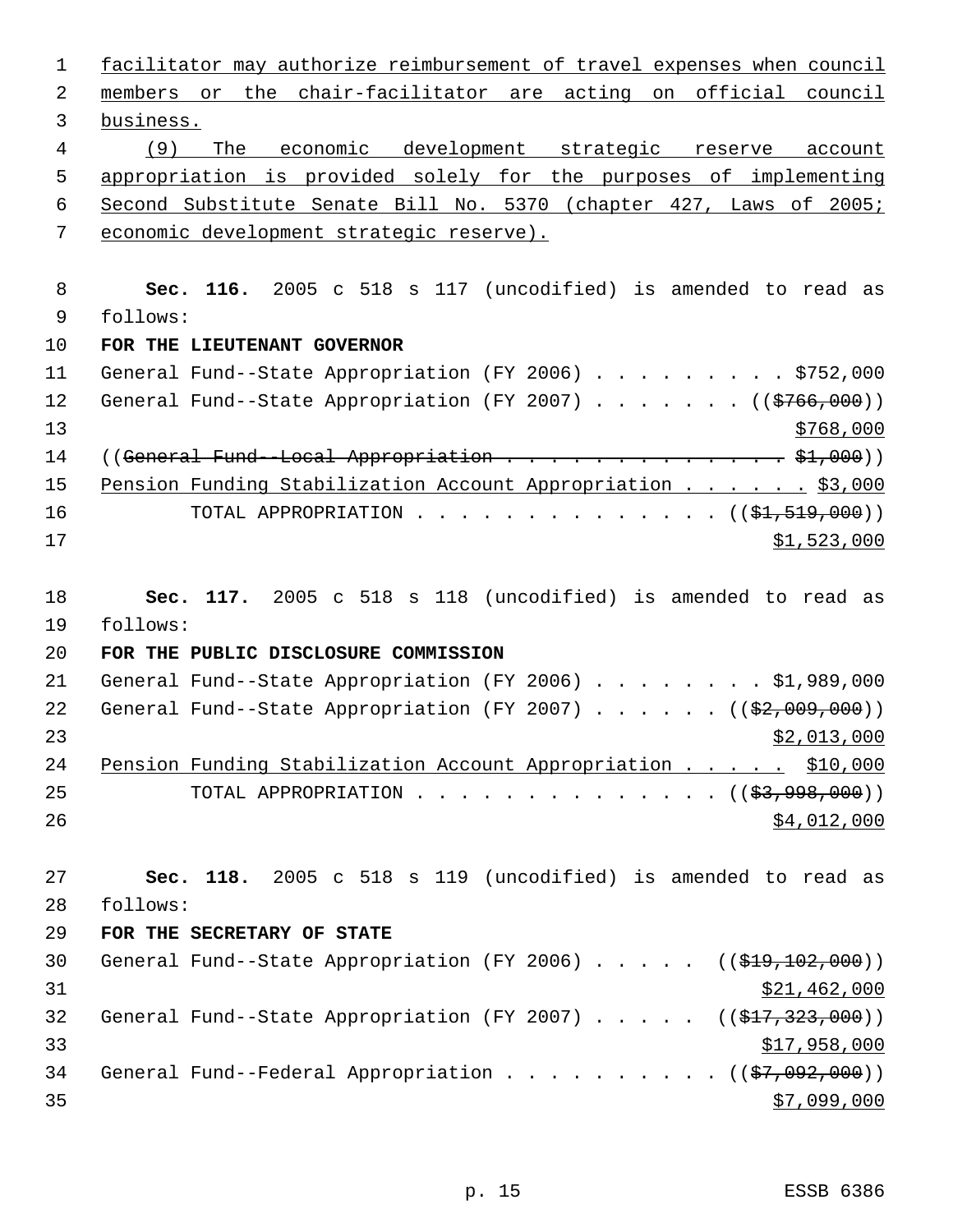facilitator may authorize reimbursement of travel expenses when council members or the chair-facilitator are acting on official council business.

(9) The economic development strategic reserve account appropriation is provided solely for the purposes of implementing Second Substitute Senate Bill No. 5370 (chapter 427, Laws of 2005; economic development strategic reserve).

**Sec. 116.** 2005 c 518 s 117 (uncodified) is amended to read as follows:

**FOR THE LIEUTENANT GOVERNOR**

General Fund--State Appropriation (FY 2006) . . . . . . . . . $752,000
General Fund--State Appropriation (FY 2007) . . . . . . . (($766,000)) $768,000
((General Fund--Local Appropriation . . . . . . . . . . . . . $1,000))
Pension Funding Stabilization Account Appropriation . . . . . . $3,000
TOTAL APPROPRIATION . . . . . . . . . . . . . . (($1,519,000)) $1,523,000

**Sec. 117.** 2005 c 518 s 118 (uncodified) is amended to read as follows:

**FOR THE PUBLIC DISCLOSURE COMMISSION**

General Fund--State Appropriation (FY 2006) . . . . . . . . $1,989,000
General Fund--State Appropriation (FY 2007) . . . . . . (($2,009,000)) $2,013,000
Pension Funding Stabilization Account Appropriation . . . . . $10,000
TOTAL APPROPRIATION . . . . . . . . . . . . . . (($3,998,000)) $4,012,000

**Sec. 118.** 2005 c 518 s 119 (uncodified) is amended to read as follows:

**FOR THE SECRETARY OF STATE**

General Fund--State Appropriation (FY 2006) . . . . . (($19,102,000)) $21,462,000
General Fund--State Appropriation (FY 2007) . . . . . (($17,323,000)) $17,958,000
General Fund--Federal Appropriation . . . . . . . . . . (($7,092,000)) $7,099,000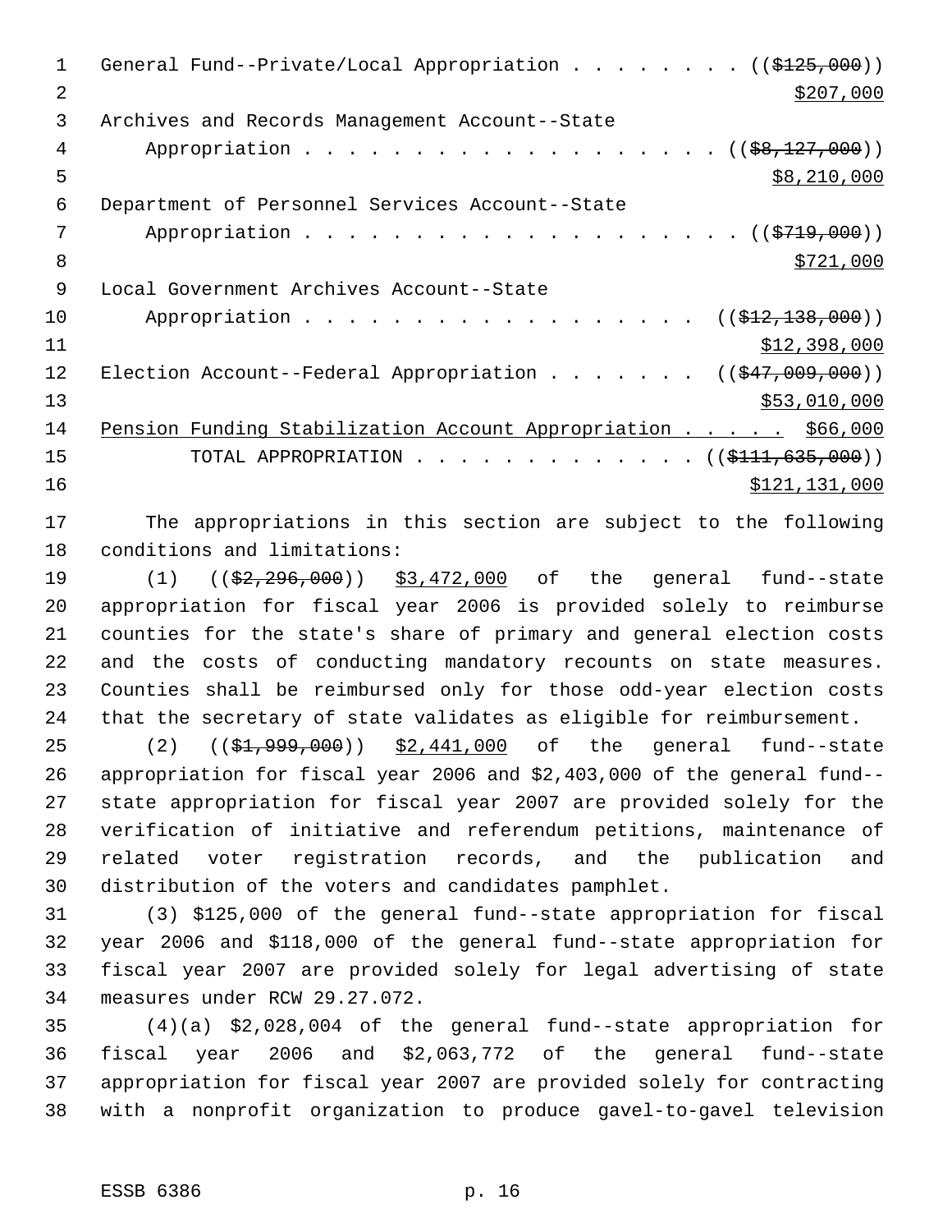General Fund--Private/Local Appropriation . . . . . . . . (($125,000))
$207,000

Archives and Records Management Account--State
Appropriation . . . . . . . . . . . . . . . . . . . (($8,127,000))
$8,210,000

Department of Personnel Services Account--State
Appropriation . . . . . . . . . . . . . . . . . . . . (($719,000))
$721,000

Local Government Archives Account--State
Appropriation . . . . . . . . . . . . . . . . . . (($12,138,000))
$12,398,000

Election Account--Federal Appropriation . . . . . . . (($47,009,000))
$53,010,000

Pension Funding Stabilization Account Appropriation . . . . . $66,000

TOTAL APPROPRIATION . . . . . . . . . . . . . (($111,635,000))
$121,131,000

The appropriations in this section are subject to the following conditions and limitations:

(1) (($2,296,000)) $3,472,000 of the general fund--state appropriation for fiscal year 2006 is provided solely to reimburse counties for the state's share of primary and general election costs and the costs of conducting mandatory recounts on state measures. Counties shall be reimbursed only for those odd-year election costs that the secretary of state validates as eligible for reimbursement.

(2) (($1,999,000)) $2,441,000 of the general fund--state appropriation for fiscal year 2006 and $2,403,000 of the general fund--state appropriation for fiscal year 2007 are provided solely for the verification of initiative and referendum petitions, maintenance of related voter registration records, and the publication and distribution of the voters and candidates pamphlet.

(3) $125,000 of the general fund--state appropriation for fiscal year 2006 and $118,000 of the general fund--state appropriation for fiscal year 2007 are provided solely for legal advertising of state measures under RCW 29.27.072.

(4)(a) $2,028,004 of the general fund--state appropriation for fiscal year 2006 and $2,063,772 of the general fund--state appropriation for fiscal year 2007 are provided solely for contracting with a nonprofit organization to produce gavel-to-gavel television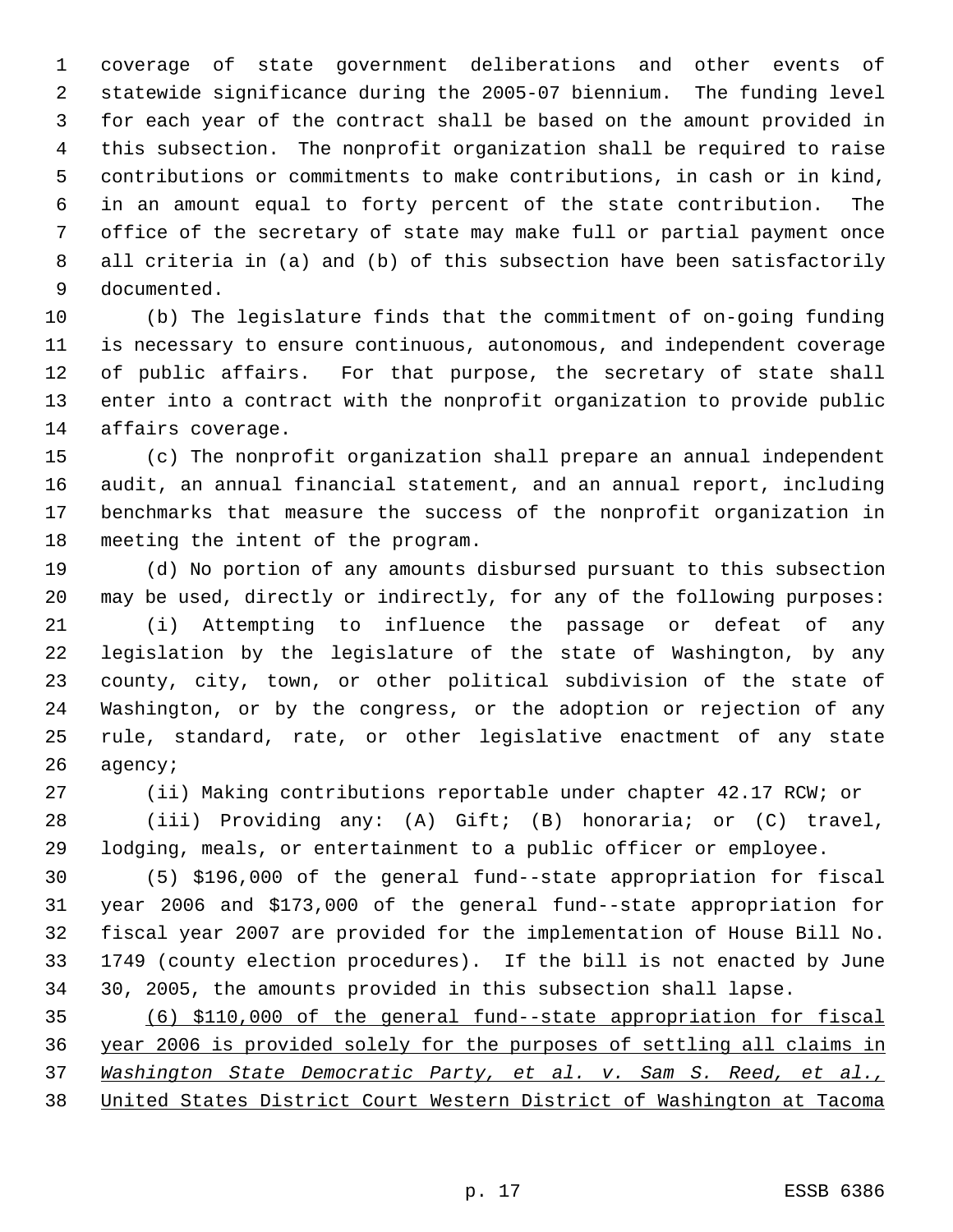coverage of state government deliberations and other events of statewide significance during the 2005-07 biennium. The funding level for each year of the contract shall be based on the amount provided in this subsection. The nonprofit organization shall be required to raise contributions or commitments to make contributions, in cash or in kind, in an amount equal to forty percent of the state contribution. The office of the secretary of state may make full or partial payment once all criteria in (a) and (b) of this subsection have been satisfactorily documented.

(b) The legislature finds that the commitment of on-going funding is necessary to ensure continuous, autonomous, and independent coverage of public affairs. For that purpose, the secretary of state shall enter into a contract with the nonprofit organization to provide public affairs coverage.

(c) The nonprofit organization shall prepare an annual independent audit, an annual financial statement, and an annual report, including benchmarks that measure the success of the nonprofit organization in meeting the intent of the program.

(d) No portion of any amounts disbursed pursuant to this subsection may be used, directly or indirectly, for any of the following purposes:

(i) Attempting to influence the passage or defeat of any legislation by the legislature of the state of Washington, by any county, city, town, or other political subdivision of the state of Washington, or by the congress, or the adoption or rejection of any rule, standard, rate, or other legislative enactment of any state agency;

(ii) Making contributions reportable under chapter 42.17 RCW; or

(iii) Providing any: (A) Gift; (B) honoraria; or (C) travel, lodging, meals, or entertainment to a public officer or employee.

(5) $196,000 of the general fund--state appropriation for fiscal year 2006 and $173,000 of the general fund--state appropriation for fiscal year 2007 are provided for the implementation of House Bill No. 1749 (county election procedures). If the bill is not enacted by June 30, 2005, the amounts provided in this subsection shall lapse.

<u>(6) $110,000 of the general fund--state appropriation for fiscal year 2006 is provided solely for the purposes of settling all claims in *Washington State Democratic Party, et al. v. Sam S. Reed, et al.,* United States District Court Western District of Washington at Tacoma</u>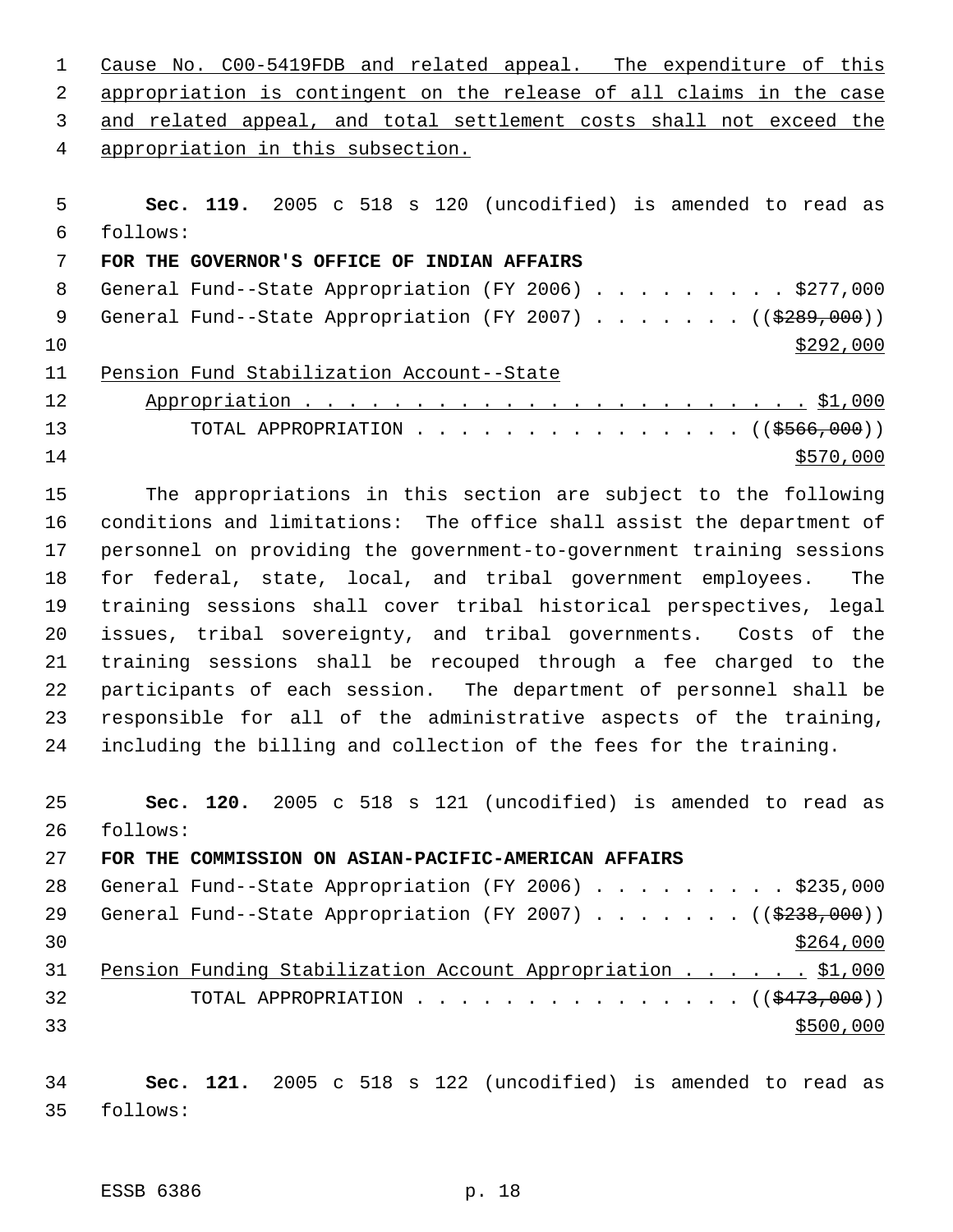Cause No. C00-5419FDB and related appeal. The expenditure of this appropriation is contingent on the release of all claims in the case and related appeal, and total settlement costs shall not exceed the appropriation in this subsection.

**Sec. 119.** 2005 c 518 s 120 (uncodified) is amended to read as follows:

**FOR THE GOVERNOR'S OFFICE OF INDIAN AFFAIRS**

General Fund--State Appropriation (FY 2006) . . . . . . . . . $277,000

General Fund--State Appropriation (FY 2007) . . . . . . . (($289,000)) $292,000

Pension Fund Stabilization Account--State Appropriation . . . . . . . . . . . . . . . . . . . . . . . . $1,000

TOTAL APPROPRIATION . . . . . . . . . . . . . . . . (($566,000)) $570,000

The appropriations in this section are subject to the following conditions and limitations: The office shall assist the department of personnel on providing the government-to-government training sessions for federal, state, local, and tribal government employees. The training sessions shall cover tribal historical perspectives, legal issues, tribal sovereignty, and tribal governments. Costs of the training sessions shall be recouped through a fee charged to the participants of each session. The department of personnel shall be responsible for all of the administrative aspects of the training, including the billing and collection of the fees for the training.

**Sec. 120.** 2005 c 518 s 121 (uncodified) is amended to read as follows:

**FOR THE COMMISSION ON ASIAN-PACIFIC-AMERICAN AFFAIRS**

General Fund--State Appropriation (FY 2006) . . . . . . . . . $235,000

General Fund--State Appropriation (FY 2007) . . . . . . . (($238,000)) $264,000

Pension Funding Stabilization Account Appropriation . . . . . . $1,000

TOTAL APPROPRIATION . . . . . . . . . . . . . . . . (($473,000)) $500,000

**Sec. 121.** 2005 c 518 s 122 (uncodified) is amended to read as follows: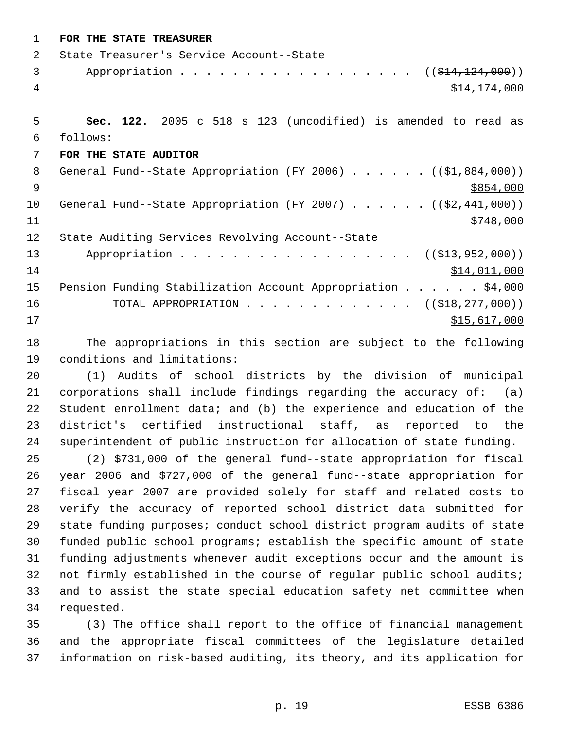**FOR THE STATE TREASURER**

State Treasurer's Service Account--State Appropriation . . . . . . . . . . . . . . . . . . . ((~~$14,124,000~~)) $14,174,000

**Sec. 122.** 2005 c 518 s 123 (uncodified) is amended to read as follows:

**FOR THE STATE AUDITOR**

General Fund--State Appropriation (FY 2006) . . . . . . ((~~$1,884,000~~)) $854,000

General Fund--State Appropriation (FY 2007) . . . . . . ((~~$2,441,000~~)) $748,000

State Auditing Services Revolving Account--State Appropriation . . . . . . . . . . . . . . . . . . . ((~~$13,952,000~~)) $14,011,000

<u>Pension Funding Stabilization Account Appropriation . . . . . . $4,000</u>

TOTAL APPROPRIATION . . . . . . . . . . . . . ((~~$18,277,000~~)) $15,617,000

The appropriations in this section are subject to the following conditions and limitations:

(1) Audits of school districts by the division of municipal corporations shall include findings regarding the accuracy of: (a) Student enrollment data; and (b) the experience and education of the district's certified instructional staff, as reported to the superintendent of public instruction for allocation of state funding.

(2) $731,000 of the general fund--state appropriation for fiscal year 2006 and $727,000 of the general fund--state appropriation for fiscal year 2007 are provided solely for staff and related costs to verify the accuracy of reported school district data submitted for state funding purposes; conduct school district program audits of state funded public school programs; establish the specific amount of state funding adjustments whenever audit exceptions occur and the amount is not firmly established in the course of regular public school audits; and to assist the state special education safety net committee when requested.

(3) The office shall report to the office of financial management and the appropriate fiscal committees of the legislature detailed information on risk-based auditing, its theory, and its application for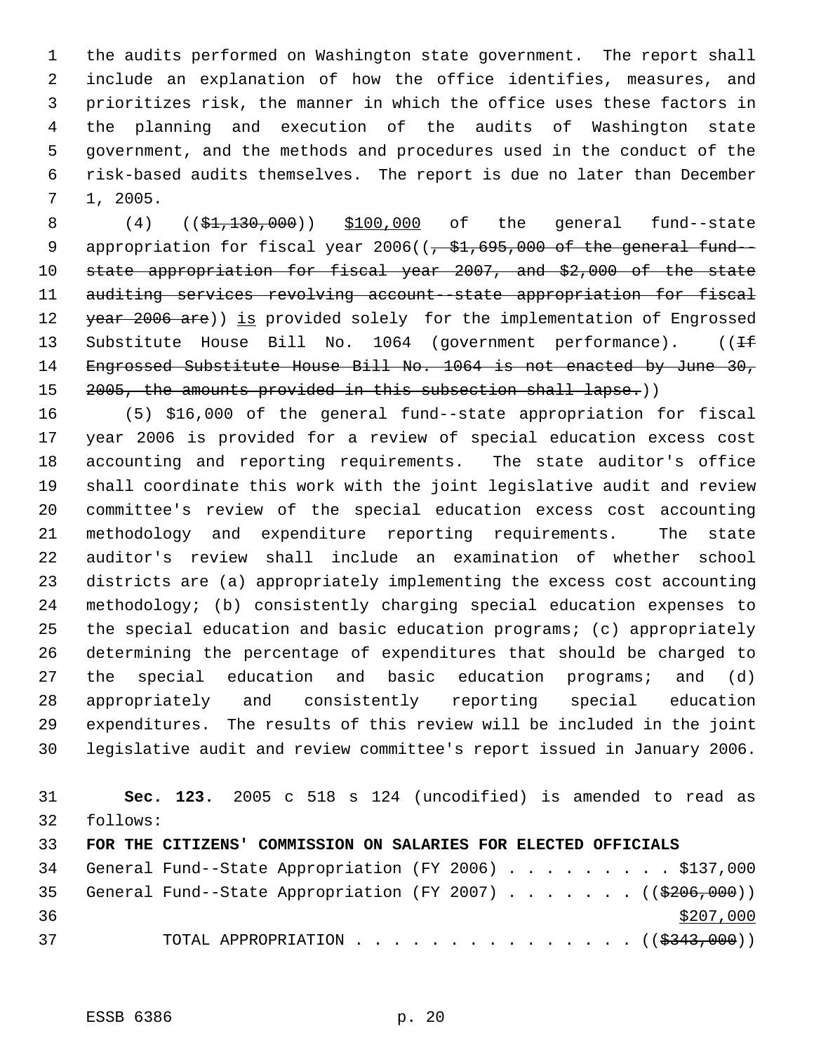the audits performed on Washington state government. The report shall include an explanation of how the office identifies, measures, and prioritizes risk, the manner in which the office uses these factors in the planning and execution of the audits of Washington state government, and the methods and procedures used in the conduct of the risk-based audits themselves. The report is due no later than December 1, 2005.

(4) ((~~$1,130,000~~)) $100,000 of the general fund--state appropriation for fiscal year 2006((~~, $1,695,000 of the general fund--state appropriation for fiscal year 2007, and $2,000 of the state auditing services revolving account--state appropriation for fiscal year 2006 are~~)) is provided solely for the implementation of Engrossed Substitute House Bill No. 1064 (government performance). ((~~If Engrossed Substitute House Bill No. 1064 is not enacted by June 30, 2005, the amounts provided in this subsection shall lapse.~~))

(5) $16,000 of the general fund--state appropriation for fiscal year 2006 is provided for a review of special education excess cost accounting and reporting requirements. The state auditor's office shall coordinate this work with the joint legislative audit and review committee's review of the special education excess cost accounting methodology and expenditure reporting requirements. The state auditor's review shall include an examination of whether school districts are (a) appropriately implementing the excess cost accounting methodology; (b) consistently charging special education expenses to the special education and basic education programs; (c) appropriately determining the percentage of expenditures that should be charged to the special education and basic education programs; and (d) appropriately and consistently reporting special education expenditures. The results of this review will be included in the joint legislative audit and review committee's report issued in January 2006.

**Sec. 123.** 2005 c 518 s 124 (uncodified) is amended to read as follows:

**FOR THE CITIZENS' COMMISSION ON SALARIES FOR ELECTED OFFICIALS**

General Fund--State Appropriation (FY 2006) . . . . . . . . . . $137,000

General Fund--State Appropriation (FY 2007) . . . . . . . . ((~~$206,000~~)) $207,000

TOTAL APPROPRIATION . . . . . . . . . . . . . . . . ((~~$343,000~~))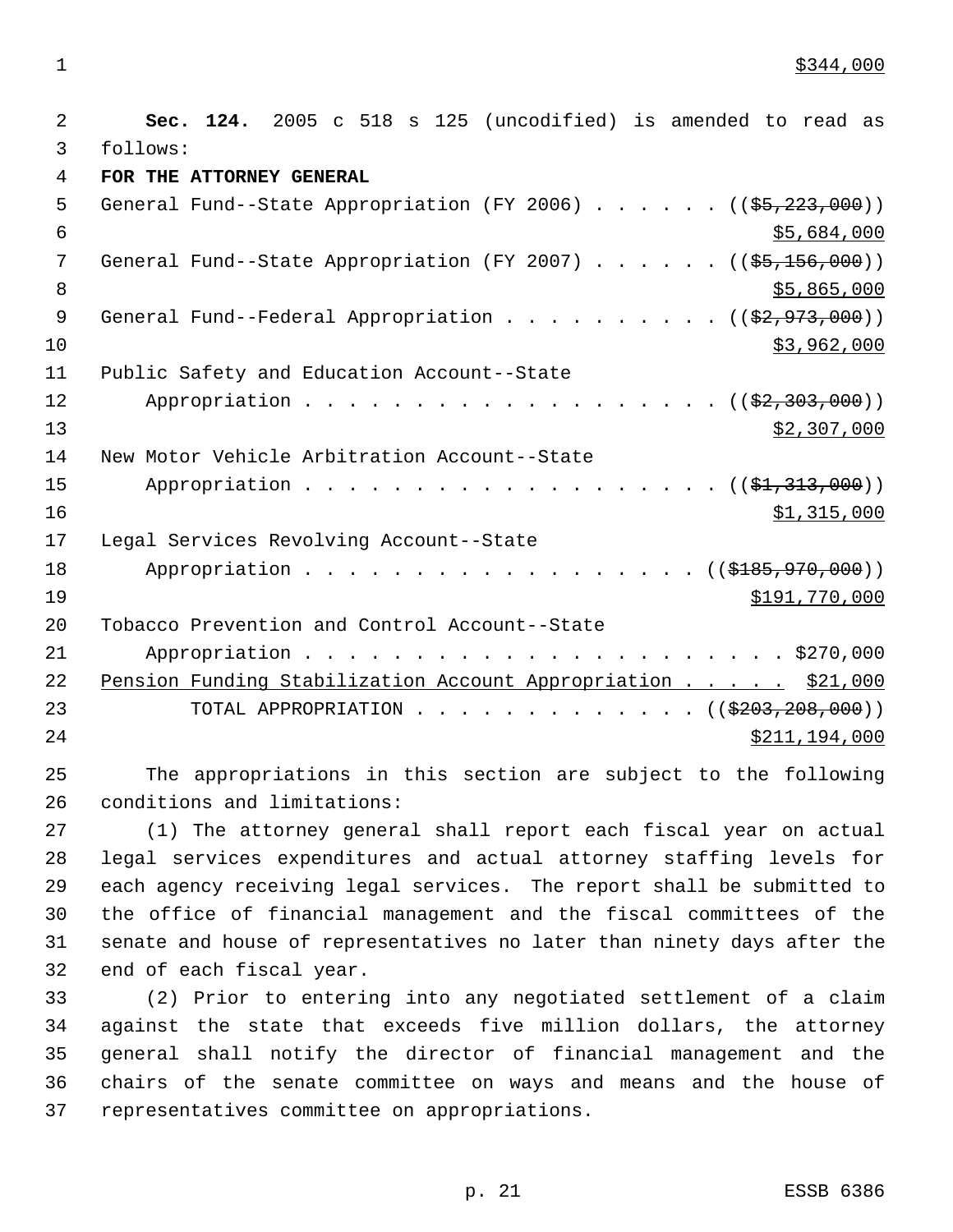$344,000

**Sec. 124.** 2005 c 518 s 125 (uncodified) is amended to read as follows:

**FOR THE ATTORNEY GENERAL**

General Fund--State Appropriation (FY 2006) . . . . . . ((~~$5,223,000~~))
$5,684,000

General Fund--State Appropriation (FY 2007) . . . . . . ((~~$5,156,000~~))
$5,865,000

General Fund--Federal Appropriation . . . . . . . . . . ((~~$2,973,000~~))
$3,962,000

Public Safety and Education Account--State
Appropriation . . . . . . . . . . . . . . . . . . . . ((~~$2,303,000~~))
$2,307,000

New Motor Vehicle Arbitration Account--State
Appropriation . . . . . . . . . . . . . . . . . . . . ((~~$1,313,000~~))
$1,315,000

Legal Services Revolving Account--State
Appropriation . . . . . . . . . . . . . . . . . . . ((~~$185,970,000~~))
$191,770,000

Tobacco Prevention and Control Account--State
Appropriation . . . . . . . . . . . . . . . . . . . . . . . $270,000

Pension Funding Stabilization Account Appropriation . . . . . $21,000

TOTAL APPROPRIATION . . . . . . . . . . . . . . ((~~$203,208,000~~))
$211,194,000

The appropriations in this section are subject to the following conditions and limitations:

(1) The attorney general shall report each fiscal year on actual legal services expenditures and actual attorney staffing levels for each agency receiving legal services. The report shall be submitted to the office of financial management and the fiscal committees of the senate and house of representatives no later than ninety days after the end of each fiscal year.

(2) Prior to entering into any negotiated settlement of a claim against the state that exceeds five million dollars, the attorney general shall notify the director of financial management and the chairs of the senate committee on ways and means and the house of representatives committee on appropriations.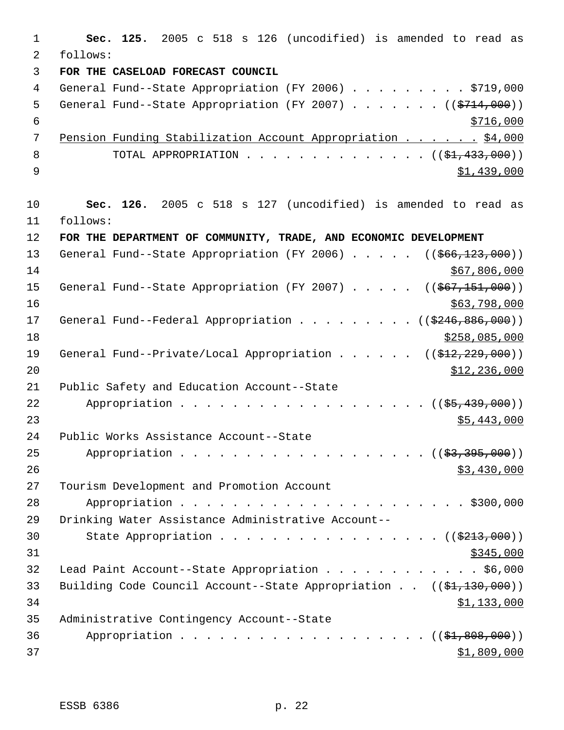**Sec. 125.** 2005 c 518 s 126 (uncodified) is amended to read as follows:

**FOR THE CASELOAD FORECAST COUNCIL**

General Fund--State Appropriation (FY 2006) . . . . . . . . . $719,000

General Fund--State Appropriation (FY 2007) . . . . . . . (( ~~$714,000~~ )) $716,000

Pension Funding Stabilization Account Appropriation . . . . . . $4,000

TOTAL APPROPRIATION . . . . . . . . . . . . . . (( ~~$1,433,000~~ )) $1,439,000

**Sec. 126.** 2005 c 518 s 127 (uncodified) is amended to read as follows:

**FOR THE DEPARTMENT OF COMMUNITY, TRADE, AND ECONOMIC DEVELOPMENT**

General Fund--State Appropriation (FY 2006) . . . . . (( ~~$66,123,000~~ )) $67,806,000

General Fund--State Appropriation (FY 2007) . . . . . (( ~~$67,151,000~~ )) $63,798,000

General Fund--Federal Appropriation . . . . . . . . . (( ~~$246,886,000~~ )) $258,085,000

General Fund--Private/Local Appropriation . . . . . . (( ~~$12,229,000~~ )) $12,236,000

Public Safety and Education Account--State Appropriation . . . . . . . . . . . . . . . . . . . (( ~~$5,439,000~~ )) $5,443,000

Public Works Assistance Account--State Appropriation . . . . . . . . . . . . . . . . . . . (( ~~$3,395,000~~ )) $3,430,000

Tourism Development and Promotion Account Appropriation . . . . . . . . . . . . . . . . . . . . . . $300,000

Drinking Water Assistance Administrative Account--State Appropriation . . . . . . . . . . . . . . . . . (( ~~$213,000~~ )) $345,000

Lead Paint Account--State Appropriation . . . . . . . . . . . . $6,000

Building Code Council Account--State Appropriation . . (( ~~$1,130,000~~ )) $1,133,000

Administrative Contingency Account--State Appropriation . . . . . . . . . . . . . . . . . . . (( ~~$1,808,000~~ )) $1,809,000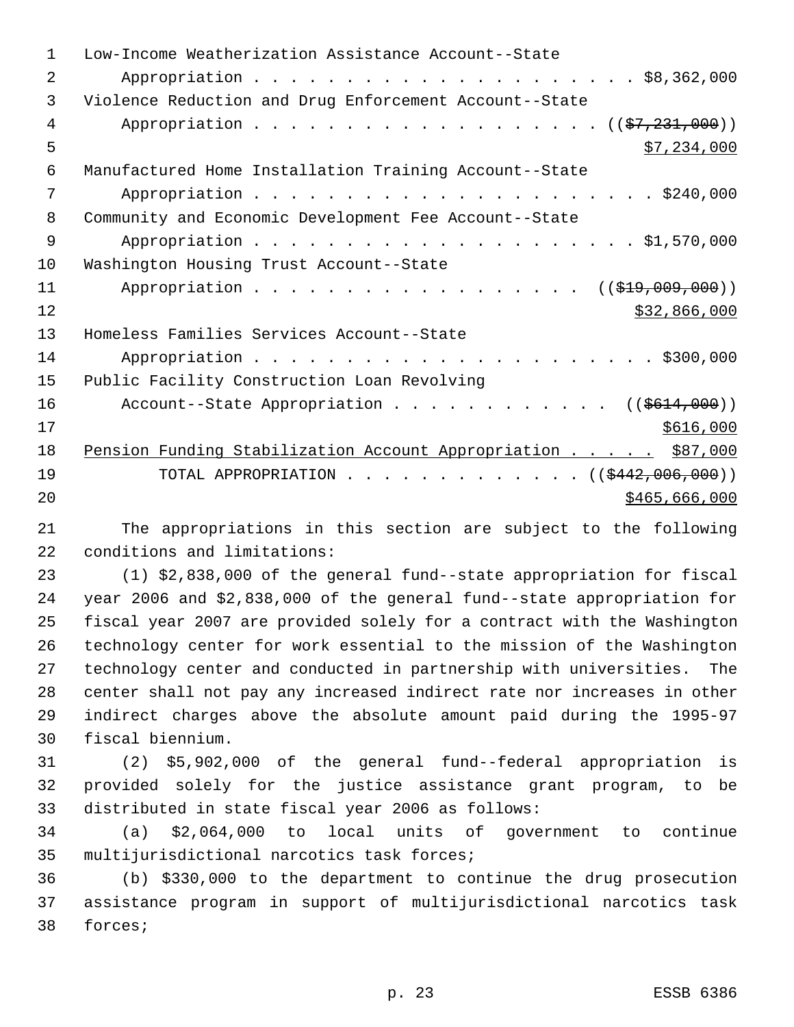Low-Income Weatherization Assistance Account--State
Appropriation . . . . . . . . . . . . . . . . . . . . . . . $8,362,000

Violence Reduction and Drug Enforcement Account--State
Appropriation . . . . . . . . . . . . . . . . . . . . (($7,231,000))
$7,234,000

Manufactured Home Installation Training Account--State
Appropriation . . . . . . . . . . . . . . . . . . . . . . . . $240,000

Community and Economic Development Fee Account--State
Appropriation . . . . . . . . . . . . . . . . . . . . . . . $1,570,000

Washington Housing Trust Account--State
Appropriation . . . . . . . . . . . . . . . . . . . (($19,009,000))
$32,866,000

Homeless Families Services Account--State
Appropriation . . . . . . . . . . . . . . . . . . . . . . . . $300,000

Public Facility Construction Loan Revolving
Account--State Appropriation . . . . . . . . . . . . . (($614,000))
$616,000

Pension Funding Stabilization Account Appropriation . . . . . $87,000

TOTAL APPROPRIATION . . . . . . . . . . . . . . (($442,006,000))
$465,666,000

The appropriations in this section are subject to the following conditions and limitations:

(1) $2,838,000 of the general fund--state appropriation for fiscal year 2006 and $2,838,000 of the general fund--state appropriation for fiscal year 2007 are provided solely for a contract with the Washington technology center for work essential to the mission of the Washington technology center and conducted in partnership with universities. The center shall not pay any increased indirect rate nor increases in other indirect charges above the absolute amount paid during the 1995-97 fiscal biennium.

(2) $5,902,000 of the general fund--federal appropriation is provided solely for the justice assistance grant program, to be distributed in state fiscal year 2006 as follows:

(a) $2,064,000 to local units of government to continue multijurisdictional narcotics task forces;

(b) $330,000 to the department to continue the drug prosecution assistance program in support of multijurisdictional narcotics task forces;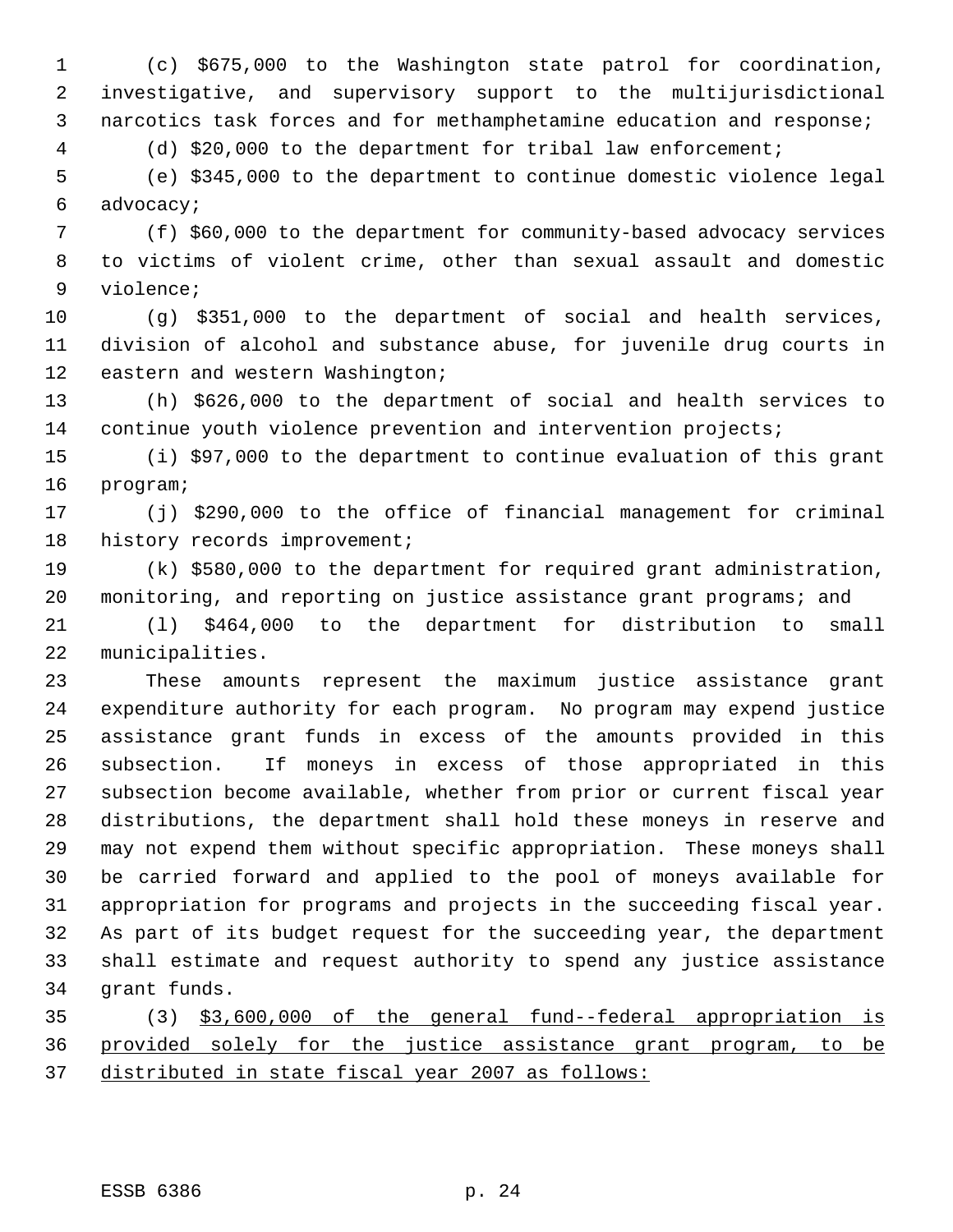(c) $675,000 to the Washington state patrol for coordination, investigative, and supervisory support to the multijurisdictional narcotics task forces and for methamphetamine education and response;

(d) $20,000 to the department for tribal law enforcement;

(e) $345,000 to the department to continue domestic violence legal advocacy;

(f) $60,000 to the department for community-based advocacy services to victims of violent crime, other than sexual assault and domestic violence;

(g) $351,000 to the department of social and health services, division of alcohol and substance abuse, for juvenile drug courts in eastern and western Washington;

(h) $626,000 to the department of social and health services to continue youth violence prevention and intervention projects;

(i) $97,000 to the department to continue evaluation of this grant program;

(j) $290,000 to the office of financial management for criminal history records improvement;

(k) $580,000 to the department for required grant administration, monitoring, and reporting on justice assistance grant programs; and

(l) $464,000 to the department for distribution to small municipalities.

These amounts represent the maximum justice assistance grant expenditure authority for each program. No program may expend justice assistance grant funds in excess of the amounts provided in this subsection. If moneys in excess of those appropriated in this subsection become available, whether from prior or current fiscal year distributions, the department shall hold these moneys in reserve and may not expend them without specific appropriation. These moneys shall be carried forward and applied to the pool of moneys available for appropriation for programs and projects in the succeeding fiscal year. As part of its budget request for the succeeding year, the department shall estimate and request authority to spend any justice assistance grant funds.

(3) <u>$3,600,000 of the general fund--federal appropriation is provided solely for the justice assistance grant program, to be distributed in state fiscal year 2007 as follows:</u>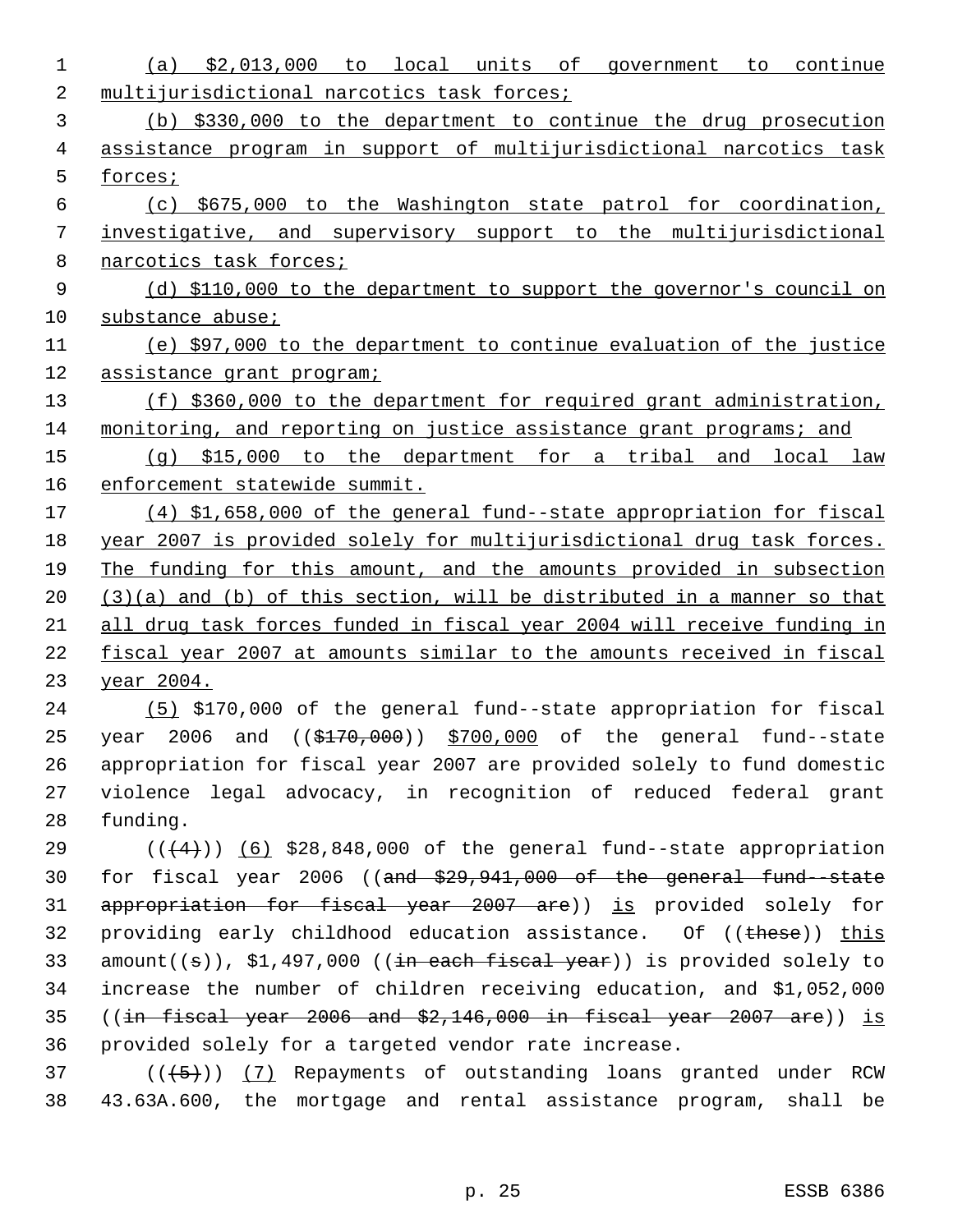(a) $2,013,000 to local units of government to continue multijurisdictional narcotics task forces;

(b) $330,000 to the department to continue the drug prosecution assistance program in support of multijurisdictional narcotics task forces;

(c) $675,000 to the Washington state patrol for coordination, investigative, and supervisory support to the multijurisdictional narcotics task forces;

(d) $110,000 to the department to support the governor's council on substance abuse;

(e) $97,000 to the department to continue evaluation of the justice assistance grant program;

(f) $360,000 to the department for required grant administration, monitoring, and reporting on justice assistance grant programs; and

(g) $15,000 to the department for a tribal and local law enforcement statewide summit.

(4) $1,658,000 of the general fund--state appropriation for fiscal year 2007 is provided solely for multijurisdictional drug task forces. The funding for this amount, and the amounts provided in subsection (3)(a) and (b) of this section, will be distributed in a manner so that all drug task forces funded in fiscal year 2004 will receive funding in fiscal year 2007 at amounts similar to the amounts received in fiscal year 2004.

(5) $170,000 of the general fund--state appropriation for fiscal year 2006 and (($170,000)) $700,000 of the general fund--state appropriation for fiscal year 2007 are provided solely to fund domestic violence legal advocacy, in recognition of reduced federal grant funding.

(((4))) (6) $28,848,000 of the general fund--state appropriation for fiscal year 2006 ((and $29,941,000 of the general fund--state appropriation for fiscal year 2007 are)) is provided solely for providing early childhood education assistance. Of ((these)) this amount((s)), $1,497,000 ((in each fiscal year)) is provided solely to increase the number of children receiving education, and $1,052,000 ((in fiscal year 2006 and $2,146,000 in fiscal year 2007 are)) is provided solely for a targeted vendor rate increase.

(((5))) (7) Repayments of outstanding loans granted under RCW 43.63A.600, the mortgage and rental assistance program, shall be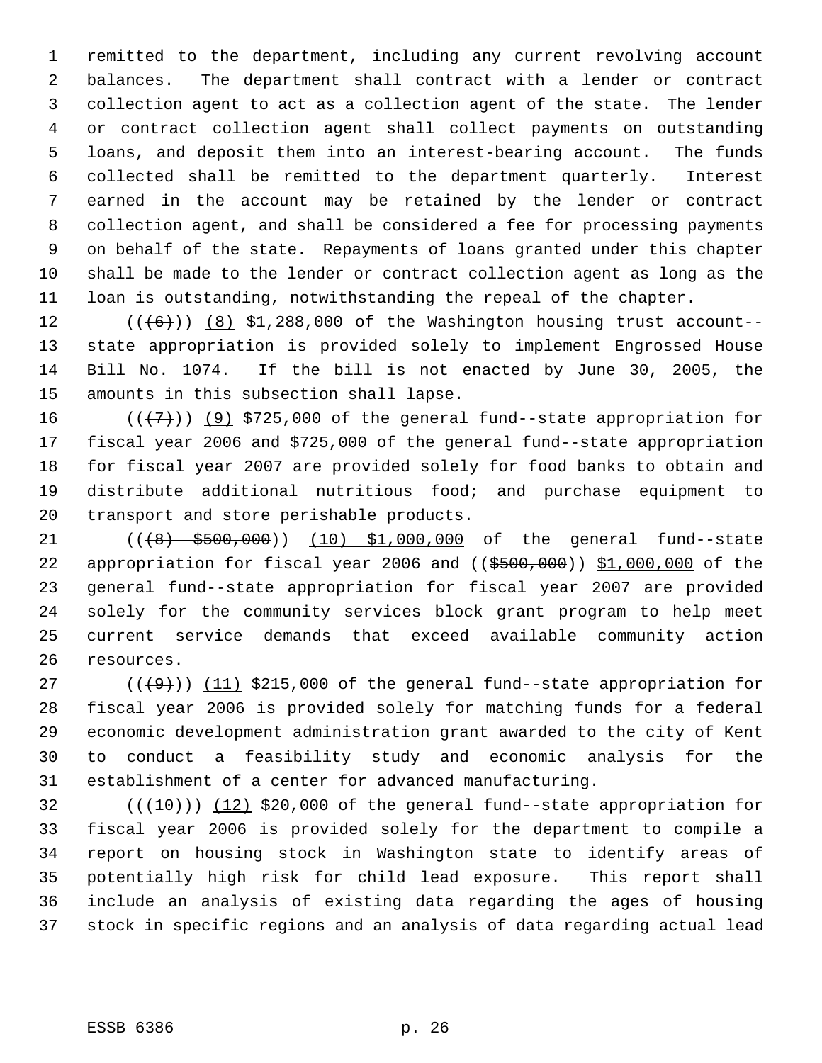remitted to the department, including any current revolving account balances. The department shall contract with a lender or contract collection agent to act as a collection agent of the state. The lender or contract collection agent shall collect payments on outstanding loans, and deposit them into an interest-bearing account. The funds collected shall be remitted to the department quarterly. Interest earned in the account may be retained by the lender or contract collection agent, and shall be considered a fee for processing payments on behalf of the state. Repayments of loans granted under this chapter shall be made to the lender or contract collection agent as long as the loan is outstanding, notwithstanding the repeal of the chapter.

((~~(6)~~)) (8) $1,288,000 of the Washington housing trust account--state appropriation is provided solely to implement Engrossed House Bill No. 1074. If the bill is not enacted by June 30, 2005, the amounts in this subsection shall lapse.

((~~(7)~~)) (9) $725,000 of the general fund--state appropriation for fiscal year 2006 and $725,000 of the general fund--state appropriation for fiscal year 2007 are provided solely for food banks to obtain and distribute additional nutritious food; and purchase equipment to transport and store perishable products.

((~~(8) $500,000~~)) (10) $1,000,000 of the general fund--state appropriation for fiscal year 2006 and ((~~$500,000~~)) $1,000,000 of the general fund--state appropriation for fiscal year 2007 are provided solely for the community services block grant program to help meet current service demands that exceed available community action resources.

((~~(9)~~)) (11) $215,000 of the general fund--state appropriation for fiscal year 2006 is provided solely for matching funds for a federal economic development administration grant awarded to the city of Kent to conduct a feasibility study and economic analysis for the establishment of a center for advanced manufacturing.

((~~(10)~~)) (12) $20,000 of the general fund--state appropriation for fiscal year 2006 is provided solely for the department to compile a report on housing stock in Washington state to identify areas of potentially high risk for child lead exposure. This report shall include an analysis of existing data regarding the ages of housing stock in specific regions and an analysis of data regarding actual lead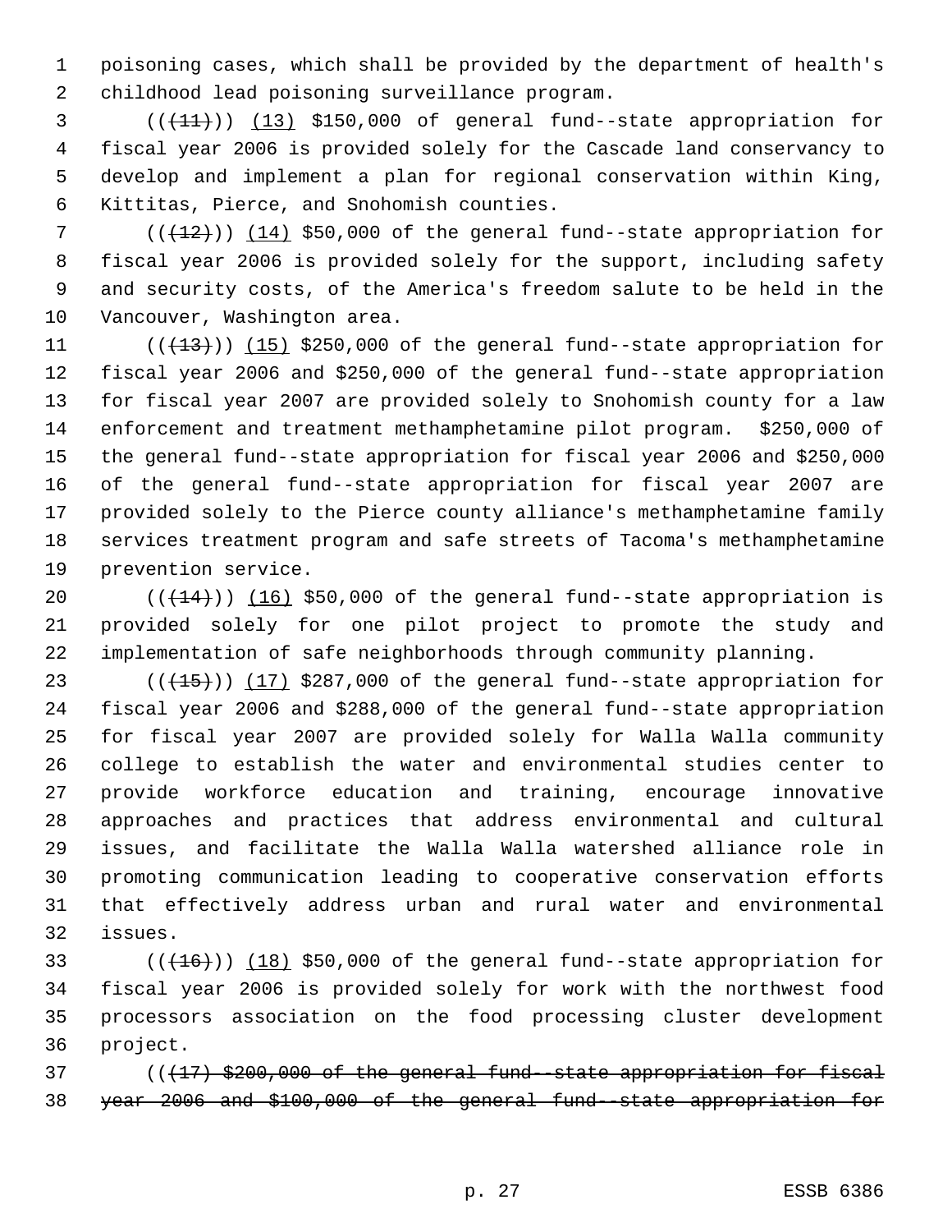poisoning cases, which shall be provided by the department of health's childhood lead poisoning surveillance program.

((~~(11)~~)) (13) $150,000 of general fund--state appropriation for fiscal year 2006 is provided solely for the Cascade land conservancy to develop and implement a plan for regional conservation within King, Kittitas, Pierce, and Snohomish counties.

((~~(12)~~)) (14) $50,000 of the general fund--state appropriation for fiscal year 2006 is provided solely for the support, including safety and security costs, of the America's freedom salute to be held in the Vancouver, Washington area.

((~~(13)~~)) (15) $250,000 of the general fund--state appropriation for fiscal year 2006 and $250,000 of the general fund--state appropriation for fiscal year 2007 are provided solely to Snohomish county for a law enforcement and treatment methamphetamine pilot program. $250,000 of the general fund--state appropriation for fiscal year 2006 and $250,000 of the general fund--state appropriation for fiscal year 2007 are provided solely to the Pierce county alliance's methamphetamine family services treatment program and safe streets of Tacoma's methamphetamine prevention service.

((~~(14)~~)) (16) $50,000 of the general fund--state appropriation is provided solely for one pilot project to promote the study and implementation of safe neighborhoods through community planning.

((~~(15)~~)) (17) $287,000 of the general fund--state appropriation for fiscal year 2006 and $288,000 of the general fund--state appropriation for fiscal year 2007 are provided solely for Walla Walla community college to establish the water and environmental studies center to provide workforce education and training, encourage innovative approaches and practices that address environmental and cultural issues, and facilitate the Walla Walla watershed alliance role in promoting communication leading to cooperative conservation efforts that effectively address urban and rural water and environmental issues.

((~~(16)~~)) (18) $50,000 of the general fund--state appropriation for fiscal year 2006 is provided solely for work with the northwest food processors association on the food processing cluster development project.

((~~(17) $200,000 of the general fund--state appropriation for fiscal year 2006 and $100,000 of the general fund--state appropriation for~~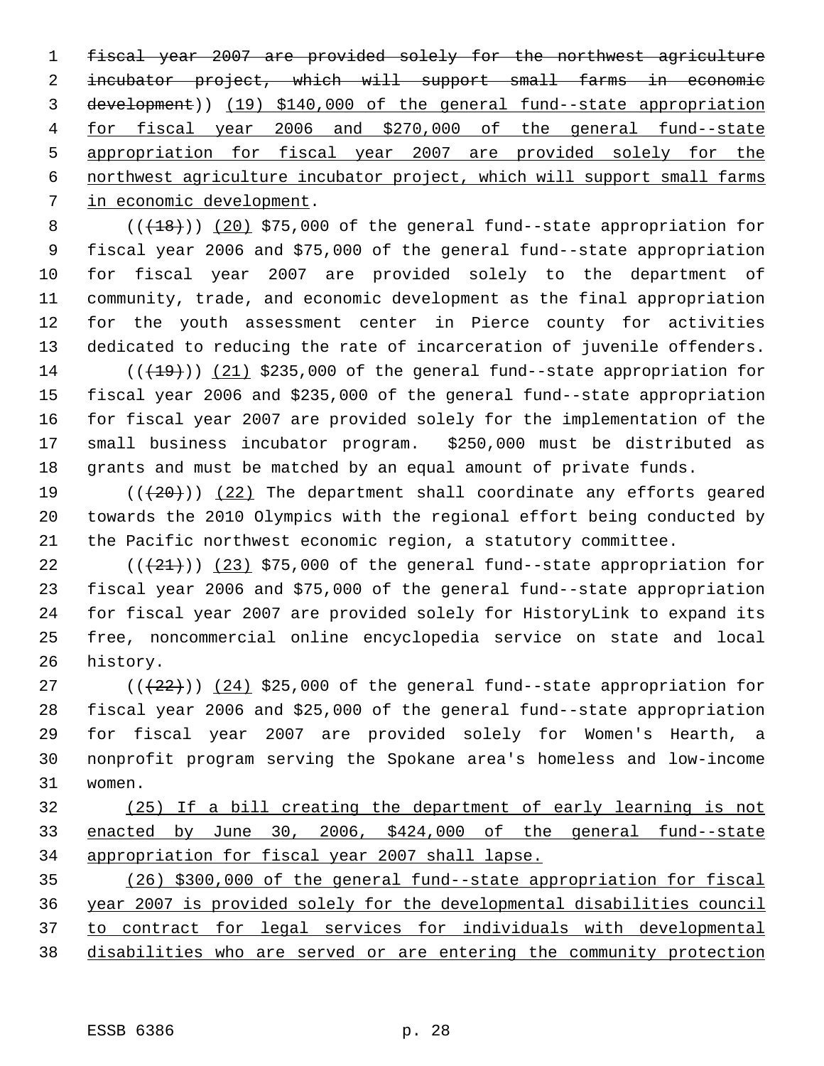~~fiscal year 2007 are provided solely for the northwest agriculture incubator project, which will support small farms in economic development~~)) (19) $140,000 of the general fund--state appropriation for fiscal year 2006 and $270,000 of the general fund--state appropriation for fiscal year 2007 are provided solely for the northwest agriculture incubator project, which will support small farms in economic development.

((~~(18)~~)) (20) $75,000 of the general fund--state appropriation for fiscal year 2006 and $75,000 of the general fund--state appropriation for fiscal year 2007 are provided solely to the department of community, trade, and economic development as the final appropriation for the youth assessment center in Pierce county for activities dedicated to reducing the rate of incarceration of juvenile offenders.

((~~(19)~~)) (21) $235,000 of the general fund--state appropriation for fiscal year 2006 and $235,000 of the general fund--state appropriation for fiscal year 2007 are provided solely for the implementation of the small business incubator program. $250,000 must be distributed as grants and must be matched by an equal amount of private funds.

((~~(20)~~)) (22) The department shall coordinate any efforts geared towards the 2010 Olympics with the regional effort being conducted by the Pacific northwest economic region, a statutory committee.

((~~(21)~~)) (23) $75,000 of the general fund--state appropriation for fiscal year 2006 and $75,000 of the general fund--state appropriation for fiscal year 2007 are provided solely for HistoryLink to expand its free, noncommercial online encyclopedia service on state and local history.

((~~(22)~~)) (24) $25,000 of the general fund--state appropriation for fiscal year 2006 and $25,000 of the general fund--state appropriation for fiscal year 2007 are provided solely for Women's Hearth, a nonprofit program serving the Spokane area's homeless and low-income women.

(25) If a bill creating the department of early learning is not enacted by June 30, 2006, $424,000 of the general fund--state appropriation for fiscal year 2007 shall lapse.

(26) $300,000 of the general fund--state appropriation for fiscal year 2007 is provided solely for the developmental disabilities council to contract for legal services for individuals with developmental disabilities who are served or are entering the community protection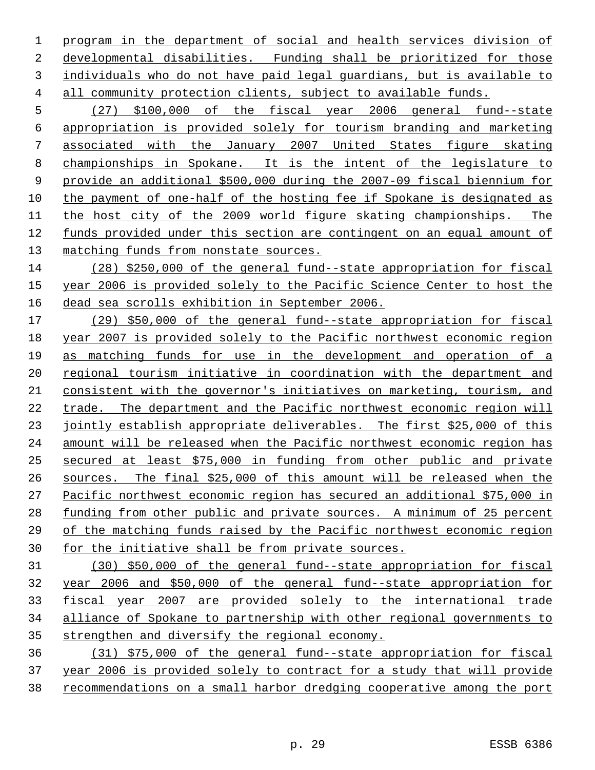program in the department of social and health services division of developmental disabilities. Funding shall be prioritized for those individuals who do not have paid legal guardians, but is available to all community protection clients, subject to available funds.

(27) $100,000 of the fiscal year 2006 general fund--state appropriation is provided solely for tourism branding and marketing associated with the January 2007 United States figure skating championships in Spokane. It is the intent of the legislature to provide an additional $500,000 during the 2007-09 fiscal biennium for the payment of one-half of the hosting fee if Spokane is designated as the host city of the 2009 world figure skating championships. The funds provided under this section are contingent on an equal amount of matching funds from nonstate sources.

(28) $250,000 of the general fund--state appropriation for fiscal year 2006 is provided solely to the Pacific Science Center to host the dead sea scrolls exhibition in September 2006.

(29) $50,000 of the general fund--state appropriation for fiscal year 2007 is provided solely to the Pacific northwest economic region as matching funds for use in the development and operation of a regional tourism initiative in coordination with the department and consistent with the governor's initiatives on marketing, tourism, and trade. The department and the Pacific northwest economic region will jointly establish appropriate deliverables. The first $25,000 of this amount will be released when the Pacific northwest economic region has secured at least $75,000 in funding from other public and private sources. The final $25,000 of this amount will be released when the Pacific northwest economic region has secured an additional $75,000 in funding from other public and private sources. A minimum of 25 percent of the matching funds raised by the Pacific northwest economic region for the initiative shall be from private sources.

(30) $50,000 of the general fund--state appropriation for fiscal year 2006 and $50,000 of the general fund--state appropriation for fiscal year 2007 are provided solely to the international trade alliance of Spokane to partnership with other regional governments to strengthen and diversify the regional economy.

(31) $75,000 of the general fund--state appropriation for fiscal year 2006 is provided solely to contract for a study that will provide recommendations on a small harbor dredging cooperative among the port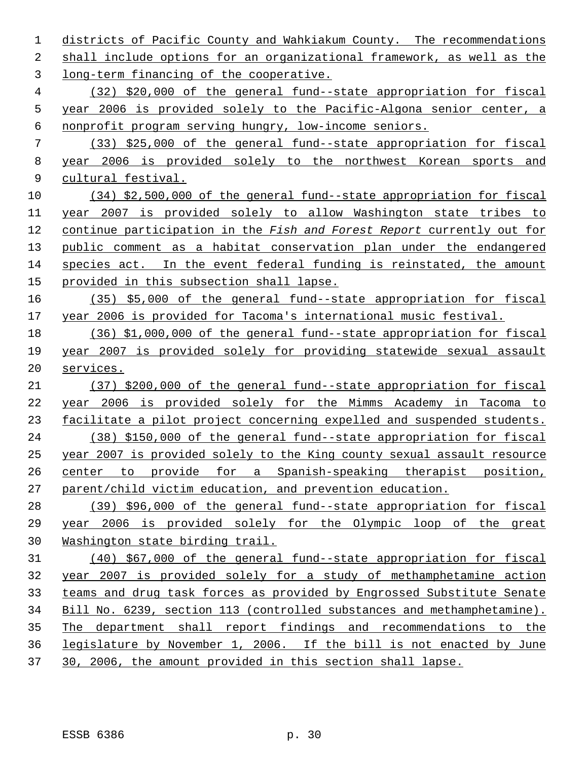districts of Pacific County and Wahkiakum County. The recommendations shall include options for an organizational framework, as well as the long-term financing of the cooperative.

(32) $20,000 of the general fund--state appropriation for fiscal year 2006 is provided solely to the Pacific-Algona senior center, a nonprofit program serving hungry, low-income seniors.

(33) $25,000 of the general fund--state appropriation for fiscal year 2006 is provided solely to the northwest Korean sports and cultural festival.

(34) $2,500,000 of the general fund--state appropriation for fiscal year 2007 is provided solely to allow Washington state tribes to continue participation in the *Fish and Forest Report* currently out for public comment as a habitat conservation plan under the endangered species act. In the event federal funding is reinstated, the amount provided in this subsection shall lapse.

(35) $5,000 of the general fund--state appropriation for fiscal year 2006 is provided for Tacoma's international music festival.

(36) $1,000,000 of the general fund--state appropriation for fiscal year 2007 is provided solely for providing statewide sexual assault services.

(37) $200,000 of the general fund--state appropriation for fiscal year 2006 is provided solely for the Mimms Academy in Tacoma to facilitate a pilot project concerning expelled and suspended students.

(38) $150,000 of the general fund--state appropriation for fiscal year 2007 is provided solely to the King county sexual assault resource center to provide for a Spanish-speaking therapist position, parent/child victim education, and prevention education.

(39) $96,000 of the general fund--state appropriation for fiscal year 2006 is provided solely for the Olympic loop of the great Washington state birding trail.

(40) $67,000 of the general fund--state appropriation for fiscal year 2007 is provided solely for a study of methamphetamine action teams and drug task forces as provided by Engrossed Substitute Senate Bill No. 6239, section 113 (controlled substances and methamphetamine). The department shall report findings and recommendations to the legislature by November 1, 2006. If the bill is not enacted by June 30, 2006, the amount provided in this section shall lapse.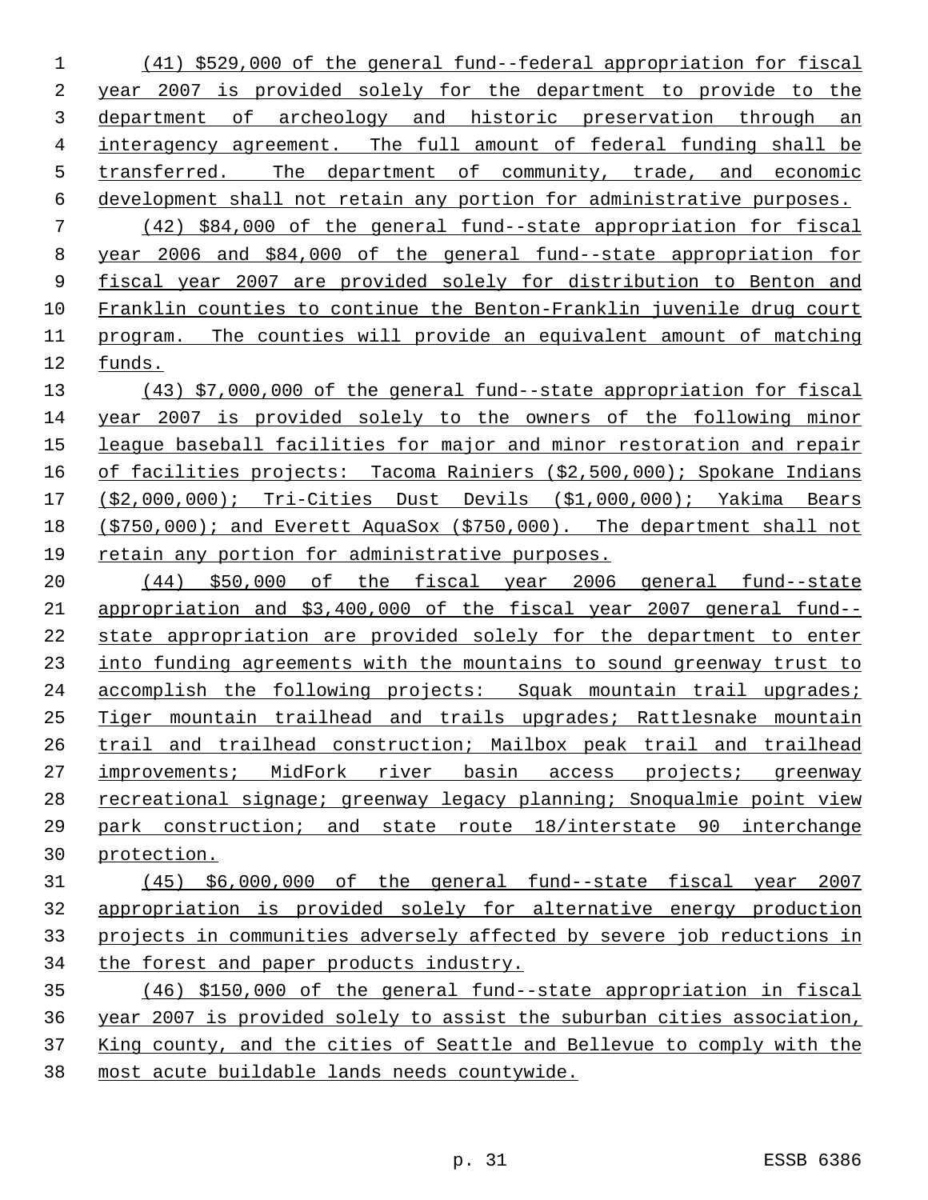(41) $529,000 of the general fund--federal appropriation for fiscal year 2007 is provided solely for the department to provide to the department of archeology and historic preservation through an interagency agreement. The full amount of federal funding shall be transferred. The department of community, trade, and economic development shall not retain any portion for administrative purposes.

(42) $84,000 of the general fund--state appropriation for fiscal year 2006 and $84,000 of the general fund--state appropriation for fiscal year 2007 are provided solely for distribution to Benton and Franklin counties to continue the Benton-Franklin juvenile drug court program. The counties will provide an equivalent amount of matching funds.

(43) $7,000,000 of the general fund--state appropriation for fiscal year 2007 is provided solely to the owners of the following minor league baseball facilities for major and minor restoration and repair of facilities projects: Tacoma Rainiers ($2,500,000); Spokane Indians ($2,000,000); Tri-Cities Dust Devils ($1,000,000); Yakima Bears ($750,000); and Everett AquaSox ($750,000). The department shall not retain any portion for administrative purposes.

(44) $50,000 of the fiscal year 2006 general fund--state appropriation and $3,400,000 of the fiscal year 2007 general fund--state appropriation are provided solely for the department to enter into funding agreements with the mountains to sound greenway trust to accomplish the following projects: Squak mountain trail upgrades; Tiger mountain trailhead and trails upgrades; Rattlesnake mountain trail and trailhead construction; Mailbox peak trail and trailhead improvements; MidFork river basin access projects; greenway recreational signage; greenway legacy planning; Snoqualmie point view park construction; and state route 18/interstate 90 interchange protection.

(45) $6,000,000 of the general fund--state fiscal year 2007 appropriation is provided solely for alternative energy production projects in communities adversely affected by severe job reductions in the forest and paper products industry.

(46) $150,000 of the general fund--state appropriation in fiscal year 2007 is provided solely to assist the suburban cities association, King county, and the cities of Seattle and Bellevue to comply with the most acute buildable lands needs countywide.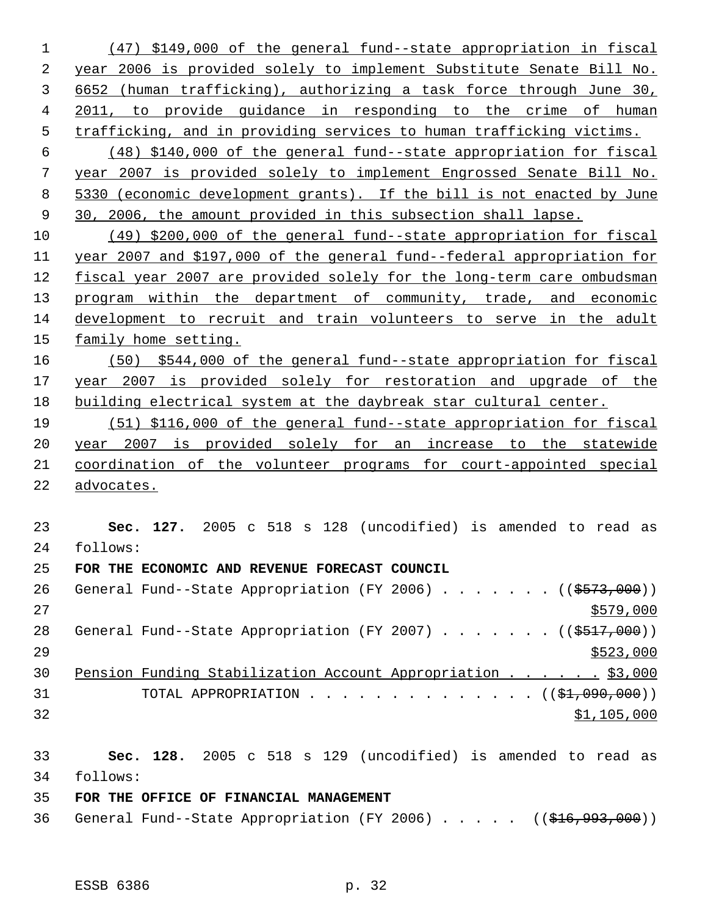(47) $149,000 of the general fund--state appropriation in fiscal year 2006 is provided solely to implement Substitute Senate Bill No. 6652 (human trafficking), authorizing a task force through June 30, 2011, to provide guidance in responding to the crime of human trafficking, and in providing services to human trafficking victims.

(48) $140,000 of the general fund--state appropriation for fiscal year 2007 is provided solely to implement Engrossed Senate Bill No. 5330 (economic development grants). If the bill is not enacted by June 30, 2006, the amount provided in this subsection shall lapse.

(49) $200,000 of the general fund--state appropriation for fiscal year 2007 and $197,000 of the general fund--federal appropriation for fiscal year 2007 are provided solely for the long-term care ombudsman program within the department of community, trade, and economic development to recruit and train volunteers to serve in the adult family home setting.

(50) $544,000 of the general fund--state appropriation for fiscal year 2007 is provided solely for restoration and upgrade of the building electrical system at the daybreak star cultural center.

(51) $116,000 of the general fund--state appropriation for fiscal year 2007 is provided solely for an increase to the statewide coordination of the volunteer programs for court-appointed special advocates.

**Sec. 127.** 2005 c 518 s 128 (uncodified) is amended to read as follows:

**FOR THE ECONOMIC AND REVENUE FORECAST COUNCIL**

General Fund--State Appropriation (FY 2006) . . . . . . . (( ~~$573,000~~ ))
$579,000

General Fund--State Appropriation (FY 2007) . . . . . . . (( ~~$517,000~~ ))
$523,000

Pension Funding Stabilization Account Appropriation . . . . . . $3,000

TOTAL APPROPRIATION . . . . . . . . . . . . . . (( ~~$1,090,000~~ ))
$1,105,000

**Sec. 128.** 2005 c 518 s 129 (uncodified) is amended to read as follows:

**FOR THE OFFICE OF FINANCIAL MANAGEMENT**

General Fund--State Appropriation (FY 2006) . . . . . (( ~~$16,993,000~~ ))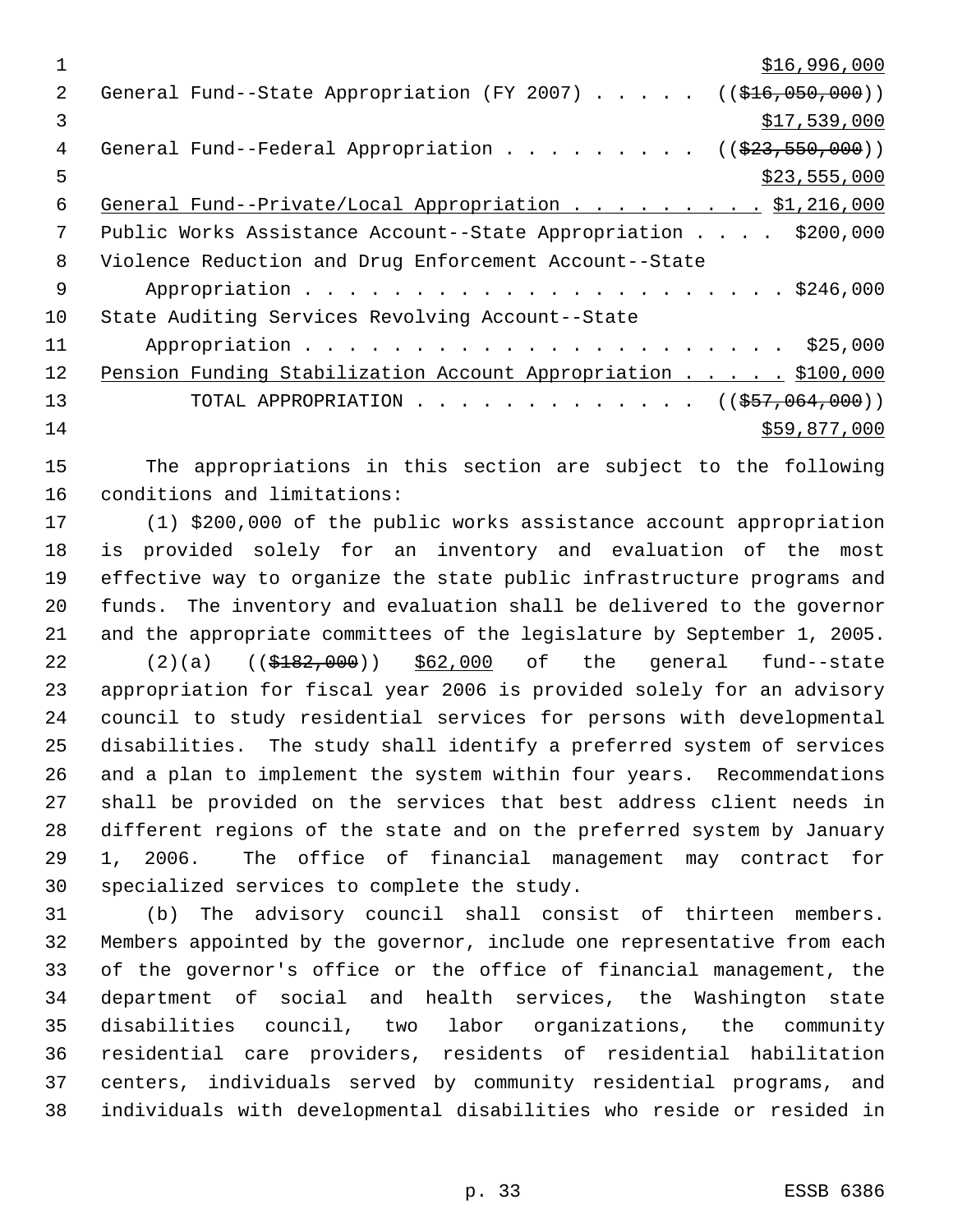$16,996,000

General Fund--State Appropriation (FY 2007) . . . . . ((~~$16,050,000~~))
$17,539,000

General Fund--Federal Appropriation . . . . . . . . . ((~~$23,550,000~~))
$23,555,000

General Fund--Private/Local Appropriation . . . . . . . . . $1,216,000

Public Works Assistance Account--State Appropriation . . . . $200,000

Violence Reduction and Drug Enforcement Account--State
Appropriation . . . . . . . . . . . . . . . . . . . . . . . $246,000

State Auditing Services Revolving Account--State
Appropriation . . . . . . . . . . . . . . . . . . . . . . $25,000

Pension Funding Stabilization Account Appropriation . . . . . $100,000

TOTAL APPROPRIATION . . . . . . . . . . . . . ((~~$57,064,000~~))
$59,877,000

The appropriations in this section are subject to the following conditions and limitations:

(1) $200,000 of the public works assistance account appropriation is provided solely for an inventory and evaluation of the most effective way to organize the state public infrastructure programs and funds. The inventory and evaluation shall be delivered to the governor and the appropriate committees of the legislature by September 1, 2005.

(2)(a) ((~~$182,000~~)) $62,000 of the general fund--state appropriation for fiscal year 2006 is provided solely for an advisory council to study residential services for persons with developmental disabilities. The study shall identify a preferred system of services and a plan to implement the system within four years. Recommendations shall be provided on the services that best address client needs in different regions of the state and on the preferred system by January 1, 2006. The office of financial management may contract for specialized services to complete the study.

(b) The advisory council shall consist of thirteen members. Members appointed by the governor, include one representative from each of the governor's office or the office of financial management, the department of social and health services, the Washington state disabilities council, two labor organizations, the community residential care providers, residents of residential habilitation centers, individuals served by community residential programs, and individuals with developmental disabilities who reside or resided in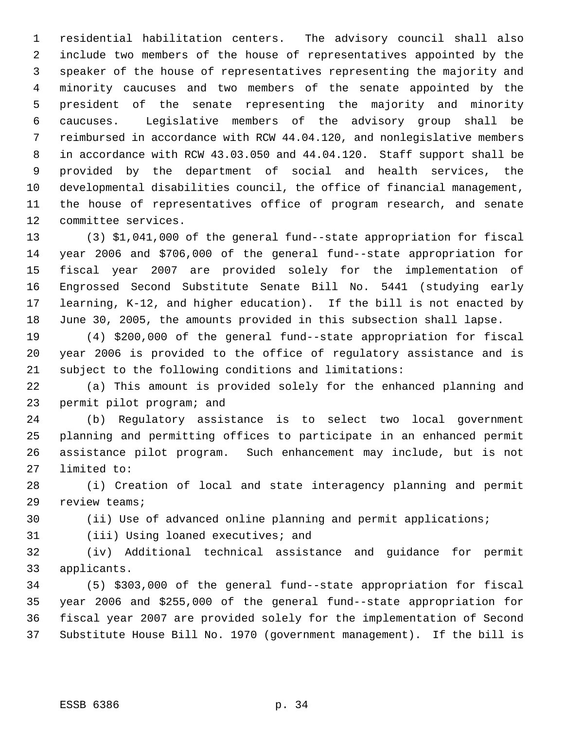residential habilitation centers. The advisory council shall also include two members of the house of representatives appointed by the speaker of the house of representatives representing the majority and minority caucuses and two members of the senate appointed by the president of the senate representing the majority and minority caucuses. Legislative members of the advisory group shall be reimbursed in accordance with RCW 44.04.120, and nonlegislative members in accordance with RCW 43.03.050 and 44.04.120. Staff support shall be provided by the department of social and health services, the developmental disabilities council, the office of financial management, the house of representatives office of program research, and senate committee services.

(3) $1,041,000 of the general fund--state appropriation for fiscal year 2006 and $706,000 of the general fund--state appropriation for fiscal year 2007 are provided solely for the implementation of Engrossed Second Substitute Senate Bill No. 5441 (studying early learning, K-12, and higher education). If the bill is not enacted by June 30, 2005, the amounts provided in this subsection shall lapse.

(4) $200,000 of the general fund--state appropriation for fiscal year 2006 is provided to the office of regulatory assistance and is subject to the following conditions and limitations:

(a) This amount is provided solely for the enhanced planning and permit pilot program; and

(b) Regulatory assistance is to select two local government planning and permitting offices to participate in an enhanced permit assistance pilot program. Such enhancement may include, but is not limited to:

(i) Creation of local and state interagency planning and permit review teams;

(ii) Use of advanced online planning and permit applications;

(iii) Using loaned executives; and

(iv) Additional technical assistance and guidance for permit applicants.

(5) $303,000 of the general fund--state appropriation for fiscal year 2006 and $255,000 of the general fund--state appropriation for fiscal year 2007 are provided solely for the implementation of Second Substitute House Bill No. 1970 (government management). If the bill is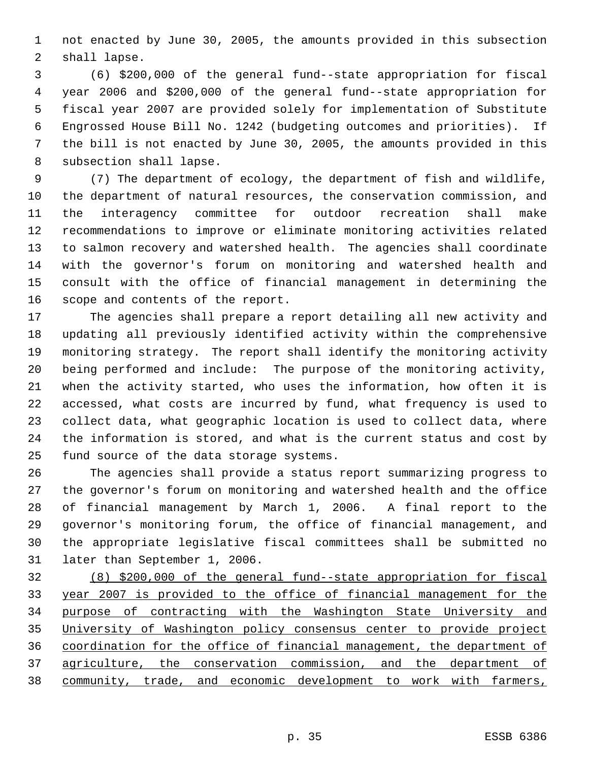not enacted by June 30, 2005, the amounts provided in this subsection shall lapse.

(6) $200,000 of the general fund--state appropriation for fiscal year 2006 and $200,000 of the general fund--state appropriation for fiscal year 2007 are provided solely for implementation of Substitute Engrossed House Bill No. 1242 (budgeting outcomes and priorities). If the bill is not enacted by June 30, 2005, the amounts provided in this subsection shall lapse.

(7) The department of ecology, the department of fish and wildlife, the department of natural resources, the conservation commission, and the interagency committee for outdoor recreation shall make recommendations to improve or eliminate monitoring activities related to salmon recovery and watershed health. The agencies shall coordinate with the governor's forum on monitoring and watershed health and consult with the office of financial management in determining the scope and contents of the report.

The agencies shall prepare a report detailing all new activity and updating all previously identified activity within the comprehensive monitoring strategy. The report shall identify the monitoring activity being performed and include: The purpose of the monitoring activity, when the activity started, who uses the information, how often it is accessed, what costs are incurred by fund, what frequency is used to collect data, what geographic location is used to collect data, where the information is stored, and what is the current status and cost by fund source of the data storage systems.

The agencies shall provide a status report summarizing progress to the governor's forum on monitoring and watershed health and the office of financial management by March 1, 2006. A final report to the governor's monitoring forum, the office of financial management, and the appropriate legislative fiscal committees shall be submitted no later than September 1, 2006.

(8) $200,000 of the general fund--state appropriation for fiscal year 2007 is provided to the office of financial management for the purpose of contracting with the Washington State University and University of Washington policy consensus center to provide project coordination for the office of financial management, the department of agriculture, the conservation commission, and the department of community, trade, and economic development to work with farmers,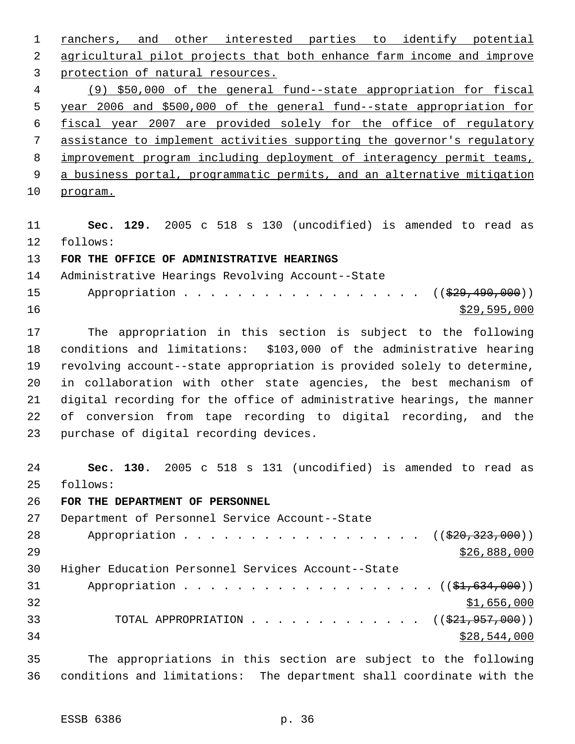ranchers, and other interested parties to identify potential agricultural pilot projects that both enhance farm income and improve protection of natural resources.

(9) $50,000 of the general fund--state appropriation for fiscal year 2006 and $500,000 of the general fund--state appropriation for fiscal year 2007 are provided solely for the office of regulatory assistance to implement activities supporting the governor's regulatory improvement program including deployment of interagency permit teams, a business portal, programmatic permits, and an alternative mitigation program.

**Sec. 129.** 2005 c 518 s 130 (uncodified) is amended to read as follows:

**FOR THE OFFICE OF ADMINISTRATIVE HEARINGS**

Administrative Hearings Revolving Account--State
Appropriation . . . . . . . . . . . . . . . . . . . (($29,490,000))
$29,595,000

The appropriation in this section is subject to the following conditions and limitations: $103,000 of the administrative hearing revolving account--state appropriation is provided solely to determine, in collaboration with other state agencies, the best mechanism of digital recording for the office of administrative hearings, the manner of conversion from tape recording to digital recording, and the purchase of digital recording devices.

**Sec. 130.** 2005 c 518 s 131 (uncodified) is amended to read as follows:

**FOR THE DEPARTMENT OF PERSONNEL**

Department of Personnel Service Account--State
Appropriation . . . . . . . . . . . . . . . . . . . (($20,323,000))
$26,888,000

Higher Education Personnel Services Account--State
Appropriation . . . . . . . . . . . . . . . . . . . . (($1,634,000))
$1,656,000

TOTAL APPROPRIATION . . . . . . . . . . . . . (($21,957,000))
$28,544,000

The appropriations in this section are subject to the following conditions and limitations: The department shall coordinate with the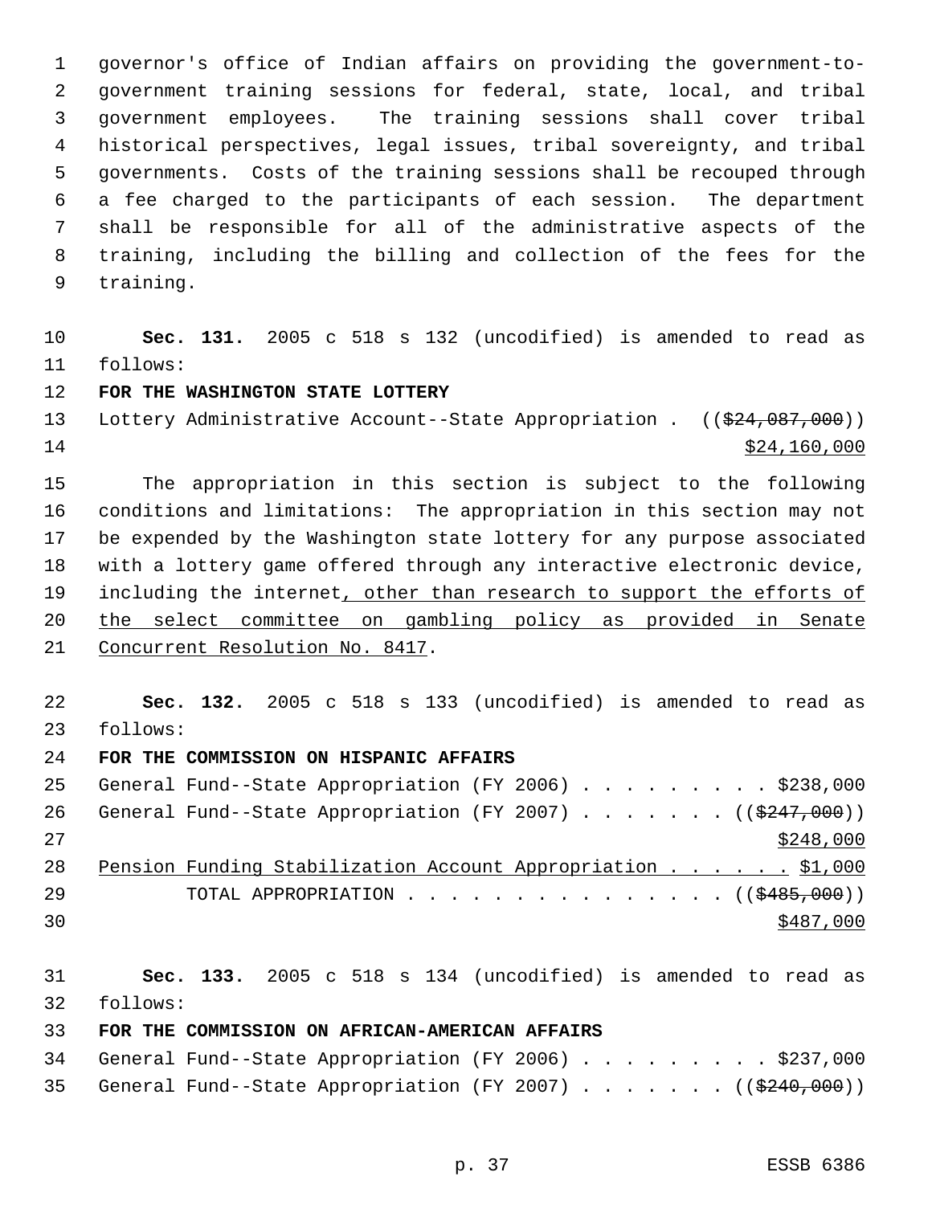governor's office of Indian affairs on providing the government-to-government training sessions for federal, state, local, and tribal government employees. The training sessions shall cover tribal historical perspectives, legal issues, tribal sovereignty, and tribal governments. Costs of the training sessions shall be recouped through a fee charged to the participants of each session. The department shall be responsible for all of the administrative aspects of the training, including the billing and collection of the fees for the training.

**Sec. 131.** 2005 c 518 s 132 (uncodified) is amended to read as follows:

**FOR THE WASHINGTON STATE LOTTERY**

Lottery Administrative Account--State Appropriation . ((~~$24,087,000~~)) <u>$24,160,000</u>

The appropriation in this section is subject to the following conditions and limitations: The appropriation in this section may not be expended by the Washington state lottery for any purpose associated with a lottery game offered through any interactive electronic device, including the internet<u>, other than research to support the efforts of the select committee on gambling policy as provided in Senate Concurrent Resolution No. 8417</u>.

**Sec. 132.** 2005 c 518 s 133 (uncodified) is amended to read as follows:

**FOR THE COMMISSION ON HISPANIC AFFAIRS**

General Fund--State Appropriation (FY 2006) . . . . . . . . . $238,000

General Fund--State Appropriation (FY 2007) . . . . . . . ((~~$247,000~~)) <u>$248,000</u>

<u>Pension Funding Stabilization Account Appropriation . . . . . . $1,000</u>

TOTAL APPROPRIATION . . . . . . . . . . . . . . . ((~~$485,000~~)) <u>$487,000</u>

**Sec. 133.** 2005 c 518 s 134 (uncodified) is amended to read as follows:

**FOR THE COMMISSION ON AFRICAN-AMERICAN AFFAIRS**

General Fund--State Appropriation (FY 2006) . . . . . . . . . $237,000

General Fund--State Appropriation (FY 2007) . . . . . . . ((~~$240,000~~))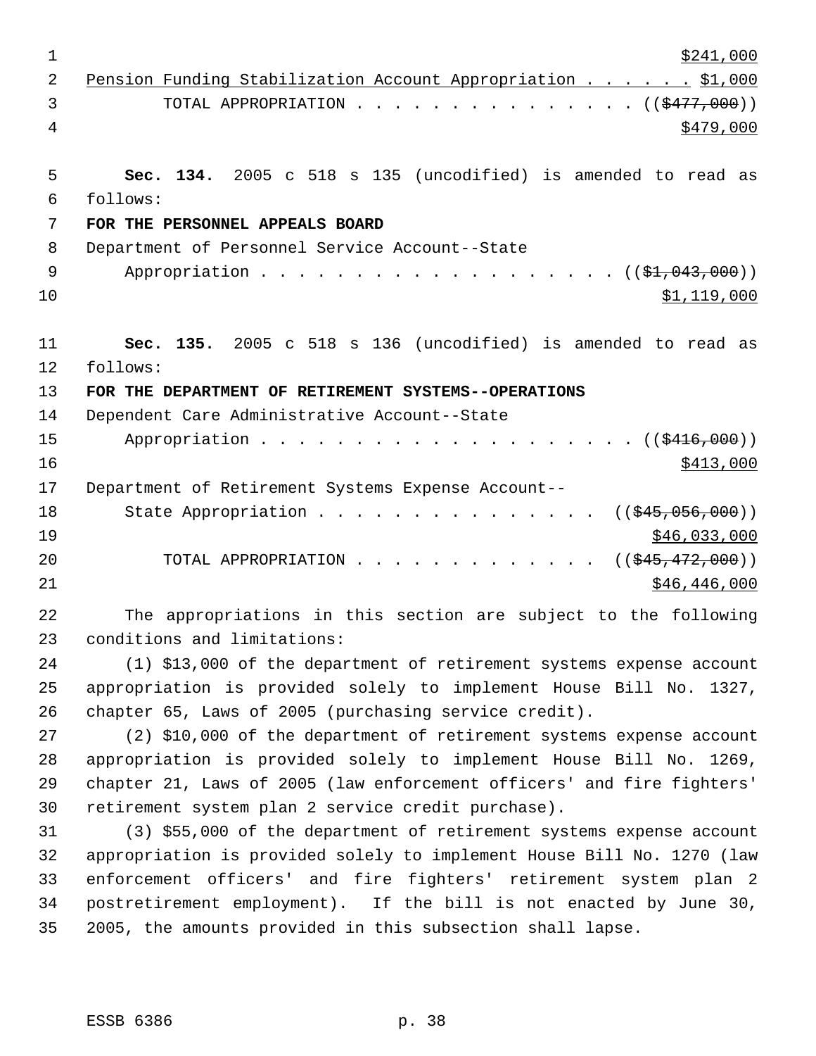$241,000

Pension Funding Stabilization Account Appropriation . . . . . . $1,000

TOTAL APPROPRIATION . . . . . . . . . . . . . . . (($477,000))

$479,000

**Sec. 134.** 2005 c 518 s 135 (uncodified) is amended to read as follows:

**FOR THE PERSONNEL APPEALS BOARD**

Department of Personnel Service Account--State Appropriation . . . . . . . . . . . . . . . . . . . . (($1,043,000))

$1,119,000

**Sec. 135.** 2005 c 518 s 136 (uncodified) is amended to read as follows:

**FOR THE DEPARTMENT OF RETIREMENT SYSTEMS--OPERATIONS**

Dependent Care Administrative Account--State Appropriation . . . . . . . . . . . . . . . . . . . . (($416,000))

$413,000

Department of Retirement Systems Expense Account--State Appropriation . . . . . . . . . . . . . . . . (($45,056,000))

$46,033,000

TOTAL APPROPRIATION . . . . . . . . . . . . . (($45,472,000))

$46,446,000

The appropriations in this section are subject to the following conditions and limitations:

(1) $13,000 of the department of retirement systems expense account appropriation is provided solely to implement House Bill No. 1327, chapter 65, Laws of 2005 (purchasing service credit).

(2) $10,000 of the department of retirement systems expense account appropriation is provided solely to implement House Bill No. 1269, chapter 21, Laws of 2005 (law enforcement officers' and fire fighters' retirement system plan 2 service credit purchase).

(3) $55,000 of the department of retirement systems expense account appropriation is provided solely to implement House Bill No. 1270 (law enforcement officers' and fire fighters' retirement system plan 2 postretirement employment). If the bill is not enacted by June 30, 2005, the amounts provided in this subsection shall lapse.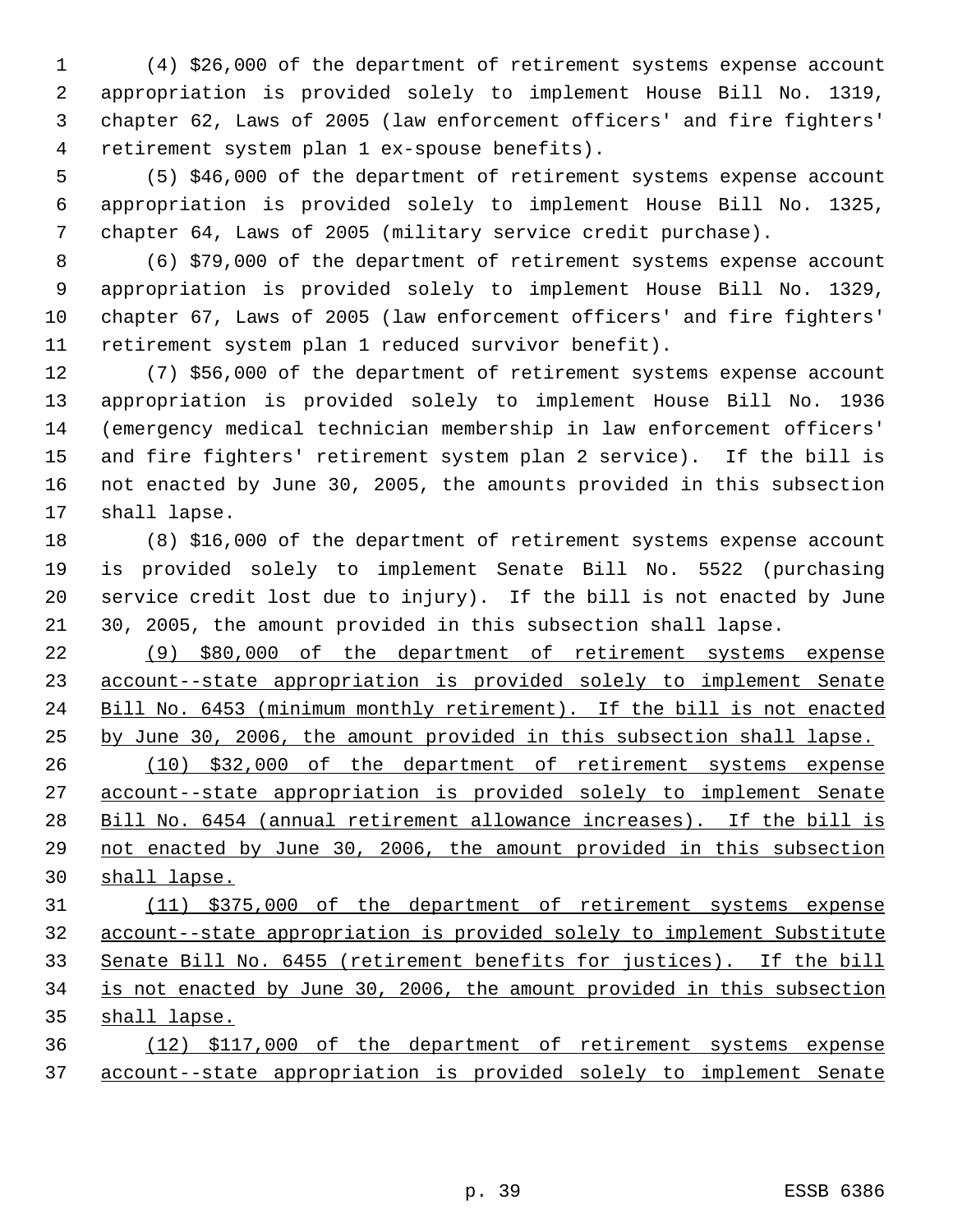(4) $26,000 of the department of retirement systems expense account appropriation is provided solely to implement House Bill No. 1319, chapter 62, Laws of 2005 (law enforcement officers' and fire fighters' retirement system plan 1 ex-spouse benefits).

(5) $46,000 of the department of retirement systems expense account appropriation is provided solely to implement House Bill No. 1325, chapter 64, Laws of 2005 (military service credit purchase).

(6) $79,000 of the department of retirement systems expense account appropriation is provided solely to implement House Bill No. 1329, chapter 67, Laws of 2005 (law enforcement officers' and fire fighters' retirement system plan 1 reduced survivor benefit).

(7) $56,000 of the department of retirement systems expense account appropriation is provided solely to implement House Bill No. 1936 (emergency medical technician membership in law enforcement officers' and fire fighters' retirement system plan 2 service). If the bill is not enacted by June 30, 2005, the amounts provided in this subsection shall lapse.

(8) $16,000 of the department of retirement systems expense account is provided solely to implement Senate Bill No. 5522 (purchasing service credit lost due to injury). If the bill is not enacted by June 30, 2005, the amount provided in this subsection shall lapse.

(9) $80,000 of the department of retirement systems expense account--state appropriation is provided solely to implement Senate Bill No. 6453 (minimum monthly retirement). If the bill is not enacted by June 30, 2006, the amount provided in this subsection shall lapse.

(10) $32,000 of the department of retirement systems expense account--state appropriation is provided solely to implement Senate Bill No. 6454 (annual retirement allowance increases). If the bill is not enacted by June 30, 2006, the amount provided in this subsection shall lapse.

(11) $375,000 of the department of retirement systems expense account--state appropriation is provided solely to implement Substitute Senate Bill No. 6455 (retirement benefits for justices). If the bill is not enacted by June 30, 2006, the amount provided in this subsection shall lapse.

(12) $117,000 of the department of retirement systems expense account--state appropriation is provided solely to implement Senate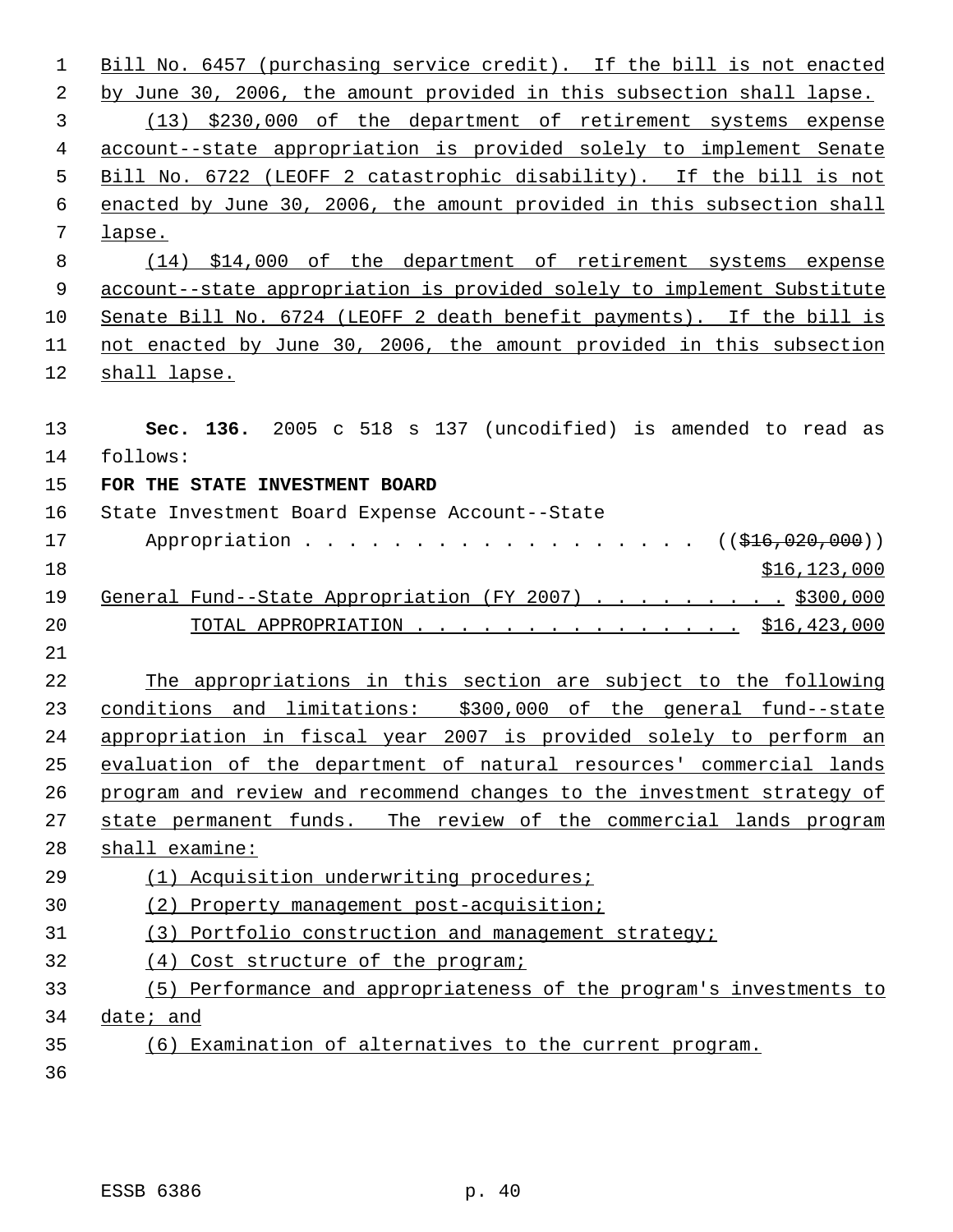Bill No. 6457 (purchasing service credit). If the bill is not enacted by June 30, 2006, the amount provided in this subsection shall lapse.

(13) $230,000 of the department of retirement systems expense account--state appropriation is provided solely to implement Senate Bill No. 6722 (LEOFF 2 catastrophic disability). If the bill is not enacted by June 30, 2006, the amount provided in this subsection shall lapse.

(14) $14,000 of the department of retirement systems expense account--state appropriation is provided solely to implement Substitute Senate Bill No. 6724 (LEOFF 2 death benefit payments). If the bill is not enacted by June 30, 2006, the amount provided in this subsection shall lapse.

**Sec. 136.** 2005 c 518 s 137 (uncodified) is amended to read as follows:

**FOR THE STATE INVESTMENT BOARD**

State Investment Board Expense Account--State Appropriation . . . . . . . . . . . . . . . . . . ((~~$16,020,000~~)) $16,123,000

General Fund--State Appropriation (FY 2007) . . . . . . . . . $300,000

TOTAL APPROPRIATION . . . . . . . . . . . . . . . $16,423,000

The appropriations in this section are subject to the following conditions and limitations: $300,000 of the general fund--state appropriation in fiscal year 2007 is provided solely to perform an evaluation of the department of natural resources' commercial lands program and review and recommend changes to the investment strategy of state permanent funds. The review of the commercial lands program shall examine:

(1) Acquisition underwriting procedures;

(2) Property management post-acquisition;

(3) Portfolio construction and management strategy;

(4) Cost structure of the program;

(5) Performance and appropriateness of the program's investments to date; and

(6) Examination of alternatives to the current program.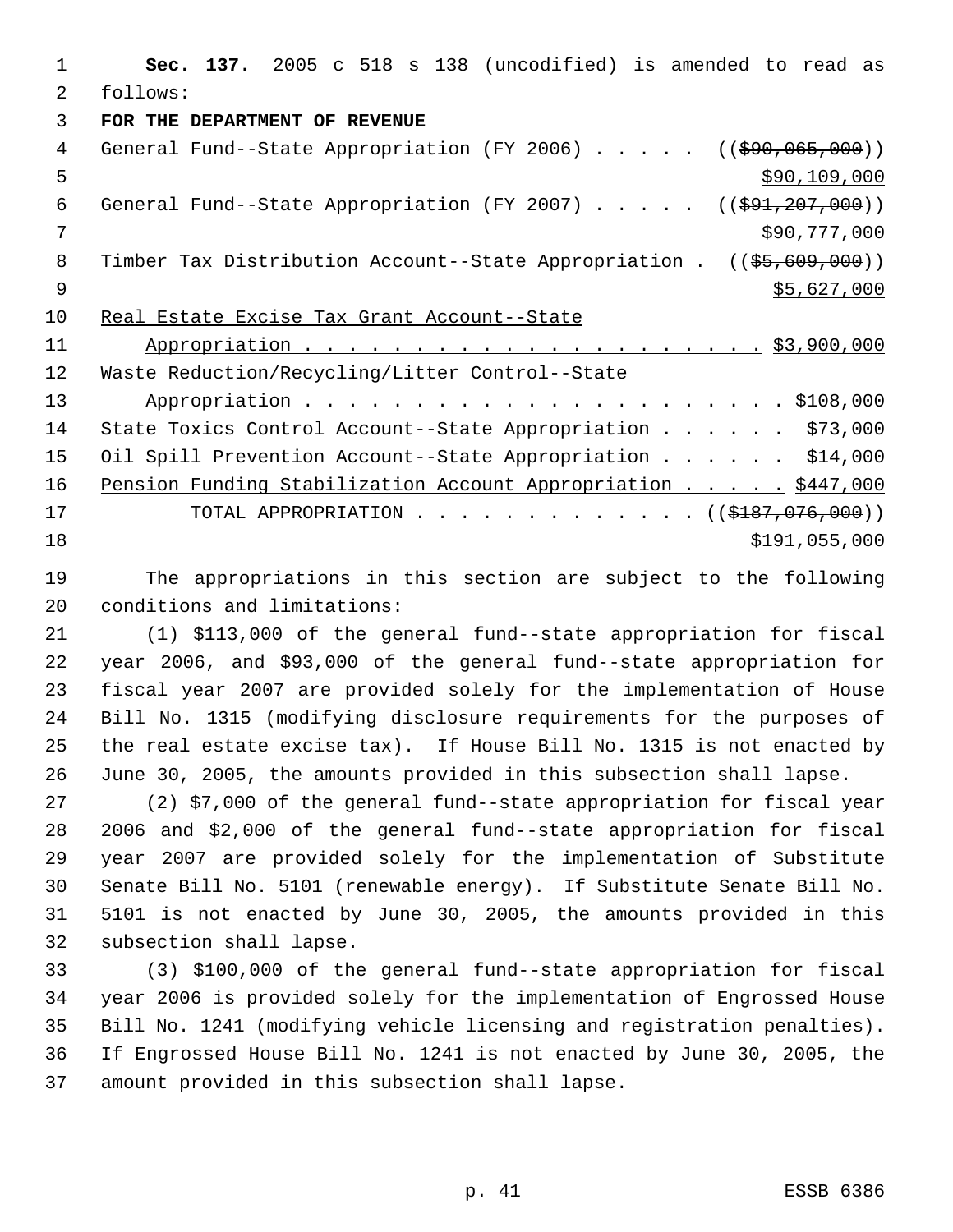**Sec. 137.** 2005 c 518 s 138 (uncodified) is amended to read as follows:

**FOR THE DEPARTMENT OF REVENUE**

General Fund--State Appropriation (FY 2006) . . . . . (($90,065,000))
$90,109,000

General Fund--State Appropriation (FY 2007) . . . . . (($91,207,000))
$90,777,000

Timber Tax Distribution Account--State Appropriation . (($5,609,000))
$5,627,000

Real Estate Excise Tax Grant Account--State
Appropriation . . . . . . . . . . . . . . . . . . . . . . $3,900,000

Waste Reduction/Recycling/Litter Control--State
Appropriation . . . . . . . . . . . . . . . . . . . . . . $108,000

State Toxics Control Account--State Appropriation . . . . . . $73,000

Oil Spill Prevention Account--State Appropriation . . . . . . $14,000

Pension Funding Stabilization Account Appropriation . . . . . $447,000

TOTAL APPROPRIATION . . . . . . . . . . . . . (($187,076,000))
$191,055,000

The appropriations in this section are subject to the following conditions and limitations:

(1) $113,000 of the general fund--state appropriation for fiscal year 2006, and $93,000 of the general fund--state appropriation for fiscal year 2007 are provided solely for the implementation of House Bill No. 1315 (modifying disclosure requirements for the purposes of the real estate excise tax). If House Bill No. 1315 is not enacted by June 30, 2005, the amounts provided in this subsection shall lapse.

(2) $7,000 of the general fund--state appropriation for fiscal year 2006 and $2,000 of the general fund--state appropriation for fiscal year 2007 are provided solely for the implementation of Substitute Senate Bill No. 5101 (renewable energy). If Substitute Senate Bill No. 5101 is not enacted by June 30, 2005, the amounts provided in this subsection shall lapse.

(3) $100,000 of the general fund--state appropriation for fiscal year 2006 is provided solely for the implementation of Engrossed House Bill No. 1241 (modifying vehicle licensing and registration penalties). If Engrossed House Bill No. 1241 is not enacted by June 30, 2005, the amount provided in this subsection shall lapse.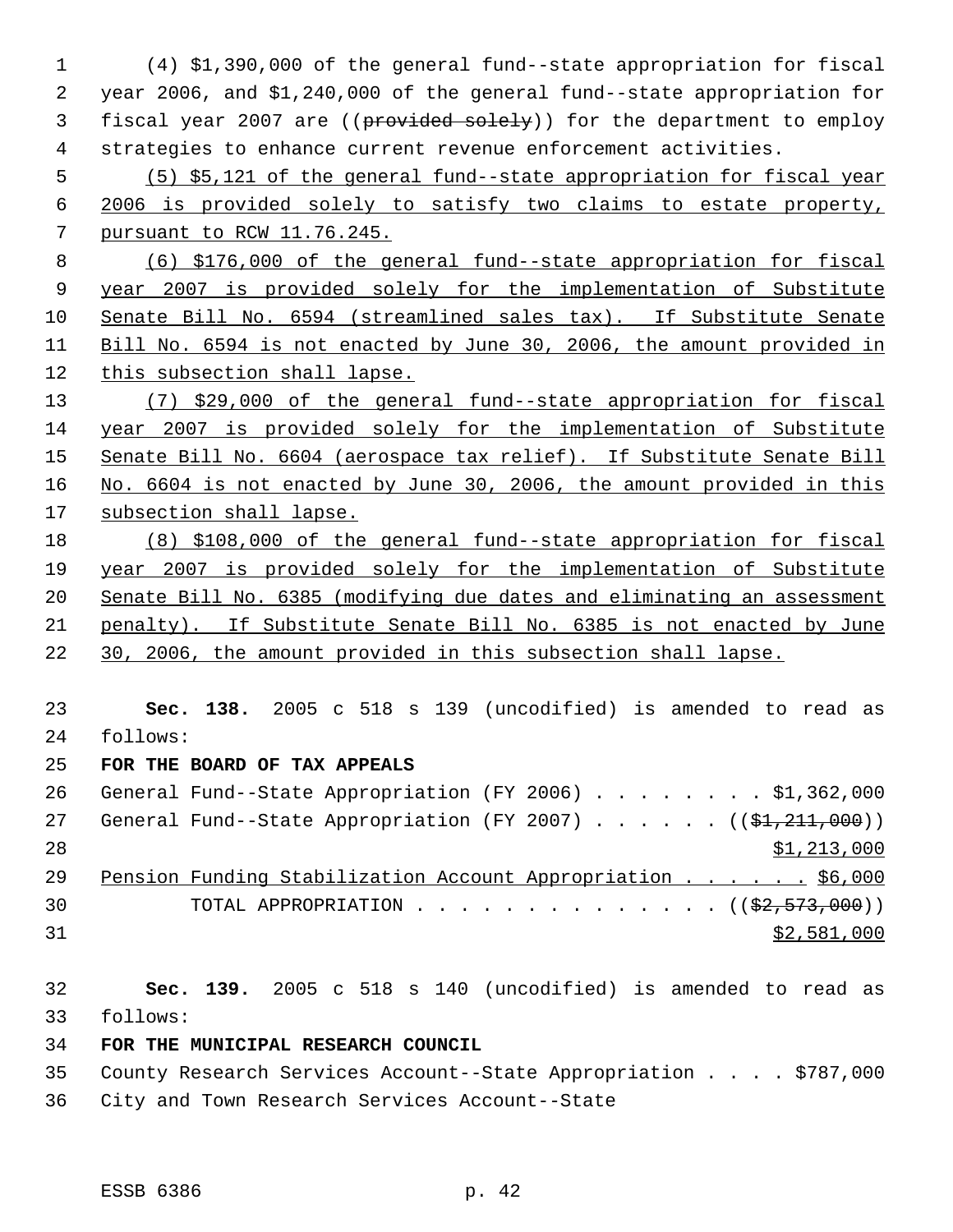(4) $1,390,000 of the general fund--state appropriation for fiscal year 2006, and $1,240,000 of the general fund--state appropriation for fiscal year 2007 are ((~~provided solely~~)) for the department to employ strategies to enhance current revenue enforcement activities.

<u>(5) $5,121 of the general fund--state appropriation for fiscal year 2006 is provided solely to satisfy two claims to estate property, pursuant to RCW 11.76.245.</u>

<u>(6) $176,000 of the general fund--state appropriation for fiscal year 2007 is provided solely for the implementation of Substitute Senate Bill No. 6594 (streamlined sales tax). If Substitute Senate Bill No. 6594 is not enacted by June 30, 2006, the amount provided in this subsection shall lapse.</u>

<u>(7) $29,000 of the general fund--state appropriation for fiscal year 2007 is provided solely for the implementation of Substitute Senate Bill No. 6604 (aerospace tax relief). If Substitute Senate Bill No. 6604 is not enacted by June 30, 2006, the amount provided in this subsection shall lapse.</u>

<u>(8) $108,000 of the general fund--state appropriation for fiscal year 2007 is provided solely for the implementation of Substitute Senate Bill No. 6385 (modifying due dates and eliminating an assessment penalty). If Substitute Senate Bill No. 6385 is not enacted by June 30, 2006, the amount provided in this subsection shall lapse.</u>

**Sec. 138.** 2005 c 518 s 139 (uncodified) is amended to read as follows:

**FOR THE BOARD OF TAX APPEALS**

General Fund--State Appropriation (FY 2006) . . . . . . . . $1,362,000
General Fund--State Appropriation (FY 2007) . . . . . . ((~~$1,211,000~~))
<u>$1,213,000</u>
<u>Pension Funding Stabilization Account Appropriation . . . . . . $6,000</u>
TOTAL APPROPRIATION . . . . . . . . . . . . . . ((~~$2,573,000~~))
<u>$2,581,000</u>

**Sec. 139.** 2005 c 518 s 140 (uncodified) is amended to read as follows:

**FOR THE MUNICIPAL RESEARCH COUNCIL**

County Research Services Account--State Appropriation . . . . $787,000
City and Town Research Services Account--State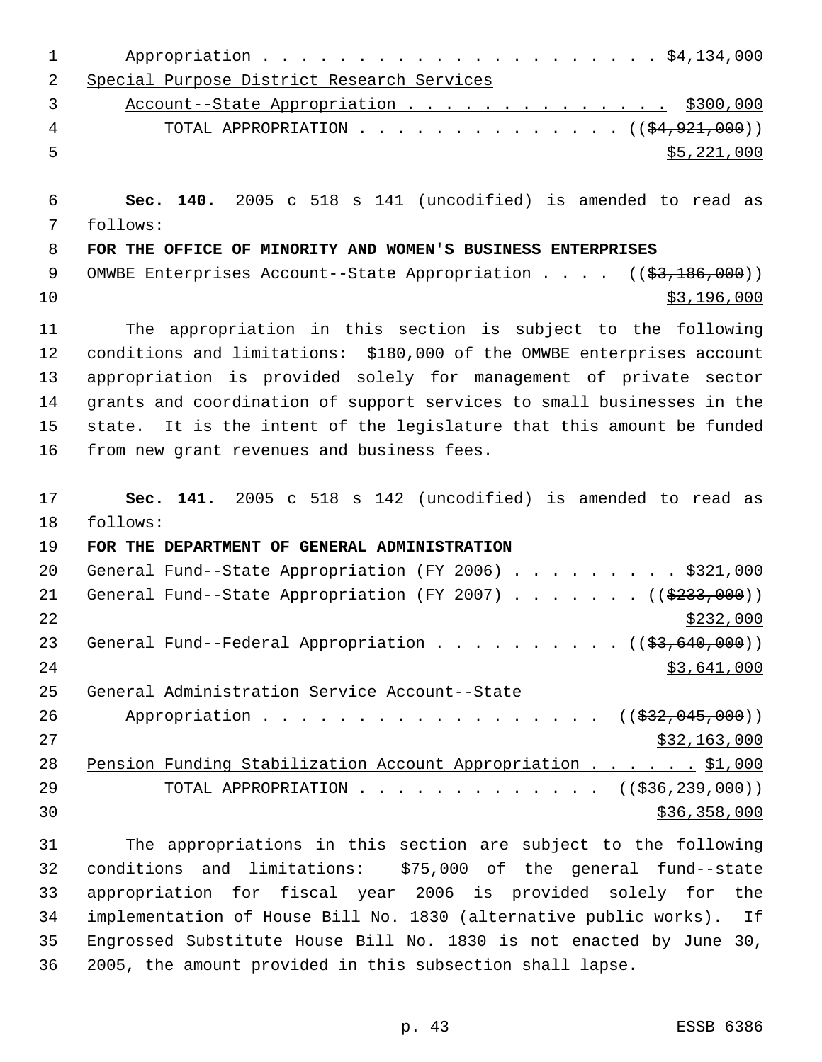Appropriation . . . . . . . . . . . . . . . . . . . . . $4,134,000

Special Purpose District Research Services
Account--State Appropriation . . . . . . . . . . . . . . . $300,000

TOTAL APPROPRIATION . . . . . . . . . . . . . . (($4,921,000))
$5,221,000

**Sec. 140.** 2005 c 518 s 141 (uncodified) is amended to read as follows:

**FOR THE OFFICE OF MINORITY AND WOMEN'S BUSINESS ENTERPRISES**

OMWBE Enterprises Account--State Appropriation . . . . (($3,186,000))
$3,196,000

The appropriation in this section is subject to the following conditions and limitations: $180,000 of the OMWBE enterprises account appropriation is provided solely for management of private sector grants and coordination of support services to small businesses in the state. It is the intent of the legislature that this amount be funded from new grant revenues and business fees.

**Sec. 141.** 2005 c 518 s 142 (uncodified) is amended to read as follows:

**FOR THE DEPARTMENT OF GENERAL ADMINISTRATION**

General Fund--State Appropriation (FY 2006) . . . . . . . . . $321,000

General Fund--State Appropriation (FY 2007) . . . . . . . (($233,000))
$232,000

General Fund--Federal Appropriation . . . . . . . . . . (($3,640,000))
$3,641,000

General Administration Service Account--State
Appropriation . . . . . . . . . . . . . . . . . . (($32,045,000))
$32,163,000

Pension Funding Stabilization Account Appropriation . . . . . . $1,000

TOTAL APPROPRIATION . . . . . . . . . . . . . . (($36,239,000))
$36,358,000

The appropriations in this section are subject to the following conditions and limitations: $75,000 of the general fund--state appropriation for fiscal year 2006 is provided solely for the implementation of House Bill No. 1830 (alternative public works). If Engrossed Substitute House Bill No. 1830 is not enacted by June 30, 2005, the amount provided in this subsection shall lapse.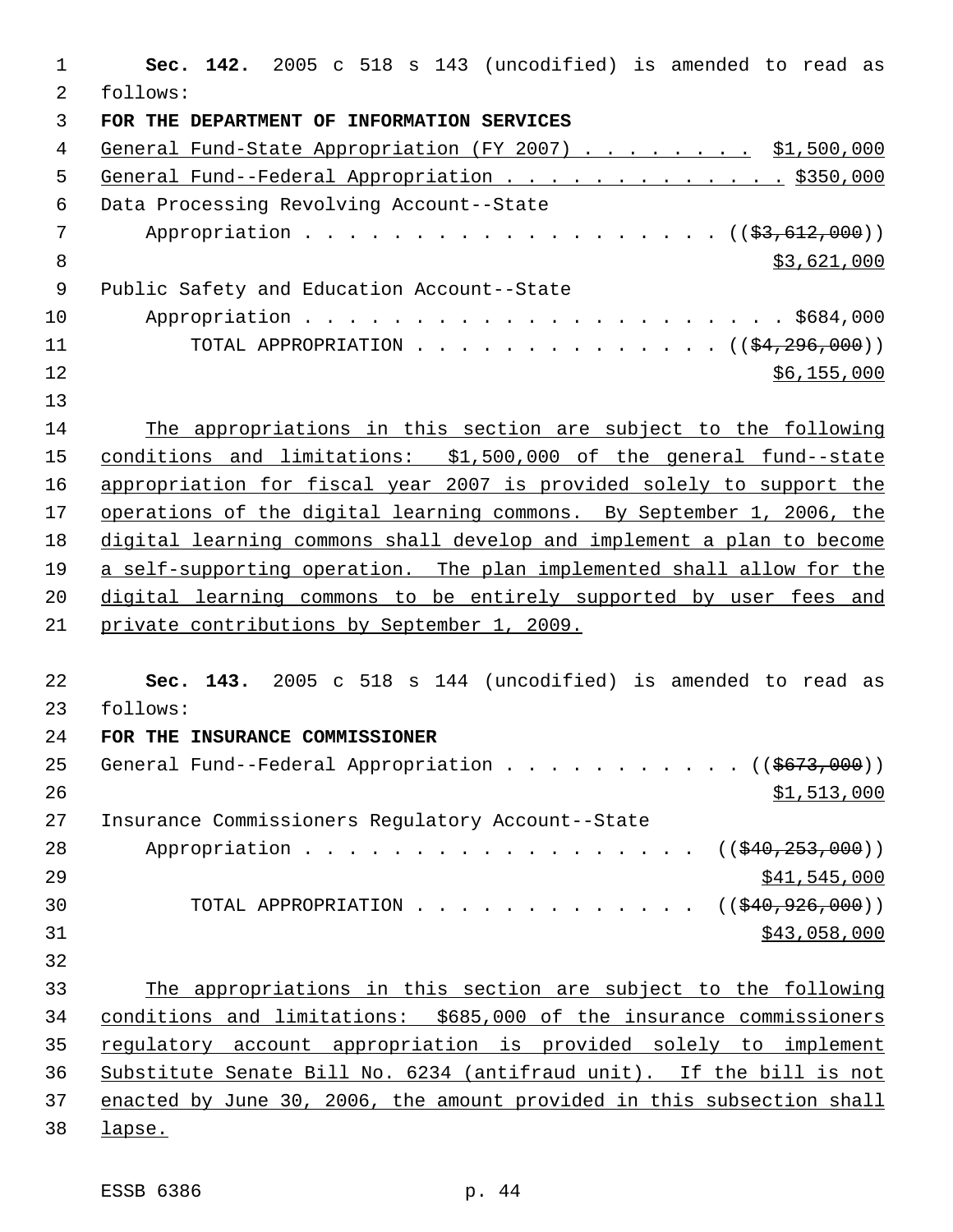**Sec. 142.** 2005 c 518 s 143 (uncodified) is amended to read as follows:

**FOR THE DEPARTMENT OF INFORMATION SERVICES**

General Fund-State Appropriation (FY 2007) . . . . . . . . . $1,500,000

General Fund--Federal Appropriation . . . . . . . . . . . . . $350,000

Data Processing Revolving Account--State Appropriation . . . . . . . . . . . . . . . . . . . (($3,612,000)) $3,621,000

Public Safety and Education Account--State Appropriation . . . . . . . . . . . . . . . . . . . . . . $684,000

TOTAL APPROPRIATION . . . . . . . . . . . . . . (($4,296,000)) $6,155,000

The appropriations in this section are subject to the following conditions and limitations: $1,500,000 of the general fund--state appropriation for fiscal year 2007 is provided solely to support the operations of the digital learning commons. By September 1, 2006, the digital learning commons shall develop and implement a plan to become a self-supporting operation. The plan implemented shall allow for the digital learning commons to be entirely supported by user fees and private contributions by September 1, 2009.

**Sec. 143.** 2005 c 518 s 144 (uncodified) is amended to read as follows:

**FOR THE INSURANCE COMMISSIONER**

General Fund--Federal Appropriation . . . . . . . . . . . (($673,000)) $1,513,000

Insurance Commissioners Regulatory Account--State Appropriation . . . . . . . . . . . . . . . . . . (($40,253,000)) $41,545,000

TOTAL APPROPRIATION . . . . . . . . . . . . . (($40,926,000)) $43,058,000

The appropriations in this section are subject to the following conditions and limitations: $685,000 of the insurance commissioners regulatory account appropriation is provided solely to implement Substitute Senate Bill No. 6234 (antifraud unit). If the bill is not enacted by June 30, 2006, the amount provided in this subsection shall lapse.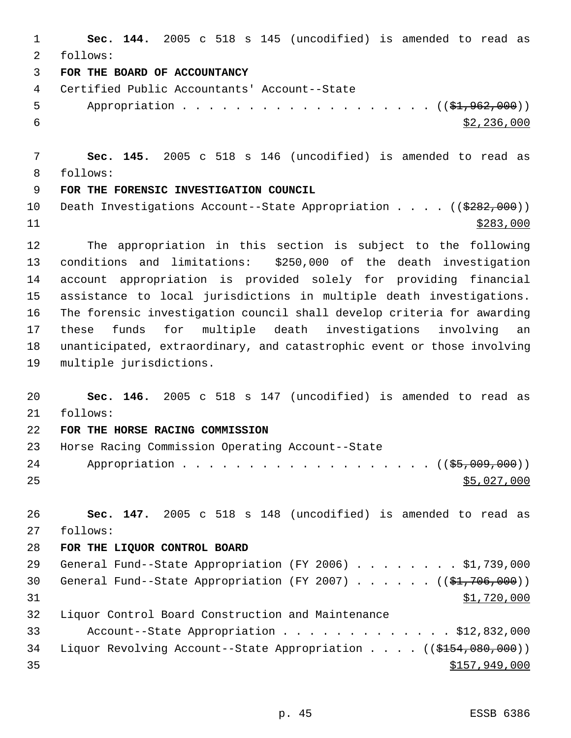**Sec. 144.** 2005 c 518 s 145 (uncodified) is amended to read as follows:

**FOR THE BOARD OF ACCOUNTANCY**

Certified Public Accountants' Account--State Appropriation . . . . . . . . . . . . . . . . . . . . ((~~$1,962,000~~)) <u>$2,236,000</u>

**Sec. 145.** 2005 c 518 s 146 (uncodified) is amended to read as follows:

**FOR THE FORENSIC INVESTIGATION COUNCIL**

Death Investigations Account--State Appropriation . . . . ((~~$282,000~~)) <u>$283,000</u>

The appropriation in this section is subject to the following conditions and limitations: $250,000 of the death investigation account appropriation is provided solely for providing financial assistance to local jurisdictions in multiple death investigations. The forensic investigation council shall develop criteria for awarding these funds for multiple death investigations involving an unanticipated, extraordinary, and catastrophic event or those involving multiple jurisdictions.

**Sec. 146.** 2005 c 518 s 147 (uncodified) is amended to read as follows:

**FOR THE HORSE RACING COMMISSION**

Horse Racing Commission Operating Account--State Appropriation . . . . . . . . . . . . . . . . . . . . ((~~$5,009,000~~)) <u>$5,027,000</u>

**Sec. 147.** 2005 c 518 s 148 (uncodified) is amended to read as follows:

**FOR THE LIQUOR CONTROL BOARD**

General Fund--State Appropriation (FY 2006) . . . . . . . . $1,739,000

General Fund--State Appropriation (FY 2007) . . . . . . ((~~$1,706,000~~)) <u>$1,720,000</u>

Liquor Control Board Construction and Maintenance Account--State Appropriation . . . . . . . . . . . . . $12,832,000

Liquor Revolving Account--State Appropriation . . . . ((~~$154,080,000~~)) <u>$157,949,000</u>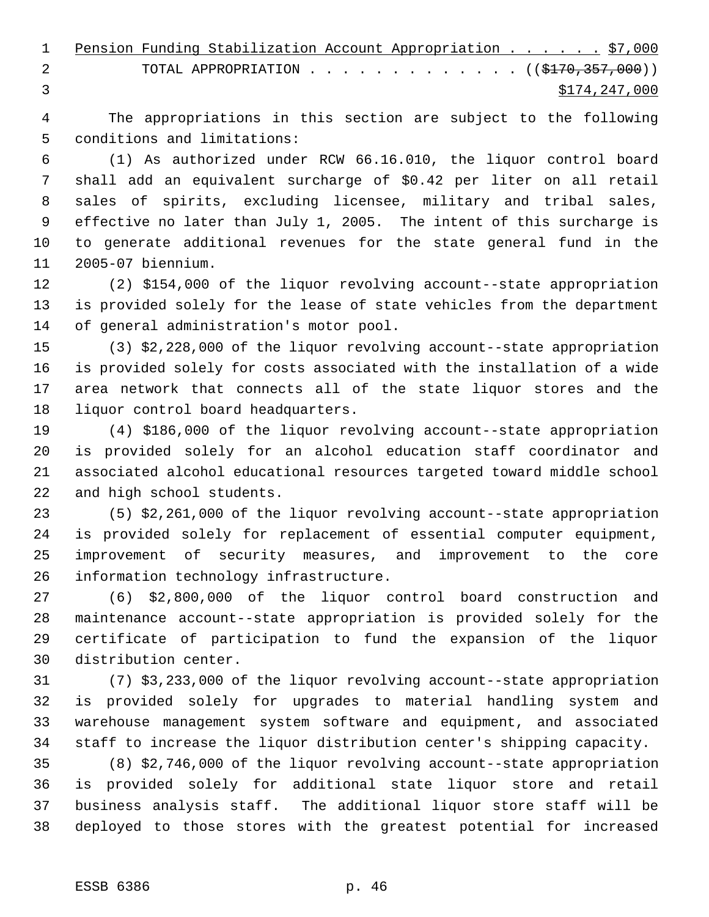Pension Funding Stabilization Account Appropriation . . . . . . $7,000
TOTAL APPROPRIATION . . . . . . . . . . . . . (($170,357,000))
$174,247,000

The appropriations in this section are subject to the following conditions and limitations:

(1) As authorized under RCW 66.16.010, the liquor control board shall add an equivalent surcharge of $0.42 per liter on all retail sales of spirits, excluding licensee, military and tribal sales, effective no later than July 1, 2005. The intent of this surcharge is to generate additional revenues for the state general fund in the 2005-07 biennium.

(2) $154,000 of the liquor revolving account--state appropriation is provided solely for the lease of state vehicles from the department of general administration's motor pool.

(3) $2,228,000 of the liquor revolving account--state appropriation is provided solely for costs associated with the installation of a wide area network that connects all of the state liquor stores and the liquor control board headquarters.

(4) $186,000 of the liquor revolving account--state appropriation is provided solely for an alcohol education staff coordinator and associated alcohol educational resources targeted toward middle school and high school students.

(5) $2,261,000 of the liquor revolving account--state appropriation is provided solely for replacement of essential computer equipment, improvement of security measures, and improvement to the core information technology infrastructure.

(6) $2,800,000 of the liquor control board construction and maintenance account--state appropriation is provided solely for the certificate of participation to fund the expansion of the liquor distribution center.

(7) $3,233,000 of the liquor revolving account--state appropriation is provided solely for upgrades to material handling system and warehouse management system software and equipment, and associated staff to increase the liquor distribution center's shipping capacity.

(8) $2,746,000 of the liquor revolving account--state appropriation is provided solely for additional state liquor store and retail business analysis staff. The additional liquor store staff will be deployed to those stores with the greatest potential for increased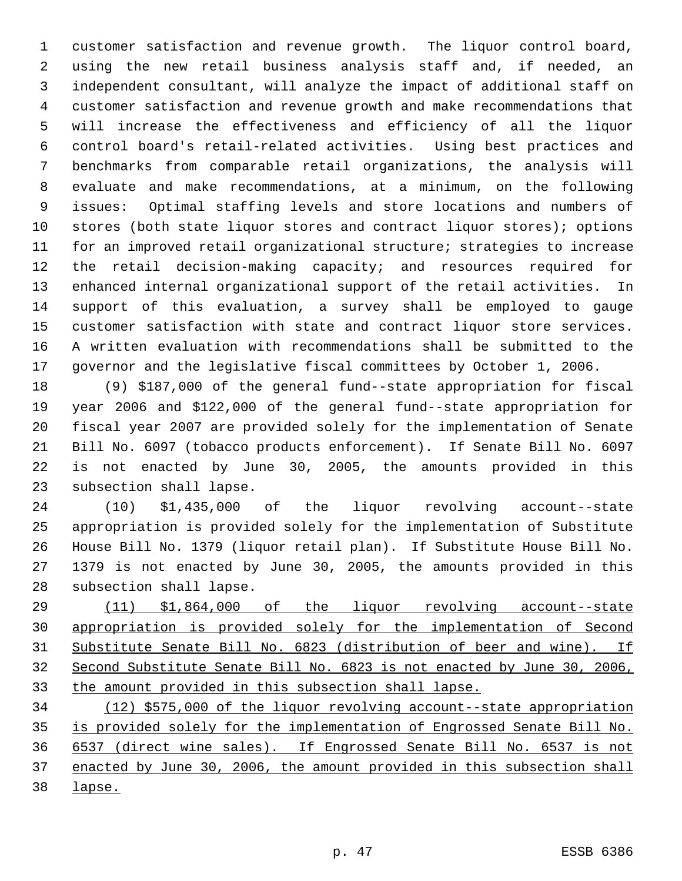customer satisfaction and revenue growth. The liquor control board, using the new retail business analysis staff and, if needed, an independent consultant, will analyze the impact of additional staff on customer satisfaction and revenue growth and make recommendations that will increase the effectiveness and efficiency of all the liquor control board's retail-related activities. Using best practices and benchmarks from comparable retail organizations, the analysis will evaluate and make recommendations, at a minimum, on the following issues: Optimal staffing levels and store locations and numbers of stores (both state liquor stores and contract liquor stores); options for an improved retail organizational structure; strategies to increase the retail decision-making capacity; and resources required for enhanced internal organizational support of the retail activities. In support of this evaluation, a survey shall be employed to gauge customer satisfaction with state and contract liquor store services. A written evaluation with recommendations shall be submitted to the governor and the legislative fiscal committees by October 1, 2006.

(9) $187,000 of the general fund--state appropriation for fiscal year 2006 and $122,000 of the general fund--state appropriation for fiscal year 2007 are provided solely for the implementation of Senate Bill No. 6097 (tobacco products enforcement). If Senate Bill No. 6097 is not enacted by June 30, 2005, the amounts provided in this subsection shall lapse.

(10) $1,435,000 of the liquor revolving account--state appropriation is provided solely for the implementation of Substitute House Bill No. 1379 (liquor retail plan). If Substitute House Bill No. 1379 is not enacted by June 30, 2005, the amounts provided in this subsection shall lapse.

<u>(11) $1,864,000 of the liquor revolving account--state appropriation is provided solely for the implementation of Second Substitute Senate Bill No. 6823 (distribution of beer and wine). If Second Substitute Senate Bill No. 6823 is not enacted by June 30, 2006, the amount provided in this subsection shall lapse.</u>

<u>(12) $575,000 of the liquor revolving account--state appropriation is provided solely for the implementation of Engrossed Senate Bill No. 6537 (direct wine sales). If Engrossed Senate Bill No. 6537 is not enacted by June 30, 2006, the amount provided in this subsection shall lapse.</u>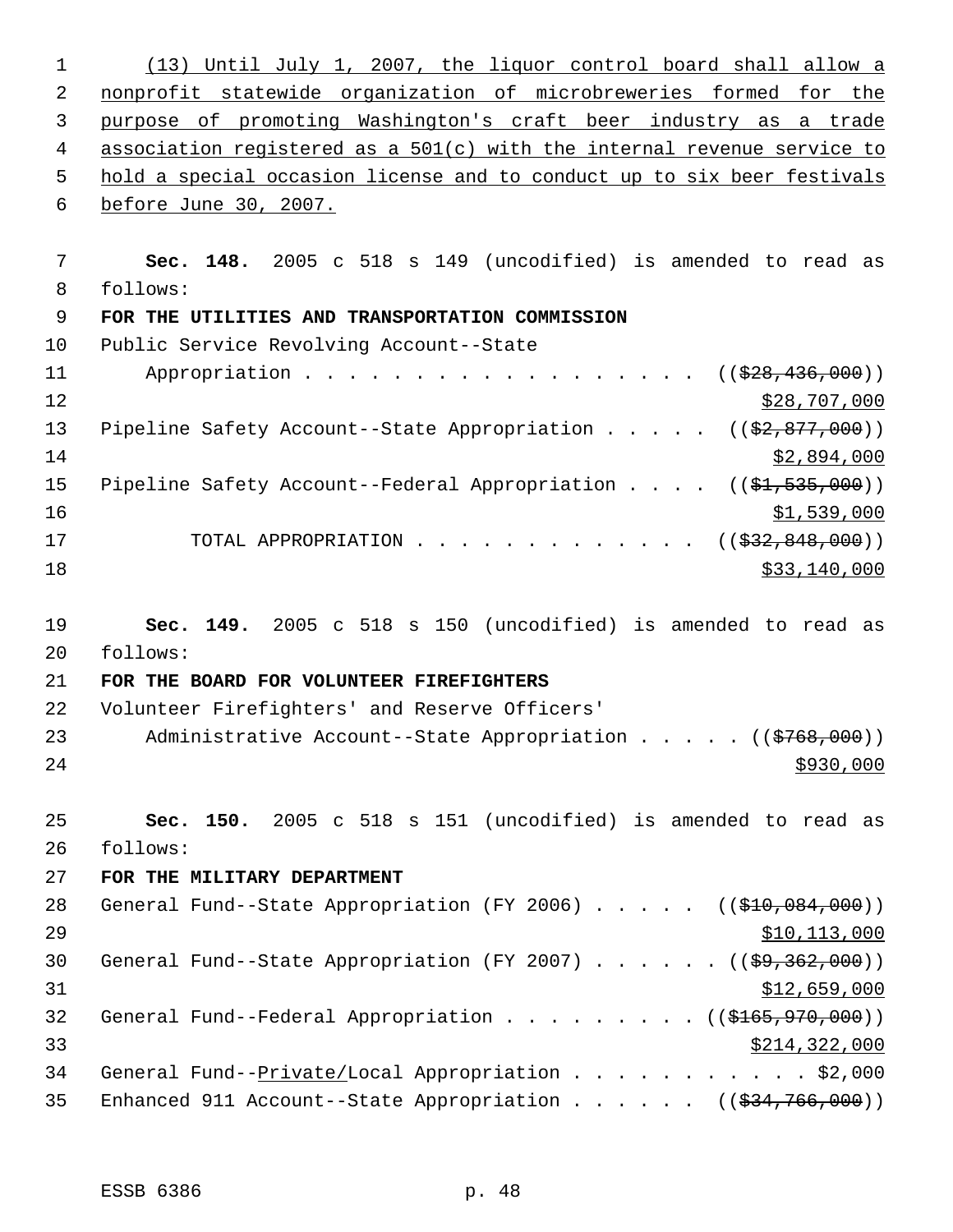<u>(13) Until July 1, 2007, the liquor control board shall allow a nonprofit statewide organization of microbreweries formed for the purpose of promoting Washington's craft beer industry as a trade association registered as a 501(c) with the internal revenue service to hold a special occasion license and to conduct up to six beer festivals before June 30, 2007.</u>

**Sec. 148.** 2005 c 518 s 149 (uncodified) is amended to read as follows:

**FOR THE UTILITIES AND TRANSPORTATION COMMISSION**

Public Service Revolving Account--State Appropriation . . . . . . . . . . . . . . . . . . ((~~$28,436,000~~)) <u>$28,707,000</u>

Pipeline Safety Account--State Appropriation . . . . . ((~~$2,877,000~~)) <u>$2,894,000</u>

Pipeline Safety Account--Federal Appropriation . . . . ((~~$1,535,000~~)) <u>$1,539,000</u>

TOTAL APPROPRIATION . . . . . . . . . . . . . ((~~$32,848,000~~)) <u>$33,140,000</u>

**Sec. 149.** 2005 c 518 s 150 (uncodified) is amended to read as follows:

**FOR THE BOARD FOR VOLUNTEER FIREFIGHTERS**

Volunteer Firefighters' and Reserve Officers' Administrative Account--State Appropriation . . . . . ((~~$768,000~~)) <u>$930,000</u>

**Sec. 150.** 2005 c 518 s 151 (uncodified) is amended to read as follows:

**FOR THE MILITARY DEPARTMENT**

General Fund--State Appropriation (FY 2006) . . . . . ((~~$10,084,000~~)) <u>$10,113,000</u>

General Fund--State Appropriation (FY 2007) . . . . . . ((~~$9,362,000~~)) <u>$12,659,000</u>

General Fund--Federal Appropriation . . . . . . . . . ((~~$165,970,000~~)) <u>$214,322,000</u>

General Fund--<u>Private/</u>Local Appropriation . . . . . . . . . . . $2,000

Enhanced 911 Account--State Appropriation . . . . . . ((~~$34,766,000~~))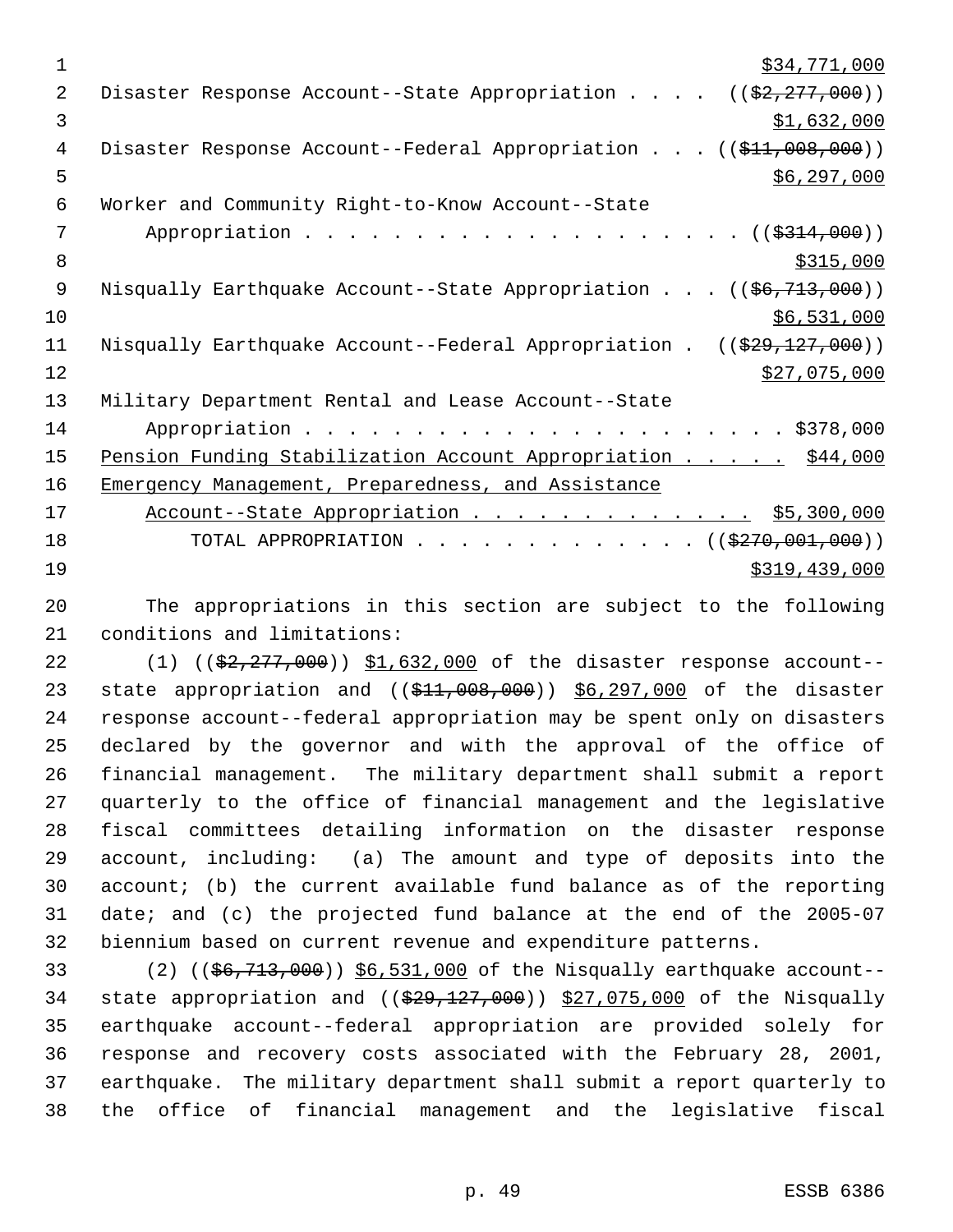$34,771,000

Disaster Response Account--State Appropriation . . . . ((~~$2,277,000~~)) $1,632,000

Disaster Response Account--Federal Appropriation . . . ((~~$11,008,000~~)) $6,297,000

Worker and Community Right-to-Know Account--State Appropriation . . . . . . . . . . . . . . . . . . . . . ((~~$314,000~~)) $315,000

Nisqually Earthquake Account--State Appropriation . . . ((~~$6,713,000~~)) $6,531,000

Nisqually Earthquake Account--Federal Appropriation . ((~~$29,127,000~~)) $27,075,000

Military Department Rental and Lease Account--State Appropriation . . . . . . . . . . . . . . . . . . . . . . . $378,000

Pension Funding Stabilization Account Appropriation . . . . . $44,000

Emergency Management, Preparedness, and Assistance Account--State Appropriation . . . . . . . . . . . . . $5,300,000

TOTAL APPROPRIATION . . . . . . . . . . . . . ((~~$270,001,000~~)) $319,439,000

The appropriations in this section are subject to the following conditions and limitations:

(1) ((~~$2,277,000~~)) $1,632,000 of the disaster response account--state appropriation and ((~~$11,008,000~~)) $6,297,000 of the disaster response account--federal appropriation may be spent only on disasters declared by the governor and with the approval of the office of financial management. The military department shall submit a report quarterly to the office of financial management and the legislative fiscal committees detailing information on the disaster response account, including: (a) The amount and type of deposits into the account; (b) the current available fund balance as of the reporting date; and (c) the projected fund balance at the end of the 2005-07 biennium based on current revenue and expenditure patterns.

(2) ((~~$6,713,000~~)) $6,531,000 of the Nisqually earthquake account--state appropriation and ((~~$29,127,000~~)) $27,075,000 of the Nisqually earthquake account--federal appropriation are provided solely for response and recovery costs associated with the February 28, 2001, earthquake. The military department shall submit a report quarterly to the office of financial management and the legislative fiscal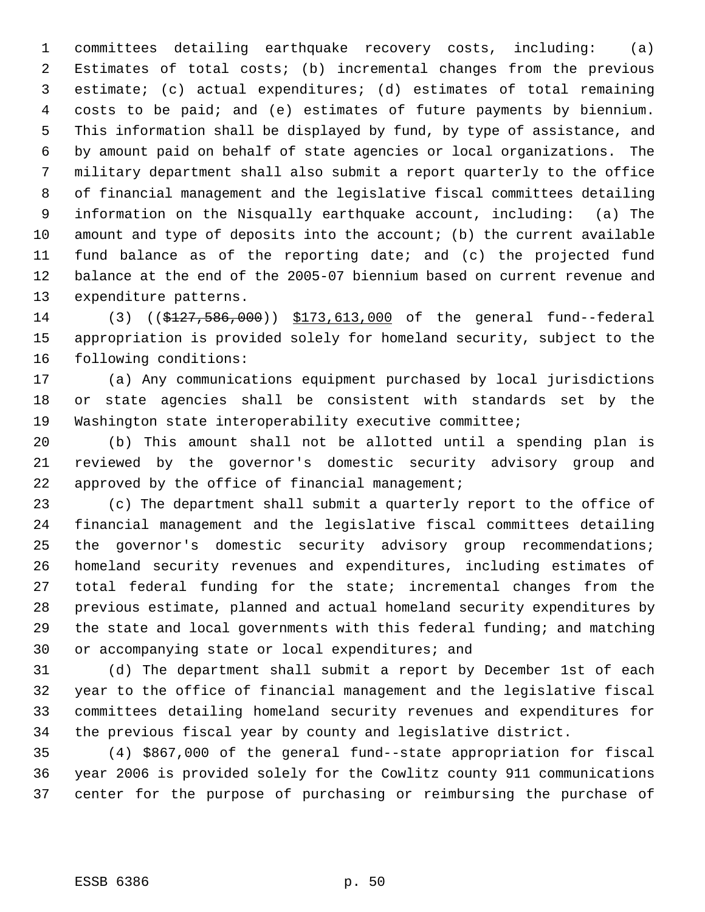committees detailing earthquake recovery costs, including: (a) Estimates of total costs; (b) incremental changes from the previous estimate; (c) actual expenditures; (d) estimates of total remaining costs to be paid; and (e) estimates of future payments by biennium. This information shall be displayed by fund, by type of assistance, and by amount paid on behalf of state agencies or local organizations. The military department shall also submit a report quarterly to the office of financial management and the legislative fiscal committees detailing information on the Nisqually earthquake account, including: (a) The amount and type of deposits into the account; (b) the current available fund balance as of the reporting date; and (c) the projected fund balance at the end of the 2005-07 biennium based on current revenue and expenditure patterns.

(3) ((~~$127,586,000~~)) <u>$173,613,000</u> of the general fund--federal appropriation is provided solely for homeland security, subject to the following conditions:

(a) Any communications equipment purchased by local jurisdictions or state agencies shall be consistent with standards set by the Washington state interoperability executive committee;

(b) This amount shall not be allotted until a spending plan is reviewed by the governor's domestic security advisory group and approved by the office of financial management;

(c) The department shall submit a quarterly report to the office of financial management and the legislative fiscal committees detailing the governor's domestic security advisory group recommendations; homeland security revenues and expenditures, including estimates of total federal funding for the state; incremental changes from the previous estimate, planned and actual homeland security expenditures by the state and local governments with this federal funding; and matching or accompanying state or local expenditures; and

(d) The department shall submit a report by December 1st of each year to the office of financial management and the legislative fiscal committees detailing homeland security revenues and expenditures for the previous fiscal year by county and legislative district.

(4) $867,000 of the general fund--state appropriation for fiscal year 2006 is provided solely for the Cowlitz county 911 communications center for the purpose of purchasing or reimbursing the purchase of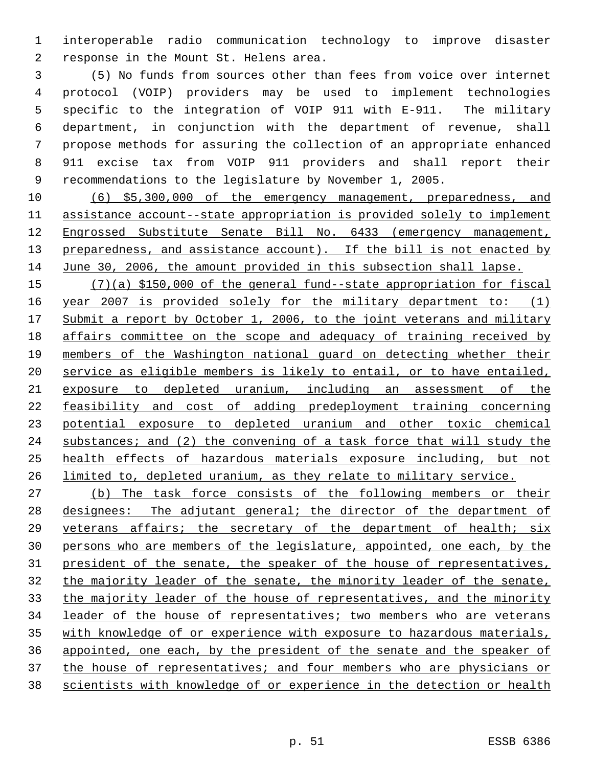interoperable radio communication technology to improve disaster response in the Mount St. Helens area.

(5) No funds from sources other than fees from voice over internet protocol (VOIP) providers may be used to implement technologies specific to the integration of VOIP 911 with E-911. The military department, in conjunction with the department of revenue, shall propose methods for assuring the collection of an appropriate enhanced 911 excise tax from VOIP 911 providers and shall report their recommendations to the legislature by November 1, 2005.

(6) $5,300,000 of the emergency management, preparedness, and assistance account--state appropriation is provided solely to implement Engrossed Substitute Senate Bill No. 6433 (emergency management, preparedness, and assistance account). If the bill is not enacted by June 30, 2006, the amount provided in this subsection shall lapse.

(7)(a) $150,000 of the general fund--state appropriation for fiscal year 2007 is provided solely for the military department to: (1) Submit a report by October 1, 2006, to the joint veterans and military affairs committee on the scope and adequacy of training received by members of the Washington national guard on detecting whether their service as eligible members is likely to entail, or to have entailed, exposure to depleted uranium, including an assessment of the feasibility and cost of adding predeployment training concerning potential exposure to depleted uranium and other toxic chemical substances; and (2) the convening of a task force that will study the health effects of hazardous materials exposure including, but not limited to, depleted uranium, as they relate to military service.

(b) The task force consists of the following members or their designees: The adjutant general; the director of the department of veterans affairs; the secretary of the department of health; six persons who are members of the legislature, appointed, one each, by the president of the senate, the speaker of the house of representatives, the majority leader of the senate, the minority leader of the senate, the majority leader of the house of representatives, and the minority leader of the house of representatives; two members who are veterans with knowledge of or experience with exposure to hazardous materials, appointed, one each, by the president of the senate and the speaker of the house of representatives; and four members who are physicians or scientists with knowledge of or experience in the detection or health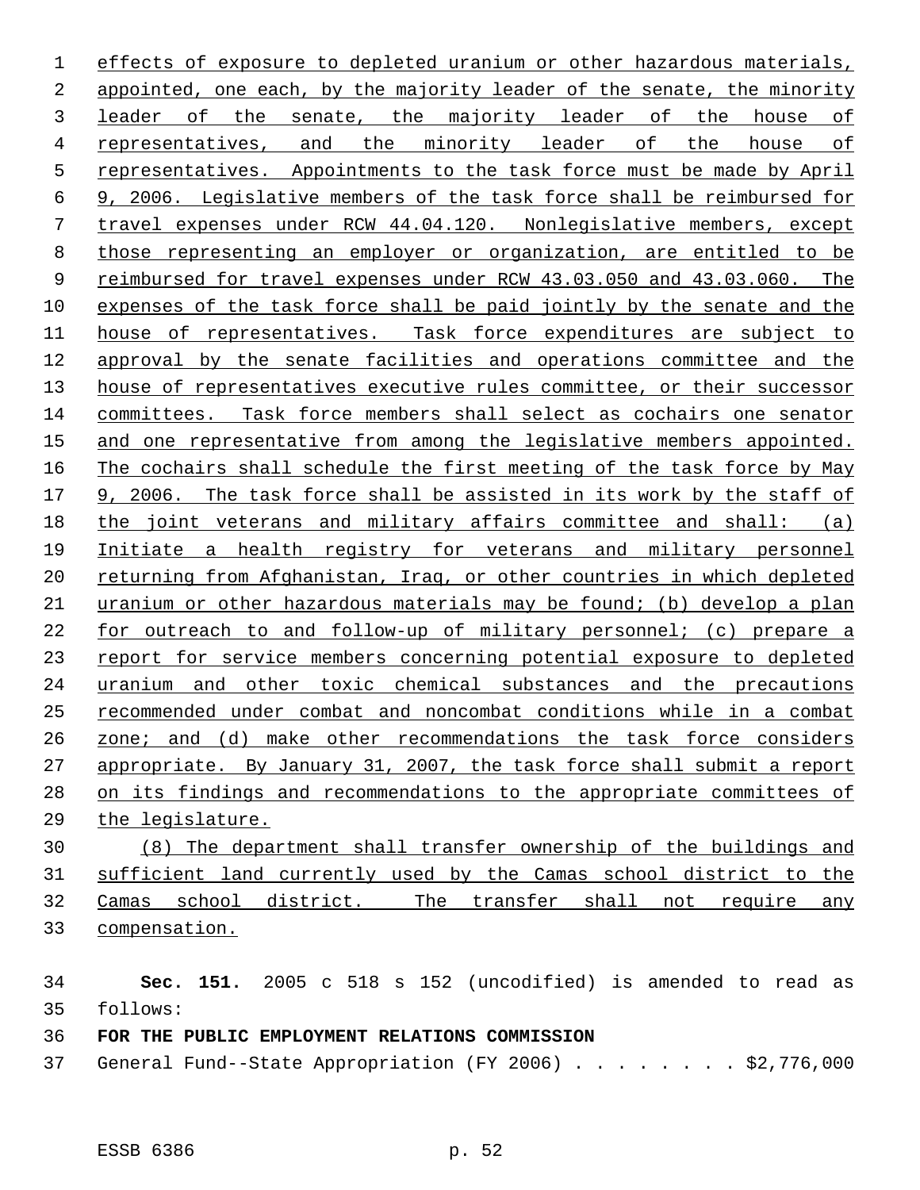effects of exposure to depleted uranium or other hazardous materials, appointed, one each, by the majority leader of the senate, the minority leader of the senate, the majority leader of the house of representatives, and the minority leader of the house of representatives. Appointments to the task force must be made by April 9, 2006. Legislative members of the task force shall be reimbursed for travel expenses under RCW 44.04.120. Nonlegislative members, except those representing an employer or organization, are entitled to be reimbursed for travel expenses under RCW 43.03.050 and 43.03.060. The expenses of the task force shall be paid jointly by the senate and the house of representatives. Task force expenditures are subject to approval by the senate facilities and operations committee and the house of representatives executive rules committee, or their successor committees. Task force members shall select as cochairs one senator and one representative from among the legislative members appointed. The cochairs shall schedule the first meeting of the task force by May 9, 2006. The task force shall be assisted in its work by the staff of the joint veterans and military affairs committee and shall: (a) Initiate a health registry for veterans and military personnel returning from Afghanistan, Iraq, or other countries in which depleted uranium or other hazardous materials may be found; (b) develop a plan for outreach to and follow-up of military personnel; (c) prepare a report for service members concerning potential exposure to depleted uranium and other toxic chemical substances and the precautions recommended under combat and noncombat conditions while in a combat zone; and (d) make other recommendations the task force considers appropriate. By January 31, 2007, the task force shall submit a report on its findings and recommendations to the appropriate committees of the legislature.

(8) The department shall transfer ownership of the buildings and sufficient land currently used by the Camas school district to the Camas school district. The transfer shall not require any compensation.

**Sec. 151.** 2005 c 518 s 152 (uncodified) is amended to read as follows:

**FOR THE PUBLIC EMPLOYMENT RELATIONS COMMISSION**

General Fund--State Appropriation (FY 2006) . . . . . . . . $2,776,000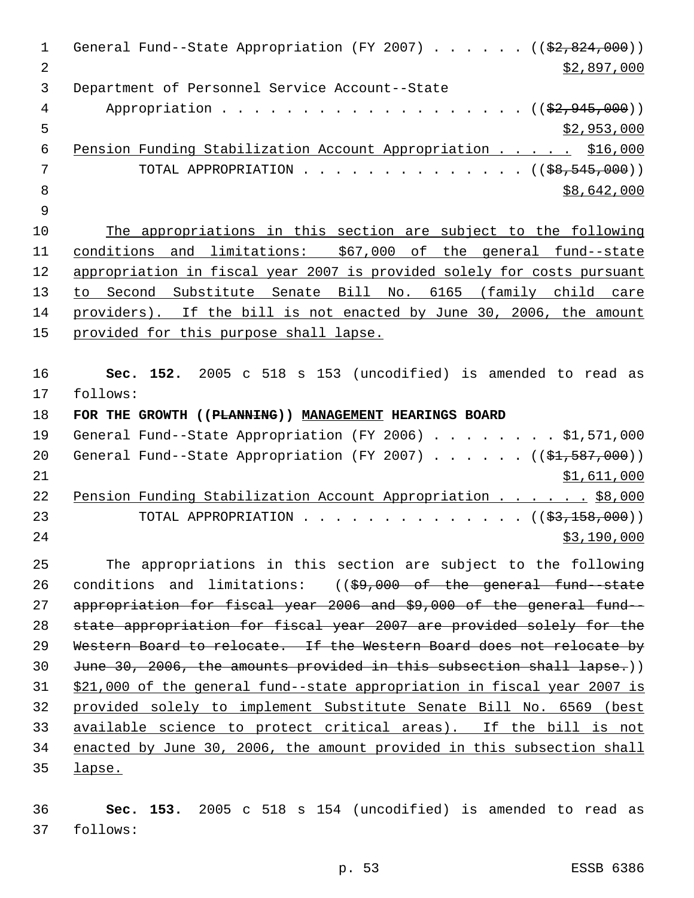General Fund--State Appropriation (FY 2007) . . . . . . ((~~$2,824,000~~))
$2,897,000

Department of Personnel Service Account--State
Appropriation . . . . . . . . . . . . . . . . . . . . ((~~$2,945,000~~))
$2,953,000

Pension Funding Stabilization Account Appropriation . . . . . $16,000

TOTAL APPROPRIATION . . . . . . . . . . . . . . . ((~~$8,545,000~~))
$8,642,000

The appropriations in this section are subject to the following conditions and limitations: $67,000 of the general fund--state appropriation in fiscal year 2007 is provided solely for costs pursuant to Second Substitute Senate Bill No. 6165 (family child care providers). If the bill is not enacted by June 30, 2006, the amount provided for this purpose shall lapse.

**Sec. 152.** 2005 c 518 s 153 (uncodified) is amended to read as follows:

**FOR THE GROWTH ((~~PLANNING~~)) MANAGEMENT HEARINGS BOARD**

General Fund--State Appropriation (FY 2006) . . . . . . . . $1,571,000

General Fund--State Appropriation (FY 2007) . . . . . . ((~~$1,587,000~~))
$1,611,000

Pension Funding Stabilization Account Appropriation . . . . . . $8,000

TOTAL APPROPRIATION . . . . . . . . . . . . . . . ((~~$3,158,000~~))
$3,190,000

The appropriations in this section are subject to the following conditions and limitations: ((~~$9,000 of the general fund--state appropriation for fiscal year 2006 and $9,000 of the general fund--state appropriation for fiscal year 2007 are provided solely for the Western Board to relocate. If the Western Board does not relocate by June 30, 2006, the amounts provided in this subsection shall lapse.~~)) $21,000 of the general fund--state appropriation in fiscal year 2007 is provided solely to implement Substitute Senate Bill No. 6569 (best available science to protect critical areas). If the bill is not enacted by June 30, 2006, the amount provided in this subsection shall lapse.

**Sec. 153.** 2005 c 518 s 154 (uncodified) is amended to read as follows: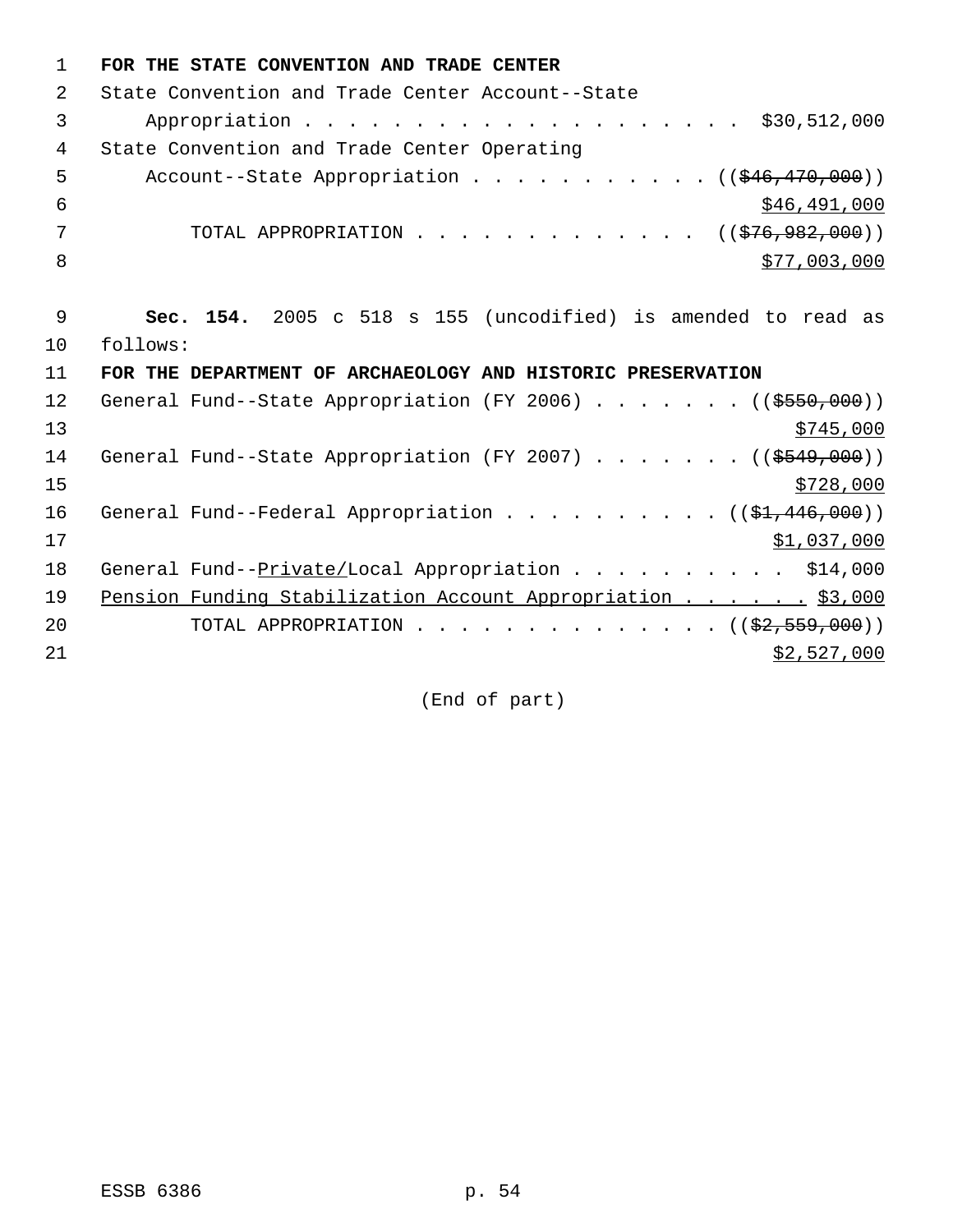**FOR THE STATE CONVENTION AND TRADE CENTER**

State Convention and Trade Center Account--State Appropriation . . . . . . . . . . . . . . . . . . . . $30,512,000

State Convention and Trade Center Operating Account--State Appropriation . . . . . . . . . . . (( ~~$46,470,000~~ )) $46,491,000

TOTAL APPROPRIATION . . . . . . . . . . . . . (( ~~$76,982,000~~ )) $77,003,000

**Sec. 154.** 2005 c 518 s 155 (uncodified) is amended to read as follows:

**FOR THE DEPARTMENT OF ARCHAEOLOGY AND HISTORIC PRESERVATION**

General Fund--State Appropriation (FY 2006) . . . . . . . (( ~~$550,000~~ )) $745,000

General Fund--State Appropriation (FY 2007) . . . . . . . (( ~~$549,000~~ )) $728,000

General Fund--Federal Appropriation . . . . . . . . . . (( ~~$1,446,000~~ )) $1,037,000

General Fund--Private/Local Appropriation . . . . . . . . . . $14,000

Pension Funding Stabilization Account Appropriation . . . . . . $3,000

TOTAL APPROPRIATION . . . . . . . . . . . . . . (( ~~$2,559,000~~ )) $2,527,000

(End of part)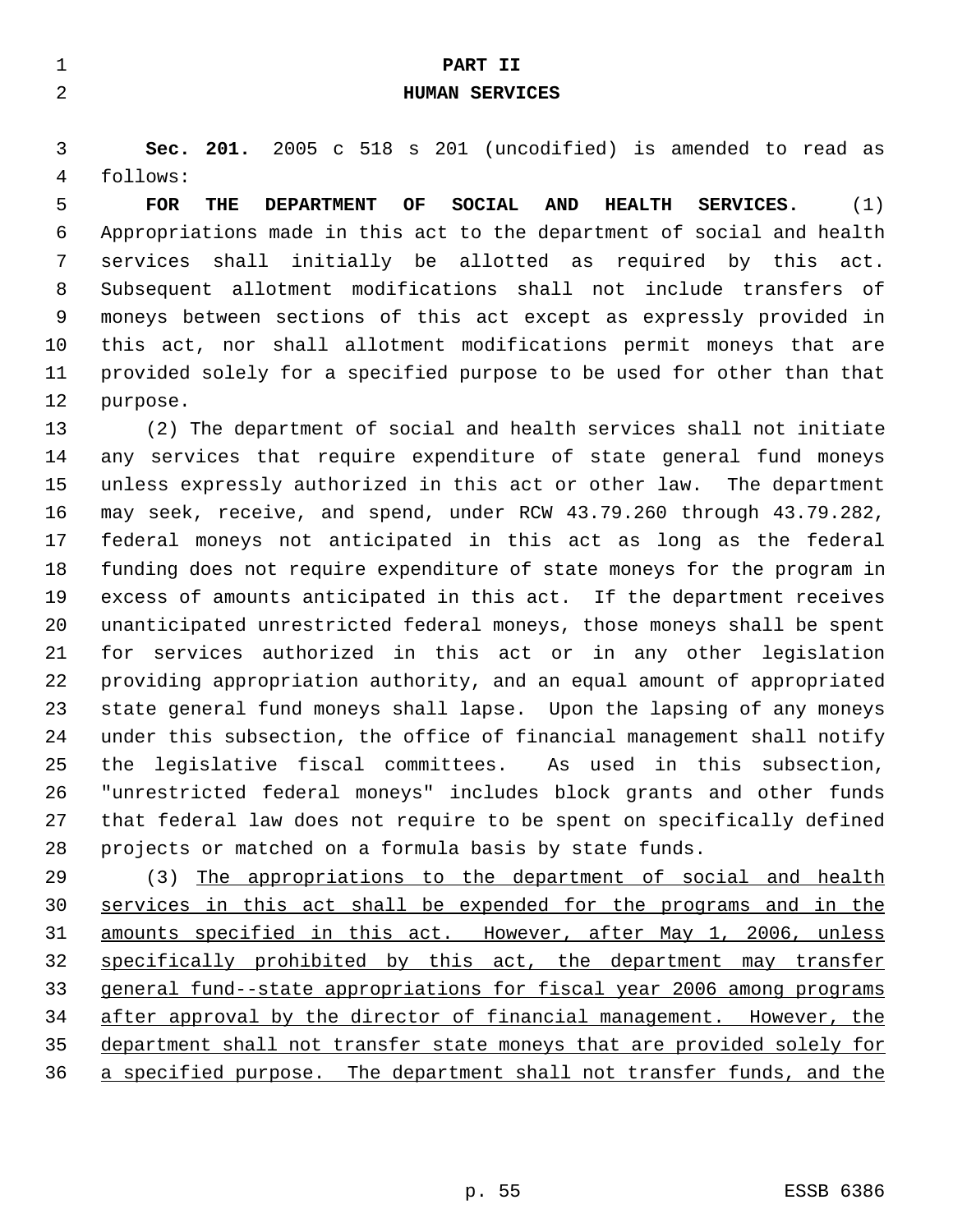# PART II
## HUMAN SERVICES

**Sec. 201.** 2005 c 518 s 201 (uncodified) is amended to read as follows:

**FOR THE DEPARTMENT OF SOCIAL AND HEALTH SERVICES.** (1) Appropriations made in this act to the department of social and health services shall initially be allotted as required by this act. Subsequent allotment modifications shall not include transfers of moneys between sections of this act except as expressly provided in this act, nor shall allotment modifications permit moneys that are provided solely for a specified purpose to be used for other than that purpose.

(2) The department of social and health services shall not initiate any services that require expenditure of state general fund moneys unless expressly authorized in this act or other law. The department may seek, receive, and spend, under RCW 43.79.260 through 43.79.282, federal moneys not anticipated in this act as long as the federal funding does not require expenditure of state moneys for the program in excess of amounts anticipated in this act. If the department receives unanticipated unrestricted federal moneys, those moneys shall be spent for services authorized in this act or in any other legislation providing appropriation authority, and an equal amount of appropriated state general fund moneys shall lapse. Upon the lapsing of any moneys under this subsection, the office of financial management shall notify the legislative fiscal committees. As used in this subsection, "unrestricted federal moneys" includes block grants and other funds that federal law does not require to be spent on specifically defined projects or matched on a formula basis by state funds.

(3) The appropriations to the department of social and health services in this act shall be expended for the programs and in the amounts specified in this act. However, after May 1, 2006, unless specifically prohibited by this act, the department may transfer general fund--state appropriations for fiscal year 2006 among programs after approval by the director of financial management. However, the department shall not transfer state moneys that are provided solely for a specified purpose. The department shall not transfer funds, and the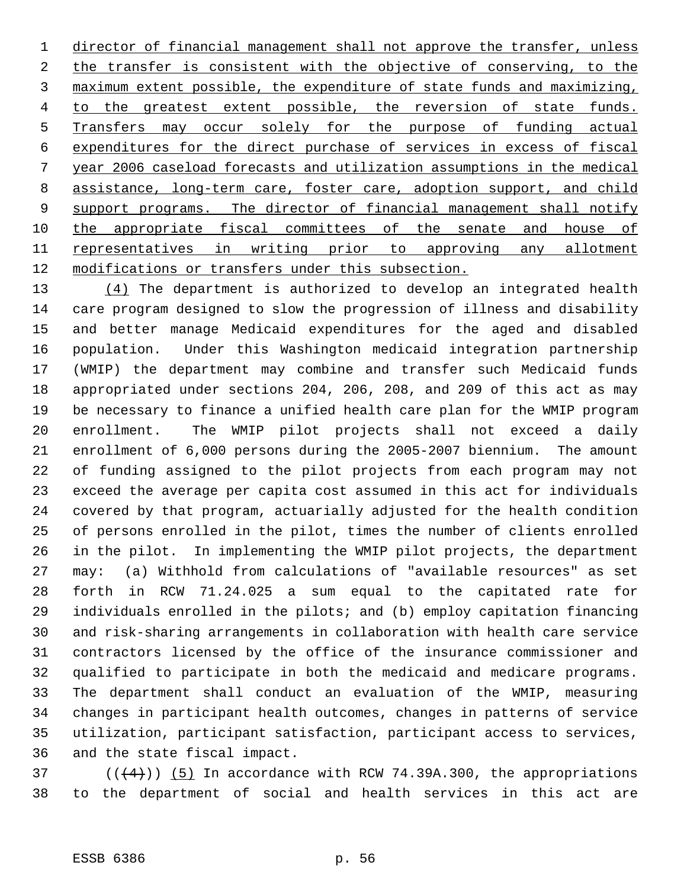director of financial management shall not approve the transfer, unless the transfer is consistent with the objective of conserving, to the maximum extent possible, the expenditure of state funds and maximizing, to the greatest extent possible, the reversion of state funds. Transfers may occur solely for the purpose of funding actual expenditures for the direct purchase of services in excess of fiscal year 2006 caseload forecasts and utilization assumptions in the medical assistance, long-term care, foster care, adoption support, and child support programs. The director of financial management shall notify the appropriate fiscal committees of the senate and house of representatives in writing prior to approving any allotment modifications or transfers under this subsection.

(4) The department is authorized to develop an integrated health care program designed to slow the progression of illness and disability and better manage Medicaid expenditures for the aged and disabled population. Under this Washington medicaid integration partnership (WMIP) the department may combine and transfer such Medicaid funds appropriated under sections 204, 206, 208, and 209 of this act as may be necessary to finance a unified health care plan for the WMIP program enrollment. The WMIP pilot projects shall not exceed a daily enrollment of 6,000 persons during the 2005-2007 biennium. The amount of funding assigned to the pilot projects from each program may not exceed the average per capita cost assumed in this act for individuals covered by that program, actuarially adjusted for the health condition of persons enrolled in the pilot, times the number of clients enrolled in the pilot. In implementing the WMIP pilot projects, the department may: (a) Withhold from calculations of "available resources" as set forth in RCW 71.24.025 a sum equal to the capitated rate for individuals enrolled in the pilots; and (b) employ capitation financing and risk-sharing arrangements in collaboration with health care service contractors licensed by the office of the insurance commissioner and qualified to participate in both the medicaid and medicare programs. The department shall conduct an evaluation of the WMIP, measuring changes in participant health outcomes, changes in patterns of service utilization, participant satisfaction, participant access to services, and the state fiscal impact.

(((4))) (5) In accordance with RCW 74.39A.300, the appropriations to the department of social and health services in this act are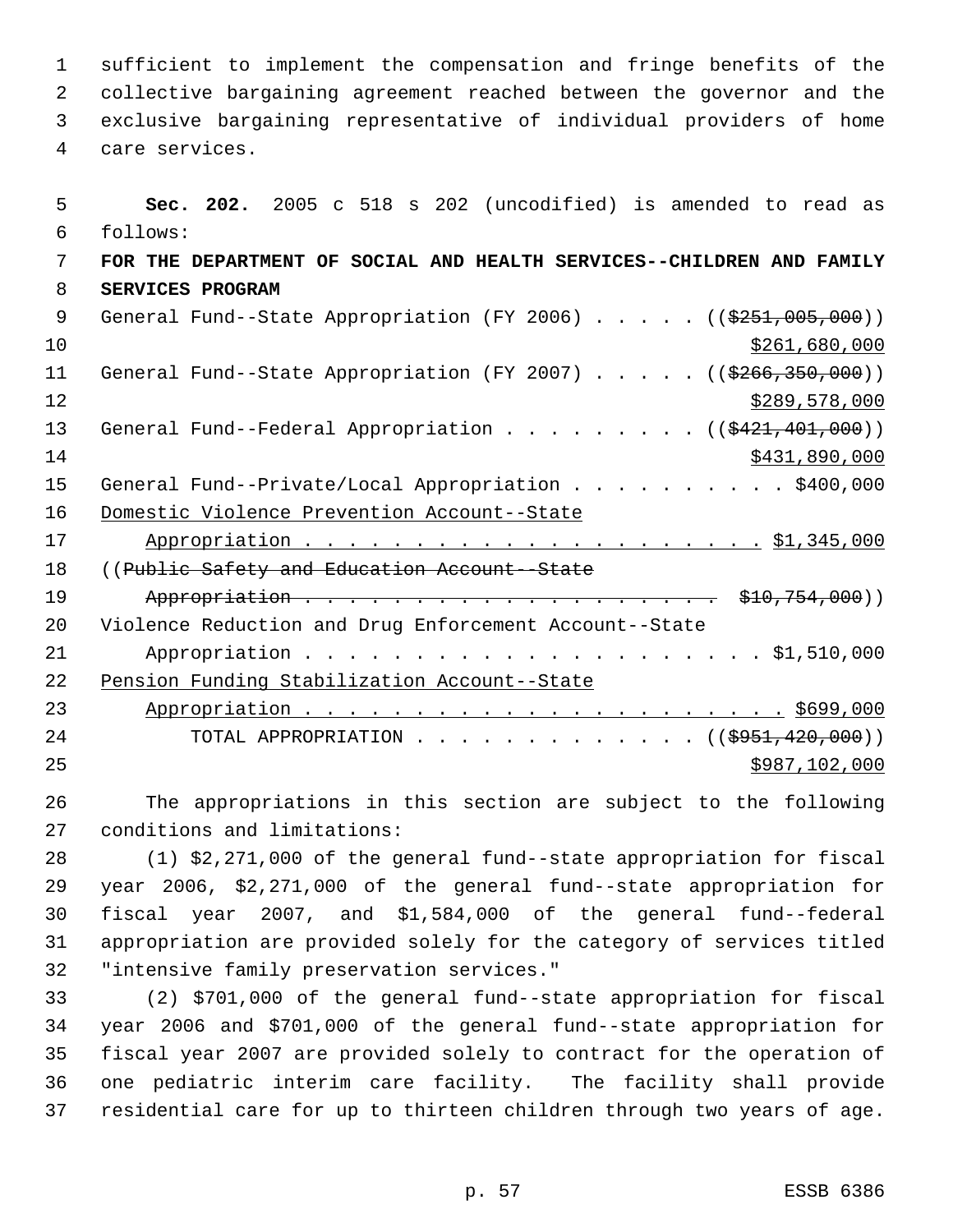sufficient to implement the compensation and fringe benefits of the collective bargaining agreement reached between the governor and the exclusive bargaining representative of individual providers of home care services.

**Sec. 202.** 2005 c 518 s 202 (uncodified) is amended to read as follows:

**FOR THE DEPARTMENT OF SOCIAL AND HEALTH SERVICES--CHILDREN AND FAMILY SERVICES PROGRAM**

General Fund--State Appropriation (FY 2006) . . . . . ((~~$251,005,000~~)) $261,680,000

General Fund--State Appropriation (FY 2007) . . . . . ((~~$266,350,000~~)) $289,578,000

General Fund--Federal Appropriation . . . . . . . . . ((~~$421,401,000~~)) $431,890,000

General Fund--Private/Local Appropriation . . . . . . . . . . $400,000

Domestic Violence Prevention Account--State Appropriation . . . . . . . . . . . . . . . . . . . . . . $1,345,000

((~~Public Safety and Education Account--State Appropriation . . . . . . . . . . . . . . . . . . . . . $10,754,000~~))

Violence Reduction and Drug Enforcement Account--State Appropriation . . . . . . . . . . . . . . . . . . . . . . $1,510,000

Pension Funding Stabilization Account--State Appropriation . . . . . . . . . . . . . . . . . . . . . . . $699,000

TOTAL APPROPRIATION . . . . . . . . . . . . . ((~~$951,420,000~~)) $987,102,000

The appropriations in this section are subject to the following conditions and limitations:

(1) $2,271,000 of the general fund--state appropriation for fiscal year 2006, $2,271,000 of the general fund--state appropriation for fiscal year 2007, and $1,584,000 of the general fund--federal appropriation are provided solely for the category of services titled "intensive family preservation services."

(2) $701,000 of the general fund--state appropriation for fiscal year 2006 and $701,000 of the general fund--state appropriation for fiscal year 2007 are provided solely to contract for the operation of one pediatric interim care facility. The facility shall provide residential care for up to thirteen children through two years of age.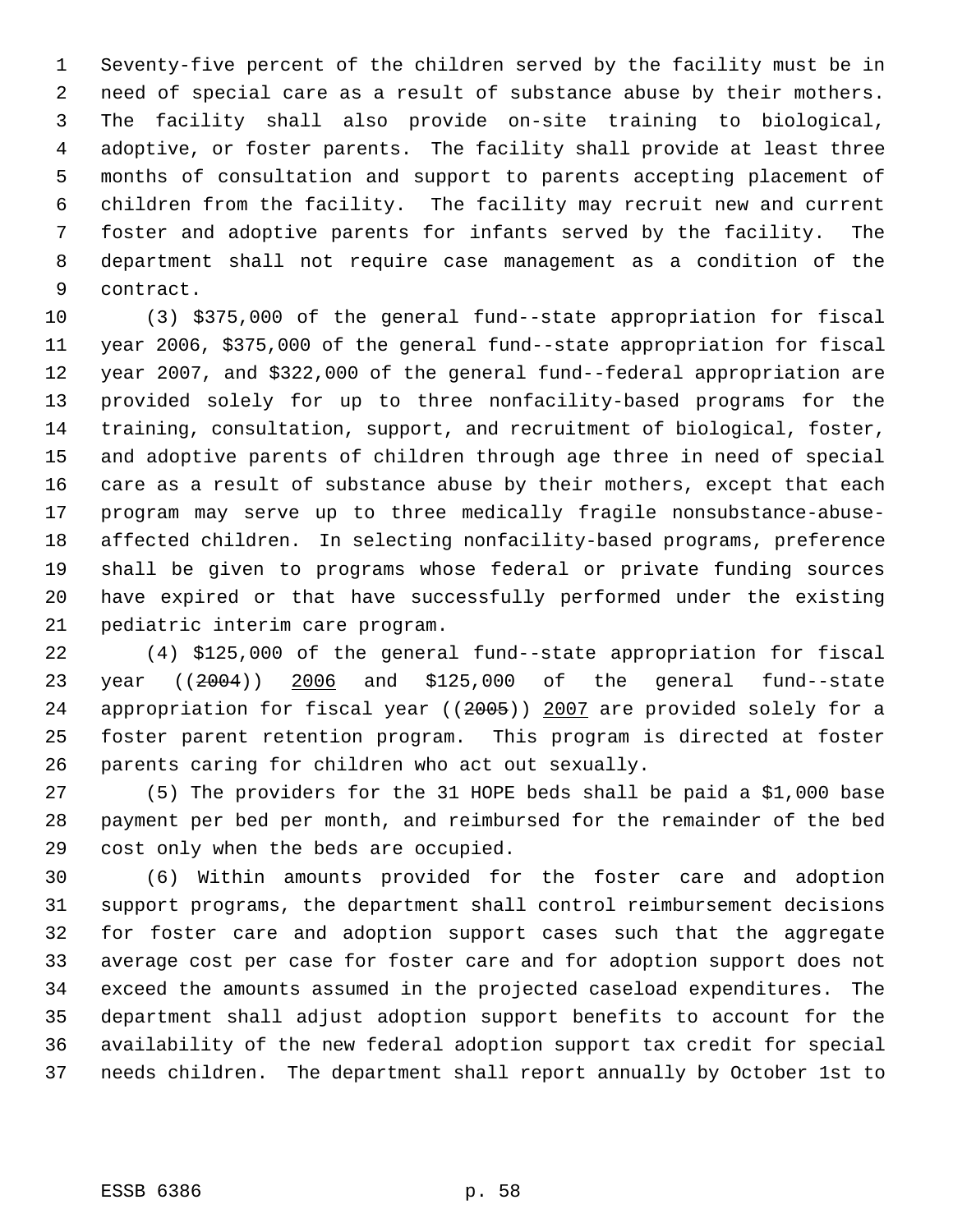Seventy-five percent of the children served by the facility must be in need of special care as a result of substance abuse by their mothers. The facility shall also provide on-site training to biological, adoptive, or foster parents. The facility shall provide at least three months of consultation and support to parents accepting placement of children from the facility. The facility may recruit new and current foster and adoptive parents for infants served by the facility. The department shall not require case management as a condition of the contract.

(3) $375,000 of the general fund--state appropriation for fiscal year 2006, $375,000 of the general fund--state appropriation for fiscal year 2007, and $322,000 of the general fund--federal appropriation are provided solely for up to three nonfacility-based programs for the training, consultation, support, and recruitment of biological, foster, and adoptive parents of children through age three in need of special care as a result of substance abuse by their mothers, except that each program may serve up to three medically fragile nonsubstance-abuse-affected children. In selecting nonfacility-based programs, preference shall be given to programs whose federal or private funding sources have expired or that have successfully performed under the existing pediatric interim care program.

(4) $125,000 of the general fund--state appropriation for fiscal year ((~~2004~~)) 2006 and $125,000 of the general fund--state appropriation for fiscal year ((~~2005~~)) 2007 are provided solely for a foster parent retention program. This program is directed at foster parents caring for children who act out sexually.

(5) The providers for the 31 HOPE beds shall be paid a $1,000 base payment per bed per month, and reimbursed for the remainder of the bed cost only when the beds are occupied.

(6) Within amounts provided for the foster care and adoption support programs, the department shall control reimbursement decisions for foster care and adoption support cases such that the aggregate average cost per case for foster care and for adoption support does not exceed the amounts assumed in the projected caseload expenditures. The department shall adjust adoption support benefits to account for the availability of the new federal adoption support tax credit for special needs children. The department shall report annually by October 1st to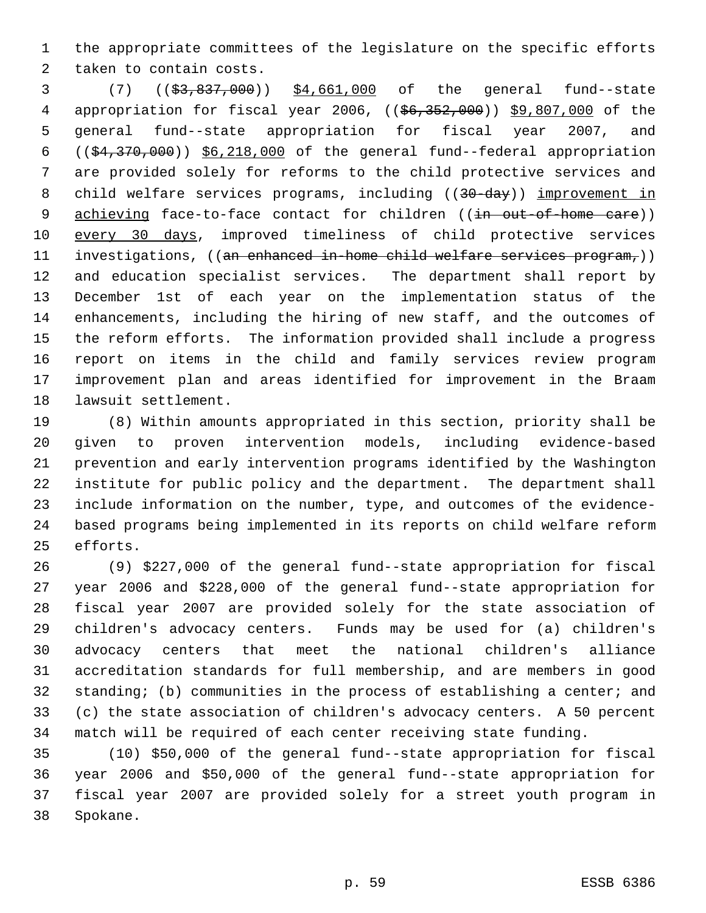the appropriate committees of the legislature on the specific efforts taken to contain costs.

(7) ((~~$3,837,000~~)) <u>$4,661,000</u> of the general fund--state appropriation for fiscal year 2006, ((~~$6,352,000~~)) <u>$9,807,000</u> of the general fund--state appropriation for fiscal year 2007, and ((~~$4,370,000~~)) <u>$6,218,000</u> of the general fund--federal appropriation are provided solely for reforms to the child protective services and child welfare services programs, including ((~~30-day~~)) <u>improvement in achieving</u> face-to-face contact for children ((~~in out-of-home care~~)) <u>every 30 days</u>, improved timeliness of child protective services investigations, ((~~an enhanced in-home child welfare services program,~~)) and education specialist services. The department shall report by December 1st of each year on the implementation status of the enhancements, including the hiring of new staff, and the outcomes of the reform efforts. The information provided shall include a progress report on items in the child and family services review program improvement plan and areas identified for improvement in the Braam lawsuit settlement.

(8) Within amounts appropriated in this section, priority shall be given to proven intervention models, including evidence-based prevention and early intervention programs identified by the Washington institute for public policy and the department. The department shall include information on the number, type, and outcomes of the evidence-based programs being implemented in its reports on child welfare reform efforts.

(9) $227,000 of the general fund--state appropriation for fiscal year 2006 and $228,000 of the general fund--state appropriation for fiscal year 2007 are provided solely for the state association of children's advocacy centers. Funds may be used for (a) children's advocacy centers that meet the national children's alliance accreditation standards for full membership, and are members in good standing; (b) communities in the process of establishing a center; and (c) the state association of children's advocacy centers. A 50 percent match will be required of each center receiving state funding.

(10) $50,000 of the general fund--state appropriation for fiscal year 2006 and $50,000 of the general fund--state appropriation for fiscal year 2007 are provided solely for a street youth program in Spokane.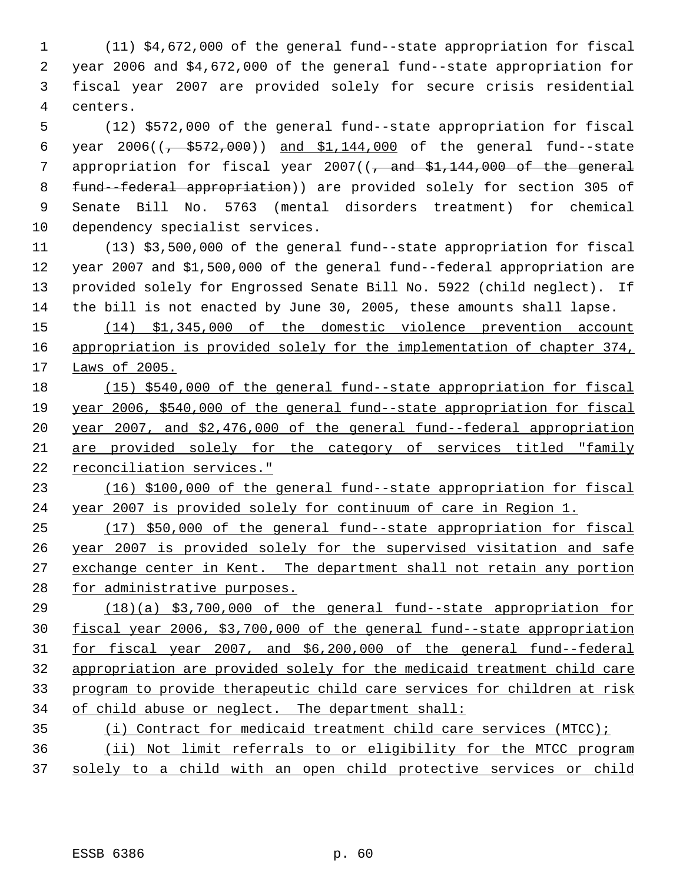(11) $4,672,000 of the general fund--state appropriation for fiscal year 2006 and $4,672,000 of the general fund--state appropriation for fiscal year 2007 are provided solely for secure crisis residential centers.

(12) $572,000 of the general fund--state appropriation for fiscal year 2006((~~, $572,000~~)) and $1,144,000 of the general fund--state appropriation for fiscal year 2007((~~, and $1,144,000 of the general fund--federal appropriation~~)) are provided solely for section 305 of Senate Bill No. 5763 (mental disorders treatment) for chemical dependency specialist services.

(13) $3,500,000 of the general fund--state appropriation for fiscal year 2007 and $1,500,000 of the general fund--federal appropriation are provided solely for Engrossed Senate Bill No. 5922 (child neglect). If the bill is not enacted by June 30, 2005, these amounts shall lapse.

(14) $1,345,000 of the domestic violence prevention account appropriation is provided solely for the implementation of chapter 374, Laws of 2005.

(15) $540,000 of the general fund--state appropriation for fiscal year 2006, $540,000 of the general fund--state appropriation for fiscal year 2007, and $2,476,000 of the general fund--federal appropriation are provided solely for the category of services titled "family reconciliation services."

(16) $100,000 of the general fund--state appropriation for fiscal year 2007 is provided solely for continuum of care in Region 1.

(17) $50,000 of the general fund--state appropriation for fiscal year 2007 is provided solely for the supervised visitation and safe exchange center in Kent. The department shall not retain any portion for administrative purposes.

(18)(a) $3,700,000 of the general fund--state appropriation for fiscal year 2006, $3,700,000 of the general fund--state appropriation for fiscal year 2007, and $6,200,000 of the general fund--federal appropriation are provided solely for the medicaid treatment child care program to provide therapeutic child care services for children at risk of child abuse or neglect. The department shall:

(i) Contract for medicaid treatment child care services (MTCC);

(ii) Not limit referrals to or eligibility for the MTCC program solely to a child with an open child protective services or child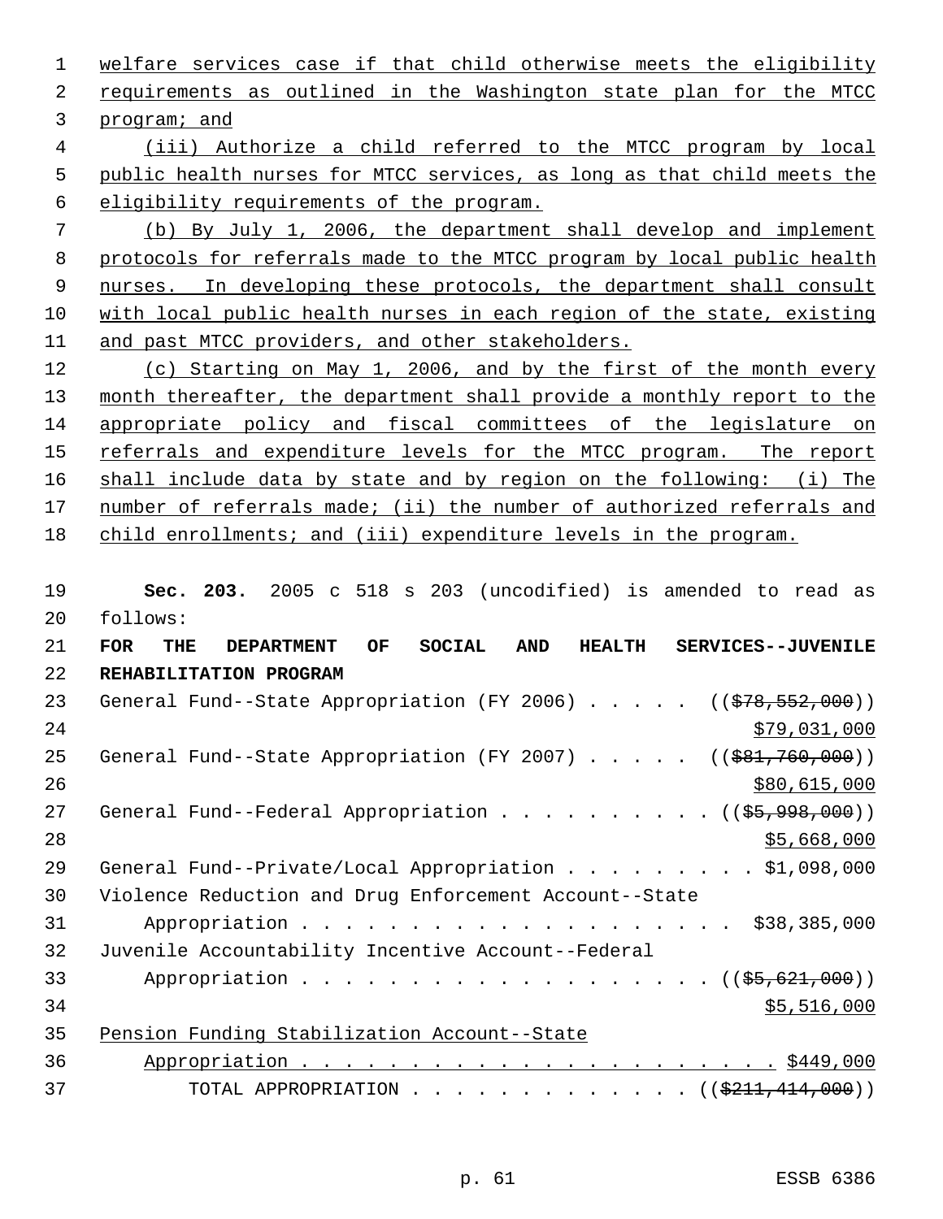welfare services case if that child otherwise meets the eligibility requirements as outlined in the Washington state plan for the MTCC program; and

(iii) Authorize a child referred to the MTCC program by local public health nurses for MTCC services, as long as that child meets the eligibility requirements of the program.

(b) By July 1, 2006, the department shall develop and implement protocols for referrals made to the MTCC program by local public health nurses. In developing these protocols, the department shall consult with local public health nurses in each region of the state, existing and past MTCC providers, and other stakeholders.

(c) Starting on May 1, 2006, and by the first of the month every month thereafter, the department shall provide a monthly report to the appropriate policy and fiscal committees of the legislature on referrals and expenditure levels for the MTCC program. The report shall include data by state and by region on the following: (i) The number of referrals made; (ii) the number of authorized referrals and child enrollments; and (iii) expenditure levels in the program.

**Sec. 203.** 2005 c 518 s 203 (uncodified) is amended to read as follows:

**FOR THE DEPARTMENT OF SOCIAL AND HEALTH SERVICES--JUVENILE REHABILITATION PROGRAM**

General Fund--State Appropriation (FY 2006) . . . . . ((~~$78,552,000~~)) $79,031,000

General Fund--State Appropriation (FY 2007) . . . . . ((~~$81,760,000~~)) $80,615,000

General Fund--Federal Appropriation . . . . . . . . . . ((~~$5,998,000~~)) $5,668,000

General Fund--Private/Local Appropriation . . . . . . . . . $1,098,000

Violence Reduction and Drug Enforcement Account--State Appropriation . . . . . . . . . . . . . . . . . . . . $38,385,000

Juvenile Accountability Incentive Account--Federal Appropriation . . . . . . . . . . . . . . . . . . . ((~~$5,621,000~~)) $5,516,000

Pension Funding Stabilization Account--State Appropriation . . . . . . . . . . . . . . . . . . . . . . $449,000

TOTAL APPROPRIATION . . . . . . . . . . . . . ((~~$211,414,000~~))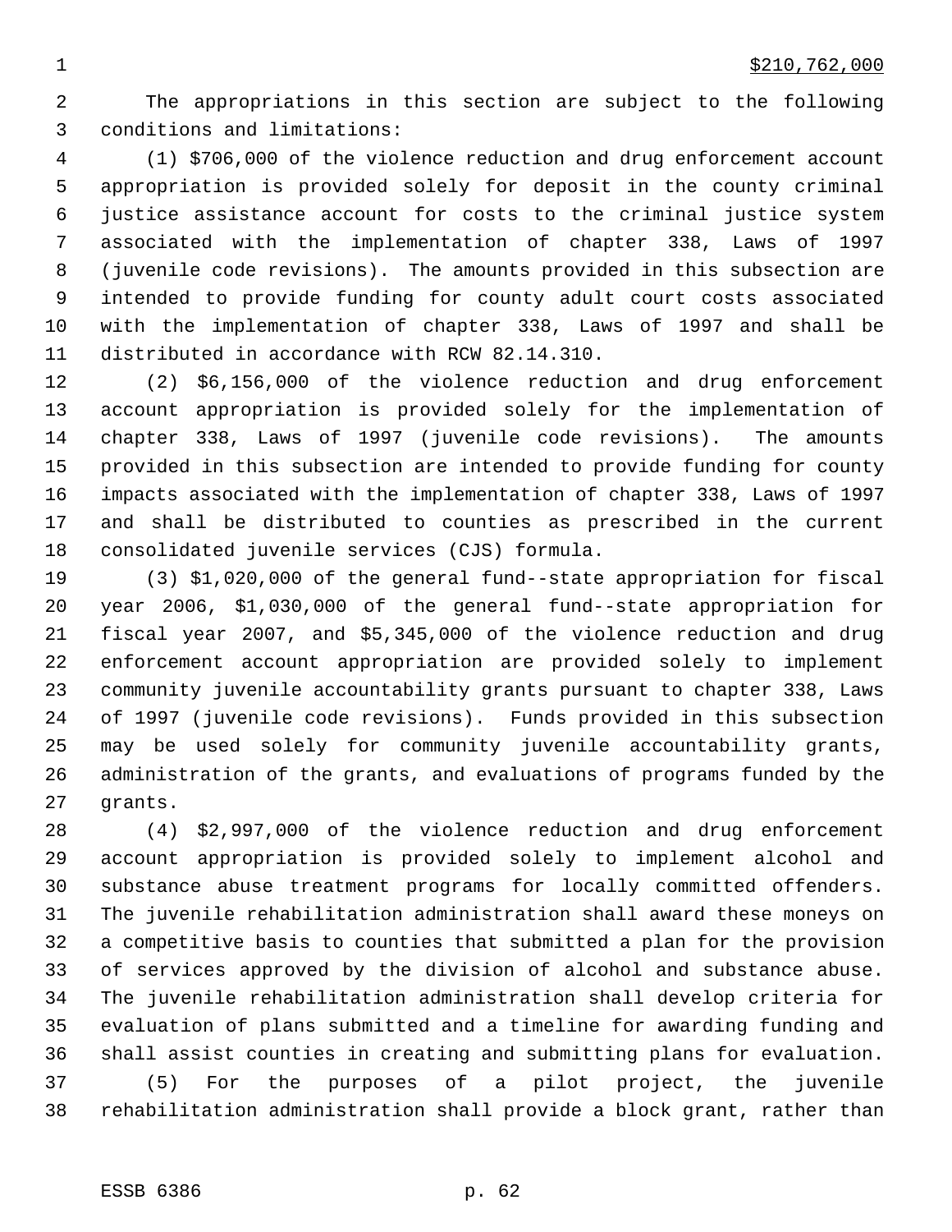$210,762,000

The appropriations in this section are subject to the following conditions and limitations:

(1) $706,000 of the violence reduction and drug enforcement account appropriation is provided solely for deposit in the county criminal justice assistance account for costs to the criminal justice system associated with the implementation of chapter 338, Laws of 1997 (juvenile code revisions). The amounts provided in this subsection are intended to provide funding for county adult court costs associated with the implementation of chapter 338, Laws of 1997 and shall be distributed in accordance with RCW 82.14.310.

(2) $6,156,000 of the violence reduction and drug enforcement account appropriation is provided solely for the implementation of chapter 338, Laws of 1997 (juvenile code revisions). The amounts provided in this subsection are intended to provide funding for county impacts associated with the implementation of chapter 338, Laws of 1997 and shall be distributed to counties as prescribed in the current consolidated juvenile services (CJS) formula.

(3) $1,020,000 of the general fund--state appropriation for fiscal year 2006, $1,030,000 of the general fund--state appropriation for fiscal year 2007, and $5,345,000 of the violence reduction and drug enforcement account appropriation are provided solely to implement community juvenile accountability grants pursuant to chapter 338, Laws of 1997 (juvenile code revisions). Funds provided in this subsection may be used solely for community juvenile accountability grants, administration of the grants, and evaluations of programs funded by the grants.

(4) $2,997,000 of the violence reduction and drug enforcement account appropriation is provided solely to implement alcohol and substance abuse treatment programs for locally committed offenders. The juvenile rehabilitation administration shall award these moneys on a competitive basis to counties that submitted a plan for the provision of services approved by the division of alcohol and substance abuse. The juvenile rehabilitation administration shall develop criteria for evaluation of plans submitted and a timeline for awarding funding and shall assist counties in creating and submitting plans for evaluation.

(5) For the purposes of a pilot project, the juvenile rehabilitation administration shall provide a block grant, rather than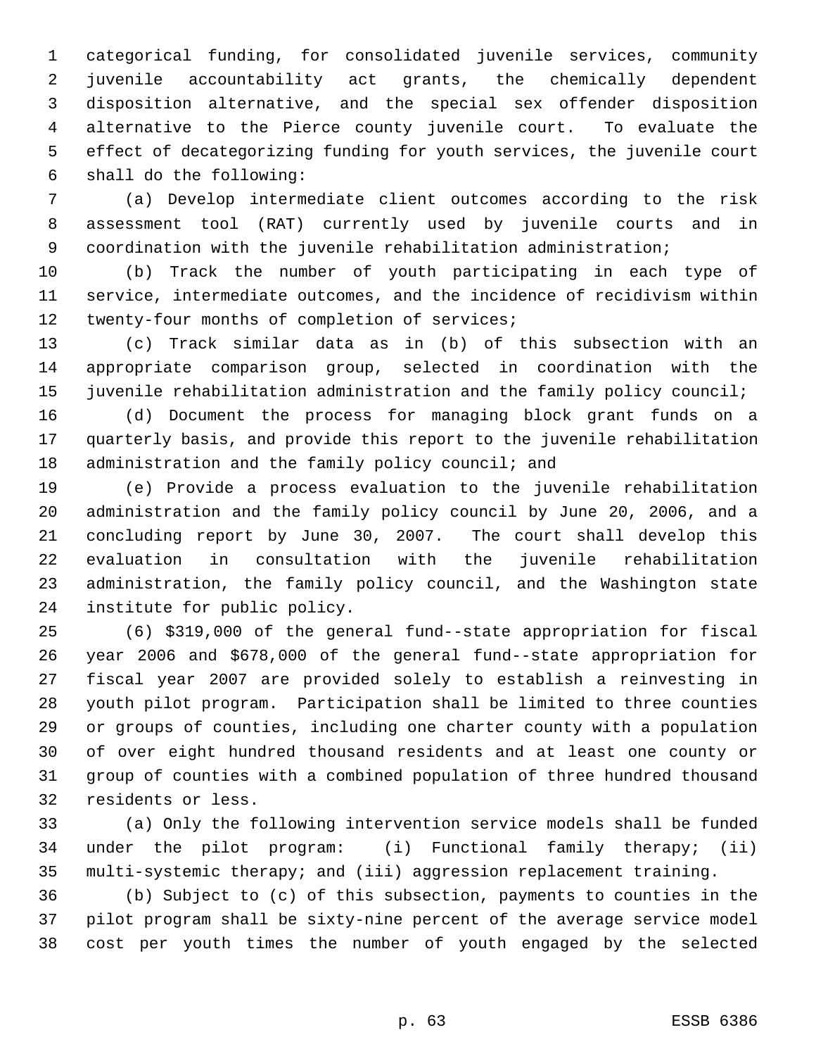categorical funding, for consolidated juvenile services, community juvenile accountability act grants, the chemically dependent disposition alternative, and the special sex offender disposition alternative to the Pierce county juvenile court. To evaluate the effect of decategorizing funding for youth services, the juvenile court shall do the following:

(a) Develop intermediate client outcomes according to the risk assessment tool (RAT) currently used by juvenile courts and in coordination with the juvenile rehabilitation administration;

(b) Track the number of youth participating in each type of service, intermediate outcomes, and the incidence of recidivism within twenty-four months of completion of services;

(c) Track similar data as in (b) of this subsection with an appropriate comparison group, selected in coordination with the juvenile rehabilitation administration and the family policy council;

(d) Document the process for managing block grant funds on a quarterly basis, and provide this report to the juvenile rehabilitation administration and the family policy council; and

(e) Provide a process evaluation to the juvenile rehabilitation administration and the family policy council by June 20, 2006, and a concluding report by June 30, 2007. The court shall develop this evaluation in consultation with the juvenile rehabilitation administration, the family policy council, and the Washington state institute for public policy.

(6) $319,000 of the general fund--state appropriation for fiscal year 2006 and $678,000 of the general fund--state appropriation for fiscal year 2007 are provided solely to establish a reinvesting in youth pilot program. Participation shall be limited to three counties or groups of counties, including one charter county with a population of over eight hundred thousand residents and at least one county or group of counties with a combined population of three hundred thousand residents or less.

(a) Only the following intervention service models shall be funded under the pilot program: (i) Functional family therapy; (ii) multi-systemic therapy; and (iii) aggression replacement training.

(b) Subject to (c) of this subsection, payments to counties in the pilot program shall be sixty-nine percent of the average service model cost per youth times the number of youth engaged by the selected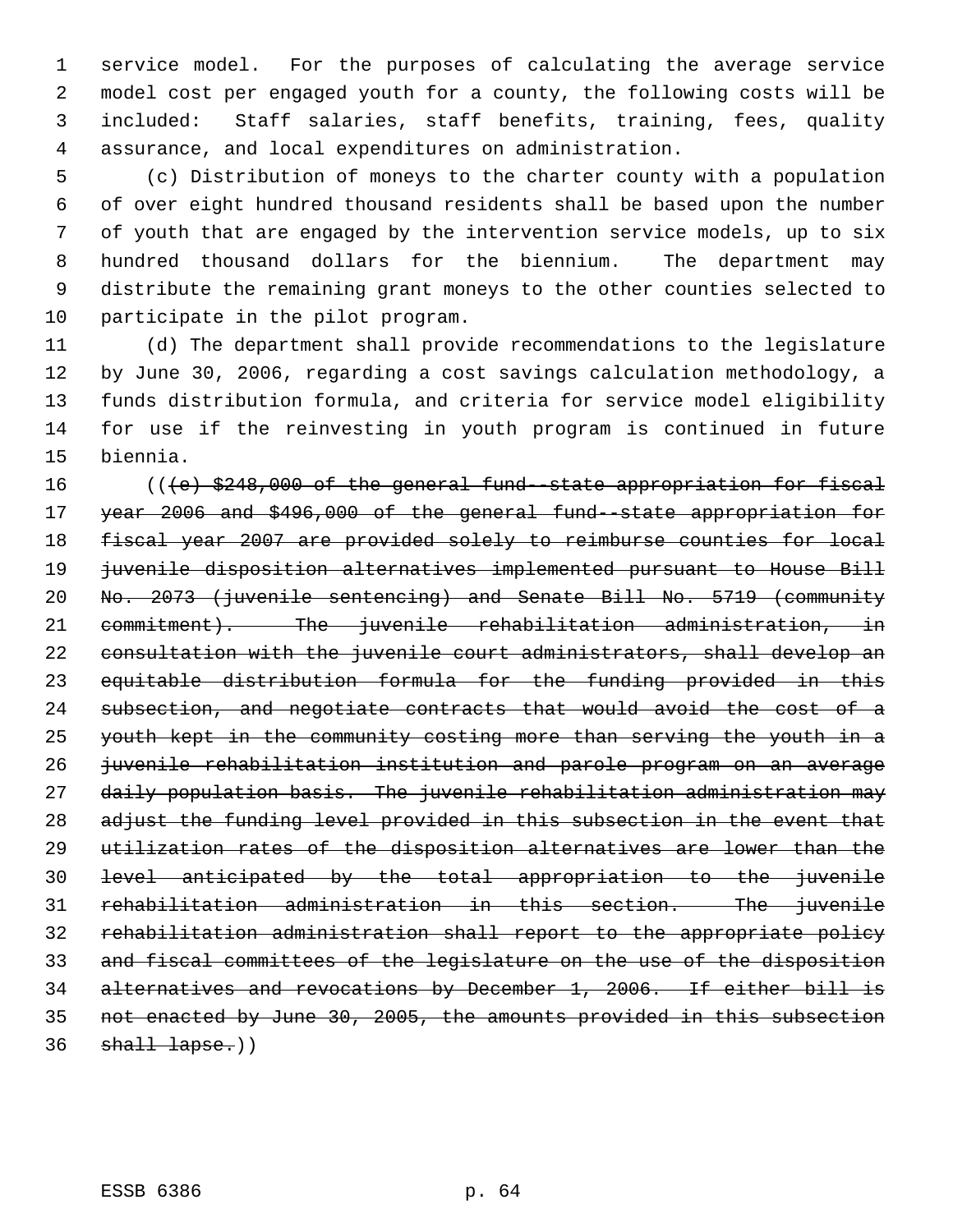service model. For the purposes of calculating the average service model cost per engaged youth for a county, the following costs will be included: Staff salaries, staff benefits, training, fees, quality assurance, and local expenditures on administration.

(c) Distribution of moneys to the charter county with a population of over eight hundred thousand residents shall be based upon the number of youth that are engaged by the intervention service models, up to six hundred thousand dollars for the biennium. The department may distribute the remaining grant moneys to the other counties selected to participate in the pilot program.

(d) The department shall provide recommendations to the legislature by June 30, 2006, regarding a cost savings calculation methodology, a funds distribution formula, and criteria for service model eligibility for use if the reinvesting in youth program is continued in future biennia.

((~~(e) $248,000 of the general fund--state appropriation for fiscal year 2006 and $496,000 of the general fund--state appropriation for fiscal year 2007 are provided solely to reimburse counties for local juvenile disposition alternatives implemented pursuant to House Bill No. 2073 (juvenile sentencing) and Senate Bill No. 5719 (community commitment). The juvenile rehabilitation administration, in consultation with the juvenile court administrators, shall develop an equitable distribution formula for the funding provided in this subsection, and negotiate contracts that would avoid the cost of a youth kept in the community costing more than serving the youth in a juvenile rehabilitation institution and parole program on an average daily population basis. The juvenile rehabilitation administration may adjust the funding level provided in this subsection in the event that utilization rates of the disposition alternatives are lower than the level anticipated by the total appropriation to the juvenile rehabilitation administration in this section. The juvenile rehabilitation administration shall report to the appropriate policy and fiscal committees of the legislature on the use of the disposition alternatives and revocations by December 1, 2006. If either bill is not enacted by June 30, 2005, the amounts provided in this subsection shall lapse.~~))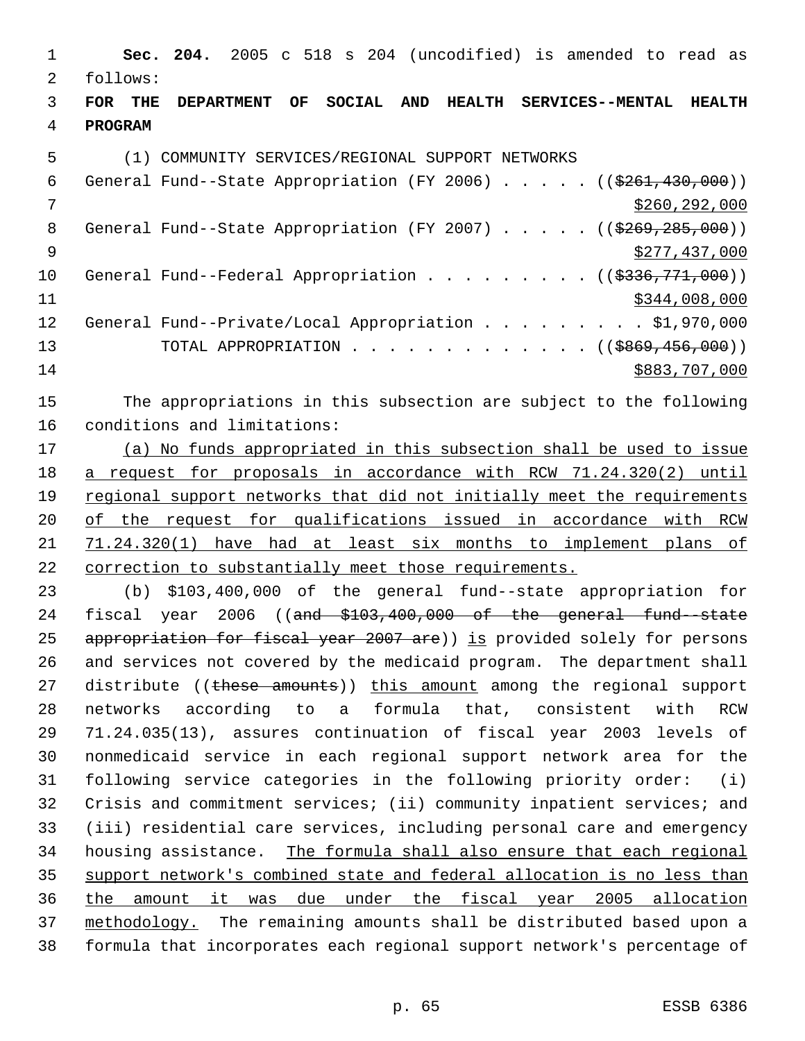**Sec. 204.** 2005 c 518 s 204 (uncodified) is amended to read as follows:

**FOR THE DEPARTMENT OF SOCIAL AND HEALTH SERVICES--MENTAL HEALTH PROGRAM**

(1) COMMUNITY SERVICES/REGIONAL SUPPORT NETWORKS

General Fund--State Appropriation (FY 2006) . . . . . (($261,430,000)) $260,292,000

General Fund--State Appropriation (FY 2007) . . . . . (($269,285,000)) $277,437,000

General Fund--Federal Appropriation . . . . . . . . . (($336,771,000)) $344,008,000

General Fund--Private/Local Appropriation . . . . . . . . . $1,970,000

TOTAL APPROPRIATION . . . . . . . . . . . . . (($869,456,000)) $883,707,000

The appropriations in this subsection are subject to the following conditions and limitations:

(a) No funds appropriated in this subsection shall be used to issue a request for proposals in accordance with RCW 71.24.320(2) until regional support networks that did not initially meet the requirements of the request for qualifications issued in accordance with RCW 71.24.320(1) have had at least six months to implement plans of correction to substantially meet those requirements.

(b) $103,400,000 of the general fund--state appropriation for fiscal year 2006 ((and $103,400,000 of the general fund--state appropriation for fiscal year 2007 are)) is provided solely for persons and services not covered by the medicaid program. The department shall distribute ((these amounts)) this amount among the regional support networks according to a formula that, consistent with RCW 71.24.035(13), assures continuation of fiscal year 2003 levels of nonmedicaid service in each regional support network area for the following service categories in the following priority order: (i) Crisis and commitment services; (ii) community inpatient services; and (iii) residential care services, including personal care and emergency housing assistance. The formula shall also ensure that each regional support network's combined state and federal allocation is no less than the amount it was due under the fiscal year 2005 allocation methodology. The remaining amounts shall be distributed based upon a formula that incorporates each regional support network's percentage of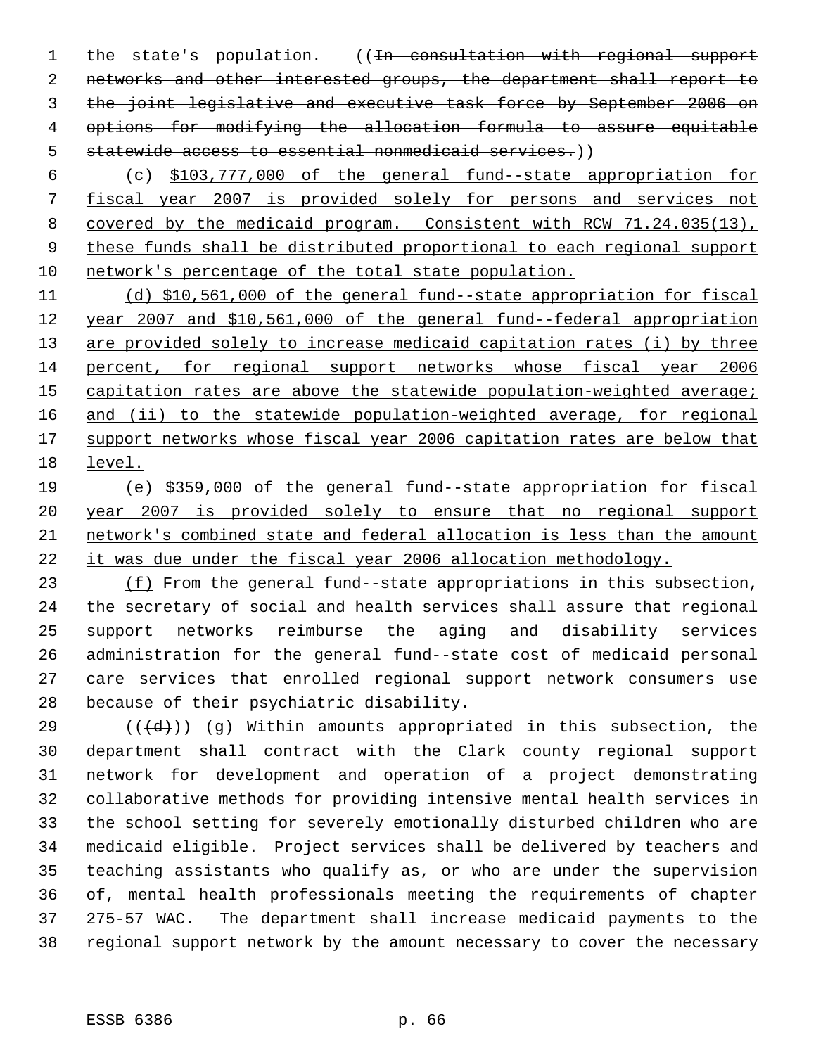the state's population. ((~~In consultation with regional support networks and other interested groups, the department shall report to the joint legislative and executive task force by September 2006 on options for modifying the allocation formula to assure equitable statewide access to essential nonmedicaid services.~~))

(c) <u>$103,777,000 of the general fund--state appropriation for fiscal year 2007 is provided solely for persons and services not covered by the medicaid program. Consistent with RCW 71.24.035(13), these funds shall be distributed proportional to each regional support network's percentage of the total state population.</u>

<u>(d) $10,561,000 of the general fund--state appropriation for fiscal year 2007 and $10,561,000 of the general fund--federal appropriation are provided solely to increase medicaid capitation rates (i) by three percent, for regional support networks whose fiscal year 2006 capitation rates are above the statewide population-weighted average; and (ii) to the statewide population-weighted average, for regional support networks whose fiscal year 2006 capitation rates are below that level.</u>

<u>(e) $359,000 of the general fund--state appropriation for fiscal year 2007 is provided solely to ensure that no regional support network's combined state and federal allocation is less than the amount it was due under the fiscal year 2006 allocation methodology.</u>

<u>(f)</u> From the general fund--state appropriations in this subsection, the secretary of social and health services shall assure that regional support networks reimburse the aging and disability services administration for the general fund--state cost of medicaid personal care services that enrolled regional support network consumers use because of their psychiatric disability.

((~~(d)~~)) <u>(g)</u> Within amounts appropriated in this subsection, the department shall contract with the Clark county regional support network for development and operation of a project demonstrating collaborative methods for providing intensive mental health services in the school setting for severely emotionally disturbed children who are medicaid eligible. Project services shall be delivered by teachers and teaching assistants who qualify as, or who are under the supervision of, mental health professionals meeting the requirements of chapter 275-57 WAC. The department shall increase medicaid payments to the regional support network by the amount necessary to cover the necessary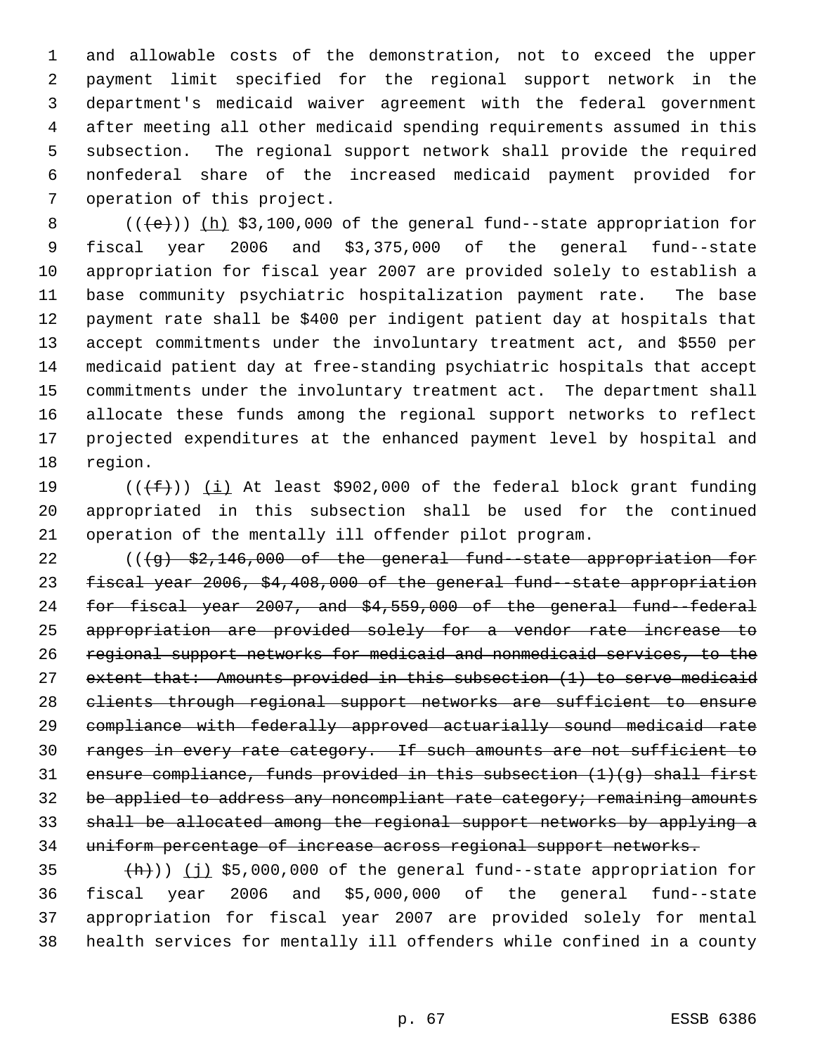and allowable costs of the demonstration, not to exceed the upper payment limit specified for the regional support network in the department's medicaid waiver agreement with the federal government after meeting all other medicaid spending requirements assumed in this subsection. The regional support network shall provide the required nonfederal share of the increased medicaid payment provided for operation of this project.

((~~(e)~~)) (h) $3,100,000 of the general fund--state appropriation for fiscal year 2006 and $3,375,000 of the general fund--state appropriation for fiscal year 2007 are provided solely to establish a base community psychiatric hospitalization payment rate. The base payment rate shall be $400 per indigent patient day at hospitals that accept commitments under the involuntary treatment act, and $550 per medicaid patient day at free-standing psychiatric hospitals that accept commitments under the involuntary treatment act. The department shall allocate these funds among the regional support networks to reflect projected expenditures at the enhanced payment level by hospital and region.

((~~(f)~~)) (i) At least $902,000 of the federal block grant funding appropriated in this subsection shall be used for the continued operation of the mentally ill offender pilot program.

((~~(g) $2,146,000 of the general fund--state appropriation for fiscal year 2006, $4,408,000 of the general fund--state appropriation for fiscal year 2007, and $4,559,000 of the general fund--federal appropriation are provided solely for a vendor rate increase to regional support networks for medicaid and nonmedicaid services, to the extent that: Amounts provided in this subsection (1) to serve medicaid clients through regional support networks are sufficient to ensure compliance with federally approved actuarially sound medicaid rate ranges in every rate category. If such amounts are not sufficient to ensure compliance, funds provided in this subsection (1)(g) shall first be applied to address any noncompliant rate category; remaining amounts shall be allocated among the regional support networks by applying a uniform percentage of increase across regional support networks.~~

~~(h)~~)) (j) $5,000,000 of the general fund--state appropriation for fiscal year 2006 and $5,000,000 of the general fund--state appropriation for fiscal year 2007 are provided solely for mental health services for mentally ill offenders while confined in a county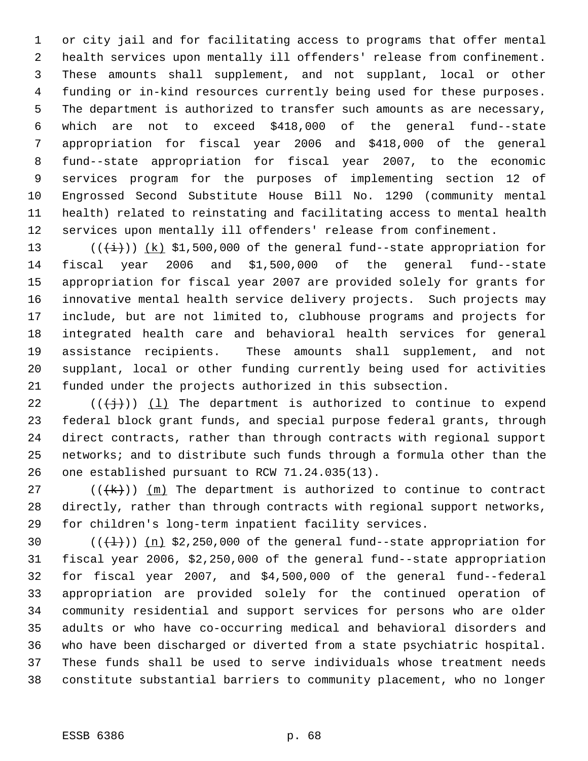or city jail and for facilitating access to programs that offer mental health services upon mentally ill offenders' release from confinement. These amounts shall supplement, and not supplant, local or other funding or in-kind resources currently being used for these purposes. The department is authorized to transfer such amounts as are necessary, which are not to exceed $418,000 of the general fund--state appropriation for fiscal year 2006 and $418,000 of the general fund--state appropriation for fiscal year 2007, to the economic services program for the purposes of implementing section 12 of Engrossed Second Substitute House Bill No. 1290 (community mental health) related to reinstating and facilitating access to mental health services upon mentally ill offenders' release from confinement.

((~~(i)~~)) (k) $1,500,000 of the general fund--state appropriation for fiscal year 2006 and $1,500,000 of the general fund--state appropriation for fiscal year 2007 are provided solely for grants for innovative mental health service delivery projects. Such projects may include, but are not limited to, clubhouse programs and projects for integrated health care and behavioral health services for general assistance recipients. These amounts shall supplement, and not supplant, local or other funding currently being used for activities funded under the projects authorized in this subsection.

((~~(j)~~)) (l) The department is authorized to continue to expend federal block grant funds, and special purpose federal grants, through direct contracts, rather than through contracts with regional support networks; and to distribute such funds through a formula other than the one established pursuant to RCW 71.24.035(13).

((~~(k)~~)) (m) The department is authorized to continue to contract directly, rather than through contracts with regional support networks, for children's long-term inpatient facility services.

((~~(l)~~)) (n) $2,250,000 of the general fund--state appropriation for fiscal year 2006, $2,250,000 of the general fund--state appropriation for fiscal year 2007, and $4,500,000 of the general fund--federal appropriation are provided solely for the continued operation of community residential and support services for persons who are older adults or who have co-occurring medical and behavioral disorders and who have been discharged or diverted from a state psychiatric hospital. These funds shall be used to serve individuals whose treatment needs constitute substantial barriers to community placement, who no longer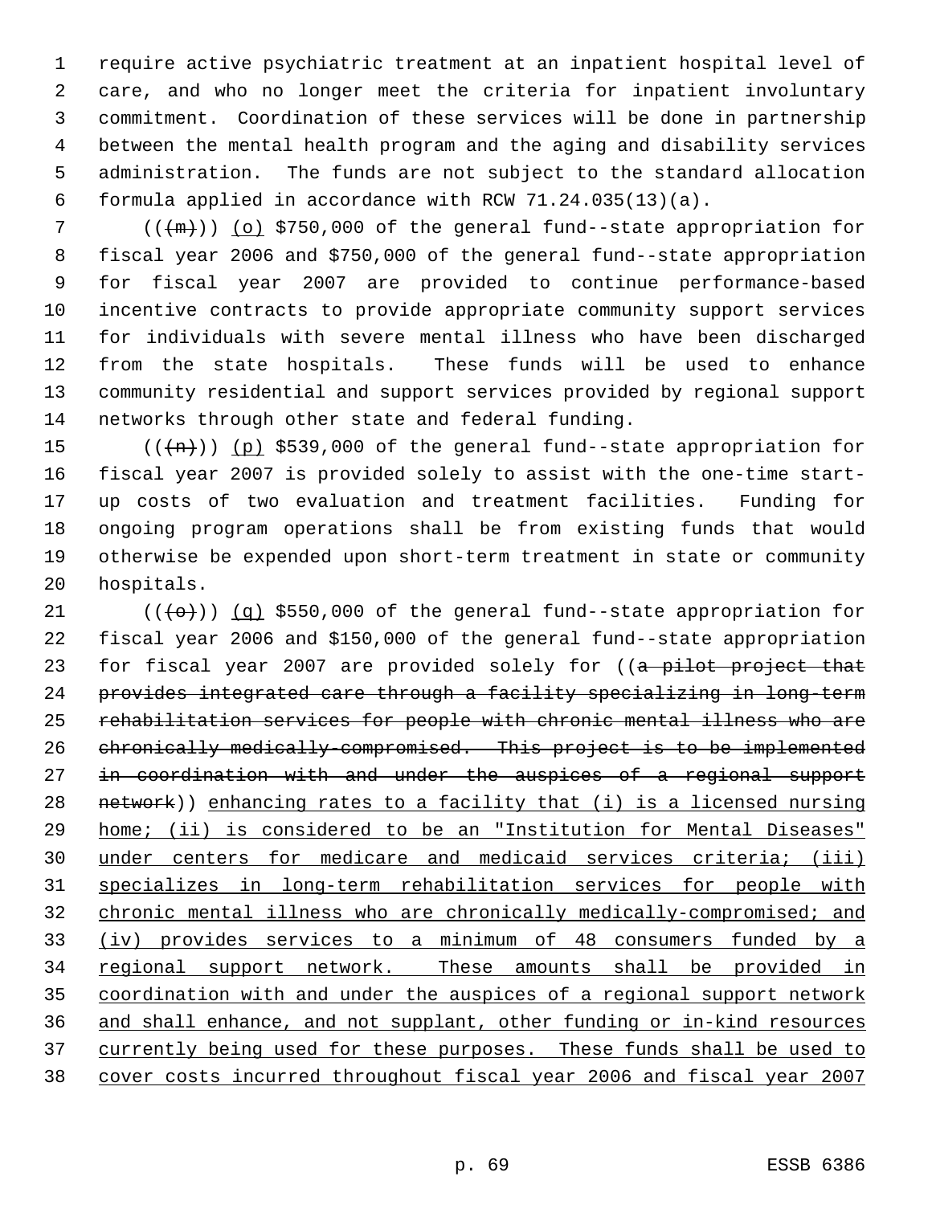require active psychiatric treatment at an inpatient hospital level of care, and who no longer meet the criteria for inpatient involuntary commitment. Coordination of these services will be done in partnership between the mental health program and the aging and disability services administration. The funds are not subject to the standard allocation formula applied in accordance with RCW 71.24.035(13)(a).

((~~(m)~~)) (o) $750,000 of the general fund--state appropriation for fiscal year 2006 and $750,000 of the general fund--state appropriation for fiscal year 2007 are provided to continue performance-based incentive contracts to provide appropriate community support services for individuals with severe mental illness who have been discharged from the state hospitals. These funds will be used to enhance community residential and support services provided by regional support networks through other state and federal funding.

((~~(n)~~)) (p) $539,000 of the general fund--state appropriation for fiscal year 2007 is provided solely to assist with the one-time start-up costs of two evaluation and treatment facilities. Funding for ongoing program operations shall be from existing funds that would otherwise be expended upon short-term treatment in state or community hospitals.

((~~(o)~~)) (q) $550,000 of the general fund--state appropriation for fiscal year 2006 and $150,000 of the general fund--state appropriation for fiscal year 2007 are provided solely for ((~~a pilot project that provides integrated care through a facility specializing in long-term rehabilitation services for people with chronic mental illness who are chronically medically-compromised. This project is to be implemented in coordination with and under the auspices of a regional support network~~)) enhancing rates to a facility that (i) is a licensed nursing home; (ii) is considered to be an "Institution for Mental Diseases" under centers for medicare and medicaid services criteria; (iii) specializes in long-term rehabilitation services for people with chronic mental illness who are chronically medically-compromised; and (iv) provides services to a minimum of 48 consumers funded by a regional support network. These amounts shall be provided in coordination with and under the auspices of a regional support network and shall enhance, and not supplant, other funding or in-kind resources currently being used for these purposes. These funds shall be used to cover costs incurred throughout fiscal year 2006 and fiscal year 2007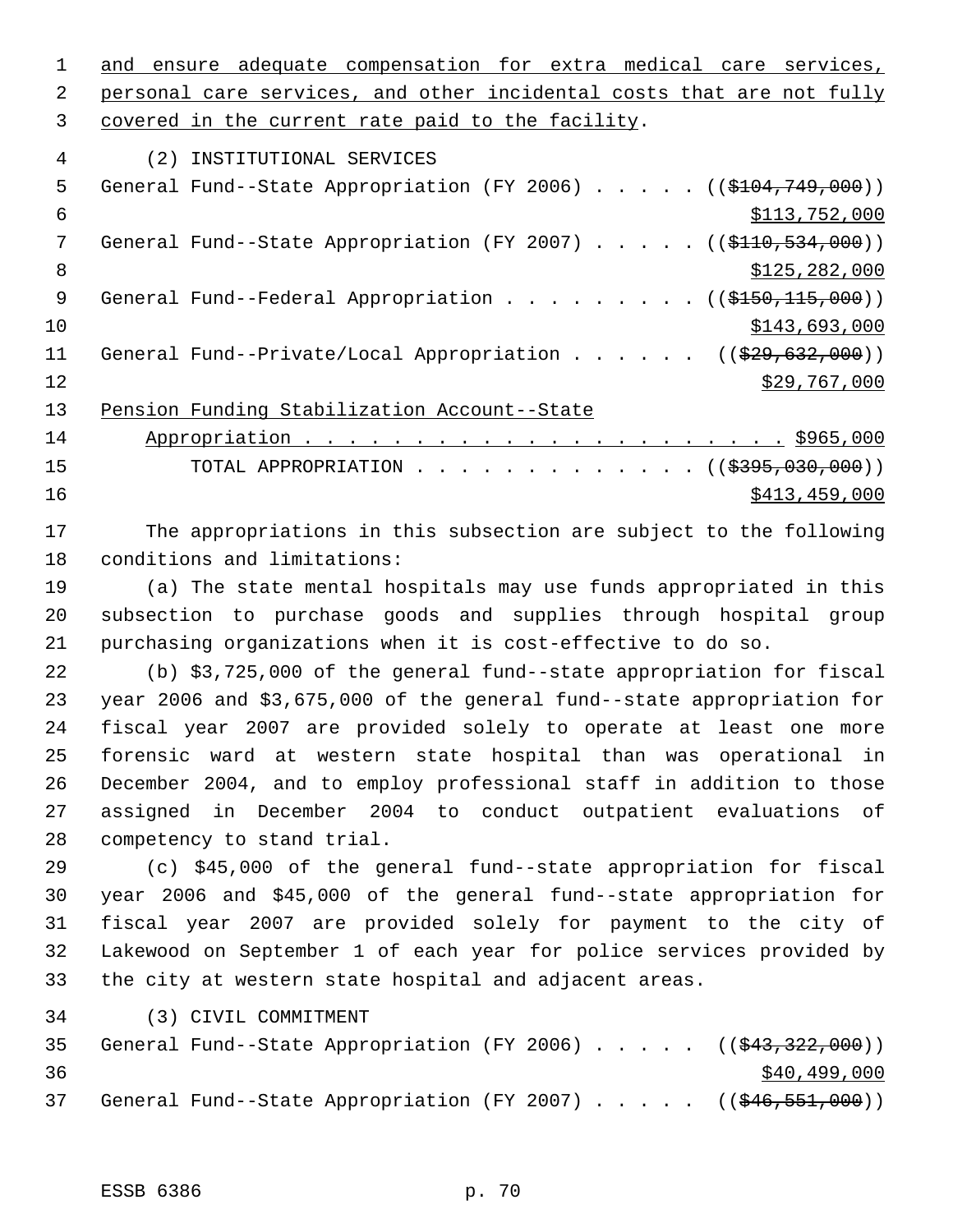and ensure adequate compensation for extra medical care services, personal care services, and other incidental costs that are not fully covered in the current rate paid to the facility.

(2) INSTITUTIONAL SERVICES

General Fund--State Appropriation (FY 2006) . . . . . ((~~$104,749,000~~)) $113,752,000

General Fund--State Appropriation (FY 2007) . . . . . ((~~$110,534,000~~)) $125,282,000

General Fund--Federal Appropriation . . . . . . . . . ((~~$150,115,000~~)) $143,693,000

General Fund--Private/Local Appropriation . . . . . . ((~~$29,632,000~~)) $29,767,000

Pension Funding Stabilization Account--State Appropriation . . . . . . . . . . . . . . . . . . . . . . $965,000

TOTAL APPROPRIATION . . . . . . . . . . . . . ((~~$395,030,000~~)) $413,459,000

The appropriations in this subsection are subject to the following conditions and limitations:

(a) The state mental hospitals may use funds appropriated in this subsection to purchase goods and supplies through hospital group purchasing organizations when it is cost-effective to do so.

(b) $3,725,000 of the general fund--state appropriation for fiscal year 2006 and $3,675,000 of the general fund--state appropriation for fiscal year 2007 are provided solely to operate at least one more forensic ward at western state hospital than was operational in December 2004, and to employ professional staff in addition to those assigned in December 2004 to conduct outpatient evaluations of competency to stand trial.

(c) $45,000 of the general fund--state appropriation for fiscal year 2006 and $45,000 of the general fund--state appropriation for fiscal year 2007 are provided solely for payment to the city of Lakewood on September 1 of each year for police services provided by the city at western state hospital and adjacent areas.

(3) CIVIL COMMITMENT

General Fund--State Appropriation (FY 2006) . . . . . ((~~$43,322,000~~)) $40,499,000

General Fund--State Appropriation (FY 2007) . . . . . ((~~$46,551,000~~))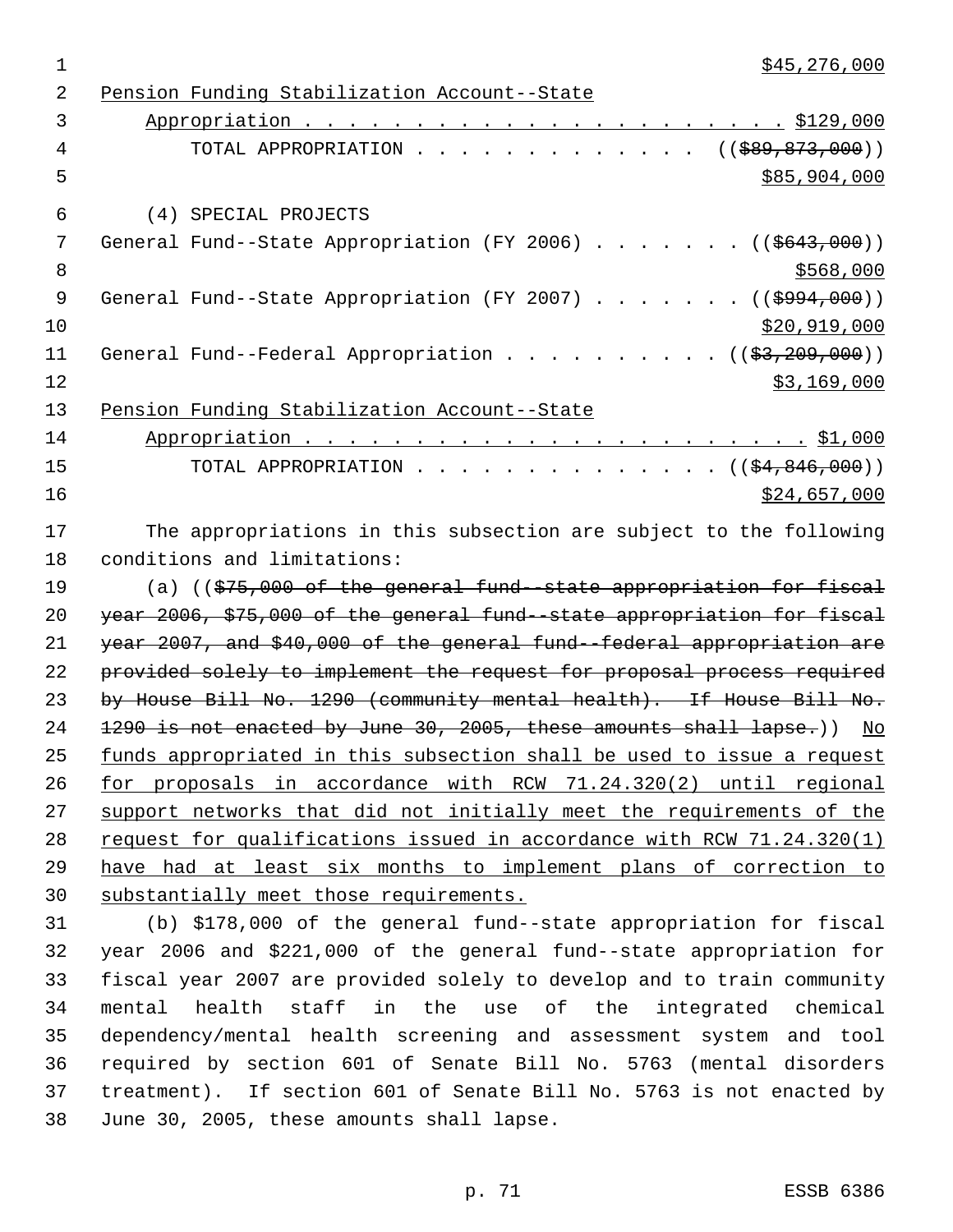$45,276,000

Pension Funding Stabilization Account--State Appropriation . . . . . . . . . . . . . . . . . . . . . . . . $129,000

TOTAL APPROPRIATION . . . . . . . . . . . . . . (($89,873,000))
$85,904,000

(4) SPECIAL PROJECTS

General Fund--State Appropriation (FY 2006) . . . . . . . (($643,000))
$568,000

General Fund--State Appropriation (FY 2007) . . . . . . . (($994,000))
$20,919,000

General Fund--Federal Appropriation . . . . . . . . . . (($3,209,000))
$3,169,000

Pension Funding Stabilization Account--State Appropriation . . . . . . . . . . . . . . . . . . . . . . . . $1,000

TOTAL APPROPRIATION . . . . . . . . . . . . . . . (($4,846,000))
$24,657,000

The appropriations in this subsection are subject to the following conditions and limitations:

(a) (($75,000 of the general fund--state appropriation for fiscal year 2006, $75,000 of the general fund--state appropriation for fiscal year 2007, and $40,000 of the general fund--federal appropriation are provided solely to implement the request for proposal process required by House Bill No. 1290 (community mental health). If House Bill No. 1290 is not enacted by June 30, 2005, these amounts shall lapse.)) No funds appropriated in this subsection shall be used to issue a request for proposals in accordance with RCW 71.24.320(2) until regional support networks that did not initially meet the requirements of the request for qualifications issued in accordance with RCW 71.24.320(1) have had at least six months to implement plans of correction to substantially meet those requirements.

(b) $178,000 of the general fund--state appropriation for fiscal year 2006 and $221,000 of the general fund--state appropriation for fiscal year 2007 are provided solely to develop and to train community mental health staff in the use of the integrated chemical dependency/mental health screening and assessment system and tool required by section 601 of Senate Bill No. 5763 (mental disorders treatment). If section 601 of Senate Bill No. 5763 is not enacted by June 30, 2005, these amounts shall lapse.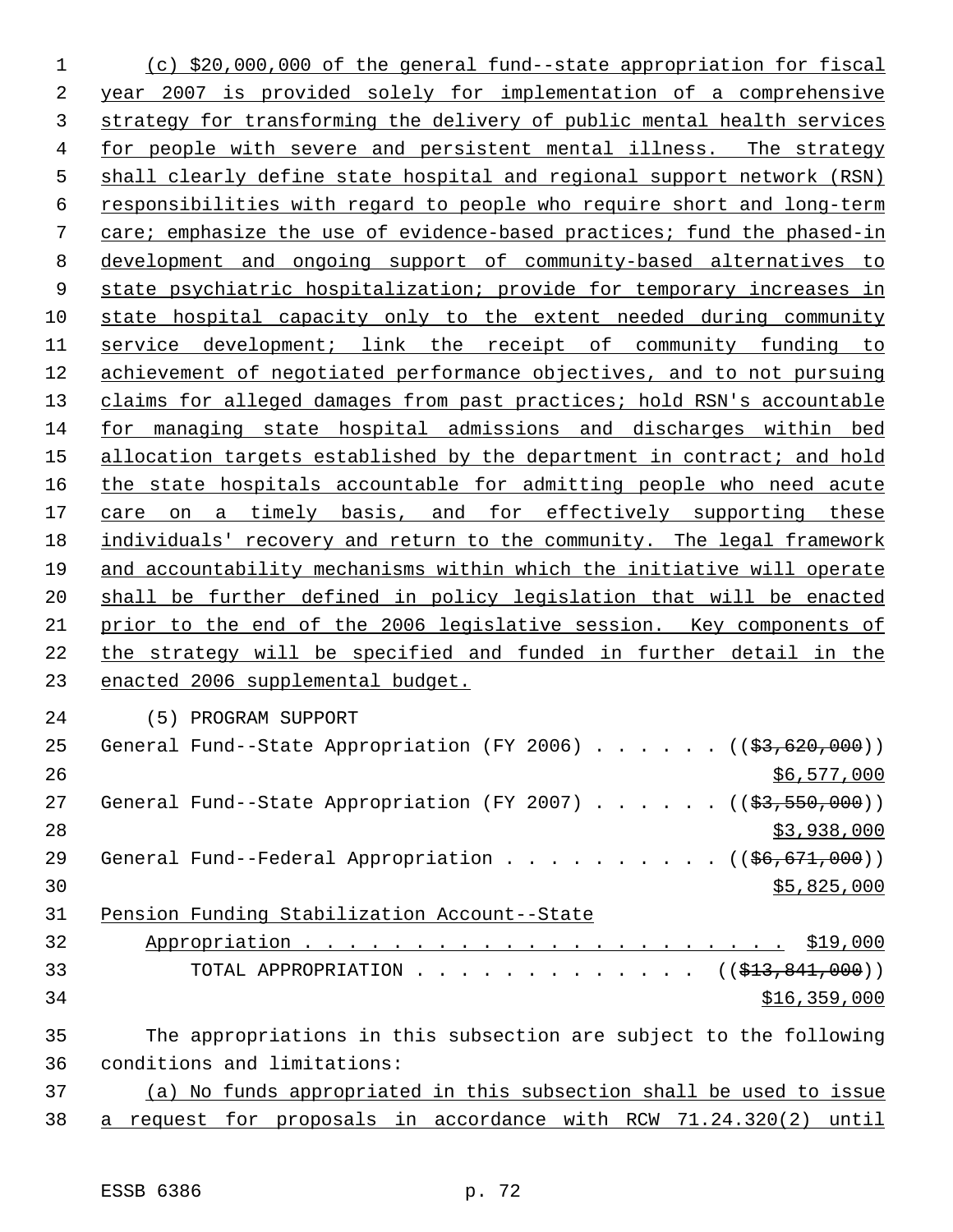(c) $20,000,000 of the general fund--state appropriation for fiscal year 2007 is provided solely for implementation of a comprehensive strategy for transforming the delivery of public mental health services for people with severe and persistent mental illness. The strategy shall clearly define state hospital and regional support network (RSN) responsibilities with regard to people who require short and long-term care; emphasize the use of evidence-based practices; fund the phased-in development and ongoing support of community-based alternatives to state psychiatric hospitalization; provide for temporary increases in state hospital capacity only to the extent needed during community service development; link the receipt of community funding to achievement of negotiated performance objectives, and to not pursuing claims for alleged damages from past practices; hold RSN's accountable for managing state hospital admissions and discharges within bed allocation targets established by the department in contract; and hold the state hospitals accountable for admitting people who need acute care on a timely basis, and for effectively supporting these individuals' recovery and return to the community. The legal framework and accountability mechanisms within which the initiative will operate shall be further defined in policy legislation that will be enacted prior to the end of the 2006 legislative session. Key components of the strategy will be specified and funded in further detail in the enacted 2006 supplemental budget.

(5) PROGRAM SUPPORT

General Fund--State Appropriation (FY 2006) . . . . . . ((~~$3,620,000~~))
$6,577,000

General Fund--State Appropriation (FY 2007) . . . . . . ((~~$3,550,000~~))
$3,938,000

General Fund--Federal Appropriation . . . . . . . . . . ((~~$6,671,000~~))
$5,825,000

Pension Funding Stabilization Account--State
Appropriation . . . . . . . . . . . . . . . . . . . . . . . $19,000

TOTAL APPROPRIATION . . . . . . . . . . . . . ((~~$13,841,000~~))
$16,359,000

The appropriations in this subsection are subject to the following conditions and limitations:

(a) No funds appropriated in this subsection shall be used to issue a request for proposals in accordance with RCW 71.24.320(2) until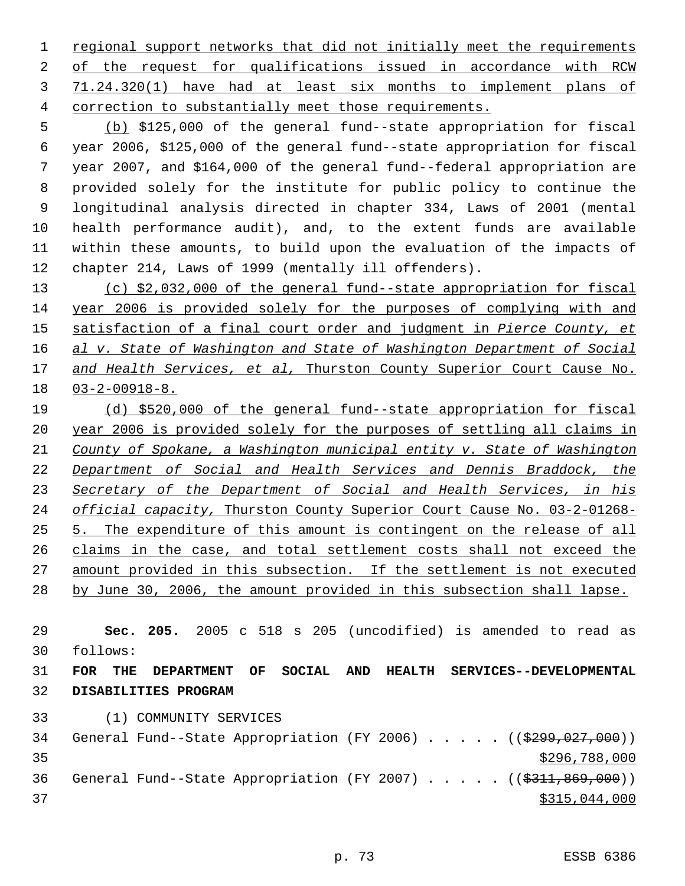regional support networks that did not initially meet the requirements of the request for qualifications issued in accordance with RCW 71.24.320(1) have had at least six months to implement plans of correction to substantially meet those requirements.

(b) $125,000 of the general fund--state appropriation for fiscal year 2006, $125,000 of the general fund--state appropriation for fiscal year 2007, and $164,000 of the general fund--federal appropriation are provided solely for the institute for public policy to continue the longitudinal analysis directed in chapter 334, Laws of 2001 (mental health performance audit), and, to the extent funds are available within these amounts, to build upon the evaluation of the impacts of chapter 214, Laws of 1999 (mentally ill offenders).

(c) $2,032,000 of the general fund--state appropriation for fiscal year 2006 is provided solely for the purposes of complying with and satisfaction of a final court order and judgment in *Pierce County, et al v. State of Washington and State of Washington Department of Social and Health Services, et al,* Thurston County Superior Court Cause No. 03-2-00918-8.

(d) $520,000 of the general fund--state appropriation for fiscal year 2006 is provided solely for the purposes of settling all claims in *County of Spokane, a Washington municipal entity v. State of Washington Department of Social and Health Services and Dennis Braddock, the Secretary of the Department of Social and Health Services, in his official capacity,* Thurston County Superior Court Cause No. 03-2-01268-5. The expenditure of this amount is contingent on the release of all claims in the case, and total settlement costs shall not exceed the amount provided in this subsection. If the settlement is not executed by June 30, 2006, the amount provided in this subsection shall lapse.

**Sec. 205.** 2005 c 518 s 205 (uncodified) is amended to read as follows:

**FOR THE DEPARTMENT OF SOCIAL AND HEALTH SERVICES--DEVELOPMENTAL DISABILITIES PROGRAM**

(1) COMMUNITY SERVICES

General Fund--State Appropriation (FY 2006) . . . . . (($299,027,000))
$296,788,000

General Fund--State Appropriation (FY 2007) . . . . . (($311,869,000))
$315,044,000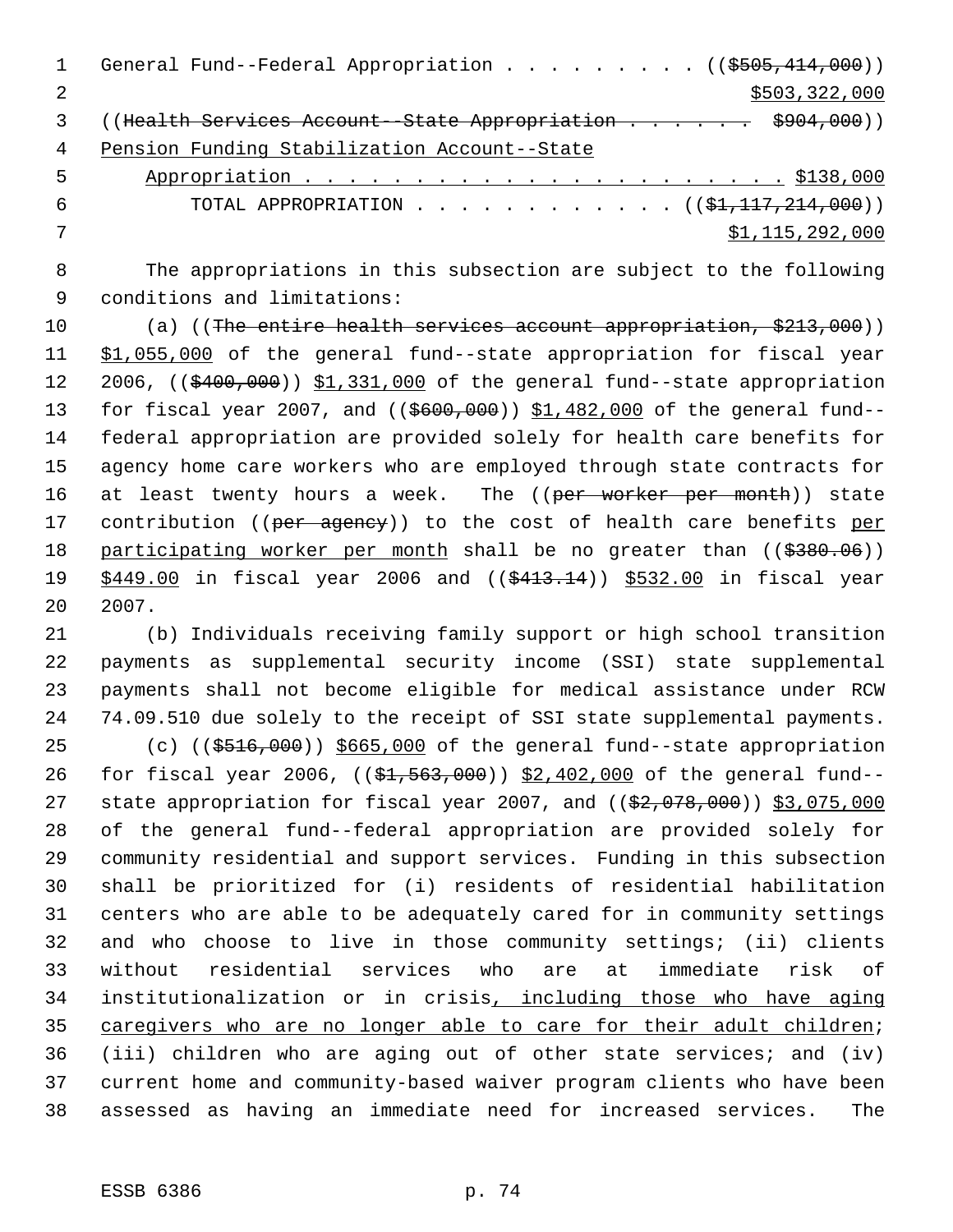General Fund--Federal Appropriation . . . . . . . . . (( ~~$505,414,000~~ ))
<u>$503,322,000</u>

(( ~~Health Services Account--State Appropriation . . . . . . $904,000~~ ))

<u>Pension Funding Stabilization Account--State</u>
<u>Appropriation . . . . . . . . . . . . . . . . . . . . . . . $138,000</u>

TOTAL APPROPRIATION . . . . . . . . . . . . (( ~~$1,117,214,000~~ ))
<u>$1,115,292,000</u>

The appropriations in this subsection are subject to the following conditions and limitations:

(a) (( ~~The entire health services account appropriation, $213,000~~ )) <u>$1,055,000</u> of the general fund--state appropriation for fiscal year 2006, (( ~~$400,000~~ )) <u>$1,331,000</u> of the general fund--state appropriation for fiscal year 2007, and (( ~~$600,000~~ )) <u>$1,482,000</u> of the general fund--federal appropriation are provided solely for health care benefits for agency home care workers who are employed through state contracts for at least twenty hours a week. The (( ~~per worker per month~~ )) state contribution (( ~~per agency~~ )) to the cost of health care benefits <u>per participating worker per month</u> shall be no greater than (( ~~$380.06~~ )) <u>$449.00</u> in fiscal year 2006 and (( ~~$413.14~~ )) <u>$532.00</u> in fiscal year 2007.

(b) Individuals receiving family support or high school transition payments as supplemental security income (SSI) state supplemental payments shall not become eligible for medical assistance under RCW 74.09.510 due solely to the receipt of SSI state supplemental payments.

(c) (( ~~$516,000~~ )) <u>$665,000</u> of the general fund--state appropriation for fiscal year 2006, (( ~~$1,563,000~~ )) <u>$2,402,000</u> of the general fund--state appropriation for fiscal year 2007, and (( ~~$2,078,000~~ )) <u>$3,075,000</u> of the general fund--federal appropriation are provided solely for community residential and support services. Funding in this subsection shall be prioritized for (i) residents of residential habilitation centers who are able to be adequately cared for in community settings and who choose to live in those community settings; (ii) clients without residential services who are at immediate risk of institutionalization or in crisis<u>, including those who have aging caregivers who are no longer able to care for their adult children</u>; (iii) children who are aging out of other state services; and (iv) current home and community-based waiver program clients who have been assessed as having an immediate need for increased services. The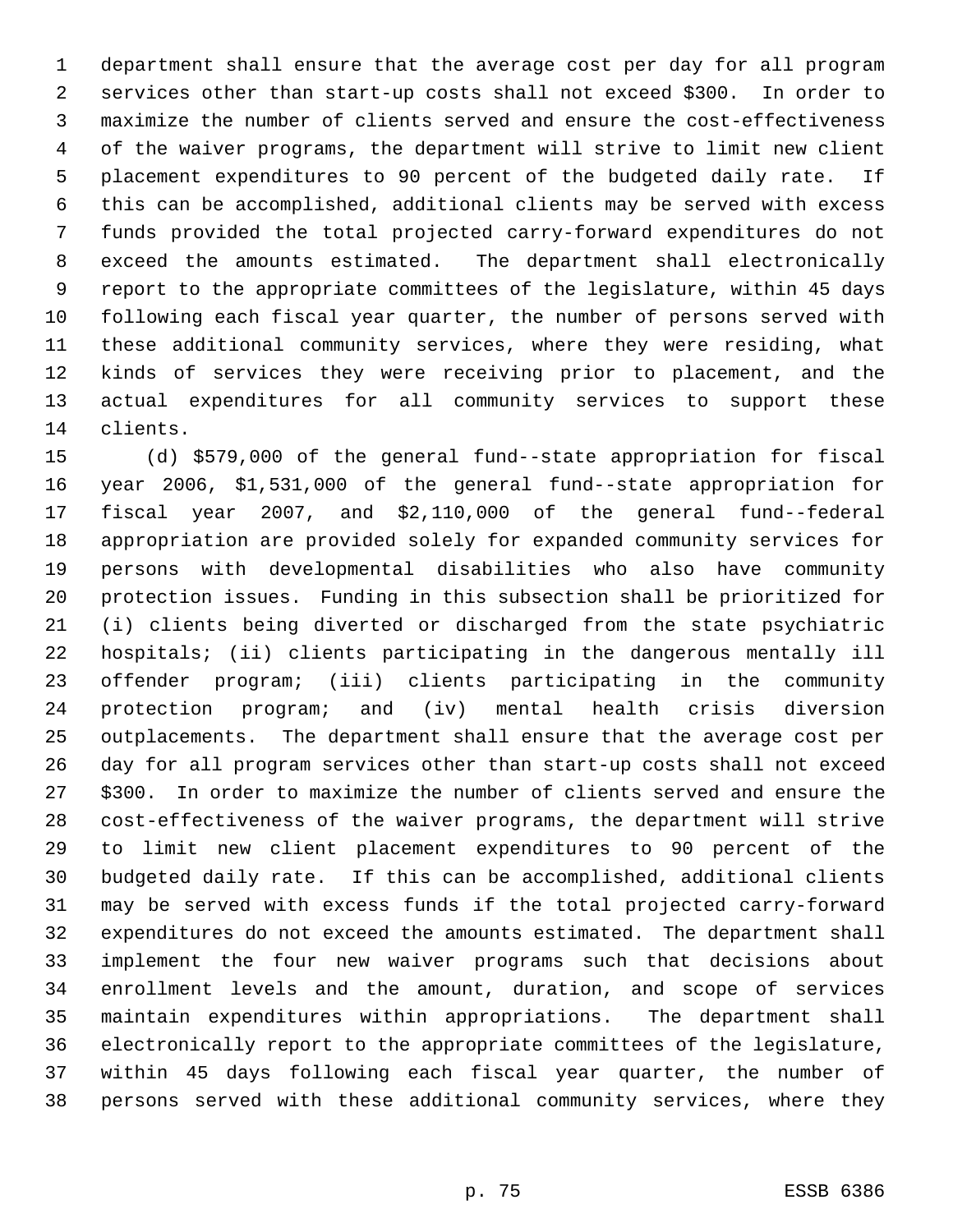department shall ensure that the average cost per day for all program services other than start-up costs shall not exceed $300. In order to maximize the number of clients served and ensure the cost-effectiveness of the waiver programs, the department will strive to limit new client placement expenditures to 90 percent of the budgeted daily rate. If this can be accomplished, additional clients may be served with excess funds provided the total projected carry-forward expenditures do not exceed the amounts estimated. The department shall electronically report to the appropriate committees of the legislature, within 45 days following each fiscal year quarter, the number of persons served with these additional community services, where they were residing, what kinds of services they were receiving prior to placement, and the actual expenditures for all community services to support these clients.

(d) $579,000 of the general fund--state appropriation for fiscal year 2006, $1,531,000 of the general fund--state appropriation for fiscal year 2007, and $2,110,000 of the general fund--federal appropriation are provided solely for expanded community services for persons with developmental disabilities who also have community protection issues. Funding in this subsection shall be prioritized for (i) clients being diverted or discharged from the state psychiatric hospitals; (ii) clients participating in the dangerous mentally ill offender program; (iii) clients participating in the community protection program; and (iv) mental health crisis diversion outplacements. The department shall ensure that the average cost per day for all program services other than start-up costs shall not exceed $300. In order to maximize the number of clients served and ensure the cost-effectiveness of the waiver programs, the department will strive to limit new client placement expenditures to 90 percent of the budgeted daily rate. If this can be accomplished, additional clients may be served with excess funds if the total projected carry-forward expenditures do not exceed the amounts estimated. The department shall implement the four new waiver programs such that decisions about enrollment levels and the amount, duration, and scope of services maintain expenditures within appropriations. The department shall electronically report to the appropriate committees of the legislature, within 45 days following each fiscal year quarter, the number of persons served with these additional community services, where they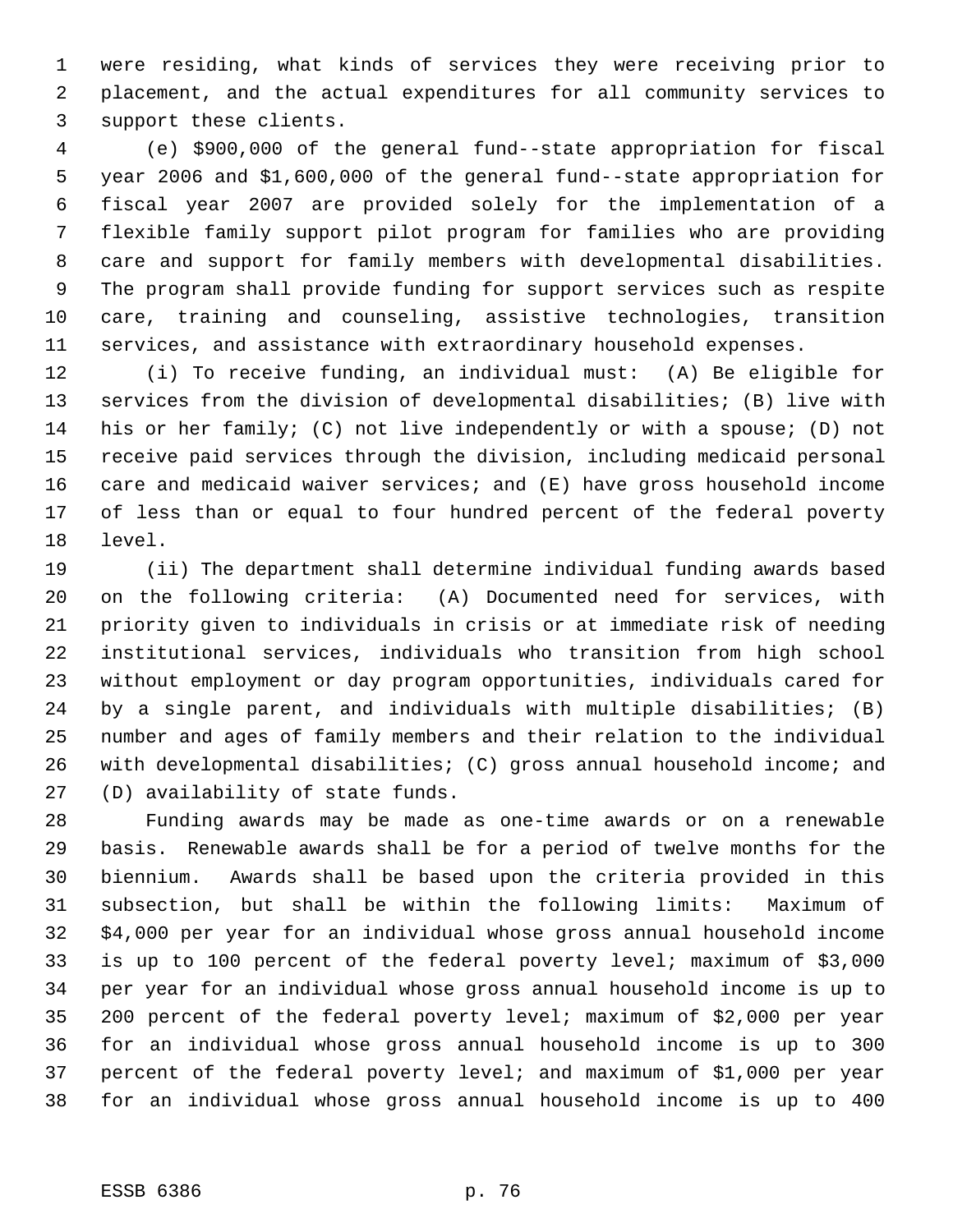were residing, what kinds of services they were receiving prior to placement, and the actual expenditures for all community services to support these clients.

(e) $900,000 of the general fund--state appropriation for fiscal year 2006 and $1,600,000 of the general fund--state appropriation for fiscal year 2007 are provided solely for the implementation of a flexible family support pilot program for families who are providing care and support for family members with developmental disabilities. The program shall provide funding for support services such as respite care, training and counseling, assistive technologies, transition services, and assistance with extraordinary household expenses.

(i) To receive funding, an individual must: (A) Be eligible for services from the division of developmental disabilities; (B) live with his or her family; (C) not live independently or with a spouse; (D) not receive paid services through the division, including medicaid personal care and medicaid waiver services; and (E) have gross household income of less than or equal to four hundred percent of the federal poverty level.

(ii) The department shall determine individual funding awards based on the following criteria: (A) Documented need for services, with priority given to individuals in crisis or at immediate risk of needing institutional services, individuals who transition from high school without employment or day program opportunities, individuals cared for by a single parent, and individuals with multiple disabilities; (B) number and ages of family members and their relation to the individual with developmental disabilities; (C) gross annual household income; and (D) availability of state funds.

Funding awards may be made as one-time awards or on a renewable basis. Renewable awards shall be for a period of twelve months for the biennium. Awards shall be based upon the criteria provided in this subsection, but shall be within the following limits: Maximum of $4,000 per year for an individual whose gross annual household income is up to 100 percent of the federal poverty level; maximum of $3,000 per year for an individual whose gross annual household income is up to 200 percent of the federal poverty level; maximum of $2,000 per year for an individual whose gross annual household income is up to 300 percent of the federal poverty level; and maximum of $1,000 per year for an individual whose gross annual household income is up to 400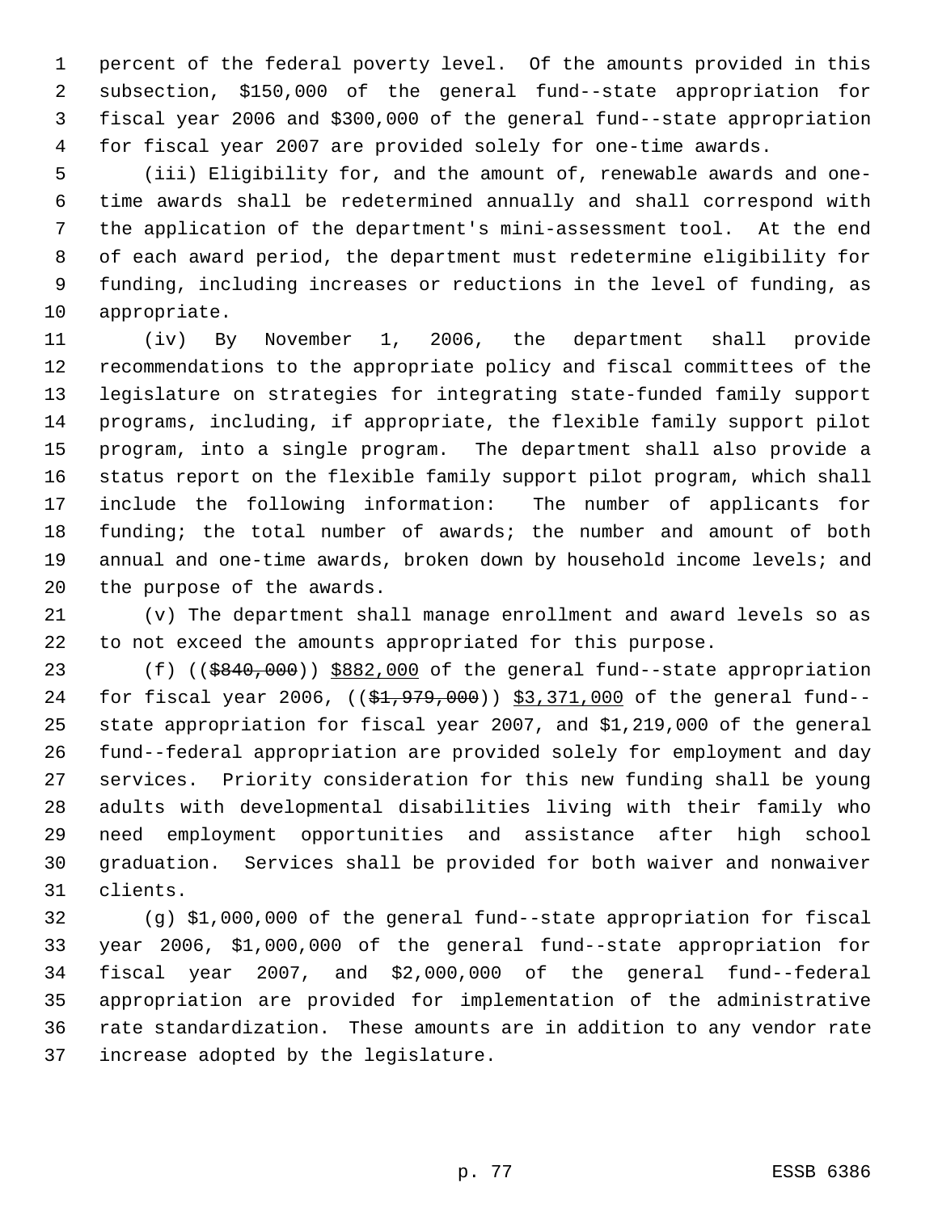percent of the federal poverty level. Of the amounts provided in this subsection, $150,000 of the general fund--state appropriation for fiscal year 2006 and $300,000 of the general fund--state appropriation for fiscal year 2007 are provided solely for one-time awards.

(iii) Eligibility for, and the amount of, renewable awards and one-time awards shall be redetermined annually and shall correspond with the application of the department's mini-assessment tool. At the end of each award period, the department must redetermine eligibility for funding, including increases or reductions in the level of funding, as appropriate.

(iv) By November 1, 2006, the department shall provide recommendations to the appropriate policy and fiscal committees of the legislature on strategies for integrating state-funded family support programs, including, if appropriate, the flexible family support pilot program, into a single program. The department shall also provide a status report on the flexible family support pilot program, which shall include the following information: The number of applicants for funding; the total number of awards; the number and amount of both annual and one-time awards, broken down by household income levels; and the purpose of the awards.

(v) The department shall manage enrollment and award levels so as to not exceed the amounts appropriated for this purpose.

(f) ((~~$840,000~~)) <u>$882,000</u> of the general fund--state appropriation for fiscal year 2006, ((~~$1,979,000~~)) <u>$3,371,000</u> of the general fund--state appropriation for fiscal year 2007, and $1,219,000 of the general fund--federal appropriation are provided solely for employment and day services. Priority consideration for this new funding shall be young adults with developmental disabilities living with their family who need employment opportunities and assistance after high school graduation. Services shall be provided for both waiver and nonwaiver clients.

(g) $1,000,000 of the general fund--state appropriation for fiscal year 2006, $1,000,000 of the general fund--state appropriation for fiscal year 2007, and $2,000,000 of the general fund--federal appropriation are provided for implementation of the administrative rate standardization. These amounts are in addition to any vendor rate increase adopted by the legislature.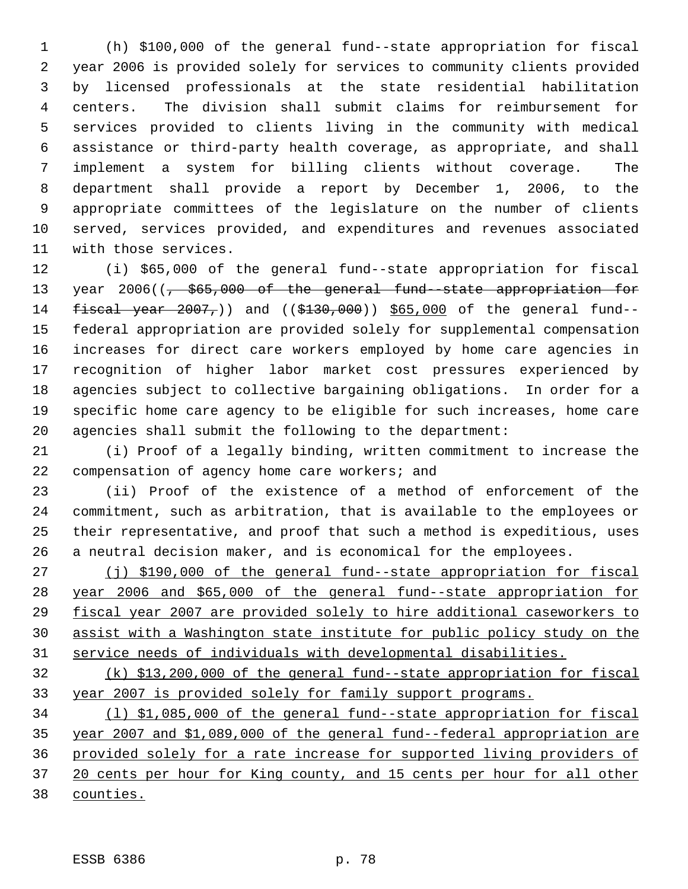(h) $100,000 of the general fund--state appropriation for fiscal year 2006 is provided solely for services to community clients provided by licensed professionals at the state residential habilitation centers. The division shall submit claims for reimbursement for services provided to clients living in the community with medical assistance or third-party health coverage, as appropriate, and shall implement a system for billing clients without coverage. The department shall provide a report by December 1, 2006, to the appropriate committees of the legislature on the number of clients served, services provided, and expenditures and revenues associated with those services.

(i) $65,000 of the general fund--state appropriation for fiscal year 2006((~~, $65,000 of the general fund--state appropriation for fiscal year 2007,~~)) and ((~~$130,000~~)) <u>$65,000</u> of the general fund--federal appropriation are provided solely for supplemental compensation increases for direct care workers employed by home care agencies in recognition of higher labor market cost pressures experienced by agencies subject to collective bargaining obligations. In order for a specific home care agency to be eligible for such increases, home care agencies shall submit the following to the department:

(i) Proof of a legally binding, written commitment to increase the compensation of agency home care workers; and

(ii) Proof of the existence of a method of enforcement of the commitment, such as arbitration, that is available to the employees or their representative, and proof that such a method is expeditious, uses a neutral decision maker, and is economical for the employees.

<u>(j) $190,000 of the general fund--state appropriation for fiscal year 2006 and $65,000 of the general fund--state appropriation for fiscal year 2007 are provided solely to hire additional caseworkers to assist with a Washington state institute for public policy study on the service needs of individuals with developmental disabilities.</u>

<u>(k) $13,200,000 of the general fund--state appropriation for fiscal year 2007 is provided solely for family support programs.</u>

<u>(l) $1,085,000 of the general fund--state appropriation for fiscal year 2007 and $1,089,000 of the general fund--federal appropriation are provided solely for a rate increase for supported living providers of 20 cents per hour for King county, and 15 cents per hour for all other counties.</u>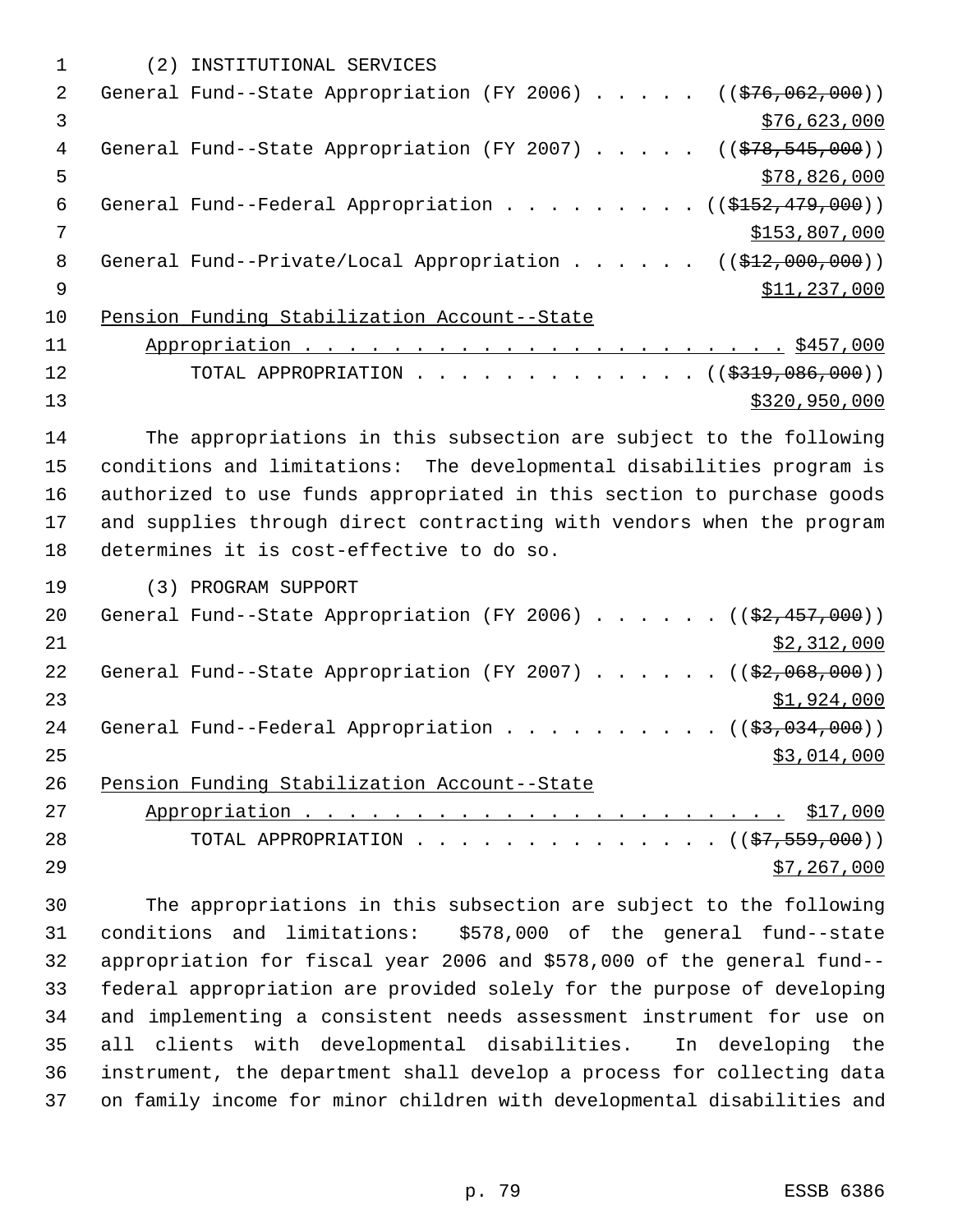(2) INSTITUTIONAL SERVICES

General Fund--State Appropriation (FY 2006) . . . . . ((~~$76,062,000~~))
<u>$76,623,000</u>

General Fund--State Appropriation (FY 2007) . . . . . ((~~$78,545,000~~))
<u>$78,826,000</u>

General Fund--Federal Appropriation . . . . . . . . . ((~~$152,479,000~~))
<u>$153,807,000</u>

General Fund--Private/Local Appropriation . . . . . . ((~~$12,000,000~~))
<u>$11,237,000</u>

<u>Pension Funding Stabilization Account--State Appropriation . . . . . . . . . . . . . . . . . . . . . . $457,000</u>

TOTAL APPROPRIATION . . . . . . . . . . . . . . ((~~$319,086,000~~))
<u>$320,950,000</u>

The appropriations in this subsection are subject to the following conditions and limitations: The developmental disabilities program is authorized to use funds appropriated in this section to purchase goods and supplies through direct contracting with vendors when the program determines it is cost-effective to do so.

(3) PROGRAM SUPPORT

General Fund--State Appropriation (FY 2006) . . . . . . ((~~$2,457,000~~))
<u>$2,312,000</u>

General Fund--State Appropriation (FY 2007) . . . . . . ((~~$2,068,000~~))
<u>$1,924,000</u>

General Fund--Federal Appropriation . . . . . . . . . . ((~~$3,034,000~~))
<u>$3,014,000</u>

<u>Pension Funding Stabilization Account--State Appropriation . . . . . . . . . . . . . . . . . . . . . . $17,000</u>

TOTAL APPROPRIATION . . . . . . . . . . . . . . . ((~~$7,559,000~~))
<u>$7,267,000</u>

The appropriations in this subsection are subject to the following conditions and limitations: $578,000 of the general fund--state appropriation for fiscal year 2006 and $578,000 of the general fund--federal appropriation are provided solely for the purpose of developing and implementing a consistent needs assessment instrument for use on all clients with developmental disabilities. In developing the instrument, the department shall develop a process for collecting data on family income for minor children with developmental disabilities and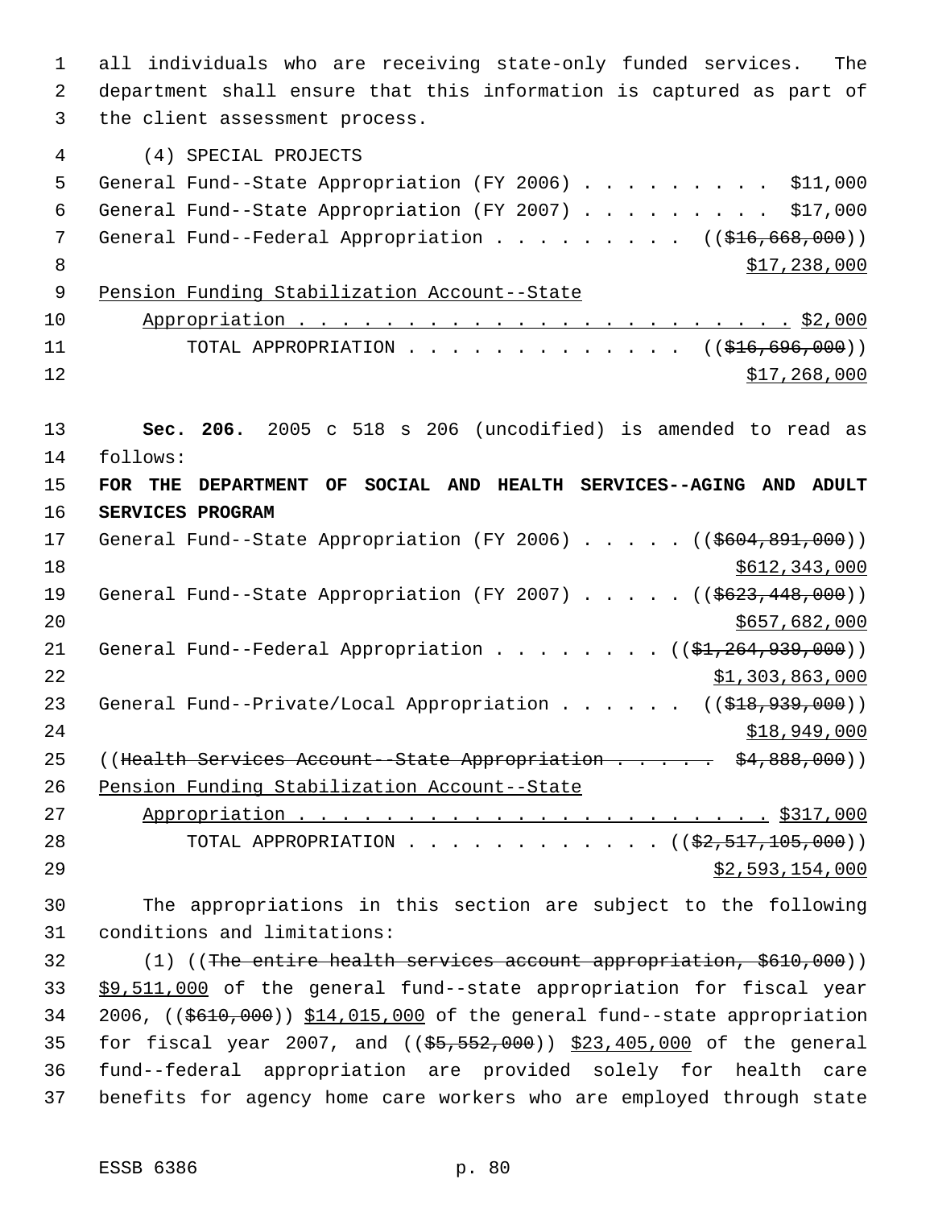all individuals who are receiving state-only funded services. The department shall ensure that this information is captured as part of the client assessment process.

(4) SPECIAL PROJECTS

General Fund--State Appropriation (FY 2006) . . . . . . . . . $11,000
General Fund--State Appropriation (FY 2007) . . . . . . . . . $17,000
General Fund--Federal Appropriation . . . . . . . . . (($16,668,000))
$17,238,000
Pension Funding Stabilization Account--State
Appropriation . . . . . . . . . . . . . . . . . . . . . . $2,000
TOTAL APPROPRIATION . . . . . . . . . . . . . (($16,696,000))
$17,268,000

**Sec. 206.** 2005 c 518 s 206 (uncodified) is amended to read as follows:

**FOR THE DEPARTMENT OF SOCIAL AND HEALTH SERVICES--AGING AND ADULT SERVICES PROGRAM**

General Fund--State Appropriation (FY 2006) . . . . . (($604,891,000))
$612,343,000
General Fund--State Appropriation (FY 2007) . . . . . (($623,448,000))
$657,682,000
General Fund--Federal Appropriation . . . . . . . . (($1,264,939,000))
$1,303,863,000
General Fund--Private/Local Appropriation . . . . . . (($18,939,000))
$18,949,000
((Health Services Account--State Appropriation . . . . . $4,888,000))
Pension Funding Stabilization Account--State
Appropriation . . . . . . . . . . . . . . . . . . . . . . $317,000
TOTAL APPROPRIATION . . . . . . . . . . . . (($2,517,105,000))
$2,593,154,000

The appropriations in this section are subject to the following conditions and limitations:

(1) ((The entire health services account appropriation, $610,000)) $9,511,000 of the general fund--state appropriation for fiscal year 2006, (($610,000)) $14,015,000 of the general fund--state appropriation for fiscal year 2007, and (($5,552,000)) $23,405,000 of the general fund--federal appropriation are provided solely for health care benefits for agency home care workers who are employed through state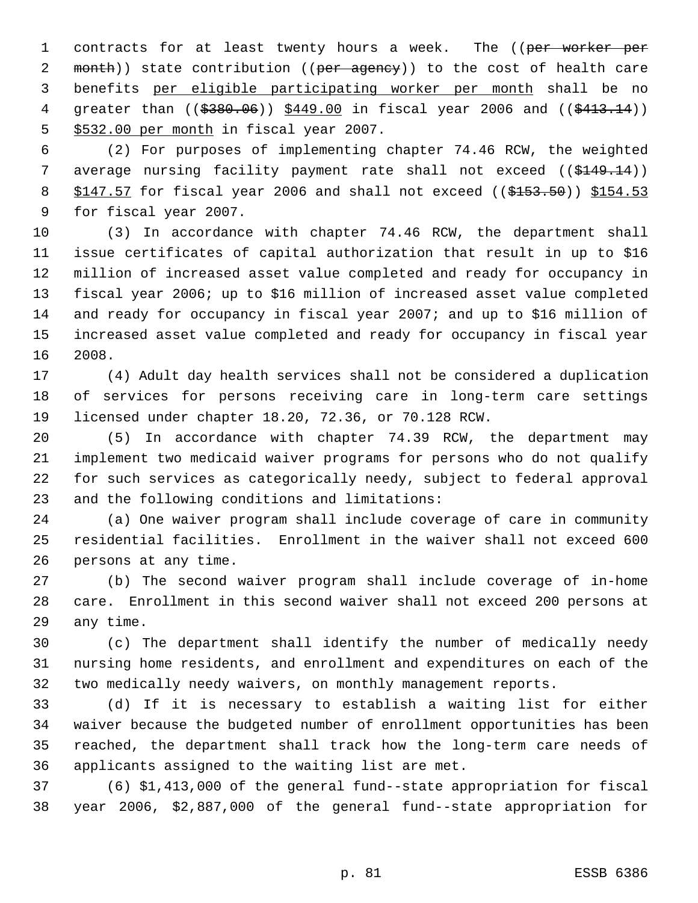contracts for at least twenty hours a week. The ((~~per worker per month~~)) state contribution ((~~per agency~~)) to the cost of health care benefits per eligible participating worker per month shall be no greater than ((~~$380.06~~)) $449.00 in fiscal year 2006 and ((~~$413.14~~)) $532.00 per month in fiscal year 2007.

(2) For purposes of implementing chapter 74.46 RCW, the weighted average nursing facility payment rate shall not exceed ((~~$149.14~~)) $147.57 for fiscal year 2006 and shall not exceed ((~~$153.50~~)) $154.53 for fiscal year 2007.

(3) In accordance with chapter 74.46 RCW, the department shall issue certificates of capital authorization that result in up to $16 million of increased asset value completed and ready for occupancy in fiscal year 2006; up to $16 million of increased asset value completed and ready for occupancy in fiscal year 2007; and up to $16 million of increased asset value completed and ready for occupancy in fiscal year 2008.

(4) Adult day health services shall not be considered a duplication of services for persons receiving care in long-term care settings licensed under chapter 18.20, 72.36, or 70.128 RCW.

(5) In accordance with chapter 74.39 RCW, the department may implement two medicaid waiver programs for persons who do not qualify for such services as categorically needy, subject to federal approval and the following conditions and limitations:

(a) One waiver program shall include coverage of care in community residential facilities. Enrollment in the waiver shall not exceed 600 persons at any time.

(b) The second waiver program shall include coverage of in-home care. Enrollment in this second waiver shall not exceed 200 persons at any time.

(c) The department shall identify the number of medically needy nursing home residents, and enrollment and expenditures on each of the two medically needy waivers, on monthly management reports.

(d) If it is necessary to establish a waiting list for either waiver because the budgeted number of enrollment opportunities has been reached, the department shall track how the long-term care needs of applicants assigned to the waiting list are met.

(6) $1,413,000 of the general fund--state appropriation for fiscal year 2006, $2,887,000 of the general fund--state appropriation for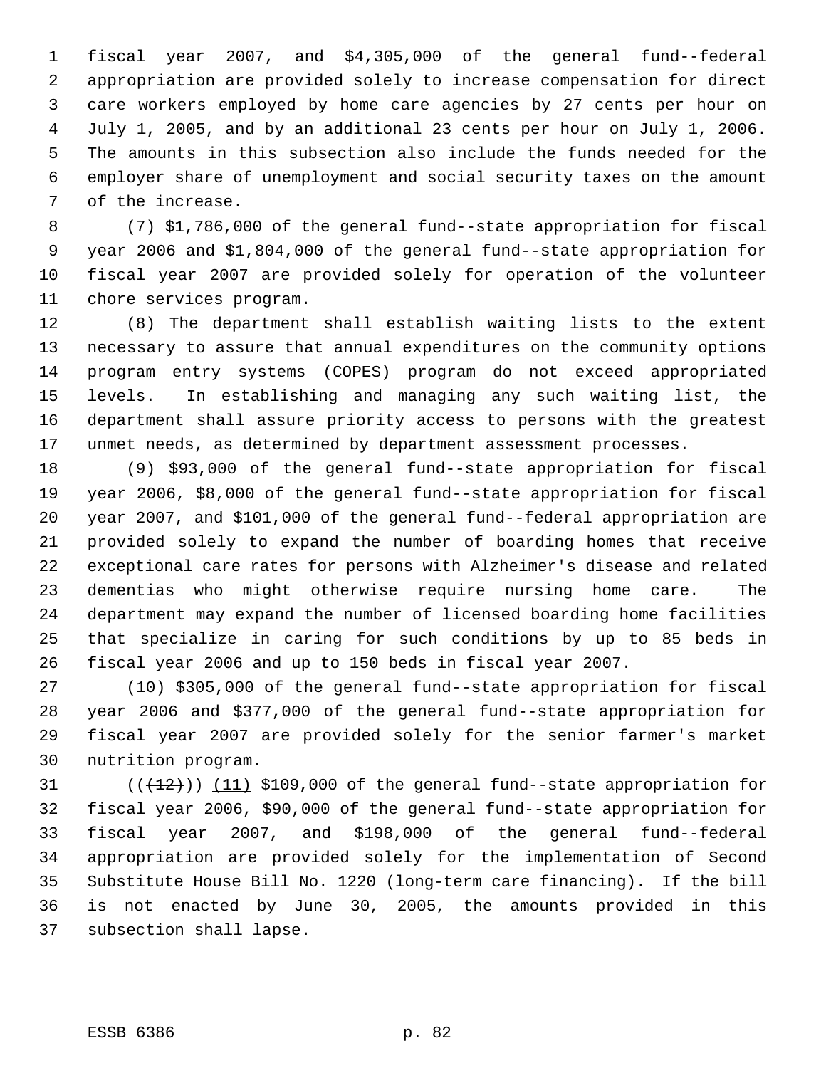fiscal year 2007, and $4,305,000 of the general fund--federal appropriation are provided solely to increase compensation for direct care workers employed by home care agencies by 27 cents per hour on July 1, 2005, and by an additional 23 cents per hour on July 1, 2006. The amounts in this subsection also include the funds needed for the employer share of unemployment and social security taxes on the amount of the increase.

(7) $1,786,000 of the general fund--state appropriation for fiscal year 2006 and $1,804,000 of the general fund--state appropriation for fiscal year 2007 are provided solely for operation of the volunteer chore services program.

(8) The department shall establish waiting lists to the extent necessary to assure that annual expenditures on the community options program entry systems (COPES) program do not exceed appropriated levels. In establishing and managing any such waiting list, the department shall assure priority access to persons with the greatest unmet needs, as determined by department assessment processes.

(9) $93,000 of the general fund--state appropriation for fiscal year 2006, $8,000 of the general fund--state appropriation for fiscal year 2007, and $101,000 of the general fund--federal appropriation are provided solely to expand the number of boarding homes that receive exceptional care rates for persons with Alzheimer's disease and related dementias who might otherwise require nursing home care. The department may expand the number of licensed boarding home facilities that specialize in caring for such conditions by up to 85 beds in fiscal year 2006 and up to 150 beds in fiscal year 2007.

(10) $305,000 of the general fund--state appropriation for fiscal year 2006 and $377,000 of the general fund--state appropriation for fiscal year 2007 are provided solely for the senior farmer's market nutrition program.

((~~(12)~~)) <u>(11)</u> $109,000 of the general fund--state appropriation for fiscal year 2006, $90,000 of the general fund--state appropriation for fiscal year 2007, and $198,000 of the general fund--federal appropriation are provided solely for the implementation of Second Substitute House Bill No. 1220 (long-term care financing). If the bill is not enacted by June 30, 2005, the amounts provided in this subsection shall lapse.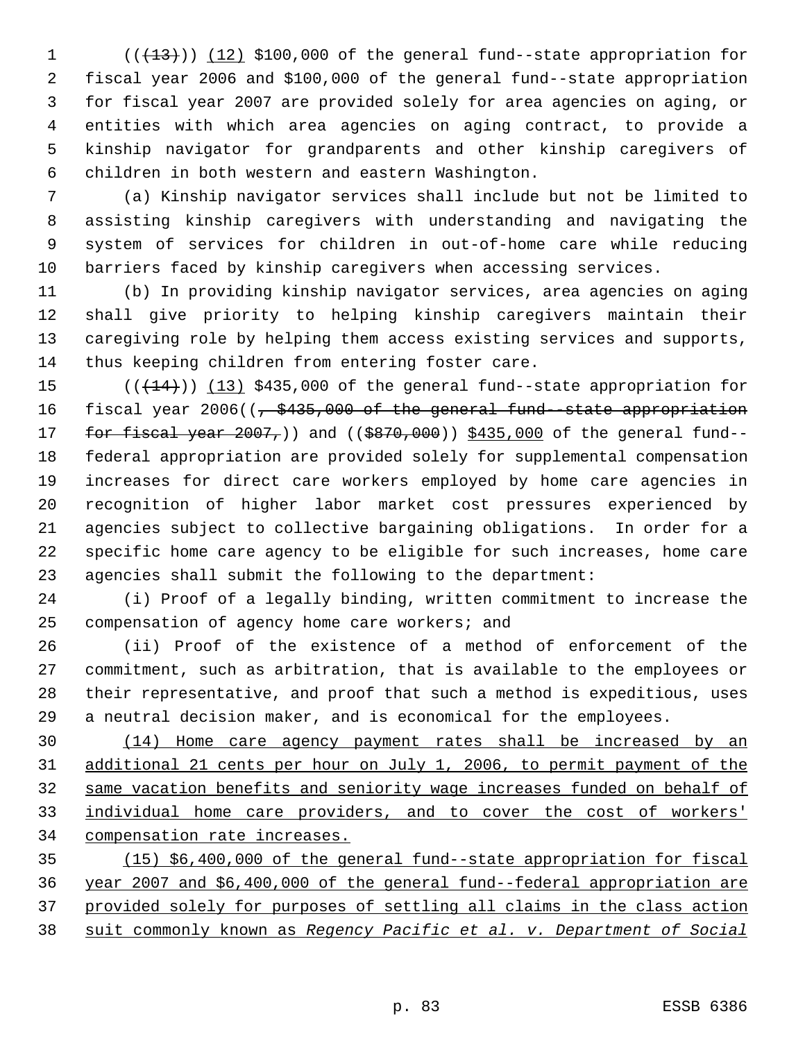((~~(13)~~)) <u>(12)</u> $100,000 of the general fund--state appropriation for fiscal year 2006 and $100,000 of the general fund--state appropriation for fiscal year 2007 are provided solely for area agencies on aging, or entities with which area agencies on aging contract, to provide a kinship navigator for grandparents and other kinship caregivers of children in both western and eastern Washington.

(a) Kinship navigator services shall include but not be limited to assisting kinship caregivers with understanding and navigating the system of services for children in out-of-home care while reducing barriers faced by kinship caregivers when accessing services.

(b) In providing kinship navigator services, area agencies on aging shall give priority to helping kinship caregivers maintain their caregiving role by helping them access existing services and supports, thus keeping children from entering foster care.

((~~(14)~~)) <u>(13)</u> $435,000 of the general fund--state appropriation for fiscal year 2006((~~, $435,000 of the general fund--state appropriation for fiscal year 2007,~~)) and ((~~$870,000~~)) <u>$435,000</u> of the general fund--federal appropriation are provided solely for supplemental compensation increases for direct care workers employed by home care agencies in recognition of higher labor market cost pressures experienced by agencies subject to collective bargaining obligations. In order for a specific home care agency to be eligible for such increases, home care agencies shall submit the following to the department:

(i) Proof of a legally binding, written commitment to increase the compensation of agency home care workers; and

(ii) Proof of the existence of a method of enforcement of the commitment, such as arbitration, that is available to the employees or their representative, and proof that such a method is expeditious, uses a neutral decision maker, and is economical for the employees.

<u>(14) Home care agency payment rates shall be increased by an additional 21 cents per hour on July 1, 2006, to permit payment of the same vacation benefits and seniority wage increases funded on behalf of individual home care providers, and to cover the cost of workers' compensation rate increases.</u>

<u>(15) $6,400,000 of the general fund--state appropriation for fiscal year 2007 and $6,400,000 of the general fund--federal appropriation are provided solely for purposes of settling all claims in the class action suit commonly known as *Regency Pacific et al. v. Department of Social*</u>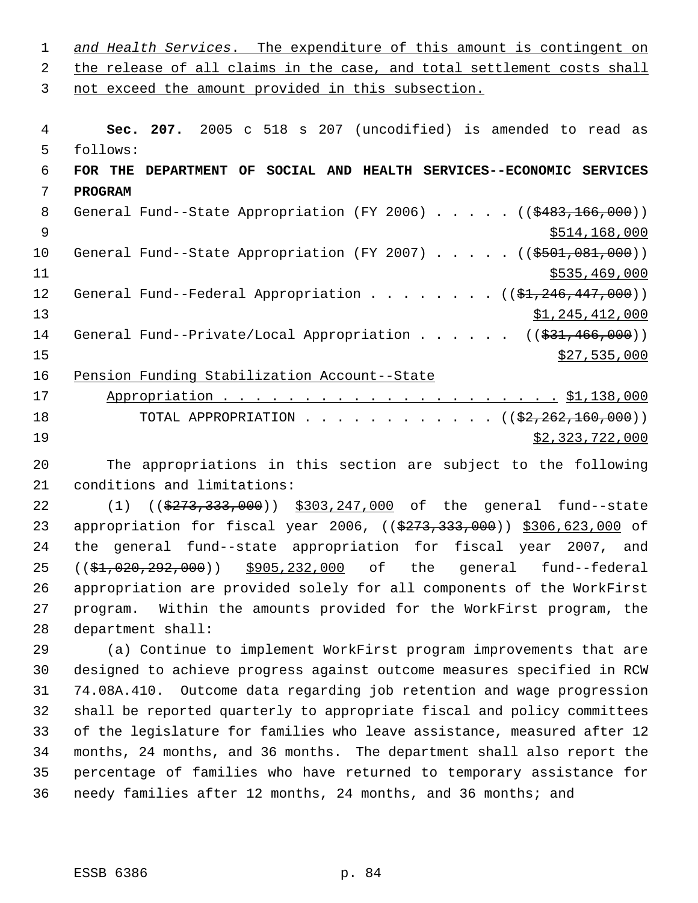*and Health Services*. The expenditure of this amount is contingent on the release of all claims in the case, and total settlement costs shall not exceed the amount provided in this subsection.

**Sec. 207.** 2005 c 518 s 207 (uncodified) is amended to read as follows:

**FOR THE DEPARTMENT OF SOCIAL AND HEALTH SERVICES--ECONOMIC SERVICES PROGRAM**

General Fund--State Appropriation (FY 2006) . . . . . (($483,166,000)) $514,168,000

General Fund--State Appropriation (FY 2007) . . . . . (($501,081,000)) $535,469,000

General Fund--Federal Appropriation . . . . . . . . (($1,246,447,000)) $1,245,412,000

General Fund--Private/Local Appropriation . . . . . . (($31,466,000)) $27,535,000

Pension Funding Stabilization Account--State Appropriation . . . . . . . . . . . . . . . . . . . . . $1,138,000

TOTAL APPROPRIATION . . . . . . . . . . . . (($2,262,160,000)) $2,323,722,000

The appropriations in this section are subject to the following conditions and limitations:

(1) (($273,333,000)) $303,247,000 of the general fund--state appropriation for fiscal year 2006, (($273,333,000)) $306,623,000 of the general fund--state appropriation for fiscal year 2007, and (($1,020,292,000)) $905,232,000 of the general fund--federal appropriation are provided solely for all components of the WorkFirst program. Within the amounts provided for the WorkFirst program, the department shall:

(a) Continue to implement WorkFirst program improvements that are designed to achieve progress against outcome measures specified in RCW 74.08A.410. Outcome data regarding job retention and wage progression shall be reported quarterly to appropriate fiscal and policy committees of the legislature for families who leave assistance, measured after 12 months, 24 months, and 36 months. The department shall also report the percentage of families who have returned to temporary assistance for needy families after 12 months, 24 months, and 36 months; and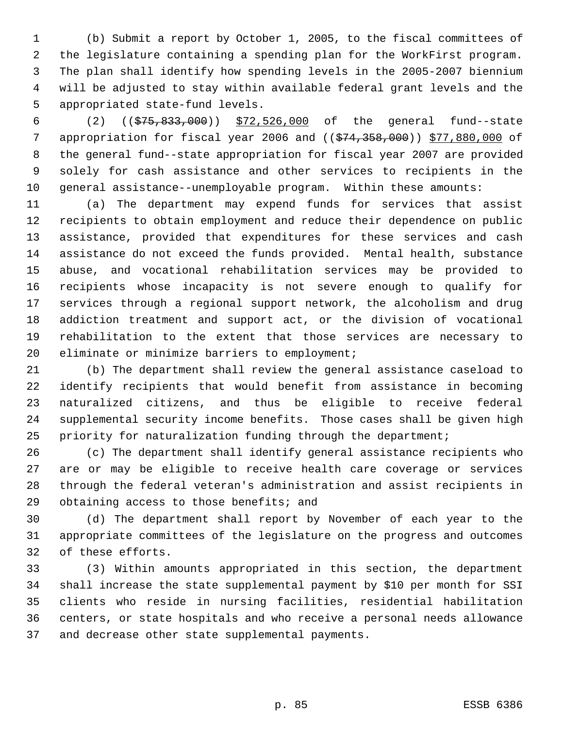(b) Submit a report by October 1, 2005, to the fiscal committees of the legislature containing a spending plan for the WorkFirst program. The plan shall identify how spending levels in the 2005-2007 biennium will be adjusted to stay within available federal grant levels and the appropriated state-fund levels.

(2) ((~~$75,833,000~~)) $72,526,000 of the general fund--state appropriation for fiscal year 2006 and ((~~$74,358,000~~)) $77,880,000 of the general fund--state appropriation for fiscal year 2007 are provided solely for cash assistance and other services to recipients in the general assistance--unemployable program. Within these amounts:

(a) The department may expend funds for services that assist recipients to obtain employment and reduce their dependence on public assistance, provided that expenditures for these services and cash assistance do not exceed the funds provided. Mental health, substance abuse, and vocational rehabilitation services may be provided to recipients whose incapacity is not severe enough to qualify for services through a regional support network, the alcoholism and drug addiction treatment and support act, or the division of vocational rehabilitation to the extent that those services are necessary to eliminate or minimize barriers to employment;

(b) The department shall review the general assistance caseload to identify recipients that would benefit from assistance in becoming naturalized citizens, and thus be eligible to receive federal supplemental security income benefits. Those cases shall be given high priority for naturalization funding through the department;

(c) The department shall identify general assistance recipients who are or may be eligible to receive health care coverage or services through the federal veteran's administration and assist recipients in obtaining access to those benefits; and

(d) The department shall report by November of each year to the appropriate committees of the legislature on the progress and outcomes of these efforts.

(3) Within amounts appropriated in this section, the department shall increase the state supplemental payment by $10 per month for SSI clients who reside in nursing facilities, residential habilitation centers, or state hospitals and who receive a personal needs allowance and decrease other state supplemental payments.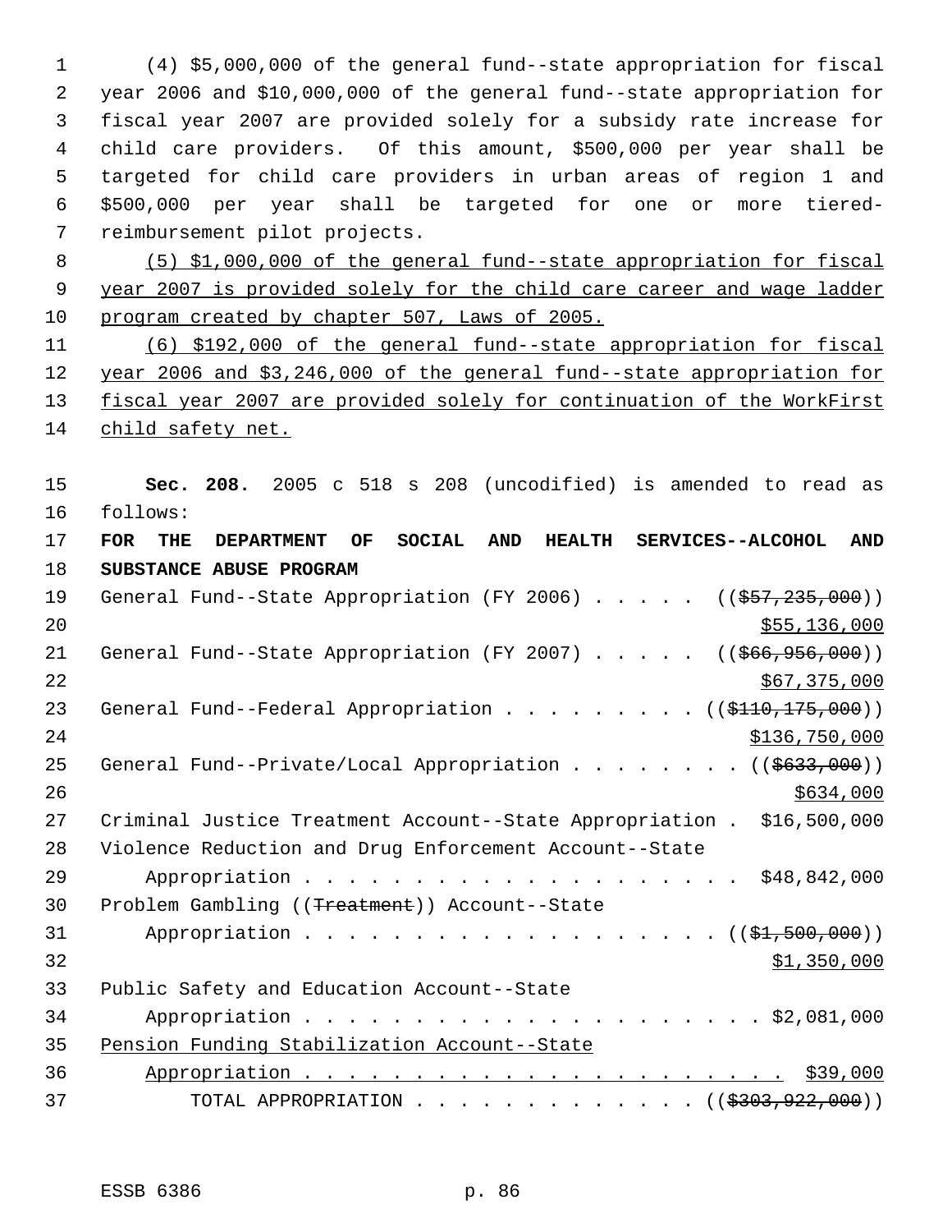(4) $5,000,000 of the general fund--state appropriation for fiscal year 2006 and $10,000,000 of the general fund--state appropriation for fiscal year 2007 are provided solely for a subsidy rate increase for child care providers. Of this amount, $500,000 per year shall be targeted for child care providers in urban areas of region 1 and $500,000 per year shall be targeted for one or more tiered-reimbursement pilot projects.

(5) $1,000,000 of the general fund--state appropriation for fiscal year 2007 is provided solely for the child care career and wage ladder program created by chapter 507, Laws of 2005.

(6) $192,000 of the general fund--state appropriation for fiscal year 2006 and $3,246,000 of the general fund--state appropriation for fiscal year 2007 are provided solely for continuation of the WorkFirst child safety net.

**Sec. 208.** 2005 c 518 s 208 (uncodified) is amended to read as follows:

**FOR THE DEPARTMENT OF SOCIAL AND HEALTH SERVICES--ALCOHOL AND SUBSTANCE ABUSE PROGRAM**

General Fund--State Appropriation (FY 2006) . . . . . (($57,235,000)) $55,136,000

General Fund--State Appropriation (FY 2007) . . . . . (($66,956,000)) $67,375,000

General Fund--Federal Appropriation . . . . . . . . . (($110,175,000)) $136,750,000

General Fund--Private/Local Appropriation . . . . . . . . (($633,000)) $634,000

Criminal Justice Treatment Account--State Appropriation . $16,500,000

Violence Reduction and Drug Enforcement Account--State Appropriation . . . . . . . . . . . . . . . . . . . . $48,842,000

Problem Gambling ((Treatment)) Account--State Appropriation . . . . . . . . . . . . . . . . . . . (($1,500,000)) $1,350,000

Public Safety and Education Account--State Appropriation . . . . . . . . . . . . . . . . . . . . . $2,081,000

Pension Funding Stabilization Account--State Appropriation . . . . . . . . . . . . . . . . . . . . . . $39,000

TOTAL APPROPRIATION . . . . . . . . . . . . . (($303,922,000))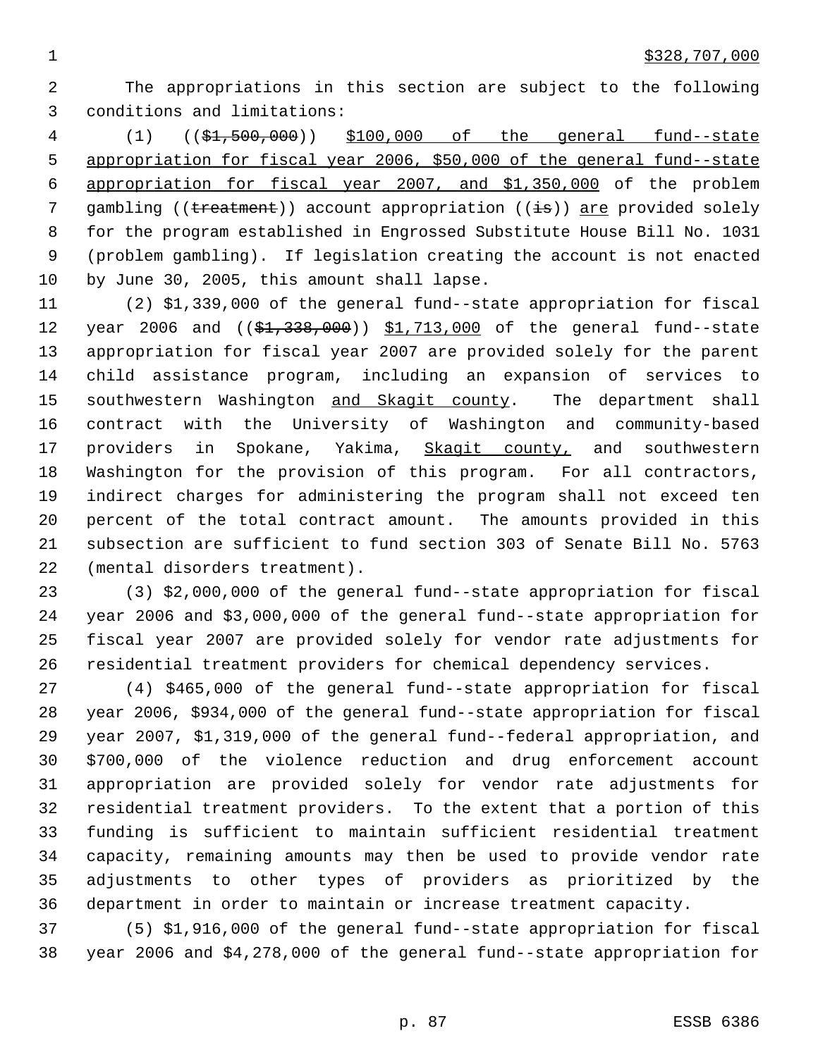$328,707,000

The appropriations in this section are subject to the following conditions and limitations:

(1) (($1,500,000)) $100,000 of the general fund--state appropriation for fiscal year 2006, $50,000 of the general fund--state appropriation for fiscal year 2007, and $1,350,000 of the problem gambling ((treatment)) account appropriation ((is)) are provided solely for the program established in Engrossed Substitute House Bill No. 1031 (problem gambling). If legislation creating the account is not enacted by June 30, 2005, this amount shall lapse.

(2) $1,339,000 of the general fund--state appropriation for fiscal year 2006 and (($1,338,000)) $1,713,000 of the general fund--state appropriation for fiscal year 2007 are provided solely for the parent child assistance program, including an expansion of services to southwestern Washington and Skagit county. The department shall contract with the University of Washington and community-based providers in Spokane, Yakima, Skagit county, and southwestern Washington for the provision of this program. For all contractors, indirect charges for administering the program shall not exceed ten percent of the total contract amount. The amounts provided in this subsection are sufficient to fund section 303 of Senate Bill No. 5763 (mental disorders treatment).

(3) $2,000,000 of the general fund--state appropriation for fiscal year 2006 and $3,000,000 of the general fund--state appropriation for fiscal year 2007 are provided solely for vendor rate adjustments for residential treatment providers for chemical dependency services.

(4) $465,000 of the general fund--state appropriation for fiscal year 2006, $934,000 of the general fund--state appropriation for fiscal year 2007, $1,319,000 of the general fund--federal appropriation, and $700,000 of the violence reduction and drug enforcement account appropriation are provided solely for vendor rate adjustments for residential treatment providers. To the extent that a portion of this funding is sufficient to maintain sufficient residential treatment capacity, remaining amounts may then be used to provide vendor rate adjustments to other types of providers as prioritized by the department in order to maintain or increase treatment capacity.

(5) $1,916,000 of the general fund--state appropriation for fiscal year 2006 and $4,278,000 of the general fund--state appropriation for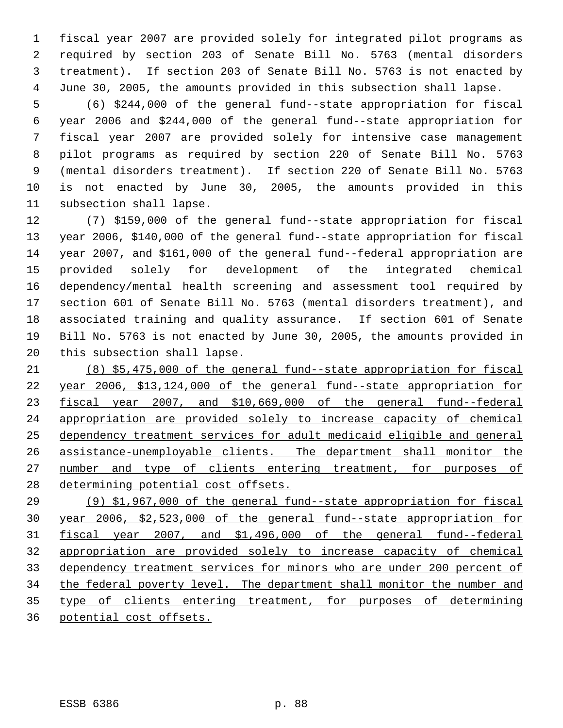fiscal year 2007 are provided solely for integrated pilot programs as required by section 203 of Senate Bill No. 5763 (mental disorders treatment). If section 203 of Senate Bill No. 5763 is not enacted by June 30, 2005, the amounts provided in this subsection shall lapse.

(6) $244,000 of the general fund--state appropriation for fiscal year 2006 and $244,000 of the general fund--state appropriation for fiscal year 2007 are provided solely for intensive case management pilot programs as required by section 220 of Senate Bill No. 5763 (mental disorders treatment). If section 220 of Senate Bill No. 5763 is not enacted by June 30, 2005, the amounts provided in this subsection shall lapse.

(7) $159,000 of the general fund--state appropriation for fiscal year 2006, $140,000 of the general fund--state appropriation for fiscal year 2007, and $161,000 of the general fund--federal appropriation are provided solely for development of the integrated chemical dependency/mental health screening and assessment tool required by section 601 of Senate Bill No. 5763 (mental disorders treatment), and associated training and quality assurance. If section 601 of Senate Bill No. 5763 is not enacted by June 30, 2005, the amounts provided in this subsection shall lapse.

(8) $5,475,000 of the general fund--state appropriation for fiscal year 2006, $13,124,000 of the general fund--state appropriation for fiscal year 2007, and $10,669,000 of the general fund--federal appropriation are provided solely to increase capacity of chemical dependency treatment services for adult medicaid eligible and general assistance-unemployable clients. The department shall monitor the number and type of clients entering treatment, for purposes of determining potential cost offsets.

(9) $1,967,000 of the general fund--state appropriation for fiscal year 2006, $2,523,000 of the general fund--state appropriation for fiscal year 2007, and $1,496,000 of the general fund--federal appropriation are provided solely to increase capacity of chemical dependency treatment services for minors who are under 200 percent of the federal poverty level. The department shall monitor the number and type of clients entering treatment, for purposes of determining potential cost offsets.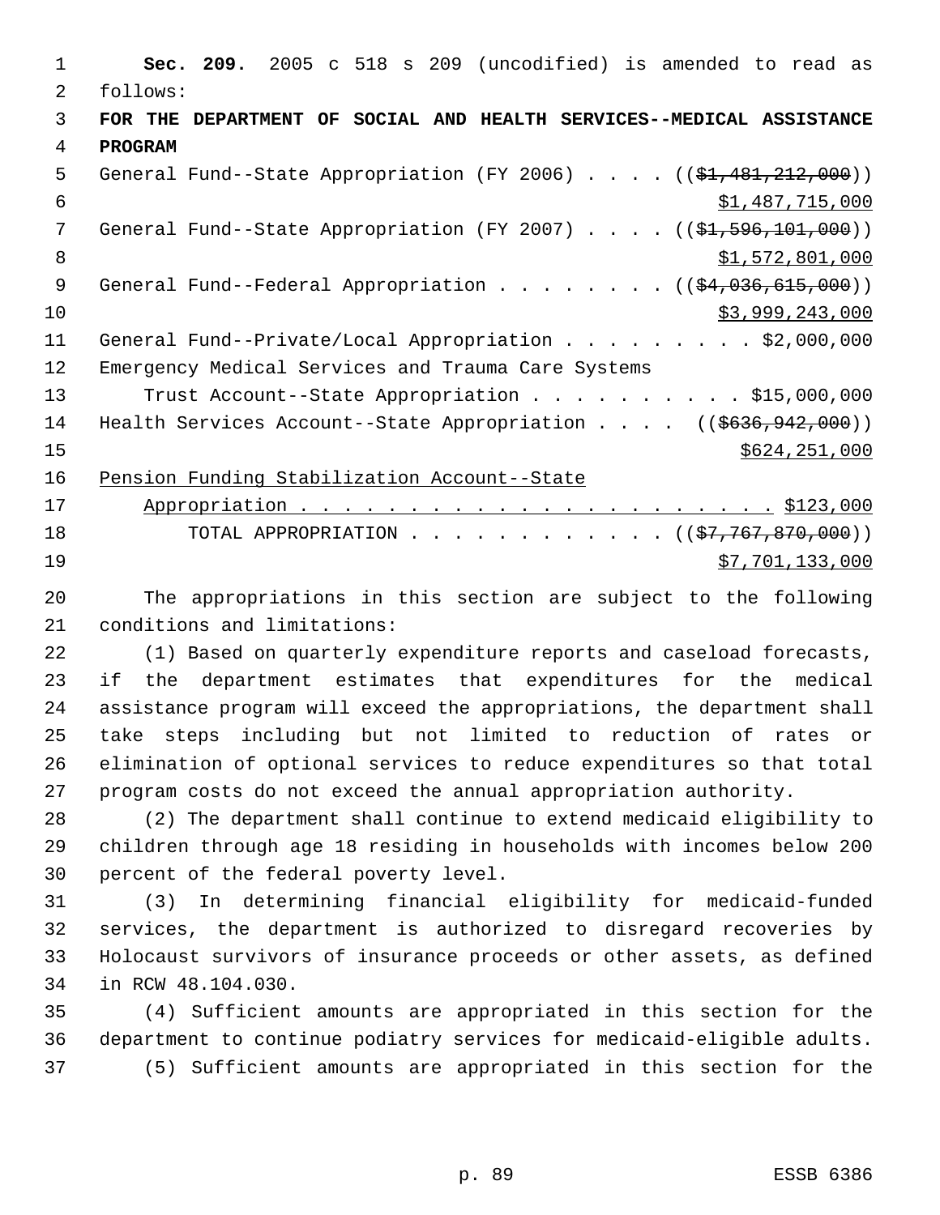**Sec. 209.** 2005 c 518 s 209 (uncodified) is amended to read as follows:

**FOR THE DEPARTMENT OF SOCIAL AND HEALTH SERVICES--MEDICAL ASSISTANCE PROGRAM**

General Fund--State Appropriation (FY 2006) . . . . ((~~$1,481,212,000~~)) $1,487,715,000

General Fund--State Appropriation (FY 2007) . . . . ((~~$1,596,101,000~~)) $1,572,801,000

General Fund--Federal Appropriation . . . . . . . . ((~~$4,036,615,000~~)) $3,999,243,000

General Fund--Private/Local Appropriation . . . . . . . . . $2,000,000

Emergency Medical Services and Trauma Care Systems Trust Account--State Appropriation . . . . . . . . . . $15,000,000

Health Services Account--State Appropriation . . . . ((~~$636,942,000~~)) $624,251,000

Pension Funding Stabilization Account--State Appropriation . . . . . . . . . . . . . . . . . . . . . . $123,000

TOTAL APPROPRIATION . . . . . . . . . . . . ((~~$7,767,870,000~~)) $7,701,133,000

The appropriations in this section are subject to the following conditions and limitations:

(1) Based on quarterly expenditure reports and caseload forecasts, if the department estimates that expenditures for the medical assistance program will exceed the appropriations, the department shall take steps including but not limited to reduction of rates or elimination of optional services to reduce expenditures so that total program costs do not exceed the annual appropriation authority.

(2) The department shall continue to extend medicaid eligibility to children through age 18 residing in households with incomes below 200 percent of the federal poverty level.

(3) In determining financial eligibility for medicaid-funded services, the department is authorized to disregard recoveries by Holocaust survivors of insurance proceeds or other assets, as defined in RCW 48.104.030.

(4) Sufficient amounts are appropriated in this section for the department to continue podiatry services for medicaid-eligible adults.

(5) Sufficient amounts are appropriated in this section for the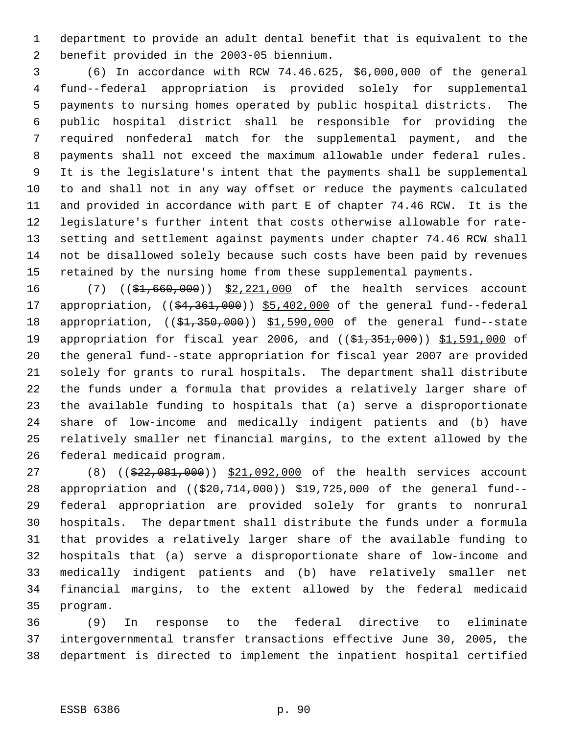department to provide an adult dental benefit that is equivalent to the benefit provided in the 2003-05 biennium.

(6) In accordance with RCW 74.46.625, $6,000,000 of the general fund--federal appropriation is provided solely for supplemental payments to nursing homes operated by public hospital districts. The public hospital district shall be responsible for providing the required nonfederal match for the supplemental payment, and the payments shall not exceed the maximum allowable under federal rules. It is the legislature's intent that the payments shall be supplemental to and shall not in any way offset or reduce the payments calculated and provided in accordance with part E of chapter 74.46 RCW. It is the legislature's further intent that costs otherwise allowable for rate-setting and settlement against payments under chapter 74.46 RCW shall not be disallowed solely because such costs have been paid by revenues retained by the nursing home from these supplemental payments.

(7) ((~~$1,660,000~~)) $2,221,000 of the health services account appropriation, ((~~$4,361,000~~)) $5,402,000 of the general fund--federal appropriation, ((~~$1,350,000~~)) $1,590,000 of the general fund--state appropriation for fiscal year 2006, and ((~~$1,351,000~~)) $1,591,000 of the general fund--state appropriation for fiscal year 2007 are provided solely for grants to rural hospitals. The department shall distribute the funds under a formula that provides a relatively larger share of the available funding to hospitals that (a) serve a disproportionate share of low-income and medically indigent patients and (b) have relatively smaller net financial margins, to the extent allowed by the federal medicaid program.

(8) ((~~$22,081,000~~)) $21,092,000 of the health services account appropriation and ((~~$20,714,000~~)) $19,725,000 of the general fund--federal appropriation are provided solely for grants to nonrural hospitals. The department shall distribute the funds under a formula that provides a relatively larger share of the available funding to hospitals that (a) serve a disproportionate share of low-income and medically indigent patients and (b) have relatively smaller net financial margins, to the extent allowed by the federal medicaid program.

(9) In response to the federal directive to eliminate intergovernmental transfer transactions effective June 30, 2005, the department is directed to implement the inpatient hospital certified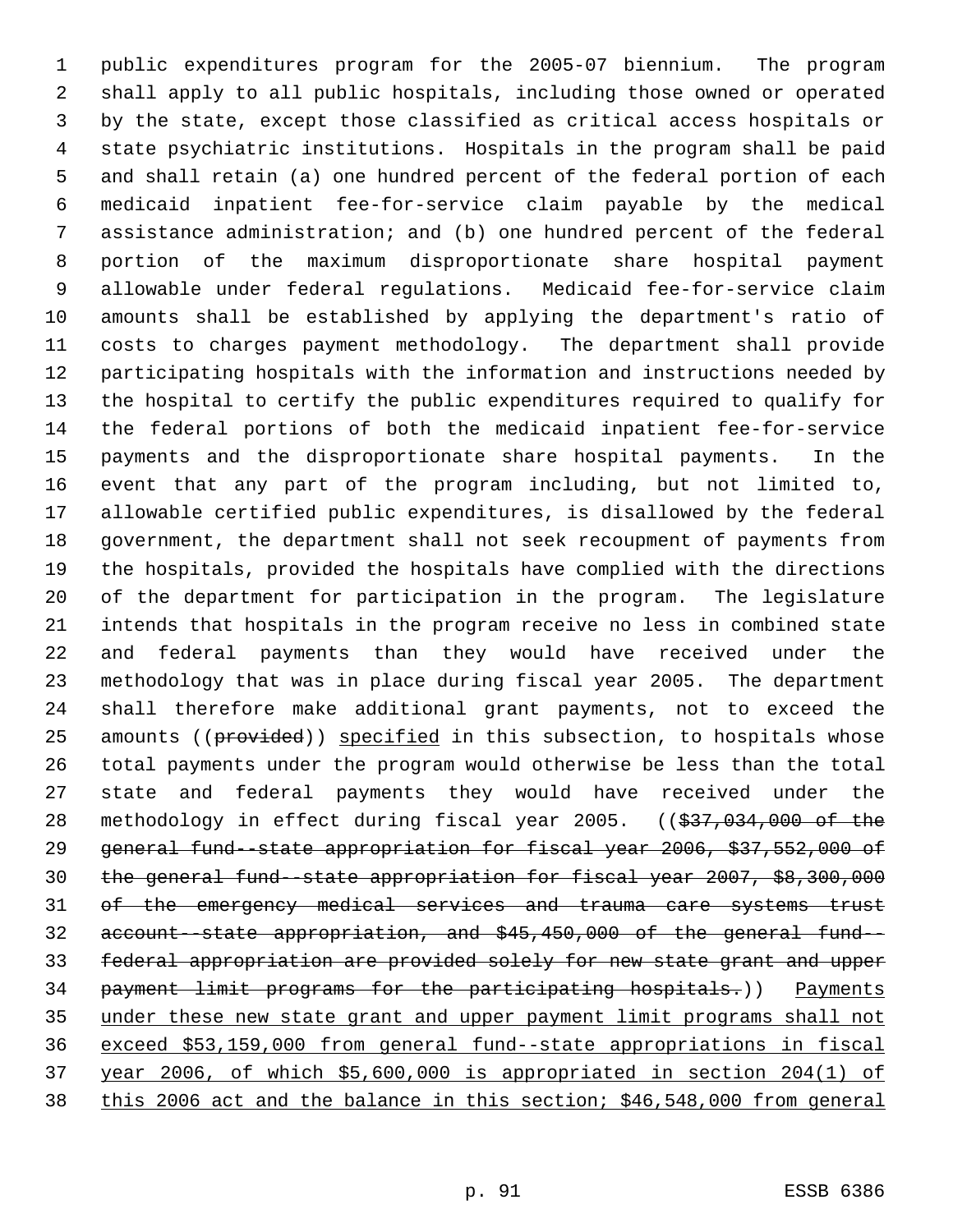public expenditures program for the 2005-07 biennium. The program shall apply to all public hospitals, including those owned or operated by the state, except those classified as critical access hospitals or state psychiatric institutions. Hospitals in the program shall be paid and shall retain (a) one hundred percent of the federal portion of each medicaid inpatient fee-for-service claim payable by the medical assistance administration; and (b) one hundred percent of the federal portion of the maximum disproportionate share hospital payment allowable under federal regulations. Medicaid fee-for-service claim amounts shall be established by applying the department's ratio of costs to charges payment methodology. The department shall provide participating hospitals with the information and instructions needed by the hospital to certify the public expenditures required to qualify for the federal portions of both the medicaid inpatient fee-for-service payments and the disproportionate share hospital payments. In the event that any part of the program including, but not limited to, allowable certified public expenditures, is disallowed by the federal government, the department shall not seek recoupment of payments from the hospitals, provided the hospitals have complied with the directions of the department for participation in the program. The legislature intends that hospitals in the program receive no less in combined state and federal payments than they would have received under the methodology that was in place during fiscal year 2005. The department shall therefore make additional grant payments, not to exceed the amounts ((~~provided~~)) <u>specified</u> in this subsection, to hospitals whose total payments under the program would otherwise be less than the total state and federal payments they would have received under the methodology in effect during fiscal year 2005. ((~~$37,034,000 of the general fund--state appropriation for fiscal year 2006, $37,552,000 of the general fund--state appropriation for fiscal year 2007, $8,300,000 of the emergency medical services and trauma care systems trust account--state appropriation, and $45,450,000 of the general fund--federal appropriation are provided solely for new state grant and upper payment limit programs for the participating hospitals.~~)) <u>Payments under these new state grant and upper payment limit programs shall not exceed $53,159,000 from general fund--state appropriations in fiscal year 2006, of which $5,600,000 is appropriated in section 204(1) of this 2006 act and the balance in this section; $46,548,000 from general</u>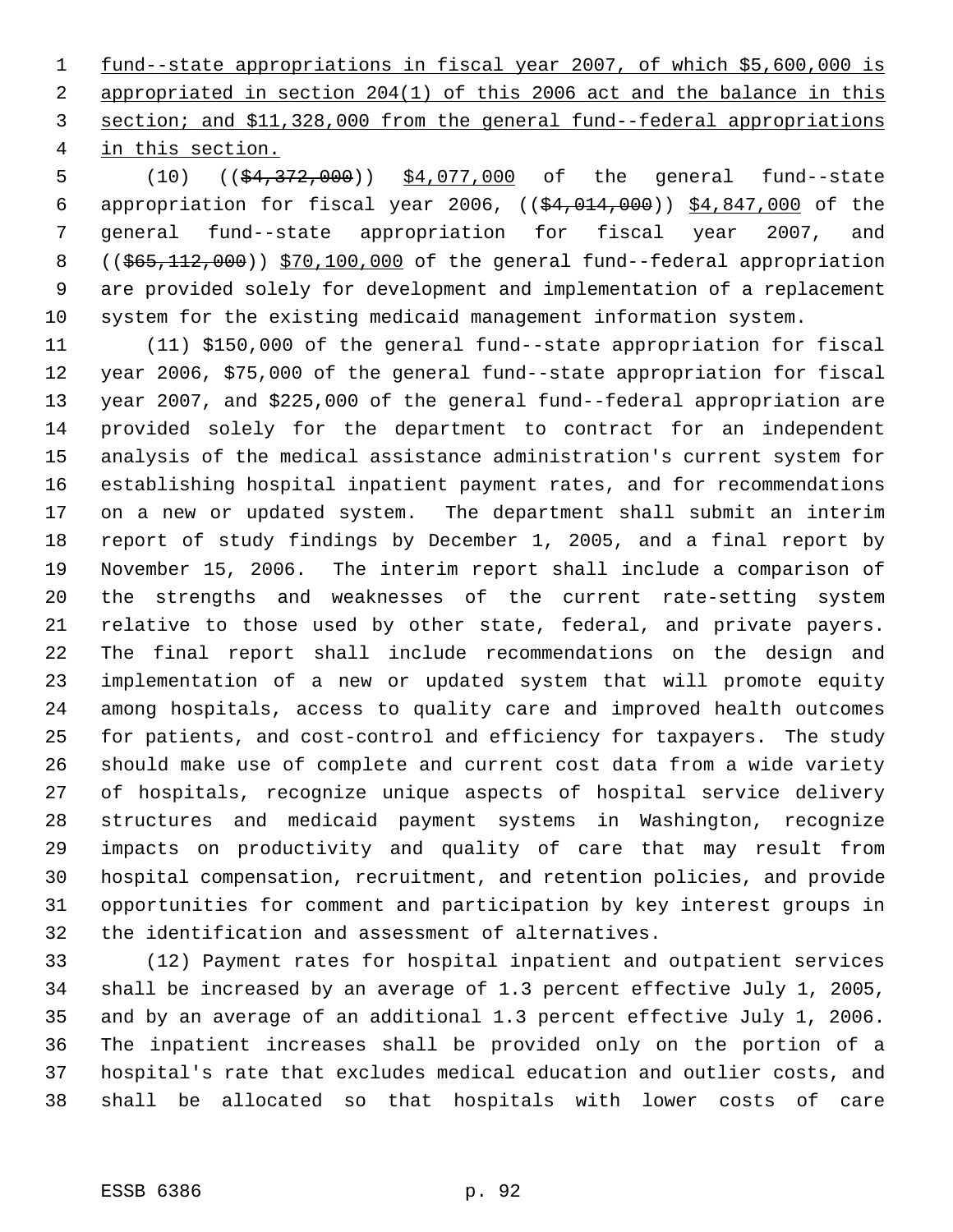fund--state appropriations in fiscal year 2007, of which $5,600,000 is appropriated in section 204(1) of this 2006 act and the balance in this section; and $11,328,000 from the general fund--federal appropriations in this section.

(10) (($4,372,000)) $4,077,000 of the general fund--state appropriation for fiscal year 2006, (($4,014,000)) $4,847,000 of the general fund--state appropriation for fiscal year 2007, and (($65,112,000)) $70,100,000 of the general fund--federal appropriation are provided solely for development and implementation of a replacement system for the existing medicaid management information system.

(11) $150,000 of the general fund--state appropriation for fiscal year 2006, $75,000 of the general fund--state appropriation for fiscal year 2007, and $225,000 of the general fund--federal appropriation are provided solely for the department to contract for an independent analysis of the medical assistance administration's current system for establishing hospital inpatient payment rates, and for recommendations on a new or updated system. The department shall submit an interim report of study findings by December 1, 2005, and a final report by November 15, 2006. The interim report shall include a comparison of the strengths and weaknesses of the current rate-setting system relative to those used by other state, federal, and private payers. The final report shall include recommendations on the design and implementation of a new or updated system that will promote equity among hospitals, access to quality care and improved health outcomes for patients, and cost-control and efficiency for taxpayers. The study should make use of complete and current cost data from a wide variety of hospitals, recognize unique aspects of hospital service delivery structures and medicaid payment systems in Washington, recognize impacts on productivity and quality of care that may result from hospital compensation, recruitment, and retention policies, and provide opportunities for comment and participation by key interest groups in the identification and assessment of alternatives.

(12) Payment rates for hospital inpatient and outpatient services shall be increased by an average of 1.3 percent effective July 1, 2005, and by an average of an additional 1.3 percent effective July 1, 2006. The inpatient increases shall be provided only on the portion of a hospital's rate that excludes medical education and outlier costs, and shall be allocated so that hospitals with lower costs of care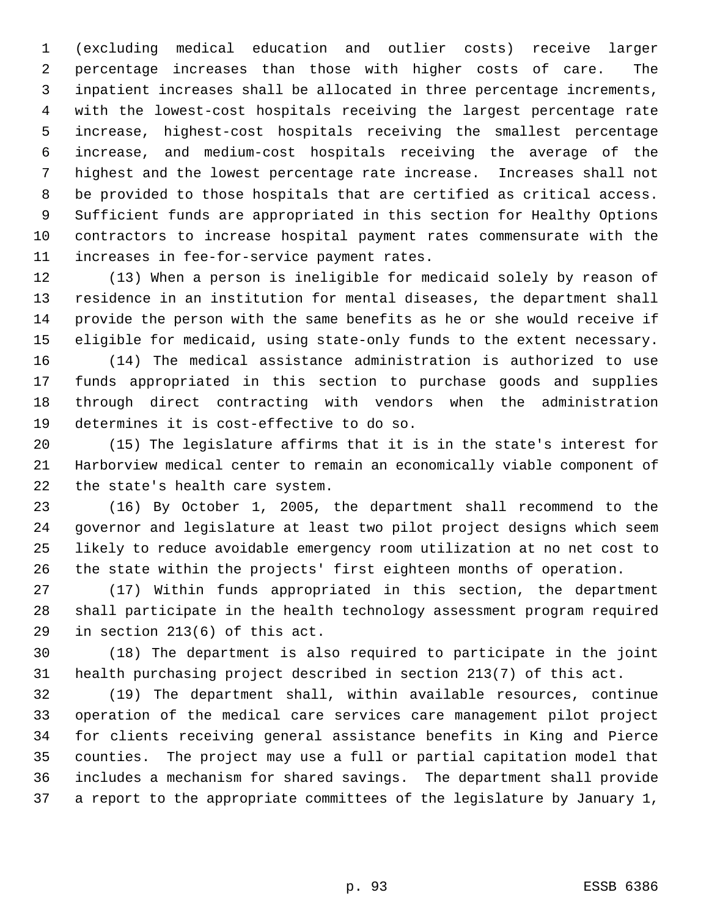(excluding medical education and outlier costs) receive larger percentage increases than those with higher costs of care. The inpatient increases shall be allocated in three percentage increments, with the lowest-cost hospitals receiving the largest percentage rate increase, highest-cost hospitals receiving the smallest percentage increase, and medium-cost hospitals receiving the average of the highest and the lowest percentage rate increase. Increases shall not be provided to those hospitals that are certified as critical access. Sufficient funds are appropriated in this section for Healthy Options contractors to increase hospital payment rates commensurate with the increases in fee-for-service payment rates.

(13) When a person is ineligible for medicaid solely by reason of residence in an institution for mental diseases, the department shall provide the person with the same benefits as he or she would receive if eligible for medicaid, using state-only funds to the extent necessary.

(14) The medical assistance administration is authorized to use funds appropriated in this section to purchase goods and supplies through direct contracting with vendors when the administration determines it is cost-effective to do so.

(15) The legislature affirms that it is in the state's interest for Harborview medical center to remain an economically viable component of the state's health care system.

(16) By October 1, 2005, the department shall recommend to the governor and legislature at least two pilot project designs which seem likely to reduce avoidable emergency room utilization at no net cost to the state within the projects' first eighteen months of operation.

(17) Within funds appropriated in this section, the department shall participate in the health technology assessment program required in section 213(6) of this act.

(18) The department is also required to participate in the joint health purchasing project described in section 213(7) of this act.

(19) The department shall, within available resources, continue operation of the medical care services care management pilot project for clients receiving general assistance benefits in King and Pierce counties. The project may use a full or partial capitation model that includes a mechanism for shared savings. The department shall provide a report to the appropriate committees of the legislature by January 1,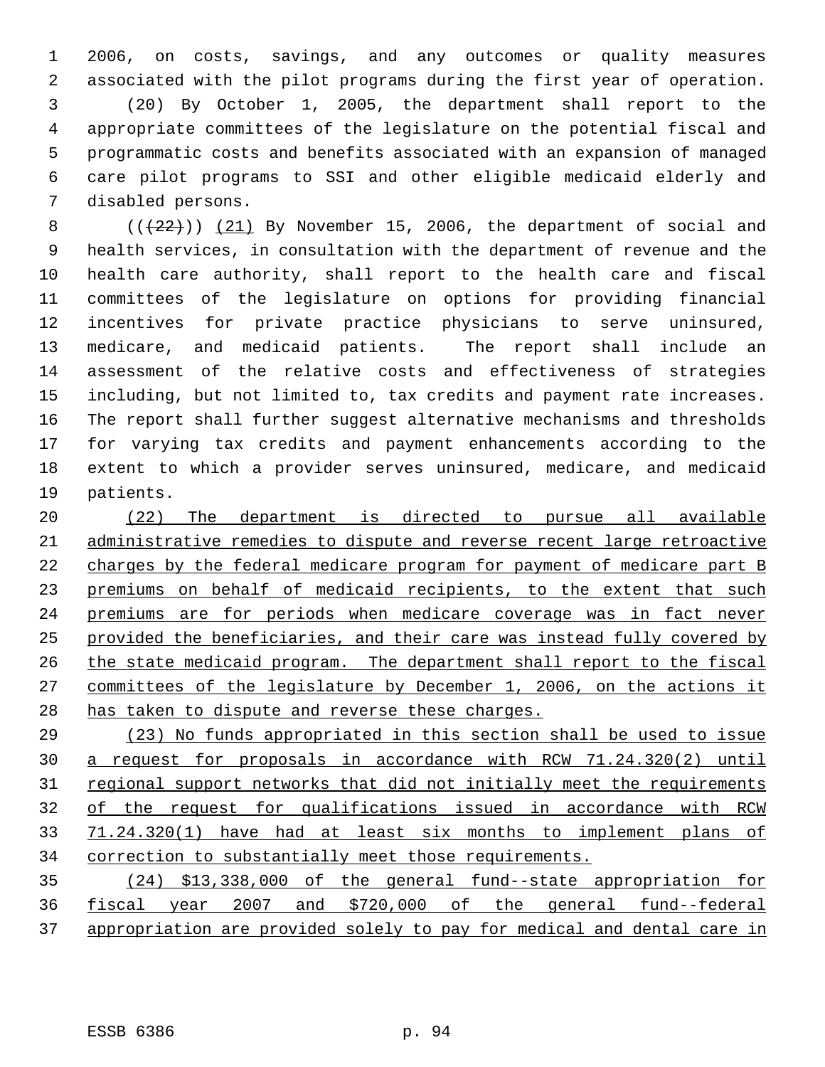2006, on costs, savings, and any outcomes or quality measures associated with the pilot programs during the first year of operation.

(20) By October 1, 2005, the department shall report to the appropriate committees of the legislature on the potential fiscal and programmatic costs and benefits associated with an expansion of managed care pilot programs to SSI and other eligible medicaid elderly and disabled persons.

~~((22))~~ (21) By November 15, 2006, the department of social and health services, in consultation with the department of revenue and the health care authority, shall report to the health care and fiscal committees of the legislature on options for providing financial incentives for private practice physicians to serve uninsured, medicare, and medicaid patients. The report shall include an assessment of the relative costs and effectiveness of strategies including, but not limited to, tax credits and payment rate increases. The report shall further suggest alternative mechanisms and thresholds for varying tax credits and payment enhancements according to the extent to which a provider serves uninsured, medicare, and medicaid patients.

(22) The department is directed to pursue all available administrative remedies to dispute and reverse recent large retroactive charges by the federal medicare program for payment of medicare part B premiums on behalf of medicaid recipients, to the extent that such premiums are for periods when medicare coverage was in fact never provided the beneficiaries, and their care was instead fully covered by the state medicaid program. The department shall report to the fiscal committees of the legislature by December 1, 2006, on the actions it has taken to dispute and reverse these charges.

(23) No funds appropriated in this section shall be used to issue a request for proposals in accordance with RCW 71.24.320(2) until regional support networks that did not initially meet the requirements of the request for qualifications issued in accordance with RCW 71.24.320(1) have had at least six months to implement plans of correction to substantially meet those requirements.

(24) $13,338,000 of the general fund--state appropriation for fiscal year 2007 and $720,000 of the general fund--federal appropriation are provided solely to pay for medical and dental care in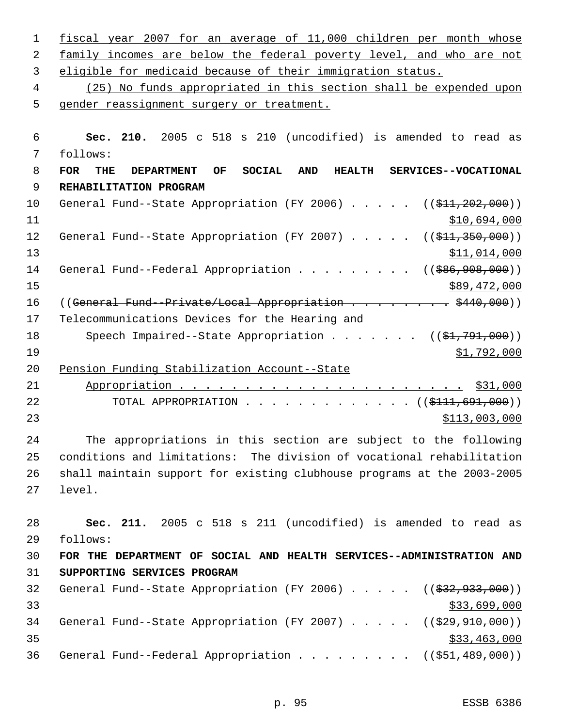fiscal year 2007 for an average of 11,000 children per month whose family incomes are below the federal poverty level, and who are not eligible for medicaid because of their immigration status.

(25) No funds appropriated in this section shall be expended upon gender reassignment surgery or treatment.

**Sec. 210.** 2005 c 518 s 210 (uncodified) is amended to read as follows:

**FOR THE DEPARTMENT OF SOCIAL AND HEALTH SERVICES--VOCATIONAL REHABILITATION PROGRAM**

General Fund--State Appropriation (FY 2006) . . . . . ((~~$11,202,000~~)) $10,694,000

General Fund--State Appropriation (FY 2007) . . . . . ((~~$11,350,000~~)) $11,014,000

General Fund--Federal Appropriation . . . . . . . . . ((~~$86,908,000~~)) $89,472,000

((~~General Fund--Private/Local Appropriation . . . . . . . . . $440,000~~))

Telecommunications Devices for the Hearing and Speech Impaired--State Appropriation . . . . . . . ((~~$1,791,000~~)) $1,792,000

Pension Funding Stabilization Account--State Appropriation . . . . . . . . . . . . . . . . . . . . . . $31,000

TOTAL APPROPRIATION . . . . . . . . . . . . . ((~~$111,691,000~~)) $113,003,000

The appropriations in this section are subject to the following conditions and limitations: The division of vocational rehabilitation shall maintain support for existing clubhouse programs at the 2003-2005 level.

**Sec. 211.** 2005 c 518 s 211 (uncodified) is amended to read as follows:

**FOR THE DEPARTMENT OF SOCIAL AND HEALTH SERVICES--ADMINISTRATION AND SUPPORTING SERVICES PROGRAM**

General Fund--State Appropriation (FY 2006) . . . . . ((~~$32,933,000~~)) $33,699,000

General Fund--State Appropriation (FY 2007) . . . . . ((~~$29,910,000~~)) $33,463,000

General Fund--Federal Appropriation . . . . . . . . . ((~~$51,489,000~~))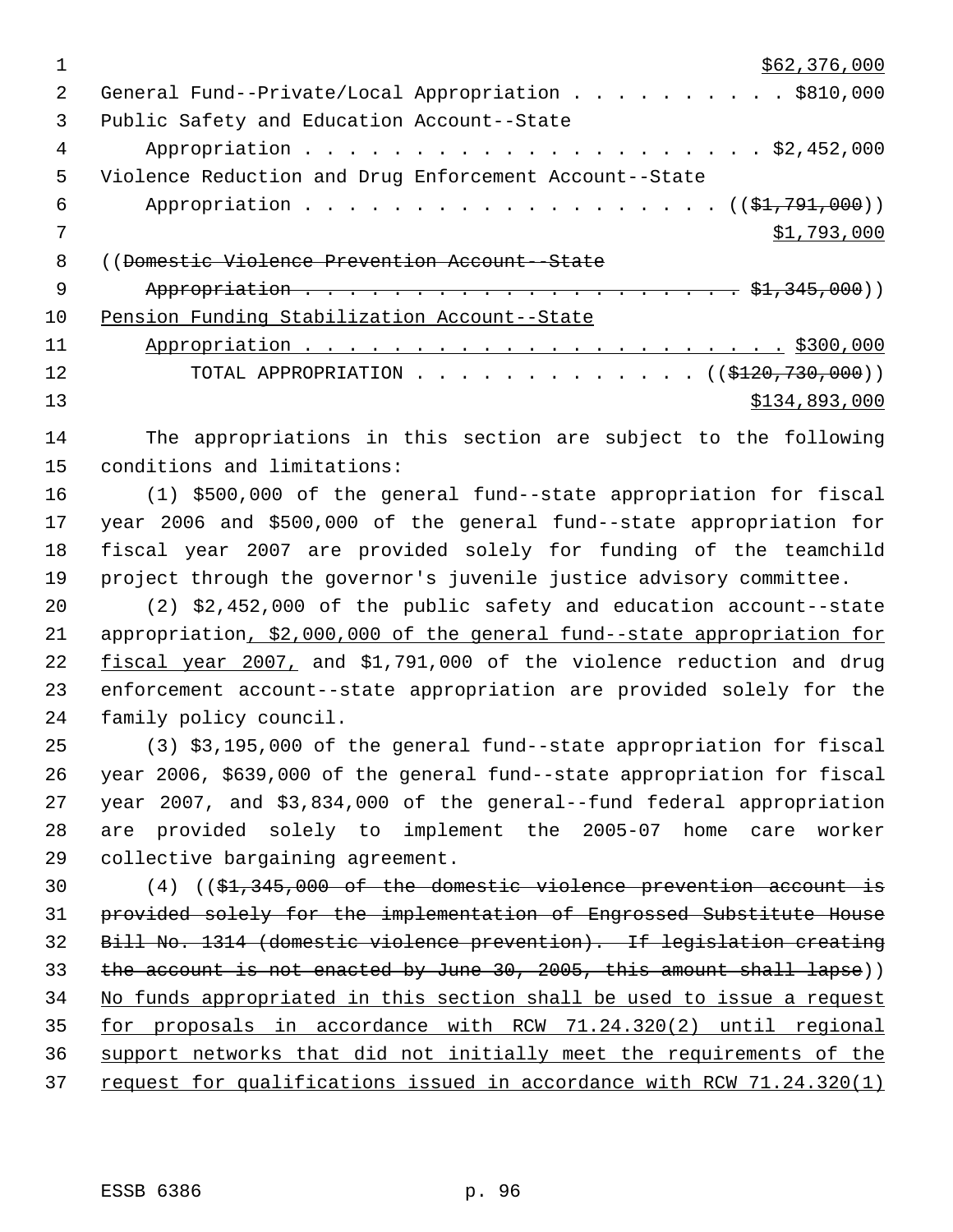$62,376,000

General Fund--Private/Local Appropriation . . . . . . . . . . $810,000

Public Safety and Education Account--State

Appropriation . . . . . . . . . . . . . . . . . . . . . $2,452,000

Violence Reduction and Drug Enforcement Account--State

Appropriation . . . . . . . . . . . . . . . . . . . (($1,791,000))

$1,793,000

((Domestic Violence Prevention Account--State

Appropriation . . . . . . . . . . . . . . . . . . . . . $1,345,000))

Pension Funding Stabilization Account--State

Appropriation . . . . . . . . . . . . . . . . . . . . . . $300,000

TOTAL APPROPRIATION . . . . . . . . . . . . . (($120,730,000))

$134,893,000

The appropriations in this section are subject to the following conditions and limitations:

(1) $500,000 of the general fund--state appropriation for fiscal year 2006 and $500,000 of the general fund--state appropriation for fiscal year 2007 are provided solely for funding of the teamchild project through the governor's juvenile justice advisory committee.

(2) $2,452,000 of the public safety and education account--state appropriation, $2,000,000 of the general fund--state appropriation for fiscal year 2007, and $1,791,000 of the violence reduction and drug enforcement account--state appropriation are provided solely for the family policy council.

(3) $3,195,000 of the general fund--state appropriation for fiscal year 2006, $639,000 of the general fund--state appropriation for fiscal year 2007, and $3,834,000 of the general--fund federal appropriation are provided solely to implement the 2005-07 home care worker collective bargaining agreement.

(4) (($1,345,000 of the domestic violence prevention account is provided solely for the implementation of Engrossed Substitute House Bill No. 1314 (domestic violence prevention). If legislation creating the account is not enacted by June 30, 2005, this amount shall lapse)) No funds appropriated in this section shall be used to issue a request for proposals in accordance with RCW 71.24.320(2) until regional support networks that did not initially meet the requirements of the request for qualifications issued in accordance with RCW 71.24.320(1)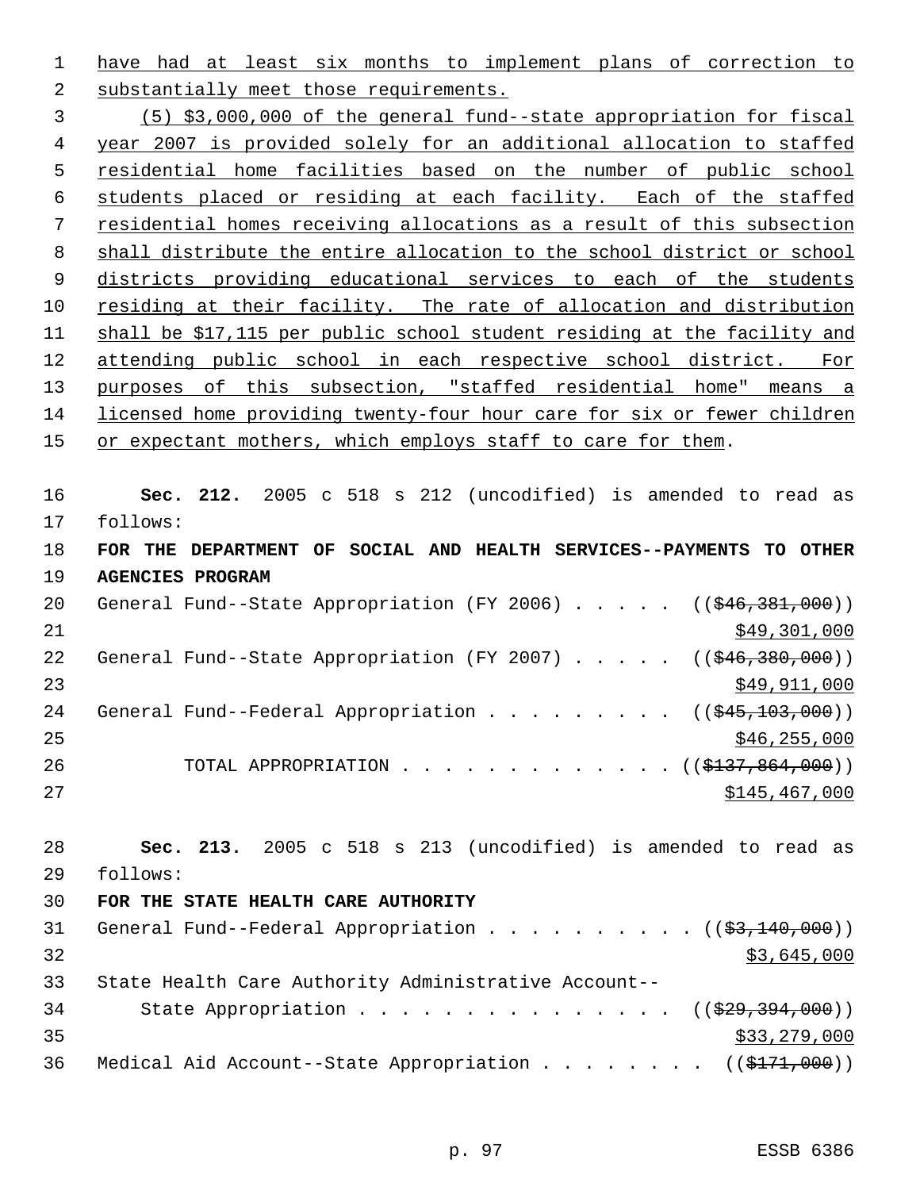have had at least six months to implement plans of correction to substantially meet those requirements.

(5) $3,000,000 of the general fund--state appropriation for fiscal year 2007 is provided solely for an additional allocation to staffed residential home facilities based on the number of public school students placed or residing at each facility. Each of the staffed residential homes receiving allocations as a result of this subsection shall distribute the entire allocation to the school district or school districts providing educational services to each of the students residing at their facility. The rate of allocation and distribution shall be $17,115 per public school student residing at the facility and attending public school in each respective school district. For purposes of this subsection, "staffed residential home" means a licensed home providing twenty-four hour care for six or fewer children or expectant mothers, which employs staff to care for them.

**Sec. 212.** 2005 c 518 s 212 (uncodified) is amended to read as follows:

**FOR THE DEPARTMENT OF SOCIAL AND HEALTH SERVICES--PAYMENTS TO OTHER AGENCIES PROGRAM**

General Fund--State Appropriation (FY 2006) . . . . . (($46,381,000)) $49,301,000

General Fund--State Appropriation (FY 2007) . . . . . (($46,380,000)) $49,911,000

General Fund--Federal Appropriation . . . . . . . . . (($45,103,000)) $46,255,000

TOTAL APPROPRIATION . . . . . . . . . . . . . (($137,864,000)) $145,467,000

**Sec. 213.** 2005 c 518 s 213 (uncodified) is amended to read as follows:

**FOR THE STATE HEALTH CARE AUTHORITY**

General Fund--Federal Appropriation . . . . . . . . . . (($3,140,000)) $3,645,000

State Health Care Authority Administrative Account--State Appropriation . . . . . . . . . . . . . . . (($29,394,000)) $33,279,000

Medical Aid Account--State Appropriation . . . . . . . . (($171,000))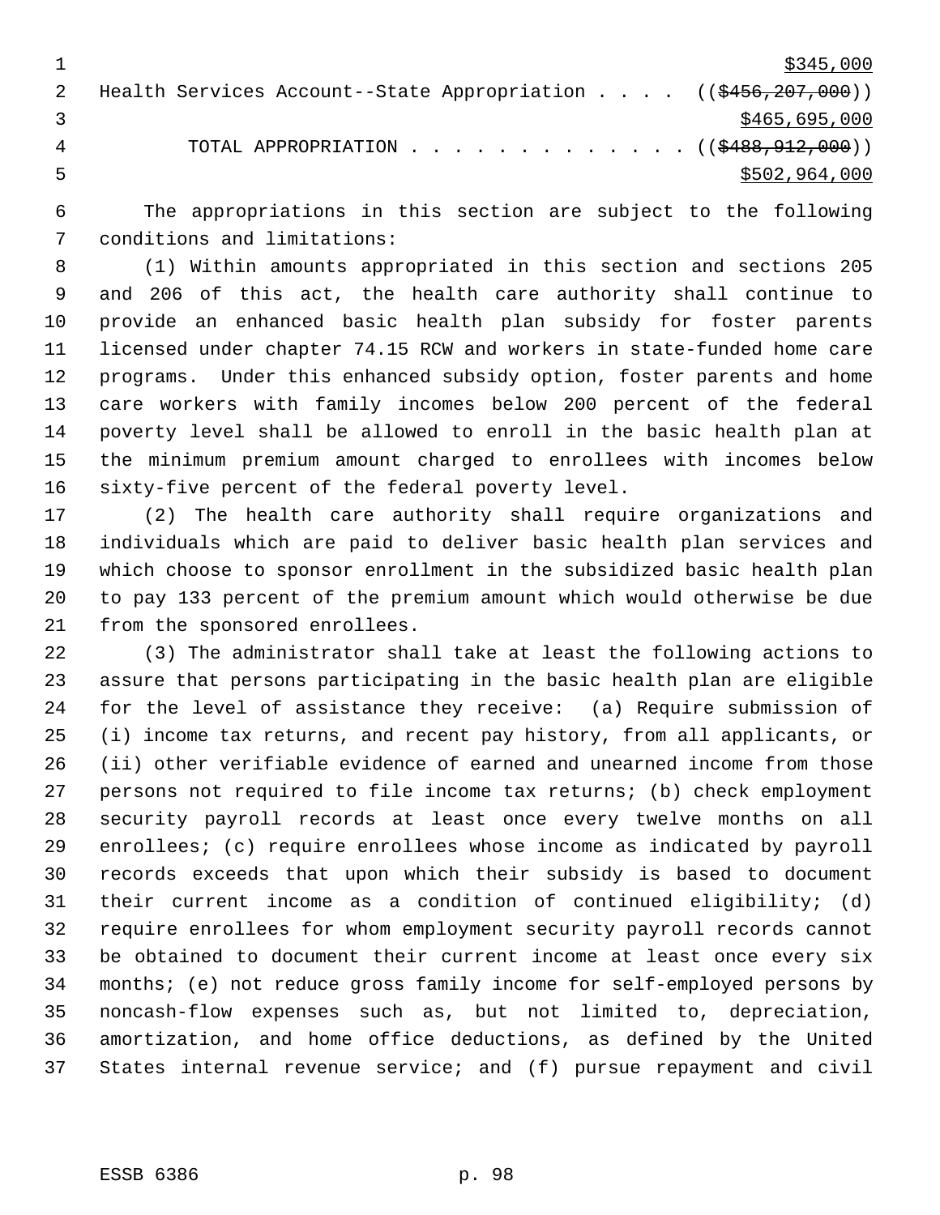$345,000

Health Services Account--State Appropriation . . . . ((~~$456,207,000~~))
$465,695,000

TOTAL APPROPRIATION . . . . . . . . . . . . . ((~~$488,912,000~~))
$502,964,000

The appropriations in this section are subject to the following conditions and limitations:

(1) Within amounts appropriated in this section and sections 205 and 206 of this act, the health care authority shall continue to provide an enhanced basic health plan subsidy for foster parents licensed under chapter 74.15 RCW and workers in state-funded home care programs. Under this enhanced subsidy option, foster parents and home care workers with family incomes below 200 percent of the federal poverty level shall be allowed to enroll in the basic health plan at the minimum premium amount charged to enrollees with incomes below sixty-five percent of the federal poverty level.

(2) The health care authority shall require organizations and individuals which are paid to deliver basic health plan services and which choose to sponsor enrollment in the subsidized basic health plan to pay 133 percent of the premium amount which would otherwise be due from the sponsored enrollees.

(3) The administrator shall take at least the following actions to assure that persons participating in the basic health plan are eligible for the level of assistance they receive: (a) Require submission of (i) income tax returns, and recent pay history, from all applicants, or (ii) other verifiable evidence of earned and unearned income from those persons not required to file income tax returns; (b) check employment security payroll records at least once every twelve months on all enrollees; (c) require enrollees whose income as indicated by payroll records exceeds that upon which their subsidy is based to document their current income as a condition of continued eligibility; (d) require enrollees for whom employment security payroll records cannot be obtained to document their current income at least once every six months; (e) not reduce gross family income for self-employed persons by noncash-flow expenses such as, but not limited to, depreciation, amortization, and home office deductions, as defined by the United States internal revenue service; and (f) pursue repayment and civil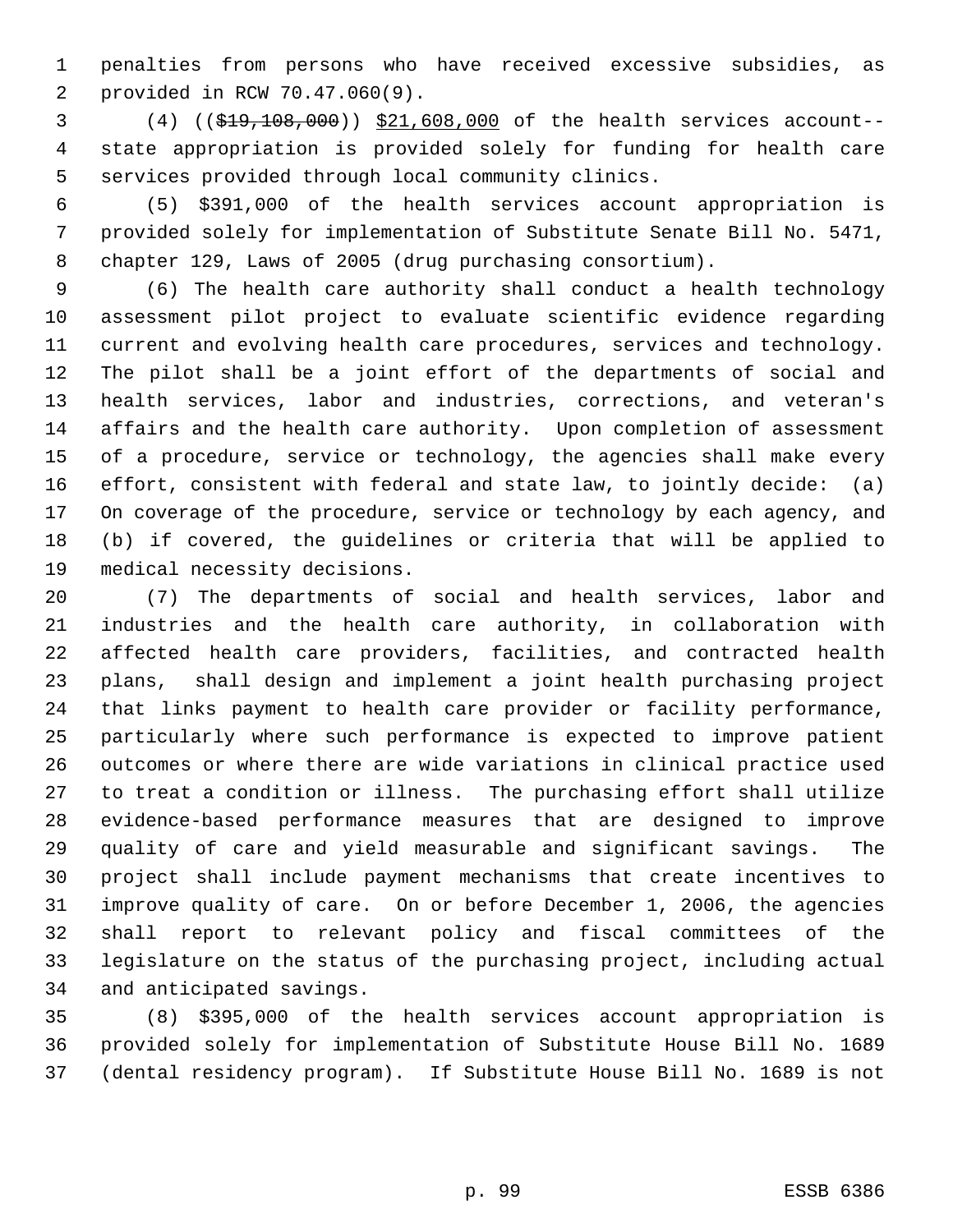penalties from persons who have received excessive subsidies, as provided in RCW 70.47.060(9).

(4) ((~~$19,108,000~~)) <u>$21,608,000</u> of the health services account--state appropriation is provided solely for funding for health care services provided through local community clinics.

(5) $391,000 of the health services account appropriation is provided solely for implementation of Substitute Senate Bill No. 5471, chapter 129, Laws of 2005 (drug purchasing consortium).

(6) The health care authority shall conduct a health technology assessment pilot project to evaluate scientific evidence regarding current and evolving health care procedures, services and technology. The pilot shall be a joint effort of the departments of social and health services, labor and industries, corrections, and veteran's affairs and the health care authority. Upon completion of assessment of a procedure, service or technology, the agencies shall make every effort, consistent with federal and state law, to jointly decide: (a) On coverage of the procedure, service or technology by each agency, and (b) if covered, the guidelines or criteria that will be applied to medical necessity decisions.

(7) The departments of social and health services, labor and industries and the health care authority, in collaboration with affected health care providers, facilities, and contracted health plans, shall design and implement a joint health purchasing project that links payment to health care provider or facility performance, particularly where such performance is expected to improve patient outcomes or where there are wide variations in clinical practice used to treat a condition or illness. The purchasing effort shall utilize evidence-based performance measures that are designed to improve quality of care and yield measurable and significant savings. The project shall include payment mechanisms that create incentives to improve quality of care. On or before December 1, 2006, the agencies shall report to relevant policy and fiscal committees of the legislature on the status of the purchasing project, including actual and anticipated savings.

(8) $395,000 of the health services account appropriation is provided solely for implementation of Substitute House Bill No. 1689 (dental residency program). If Substitute House Bill No. 1689 is not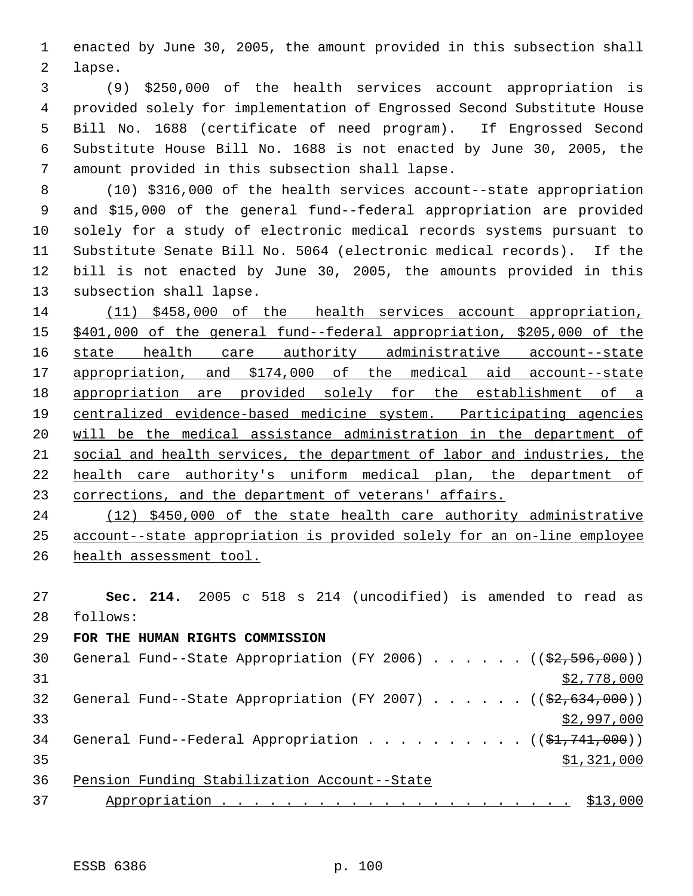enacted by June 30, 2005, the amount provided in this subsection shall lapse.

(9) $250,000 of the health services account appropriation is provided solely for implementation of Engrossed Second Substitute House Bill No. 1688 (certificate of need program). If Engrossed Second Substitute House Bill No. 1688 is not enacted by June 30, 2005, the amount provided in this subsection shall lapse.

(10) $316,000 of the health services account--state appropriation and $15,000 of the general fund--federal appropriation are provided solely for a study of electronic medical records systems pursuant to Substitute Senate Bill No. 5064 (electronic medical records). If the bill is not enacted by June 30, 2005, the amounts provided in this subsection shall lapse.

<u>(11) $458,000 of the health services account appropriation, $401,000 of the general fund--federal appropriation, $205,000 of the state health care authority administrative account--state appropriation, and $174,000 of the medical aid account--state appropriation are provided solely for the establishment of a centralized evidence-based medicine system. Participating agencies will be the medical assistance administration in the department of social and health services, the department of labor and industries, the health care authority's uniform medical plan, the department of corrections, and the department of veterans' affairs.</u>

<u>(12) $450,000 of the state health care authority administrative account--state appropriation is provided solely for an on-line employee health assessment tool.</u>

**Sec. 214.** 2005 c 518 s 214 (uncodified) is amended to read as follows:

**FOR THE HUMAN RIGHTS COMMISSION**

General Fund--State Appropriation (FY 2006) . . . . . . ((~~$2,596,000~~)) <u>$2,778,000</u>

General Fund--State Appropriation (FY 2007) . . . . . . ((~~$2,634,000~~)) <u>$2,997,000</u>

General Fund--Federal Appropriation . . . . . . . . . . ((~~$1,741,000~~)) <u>$1,321,000</u>

<u>Pension Funding Stabilization Account--State Appropriation . . . . . . . . . . . . . . . . . . . . . . . $13,000</u>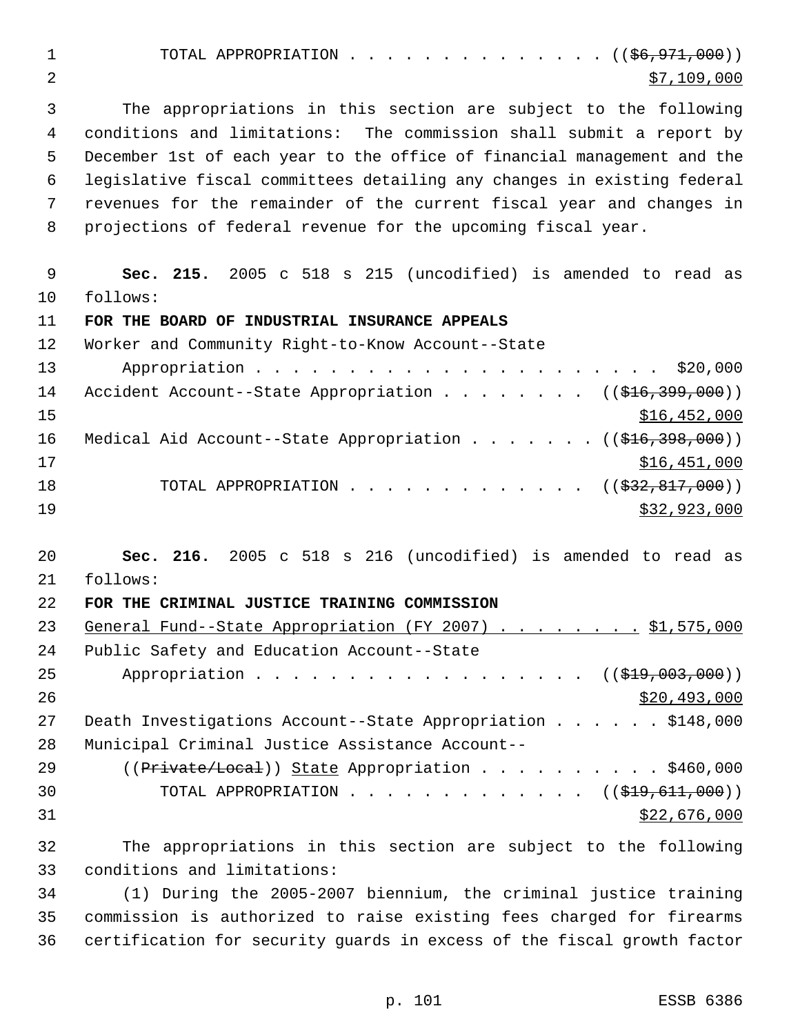TOTAL APPROPRIATION . . . . . . . . . . . . . . . ((~~$6,971,000~~))
$7,109,000

The appropriations in this section are subject to the following conditions and limitations: The commission shall submit a report by December 1st of each year to the office of financial management and the legislative fiscal committees detailing any changes in existing federal revenues for the remainder of the current fiscal year and changes in projections of federal revenue for the upcoming fiscal year.

**Sec. 215.** 2005 c 518 s 215 (uncodified) is amended to read as follows:

**FOR THE BOARD OF INDUSTRIAL INSURANCE APPEALS**

Worker and Community Right-to-Know Account--State Appropriation . . . . . . . . . . . . . . . . . . . . . . . $20,000

Accident Account--State Appropriation . . . . . . . . ((~~$16,399,000~~))
$16,452,000

Medical Aid Account--State Appropriation . . . . . . . ((~~$16,398,000~~))
$16,451,000

TOTAL APPROPRIATION . . . . . . . . . . . . . ((~~$32,817,000~~))
$32,923,000

**Sec. 216.** 2005 c 518 s 216 (uncodified) is amended to read as follows:

**FOR THE CRIMINAL JUSTICE TRAINING COMMISSION**

<u>General Fund--State Appropriation (FY 2007) . . . . . . . . $1,575,000</u>

Public Safety and Education Account--State Appropriation . . . . . . . . . . . . . . . . . . ((~~$19,003,000~~))
$20,493,000

Death Investigations Account--State Appropriation . . . . . . $148,000

Municipal Criminal Justice Assistance Account--((~~Private/Local~~)) <u>State</u> Appropriation . . . . . . . . . . $460,000

TOTAL APPROPRIATION . . . . . . . . . . . . . ((~~$19,611,000~~))
$22,676,000

The appropriations in this section are subject to the following conditions and limitations:

(1) During the 2005-2007 biennium, the criminal justice training commission is authorized to raise existing fees charged for firearms certification for security guards in excess of the fiscal growth factor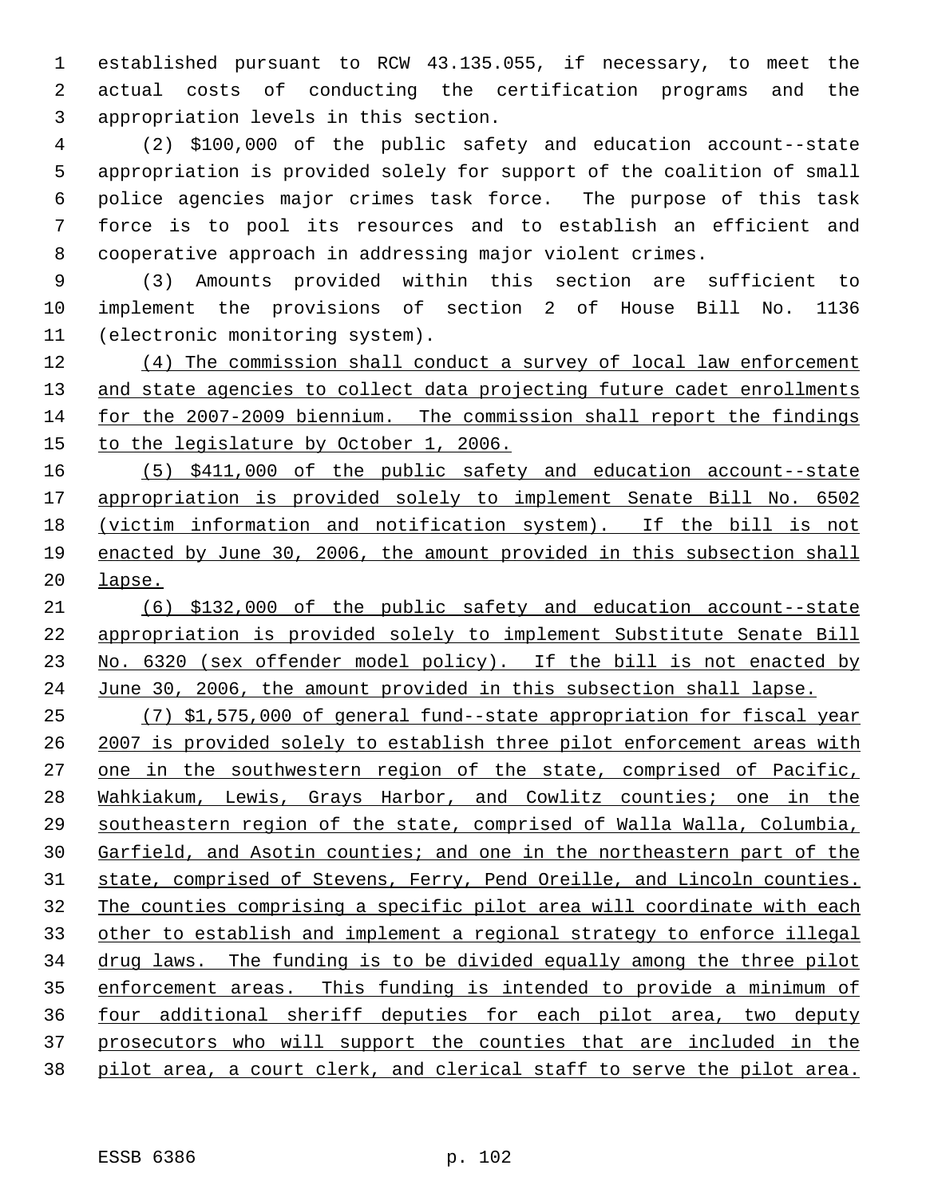established pursuant to RCW 43.135.055, if necessary, to meet the actual costs of conducting the certification programs and the appropriation levels in this section.

(2) $100,000 of the public safety and education account--state appropriation is provided solely for support of the coalition of small police agencies major crimes task force. The purpose of this task force is to pool its resources and to establish an efficient and cooperative approach in addressing major violent crimes.

(3) Amounts provided within this section are sufficient to implement the provisions of section 2 of House Bill No. 1136 (electronic monitoring system).

<u>(4) The commission shall conduct a survey of local law enforcement and state agencies to collect data projecting future cadet enrollments for the 2007-2009 biennium. The commission shall report the findings to the legislature by October 1, 2006.</u>

<u>(5) $411,000 of the public safety and education account--state appropriation is provided solely to implement Senate Bill No. 6502 (victim information and notification system). If the bill is not enacted by June 30, 2006, the amount provided in this subsection shall lapse.</u>

<u>(6) $132,000 of the public safety and education account--state appropriation is provided solely to implement Substitute Senate Bill No. 6320 (sex offender model policy). If the bill is not enacted by June 30, 2006, the amount provided in this subsection shall lapse.</u>

<u>(7) $1,575,000 of general fund--state appropriation for fiscal year 2007 is provided solely to establish three pilot enforcement areas with one in the southwestern region of the state, comprised of Pacific, Wahkiakum, Lewis, Grays Harbor, and Cowlitz counties; one in the southeastern region of the state, comprised of Walla Walla, Columbia, Garfield, and Asotin counties; and one in the northeastern part of the state, comprised of Stevens, Ferry, Pend Oreille, and Lincoln counties. The counties comprising a specific pilot area will coordinate with each other to establish and implement a regional strategy to enforce illegal drug laws. The funding is to be divided equally among the three pilot enforcement areas. This funding is intended to provide a minimum of four additional sheriff deputies for each pilot area, two deputy prosecutors who will support the counties that are included in the pilot area, a court clerk, and clerical staff to serve the pilot area.</u>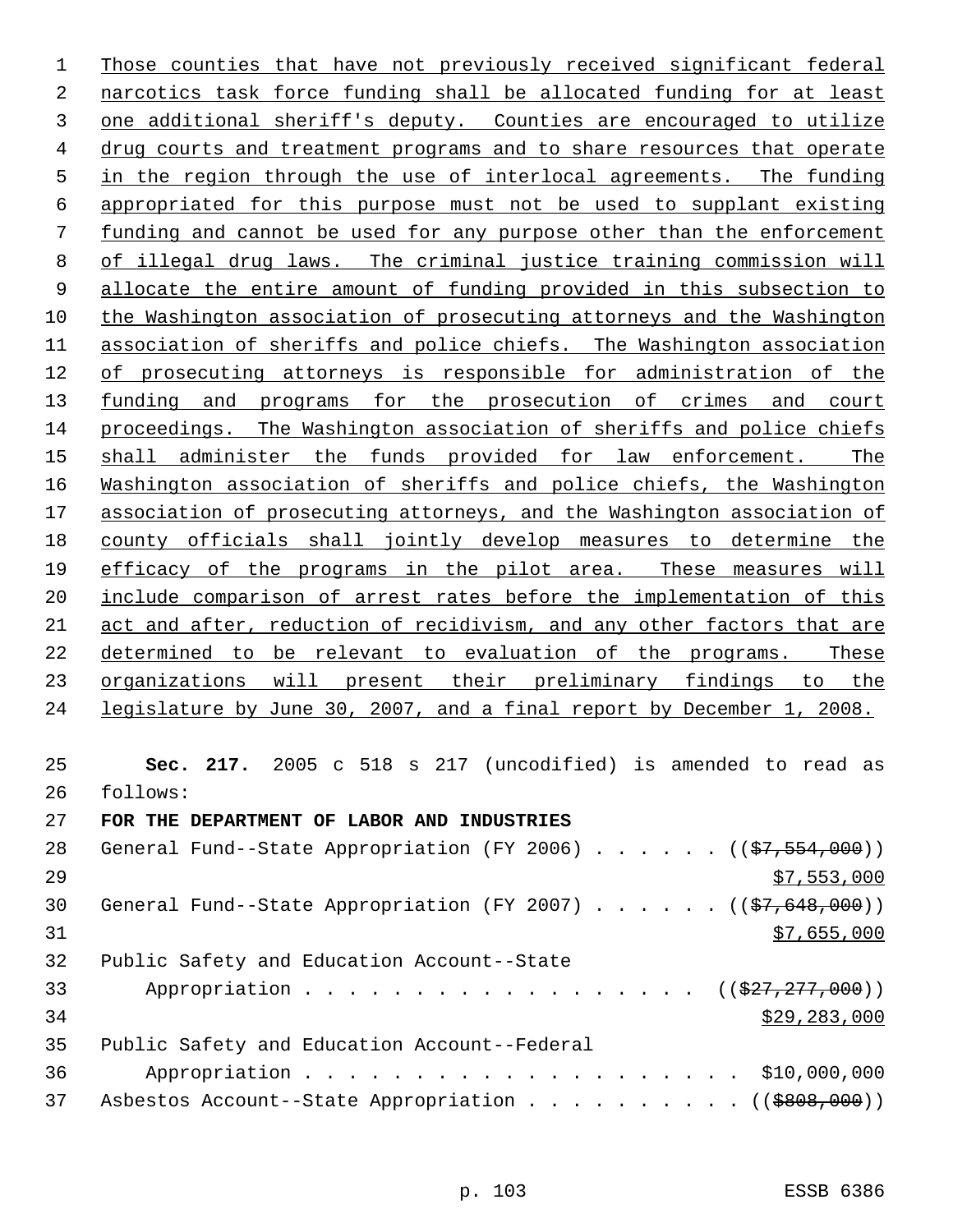Those counties that have not previously received significant federal narcotics task force funding shall be allocated funding for at least one additional sheriff's deputy. Counties are encouraged to utilize drug courts and treatment programs and to share resources that operate in the region through the use of interlocal agreements. The funding appropriated for this purpose must not be used to supplant existing funding and cannot be used for any purpose other than the enforcement of illegal drug laws. The criminal justice training commission will allocate the entire amount of funding provided in this subsection to the Washington association of prosecuting attorneys and the Washington association of sheriffs and police chiefs. The Washington association of prosecuting attorneys is responsible for administration of the funding and programs for the prosecution of crimes and court proceedings. The Washington association of sheriffs and police chiefs shall administer the funds provided for law enforcement. The Washington association of sheriffs and police chiefs, the Washington association of prosecuting attorneys, and the Washington association of county officials shall jointly develop measures to determine the efficacy of the programs in the pilot area. These measures will include comparison of arrest rates before the implementation of this act and after, reduction of recidivism, and any other factors that are determined to be relevant to evaluation of the programs. These organizations will present their preliminary findings to the legislature by June 30, 2007, and a final report by December 1, 2008.

**Sec. 217.** 2005 c 518 s 217 (uncodified) is amended to read as follows:

**FOR THE DEPARTMENT OF LABOR AND INDUSTRIES**

General Fund--State Appropriation (FY 2006) . . . . . . (($7,554,000))
$7,553,000

General Fund--State Appropriation (FY 2007) . . . . . . (($7,648,000))
$7,655,000

Public Safety and Education Account--State Appropriation . . . . . . . . . . . . . . . . . . (($27,277,000))
$29,283,000

Public Safety and Education Account--Federal Appropriation . . . . . . . . . . . . . . . . . . . . $10,000,000

Asbestos Account--State Appropriation . . . . . . . . . . (($808,000))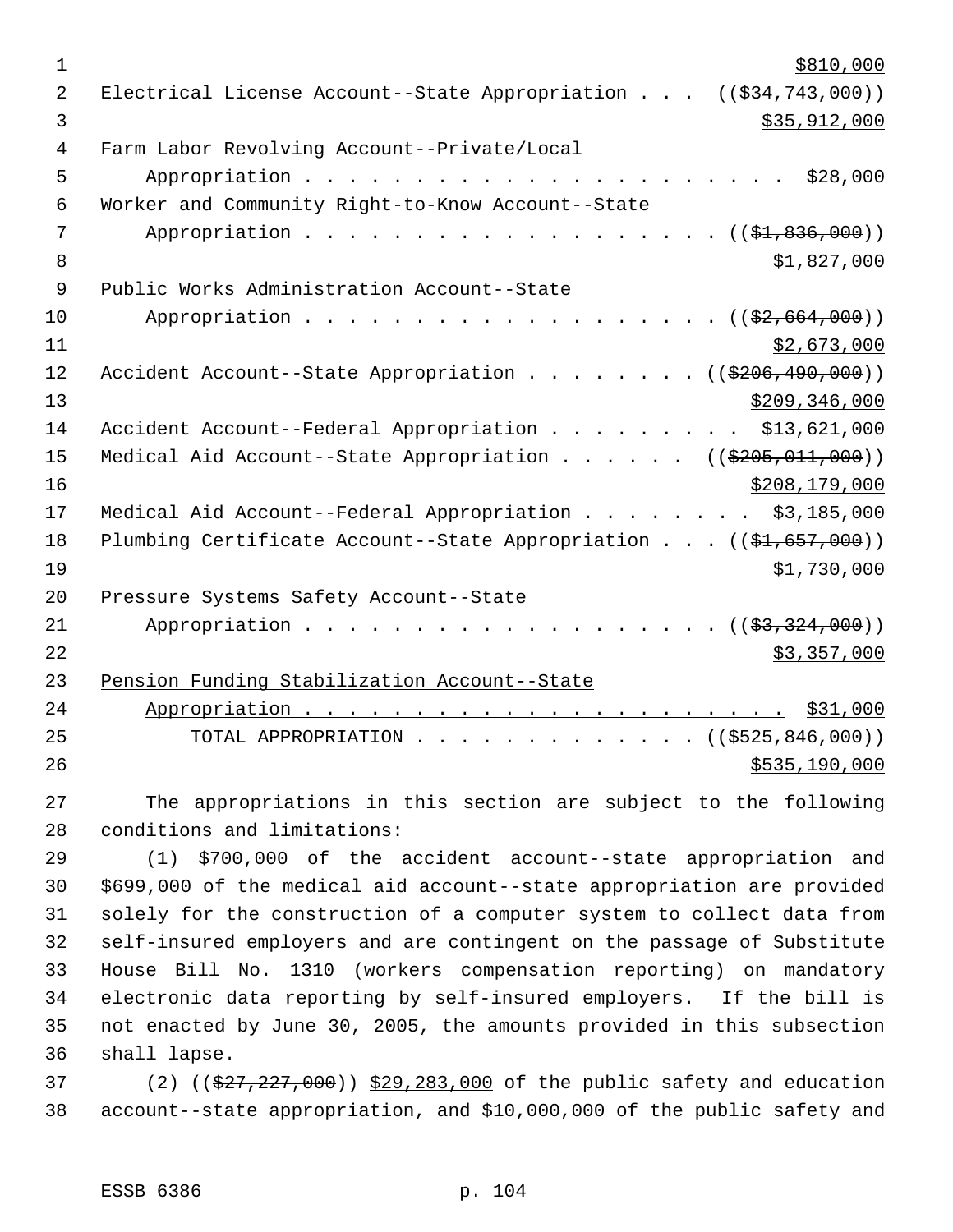$810,000

Electrical License Account--State Appropriation . . . ((~~$34,743,000~~))
$35,912,000

Farm Labor Revolving Account--Private/Local Appropriation . . . . . . . . . . . . . . . . . . . . . . $28,000

Worker and Community Right-to-Know Account--State Appropriation . . . . . . . . . . . . . . . . . . . ((~~$1,836,000~~))
$1,827,000

Public Works Administration Account--State Appropriation . . . . . . . . . . . . . . . . . . . ((~~$2,664,000~~))
$2,673,000

Accident Account--State Appropriation . . . . . . . . ((~~$206,490,000~~))
$209,346,000

Accident Account--Federal Appropriation . . . . . . . . . $13,621,000

Medical Aid Account--State Appropriation . . . . . . ((~~$205,011,000~~))
$208,179,000

Medical Aid Account--Federal Appropriation . . . . . . . . $3,185,000

Plumbing Certificate Account--State Appropriation . . . ((~~$1,657,000~~))
$1,730,000

Pressure Systems Safety Account--State Appropriation . . . . . . . . . . . . . . . . . . . ((~~$3,324,000~~))
$3,357,000

Pension Funding Stabilization Account--State Appropriation . . . . . . . . . . . . . . . . . . . . . . $31,000

TOTAL APPROPRIATION . . . . . . . . . . . . . ((~~$525,846,000~~))
$535,190,000

The appropriations in this section are subject to the following conditions and limitations:

(1) $700,000 of the accident account--state appropriation and $699,000 of the medical aid account--state appropriation are provided solely for the construction of a computer system to collect data from self-insured employers and are contingent on the passage of Substitute House Bill No. 1310 (workers compensation reporting) on mandatory electronic data reporting by self-insured employers. If the bill is not enacted by June 30, 2005, the amounts provided in this subsection shall lapse.

(2) ((~~$27,227,000~~)) $29,283,000 of the public safety and education account--state appropriation, and $10,000,000 of the public safety and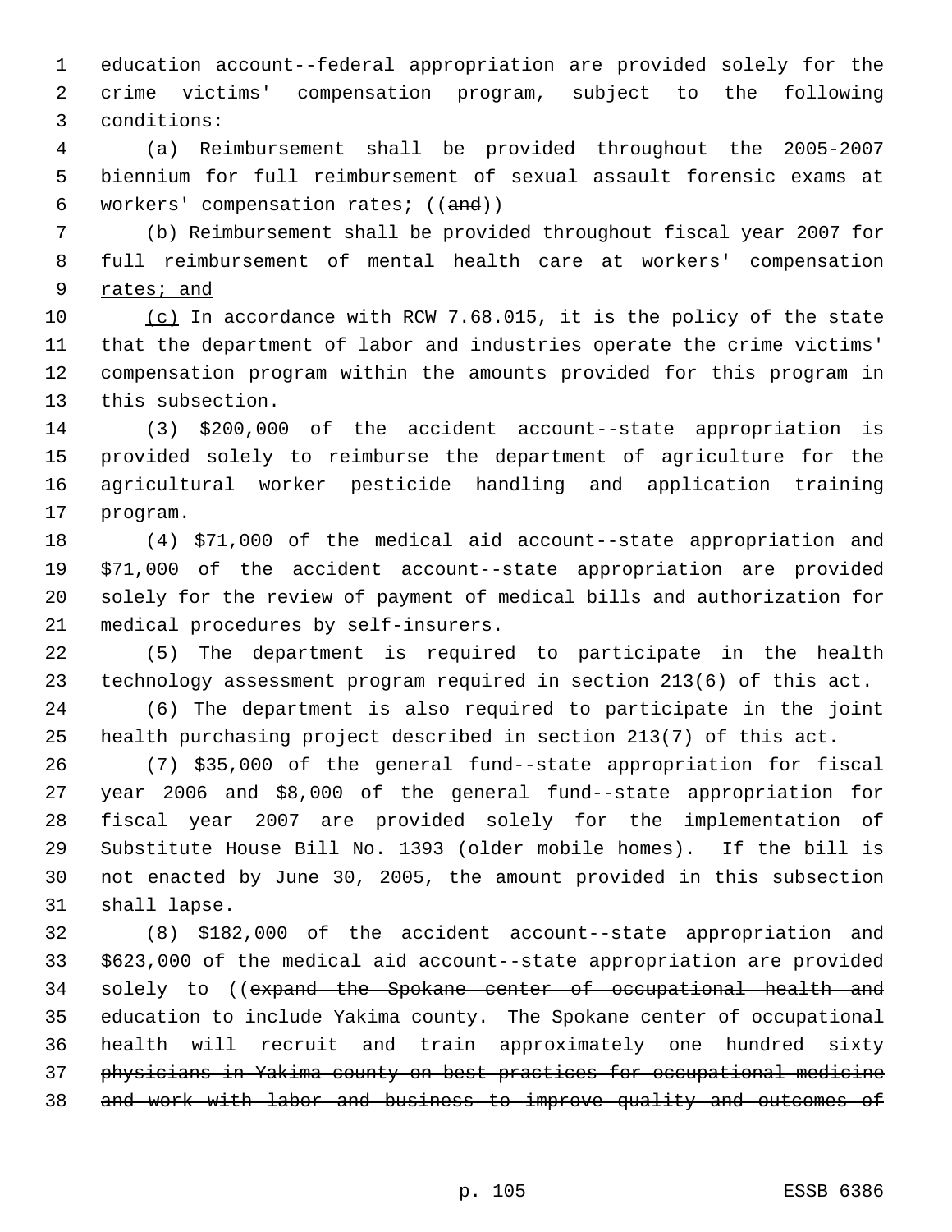education account--federal appropriation are provided solely for the crime victims' compensation program, subject to the following conditions:

(a) Reimbursement shall be provided throughout the 2005-2007 biennium for full reimbursement of sexual assault forensic exams at workers' compensation rates; ((~~and~~))

(b) <u>Reimbursement shall be provided throughout fiscal year 2007 for full reimbursement of mental health care at workers' compensation rates; and</u>

<u>(c)</u> In accordance with RCW 7.68.015, it is the policy of the state that the department of labor and industries operate the crime victims' compensation program within the amounts provided for this program in this subsection.

(3) $200,000 of the accident account--state appropriation is provided solely to reimburse the department of agriculture for the agricultural worker pesticide handling and application training program.

(4) $71,000 of the medical aid account--state appropriation and $71,000 of the accident account--state appropriation are provided solely for the review of payment of medical bills and authorization for medical procedures by self-insurers.

(5) The department is required to participate in the health technology assessment program required in section 213(6) of this act.

(6) The department is also required to participate in the joint health purchasing project described in section 213(7) of this act.

(7) $35,000 of the general fund--state appropriation for fiscal year 2006 and $8,000 of the general fund--state appropriation for fiscal year 2007 are provided solely for the implementation of Substitute House Bill No. 1393 (older mobile homes). If the bill is not enacted by June 30, 2005, the amount provided in this subsection shall lapse.

(8) $182,000 of the accident account--state appropriation and $623,000 of the medical aid account--state appropriation are provided solely to ((~~expand the Spokane center of occupational health and education to include Yakima county. The Spokane center of occupational health will recruit and train approximately one hundred sixty physicians in Yakima county on best practices for occupational medicine and work with labor and business to improve quality and outcomes of~~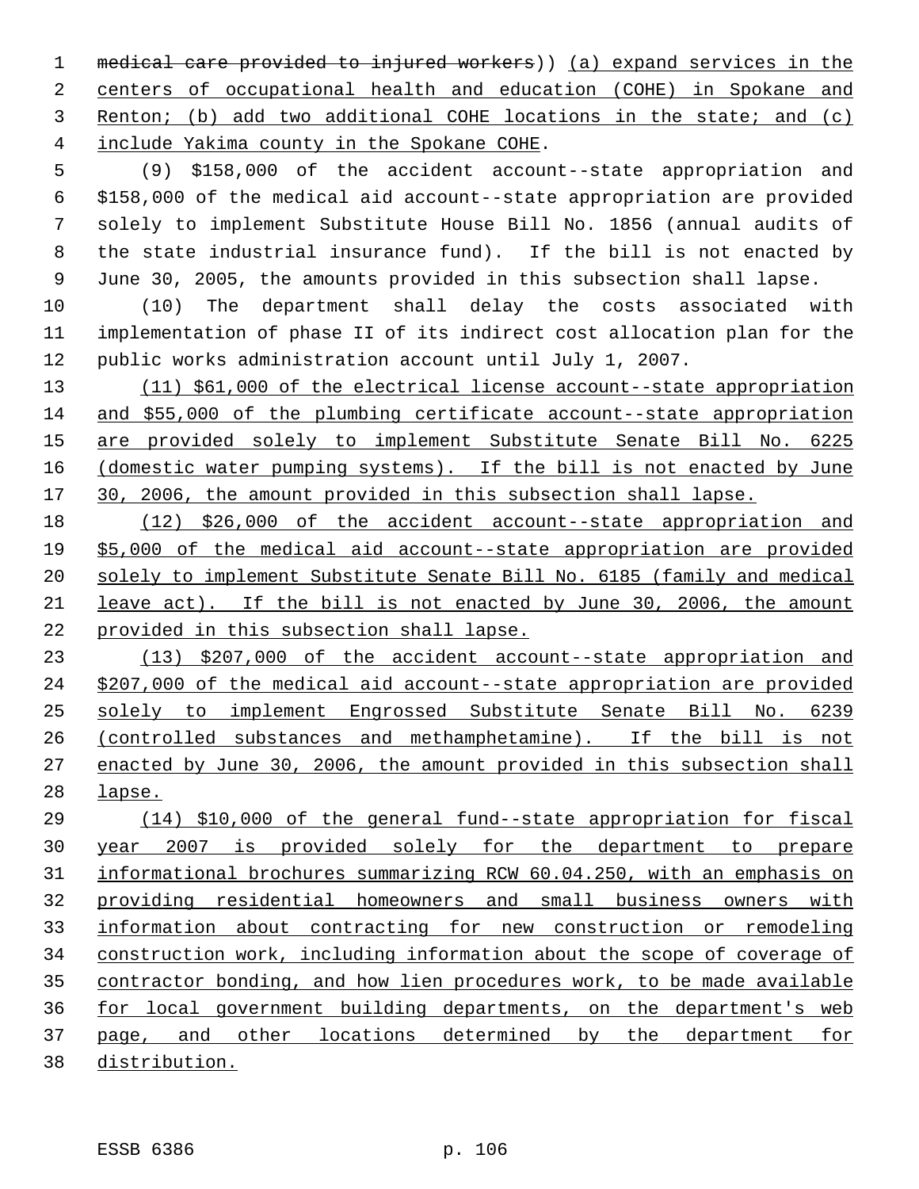~~medical care provided to injured workers~~)) <u>(a) expand services in the centers of occupational health and education (COHE) in Spokane and Renton; (b) add two additional COHE locations in the state; and (c) include Yakima county in the Spokane COHE</u>.

(9) $158,000 of the accident account--state appropriation and $158,000 of the medical aid account--state appropriation are provided solely to implement Substitute House Bill No. 1856 (annual audits of the state industrial insurance fund). If the bill is not enacted by June 30, 2005, the amounts provided in this subsection shall lapse.

(10) The department shall delay the costs associated with implementation of phase II of its indirect cost allocation plan for the public works administration account until July 1, 2007.

<u>(11) $61,000 of the electrical license account--state appropriation and $55,000 of the plumbing certificate account--state appropriation are provided solely to implement Substitute Senate Bill No. 6225 (domestic water pumping systems). If the bill is not enacted by June 30, 2006, the amount provided in this subsection shall lapse.</u>

<u>(12) $26,000 of the accident account--state appropriation and $5,000 of the medical aid account--state appropriation are provided solely to implement Substitute Senate Bill No. 6185 (family and medical leave act). If the bill is not enacted by June 30, 2006, the amount provided in this subsection shall lapse.</u>

<u>(13) $207,000 of the accident account--state appropriation and $207,000 of the medical aid account--state appropriation are provided solely to implement Engrossed Substitute Senate Bill No. 6239 (controlled substances and methamphetamine). If the bill is not enacted by June 30, 2006, the amount provided in this subsection shall lapse.</u>

<u>(14) $10,000 of the general fund--state appropriation for fiscal year 2007 is provided solely for the department to prepare informational brochures summarizing RCW 60.04.250, with an emphasis on providing residential homeowners and small business owners with information about contracting for new construction or remodeling construction work, including information about the scope of coverage of contractor bonding, and how lien procedures work, to be made available for local government building departments, on the department's web page, and other locations determined by the department for distribution.</u>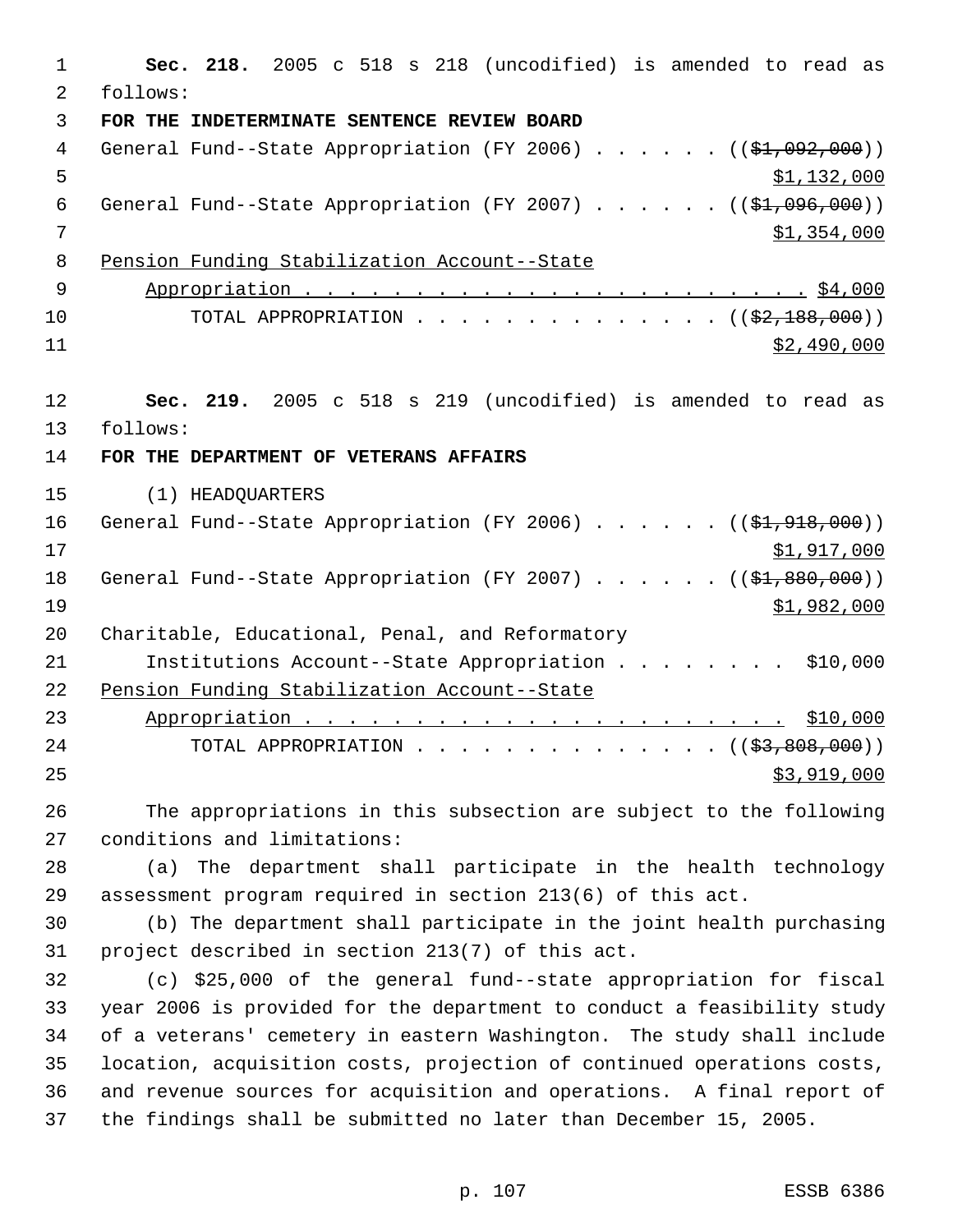**Sec. 218.** 2005 c 518 s 218 (uncodified) is amended to read as follows:

**FOR THE INDETERMINATE SENTENCE REVIEW BOARD**

General Fund--State Appropriation (FY 2006) . . . . . . ((~~$1,092,000~~)) $1,132,000

General Fund--State Appropriation (FY 2007) . . . . . . ((~~$1,096,000~~)) $1,354,000

Pension Funding Stabilization Account--State Appropriation . . . . . . . . . . . . . . . . . . . . . . . $4,000

TOTAL APPROPRIATION . . . . . . . . . . . . . . . ((~~$2,188,000~~)) $2,490,000

**Sec. 219.** 2005 c 518 s 219 (uncodified) is amended to read as follows:

**FOR THE DEPARTMENT OF VETERANS AFFAIRS**

(1) HEADQUARTERS

General Fund--State Appropriation (FY 2006) . . . . . . ((~~$1,918,000~~)) $1,917,000

General Fund--State Appropriation (FY 2007) . . . . . . ((~~$1,880,000~~)) $1,982,000

Charitable, Educational, Penal, and Reformatory Institutions Account--State Appropriation . . . . . . . . $10,000

Pension Funding Stabilization Account--State Appropriation . . . . . . . . . . . . . . . . . . . . . . $10,000

TOTAL APPROPRIATION . . . . . . . . . . . . . . . ((~~$3,808,000~~)) $3,919,000

The appropriations in this subsection are subject to the following conditions and limitations:

(a) The department shall participate in the health technology assessment program required in section 213(6) of this act.

(b) The department shall participate in the joint health purchasing project described in section 213(7) of this act.

(c) $25,000 of the general fund--state appropriation for fiscal year 2006 is provided for the department to conduct a feasibility study of a veterans' cemetery in eastern Washington. The study shall include location, acquisition costs, projection of continued operations costs, and revenue sources for acquisition and operations. A final report of the findings shall be submitted no later than December 15, 2005.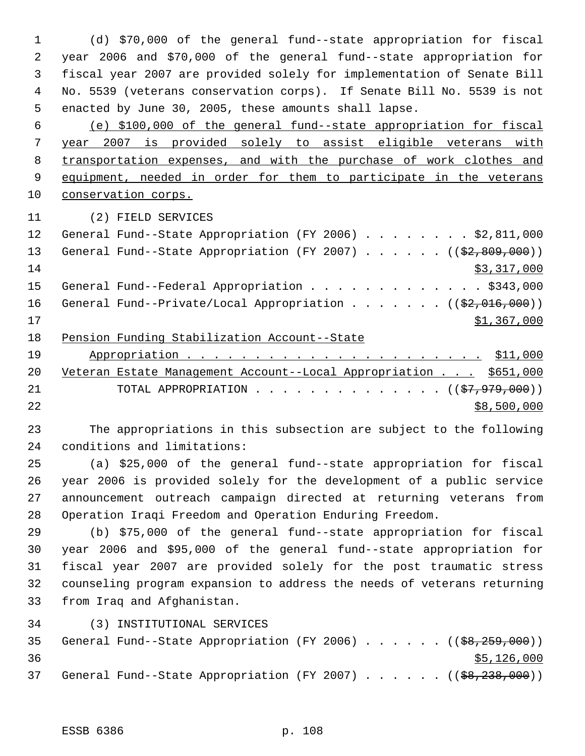(d) $70,000 of the general fund--state appropriation for fiscal year 2006 and $70,000 of the general fund--state appropriation for fiscal year 2007 are provided solely for implementation of Senate Bill No. 5539 (veterans conservation corps). If Senate Bill No. 5539 is not enacted by June 30, 2005, these amounts shall lapse.

(e) $100,000 of the general fund--state appropriation for fiscal year 2007 is provided solely to assist eligible veterans with transportation expenses, and with the purchase of work clothes and equipment, needed in order for them to participate in the veterans conservation corps.

(2) FIELD SERVICES

General Fund--State Appropriation (FY 2006) . . . . . . . . $2,811,000

General Fund--State Appropriation (FY 2007) . . . . . . (($2,809,000))
$3,317,000

General Fund--Federal Appropriation . . . . . . . . . . . . . $343,000

General Fund--Private/Local Appropriation . . . . . . . (($2,016,000))
$1,367,000

Pension Funding Stabilization Account--State Appropriation . . . . . . . . . . . . . . . . . . . . . . . $11,000

Veteran Estate Management Account--Local Appropriation . . . $651,000

TOTAL APPROPRIATION . . . . . . . . . . . . . . (($7,979,000))
$8,500,000

The appropriations in this subsection are subject to the following conditions and limitations:

(a) $25,000 of the general fund--state appropriation for fiscal year 2006 is provided solely for the development of a public service announcement outreach campaign directed at returning veterans from Operation Iraqi Freedom and Operation Enduring Freedom.

(b) $75,000 of the general fund--state appropriation for fiscal year 2006 and $95,000 of the general fund--state appropriation for fiscal year 2007 are provided solely for the post traumatic stress counseling program expansion to address the needs of veterans returning from Iraq and Afghanistan.

(3) INSTITUTIONAL SERVICES

General Fund--State Appropriation (FY 2006) . . . . . . (($8,259,000))
$5,126,000

General Fund--State Appropriation (FY 2007) . . . . . . (($8,238,000))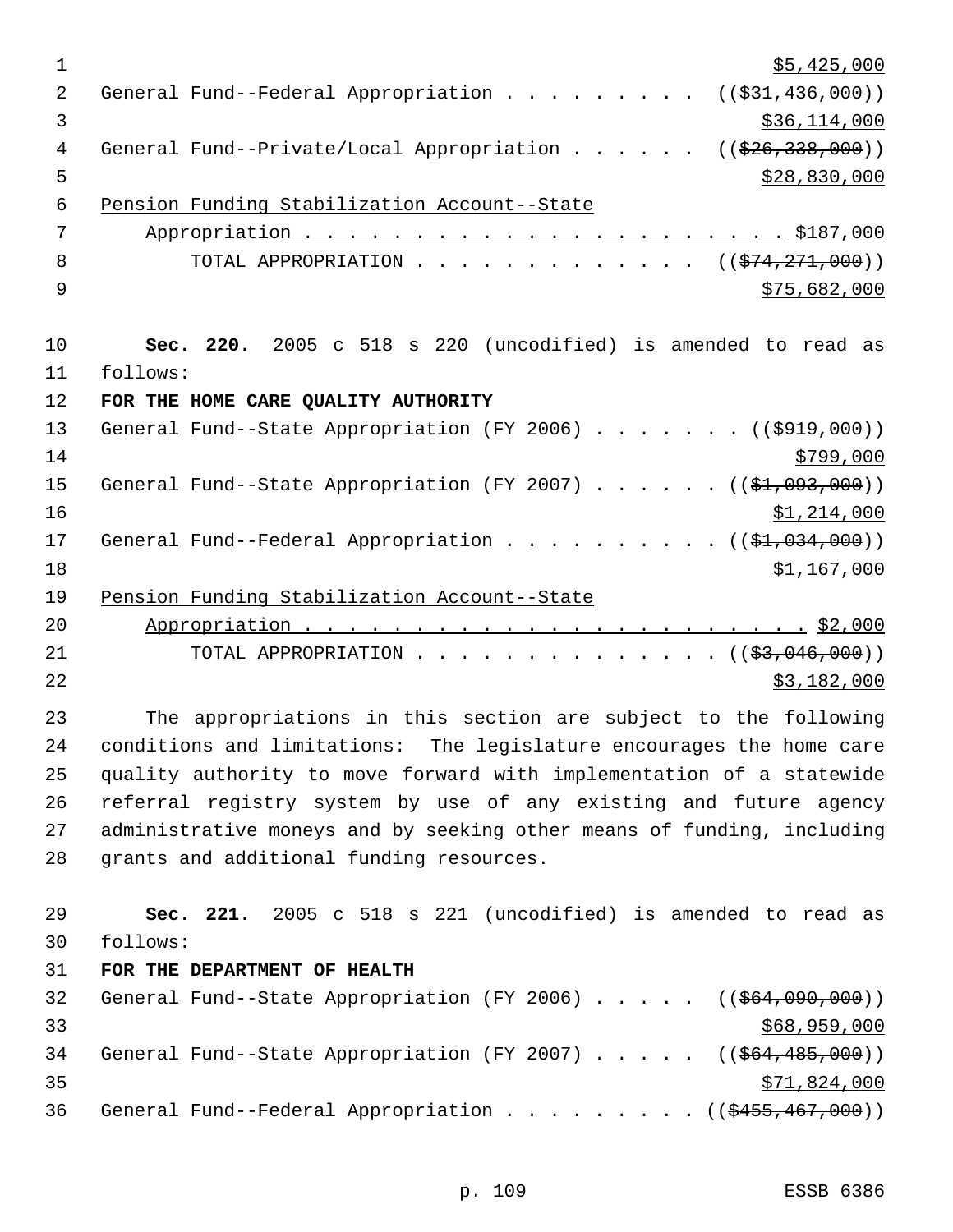$5,425,000

General Fund--Federal Appropriation . . . . . . . . . (($31,436,000))
$36,114,000

General Fund--Private/Local Appropriation . . . . . . (($26,338,000))
$28,830,000

Pension Funding Stabilization Account--State Appropriation . . . . . . . . . . . . . . . . . . . . . . . $187,000

TOTAL APPROPRIATION . . . . . . . . . . . . . (($74,271,000))
$75,682,000

**Sec. 220.** 2005 c 518 s 220 (uncodified) is amended to read as follows:

**FOR THE HOME CARE QUALITY AUTHORITY**

General Fund--State Appropriation (FY 2006) . . . . . . . (($919,000))
$799,000

General Fund--State Appropriation (FY 2007) . . . . . . (($1,093,000))
$1,214,000

General Fund--Federal Appropriation . . . . . . . . . . (($1,034,000))
$1,167,000

Pension Funding Stabilization Account--State Appropriation . . . . . . . . . . . . . . . . . . . . . . . $2,000

TOTAL APPROPRIATION . . . . . . . . . . . . . . (($3,046,000))
$3,182,000

The appropriations in this section are subject to the following conditions and limitations: The legislature encourages the home care quality authority to move forward with implementation of a statewide referral registry system by use of any existing and future agency administrative moneys and by seeking other means of funding, including grants and additional funding resources.

**Sec. 221.** 2005 c 518 s 221 (uncodified) is amended to read as follows:

**FOR THE DEPARTMENT OF HEALTH**

General Fund--State Appropriation (FY 2006) . . . . . (($64,090,000))
$68,959,000

General Fund--State Appropriation (FY 2007) . . . . . (($64,485,000))
$71,824,000

General Fund--Federal Appropriation . . . . . . . . . (($455,467,000))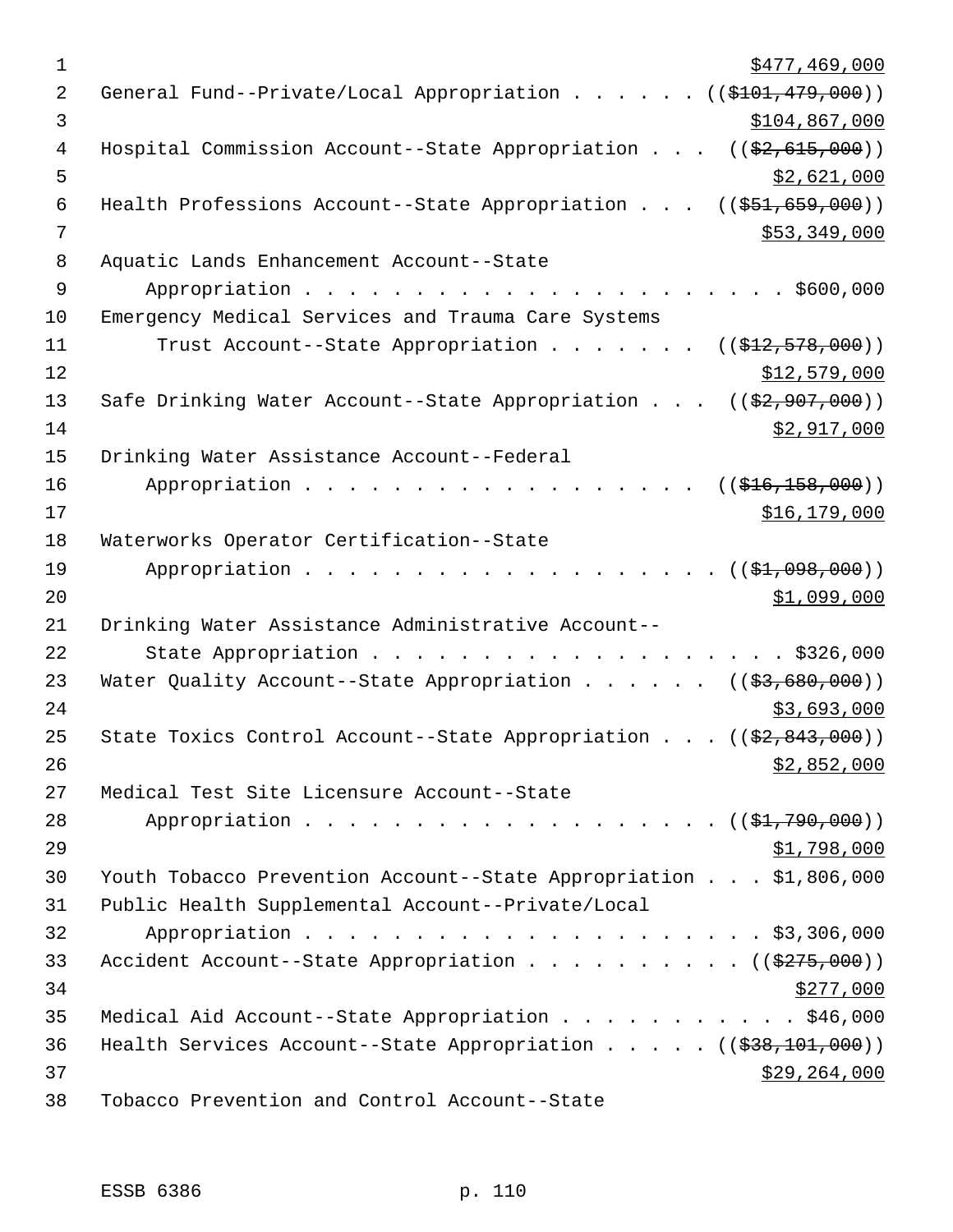$477,469,000
General Fund--Private/Local Appropriation . . . . . . (($101,479,000))
$104,867,000
Hospital Commission Account--State Appropriation . . . (($2,615,000))
$2,621,000
Health Professions Account--State Appropriation . . . (($51,659,000))
$53,349,000
Aquatic Lands Enhancement Account--State
Appropriation . . . . . . . . . . . . . . . . . . . . . . . $600,000
Emergency Medical Services and Trauma Care Systems
Trust Account--State Appropriation . . . . . . . (($12,578,000))
$12,579,000
Safe Drinking Water Account--State Appropriation . . . (($2,907,000))
$2,917,000
Drinking Water Assistance Account--Federal
Appropriation . . . . . . . . . . . . . . . . . . (($16,158,000))
$16,179,000
Waterworks Operator Certification--State
Appropriation . . . . . . . . . . . . . . . . . . . (($1,098,000))
$1,099,000
Drinking Water Assistance Administrative Account--
State Appropriation . . . . . . . . . . . . . . . . . . . $326,000
Water Quality Account--State Appropriation . . . . . . (($3,680,000))
$3,693,000
State Toxics Control Account--State Appropriation . . . (($2,843,000))
$2,852,000
Medical Test Site Licensure Account--State
Appropriation . . . . . . . . . . . . . . . . . . . (($1,790,000))
$1,798,000
Youth Tobacco Prevention Account--State Appropriation . . . $1,806,000
Public Health Supplemental Account--Private/Local
Appropriation . . . . . . . . . . . . . . . . . . . . . . $3,306,000
Accident Account--State Appropriation . . . . . . . . . . (($275,000))
$277,000
Medical Aid Account--State Appropriation . . . . . . . . . . . $46,000
Health Services Account--State Appropriation . . . . . (($38,101,000))
$29,264,000
Tobacco Prevention and Control Account--State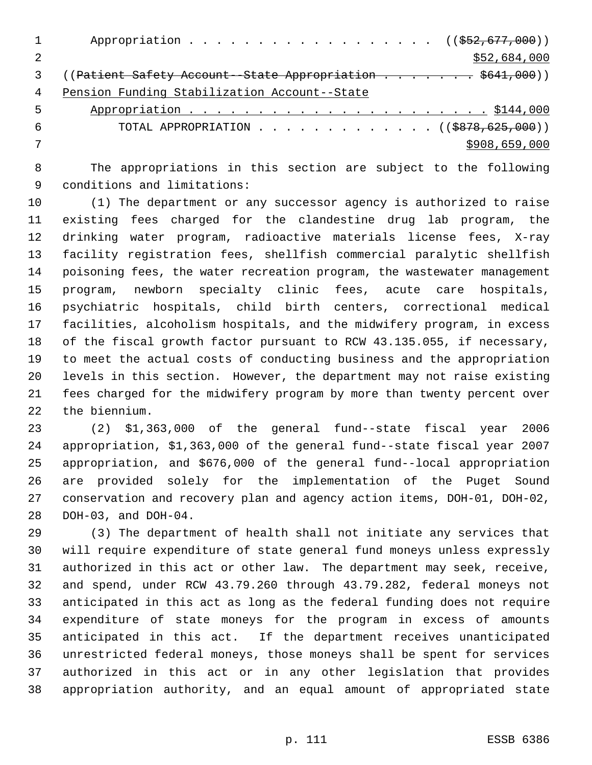Appropriation . . . . . . . . . . . . . . . . . . ((~~$52,677,000~~))
<u>$52,684,000</u>

((~~Patient Safety Account--State Appropriation . . . . . . . $641,000~~))

<u>Pension Funding Stabilization Account--State</u>
<u>Appropriation . . . . . . . . . . . . . . . . . . . . . . $144,000</u>

TOTAL APPROPRIATION . . . . . . . . . . . . . . ((~~$878,625,000~~))
<u>$908,659,000</u>

The appropriations in this section are subject to the following conditions and limitations:

(1) The department or any successor agency is authorized to raise existing fees charged for the clandestine drug lab program, the drinking water program, radioactive materials license fees, X-ray facility registration fees, shellfish commercial paralytic shellfish poisoning fees, the water recreation program, the wastewater management program, newborn specialty clinic fees, acute care hospitals, psychiatric hospitals, child birth centers, correctional medical facilities, alcoholism hospitals, and the midwifery program, in excess of the fiscal growth factor pursuant to RCW 43.135.055, if necessary, to meet the actual costs of conducting business and the appropriation levels in this section. However, the department may not raise existing fees charged for the midwifery program by more than twenty percent over the biennium.

(2) $1,363,000 of the general fund--state fiscal year 2006 appropriation, $1,363,000 of the general fund--state fiscal year 2007 appropriation, and $676,000 of the general fund--local appropriation are provided solely for the implementation of the Puget Sound conservation and recovery plan and agency action items, DOH-01, DOH-02, DOH-03, and DOH-04.

(3) The department of health shall not initiate any services that will require expenditure of state general fund moneys unless expressly authorized in this act or other law. The department may seek, receive, and spend, under RCW 43.79.260 through 43.79.282, federal moneys not anticipated in this act as long as the federal funding does not require expenditure of state moneys for the program in excess of amounts anticipated in this act. If the department receives unanticipated unrestricted federal moneys, those moneys shall be spent for services authorized in this act or in any other legislation that provides appropriation authority, and an equal amount of appropriated state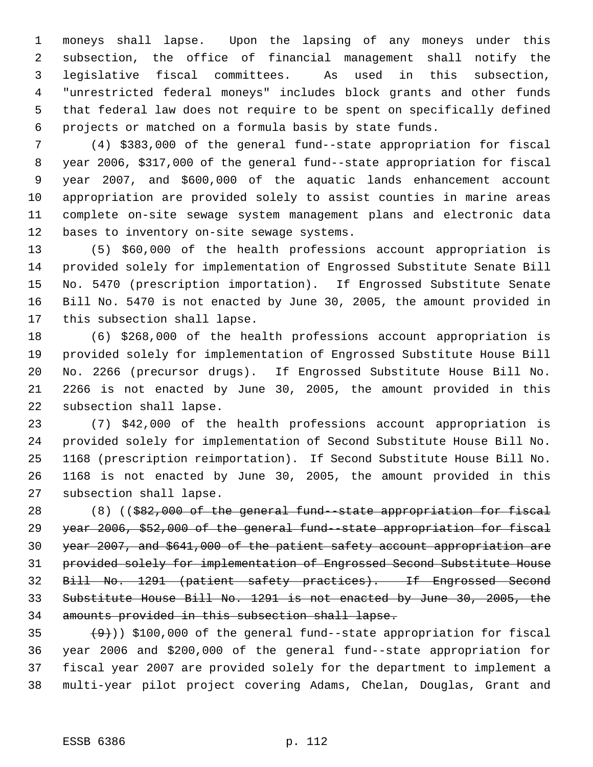moneys shall lapse. Upon the lapsing of any moneys under this subsection, the office of financial management shall notify the legislative fiscal committees. As used in this subsection, "unrestricted federal moneys" includes block grants and other funds that federal law does not require to be spent on specifically defined projects or matched on a formula basis by state funds.

(4) $383,000 of the general fund--state appropriation for fiscal year 2006, $317,000 of the general fund--state appropriation for fiscal year 2007, and $600,000 of the aquatic lands enhancement account appropriation are provided solely to assist counties in marine areas complete on-site sewage system management plans and electronic data bases to inventory on-site sewage systems.

(5) $60,000 of the health professions account appropriation is provided solely for implementation of Engrossed Substitute Senate Bill No. 5470 (prescription importation). If Engrossed Substitute Senate Bill No. 5470 is not enacted by June 30, 2005, the amount provided in this subsection shall lapse.

(6) $268,000 of the health professions account appropriation is provided solely for implementation of Engrossed Substitute House Bill No. 2266 (precursor drugs). If Engrossed Substitute House Bill No. 2266 is not enacted by June 30, 2005, the amount provided in this subsection shall lapse.

(7) $42,000 of the health professions account appropriation is provided solely for implementation of Second Substitute House Bill No. 1168 (prescription reimportation). If Second Substitute House Bill No. 1168 is not enacted by June 30, 2005, the amount provided in this subsection shall lapse.

(8) ((~~$82,000 of the general fund--state appropriation for fiscal year 2006, $52,000 of the general fund--state appropriation for fiscal year 2007, and $641,000 of the patient safety account appropriation are provided solely for implementation of Engrossed Second Substitute House Bill No. 1291 (patient safety practices). If Engrossed Second Substitute House Bill No. 1291 is not enacted by June 30, 2005, the amounts provided in this subsection shall lapse.~~

~~(9)~~)) $100,000 of the general fund--state appropriation for fiscal year 2006 and $200,000 of the general fund--state appropriation for fiscal year 2007 are provided solely for the department to implement a multi-year pilot project covering Adams, Chelan, Douglas, Grant and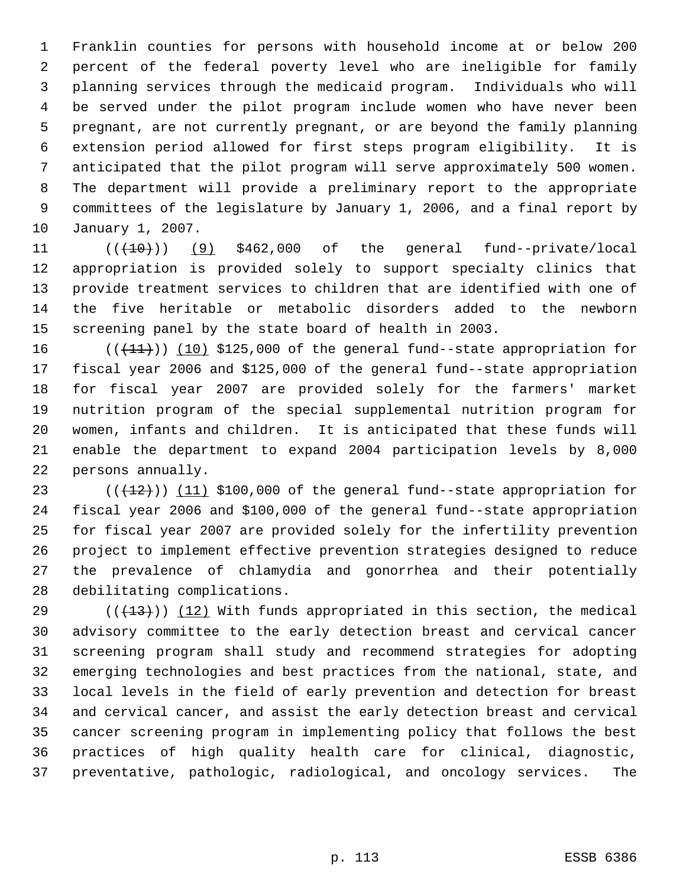Franklin counties for persons with household income at or below 200 percent of the federal poverty level who are ineligible for family planning services through the medicaid program. Individuals who will be served under the pilot program include women who have never been pregnant, are not currently pregnant, or are beyond the family planning extension period allowed for first steps program eligibility. It is anticipated that the pilot program will serve approximately 500 women. The department will provide a preliminary report to the appropriate committees of the legislature by January 1, 2006, and a final report by January 1, 2007.

((~~(10)~~)) (9) $462,000 of the general fund--private/local appropriation is provided solely to support specialty clinics that provide treatment services to children that are identified with one of the five heritable or metabolic disorders added to the newborn screening panel by the state board of health in 2003.

((~~(11)~~)) (10) $125,000 of the general fund--state appropriation for fiscal year 2006 and $125,000 of the general fund--state appropriation for fiscal year 2007 are provided solely for the farmers' market nutrition program of the special supplemental nutrition program for women, infants and children. It is anticipated that these funds will enable the department to expand 2004 participation levels by 8,000 persons annually.

((~~(12)~~)) (11) $100,000 of the general fund--state appropriation for fiscal year 2006 and $100,000 of the general fund--state appropriation for fiscal year 2007 are provided solely for the infertility prevention project to implement effective prevention strategies designed to reduce the prevalence of chlamydia and gonorrhea and their potentially debilitating complications.

((~~(13)~~)) (12) With funds appropriated in this section, the medical advisory committee to the early detection breast and cervical cancer screening program shall study and recommend strategies for adopting emerging technologies and best practices from the national, state, and local levels in the field of early prevention and detection for breast and cervical cancer, and assist the early detection breast and cervical cancer screening program in implementing policy that follows the best practices of high quality health care for clinical, diagnostic, preventative, pathologic, radiological, and oncology services. The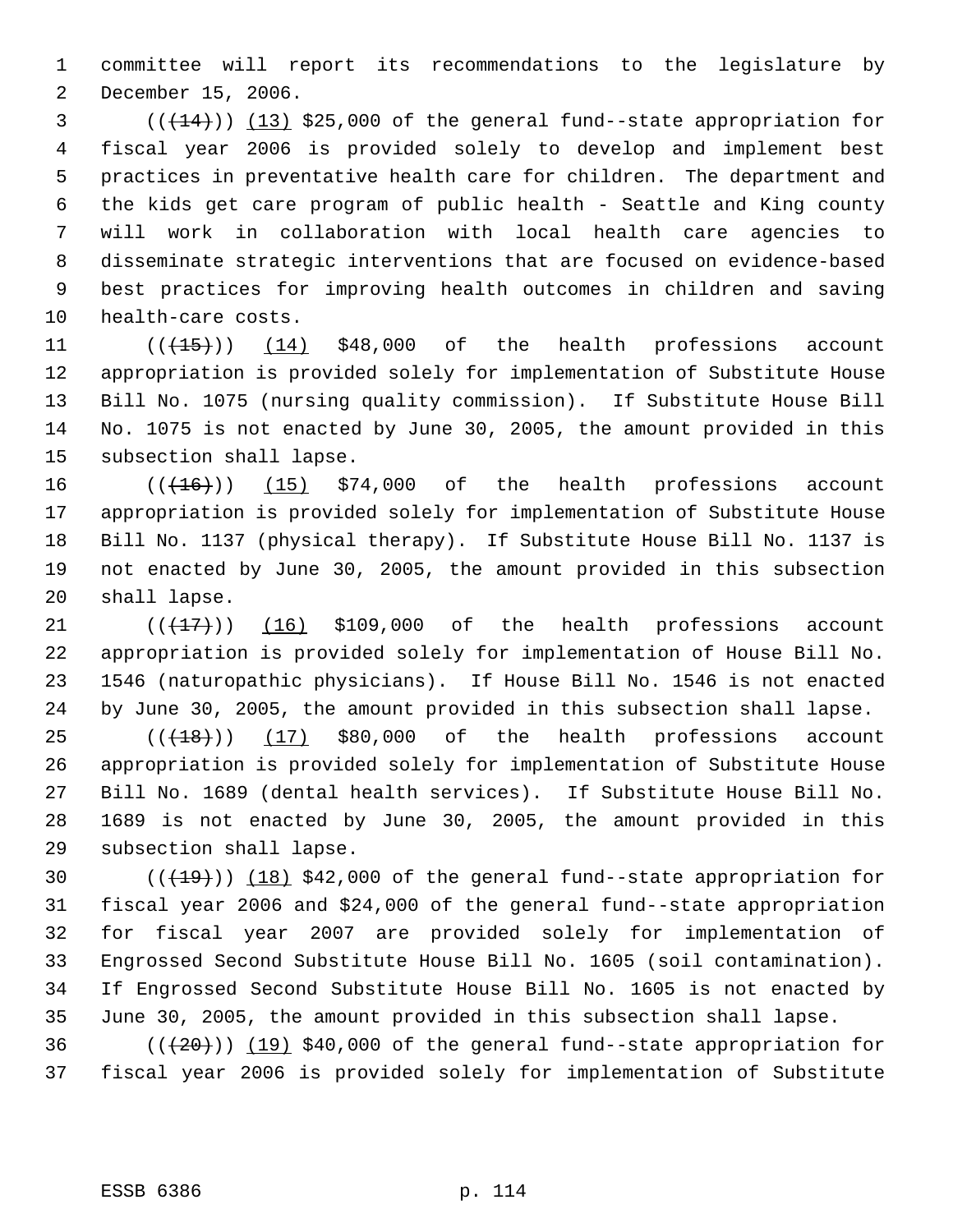committee will report its recommendations to the legislature by December 15, 2006.

((~~(14)~~)) (13) $25,000 of the general fund--state appropriation for fiscal year 2006 is provided solely to develop and implement best practices in preventative health care for children. The department and the kids get care program of public health - Seattle and King county will work in collaboration with local health care agencies to disseminate strategic interventions that are focused on evidence-based best practices for improving health outcomes in children and saving health-care costs.

((~~(15)~~)) (14) $48,000 of the health professions account appropriation is provided solely for implementation of Substitute House Bill No. 1075 (nursing quality commission). If Substitute House Bill No. 1075 is not enacted by June 30, 2005, the amount provided in this subsection shall lapse.

((~~(16)~~)) (15) $74,000 of the health professions account appropriation is provided solely for implementation of Substitute House Bill No. 1137 (physical therapy). If Substitute House Bill No. 1137 is not enacted by June 30, 2005, the amount provided in this subsection shall lapse.

((~~(17)~~)) (16) $109,000 of the health professions account appropriation is provided solely for implementation of House Bill No. 1546 (naturopathic physicians). If House Bill No. 1546 is not enacted by June 30, 2005, the amount provided in this subsection shall lapse.

((~~(18)~~)) (17) $80,000 of the health professions account appropriation is provided solely for implementation of Substitute House Bill No. 1689 (dental health services). If Substitute House Bill No. 1689 is not enacted by June 30, 2005, the amount provided in this subsection shall lapse.

((~~(19)~~)) (18) $42,000 of the general fund--state appropriation for fiscal year 2006 and $24,000 of the general fund--state appropriation for fiscal year 2007 are provided solely for implementation of Engrossed Second Substitute House Bill No. 1605 (soil contamination). If Engrossed Second Substitute House Bill No. 1605 is not enacted by June 30, 2005, the amount provided in this subsection shall lapse.

((~~(20)~~)) (19) $40,000 of the general fund--state appropriation for fiscal year 2006 is provided solely for implementation of Substitute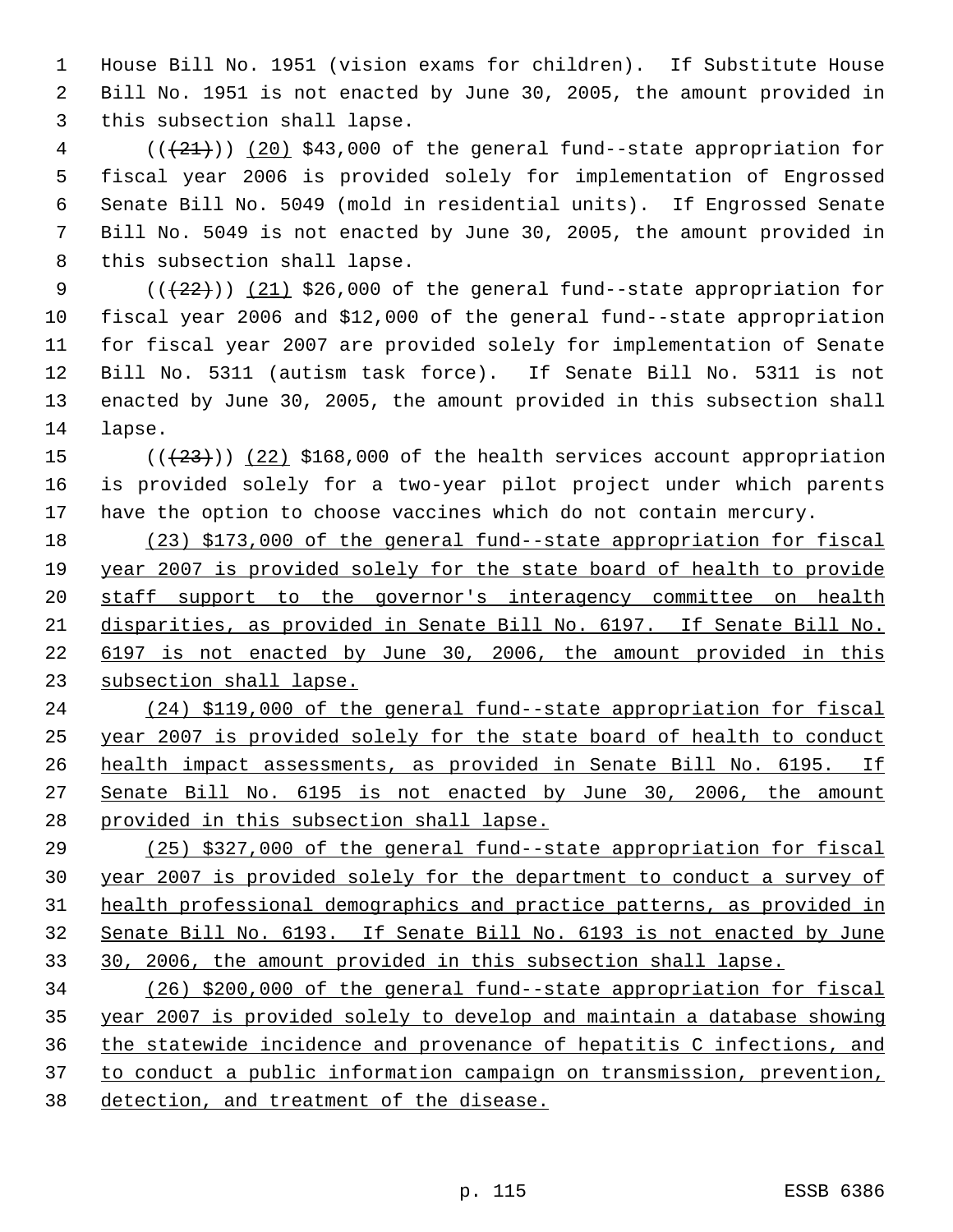House Bill No. 1951 (vision exams for children). If Substitute House Bill No. 1951 is not enacted by June 30, 2005, the amount provided in this subsection shall lapse.

(((21))) (20) $43,000 of the general fund--state appropriation for fiscal year 2006 is provided solely for implementation of Engrossed Senate Bill No. 5049 (mold in residential units). If Engrossed Senate Bill No. 5049 is not enacted by June 30, 2005, the amount provided in this subsection shall lapse.

(((22))) (21) $26,000 of the general fund--state appropriation for fiscal year 2006 and $12,000 of the general fund--state appropriation for fiscal year 2007 are provided solely for implementation of Senate Bill No. 5311 (autism task force). If Senate Bill No. 5311 is not enacted by June 30, 2005, the amount provided in this subsection shall lapse.

(((23))) (22) $168,000 of the health services account appropriation is provided solely for a two-year pilot project under which parents have the option to choose vaccines which do not contain mercury.

(23) $173,000 of the general fund--state appropriation for fiscal year 2007 is provided solely for the state board of health to provide staff support to the governor's interagency committee on health disparities, as provided in Senate Bill No. 6197. If Senate Bill No. 6197 is not enacted by June 30, 2006, the amount provided in this subsection shall lapse.

(24) $119,000 of the general fund--state appropriation for fiscal year 2007 is provided solely for the state board of health to conduct health impact assessments, as provided in Senate Bill No. 6195. If Senate Bill No. 6195 is not enacted by June 30, 2006, the amount provided in this subsection shall lapse.

(25) $327,000 of the general fund--state appropriation for fiscal year 2007 is provided solely for the department to conduct a survey of health professional demographics and practice patterns, as provided in Senate Bill No. 6193. If Senate Bill No. 6193 is not enacted by June 30, 2006, the amount provided in this subsection shall lapse.

(26) $200,000 of the general fund--state appropriation for fiscal year 2007 is provided solely to develop and maintain a database showing the statewide incidence and provenance of hepatitis C infections, and to conduct a public information campaign on transmission, prevention, detection, and treatment of the disease.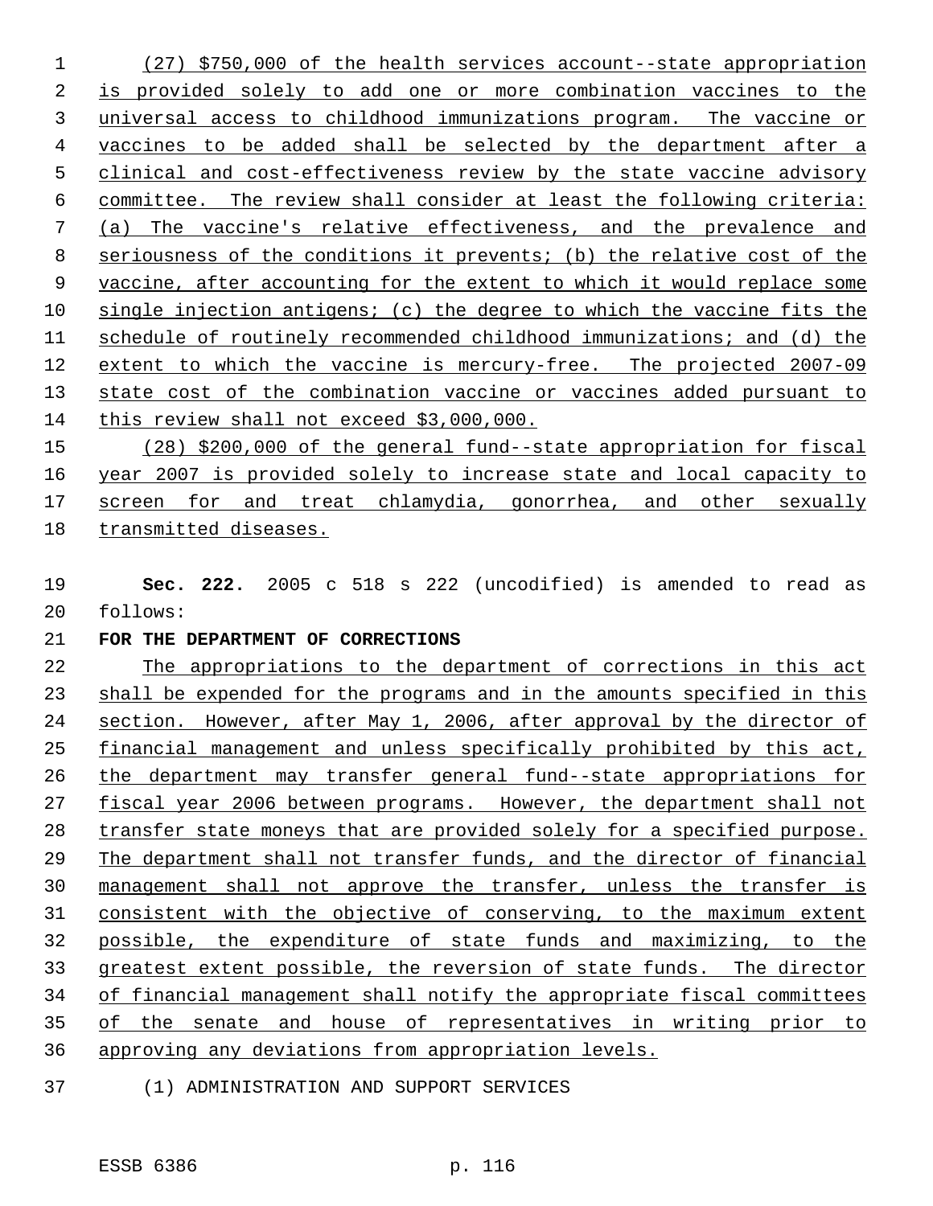(27) $750,000 of the health services account--state appropriation is provided solely to add one or more combination vaccines to the universal access to childhood immunizations program. The vaccine or vaccines to be added shall be selected by the department after a clinical and cost-effectiveness review by the state vaccine advisory committee. The review shall consider at least the following criteria: (a) The vaccine's relative effectiveness, and the prevalence and seriousness of the conditions it prevents; (b) the relative cost of the vaccine, after accounting for the extent to which it would replace some single injection antigens; (c) the degree to which the vaccine fits the schedule of routinely recommended childhood immunizations; and (d) the extent to which the vaccine is mercury-free. The projected 2007-09 state cost of the combination vaccine or vaccines added pursuant to this review shall not exceed $3,000,000.

(28) $200,000 of the general fund--state appropriation for fiscal year 2007 is provided solely to increase state and local capacity to screen for and treat chlamydia, gonorrhea, and other sexually transmitted diseases.

**Sec. 222.** 2005 c 518 s 222 (uncodified) is amended to read as follows:

**FOR THE DEPARTMENT OF CORRECTIONS**

The appropriations to the department of corrections in this act shall be expended for the programs and in the amounts specified in this section. However, after May 1, 2006, after approval by the director of financial management and unless specifically prohibited by this act, the department may transfer general fund--state appropriations for fiscal year 2006 between programs. However, the department shall not transfer state moneys that are provided solely for a specified purpose. The department shall not transfer funds, and the director of financial management shall not approve the transfer, unless the transfer is consistent with the objective of conserving, to the maximum extent possible, the expenditure of state funds and maximizing, to the greatest extent possible, the reversion of state funds. The director of financial management shall notify the appropriate fiscal committees of the senate and house of representatives in writing prior to approving any deviations from appropriation levels.

(1) ADMINISTRATION AND SUPPORT SERVICES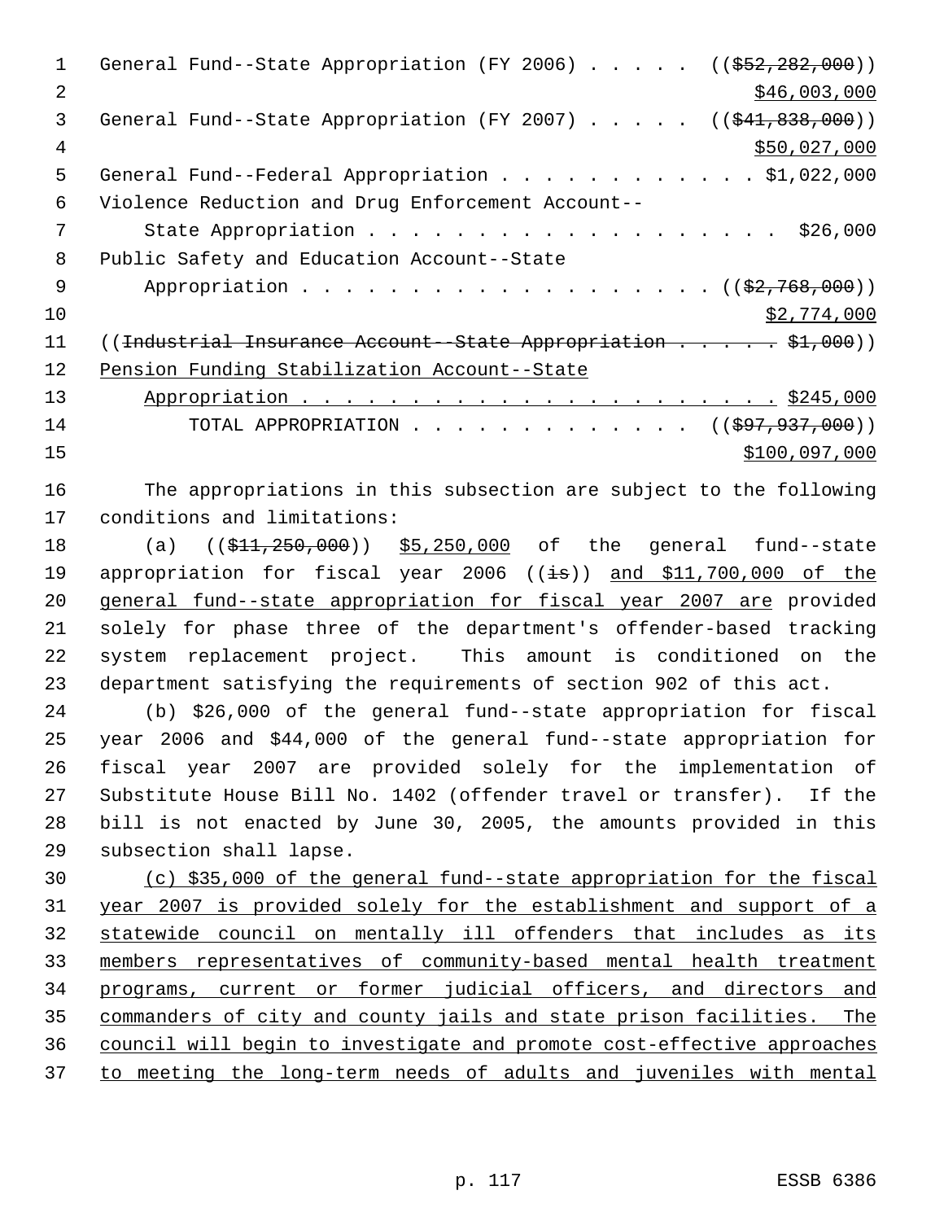General Fund--State Appropriation (FY 2006) . . . . . ((~~$52,282,000~~))
$46,003,000

General Fund--State Appropriation (FY 2007) . . . . . ((~~$41,838,000~~))
$50,027,000

General Fund--Federal Appropriation . . . . . . . . . . . . $1,022,000

Violence Reduction and Drug Enforcement Account--
State Appropriation . . . . . . . . . . . . . . . . . . . $26,000

Public Safety and Education Account--State
Appropriation . . . . . . . . . . . . . . . . . . . ((~~$2,768,000~~))
$2,774,000

((~~Industrial Insurance Account--State Appropriation . . . . . . $1,000~~))

Pension Funding Stabilization Account--State
Appropriation . . . . . . . . . . . . . . . . . . . . . . $245,000

TOTAL APPROPRIATION . . . . . . . . . . . . . ((~~$97,937,000~~))
$100,097,000

The appropriations in this subsection are subject to the following conditions and limitations:

(a) ((~~$11,250,000~~)) $5,250,000 of the general fund--state appropriation for fiscal year 2006 ((~~is~~)) and $11,700,000 of the general fund--state appropriation for fiscal year 2007 are provided solely for phase three of the department's offender-based tracking system replacement project. This amount is conditioned on the department satisfying the requirements of section 902 of this act.

(b) $26,000 of the general fund--state appropriation for fiscal year 2006 and $44,000 of the general fund--state appropriation for fiscal year 2007 are provided solely for the implementation of Substitute House Bill No. 1402 (offender travel or transfer). If the bill is not enacted by June 30, 2005, the amounts provided in this subsection shall lapse.

(c) $35,000 of the general fund--state appropriation for the fiscal year 2007 is provided solely for the establishment and support of a statewide council on mentally ill offenders that includes as its members representatives of community-based mental health treatment programs, current or former judicial officers, and directors and commanders of city and county jails and state prison facilities. The council will begin to investigate and promote cost-effective approaches to meeting the long-term needs of adults and juveniles with mental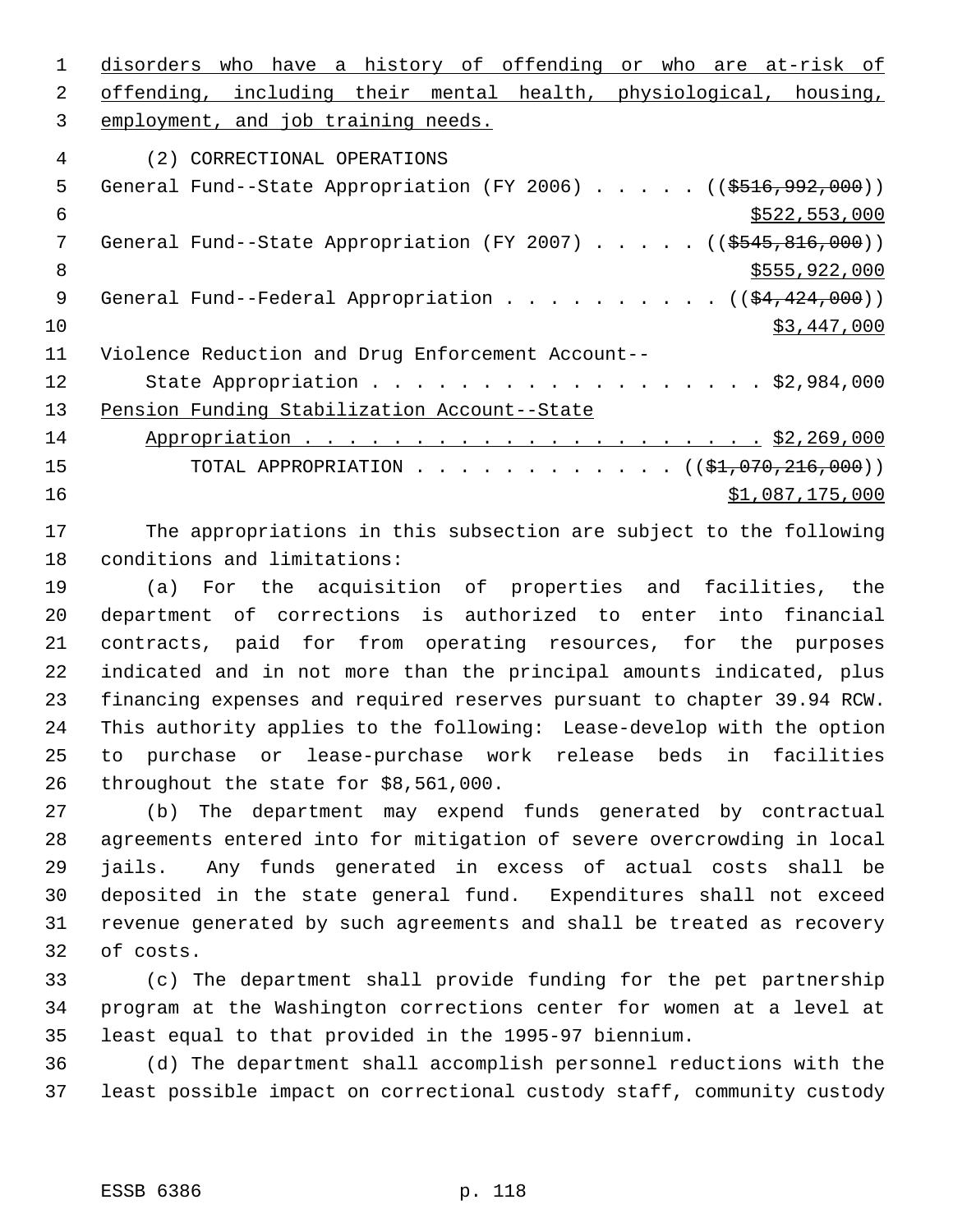disorders who have a history of offending or who are at-risk of offending, including their mental health, physiological, housing, employment, and job training needs.

(2) CORRECTIONAL OPERATIONS

General Fund--State Appropriation (FY 2006) . . . . . (( ~~$516,992,000~~ ))
$522,553,000

General Fund--State Appropriation (FY 2007) . . . . . (( ~~$545,816,000~~ ))
$555,922,000

General Fund--Federal Appropriation . . . . . . . . . . (( ~~$4,424,000~~ ))
$3,447,000

Violence Reduction and Drug Enforcement Account--
State Appropriation . . . . . . . . . . . . . . . . . . . $2,984,000

Pension Funding Stabilization Account--State
Appropriation . . . . . . . . . . . . . . . . . . . . . $2,269,000

TOTAL APPROPRIATION . . . . . . . . . . . . (( ~~$1,070,216,000~~ ))
$1,087,175,000

The appropriations in this subsection are subject to the following conditions and limitations:

(a) For the acquisition of properties and facilities, the department of corrections is authorized to enter into financial contracts, paid for from operating resources, for the purposes indicated and in not more than the principal amounts indicated, plus financing expenses and required reserves pursuant to chapter 39.94 RCW. This authority applies to the following: Lease-develop with the option to purchase or lease-purchase work release beds in facilities throughout the state for $8,561,000.

(b) The department may expend funds generated by contractual agreements entered into for mitigation of severe overcrowding in local jails. Any funds generated in excess of actual costs shall be deposited in the state general fund. Expenditures shall not exceed revenue generated by such agreements and shall be treated as recovery of costs.

(c) The department shall provide funding for the pet partnership program at the Washington corrections center for women at a level at least equal to that provided in the 1995-97 biennium.

(d) The department shall accomplish personnel reductions with the least possible impact on correctional custody staff, community custody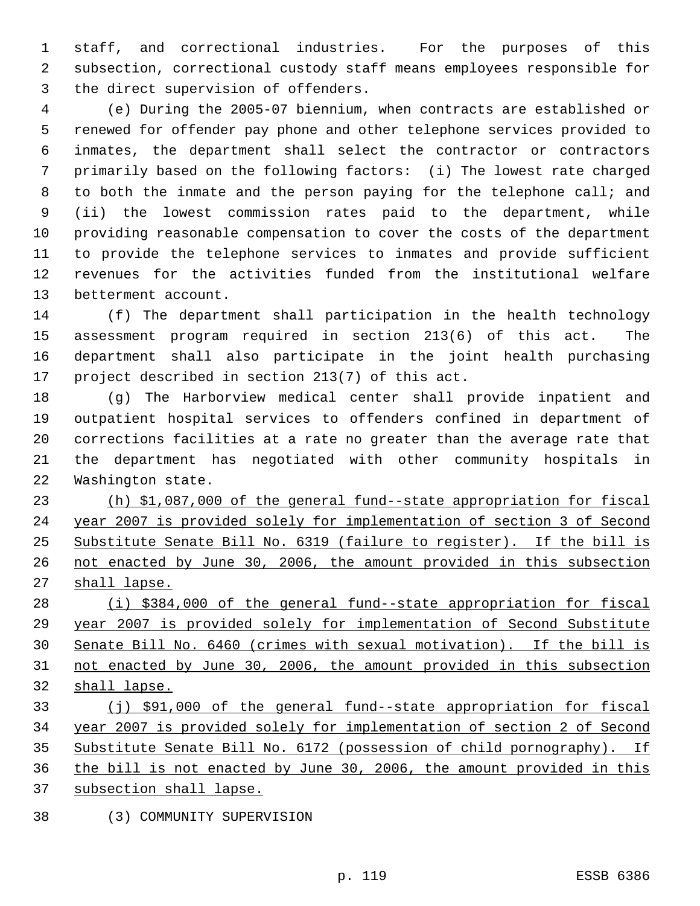staff, and correctional industries. For the purposes of this subsection, correctional custody staff means employees responsible for the direct supervision of offenders.

(e) During the 2005-07 biennium, when contracts are established or renewed for offender pay phone and other telephone services provided to inmates, the department shall select the contractor or contractors primarily based on the following factors: (i) The lowest rate charged to both the inmate and the person paying for the telephone call; and (ii) the lowest commission rates paid to the department, while providing reasonable compensation to cover the costs of the department to provide the telephone services to inmates and provide sufficient revenues for the activities funded from the institutional welfare betterment account.

(f) The department shall participation in the health technology assessment program required in section 213(6) of this act. The department shall also participate in the joint health purchasing project described in section 213(7) of this act.

(g) The Harborview medical center shall provide inpatient and outpatient hospital services to offenders confined in department of corrections facilities at a rate no greater than the average rate that the department has negotiated with other community hospitals in Washington state.

<u>(h) $1,087,000 of the general fund--state appropriation for fiscal year 2007 is provided solely for implementation of section 3 of Second Substitute Senate Bill No. 6319 (failure to register). If the bill is not enacted by June 30, 2006, the amount provided in this subsection shall lapse.</u>

<u>(i) $384,000 of the general fund--state appropriation for fiscal year 2007 is provided solely for implementation of Second Substitute Senate Bill No. 6460 (crimes with sexual motivation). If the bill is not enacted by June 30, 2006, the amount provided in this subsection shall lapse.</u>

<u>(j) $91,000 of the general fund--state appropriation for fiscal year 2007 is provided solely for implementation of section 2 of Second Substitute Senate Bill No. 6172 (possession of child pornography). If the bill is not enacted by June 30, 2006, the amount provided in this subsection shall lapse.</u>

(3) COMMUNITY SUPERVISION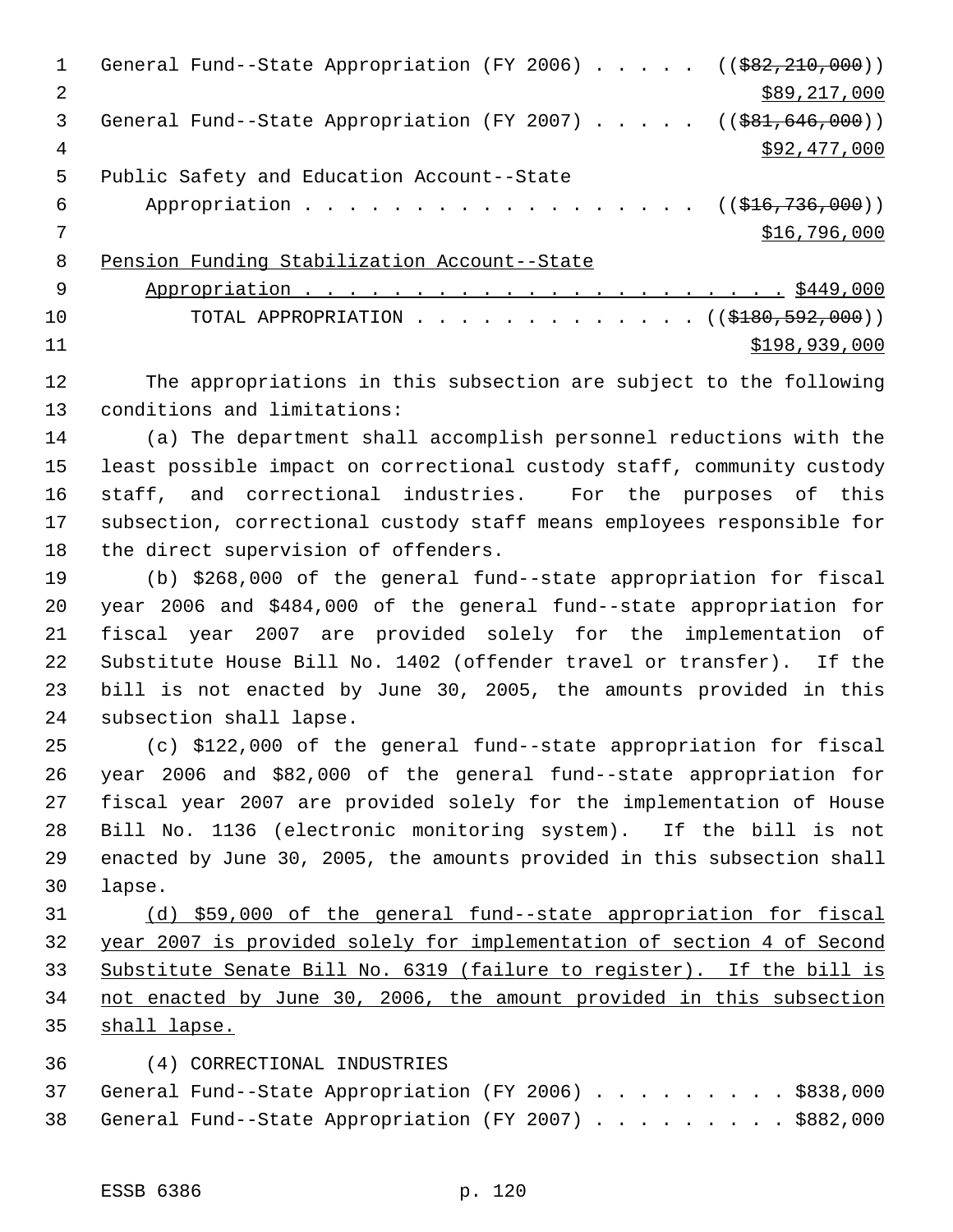General Fund--State Appropriation (FY 2006) . . . . . ((~~$82,210,000~~))
<u>$89,217,000</u>
General Fund--State Appropriation (FY 2007) . . . . . ((~~$81,646,000~~))
<u>$92,477,000</u>
Public Safety and Education Account--State
Appropriation . . . . . . . . . . . . . . . . . . ((~~$16,736,000~~))
<u>$16,796,000</u>
<u>Pension Funding Stabilization Account--State</u>
<u>Appropriation . . . . . . . . . . . . . . . . . . . . . . . $449,000</u>
TOTAL APPROPRIATION . . . . . . . . . . . . . . ((~~$180,592,000~~))
<u>$198,939,000</u>

The appropriations in this subsection are subject to the following conditions and limitations:

(a) The department shall accomplish personnel reductions with the least possible impact on correctional custody staff, community custody staff, and correctional industries. For the purposes of this subsection, correctional custody staff means employees responsible for the direct supervision of offenders.

(b) $268,000 of the general fund--state appropriation for fiscal year 2006 and $484,000 of the general fund--state appropriation for fiscal year 2007 are provided solely for the implementation of Substitute House Bill No. 1402 (offender travel or transfer). If the bill is not enacted by June 30, 2005, the amounts provided in this subsection shall lapse.

(c) $122,000 of the general fund--state appropriation for fiscal year 2006 and $82,000 of the general fund--state appropriation for fiscal year 2007 are provided solely for the implementation of House Bill No. 1136 (electronic monitoring system). If the bill is not enacted by June 30, 2005, the amounts provided in this subsection shall lapse.

<u>(d) $59,000 of the general fund--state appropriation for fiscal year 2007 is provided solely for implementation of section 4 of Second Substitute Senate Bill No. 6319 (failure to register). If the bill is not enacted by June 30, 2006, the amount provided in this subsection shall lapse.</u>

(4) CORRECTIONAL INDUSTRIES
General Fund--State Appropriation (FY 2006) . . . . . . . . . $838,000
General Fund--State Appropriation (FY 2007) . . . . . . . . . $882,000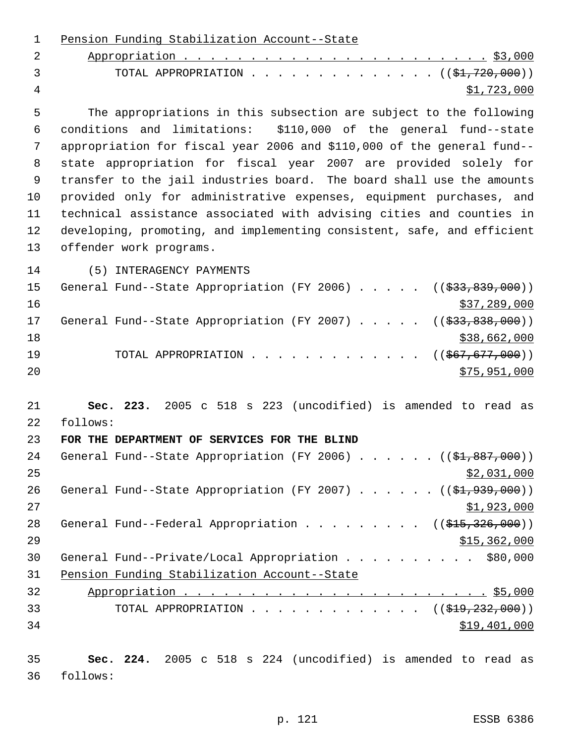Pension Funding Stabilization Account--State
Appropriation . . . . . . . . . . . . . . . . . . . . . . . . $3,000
TOTAL APPROPRIATION . . . . . . . . . . . . . . . (($1,720,000))
$1,723,000

The appropriations in this subsection are subject to the following conditions and limitations: $110,000 of the general fund--state appropriation for fiscal year 2006 and $110,000 of the general fund--state appropriation for fiscal year 2007 are provided solely for transfer to the jail industries board. The board shall use the amounts provided only for administrative expenses, equipment purchases, and technical assistance associated with advising cities and counties in developing, promoting, and implementing consistent, safe, and efficient offender work programs.

(5) INTERAGENCY PAYMENTS
General Fund--State Appropriation (FY 2006) . . . . . (($33,839,000))
$37,289,000
General Fund--State Appropriation (FY 2007) . . . . . (($33,838,000))
$38,662,000
TOTAL APPROPRIATION . . . . . . . . . . . . . (($67,677,000))
$75,951,000

**Sec. 223.** 2005 c 518 s 223 (uncodified) is amended to read as follows:

**FOR THE DEPARTMENT OF SERVICES FOR THE BLIND**

General Fund--State Appropriation (FY 2006) . . . . . . (($1,887,000))
$2,031,000
General Fund--State Appropriation (FY 2007) . . . . . . (($1,939,000))
$1,923,000
General Fund--Federal Appropriation . . . . . . . . . (($15,326,000))
$15,362,000
General Fund--Private/Local Appropriation . . . . . . . . . . $80,000
Pension Funding Stabilization Account--State
Appropriation . . . . . . . . . . . . . . . . . . . . . . . . $5,000
TOTAL APPROPRIATION . . . . . . . . . . . . . . (($19,232,000))
$19,401,000

**Sec. 224.** 2005 c 518 s 224 (uncodified) is amended to read as follows: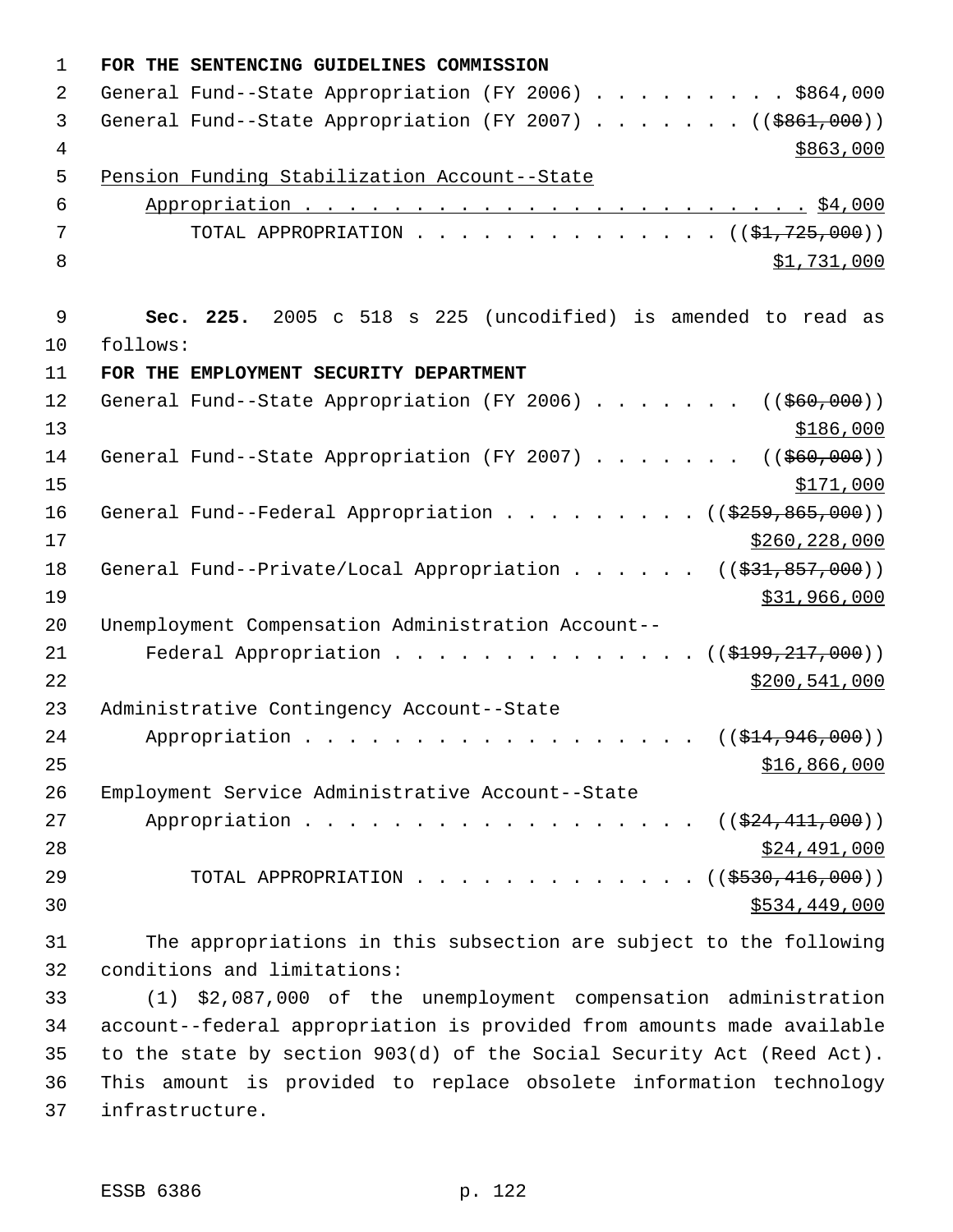**FOR THE SENTENCING GUIDELINES COMMISSION**

General Fund--State Appropriation (FY 2006) . . . . . . . . . $864,000

General Fund--State Appropriation (FY 2007) . . . . . . . ((~~$861,000~~))
<u>$863,000</u>

<u>Pension Funding Stabilization Account--State</u>
<u>Appropriation . . . . . . . . . . . . . . . . . . . . . . . $4,000</u>

TOTAL APPROPRIATION . . . . . . . . . . . . . . ((~~$1,725,000~~))
<u>$1,731,000</u>

**Sec. 225.** 2005 c 518 s 225 (uncodified) is amended to read as follows:

**FOR THE EMPLOYMENT SECURITY DEPARTMENT**

General Fund--State Appropriation (FY 2006) . . . . . . . ((~~$60,000~~))
<u>$186,000</u>

General Fund--State Appropriation (FY 2007) . . . . . . . ((~~$60,000~~))
<u>$171,000</u>

General Fund--Federal Appropriation . . . . . . . . . ((~~$259,865,000~~))
<u>$260,228,000</u>

General Fund--Private/Local Appropriation . . . . . . ((~~$31,857,000~~))
<u>$31,966,000</u>

Unemployment Compensation Administration Account--
Federal Appropriation . . . . . . . . . . . . . . ((~~$199,217,000~~))
<u>$200,541,000</u>

Administrative Contingency Account--State
Appropriation . . . . . . . . . . . . . . . . . . ((~~$14,946,000~~))
<u>$16,866,000</u>

Employment Service Administrative Account--State
Appropriation . . . . . . . . . . . . . . . . . . ((~~$24,411,000~~))
<u>$24,491,000</u>

TOTAL APPROPRIATION . . . . . . . . . . . . . ((~~$530,416,000~~))
<u>$534,449,000</u>

The appropriations in this subsection are subject to the following conditions and limitations:

(1) $2,087,000 of the unemployment compensation administration account--federal appropriation is provided from amounts made available to the state by section 903(d) of the Social Security Act (Reed Act). This amount is provided to replace obsolete information technology infrastructure.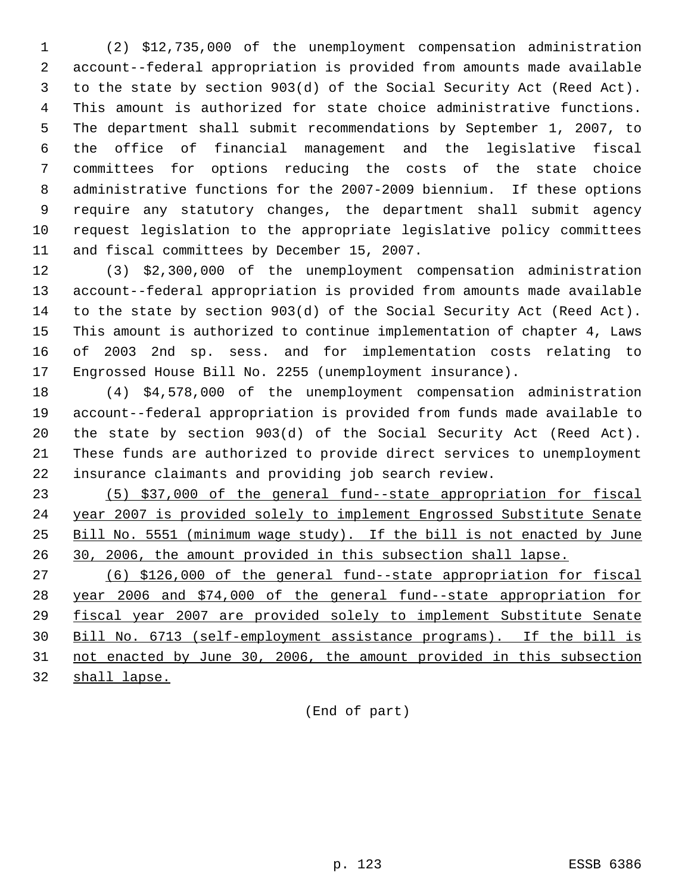(2) $12,735,000 of the unemployment compensation administration account--federal appropriation is provided from amounts made available to the state by section 903(d) of the Social Security Act (Reed Act). This amount is authorized for state choice administrative functions. The department shall submit recommendations by September 1, 2007, to the office of financial management and the legislative fiscal committees for options reducing the costs of the state choice administrative functions for the 2007-2009 biennium. If these options require any statutory changes, the department shall submit agency request legislation to the appropriate legislative policy committees and fiscal committees by December 15, 2007.

(3) $2,300,000 of the unemployment compensation administration account--federal appropriation is provided from amounts made available to the state by section 903(d) of the Social Security Act (Reed Act). This amount is authorized to continue implementation of chapter 4, Laws of 2003 2nd sp. sess. and for implementation costs relating to Engrossed House Bill No. 2255 (unemployment insurance).

(4) $4,578,000 of the unemployment compensation administration account--federal appropriation is provided from funds made available to the state by section 903(d) of the Social Security Act (Reed Act). These funds are authorized to provide direct services to unemployment insurance claimants and providing job search review.

(5) $37,000 of the general fund--state appropriation for fiscal year 2007 is provided solely to implement Engrossed Substitute Senate Bill No. 5551 (minimum wage study). If the bill is not enacted by June 30, 2006, the amount provided in this subsection shall lapse.

(6) $126,000 of the general fund--state appropriation for fiscal year 2006 and $74,000 of the general fund--state appropriation for fiscal year 2007 are provided solely to implement Substitute Senate Bill No. 6713 (self-employment assistance programs). If the bill is not enacted by June 30, 2006, the amount provided in this subsection shall lapse.

(End of part)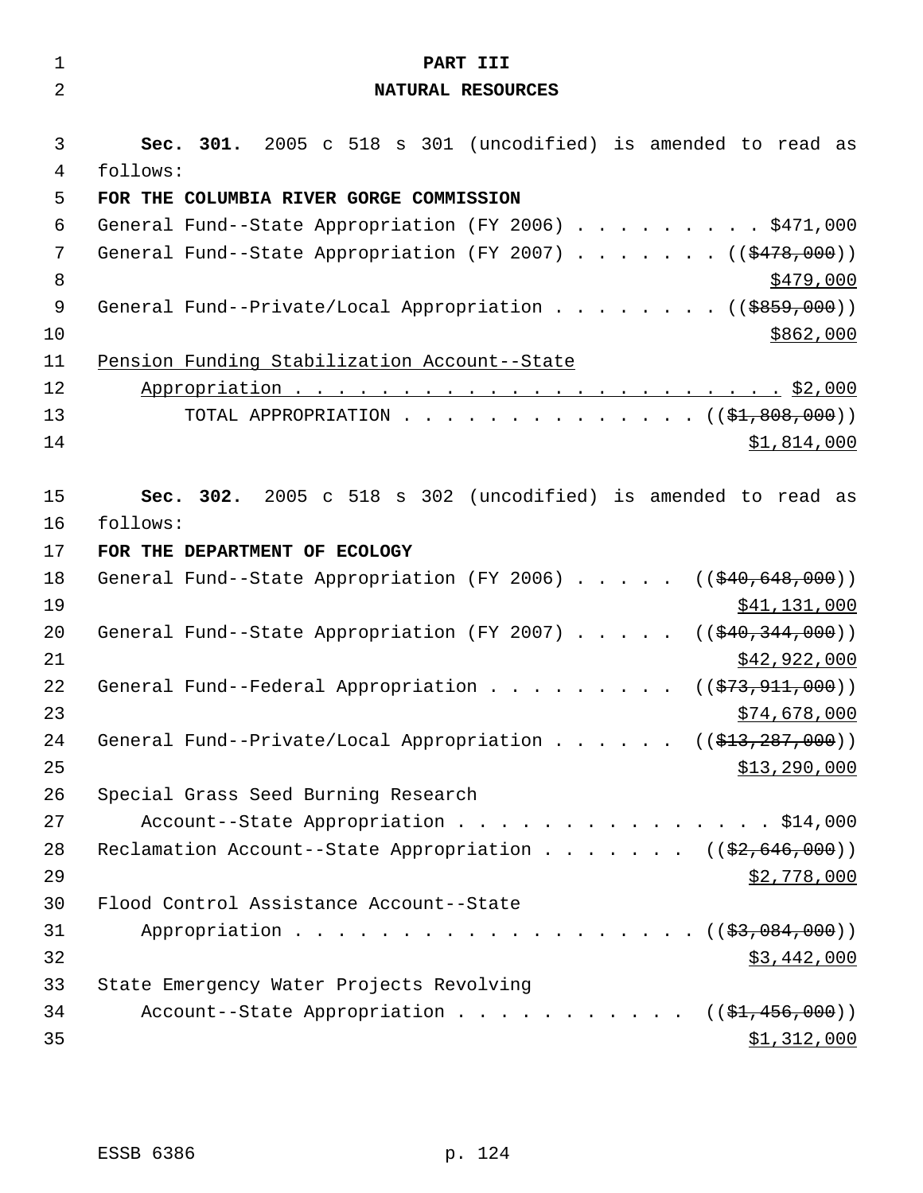**PART III**
**NATURAL RESOURCES**

**Sec. 301.** 2005 c 518 s 301 (uncodified) is amended to read as follows:

**FOR THE COLUMBIA RIVER GORGE COMMISSION**

General Fund--State Appropriation (FY 2006) . . . . . . . . . $471,000
General Fund--State Appropriation (FY 2007) . . . . . . . ((~~$478,000~~))
$479,000
General Fund--Private/Local Appropriation . . . . . . . . ((~~$859,000~~))
$862,000
Pension Funding Stabilization Account--State
Appropriation . . . . . . . . . . . . . . . . . . . . . . . $2,000
TOTAL APPROPRIATION . . . . . . . . . . . . . . ((~~$1,808,000~~))
$1,814,000

**Sec. 302.** 2005 c 518 s 302 (uncodified) is amended to read as follows:

**FOR THE DEPARTMENT OF ECOLOGY**

General Fund--State Appropriation (FY 2006) . . . . . ((~~$40,648,000~~))
$41,131,000
General Fund--State Appropriation (FY 2007) . . . . . ((~~$40,344,000~~))
$42,922,000
General Fund--Federal Appropriation . . . . . . . . . ((~~$73,911,000~~))
$74,678,000
General Fund--Private/Local Appropriation . . . . . . ((~~$13,287,000~~))
$13,290,000
Special Grass Seed Burning Research
Account--State Appropriation . . . . . . . . . . . . . . . $14,000
Reclamation Account--State Appropriation . . . . . . . ((~~$2,646,000~~))
$2,778,000
Flood Control Assistance Account--State
Appropriation . . . . . . . . . . . . . . . . . . . . ((~~$3,084,000~~))
$3,442,000
State Emergency Water Projects Revolving
Account--State Appropriation . . . . . . . . . . . ((~~$1,456,000~~))
$1,312,000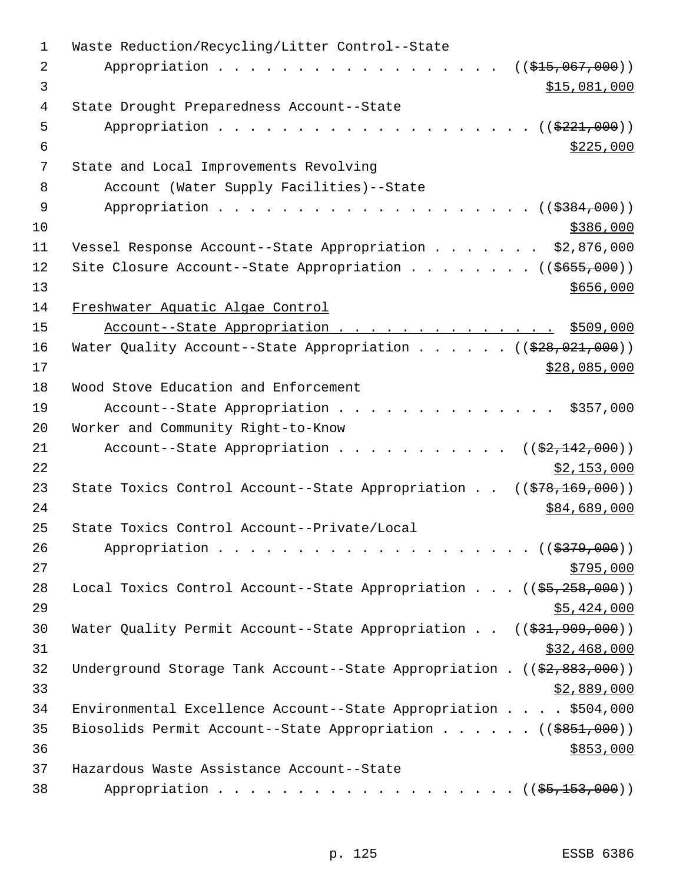Waste Reduction/Recycling/Litter Control--State
Appropriation . . . . . . . . . . . . . . . . . . . ((~~$15,067,000~~))
<u>$15,081,000</u>

State Drought Preparedness Account--State
Appropriation . . . . . . . . . . . . . . . . . . . . ((~~$221,000~~))
<u>$225,000</u>

State and Local Improvements Revolving
Account (Water Supply Facilities)--State
Appropriation . . . . . . . . . . . . . . . . . . . . ((~~$384,000~~))
<u>$386,000</u>

Vessel Response Account--State Appropriation . . . . . . . $2,876,000

Site Closure Account--State Appropriation . . . . . . . . ((~~$655,000~~))
<u>$656,000</u>

<u>Freshwater Aquatic Algae Control</u>
<u>Account--State Appropriation . . . . . . . . . . . . . . $509,000</u>

Water Quality Account--State Appropriation . . . . . . ((~~$28,021,000~~))
<u>$28,085,000</u>

Wood Stove Education and Enforcement
Account--State Appropriation . . . . . . . . . . . . . . $357,000

Worker and Community Right-to-Know
Account--State Appropriation . . . . . . . . . . . ((~~$2,142,000~~))
<u>$2,153,000</u>

State Toxics Control Account--State Appropriation . . ((~~$78,169,000~~))
<u>$84,689,000</u>

State Toxics Control Account--Private/Local
Appropriation . . . . . . . . . . . . . . . . . . . . ((~~$379,000~~))
<u>$795,000</u>

Local Toxics Control Account--State Appropriation . . . ((~~$5,258,000~~))
<u>$5,424,000</u>

Water Quality Permit Account--State Appropriation . . ((~~$31,909,000~~))
<u>$32,468,000</u>

Underground Storage Tank Account--State Appropriation . ((~~$2,883,000~~))
<u>$2,889,000</u>

Environmental Excellence Account--State Appropriation . . . . $504,000

Biosolids Permit Account--State Appropriation . . . . . . ((~~$851,000~~))
<u>$853,000</u>

Hazardous Waste Assistance Account--State
Appropriation . . . . . . . . . . . . . . . . . . . . ((~~$5,153,000~~))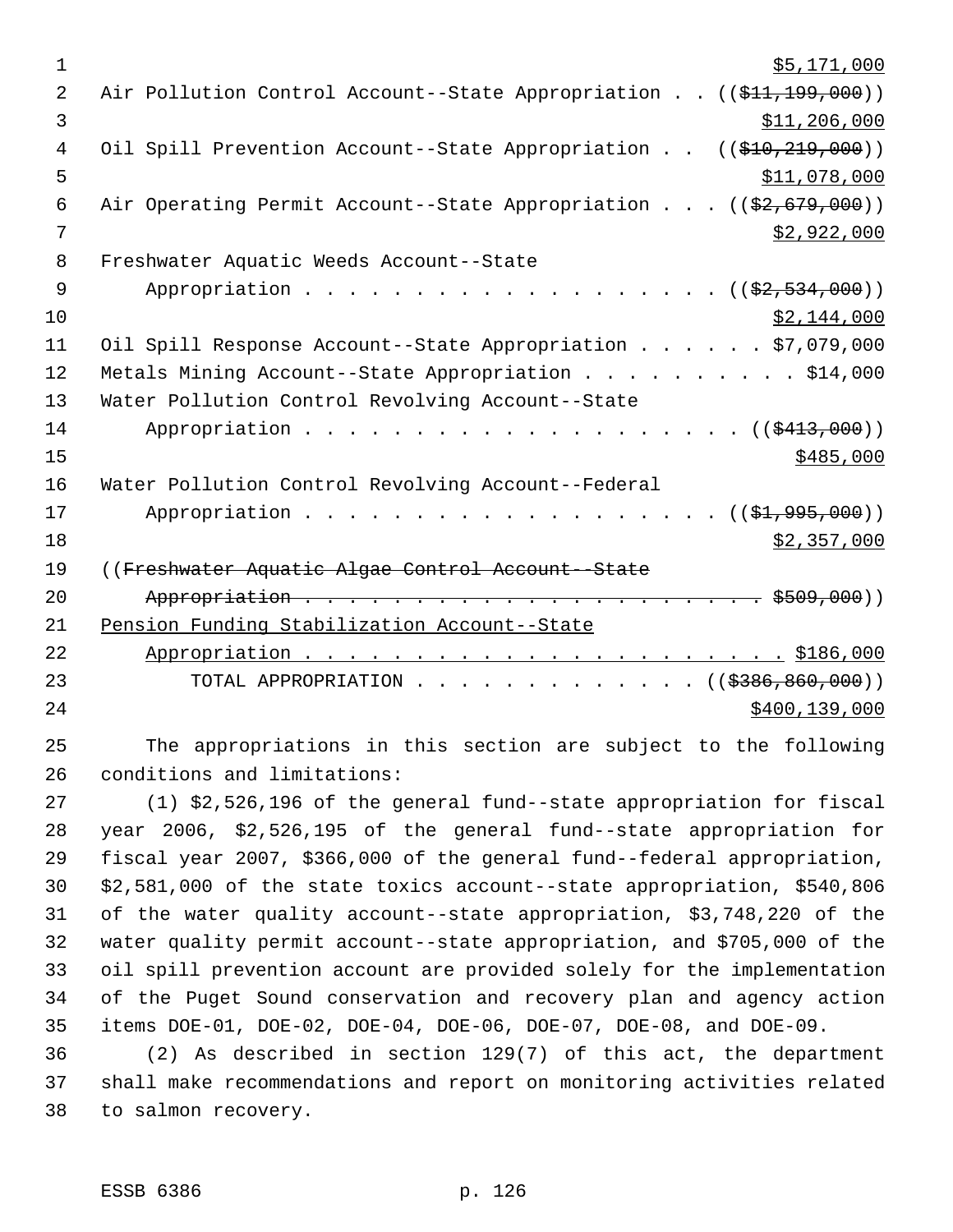$5,171,000

Air Pollution Control Account--State Appropriation . . (($11,199,000))

$11,206,000

Oil Spill Prevention Account--State Appropriation . . (($10,219,000))

$11,078,000

Air Operating Permit Account--State Appropriation . . . (($2,679,000))

$2,922,000

Freshwater Aquatic Weeds Account--State

Appropriation . . . . . . . . . . . . . . . . . . . . (($2,534,000))

$2,144,000

Oil Spill Response Account--State Appropriation . . . . . . $7,079,000

Metals Mining Account--State Appropriation . . . . . . . . . . $14,000

Water Pollution Control Revolving Account--State

Appropriation . . . . . . . . . . . . . . . . . . . . (($413,000))

$485,000

Water Pollution Control Revolving Account--Federal

Appropriation . . . . . . . . . . . . . . . . . . . . (($1,995,000))

$2,357,000

((Freshwater Aquatic Algae Control Account--State

Appropriation . . . . . . . . . . . . . . . . . . . . . . $509,000))

Pension Funding Stabilization Account--State

Appropriation . . . . . . . . . . . . . . . . . . . . . . $186,000

TOTAL APPROPRIATION . . . . . . . . . . . . . (($386,860,000))

$400,139,000

The appropriations in this section are subject to the following conditions and limitations:

(1) $2,526,196 of the general fund--state appropriation for fiscal year 2006, $2,526,195 of the general fund--state appropriation for fiscal year 2007, $366,000 of the general fund--federal appropriation, $2,581,000 of the state toxics account--state appropriation, $540,806 of the water quality account--state appropriation, $3,748,220 of the water quality permit account--state appropriation, and $705,000 of the oil spill prevention account are provided solely for the implementation of the Puget Sound conservation and recovery plan and agency action items DOE-01, DOE-02, DOE-04, DOE-06, DOE-07, DOE-08, and DOE-09.

(2) As described in section 129(7) of this act, the department shall make recommendations and report on monitoring activities related to salmon recovery.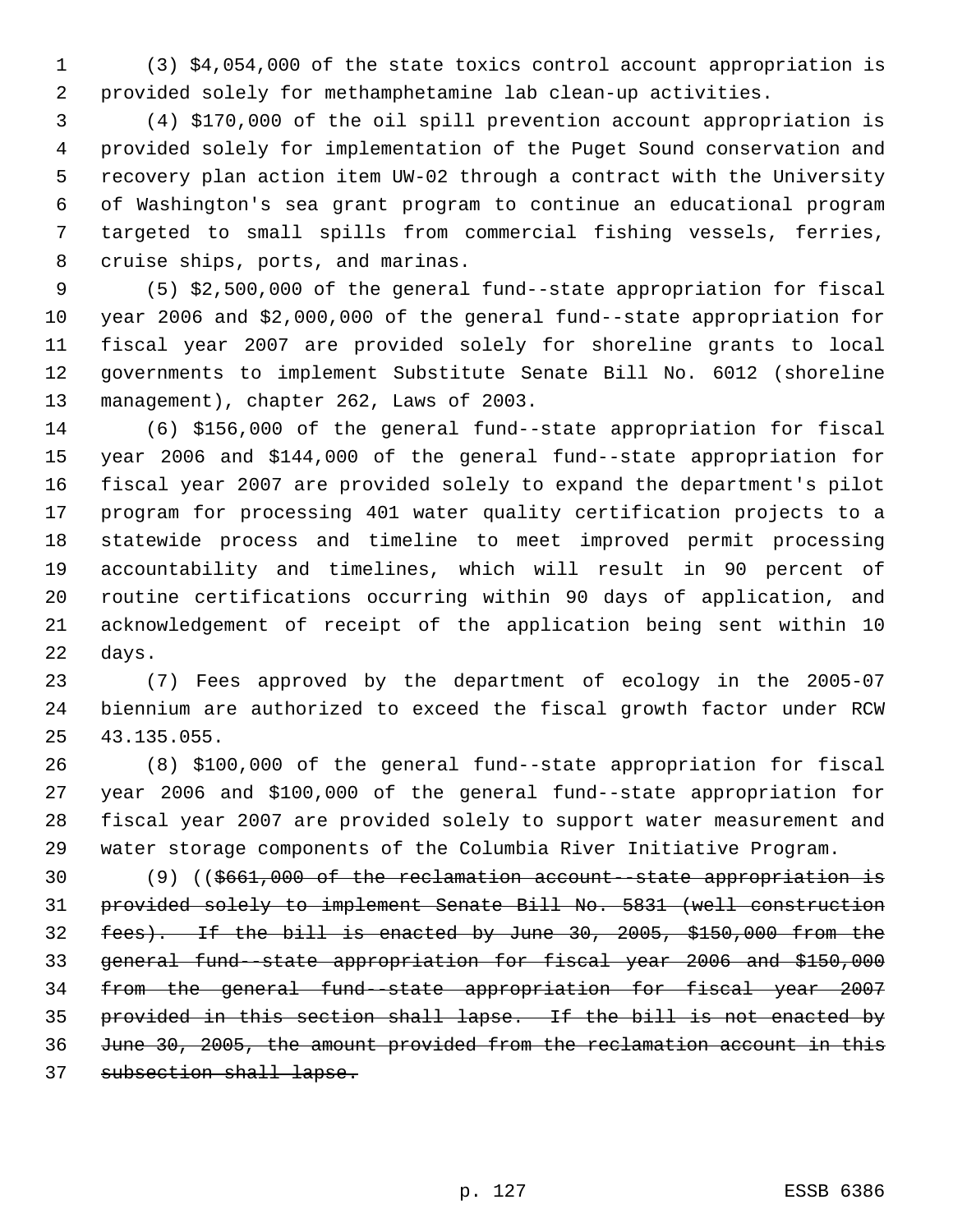(3) $4,054,000 of the state toxics control account appropriation is provided solely for methamphetamine lab clean-up activities.

(4) $170,000 of the oil spill prevention account appropriation is provided solely for implementation of the Puget Sound conservation and recovery plan action item UW-02 through a contract with the University of Washington's sea grant program to continue an educational program targeted to small spills from commercial fishing vessels, ferries, cruise ships, ports, and marinas.

(5) $2,500,000 of the general fund--state appropriation for fiscal year 2006 and $2,000,000 of the general fund--state appropriation for fiscal year 2007 are provided solely for shoreline grants to local governments to implement Substitute Senate Bill No. 6012 (shoreline management), chapter 262, Laws of 2003.

(6) $156,000 of the general fund--state appropriation for fiscal year 2006 and $144,000 of the general fund--state appropriation for fiscal year 2007 are provided solely to expand the department's pilot program for processing 401 water quality certification projects to a statewide process and timeline to meet improved permit processing accountability and timelines, which will result in 90 percent of routine certifications occurring within 90 days of application, and acknowledgement of receipt of the application being sent within 10 days.

(7) Fees approved by the department of ecology in the 2005-07 biennium are authorized to exceed the fiscal growth factor under RCW 43.135.055.

(8) $100,000 of the general fund--state appropriation for fiscal year 2006 and $100,000 of the general fund--state appropriation for fiscal year 2007 are provided solely to support water measurement and water storage components of the Columbia River Initiative Program.

(9) ((~~$661,000 of the reclamation account--state appropriation is provided solely to implement Senate Bill No. 5831 (well construction fees). If the bill is enacted by June 30, 2005, $150,000 from the general fund--state appropriation for fiscal year 2006 and $150,000 from the general fund--state appropriation for fiscal year 2007 provided in this section shall lapse. If the bill is not enacted by June 30, 2005, the amount provided from the reclamation account in this subsection shall lapse.~~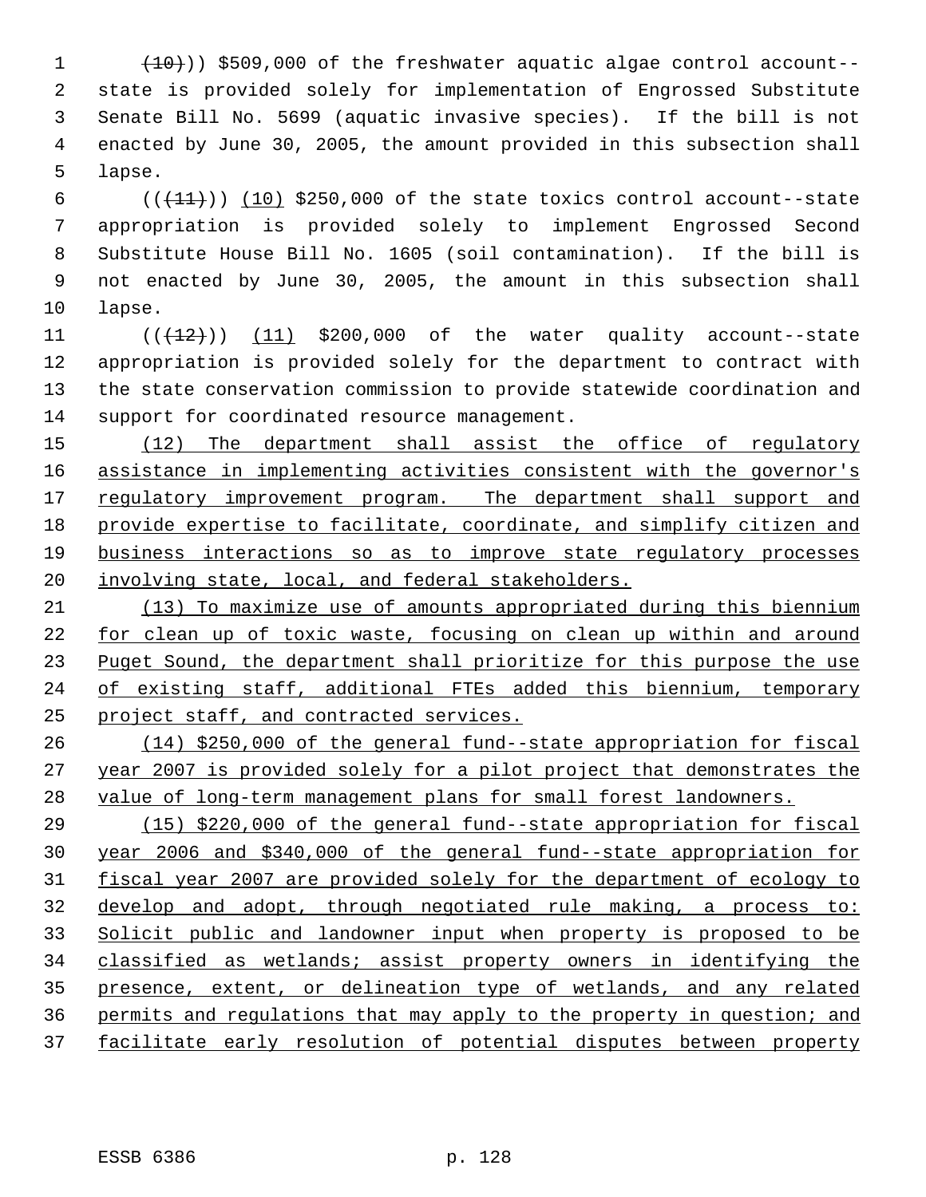(10))) $509,000 of the freshwater aquatic algae control account--state is provided solely for implementation of Engrossed Substitute Senate Bill No. 5699 (aquatic invasive species). If the bill is not enacted by June 30, 2005, the amount provided in this subsection shall lapse.

(((11))) (10) $250,000 of the state toxics control account--state appropriation is provided solely to implement Engrossed Second Substitute House Bill No. 1605 (soil contamination). If the bill is not enacted by June 30, 2005, the amount in this subsection shall lapse.

(((12))) (11) $200,000 of the water quality account--state appropriation is provided solely for the department to contract with the state conservation commission to provide statewide coordination and support for coordinated resource management.

(12) The department shall assist the office of regulatory assistance in implementing activities consistent with the governor's regulatory improvement program. The department shall support and provide expertise to facilitate, coordinate, and simplify citizen and business interactions so as to improve state regulatory processes involving state, local, and federal stakeholders.

(13) To maximize use of amounts appropriated during this biennium for clean up of toxic waste, focusing on clean up within and around Puget Sound, the department shall prioritize for this purpose the use of existing staff, additional FTEs added this biennium, temporary project staff, and contracted services.

(14) $250,000 of the general fund--state appropriation for fiscal year 2007 is provided solely for a pilot project that demonstrates the value of long-term management plans for small forest landowners.

(15) $220,000 of the general fund--state appropriation for fiscal year 2006 and $340,000 of the general fund--state appropriation for fiscal year 2007 are provided solely for the department of ecology to develop and adopt, through negotiated rule making, a process to: Solicit public and landowner input when property is proposed to be classified as wetlands; assist property owners in identifying the presence, extent, or delineation type of wetlands, and any related permits and regulations that may apply to the property in question; and facilitate early resolution of potential disputes between property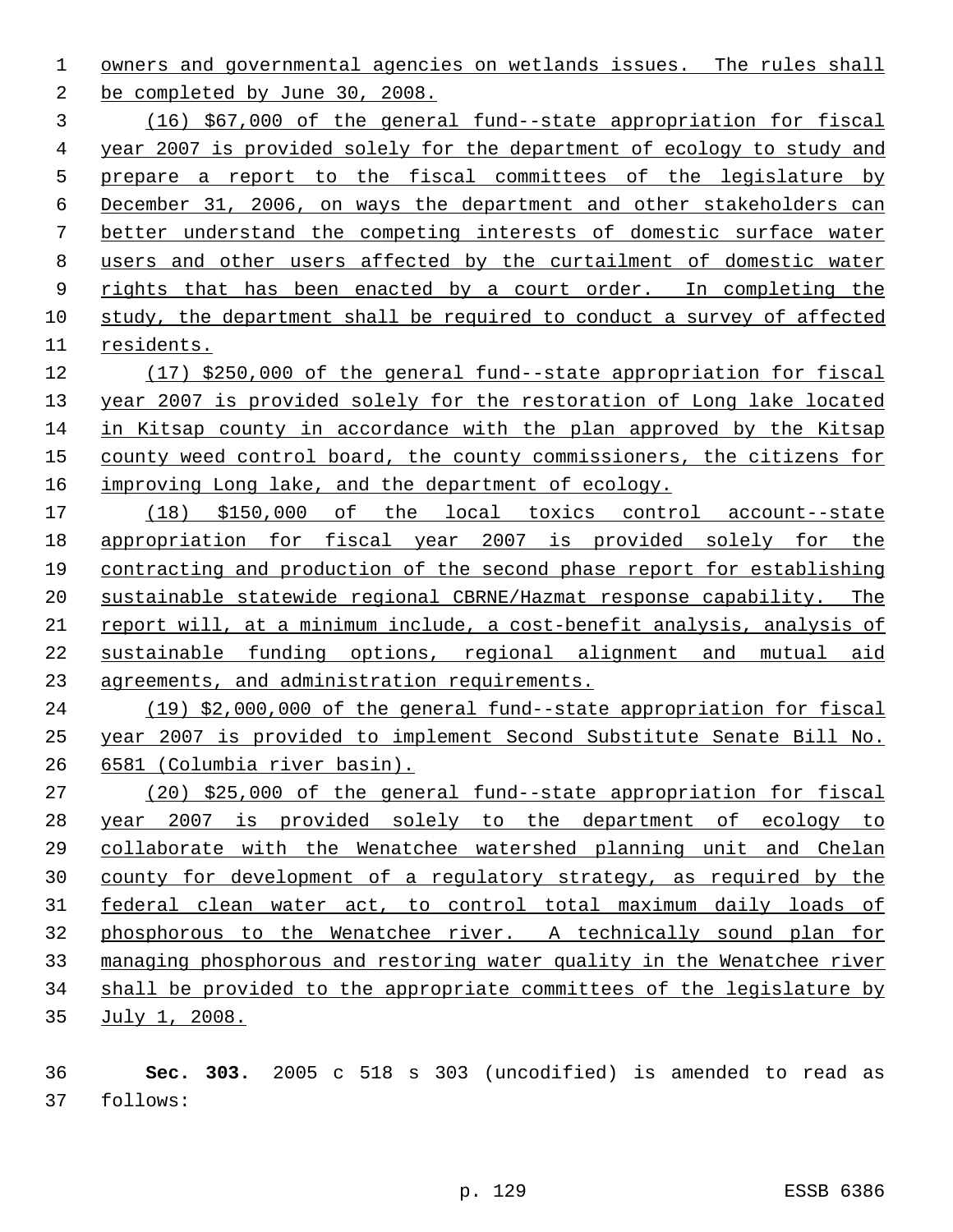owners and governmental agencies on wetlands issues. The rules shall be completed by June 30, 2008.

(16) $67,000 of the general fund--state appropriation for fiscal year 2007 is provided solely for the department of ecology to study and prepare a report to the fiscal committees of the legislature by December 31, 2006, on ways the department and other stakeholders can better understand the competing interests of domestic surface water users and other users affected by the curtailment of domestic water rights that has been enacted by a court order. In completing the study, the department shall be required to conduct a survey of affected residents.

(17) $250,000 of the general fund--state appropriation for fiscal year 2007 is provided solely for the restoration of Long lake located in Kitsap county in accordance with the plan approved by the Kitsap county weed control board, the county commissioners, the citizens for improving Long lake, and the department of ecology.

(18) $150,000 of the local toxics control account--state appropriation for fiscal year 2007 is provided solely for the contracting and production of the second phase report for establishing sustainable statewide regional CBRNE/Hazmat response capability. The report will, at a minimum include, a cost-benefit analysis, analysis of sustainable funding options, regional alignment and mutual aid agreements, and administration requirements.

(19) $2,000,000 of the general fund--state appropriation for fiscal year 2007 is provided to implement Second Substitute Senate Bill No. 6581 (Columbia river basin).

(20) $25,000 of the general fund--state appropriation for fiscal year 2007 is provided solely to the department of ecology to collaborate with the Wenatchee watershed planning unit and Chelan county for development of a regulatory strategy, as required by the federal clean water act, to control total maximum daily loads of phosphorous to the Wenatchee river. A technically sound plan for managing phosphorous and restoring water quality in the Wenatchee river shall be provided to the appropriate committees of the legislature by July 1, 2008.

**Sec. 303.** 2005 c 518 s 303 (uncodified) is amended to read as follows: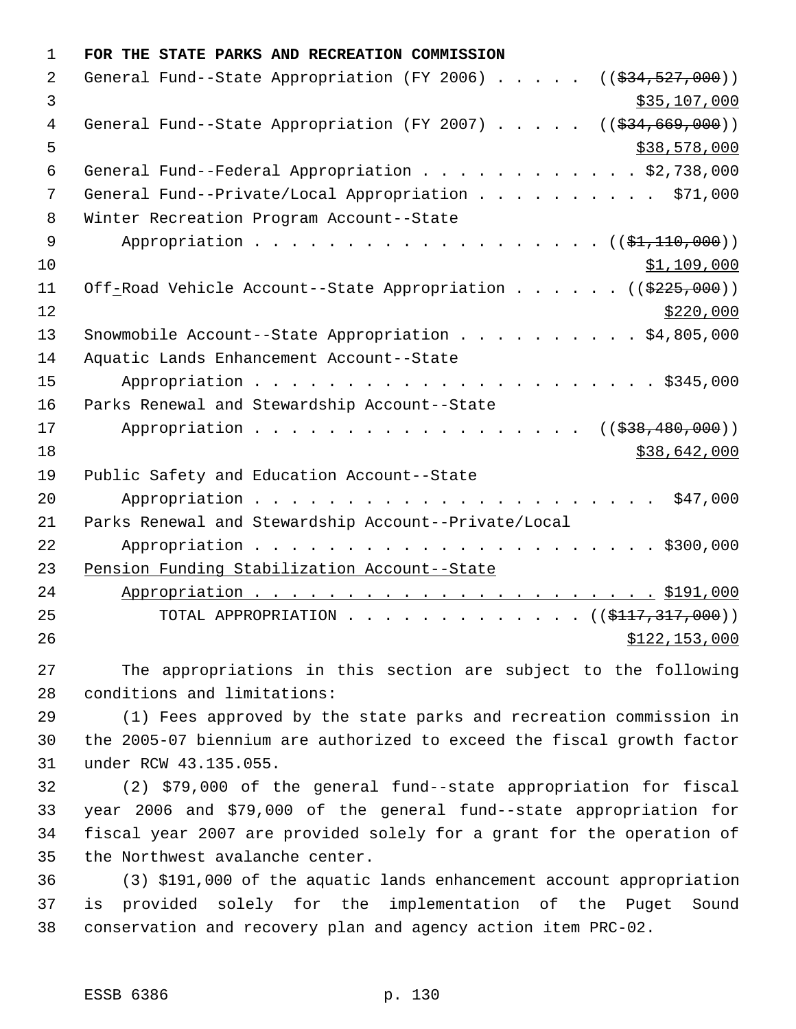**FOR THE STATE PARKS AND RECREATION COMMISSION**

General Fund--State Appropriation (FY 2006) . . . . . (($34,527,000)) $35,107,000

General Fund--State Appropriation (FY 2007) . . . . . (($34,669,000)) $38,578,000

General Fund--Federal Appropriation . . . . . . . . . . . . $2,738,000

General Fund--Private/Local Appropriation . . . . . . . . . . $71,000

Winter Recreation Program Account--State Appropriation . . . . . . . . . . . . . . . . . . . . (($1,110,000)) $1,109,000

Off-Road Vehicle Account--State Appropriation . . . . . . (($225,000)) $220,000

Snowmobile Account--State Appropriation . . . . . . . . . . $4,805,000

Aquatic Lands Enhancement Account--State Appropriation . . . . . . . . . . . . . . . . . . . . . . . $345,000

Parks Renewal and Stewardship Account--State Appropriation . . . . . . . . . . . . . . . . . . . (($38,480,000)) $38,642,000

Public Safety and Education Account--State Appropriation . . . . . . . . . . . . . . . . . . . . . . . $47,000

Parks Renewal and Stewardship Account--Private/Local Appropriation . . . . . . . . . . . . . . . . . . . . . . . $300,000

Pension Funding Stabilization Account--State Appropriation . . . . . . . . . . . . . . . . . . . . . . . $191,000

TOTAL APPROPRIATION . . . . . . . . . . . . . (($117,317,000)) $122,153,000

The appropriations in this section are subject to the following conditions and limitations:

(1) Fees approved by the state parks and recreation commission in the 2005-07 biennium are authorized to exceed the fiscal growth factor under RCW 43.135.055.

(2) $79,000 of the general fund--state appropriation for fiscal year 2006 and $79,000 of the general fund--state appropriation for fiscal year 2007 are provided solely for a grant for the operation of the Northwest avalanche center.

(3) $191,000 of the aquatic lands enhancement account appropriation is provided solely for the implementation of the Puget Sound conservation and recovery plan and agency action item PRC-02.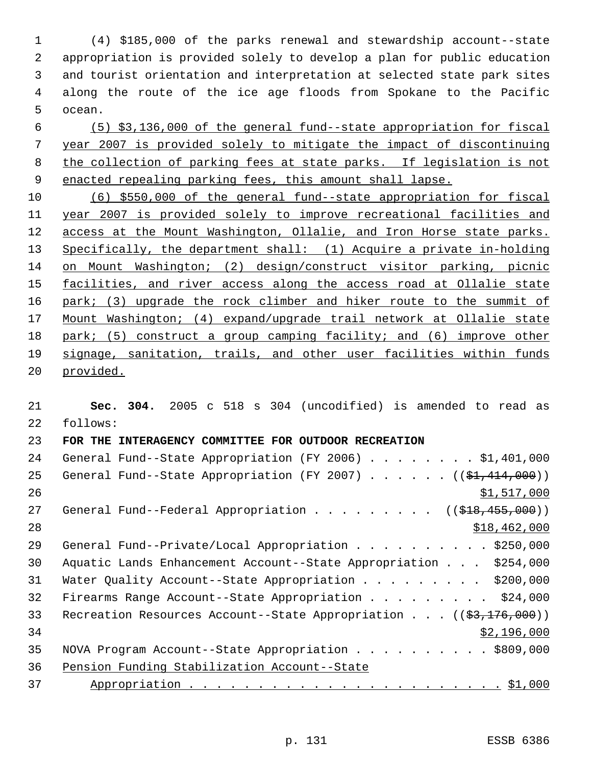(4) $185,000 of the parks renewal and stewardship account--state appropriation is provided solely to develop a plan for public education and tourist orientation and interpretation at selected state park sites along the route of the ice age floods from Spokane to the Pacific ocean.

(5) $3,136,000 of the general fund--state appropriation for fiscal year 2007 is provided solely to mitigate the impact of discontinuing the collection of parking fees at state parks. If legislation is not enacted repealing parking fees, this amount shall lapse.

(6) $550,000 of the general fund--state appropriation for fiscal year 2007 is provided solely to improve recreational facilities and access at the Mount Washington, Ollalie, and Iron Horse state parks. Specifically, the department shall: (1) Acquire a private in-holding on Mount Washington; (2) design/construct visitor parking, picnic facilities, and river access along the access road at Ollalie state park; (3) upgrade the rock climber and hiker route to the summit of Mount Washington; (4) expand/upgrade trail network at Ollalie state park; (5) construct a group camping facility; and (6) improve other signage, sanitation, trails, and other user facilities within funds provided.

**Sec. 304.** 2005 c 518 s 304 (uncodified) is amended to read as follows:

**FOR THE INTERAGENCY COMMITTEE FOR OUTDOOR RECREATION**

General Fund--State Appropriation (FY 2006) . . . . . . . . $1,401,000
General Fund--State Appropriation (FY 2007) . . . . . . ((~~$1,414,000~~)) $1,517,000
General Fund--Federal Appropriation . . . . . . . . . ((~~$18,455,000~~)) $18,462,000
General Fund--Private/Local Appropriation . . . . . . . . . . $250,000
Aquatic Lands Enhancement Account--State Appropriation . . . $254,000
Water Quality Account--State Appropriation . . . . . . . . . $200,000
Firearms Range Account--State Appropriation . . . . . . . . . $24,000
Recreation Resources Account--State Appropriation . . . ((~~$3,176,000~~)) $2,196,000
NOVA Program Account--State Appropriation . . . . . . . . . . $809,000
Pension Funding Stabilization Account--State Appropriation . . . . . . . . . . . . . . . . . . . . . . . . $1,000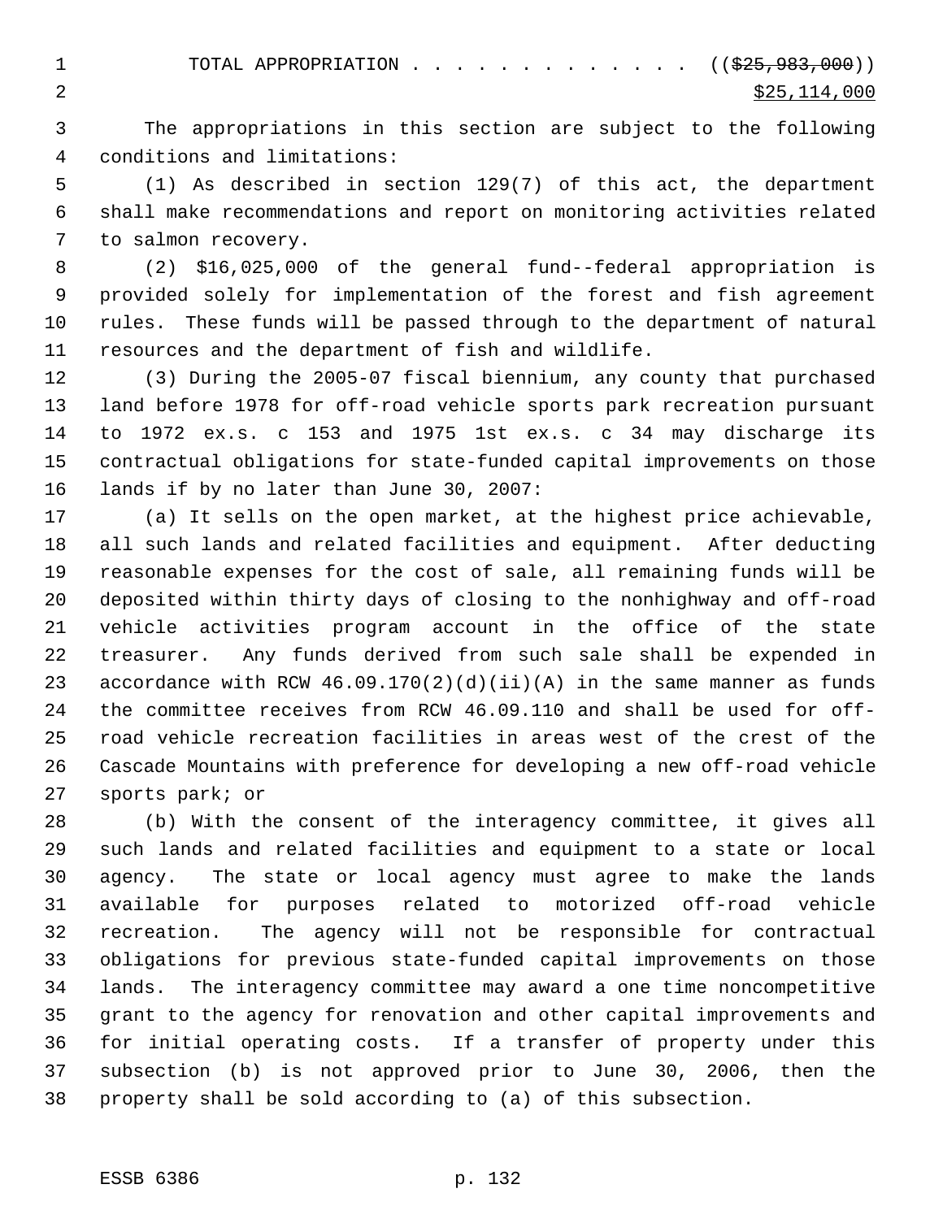TOTAL APPROPRIATION . . . . . . . . . . . . . . ((~~$25,983,000~~))
<u>$25,114,000</u>

The appropriations in this section are subject to the following conditions and limitations:

(1) As described in section 129(7) of this act, the department shall make recommendations and report on monitoring activities related to salmon recovery.

(2) $16,025,000 of the general fund--federal appropriation is provided solely for implementation of the forest and fish agreement rules. These funds will be passed through to the department of natural resources and the department of fish and wildlife.

(3) During the 2005-07 fiscal biennium, any county that purchased land before 1978 for off-road vehicle sports park recreation pursuant to 1972 ex.s. c 153 and 1975 1st ex.s. c 34 may discharge its contractual obligations for state-funded capital improvements on those lands if by no later than June 30, 2007:

(a) It sells on the open market, at the highest price achievable, all such lands and related facilities and equipment. After deducting reasonable expenses for the cost of sale, all remaining funds will be deposited within thirty days of closing to the nonhighway and off-road vehicle activities program account in the office of the state treasurer. Any funds derived from such sale shall be expended in accordance with RCW 46.09.170(2)(d)(ii)(A) in the same manner as funds the committee receives from RCW 46.09.110 and shall be used for off-road vehicle recreation facilities in areas west of the crest of the Cascade Mountains with preference for developing a new off-road vehicle sports park; or

(b) With the consent of the interagency committee, it gives all such lands and related facilities and equipment to a state or local agency. The state or local agency must agree to make the lands available for purposes related to motorized off-road vehicle recreation. The agency will not be responsible for contractual obligations for previous state-funded capital improvements on those lands. The interagency committee may award a one time noncompetitive grant to the agency for renovation and other capital improvements and for initial operating costs. If a transfer of property under this subsection (b) is not approved prior to June 30, 2006, then the property shall be sold according to (a) of this subsection.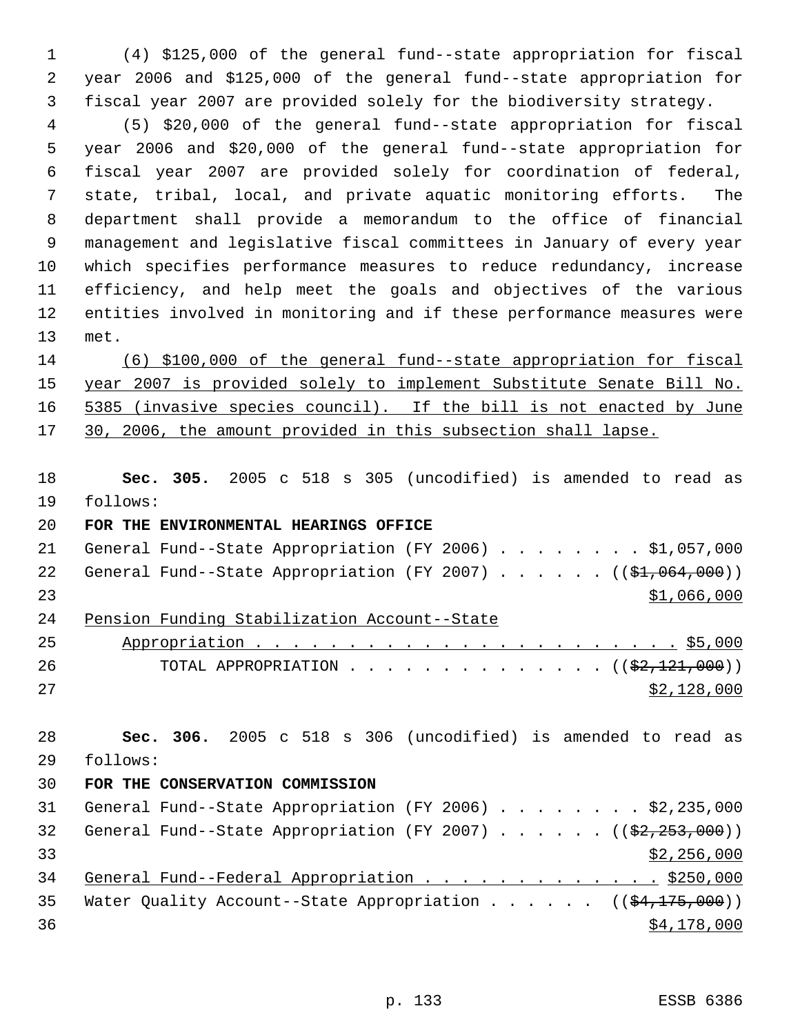(4) $125,000 of the general fund--state appropriation for fiscal year 2006 and $125,000 of the general fund--state appropriation for fiscal year 2007 are provided solely for the biodiversity strategy.

(5) $20,000 of the general fund--state appropriation for fiscal year 2006 and $20,000 of the general fund--state appropriation for fiscal year 2007 are provided solely for coordination of federal, state, tribal, local, and private aquatic monitoring efforts. The department shall provide a memorandum to the office of financial management and legislative fiscal committees in January of every year which specifies performance measures to reduce redundancy, increase efficiency, and help meet the goals and objectives of the various entities involved in monitoring and if these performance measures were met.

<u>(6) $100,000 of the general fund--state appropriation for fiscal year 2007 is provided solely to implement Substitute Senate Bill No. 5385 (invasive species council). If the bill is not enacted by June 30, 2006, the amount provided in this subsection shall lapse.</u>

**Sec. 305.** 2005 c 518 s 305 (uncodified) is amended to read as follows:

**FOR THE ENVIRONMENTAL HEARINGS OFFICE**

General Fund--State Appropriation (FY 2006) . . . . . . . . $1,057,000
General Fund--State Appropriation (FY 2007) . . . . . . ((~~$1,064,000~~))
<u>$1,066,000</u>
<u>Pension Funding Stabilization Account--State</u>
<u>Appropriation . . . . . . . . . . . . . . . . . . . . . . . $5,000</u>
TOTAL APPROPRIATION . . . . . . . . . . . . . . ((~~$2,121,000~~))
<u>$2,128,000</u>

**Sec. 306.** 2005 c 518 s 306 (uncodified) is amended to read as follows:

**FOR THE CONSERVATION COMMISSION**

General Fund--State Appropriation (FY 2006) . . . . . . . . $2,235,000
General Fund--State Appropriation (FY 2007) . . . . . . ((~~$2,253,000~~))
<u>$2,256,000</u>
<u>General Fund--Federal Appropriation . . . . . . . . . . . . . $250,000</u>
Water Quality Account--State Appropriation . . . . . . ((~~$4,175,000~~))
<u>$4,178,000</u>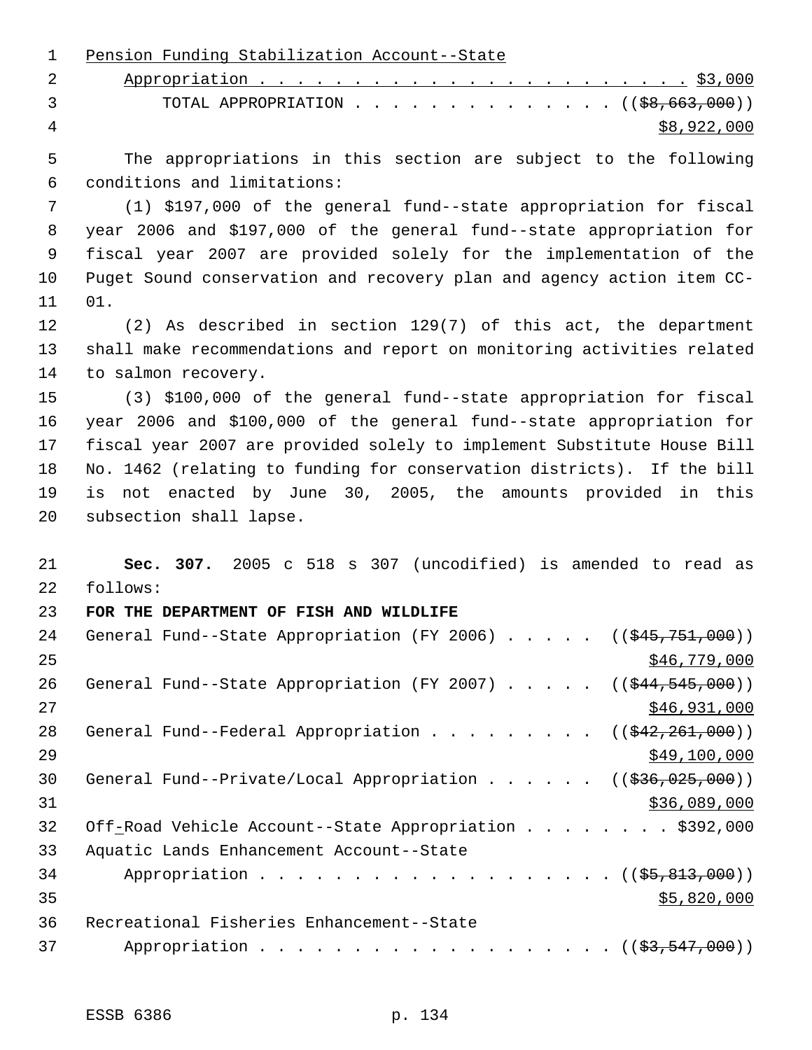Pension Funding Stabilization Account--State
Appropriation . . . . . . . . . . . . . . . . . . . . . . . $3,000
TOTAL APPROPRIATION . . . . . . . . . . . . . . ((~~$8,663,000~~))
$8,922,000

The appropriations in this section are subject to the following conditions and limitations:

(1) $197,000 of the general fund--state appropriation for fiscal year 2006 and $197,000 of the general fund--state appropriation for fiscal year 2007 are provided solely for the implementation of the Puget Sound conservation and recovery plan and agency action item CC-01.

(2) As described in section 129(7) of this act, the department shall make recommendations and report on monitoring activities related to salmon recovery.

(3) $100,000 of the general fund--state appropriation for fiscal year 2006 and $100,000 of the general fund--state appropriation for fiscal year 2007 are provided solely to implement Substitute House Bill No. 1462 (relating to funding for conservation districts). If the bill is not enacted by June 30, 2005, the amounts provided in this subsection shall lapse.

**Sec. 307.** 2005 c 518 s 307 (uncodified) is amended to read as follows:

**FOR THE DEPARTMENT OF FISH AND WILDLIFE**

General Fund--State Appropriation (FY 2006) . . . . . ((~~$45,751,000~~))
$46,779,000
General Fund--State Appropriation (FY 2007) . . . . . ((~~$44,545,000~~))
$46,931,000
General Fund--Federal Appropriation . . . . . . . . . ((~~$42,261,000~~))
$49,100,000
General Fund--Private/Local Appropriation . . . . . . ((~~$36,025,000~~))
$36,089,000
Off-Road Vehicle Account--State Appropriation . . . . . . . . $392,000
Aquatic Lands Enhancement Account--State
Appropriation . . . . . . . . . . . . . . . . . . . . ((~~$5,813,000~~))
$5,820,000
Recreational Fisheries Enhancement--State
Appropriation . . . . . . . . . . . . . . . . . . . . ((~~$3,547,000~~))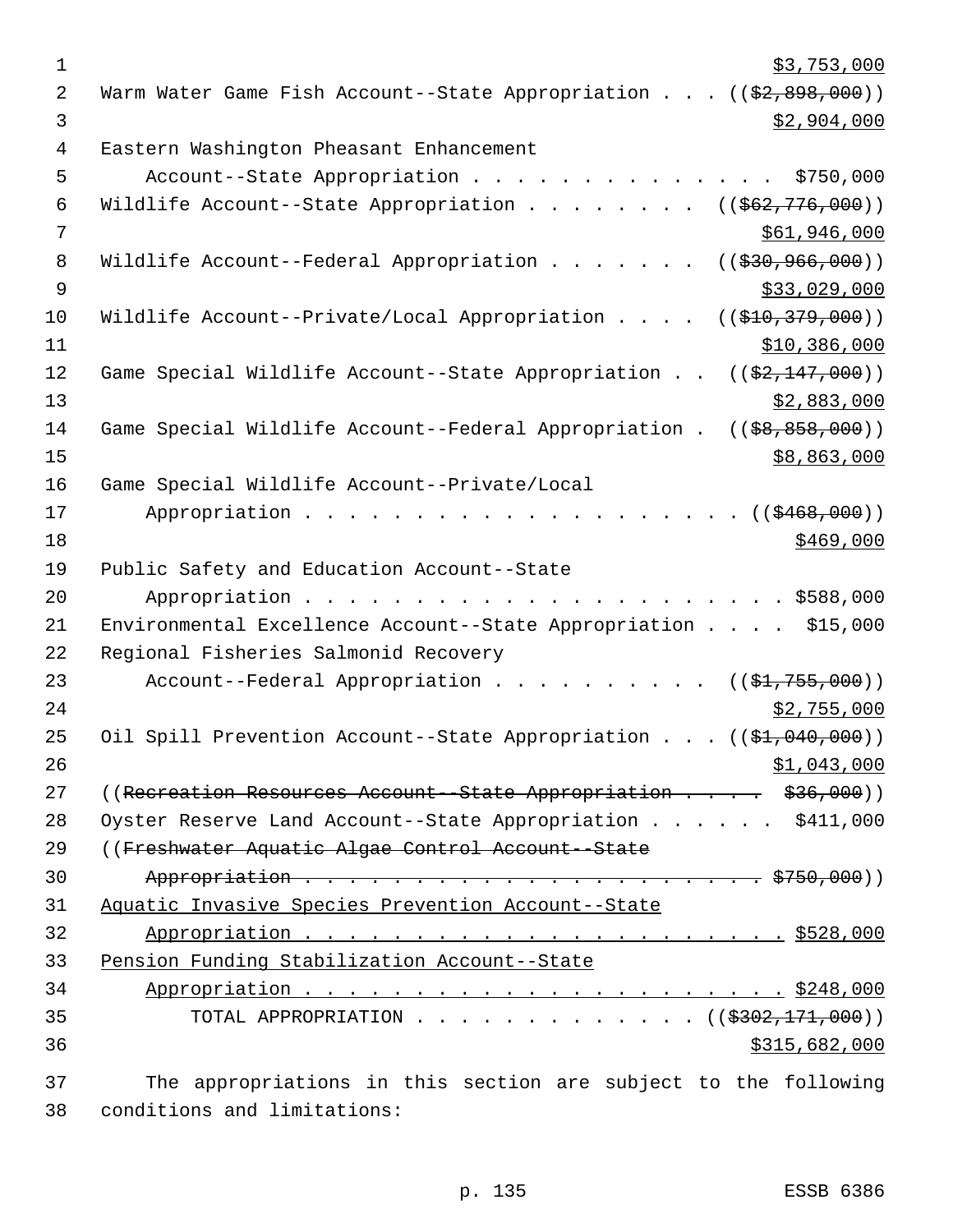$3,753,000

Warm Water Game Fish Account--State Appropriation . . . ((~~$2,898,000~~))
$2,904,000

Eastern Washington Pheasant Enhancement
Account--State Appropriation . . . . . . . . . . . . . . . $750,000

Wildlife Account--State Appropriation . . . . . . . . ((~~$62,776,000~~))
$61,946,000

Wildlife Account--Federal Appropriation . . . . . . . ((~~$30,966,000~~))
$33,029,000

Wildlife Account--Private/Local Appropriation . . . . ((~~$10,379,000~~))
$10,386,000

Game Special Wildlife Account--State Appropriation . . ((~~$2,147,000~~))
$2,883,000

Game Special Wildlife Account--Federal Appropriation . ((~~$8,858,000~~))
$8,863,000

Game Special Wildlife Account--Private/Local
Appropriation . . . . . . . . . . . . . . . . . . . . ((~~$468,000~~))
$469,000

Public Safety and Education Account--State
Appropriation . . . . . . . . . . . . . . . . . . . . . . $588,000

Environmental Excellence Account--State Appropriation . . . . $15,000

Regional Fisheries Salmonid Recovery
Account--Federal Appropriation . . . . . . . . . . ((~~$1,755,000~~))
$2,755,000

Oil Spill Prevention Account--State Appropriation . . . ((~~$1,040,000~~))
$1,043,000

((~~Recreation Resources Account--State Appropriation . . . . $36,000~~))

Oyster Reserve Land Account--State Appropriation . . . . . . $411,000

((~~Freshwater Aquatic Algae Control Account--State
Appropriation . . . . . . . . . . . . . . . . . . . . . . $750,000~~))

<u>Aquatic Invasive Species Prevention Account--State
Appropriation . . . . . . . . . . . . . . . . . . . . . . $528,000</u>

<u>Pension Funding Stabilization Account--State
Appropriation . . . . . . . . . . . . . . . . . . . . . . $248,000</u>

TOTAL APPROPRIATION . . . . . . . . . . . . . ((~~$302,171,000~~))
$315,682,000

The appropriations in this section are subject to the following conditions and limitations: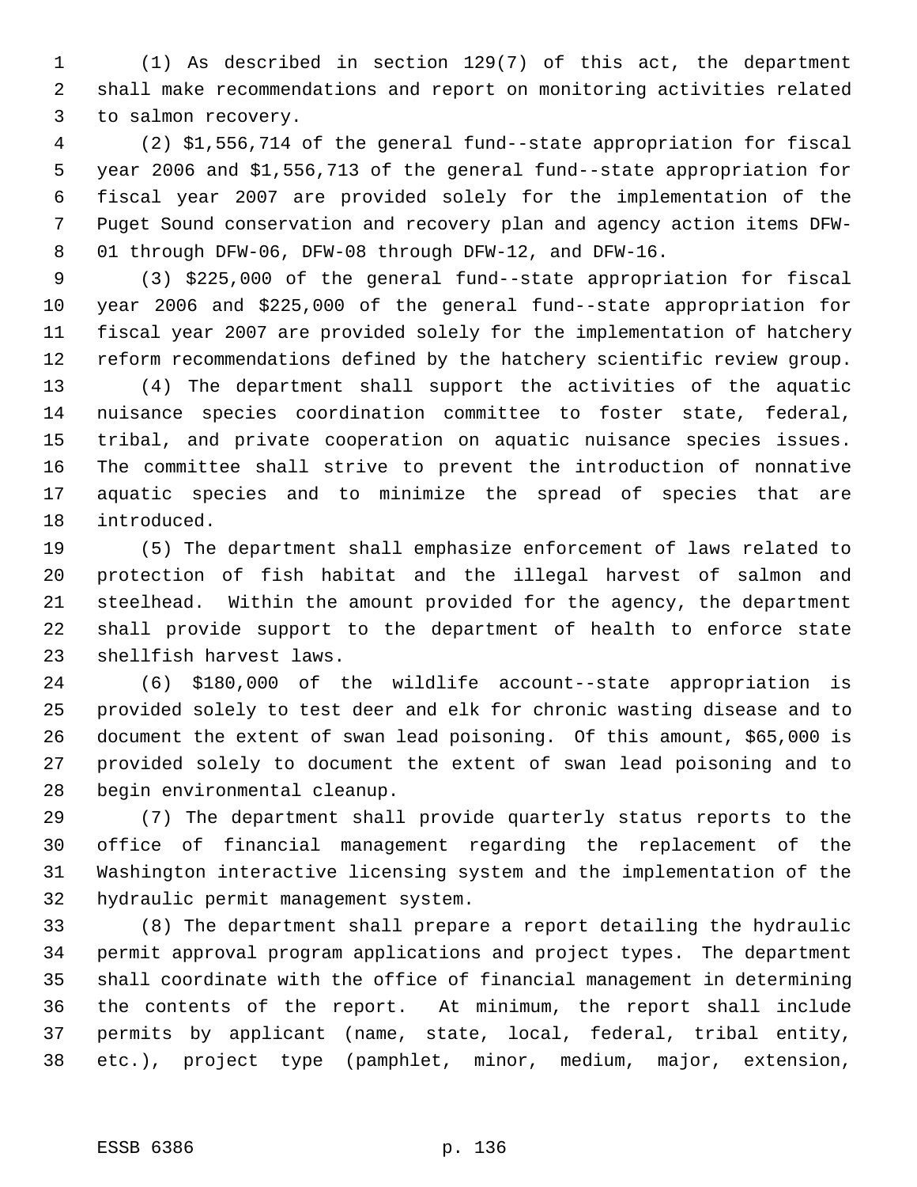(1) As described in section 129(7) of this act, the department shall make recommendations and report on monitoring activities related to salmon recovery.

(2) $1,556,714 of the general fund--state appropriation for fiscal year 2006 and $1,556,713 of the general fund--state appropriation for fiscal year 2007 are provided solely for the implementation of the Puget Sound conservation and recovery plan and agency action items DFW-01 through DFW-06, DFW-08 through DFW-12, and DFW-16.

(3) $225,000 of the general fund--state appropriation for fiscal year 2006 and $225,000 of the general fund--state appropriation for fiscal year 2007 are provided solely for the implementation of hatchery reform recommendations defined by the hatchery scientific review group.

(4) The department shall support the activities of the aquatic nuisance species coordination committee to foster state, federal, tribal, and private cooperation on aquatic nuisance species issues. The committee shall strive to prevent the introduction of nonnative aquatic species and to minimize the spread of species that are introduced.

(5) The department shall emphasize enforcement of laws related to protection of fish habitat and the illegal harvest of salmon and steelhead. Within the amount provided for the agency, the department shall provide support to the department of health to enforce state shellfish harvest laws.

(6) $180,000 of the wildlife account--state appropriation is provided solely to test deer and elk for chronic wasting disease and to document the extent of swan lead poisoning. Of this amount, $65,000 is provided solely to document the extent of swan lead poisoning and to begin environmental cleanup.

(7) The department shall provide quarterly status reports to the office of financial management regarding the replacement of the Washington interactive licensing system and the implementation of the hydraulic permit management system.

(8) The department shall prepare a report detailing the hydraulic permit approval program applications and project types. The department shall coordinate with the office of financial management in determining the contents of the report. At minimum, the report shall include permits by applicant (name, state, local, federal, tribal entity, etc.), project type (pamphlet, minor, medium, major, extension,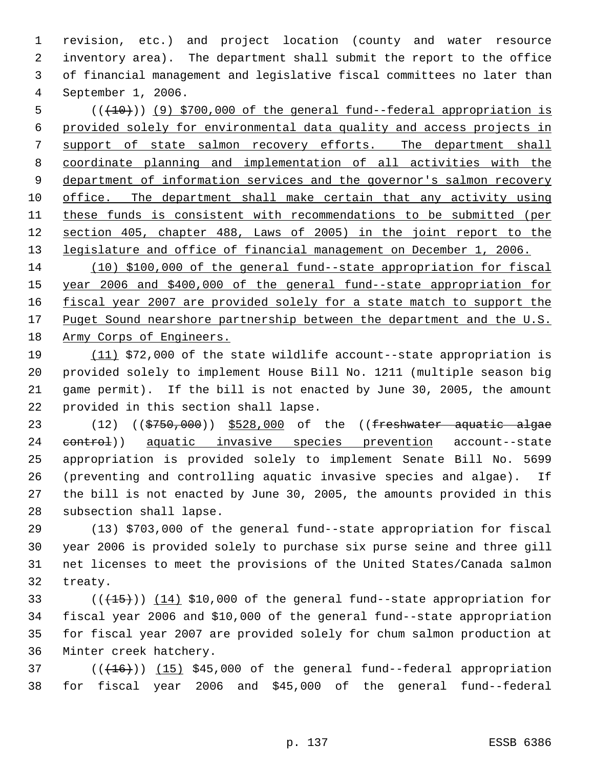revision, etc.) and project location (county and water resource inventory area). The department shall submit the report to the office of financial management and legislative fiscal committees no later than September 1, 2006.

((~~(10)~~)) <u>(9) $700,000 of the general fund--federal appropriation is provided solely for environmental data quality and access projects in support of state salmon recovery efforts. The department shall coordinate planning and implementation of all activities with the department of information services and the governor's salmon recovery office. The department shall make certain that any activity using these funds is consistent with recommendations to be submitted (per section 405, chapter 488, Laws of 2005) in the joint report to the legislature and office of financial management on December 1, 2006.</u>

<u>(10) $100,000 of the general fund--state appropriation for fiscal year 2006 and $400,000 of the general fund--state appropriation for fiscal year 2007 are provided solely for a state match to support the Puget Sound nearshore partnership between the department and the U.S. Army Corps of Engineers.</u>

<u>(11)</u> $72,000 of the state wildlife account--state appropriation is provided solely to implement House Bill No. 1211 (multiple season big game permit). If the bill is not enacted by June 30, 2005, the amount provided in this section shall lapse.

(12) ((~~$750,000~~)) <u>$528,000</u> of the ((~~freshwater aquatic algae control~~)) <u>aquatic invasive species prevention</u> account--state appropriation is provided solely to implement Senate Bill No. 5699 (preventing and controlling aquatic invasive species and algae). If the bill is not enacted by June 30, 2005, the amounts provided in this subsection shall lapse.

(13) $703,000 of the general fund--state appropriation for fiscal year 2006 is provided solely to purchase six purse seine and three gill net licenses to meet the provisions of the United States/Canada salmon treaty.

((~~(15)~~)) <u>(14)</u> $10,000 of the general fund--state appropriation for fiscal year 2006 and $10,000 of the general fund--state appropriation for fiscal year 2007 are provided solely for chum salmon production at Minter creek hatchery.

((~~(16)~~)) <u>(15)</u> $45,000 of the general fund--federal appropriation for fiscal year 2006 and $45,000 of the general fund--federal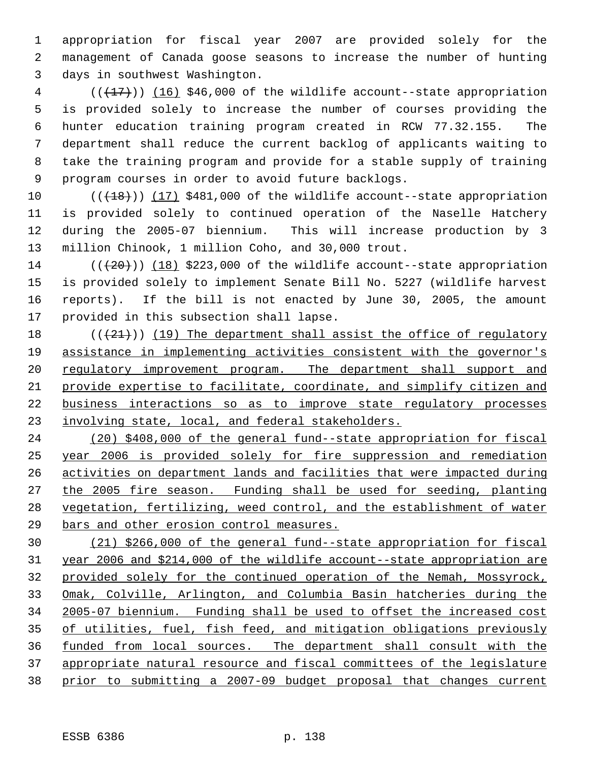appropriation for fiscal year 2007 are provided solely for the management of Canada goose seasons to increase the number of hunting days in southwest Washington.

(((17))) (16) $46,000 of the wildlife account--state appropriation is provided solely to increase the number of courses providing the hunter education training program created in RCW 77.32.155. The department shall reduce the current backlog of applicants waiting to take the training program and provide for a stable supply of training program courses in order to avoid future backlogs.

(((18))) (17) $481,000 of the wildlife account--state appropriation is provided solely to continued operation of the Naselle Hatchery during the 2005-07 biennium. This will increase production by 3 million Chinook, 1 million Coho, and 30,000 trout.

(((20))) (18) $223,000 of the wildlife account--state appropriation is provided solely to implement Senate Bill No. 5227 (wildlife harvest reports). If the bill is not enacted by June 30, 2005, the amount provided in this subsection shall lapse.

(((21))) (19) The department shall assist the office of regulatory assistance in implementing activities consistent with the governor's regulatory improvement program. The department shall support and provide expertise to facilitate, coordinate, and simplify citizen and business interactions so as to improve state regulatory processes involving state, local, and federal stakeholders.

(20) $408,000 of the general fund--state appropriation for fiscal year 2006 is provided solely for fire suppression and remediation activities on department lands and facilities that were impacted during the 2005 fire season. Funding shall be used for seeding, planting vegetation, fertilizing, weed control, and the establishment of water bars and other erosion control measures.

(21) $266,000 of the general fund--state appropriation for fiscal year 2006 and $214,000 of the wildlife account--state appropriation are provided solely for the continued operation of the Nemah, Mossyrock, Omak, Colville, Arlington, and Columbia Basin hatcheries during the 2005-07 biennium. Funding shall be used to offset the increased cost of utilities, fuel, fish feed, and mitigation obligations previously funded from local sources. The department shall consult with the appropriate natural resource and fiscal committees of the legislature prior to submitting a 2007-09 budget proposal that changes current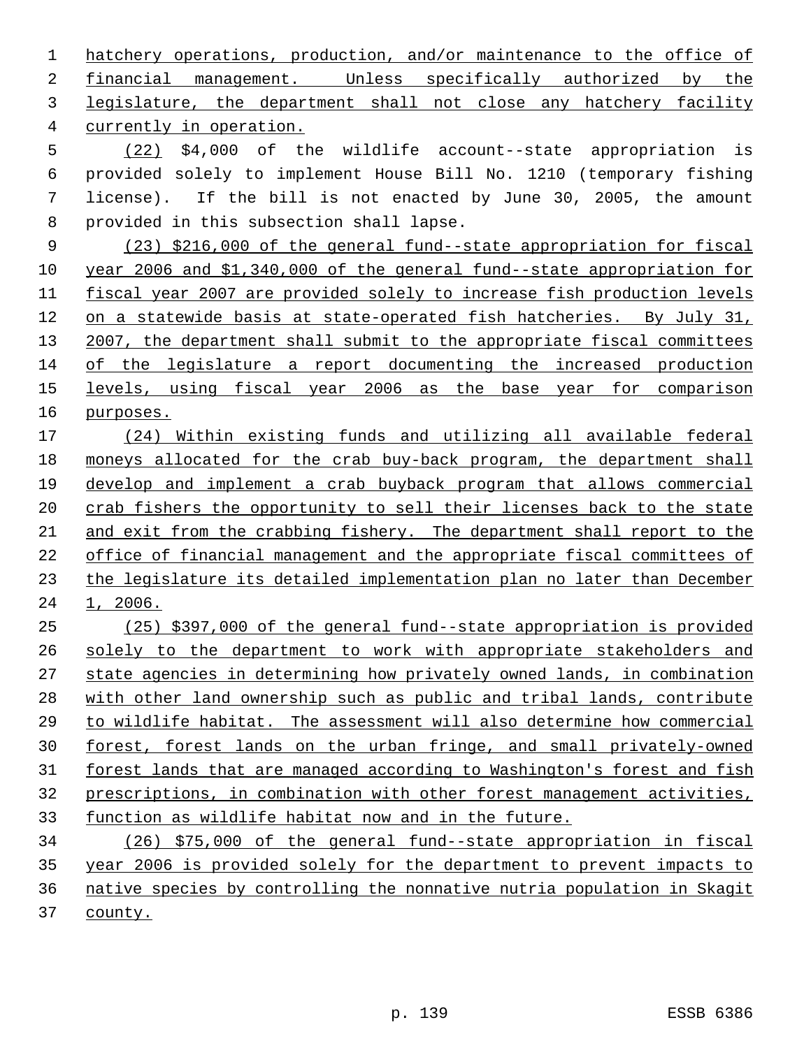hatchery operations, production, and/or maintenance to the office of financial management. Unless specifically authorized by the legislature, the department shall not close any hatchery facility currently in operation.

(22) $4,000 of the wildlife account--state appropriation is provided solely to implement House Bill No. 1210 (temporary fishing license). If the bill is not enacted by June 30, 2005, the amount provided in this subsection shall lapse.

(23) $216,000 of the general fund--state appropriation for fiscal year 2006 and $1,340,000 of the general fund--state appropriation for fiscal year 2007 are provided solely to increase fish production levels on a statewide basis at state-operated fish hatcheries. By July 31, 2007, the department shall submit to the appropriate fiscal committees of the legislature a report documenting the increased production levels, using fiscal year 2006 as the base year for comparison purposes.

(24) Within existing funds and utilizing all available federal moneys allocated for the crab buy-back program, the department shall develop and implement a crab buyback program that allows commercial crab fishers the opportunity to sell their licenses back to the state and exit from the crabbing fishery. The department shall report to the office of financial management and the appropriate fiscal committees of the legislature its detailed implementation plan no later than December 1, 2006.

(25) $397,000 of the general fund--state appropriation is provided solely to the department to work with appropriate stakeholders and state agencies in determining how privately owned lands, in combination with other land ownership such as public and tribal lands, contribute to wildlife habitat. The assessment will also determine how commercial forest, forest lands on the urban fringe, and small privately-owned forest lands that are managed according to Washington's forest and fish prescriptions, in combination with other forest management activities, function as wildlife habitat now and in the future.

(26) $75,000 of the general fund--state appropriation in fiscal year 2006 is provided solely for the department to prevent impacts to native species by controlling the nonnative nutria population in Skagit county.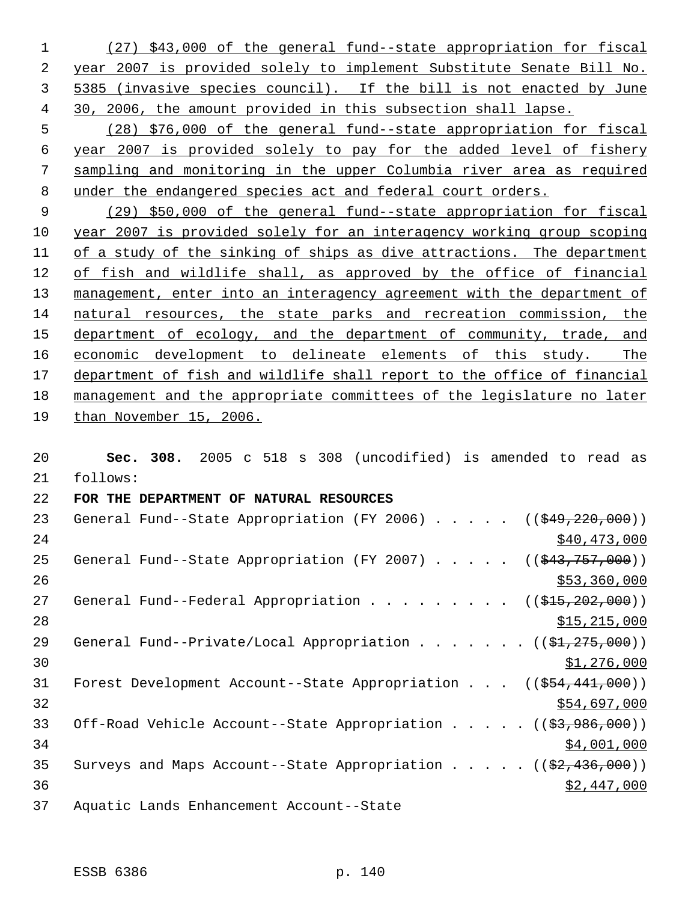(27) $43,000 of the general fund--state appropriation for fiscal year 2007 is provided solely to implement Substitute Senate Bill No. 5385 (invasive species council). If the bill is not enacted by June 30, 2006, the amount provided in this subsection shall lapse.

(28) $76,000 of the general fund--state appropriation for fiscal year 2007 is provided solely to pay for the added level of fishery sampling and monitoring in the upper Columbia river area as required under the endangered species act and federal court orders.

(29) $50,000 of the general fund--state appropriation for fiscal year 2007 is provided solely for an interagency working group scoping of a study of the sinking of ships as dive attractions. The department of fish and wildlife shall, as approved by the office of financial management, enter into an interagency agreement with the department of natural resources, the state parks and recreation commission, the department of ecology, and the department of community, trade, and economic development to delineate elements of this study. The department of fish and wildlife shall report to the office of financial management and the appropriate committees of the legislature no later than November 15, 2006.

**Sec. 308.** 2005 c 518 s 308 (uncodified) is amended to read as follows:

**FOR THE DEPARTMENT OF NATURAL RESOURCES**

General Fund--State Appropriation (FY 2006) . . . . . ((~~$49,220,000~~))
$40,473,000

General Fund--State Appropriation (FY 2007) . . . . . ((~~$43,757,000~~))
$53,360,000

General Fund--Federal Appropriation . . . . . . . . . ((~~$15,202,000~~))
$15,215,000

General Fund--Private/Local Appropriation . . . . . . . ((~~$1,275,000~~))
$1,276,000

Forest Development Account--State Appropriation . . . ((~~$54,441,000~~))
$54,697,000

Off-Road Vehicle Account--State Appropriation . . . . . ((~~$3,986,000~~))
$4,001,000

Surveys and Maps Account--State Appropriation . . . . . ((~~$2,436,000~~))
$2,447,000

Aquatic Lands Enhancement Account--State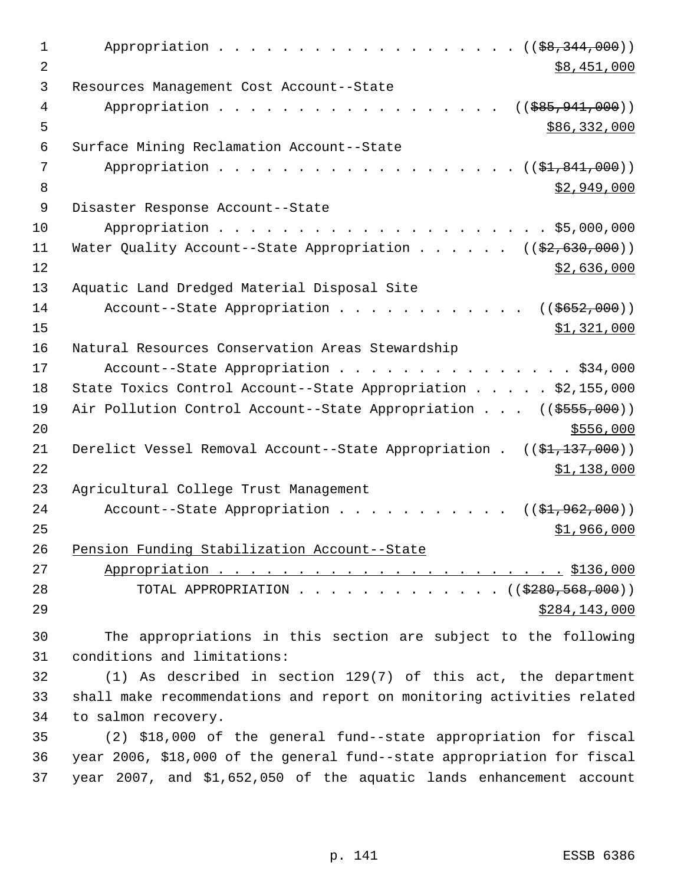Appropriation . . . . . . . . . . . . . . . . . . . . (($8,344,000))
$8,451,000

Resources Management Cost Account--State
Appropriation . . . . . . . . . . . . . . . . . . . (($85,941,000))
$86,332,000

Surface Mining Reclamation Account--State
Appropriation . . . . . . . . . . . . . . . . . . . . (($1,841,000))
$2,949,000

Disaster Response Account--State
Appropriation . . . . . . . . . . . . . . . . . . . . . . $5,000,000

Water Quality Account--State Appropriation . . . . . . (($2,630,000))
$2,636,000

Aquatic Land Dredged Material Disposal Site
Account--State Appropriation . . . . . . . . . . . . (($652,000))
$1,321,000

Natural Resources Conservation Areas Stewardship
Account--State Appropriation . . . . . . . . . . . . . . . . $34,000

State Toxics Control Account--State Appropriation . . . . . $2,155,000

Air Pollution Control Account--State Appropriation . . . (($555,000))
$556,000

Derelict Vessel Removal Account--State Appropriation . (($1,137,000))
$1,138,000

Agricultural College Trust Management
Account--State Appropriation . . . . . . . . . . . (($1,962,000))
$1,966,000

Pension Funding Stabilization Account--State
Appropriation . . . . . . . . . . . . . . . . . . . . . . $136,000

TOTAL APPROPRIATION . . . . . . . . . . . . . . (($280,568,000))
$284,143,000

The appropriations in this section are subject to the following conditions and limitations:

(1) As described in section 129(7) of this act, the department shall make recommendations and report on monitoring activities related to salmon recovery.

(2) $18,000 of the general fund--state appropriation for fiscal year 2006, $18,000 of the general fund--state appropriation for fiscal year 2007, and $1,652,050 of the aquatic lands enhancement account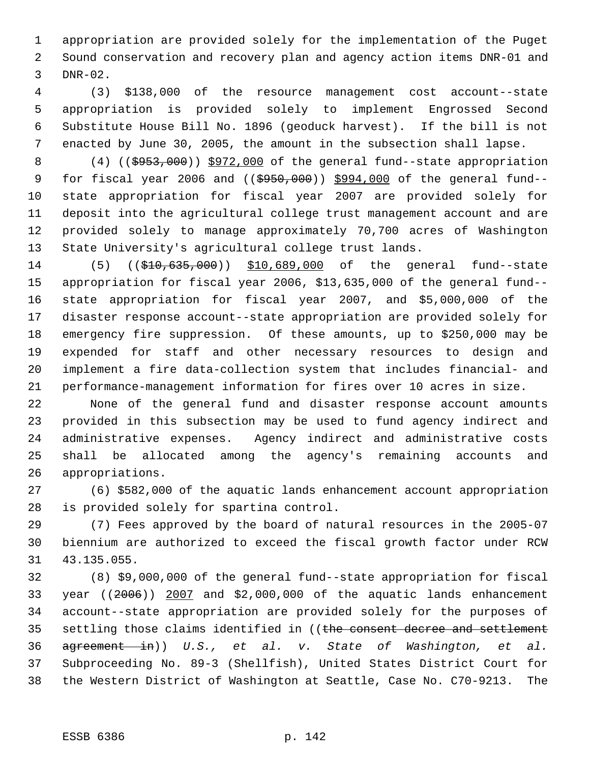appropriation are provided solely for the implementation of the Puget Sound conservation and recovery plan and agency action items DNR-01 and DNR-02.

(3) $138,000 of the resource management cost account--state appropriation is provided solely to implement Engrossed Second Substitute House Bill No. 1896 (geoduck harvest). If the bill is not enacted by June 30, 2005, the amount in the subsection shall lapse.

(4) (($953,000)) $972,000 of the general fund--state appropriation for fiscal year 2006 and (($950,000)) $994,000 of the general fund--state appropriation for fiscal year 2007 are provided solely for deposit into the agricultural college trust management account and are provided solely to manage approximately 70,700 acres of Washington State University's agricultural college trust lands.

(5) (($10,635,000)) $10,689,000 of the general fund--state appropriation for fiscal year 2006, $13,635,000 of the general fund--state appropriation for fiscal year 2007, and $5,000,000 of the disaster response account--state appropriation are provided solely for emergency fire suppression. Of these amounts, up to $250,000 may be expended for staff and other necessary resources to design and implement a fire data-collection system that includes financial- and performance-management information for fires over 10 acres in size.

None of the general fund and disaster response account amounts provided in this subsection may be used to fund agency indirect and administrative expenses. Agency indirect and administrative costs shall be allocated among the agency's remaining accounts and appropriations.

(6) $582,000 of the aquatic lands enhancement account appropriation is provided solely for spartina control.

(7) Fees approved by the board of natural resources in the 2005-07 biennium are authorized to exceed the fiscal growth factor under RCW 43.135.055.

(8) $9,000,000 of the general fund--state appropriation for fiscal year ((2006)) 2007 and $2,000,000 of the aquatic lands enhancement account--state appropriation are provided solely for the purposes of settling those claims identified in ((the consent decree and settlement agreement in)) *U.S., et al. v. State of Washington, et al.* Subproceeding No. 89-3 (Shellfish), United States District Court for the Western District of Washington at Seattle, Case No. C70-9213. The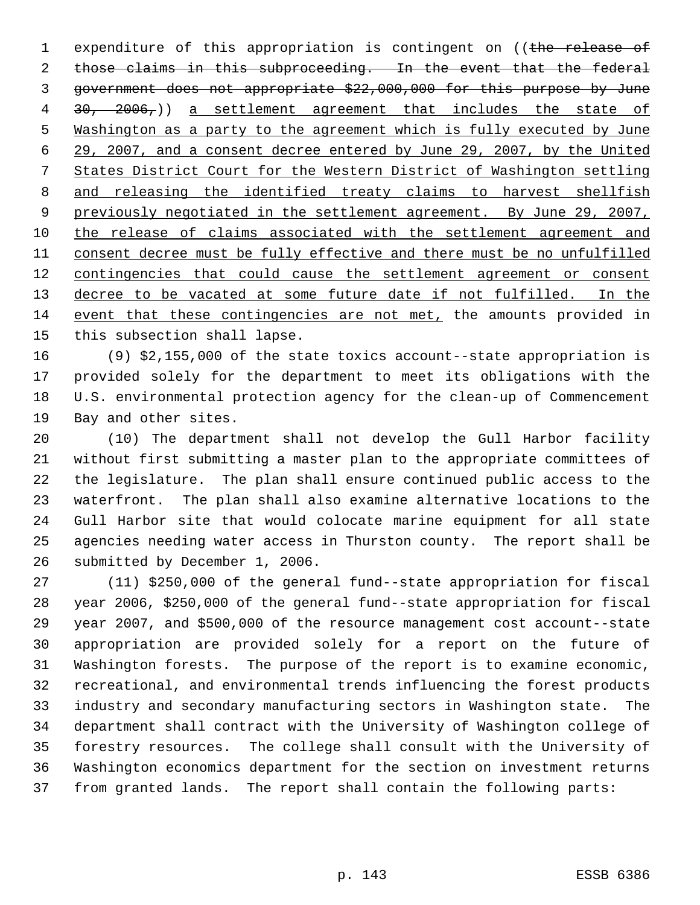expenditure of this appropriation is contingent on ((~~the release of those claims in this subproceeding. In the event that the federal government does not appropriate $22,000,000 for this purpose by June 30, 2006,~~)) a settlement agreement that includes the state of Washington as a party to the agreement which is fully executed by June 29, 2007, and a consent decree entered by June 29, 2007, by the United States District Court for the Western District of Washington settling and releasing the identified treaty claims to harvest shellfish previously negotiated in the settlement agreement. By June 29, 2007, the release of claims associated with the settlement agreement and consent decree must be fully effective and there must be no unfulfilled contingencies that could cause the settlement agreement or consent decree to be vacated at some future date if not fulfilled. In the event that these contingencies are not met, the amounts provided in this subsection shall lapse.

(9) $2,155,000 of the state toxics account--state appropriation is provided solely for the department to meet its obligations with the U.S. environmental protection agency for the clean-up of Commencement Bay and other sites.

(10) The department shall not develop the Gull Harbor facility without first submitting a master plan to the appropriate committees of the legislature. The plan shall ensure continued public access to the waterfront. The plan shall also examine alternative locations to the Gull Harbor site that would colocate marine equipment for all state agencies needing water access in Thurston county. The report shall be submitted by December 1, 2006.

(11) $250,000 of the general fund--state appropriation for fiscal year 2006, $250,000 of the general fund--state appropriation for fiscal year 2007, and $500,000 of the resource management cost account--state appropriation are provided solely for a report on the future of Washington forests. The purpose of the report is to examine economic, recreational, and environmental trends influencing the forest products industry and secondary manufacturing sectors in Washington state. The department shall contract with the University of Washington college of forestry resources. The college shall consult with the University of Washington economics department for the section on investment returns from granted lands. The report shall contain the following parts: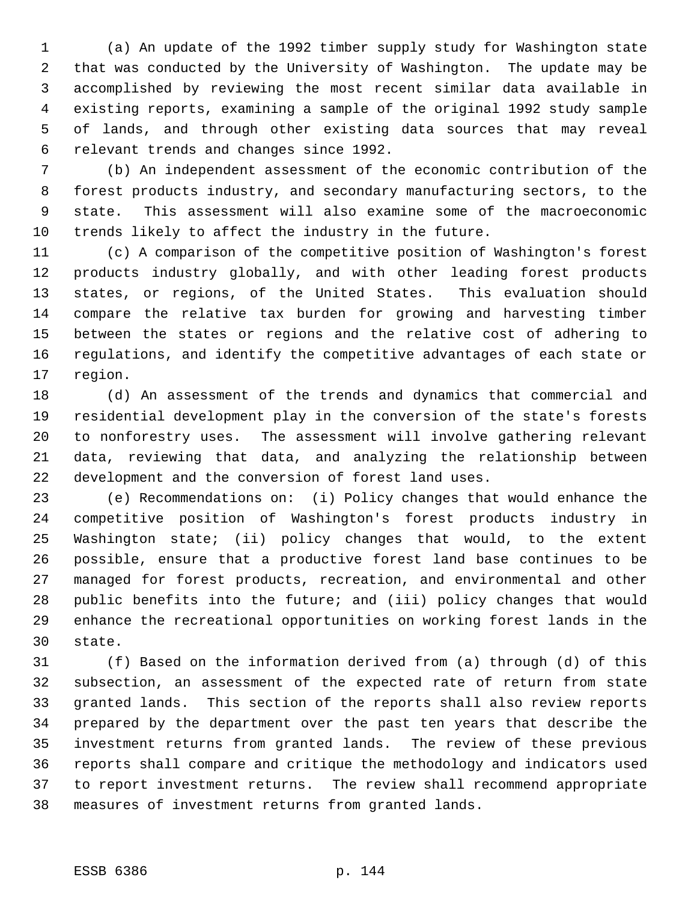(a) An update of the 1992 timber supply study for Washington state that was conducted by the University of Washington. The update may be accomplished by reviewing the most recent similar data available in existing reports, examining a sample of the original 1992 study sample of lands, and through other existing data sources that may reveal relevant trends and changes since 1992.

(b) An independent assessment of the economic contribution of the forest products industry, and secondary manufacturing sectors, to the state. This assessment will also examine some of the macroeconomic trends likely to affect the industry in the future.

(c) A comparison of the competitive position of Washington's forest products industry globally, and with other leading forest products states, or regions, of the United States. This evaluation should compare the relative tax burden for growing and harvesting timber between the states or regions and the relative cost of adhering to regulations, and identify the competitive advantages of each state or region.

(d) An assessment of the trends and dynamics that commercial and residential development play in the conversion of the state's forests to nonforestry uses. The assessment will involve gathering relevant data, reviewing that data, and analyzing the relationship between development and the conversion of forest land uses.

(e) Recommendations on: (i) Policy changes that would enhance the competitive position of Washington's forest products industry in Washington state; (ii) policy changes that would, to the extent possible, ensure that a productive forest land base continues to be managed for forest products, recreation, and environmental and other public benefits into the future; and (iii) policy changes that would enhance the recreational opportunities on working forest lands in the state.

(f) Based on the information derived from (a) through (d) of this subsection, an assessment of the expected rate of return from state granted lands. This section of the reports shall also review reports prepared by the department over the past ten years that describe the investment returns from granted lands. The review of these previous reports shall compare and critique the methodology and indicators used to report investment returns. The review shall recommend appropriate measures of investment returns from granted lands.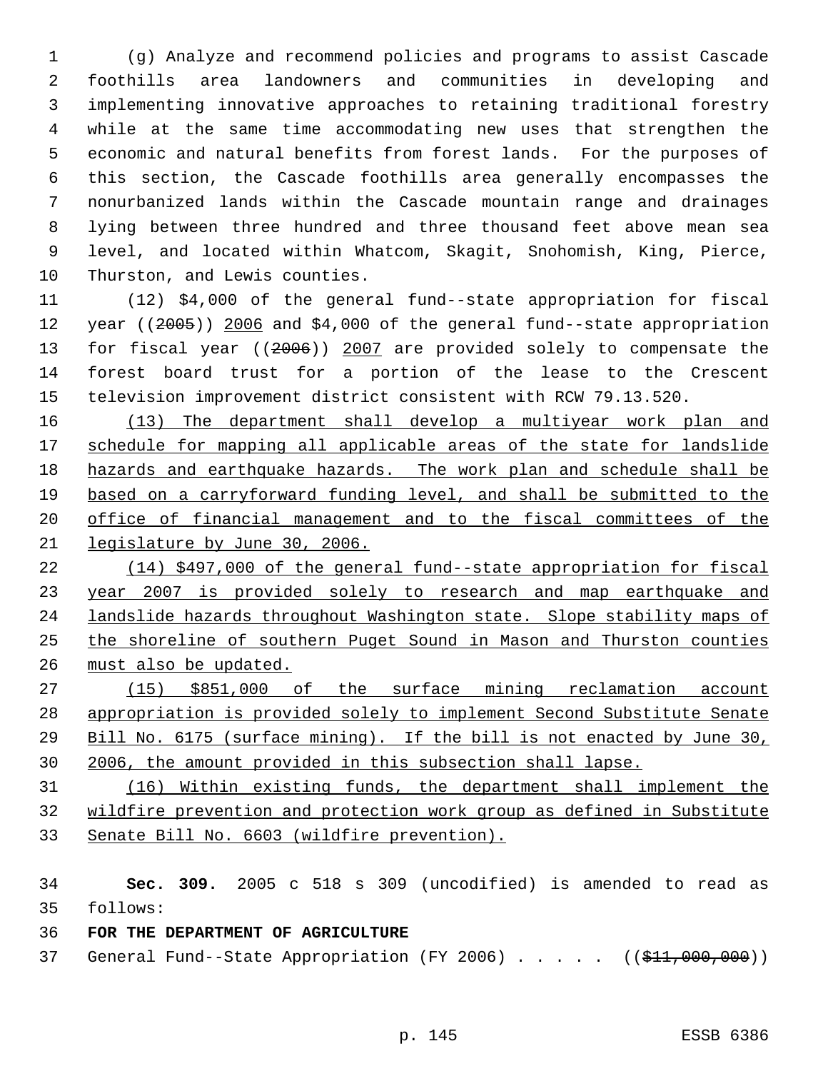(g) Analyze and recommend policies and programs to assist Cascade foothills area landowners and communities in developing and implementing innovative approaches to retaining traditional forestry while at the same time accommodating new uses that strengthen the economic and natural benefits from forest lands. For the purposes of this section, the Cascade foothills area generally encompasses the nonurbanized lands within the Cascade mountain range and drainages lying between three hundred and three thousand feet above mean sea level, and located within Whatcom, Skagit, Snohomish, King, Pierce, Thurston, and Lewis counties.

(12) $4,000 of the general fund--state appropriation for fiscal year ((~~2005~~)) <u>2006</u> and $4,000 of the general fund--state appropriation for fiscal year ((~~2006~~)) <u>2007</u> are provided solely to compensate the forest board trust for a portion of the lease to the Crescent television improvement district consistent with RCW 79.13.520.

<u>(13) The department shall develop a multiyear work plan and schedule for mapping all applicable areas of the state for landslide hazards and earthquake hazards. The work plan and schedule shall be based on a carryforward funding level, and shall be submitted to the office of financial management and to the fiscal committees of the legislature by June 30, 2006.</u>

<u>(14) $497,000 of the general fund--state appropriation for fiscal year 2007 is provided solely to research and map earthquake and landslide hazards throughout Washington state. Slope stability maps of the shoreline of southern Puget Sound in Mason and Thurston counties must also be updated.</u>

<u>(15) $851,000 of the surface mining reclamation account appropriation is provided solely to implement Second Substitute Senate Bill No. 6175 (surface mining). If the bill is not enacted by June 30, 2006, the amount provided in this subsection shall lapse.</u>

<u>(16) Within existing funds, the department shall implement the wildfire prevention and protection work group as defined in Substitute Senate Bill No. 6603 (wildfire prevention).</u>

**Sec. 309.** 2005 c 518 s 309 (uncodified) is amended to read as follows:

**FOR THE DEPARTMENT OF AGRICULTURE**

General Fund--State Appropriation (FY 2006) . . . . . ((~~$11,000,000~~))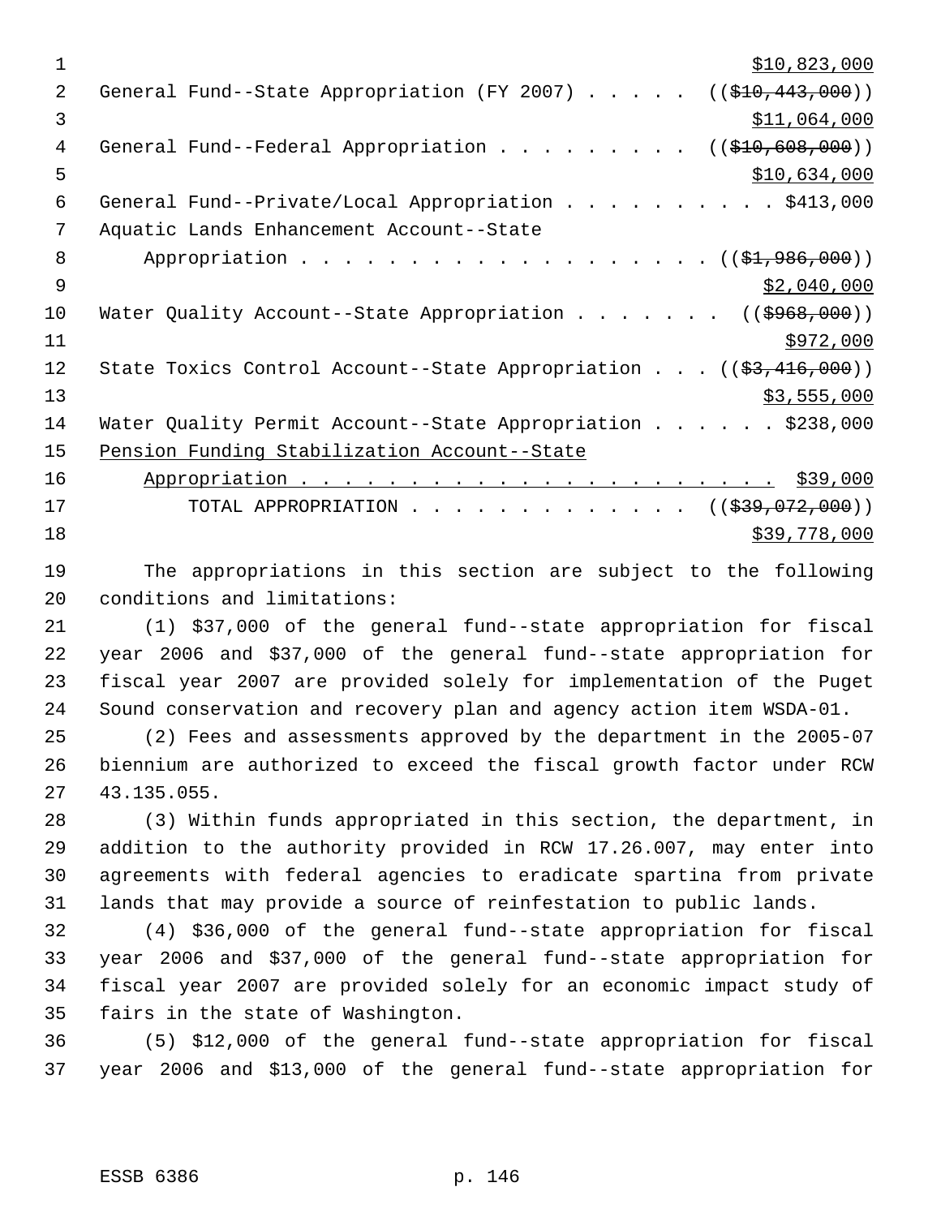$10,823,000
General Fund--State Appropriation (FY 2007) . . . . . ((~~$10,443,000~~))
$11,064,000
General Fund--Federal Appropriation . . . . . . . . . ((~~$10,608,000~~))
$10,634,000
General Fund--Private/Local Appropriation . . . . . . . . . . $413,000
Aquatic Lands Enhancement Account--State
Appropriation . . . . . . . . . . . . . . . . . . . . ((~~$1,986,000~~))
$2,040,000
Water Quality Account--State Appropriation . . . . . . . ((~~$968,000~~))
$972,000
State Toxics Control Account--State Appropriation . . . ((~~$3,416,000~~))
$3,555,000
Water Quality Permit Account--State Appropriation . . . . . . $238,000
Pension Funding Stabilization Account--State
Appropriation . . . . . . . . . . . . . . . . . . . . . . $39,000
TOTAL APPROPRIATION . . . . . . . . . . . . . ((~~$39,072,000~~))
$39,778,000

The appropriations in this section are subject to the following conditions and limitations:

(1) $37,000 of the general fund--state appropriation for fiscal year 2006 and $37,000 of the general fund--state appropriation for fiscal year 2007 are provided solely for implementation of the Puget Sound conservation and recovery plan and agency action item WSDA-01.

(2) Fees and assessments approved by the department in the 2005-07 biennium are authorized to exceed the fiscal growth factor under RCW 43.135.055.

(3) Within funds appropriated in this section, the department, in addition to the authority provided in RCW 17.26.007, may enter into agreements with federal agencies to eradicate spartina from private lands that may provide a source of reinfestation to public lands.

(4) $36,000 of the general fund--state appropriation for fiscal year 2006 and $37,000 of the general fund--state appropriation for fiscal year 2007 are provided solely for an economic impact study of fairs in the state of Washington.

(5) $12,000 of the general fund--state appropriation for fiscal year 2006 and $13,000 of the general fund--state appropriation for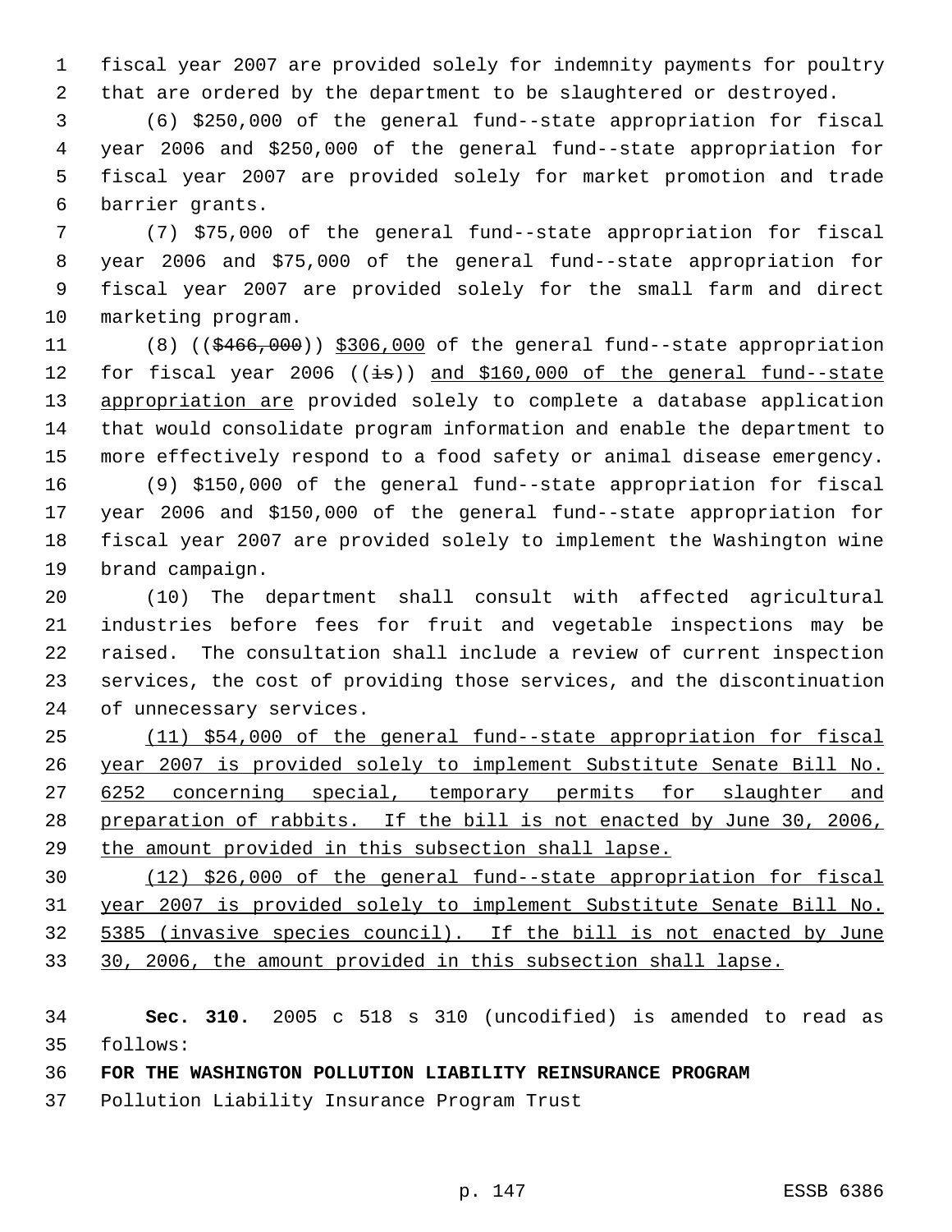fiscal year 2007 are provided solely for indemnity payments for poultry that are ordered by the department to be slaughtered or destroyed.

(6) $250,000 of the general fund--state appropriation for fiscal year 2006 and $250,000 of the general fund--state appropriation for fiscal year 2007 are provided solely for market promotion and trade barrier grants.

(7) $75,000 of the general fund--state appropriation for fiscal year 2006 and $75,000 of the general fund--state appropriation for fiscal year 2007 are provided solely for the small farm and direct marketing program.

(8) ((~~$466,000~~)) <u>$306,000</u> of the general fund--state appropriation for fiscal year 2006 ((~~is~~)) <u>and $160,000 of the general fund--state appropriation are</u> provided solely to complete a database application that would consolidate program information and enable the department to more effectively respond to a food safety or animal disease emergency.

(9) $150,000 of the general fund--state appropriation for fiscal year 2006 and $150,000 of the general fund--state appropriation for fiscal year 2007 are provided solely to implement the Washington wine brand campaign.

(10) The department shall consult with affected agricultural industries before fees for fruit and vegetable inspections may be raised. The consultation shall include a review of current inspection services, the cost of providing those services, and the discontinuation of unnecessary services.

<u>(11) $54,000 of the general fund--state appropriation for fiscal year 2007 is provided solely to implement Substitute Senate Bill No. 6252 concerning special, temporary permits for slaughter and preparation of rabbits. If the bill is not enacted by June 30, 2006, the amount provided in this subsection shall lapse.</u>

<u>(12) $26,000 of the general fund--state appropriation for fiscal year 2007 is provided solely to implement Substitute Senate Bill No. 5385 (invasive species council). If the bill is not enacted by June 30, 2006, the amount provided in this subsection shall lapse.</u>

**Sec. 310.** 2005 c 518 s 310 (uncodified) is amended to read as follows:

**FOR THE WASHINGTON POLLUTION LIABILITY REINSURANCE PROGRAM**

Pollution Liability Insurance Program Trust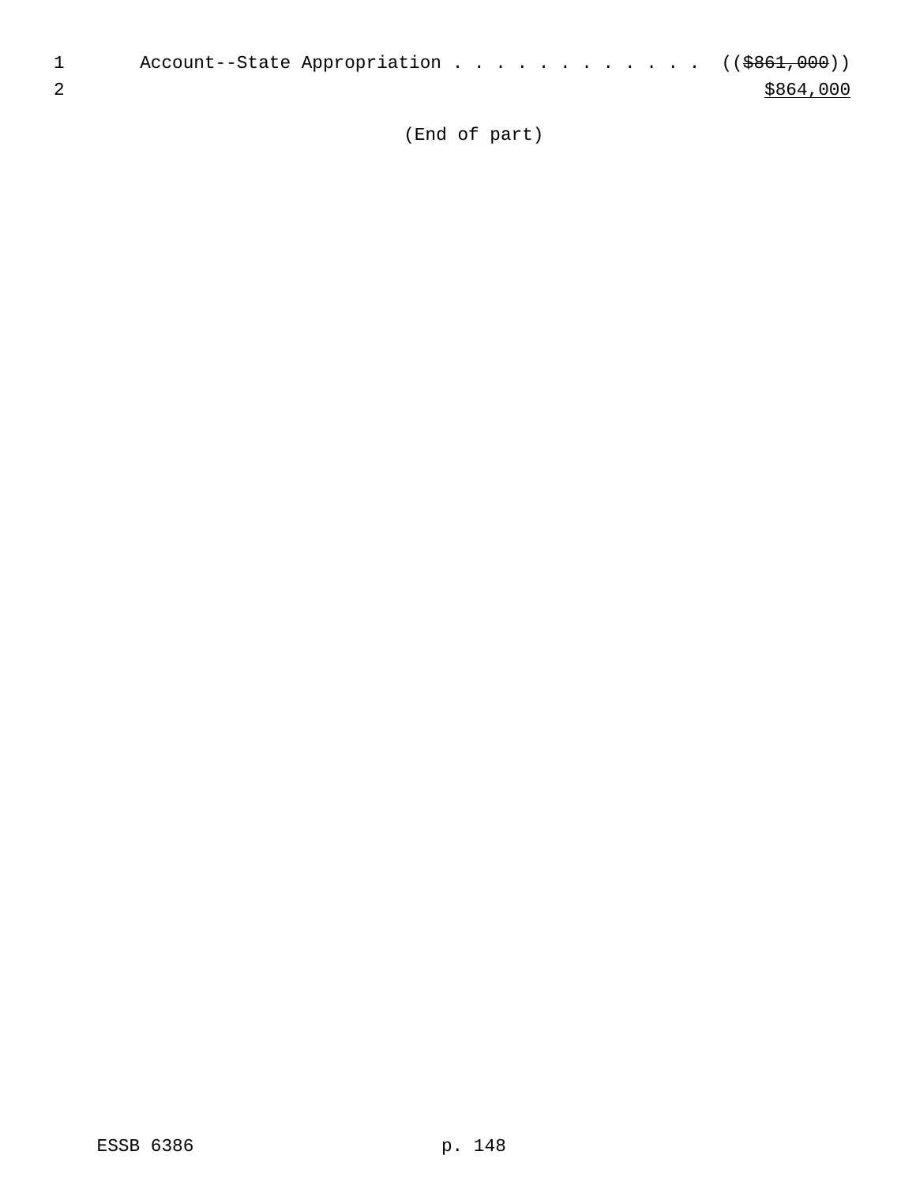Account--State Appropriation . . . . . . . . . . . . . (($861,000))
$864,000

(End of part)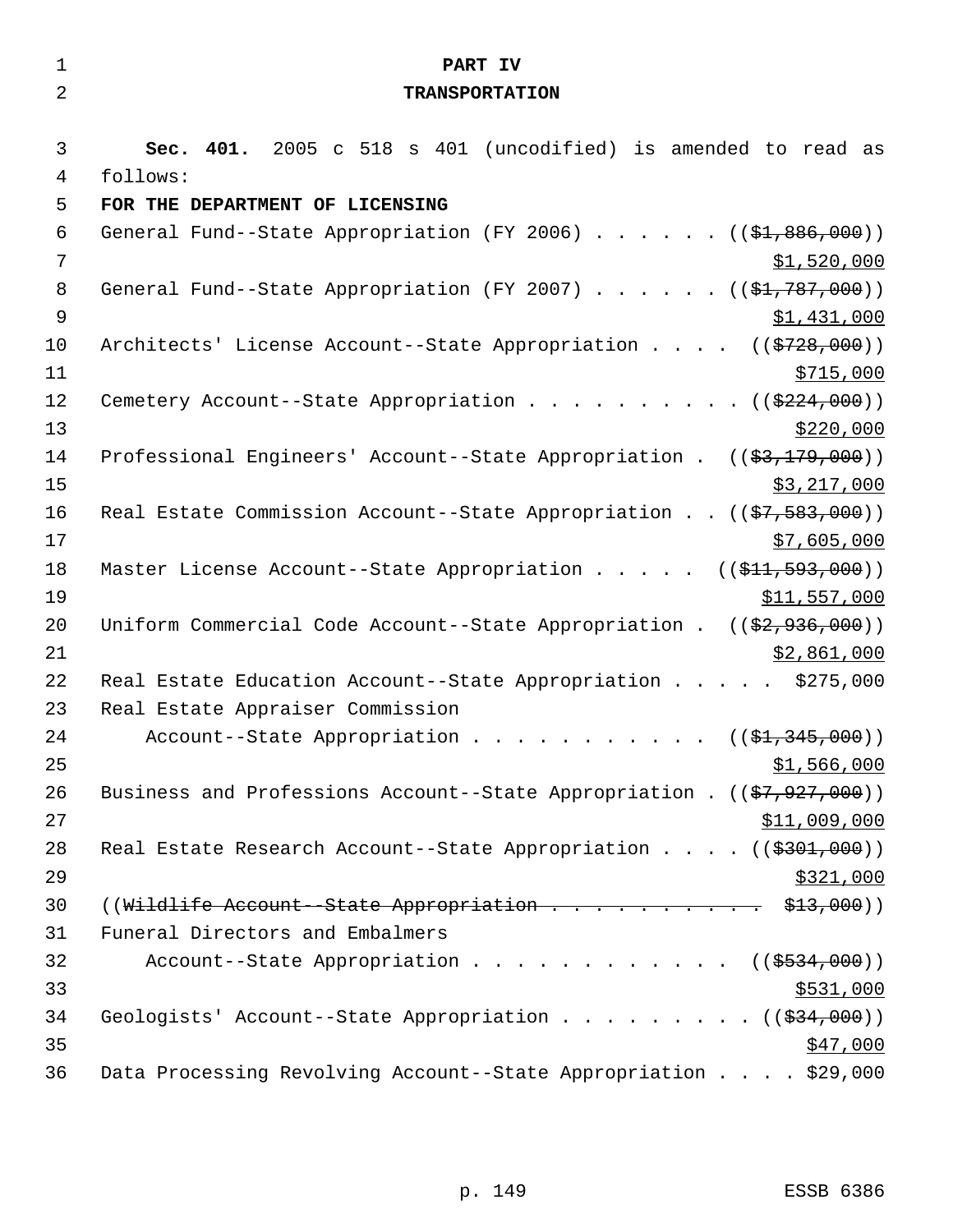**PART IV**

**TRANSPORTATION**

**Sec. 401.** 2005 c 518 s 401 (uncodified) is amended to read as follows:

**FOR THE DEPARTMENT OF LICENSING**

General Fund--State Appropriation (FY 2006) . . . . . . ((~~$1,886,000~~)) <u>$1,520,000</u>

General Fund--State Appropriation (FY 2007) . . . . . . ((~~$1,787,000~~)) <u>$1,431,000</u>

Architects' License Account--State Appropriation . . . . ((~~$728,000~~)) <u>$715,000</u>

Cemetery Account--State Appropriation . . . . . . . . . . ((~~$224,000~~)) <u>$220,000</u>

Professional Engineers' Account--State Appropriation . ((~~$3,179,000~~)) <u>$3,217,000</u>

Real Estate Commission Account--State Appropriation . . ((~~$7,583,000~~)) <u>$7,605,000</u>

Master License Account--State Appropriation . . . . . ((~~$11,593,000~~)) <u>$11,557,000</u>

Uniform Commercial Code Account--State Appropriation . ((~~$2,936,000~~)) <u>$2,861,000</u>

Real Estate Education Account--State Appropriation . . . . . $275,000

Real Estate Appraiser Commission Account--State Appropriation . . . . . . . . . . . ((~~$1,345,000~~)) <u>$1,566,000</u>

Business and Professions Account--State Appropriation . ((~~$7,927,000~~)) <u>$11,009,000</u>

Real Estate Research Account--State Appropriation . . . . ((~~$301,000~~)) <u>$321,000</u>

((~~Wildlife Account--State Appropriation . . . . . . . . . . . $13,000~~))

Funeral Directors and Embalmers Account--State Appropriation . . . . . . . . . . . . . ((~~$534,000~~)) <u>$531,000</u>

Geologists' Account--State Appropriation . . . . . . . . . ((~~$34,000~~)) <u>$47,000</u>

Data Processing Revolving Account--State Appropriation . . . . $29,000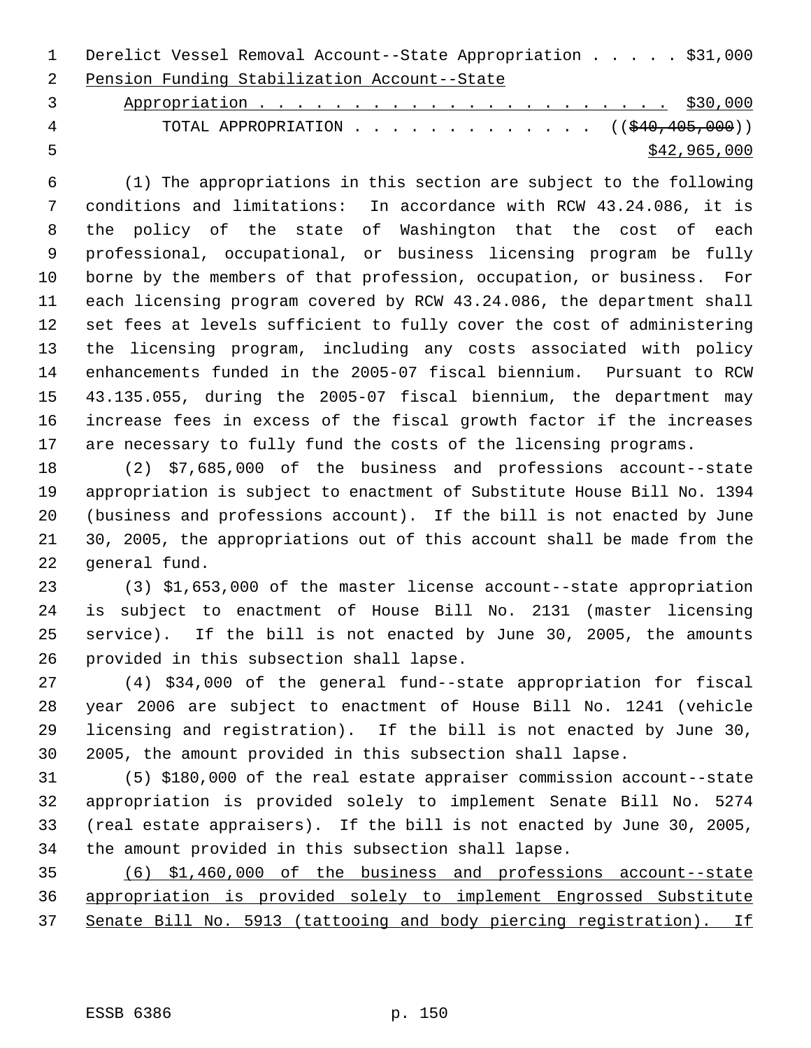Derelict Vessel Removal Account--State Appropriation . . . . . $31,000

Pension Funding Stabilization Account--State Appropriation . . . . . . . . . . . . . . . . . . . . . . . $30,000

TOTAL APPROPRIATION . . . . . . . . . . . . . (($40,405,000)) $42,965,000

(1) The appropriations in this section are subject to the following conditions and limitations: In accordance with RCW 43.24.086, it is the policy of the state of Washington that the cost of each professional, occupational, or business licensing program be fully borne by the members of that profession, occupation, or business. For each licensing program covered by RCW 43.24.086, the department shall set fees at levels sufficient to fully cover the cost of administering the licensing program, including any costs associated with policy enhancements funded in the 2005-07 fiscal biennium. Pursuant to RCW 43.135.055, during the 2005-07 fiscal biennium, the department may increase fees in excess of the fiscal growth factor if the increases are necessary to fully fund the costs of the licensing programs.

(2) $7,685,000 of the business and professions account--state appropriation is subject to enactment of Substitute House Bill No. 1394 (business and professions account). If the bill is not enacted by June 30, 2005, the appropriations out of this account shall be made from the general fund.

(3) $1,653,000 of the master license account--state appropriation is subject to enactment of House Bill No. 2131 (master licensing service). If the bill is not enacted by June 30, 2005, the amounts provided in this subsection shall lapse.

(4) $34,000 of the general fund--state appropriation for fiscal year 2006 are subject to enactment of House Bill No. 1241 (vehicle licensing and registration). If the bill is not enacted by June 30, 2005, the amount provided in this subsection shall lapse.

(5) $180,000 of the real estate appraiser commission account--state appropriation is provided solely to implement Senate Bill No. 5274 (real estate appraisers). If the bill is not enacted by June 30, 2005, the amount provided in this subsection shall lapse.

(6) $1,460,000 of the business and professions account--state appropriation is provided solely to implement Engrossed Substitute Senate Bill No. 5913 (tattooing and body piercing registration). If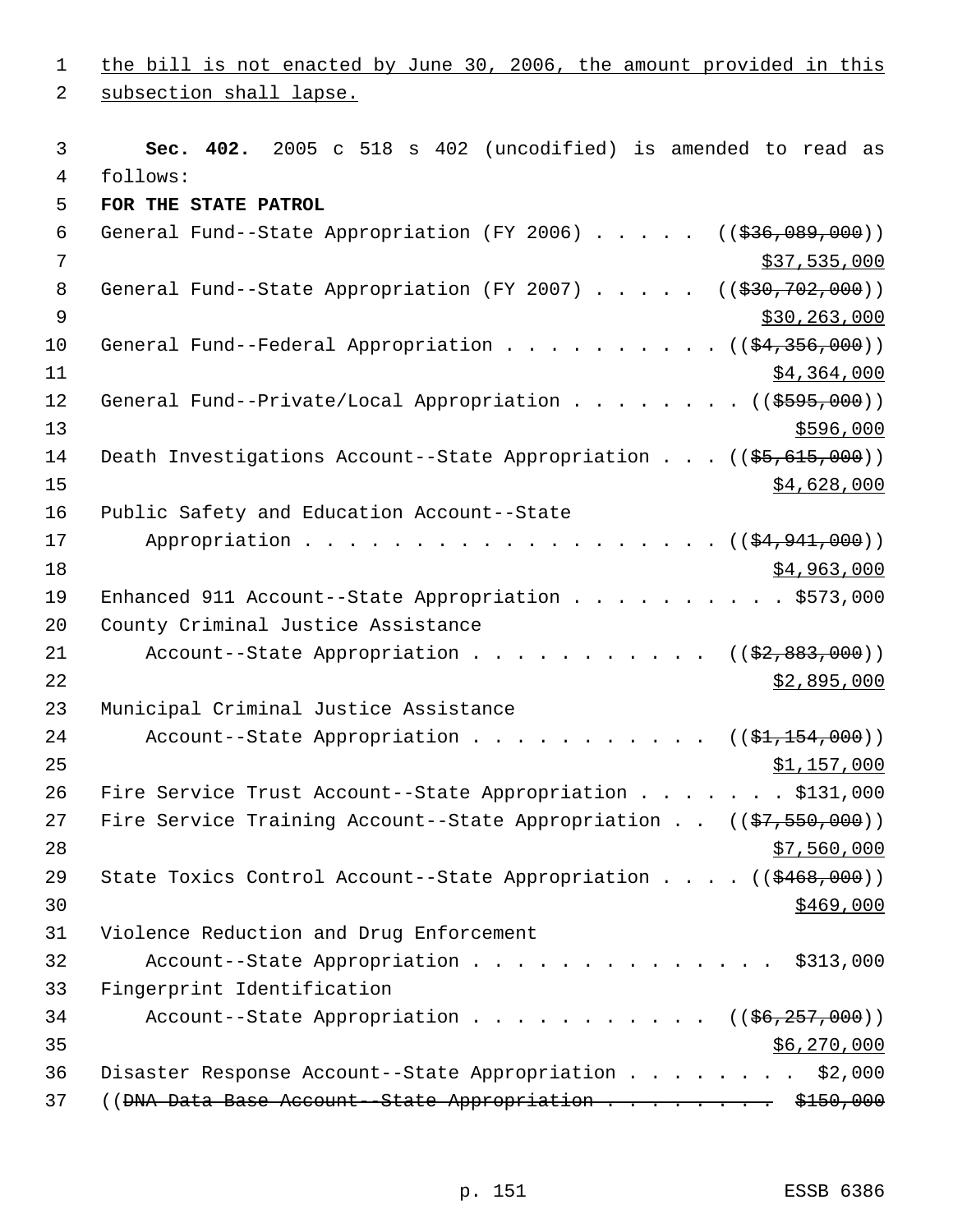the bill is not enacted by June 30, 2006, the amount provided in this subsection shall lapse.

**Sec. 402.** 2005 c 518 s 402 (uncodified) is amended to read as follows:

**FOR THE STATE PATROL**

General Fund--State Appropriation (FY 2006) . . . . . ((~~$36,089,000~~))
$37,535,000

General Fund--State Appropriation (FY 2007) . . . . . ((~~$30,702,000~~))
$30,263,000

General Fund--Federal Appropriation . . . . . . . . . . ((~~$4,356,000~~))
$4,364,000

General Fund--Private/Local Appropriation . . . . . . . . ((~~$595,000~~))
$596,000

Death Investigations Account--State Appropriation . . . ((~~$5,615,000~~))
$4,628,000

Public Safety and Education Account--State
Appropriation . . . . . . . . . . . . . . . . . . . . ((~~$4,941,000~~))
$4,963,000

Enhanced 911 Account--State Appropriation . . . . . . . . . . $573,000

County Criminal Justice Assistance
Account--State Appropriation . . . . . . . . . . . ((~~$2,883,000~~))
$2,895,000

Municipal Criminal Justice Assistance
Account--State Appropriation . . . . . . . . . . . ((~~$1,154,000~~))
$1,157,000

Fire Service Trust Account--State Appropriation . . . . . . . $131,000

Fire Service Training Account--State Appropriation . . ((~~$7,550,000~~))
$7,560,000

State Toxics Control Account--State Appropriation . . . . ((~~$468,000~~))
$469,000

Violence Reduction and Drug Enforcement
Account--State Appropriation . . . . . . . . . . . . . . . $313,000

Fingerprint Identification
Account--State Appropriation . . . . . . . . . . . ((~~$6,257,000~~))
$6,270,000

Disaster Response Account--State Appropriation . . . . . . . . . $2,000

((~~DNA Data Base Account--State Appropriation . . . . . . . . . $150,000~~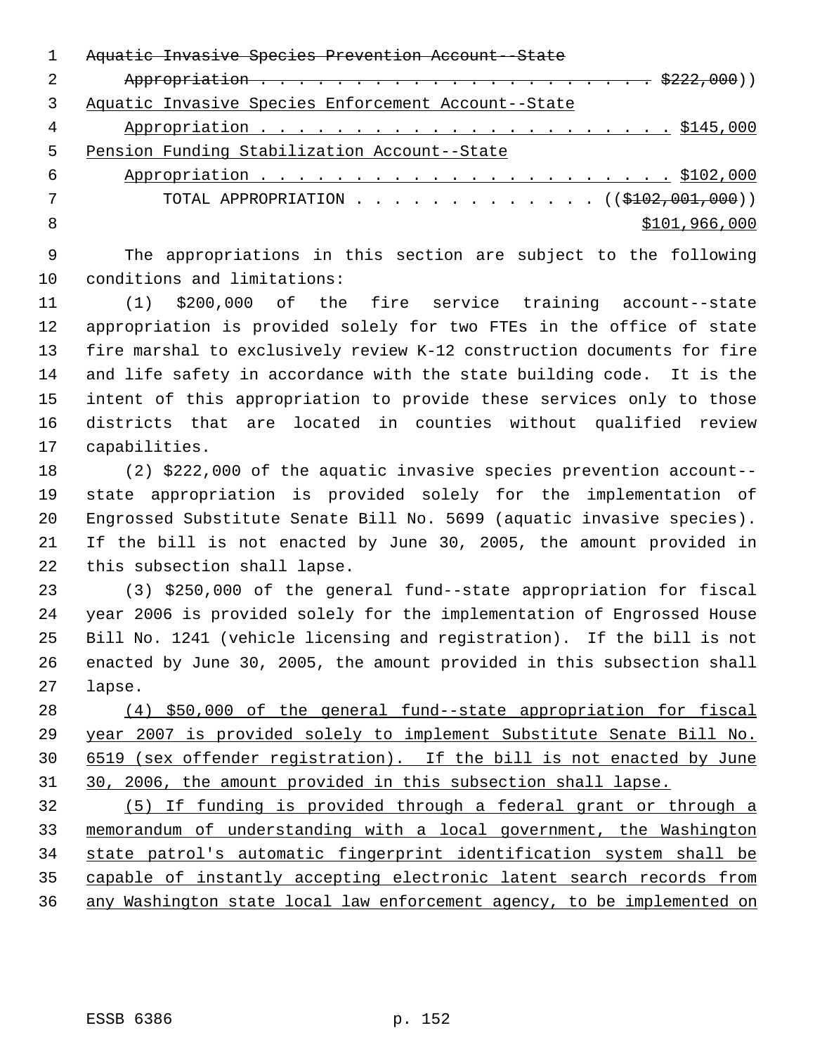~~Aquatic Invasive Species Prevention Account--State Appropriation . . . . . . . . . . . . . . . . . . . . . . . $222,000~~))
Aquatic Invasive Species Enforcement Account--State Appropriation . . . . . . . . . . . . . . . . . . . . . . . $145,000
Pension Funding Stabilization Account--State Appropriation . . . . . . . . . . . . . . . . . . . . . . . $102,000
TOTAL APPROPRIATION . . . . . . . . . . . . . ((~~$102,001,000~~))
$101,966,000

The appropriations in this section are subject to the following conditions and limitations:

(1) $200,000 of the fire service training account--state appropriation is provided solely for two FTEs in the office of state fire marshal to exclusively review K-12 construction documents for fire and life safety in accordance with the state building code. It is the intent of this appropriation to provide these services only to those districts that are located in counties without qualified review capabilities.

(2) $222,000 of the aquatic invasive species prevention account--state appropriation is provided solely for the implementation of Engrossed Substitute Senate Bill No. 5699 (aquatic invasive species). If the bill is not enacted by June 30, 2005, the amount provided in this subsection shall lapse.

(3) $250,000 of the general fund--state appropriation for fiscal year 2006 is provided solely for the implementation of Engrossed House Bill No. 1241 (vehicle licensing and registration). If the bill is not enacted by June 30, 2005, the amount provided in this subsection shall lapse.

(4) $50,000 of the general fund--state appropriation for fiscal year 2007 is provided solely to implement Substitute Senate Bill No. 6519 (sex offender registration). If the bill is not enacted by June 30, 2006, the amount provided in this subsection shall lapse.

(5) If funding is provided through a federal grant or through a memorandum of understanding with a local government, the Washington state patrol's automatic fingerprint identification system shall be capable of instantly accepting electronic latent search records from any Washington state local law enforcement agency, to be implemented on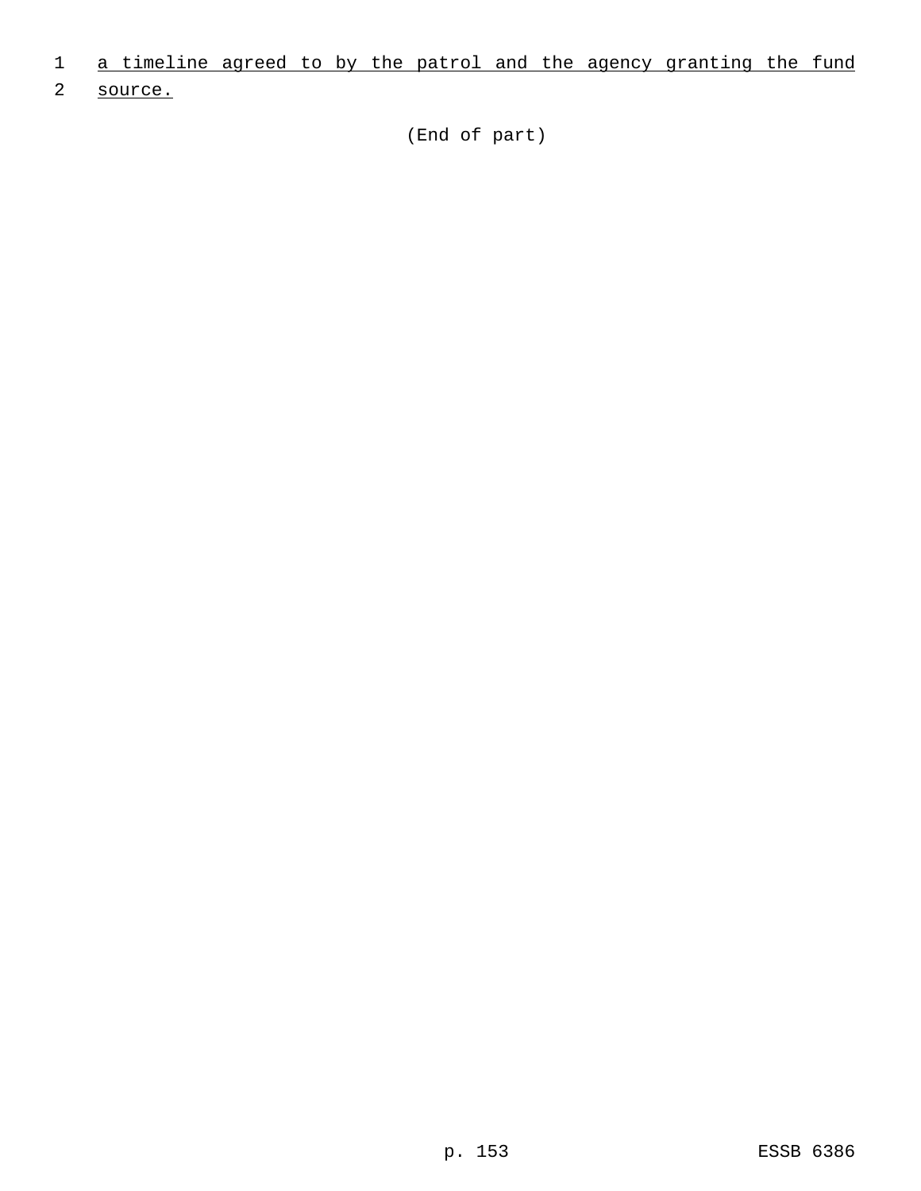a timeline agreed to by the patrol and the agency granting the fund source.

(End of part)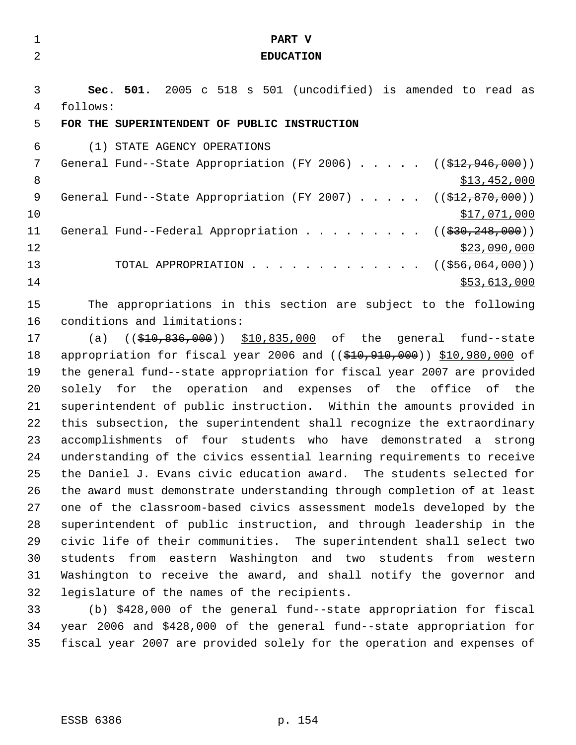# PART V
# EDUCATION

**Sec. 501.** 2005 c 518 s 501 (uncodified) is amended to read as follows:

**FOR THE SUPERINTENDENT OF PUBLIC INSTRUCTION**

(1) STATE AGENCY OPERATIONS

| | |
|---|---|
| General Fund--State Appropriation (FY 2006) . . . . . | ((~~$12,946,000~~)) <u>$13,452,000</u> |
| General Fund--State Appropriation (FY 2007) . . . . . | ((~~$12,870,000~~)) <u>$17,071,000</u> |
| General Fund--Federal Appropriation . . . . . . . . . | ((~~$30,248,000~~)) <u>$23,090,000</u> |
| TOTAL APPROPRIATION . . . . . . . . . . . . . | ((~~$56,064,000~~)) <u>$53,613,000</u> |

The appropriations in this section are subject to the following conditions and limitations:

(a) ((~~$10,836,000~~)) <u>$10,835,000</u> of the general fund--state appropriation for fiscal year 2006 and ((~~$10,910,000~~)) <u>$10,980,000</u> of the general fund--state appropriation for fiscal year 2007 are provided solely for the operation and expenses of the office of the superintendent of public instruction. Within the amounts provided in this subsection, the superintendent shall recognize the extraordinary accomplishments of four students who have demonstrated a strong understanding of the civics essential learning requirements to receive the Daniel J. Evans civic education award. The students selected for the award must demonstrate understanding through completion of at least one of the classroom-based civics assessment models developed by the superintendent of public instruction, and through leadership in the civic life of their communities. The superintendent shall select two students from eastern Washington and two students from western Washington to receive the award, and shall notify the governor and legislature of the names of the recipients.

(b) $428,000 of the general fund--state appropriation for fiscal year 2006 and $428,000 of the general fund--state appropriation for fiscal year 2007 are provided solely for the operation and expenses of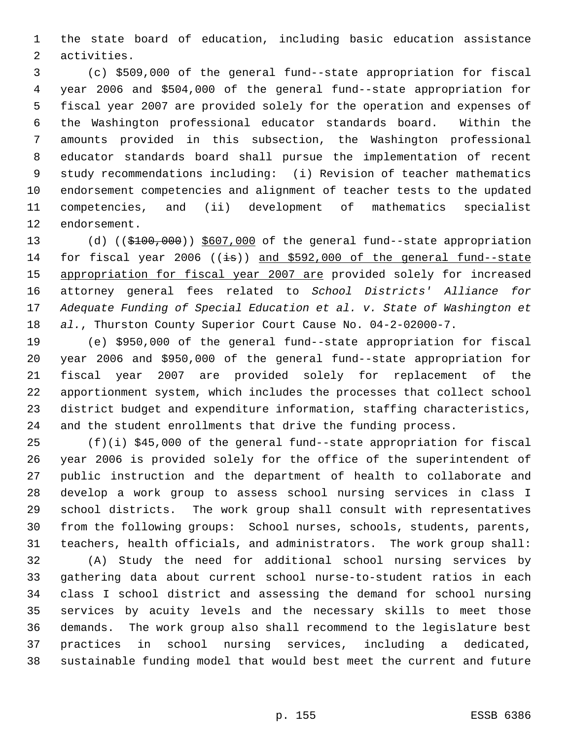the state board of education, including basic education assistance activities.

(c) $509,000 of the general fund--state appropriation for fiscal year 2006 and $504,000 of the general fund--state appropriation for fiscal year 2007 are provided solely for the operation and expenses of the Washington professional educator standards board. Within the amounts provided in this subsection, the Washington professional educator standards board shall pursue the implementation of recent study recommendations including: (i) Revision of teacher mathematics endorsement competencies and alignment of teacher tests to the updated competencies, and (ii) development of mathematics specialist endorsement.

(d) ((~~$100,000~~)) <u>$607,000</u> of the general fund--state appropriation for fiscal year 2006 ((~~is~~)) <u>and $592,000 of the general fund--state appropriation for fiscal year 2007 are</u> provided solely for increased attorney general fees related to *School Districts' Alliance for Adequate Funding of Special Education et al. v. State of Washington et al.*, Thurston County Superior Court Cause No. 04-2-02000-7.

(e) $950,000 of the general fund--state appropriation for fiscal year 2006 and $950,000 of the general fund--state appropriation for fiscal year 2007 are provided solely for replacement of the apportionment system, which includes the processes that collect school district budget and expenditure information, staffing characteristics, and the student enrollments that drive the funding process.

(f)(i) $45,000 of the general fund--state appropriation for fiscal year 2006 is provided solely for the office of the superintendent of public instruction and the department of health to collaborate and develop a work group to assess school nursing services in class I school districts. The work group shall consult with representatives from the following groups: School nurses, schools, students, parents, teachers, health officials, and administrators. The work group shall:

(A) Study the need for additional school nursing services by gathering data about current school nurse-to-student ratios in each class I school district and assessing the demand for school nursing services by acuity levels and the necessary skills to meet those demands. The work group also shall recommend to the legislature best practices in school nursing services, including a dedicated, sustainable funding model that would best meet the current and future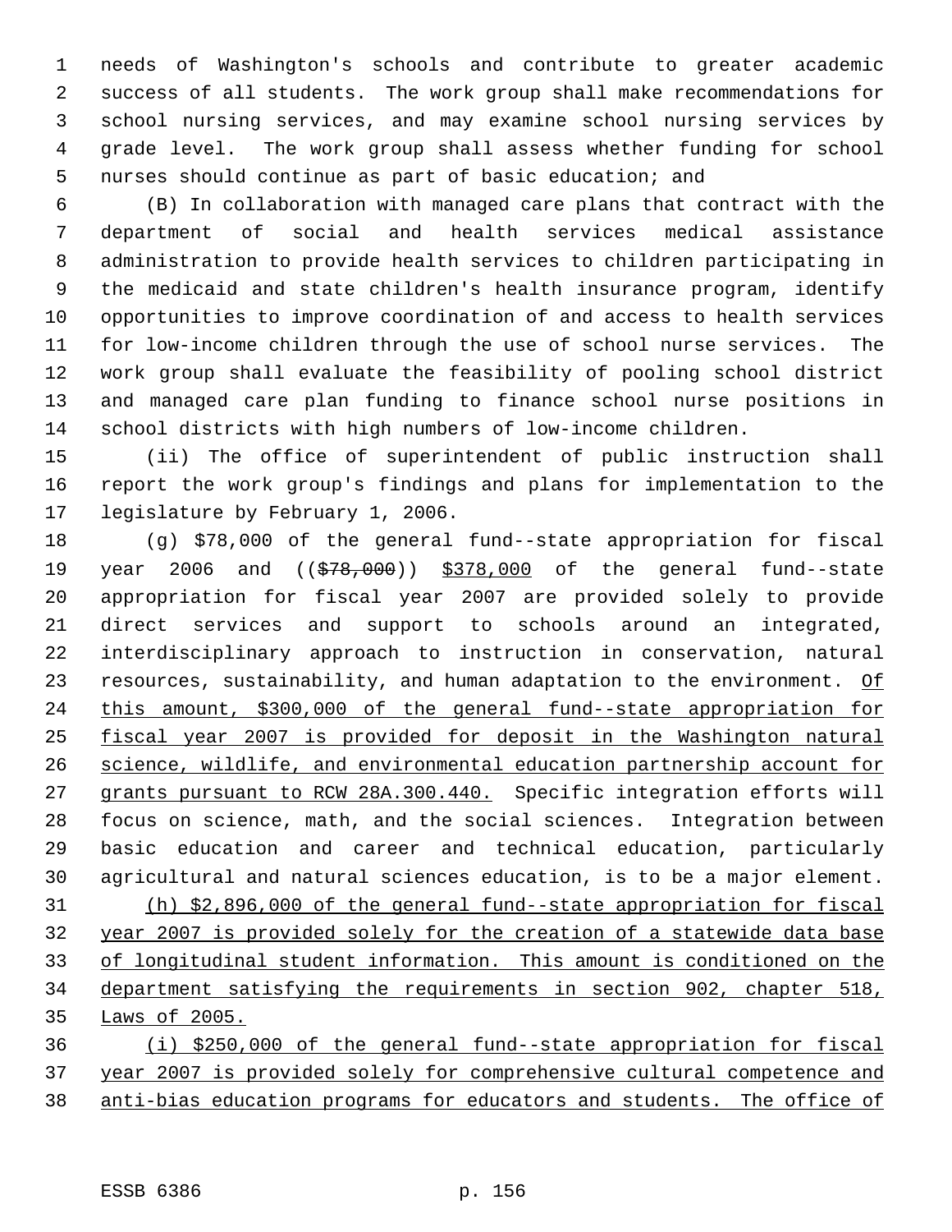needs of Washington's schools and contribute to greater academic success of all students. The work group shall make recommendations for school nursing services, and may examine school nursing services by grade level. The work group shall assess whether funding for school nurses should continue as part of basic education; and

(B) In collaboration with managed care plans that contract with the department of social and health services medical assistance administration to provide health services to children participating in the medicaid and state children's health insurance program, identify opportunities to improve coordination of and access to health services for low-income children through the use of school nurse services. The work group shall evaluate the feasibility of pooling school district and managed care plan funding to finance school nurse positions in school districts with high numbers of low-income children.

(ii) The office of superintendent of public instruction shall report the work group's findings and plans for implementation to the legislature by February 1, 2006.

(g) $78,000 of the general fund--state appropriation for fiscal year 2006 and (($78,000)) $378,000 of the general fund--state appropriation for fiscal year 2007 are provided solely to provide direct services and support to schools around an integrated, interdisciplinary approach to instruction in conservation, natural resources, sustainability, and human adaptation to the environment. Of this amount, $300,000 of the general fund--state appropriation for fiscal year 2007 is provided for deposit in the Washington natural science, wildlife, and environmental education partnership account for grants pursuant to RCW 28A.300.440. Specific integration efforts will focus on science, math, and the social sciences. Integration between basic education and career and technical education, particularly agricultural and natural sciences education, is to be a major element.

(h) $2,896,000 of the general fund--state appropriation for fiscal year 2007 is provided solely for the creation of a statewide data base of longitudinal student information. This amount is conditioned on the department satisfying the requirements in section 902, chapter 518, Laws of 2005.

(i) $250,000 of the general fund--state appropriation for fiscal year 2007 is provided solely for comprehensive cultural competence and anti-bias education programs for educators and students. The office of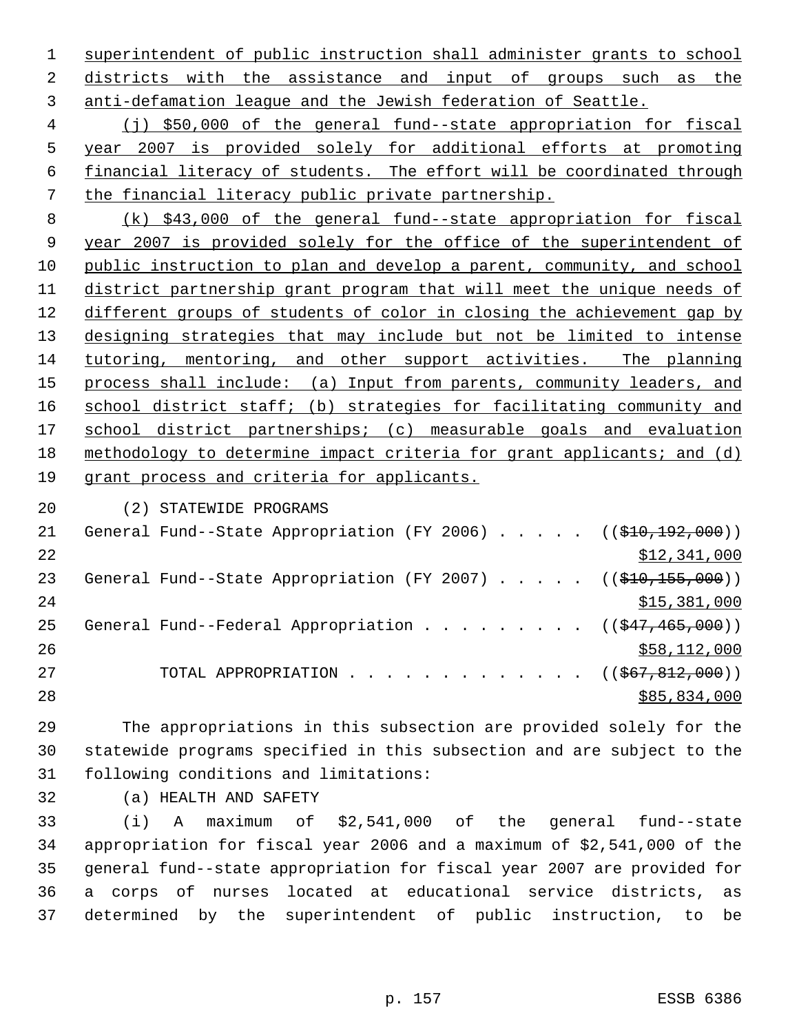superintendent of public instruction shall administer grants to school districts with the assistance and input of groups such as the anti-defamation league and the Jewish federation of Seattle.

(j) $50,000 of the general fund--state appropriation for fiscal year 2007 is provided solely for additional efforts at promoting financial literacy of students. The effort will be coordinated through the financial literacy public private partnership.

(k) $43,000 of the general fund--state appropriation for fiscal year 2007 is provided solely for the office of the superintendent of public instruction to plan and develop a parent, community, and school district partnership grant program that will meet the unique needs of different groups of students of color in closing the achievement gap by designing strategies that may include but not be limited to intense tutoring, mentoring, and other support activities. The planning process shall include: (a) Input from parents, community leaders, and school district staff; (b) strategies for facilitating community and school district partnerships; (c) measurable goals and evaluation methodology to determine impact criteria for grant applicants; and (d) grant process and criteria for applicants.

(2) STATEWIDE PROGRAMS

General Fund--State Appropriation (FY 2006) . . . . . (($10,192,000))
$12,341,000

General Fund--State Appropriation (FY 2007) . . . . . (($10,155,000))
$15,381,000

General Fund--Federal Appropriation . . . . . . . . . (($47,465,000))
$58,112,000

TOTAL APPROPRIATION . . . . . . . . . . . . . (($67,812,000))
$85,834,000

The appropriations in this subsection are provided solely for the statewide programs specified in this subsection and are subject to the following conditions and limitations:

(a) HEALTH AND SAFETY

(i) A maximum of $2,541,000 of the general fund--state appropriation for fiscal year 2006 and a maximum of $2,541,000 of the general fund--state appropriation for fiscal year 2007 are provided for a corps of nurses located at educational service districts, as determined by the superintendent of public instruction, to be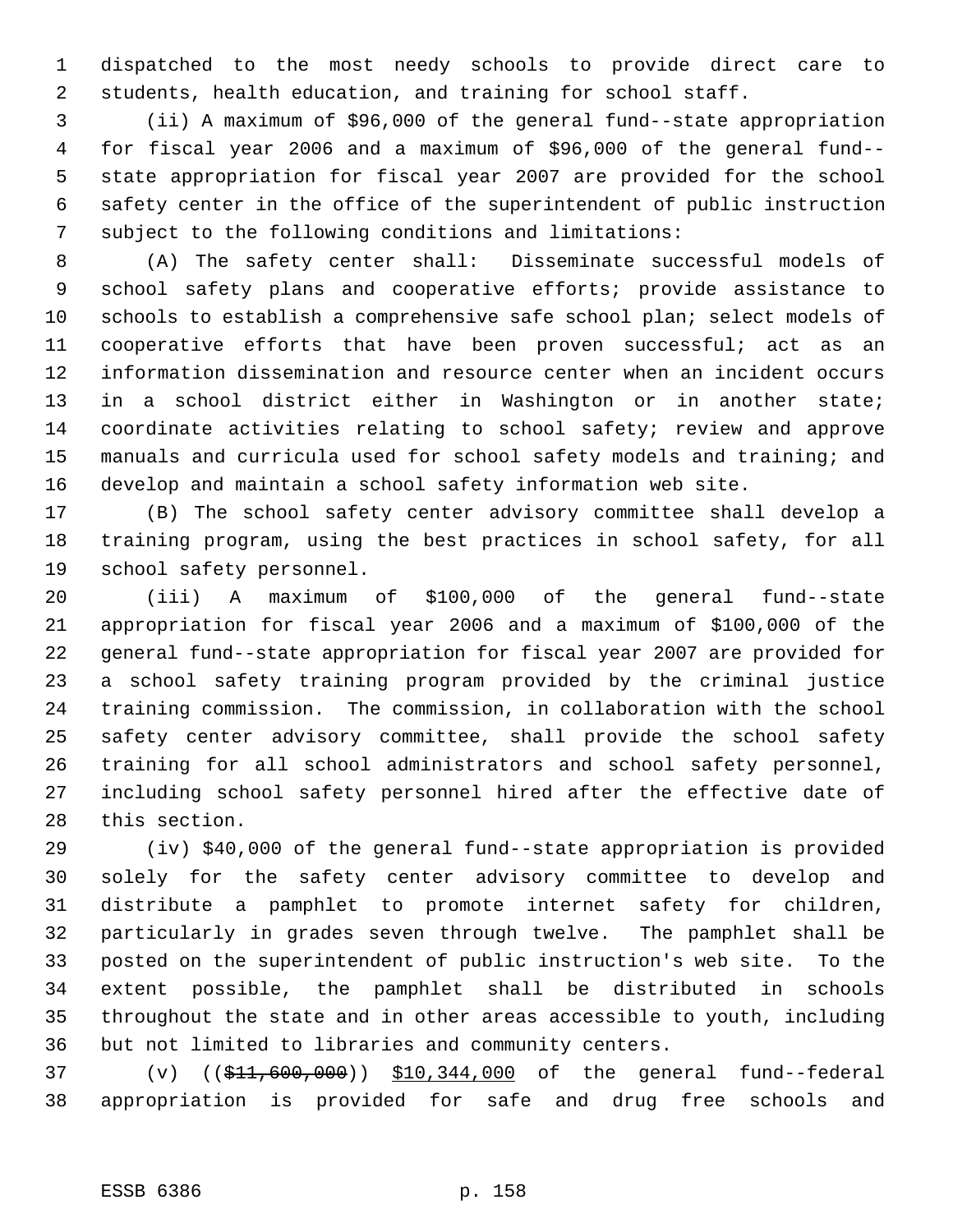dispatched to the most needy schools to provide direct care to students, health education, and training for school staff.

(ii) A maximum of $96,000 of the general fund--state appropriation for fiscal year 2006 and a maximum of $96,000 of the general fund--state appropriation for fiscal year 2007 are provided for the school safety center in the office of the superintendent of public instruction subject to the following conditions and limitations:

(A) The safety center shall: Disseminate successful models of school safety plans and cooperative efforts; provide assistance to schools to establish a comprehensive safe school plan; select models of cooperative efforts that have been proven successful; act as an information dissemination and resource center when an incident occurs in a school district either in Washington or in another state; coordinate activities relating to school safety; review and approve manuals and curricula used for school safety models and training; and develop and maintain a school safety information web site.

(B) The school safety center advisory committee shall develop a training program, using the best practices in school safety, for all school safety personnel.

(iii) A maximum of $100,000 of the general fund--state appropriation for fiscal year 2006 and a maximum of $100,000 of the general fund--state appropriation for fiscal year 2007 are provided for a school safety training program provided by the criminal justice training commission. The commission, in collaboration with the school safety center advisory committee, shall provide the school safety training for all school administrators and school safety personnel, including school safety personnel hired after the effective date of this section.

(iv) $40,000 of the general fund--state appropriation is provided solely for the safety center advisory committee to develop and distribute a pamphlet to promote internet safety for children, particularly in grades seven through twelve. The pamphlet shall be posted on the superintendent of public instruction's web site. To the extent possible, the pamphlet shall be distributed in schools throughout the state and in other areas accessible to youth, including but not limited to libraries and community centers.

(v) ((~~$11,600,000~~)) <u>$10,344,000</u> of the general fund--federal appropriation is provided for safe and drug free schools and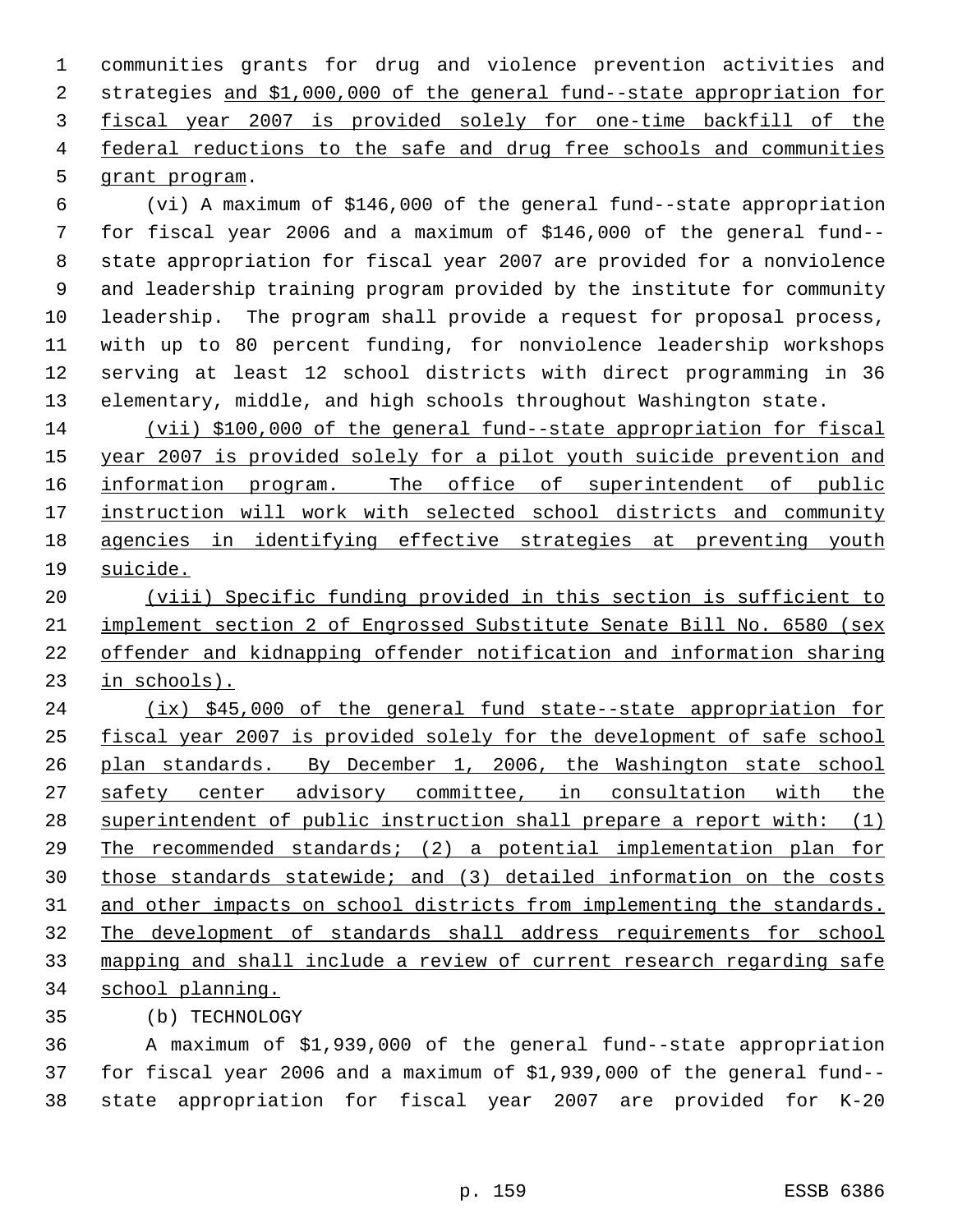communities grants for drug and violence prevention activities and strategies and $1,000,000 of the general fund--state appropriation for fiscal year 2007 is provided solely for one-time backfill of the federal reductions to the safe and drug free schools and communities grant program.

(vi) A maximum of $146,000 of the general fund--state appropriation for fiscal year 2006 and a maximum of $146,000 of the general fund--state appropriation for fiscal year 2007 are provided for a nonviolence and leadership training program provided by the institute for community leadership. The program shall provide a request for proposal process, with up to 80 percent funding, for nonviolence leadership workshops serving at least 12 school districts with direct programming in 36 elementary, middle, and high schools throughout Washington state.

(vii) $100,000 of the general fund--state appropriation for fiscal year 2007 is provided solely for a pilot youth suicide prevention and information program. The office of superintendent of public instruction will work with selected school districts and community agencies in identifying effective strategies at preventing youth suicide.

(viii) Specific funding provided in this section is sufficient to implement section 2 of Engrossed Substitute Senate Bill No. 6580 (sex offender and kidnapping offender notification and information sharing in schools).

(ix) $45,000 of the general fund state--state appropriation for fiscal year 2007 is provided solely for the development of safe school plan standards. By December 1, 2006, the Washington state school safety center advisory committee, in consultation with the superintendent of public instruction shall prepare a report with: (1) The recommended standards; (2) a potential implementation plan for those standards statewide; and (3) detailed information on the costs and other impacts on school districts from implementing the standards. The development of standards shall address requirements for school mapping and shall include a review of current research regarding safe school planning.

(b) TECHNOLOGY

A maximum of $1,939,000 of the general fund--state appropriation for fiscal year 2006 and a maximum of $1,939,000 of the general fund--state appropriation for fiscal year 2007 are provided for K-20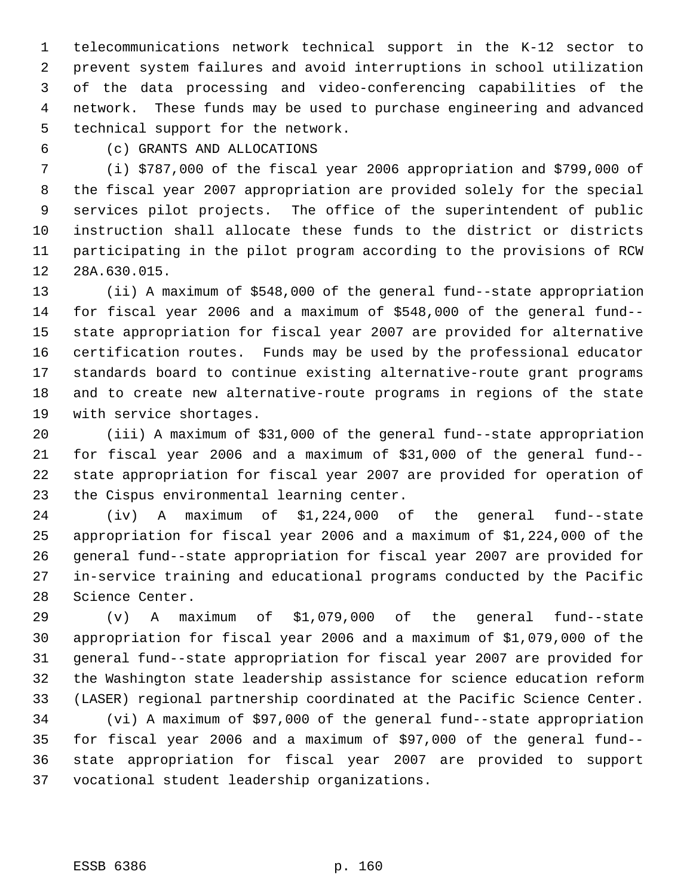telecommunications network technical support in the K-12 sector to prevent system failures and avoid interruptions in school utilization of the data processing and video-conferencing capabilities of the network. These funds may be used to purchase engineering and advanced technical support for the network.

(c) GRANTS AND ALLOCATIONS

(i) $787,000 of the fiscal year 2006 appropriation and $799,000 of the fiscal year 2007 appropriation are provided solely for the special services pilot projects. The office of the superintendent of public instruction shall allocate these funds to the district or districts participating in the pilot program according to the provisions of RCW 28A.630.015.

(ii) A maximum of $548,000 of the general fund--state appropriation for fiscal year 2006 and a maximum of $548,000 of the general fund--state appropriation for fiscal year 2007 are provided for alternative certification routes. Funds may be used by the professional educator standards board to continue existing alternative-route grant programs and to create new alternative-route programs in regions of the state with service shortages.

(iii) A maximum of $31,000 of the general fund--state appropriation for fiscal year 2006 and a maximum of $31,000 of the general fund--state appropriation for fiscal year 2007 are provided for operation of the Cispus environmental learning center.

(iv) A maximum of $1,224,000 of the general fund--state appropriation for fiscal year 2006 and a maximum of $1,224,000 of the general fund--state appropriation for fiscal year 2007 are provided for in-service training and educational programs conducted by the Pacific Science Center.

(v) A maximum of $1,079,000 of the general fund--state appropriation for fiscal year 2006 and a maximum of $1,079,000 of the general fund--state appropriation for fiscal year 2007 are provided for the Washington state leadership assistance for science education reform (LASER) regional partnership coordinated at the Pacific Science Center.

(vi) A maximum of $97,000 of the general fund--state appropriation for fiscal year 2006 and a maximum of $97,000 of the general fund--state appropriation for fiscal year 2007 are provided to support vocational student leadership organizations.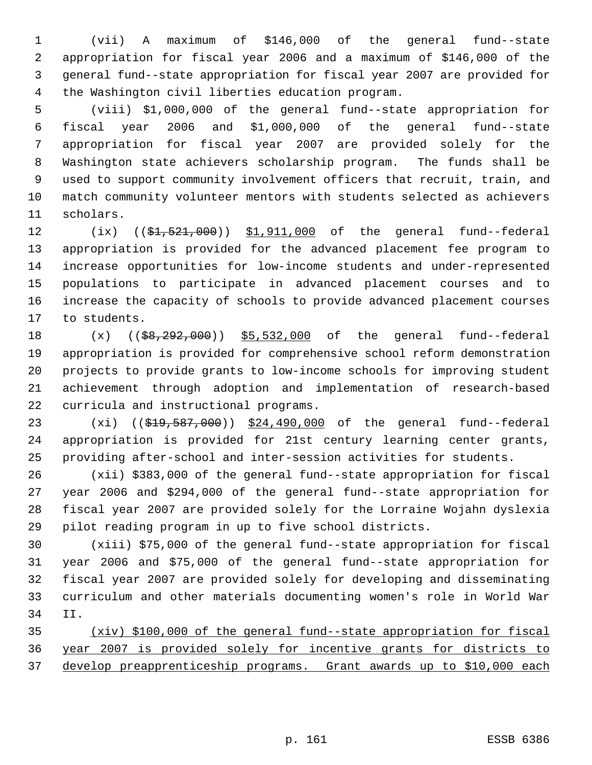(vii) A maximum of $146,000 of the general fund--state appropriation for fiscal year 2006 and a maximum of $146,000 of the general fund--state appropriation for fiscal year 2007 are provided for the Washington civil liberties education program.

(viii) $1,000,000 of the general fund--state appropriation for fiscal year 2006 and $1,000,000 of the general fund--state appropriation for fiscal year 2007 are provided solely for the Washington state achievers scholarship program. The funds shall be used to support community involvement officers that recruit, train, and match community volunteer mentors with students selected as achievers scholars.

(ix) (( ~~$1,521,000~~ )) <u>$1,911,000</u> of the general fund--federal appropriation is provided for the advanced placement fee program to increase opportunities for low-income students and under-represented populations to participate in advanced placement courses and to increase the capacity of schools to provide advanced placement courses to students.

(x) (( ~~$8,292,000~~ )) <u>$5,532,000</u> of the general fund--federal appropriation is provided for comprehensive school reform demonstration projects to provide grants to low-income schools for improving student achievement through adoption and implementation of research-based curricula and instructional programs.

(xi) (( ~~$19,587,000~~ )) <u>$24,490,000</u> of the general fund--federal appropriation is provided for 21st century learning center grants, providing after-school and inter-session activities for students.

(xii) $383,000 of the general fund--state appropriation for fiscal year 2006 and $294,000 of the general fund--state appropriation for fiscal year 2007 are provided solely for the Lorraine Wojahn dyslexia pilot reading program in up to five school districts.

(xiii) $75,000 of the general fund--state appropriation for fiscal year 2006 and $75,000 of the general fund--state appropriation for fiscal year 2007 are provided solely for developing and disseminating curriculum and other materials documenting women's role in World War II.

<u>(xiv) $100,000 of the general fund--state appropriation for fiscal year 2007 is provided solely for incentive grants for districts to develop preapprenticeship programs. Grant awards up to $10,000 each</u>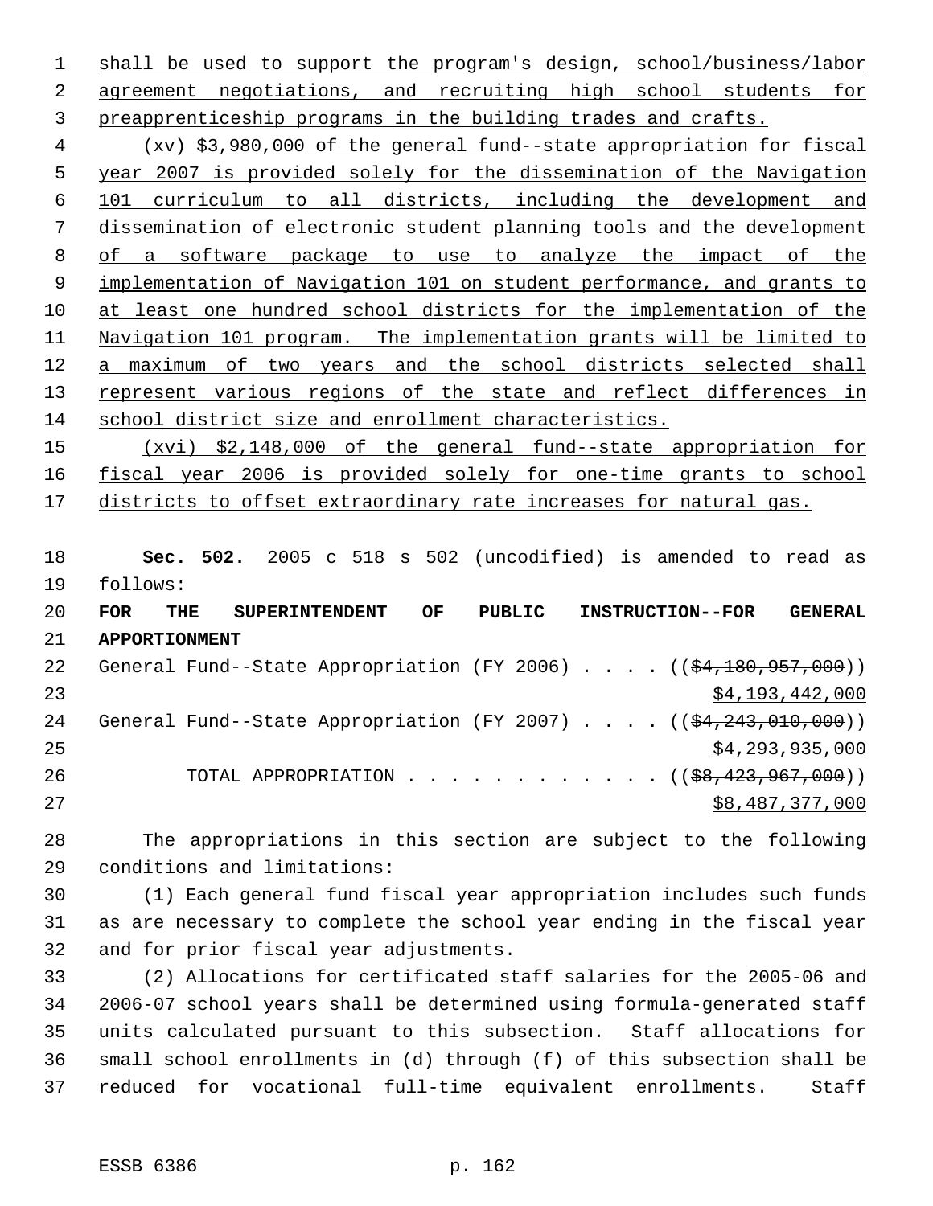shall be used to support the program's design, school/business/labor agreement negotiations, and recruiting high school students for preapprenticeship programs in the building trades and crafts.

(xv) $3,980,000 of the general fund--state appropriation for fiscal year 2007 is provided solely for the dissemination of the Navigation 101 curriculum to all districts, including the development and dissemination of electronic student planning tools and the development of a software package to use to analyze the impact of the implementation of Navigation 101 on student performance, and grants to at least one hundred school districts for the implementation of the Navigation 101 program. The implementation grants will be limited to a maximum of two years and the school districts selected shall represent various regions of the state and reflect differences in school district size and enrollment characteristics.

(xvi) $2,148,000 of the general fund--state appropriation for fiscal year 2006 is provided solely for one-time grants to school districts to offset extraordinary rate increases for natural gas.

**Sec. 502.** 2005 c 518 s 502 (uncodified) is amended to read as follows:

**FOR THE SUPERINTENDENT OF PUBLIC INSTRUCTION--FOR GENERAL APPORTIONMENT**

General Fund--State Appropriation (FY 2006) . . . . (($4,180,957,000)) $4,193,442,000

General Fund--State Appropriation (FY 2007) . . . . (($4,243,010,000)) $4,293,935,000

TOTAL APPROPRIATION . . . . . . . . . . . . (($8,423,967,000)) $8,487,377,000

The appropriations in this section are subject to the following conditions and limitations:

(1) Each general fund fiscal year appropriation includes such funds as are necessary to complete the school year ending in the fiscal year and for prior fiscal year adjustments.

(2) Allocations for certificated staff salaries for the 2005-06 and 2006-07 school years shall be determined using formula-generated staff units calculated pursuant to this subsection. Staff allocations for small school enrollments in (d) through (f) of this subsection shall be reduced for vocational full-time equivalent enrollments. Staff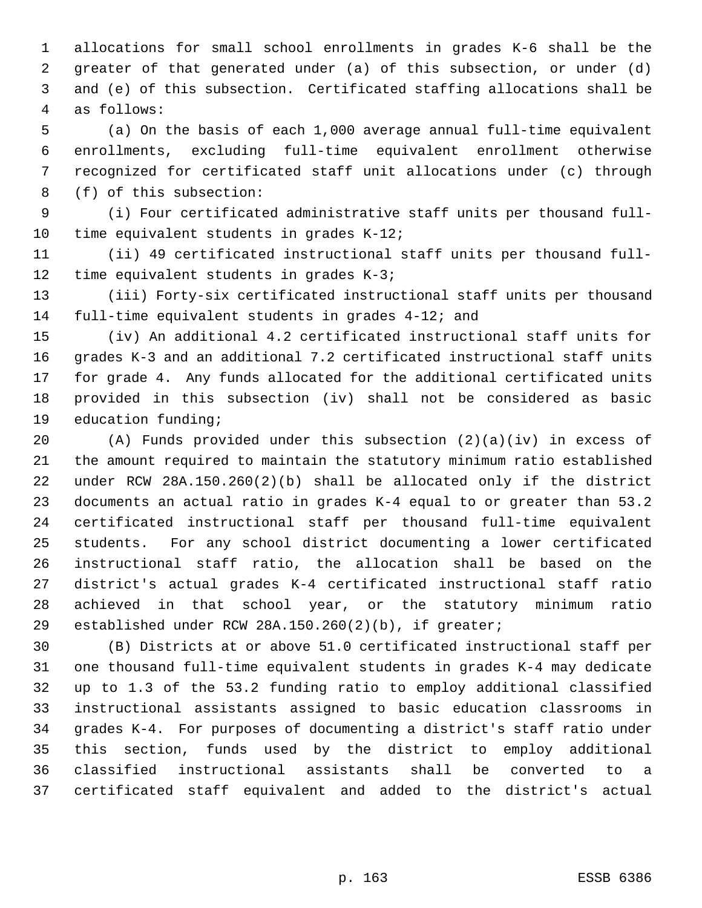allocations for small school enrollments in grades K-6 shall be the greater of that generated under (a) of this subsection, or under (d) and (e) of this subsection. Certificated staffing allocations shall be as follows:

(a) On the basis of each 1,000 average annual full-time equivalent enrollments, excluding full-time equivalent enrollment otherwise recognized for certificated staff unit allocations under (c) through (f) of this subsection:

(i) Four certificated administrative staff units per thousand full-time equivalent students in grades K-12;

(ii) 49 certificated instructional staff units per thousand full-time equivalent students in grades K-3;

(iii) Forty-six certificated instructional staff units per thousand full-time equivalent students in grades 4-12; and

(iv) An additional 4.2 certificated instructional staff units for grades K-3 and an additional 7.2 certificated instructional staff units for grade 4. Any funds allocated for the additional certificated units provided in this subsection (iv) shall not be considered as basic education funding;

(A) Funds provided under this subsection (2)(a)(iv) in excess of the amount required to maintain the statutory minimum ratio established under RCW 28A.150.260(2)(b) shall be allocated only if the district documents an actual ratio in grades K-4 equal to or greater than 53.2 certificated instructional staff per thousand full-time equivalent students. For any school district documenting a lower certificated instructional staff ratio, the allocation shall be based on the district's actual grades K-4 certificated instructional staff ratio achieved in that school year, or the statutory minimum ratio established under RCW 28A.150.260(2)(b), if greater;

(B) Districts at or above 51.0 certificated instructional staff per one thousand full-time equivalent students in grades K-4 may dedicate up to 1.3 of the 53.2 funding ratio to employ additional classified instructional assistants assigned to basic education classrooms in grades K-4. For purposes of documenting a district's staff ratio under this section, funds used by the district to employ additional classified instructional assistants shall be converted to a certificated staff equivalent and added to the district's actual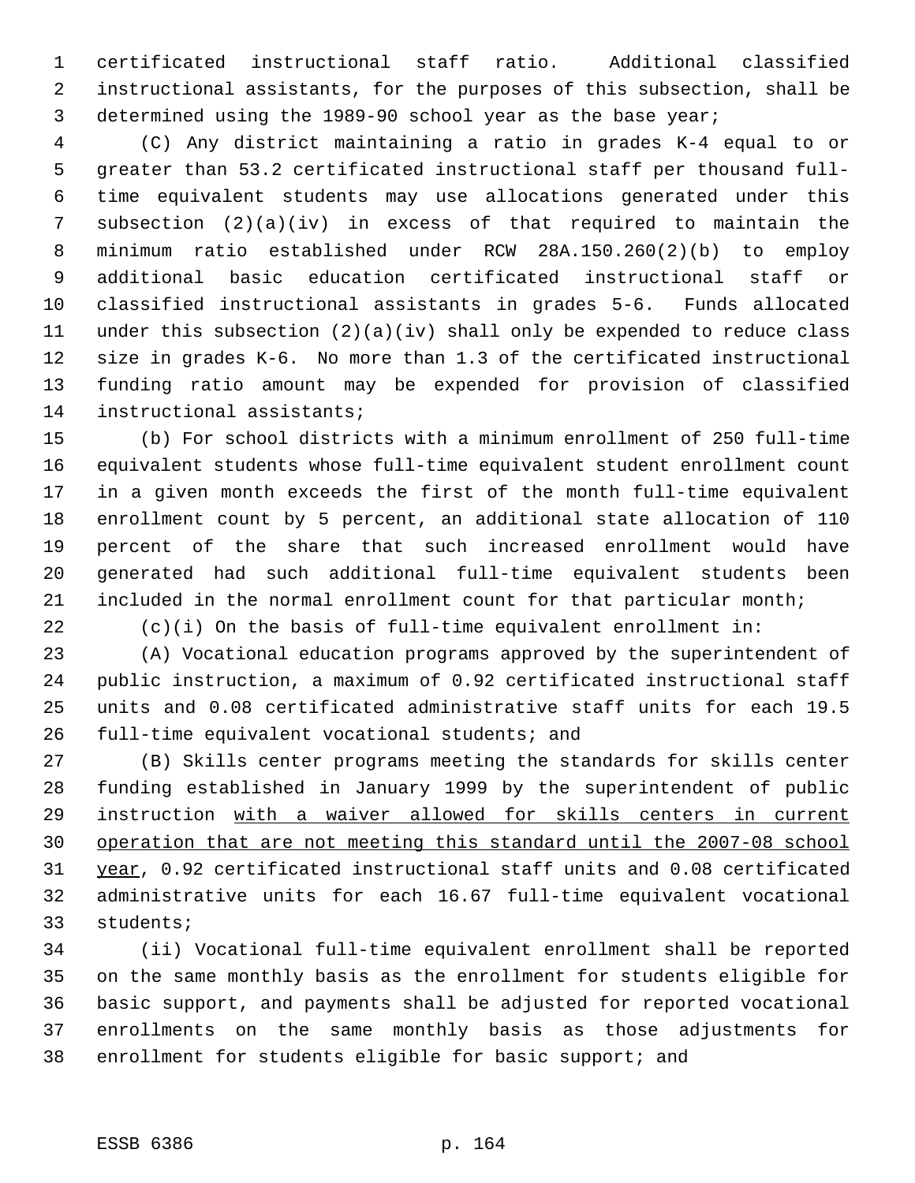certificated instructional staff ratio. Additional classified instructional assistants, for the purposes of this subsection, shall be determined using the 1989-90 school year as the base year;

(C) Any district maintaining a ratio in grades K-4 equal to or greater than 53.2 certificated instructional staff per thousand full-time equivalent students may use allocations generated under this subsection (2)(a)(iv) in excess of that required to maintain the minimum ratio established under RCW 28A.150.260(2)(b) to employ additional basic education certificated instructional staff or classified instructional assistants in grades 5-6. Funds allocated under this subsection (2)(a)(iv) shall only be expended to reduce class size in grades K-6. No more than 1.3 of the certificated instructional funding ratio amount may be expended for provision of classified instructional assistants;

(b) For school districts with a minimum enrollment of 250 full-time equivalent students whose full-time equivalent student enrollment count in a given month exceeds the first of the month full-time equivalent enrollment count by 5 percent, an additional state allocation of 110 percent of the share that such increased enrollment would have generated had such additional full-time equivalent students been included in the normal enrollment count for that particular month;

(c)(i) On the basis of full-time equivalent enrollment in:

(A) Vocational education programs approved by the superintendent of public instruction, a maximum of 0.92 certificated instructional staff units and 0.08 certificated administrative staff units for each 19.5 full-time equivalent vocational students; and

(B) Skills center programs meeting the standards for skills center funding established in January 1999 by the superintendent of public instruction with a waiver allowed for skills centers in current operation that are not meeting this standard until the 2007-08 school year, 0.92 certificated instructional staff units and 0.08 certificated administrative units for each 16.67 full-time equivalent vocational students;

(ii) Vocational full-time equivalent enrollment shall be reported on the same monthly basis as the enrollment for students eligible for basic support, and payments shall be adjusted for reported vocational enrollments on the same monthly basis as those adjustments for enrollment for students eligible for basic support; and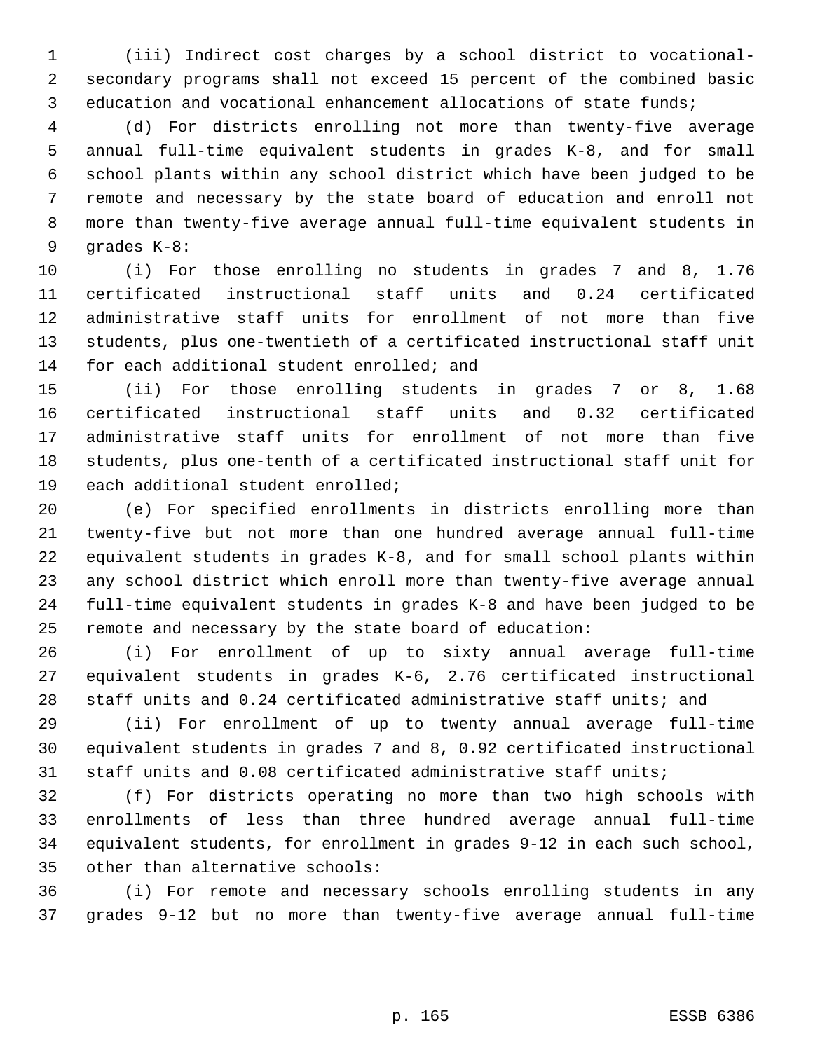(iii) Indirect cost charges by a school district to vocational-secondary programs shall not exceed 15 percent of the combined basic education and vocational enhancement allocations of state funds;

(d) For districts enrolling not more than twenty-five average annual full-time equivalent students in grades K-8, and for small school plants within any school district which have been judged to be remote and necessary by the state board of education and enroll not more than twenty-five average annual full-time equivalent students in grades K-8:

(i) For those enrolling no students in grades 7 and 8, 1.76 certificated instructional staff units and 0.24 certificated administrative staff units for enrollment of not more than five students, plus one-twentieth of a certificated instructional staff unit for each additional student enrolled; and

(ii) For those enrolling students in grades 7 or 8, 1.68 certificated instructional staff units and 0.32 certificated administrative staff units for enrollment of not more than five students, plus one-tenth of a certificated instructional staff unit for each additional student enrolled;

(e) For specified enrollments in districts enrolling more than twenty-five but not more than one hundred average annual full-time equivalent students in grades K-8, and for small school plants within any school district which enroll more than twenty-five average annual full-time equivalent students in grades K-8 and have been judged to be remote and necessary by the state board of education:

(i) For enrollment of up to sixty annual average full-time equivalent students in grades K-6, 2.76 certificated instructional staff units and 0.24 certificated administrative staff units; and

(ii) For enrollment of up to twenty annual average full-time equivalent students in grades 7 and 8, 0.92 certificated instructional staff units and 0.08 certificated administrative staff units;

(f) For districts operating no more than two high schools with enrollments of less than three hundred average annual full-time equivalent students, for enrollment in grades 9-12 in each such school, other than alternative schools:

(i) For remote and necessary schools enrolling students in any grades 9-12 but no more than twenty-five average annual full-time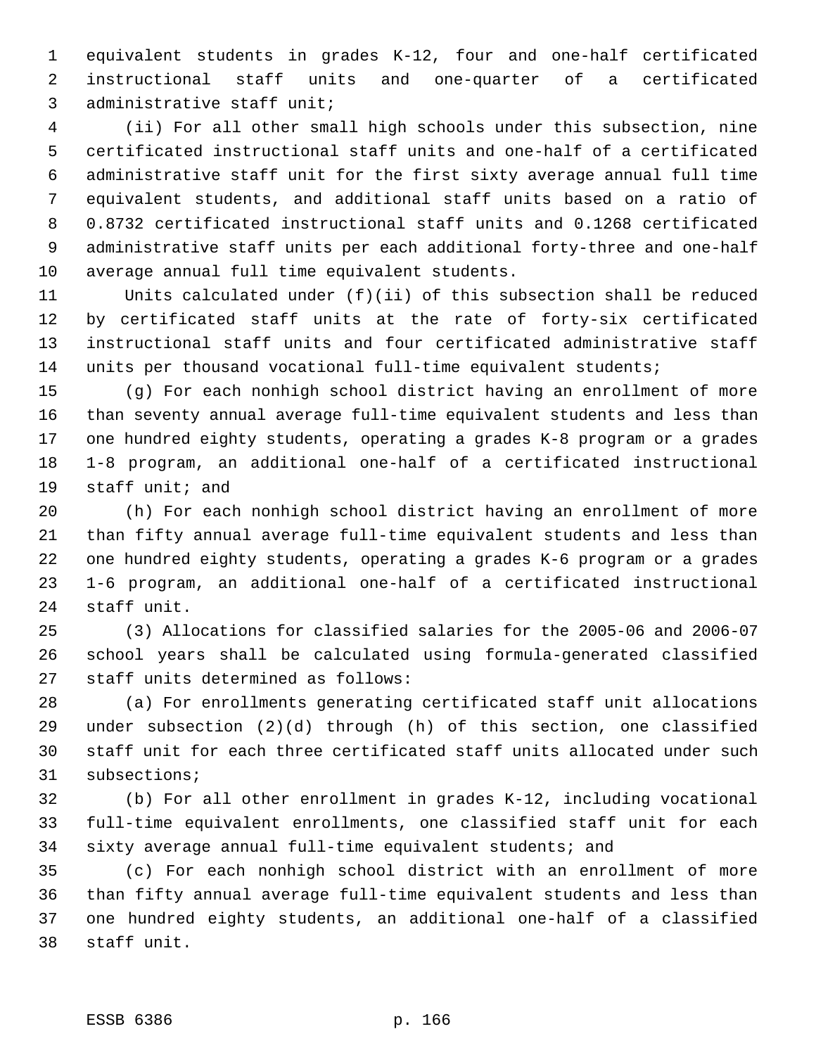equivalent students in grades K-12, four and one-half certificated instructional staff units and one-quarter of a certificated administrative staff unit;

(ii) For all other small high schools under this subsection, nine certificated instructional staff units and one-half of a certificated administrative staff unit for the first sixty average annual full time equivalent students, and additional staff units based on a ratio of 0.8732 certificated instructional staff units and 0.1268 certificated administrative staff units per each additional forty-three and one-half average annual full time equivalent students.

Units calculated under (f)(ii) of this subsection shall be reduced by certificated staff units at the rate of forty-six certificated instructional staff units and four certificated administrative staff units per thousand vocational full-time equivalent students;

(g) For each nonhigh school district having an enrollment of more than seventy annual average full-time equivalent students and less than one hundred eighty students, operating a grades K-8 program or a grades 1-8 program, an additional one-half of a certificated instructional staff unit; and

(h) For each nonhigh school district having an enrollment of more than fifty annual average full-time equivalent students and less than one hundred eighty students, operating a grades K-6 program or a grades 1-6 program, an additional one-half of a certificated instructional staff unit.

(3) Allocations for classified salaries for the 2005-06 and 2006-07 school years shall be calculated using formula-generated classified staff units determined as follows:

(a) For enrollments generating certificated staff unit allocations under subsection (2)(d) through (h) of this section, one classified staff unit for each three certificated staff units allocated under such subsections;

(b) For all other enrollment in grades K-12, including vocational full-time equivalent enrollments, one classified staff unit for each sixty average annual full-time equivalent students; and

(c) For each nonhigh school district with an enrollment of more than fifty annual average full-time equivalent students and less than one hundred eighty students, an additional one-half of a classified staff unit.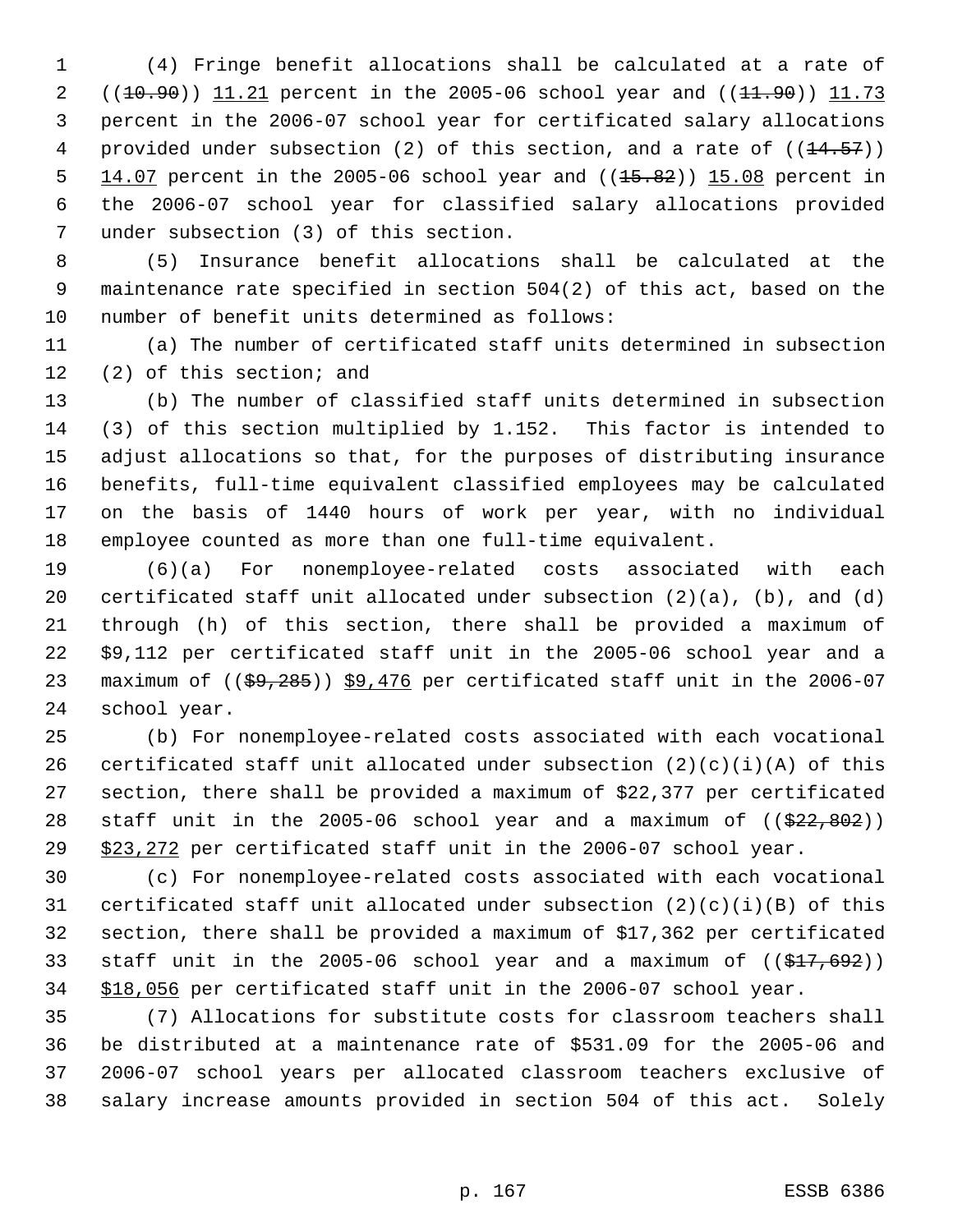(4) Fringe benefit allocations shall be calculated at a rate of ((~~10.90~~)) 11.21 percent in the 2005-06 school year and ((~~11.90~~)) 11.73 percent in the 2006-07 school year for certificated salary allocations provided under subsection (2) of this section, and a rate of ((~~14.57~~)) 14.07 percent in the 2005-06 school year and ((~~15.82~~)) 15.08 percent in the 2006-07 school year for classified salary allocations provided under subsection (3) of this section.

(5) Insurance benefit allocations shall be calculated at the maintenance rate specified in section 504(2) of this act, based on the number of benefit units determined as follows:

(a) The number of certificated staff units determined in subsection (2) of this section; and

(b) The number of classified staff units determined in subsection (3) of this section multiplied by 1.152. This factor is intended to adjust allocations so that, for the purposes of distributing insurance benefits, full-time equivalent classified employees may be calculated on the basis of 1440 hours of work per year, with no individual employee counted as more than one full-time equivalent.

(6)(a) For nonemployee-related costs associated with each certificated staff unit allocated under subsection (2)(a), (b), and (d) through (h) of this section, there shall be provided a maximum of $9,112 per certificated staff unit in the 2005-06 school year and a maximum of ((~~$9,285~~)) $9,476 per certificated staff unit in the 2006-07 school year.

(b) For nonemployee-related costs associated with each vocational certificated staff unit allocated under subsection (2)(c)(i)(A) of this section, there shall be provided a maximum of $22,377 per certificated staff unit in the 2005-06 school year and a maximum of ((~~$22,802~~)) $23,272 per certificated staff unit in the 2006-07 school year.

(c) For nonemployee-related costs associated with each vocational certificated staff unit allocated under subsection (2)(c)(i)(B) of this section, there shall be provided a maximum of $17,362 per certificated staff unit in the 2005-06 school year and a maximum of ((~~$17,692~~)) $18,056 per certificated staff unit in the 2006-07 school year.

(7) Allocations for substitute costs for classroom teachers shall be distributed at a maintenance rate of $531.09 for the 2005-06 and 2006-07 school years per allocated classroom teachers exclusive of salary increase amounts provided in section 504 of this act. Solely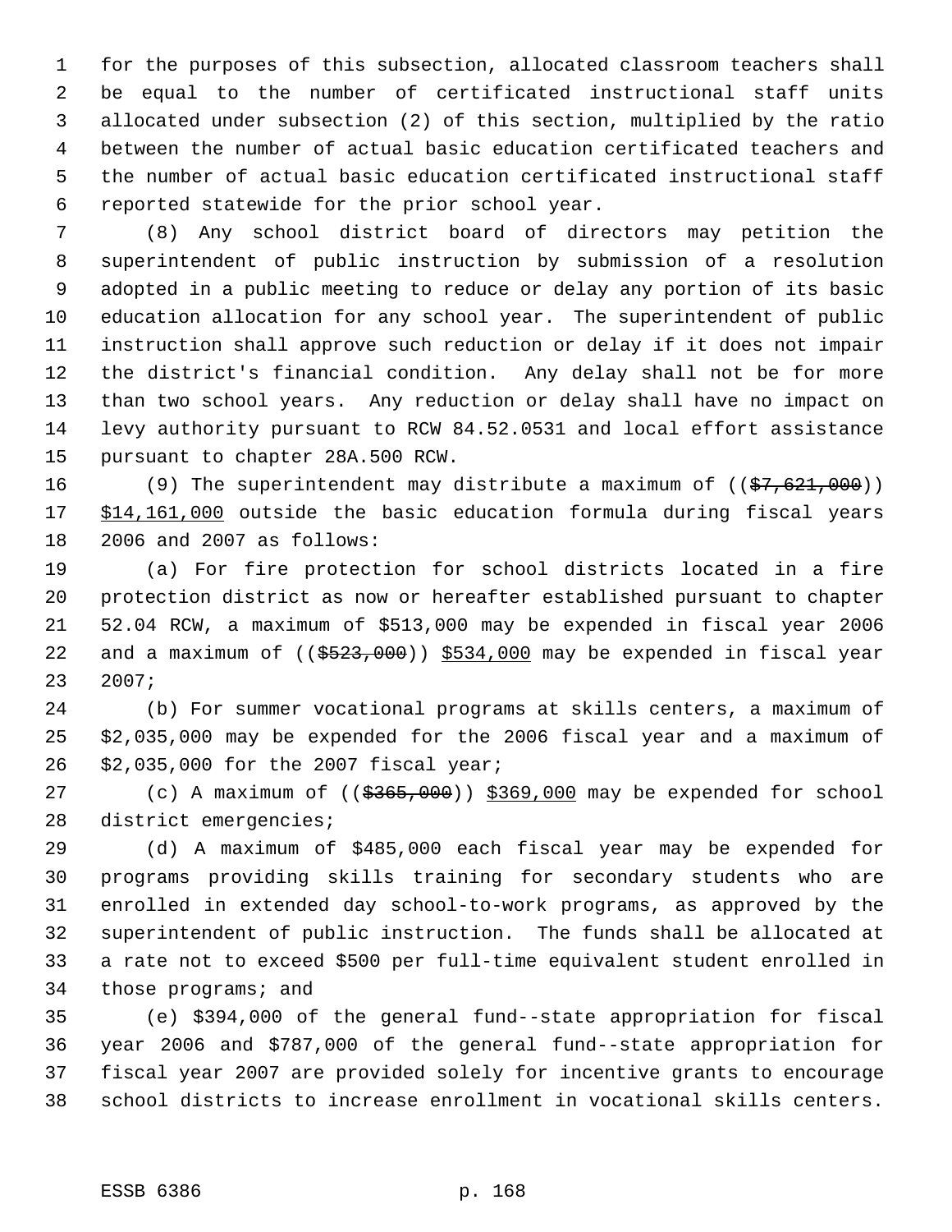for the purposes of this subsection, allocated classroom teachers shall be equal to the number of certificated instructional staff units allocated under subsection (2) of this section, multiplied by the ratio between the number of actual basic education certificated teachers and the number of actual basic education certificated instructional staff reported statewide for the prior school year.

(8) Any school district board of directors may petition the superintendent of public instruction by submission of a resolution adopted in a public meeting to reduce or delay any portion of its basic education allocation for any school year. The superintendent of public instruction shall approve such reduction or delay if it does not impair the district's financial condition. Any delay shall not be for more than two school years. Any reduction or delay shall have no impact on levy authority pursuant to RCW 84.52.0531 and local effort assistance pursuant to chapter 28A.500 RCW.

(9) The superintendent may distribute a maximum of ((~~$7,621,000~~)) <u>$14,161,000</u> outside the basic education formula during fiscal years 2006 and 2007 as follows:

(a) For fire protection for school districts located in a fire protection district as now or hereafter established pursuant to chapter 52.04 RCW, a maximum of $513,000 may be expended in fiscal year 2006 and a maximum of ((~~$523,000~~)) <u>$534,000</u> may be expended in fiscal year 2007;

(b) For summer vocational programs at skills centers, a maximum of $2,035,000 may be expended for the 2006 fiscal year and a maximum of $2,035,000 for the 2007 fiscal year;

(c) A maximum of ((~~$365,000~~)) <u>$369,000</u> may be expended for school district emergencies;

(d) A maximum of $485,000 each fiscal year may be expended for programs providing skills training for secondary students who are enrolled in extended day school-to-work programs, as approved by the superintendent of public instruction. The funds shall be allocated at a rate not to exceed $500 per full-time equivalent student enrolled in those programs; and

(e) $394,000 of the general fund--state appropriation for fiscal year 2006 and $787,000 of the general fund--state appropriation for fiscal year 2007 are provided solely for incentive grants to encourage school districts to increase enrollment in vocational skills centers.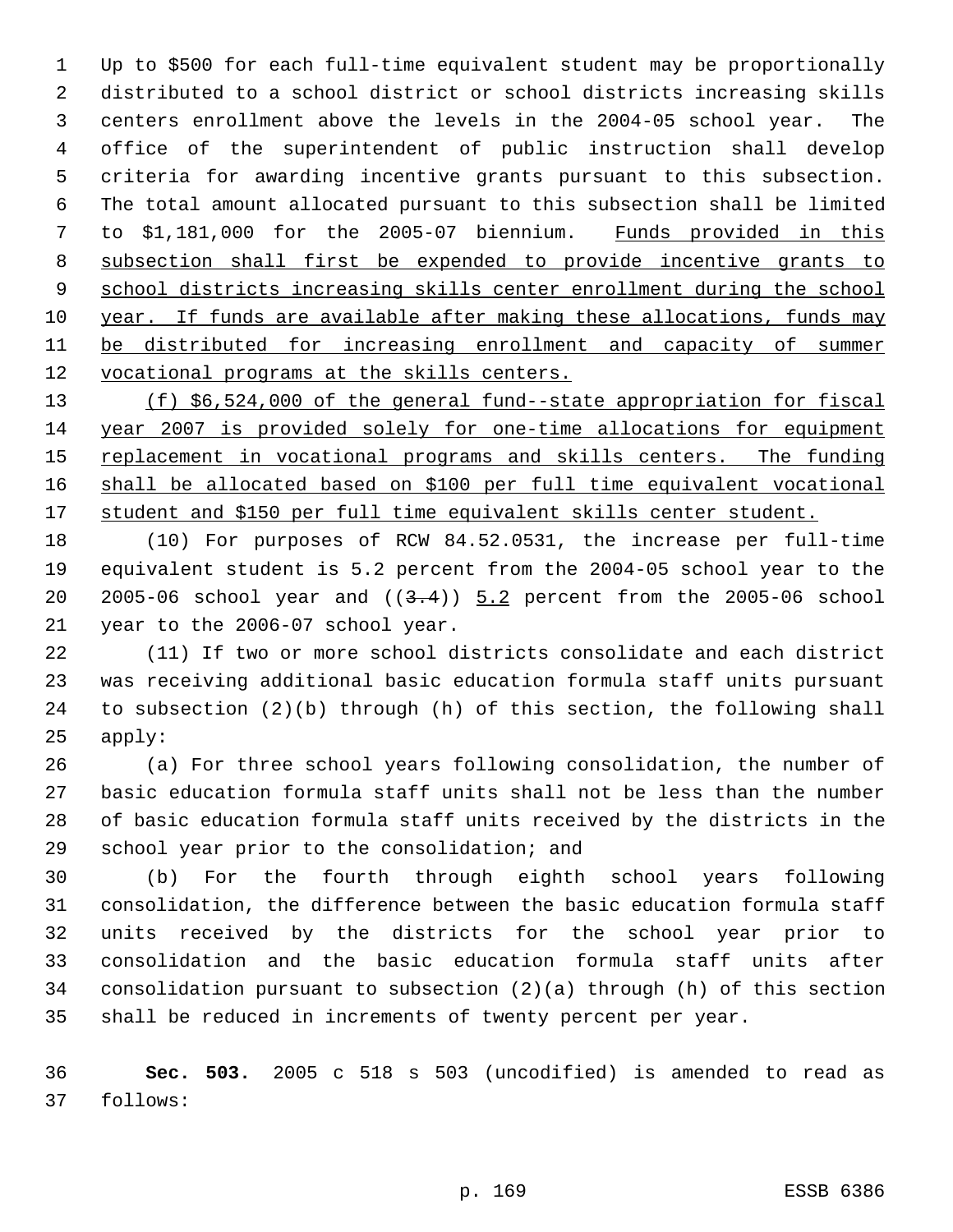Up to $500 for each full-time equivalent student may be proportionally distributed to a school district or school districts increasing skills centers enrollment above the levels in the 2004-05 school year. The office of the superintendent of public instruction shall develop criteria for awarding incentive grants pursuant to this subsection. The total amount allocated pursuant to this subsection shall be limited to $1,181,000 for the 2005-07 biennium. <u>Funds provided in this subsection shall first be expended to provide incentive grants to school districts increasing skills center enrollment during the school year. If funds are available after making these allocations, funds may be distributed for increasing enrollment and capacity of summer vocational programs at the skills centers.</u>

<u>(f) $6,524,000 of the general fund--state appropriation for fiscal year 2007 is provided solely for one-time allocations for equipment replacement in vocational programs and skills centers. The funding shall be allocated based on $100 per full time equivalent vocational student and $150 per full time equivalent skills center student.</u>

(10) For purposes of RCW 84.52.0531, the increase per full-time equivalent student is 5.2 percent from the 2004-05 school year to the 2005-06 school year and ((~~3.4~~)) <u>5.2</u> percent from the 2005-06 school year to the 2006-07 school year.

(11) If two or more school districts consolidate and each district was receiving additional basic education formula staff units pursuant to subsection (2)(b) through (h) of this section, the following shall apply:

(a) For three school years following consolidation, the number of basic education formula staff units shall not be less than the number of basic education formula staff units received by the districts in the school year prior to the consolidation; and

(b) For the fourth through eighth school years following consolidation, the difference between the basic education formula staff units received by the districts for the school year prior to consolidation and the basic education formula staff units after consolidation pursuant to subsection (2)(a) through (h) of this section shall be reduced in increments of twenty percent per year.

**Sec. 503.** 2005 c 518 s 503 (uncodified) is amended to read as follows: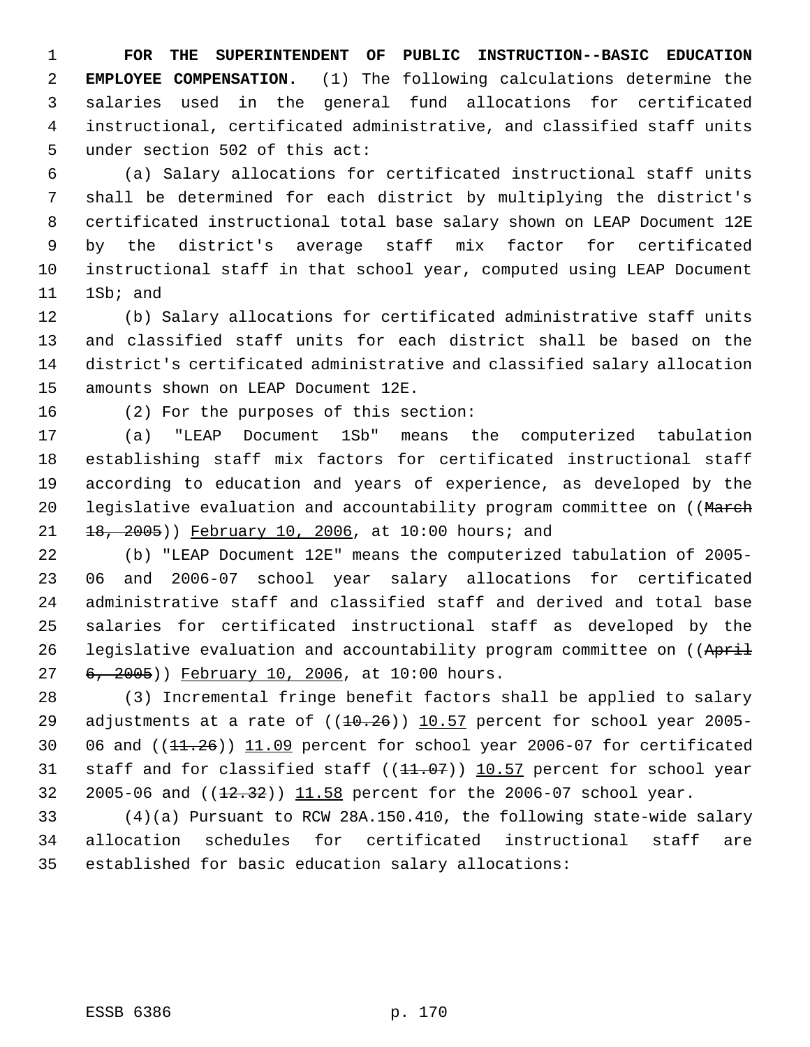**FOR THE SUPERINTENDENT OF PUBLIC INSTRUCTION--BASIC EDUCATION EMPLOYEE COMPENSATION.** (1) The following calculations determine the salaries used in the general fund allocations for certificated instructional, certificated administrative, and classified staff units under section 502 of this act:

(a) Salary allocations for certificated instructional staff units shall be determined for each district by multiplying the district's certificated instructional total base salary shown on LEAP Document 12E by the district's average staff mix factor for certificated instructional staff in that school year, computed using LEAP Document 1Sb; and

(b) Salary allocations for certificated administrative staff units and classified staff units for each district shall be based on the district's certificated administrative and classified salary allocation amounts shown on LEAP Document 12E.

(2) For the purposes of this section:

(a) "LEAP Document 1Sb" means the computerized tabulation establishing staff mix factors for certificated instructional staff according to education and years of experience, as developed by the legislative evaluation and accountability program committee on ((~~March 18, 2005~~)) <u>February 10, 2006</u>, at 10:00 hours; and

(b) "LEAP Document 12E" means the computerized tabulation of 2005-06 and 2006-07 school year salary allocations for certificated administrative staff and classified staff and derived and total base salaries for certificated instructional staff as developed by the legislative evaluation and accountability program committee on ((~~April 6, 2005~~)) <u>February 10, 2006</u>, at 10:00 hours.

(3) Incremental fringe benefit factors shall be applied to salary adjustments at a rate of ((~~10.26~~)) <u>10.57</u> percent for school year 2005-06 and ((~~11.26~~)) <u>11.09</u> percent for school year 2006-07 for certificated staff and for classified staff ((~~11.07~~)) <u>10.57</u> percent for school year 2005-06 and ((~~12.32~~)) <u>11.58</u> percent for the 2006-07 school year.

(4)(a) Pursuant to RCW 28A.150.410, the following state-wide salary allocation schedules for certificated instructional staff are established for basic education salary allocations: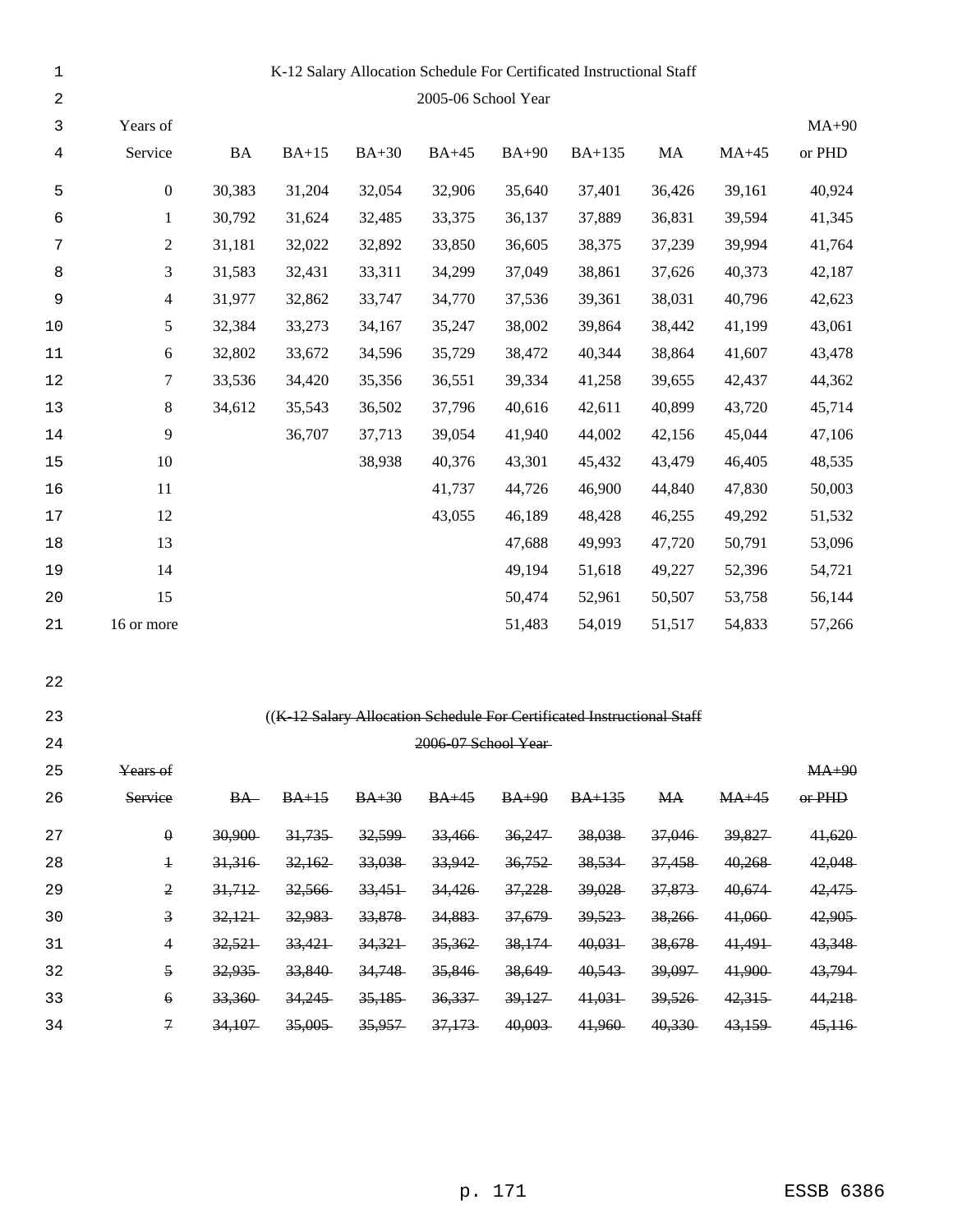K-12 Salary Allocation Schedule For Certificated Instructional Staff

2005-06 School Year

| Years of Service | BA | BA+15 | BA+30 | BA+45 | BA+90 | BA+135 | MA | MA+45 | MA+90 or PHD |
|---|---|---|---|---|---|---|---|---|---|
| 0 | 30,383 | 31,204 | 32,054 | 32,906 | 35,640 | 37,401 | 36,426 | 39,161 | 40,924 |
| 1 | 30,792 | 31,624 | 32,485 | 33,375 | 36,137 | 37,889 | 36,831 | 39,594 | 41,345 |
| 2 | 31,181 | 32,022 | 32,892 | 33,850 | 36,605 | 38,375 | 37,239 | 39,994 | 41,764 |
| 3 | 31,583 | 32,431 | 33,311 | 34,299 | 37,049 | 38,861 | 37,626 | 40,373 | 42,187 |
| 4 | 31,977 | 32,862 | 33,747 | 34,770 | 37,536 | 39,361 | 38,031 | 40,796 | 42,623 |
| 5 | 32,384 | 33,273 | 34,167 | 35,247 | 38,002 | 39,864 | 38,442 | 41,199 | 43,061 |
| 6 | 32,802 | 33,672 | 34,596 | 35,729 | 38,472 | 40,344 | 38,864 | 41,607 | 43,478 |
| 7 | 33,536 | 34,420 | 35,356 | 36,551 | 39,334 | 41,258 | 39,655 | 42,437 | 44,362 |
| 8 | 34,612 | 35,543 | 36,502 | 37,796 | 40,616 | 42,611 | 40,899 | 43,720 | 45,714 |
| 9 | | 36,707 | 37,713 | 39,054 | 41,940 | 44,002 | 42,156 | 45,044 | 47,106 |
| 10 | | | 38,938 | 40,376 | 43,301 | 45,432 | 43,479 | 46,405 | 48,535 |
| 11 | | | | 41,737 | 44,726 | 46,900 | 44,840 | 47,830 | 50,003 |
| 12 | | | | 43,055 | 46,189 | 48,428 | 46,255 | 49,292 | 51,532 |
| 13 | | | | | 47,688 | 49,993 | 47,720 | 50,791 | 53,096 |
| 14 | | | | | 49,194 | 51,618 | 49,227 | 52,396 | 54,721 |
| 15 | | | | | 50,474 | 52,961 | 50,507 | 53,758 | 56,144 |
| 16 or more | | | | | 51,483 | 54,019 | 51,517 | 54,833 | 57,266 |

((~~K-12 Salary Allocation Schedule For Certificated Instructional Staff~~

~~2006-07 School Year~~

| ~~Years of Service~~ | ~~BA~~ | ~~BA+15~~ | ~~BA+30~~ | ~~BA+45~~ | ~~BA+90~~ | ~~BA+135~~ | ~~MA~~ | ~~MA+45~~ | ~~MA+90 or PHD~~ |
|---|---|---|---|---|---|---|---|---|---|
| ~~0~~ | ~~30,900~~ | ~~31,735~~ | ~~32,599~~ | ~~33,466~~ | ~~36,247~~ | ~~38,038~~ | ~~37,046~~ | ~~39,827~~ | ~~41,620~~ |
| ~~1~~ | ~~31,316~~ | ~~32,162~~ | ~~33,038~~ | ~~33,942~~ | ~~36,752~~ | ~~38,534~~ | ~~37,458~~ | ~~40,268~~ | ~~42,048~~ |
| ~~2~~ | ~~31,712~~ | ~~32,566~~ | ~~33,451~~ | ~~34,426~~ | ~~37,228~~ | ~~39,028~~ | ~~37,873~~ | ~~40,674~~ | ~~42,475~~ |
| ~~3~~ | ~~32,121~~ | ~~32,983~~ | ~~33,878~~ | ~~34,883~~ | ~~37,679~~ | ~~39,523~~ | ~~38,266~~ | ~~41,060~~ | ~~42,905~~ |
| ~~4~~ | ~~32,521~~ | ~~33,421~~ | ~~34,321~~ | ~~35,362~~ | ~~38,174~~ | ~~40,031~~ | ~~38,678~~ | ~~41,491~~ | ~~43,348~~ |
| ~~5~~ | ~~32,935~~ | ~~33,840~~ | ~~34,748~~ | ~~35,846~~ | ~~38,649~~ | ~~40,543~~ | ~~39,097~~ | ~~41,900~~ | ~~43,794~~ |
| ~~6~~ | ~~33,360~~ | ~~34,245~~ | ~~35,185~~ | ~~36,337~~ | ~~39,127~~ | ~~41,031~~ | ~~39,526~~ | ~~42,315~~ | ~~44,218~~ |
| ~~7~~ | ~~34,107~~ | ~~35,005~~ | ~~35,957~~ | ~~37,173~~ | ~~40,003~~ | ~~41,960~~ | ~~40,330~~ | ~~43,159~~ | ~~45,116~~ |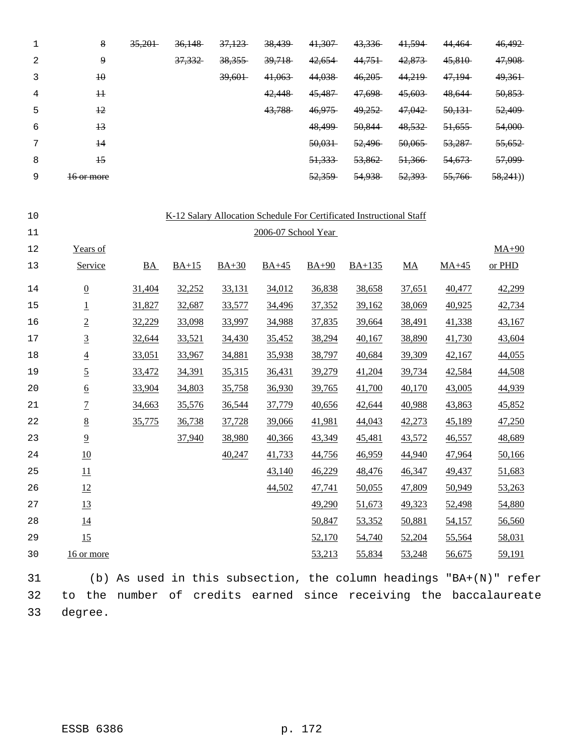| | | | | | | | | | |
|---|---|---|---|---|---|---|---|---|---|
| ~~8~~ | ~~35,201~~ | ~~36,148~~ | ~~37,123~~ | ~~38,439~~ | ~~41,307~~ | ~~43,336~~ | ~~41,594~~ | ~~44,464~~ | ~~46,492~~ |
| ~~9~~ | | ~~37,332~~ | ~~38,355~~ | ~~39,718~~ | ~~42,654~~ | ~~44,751~~ | ~~42,873~~ | ~~45,810~~ | ~~47,908~~ |
| ~~10~~ | | | ~~39,601~~ | ~~41,063~~ | ~~44,038~~ | ~~46,205~~ | ~~44,219~~ | ~~47,194~~ | ~~49,361~~ |
| ~~11~~ | | | | ~~42,448~~ | ~~45,487~~ | ~~47,698~~ | ~~45,603~~ | ~~48,644~~ | ~~50,853~~ |
| ~~12~~ | | | | ~~43,788~~ | ~~46,975~~ | ~~49,252~~ | ~~47,042~~ | ~~50,131~~ | ~~52,409~~ |
| ~~13~~ | | | | | ~~48,499~~ | ~~50,844~~ | ~~48,532~~ | ~~51,655~~ | ~~54,000~~ |
| ~~14~~ | | | | | ~~50,031~~ | ~~52,496~~ | ~~50,065~~ | ~~53,287~~ | ~~55,652~~ |
| ~~15~~ | | | | | ~~51,333~~ | ~~53,862~~ | ~~51,366~~ | ~~54,673~~ | ~~57,099~~ |
| ~~16 or more~~ | | | | | ~~52,359~~ | ~~54,938~~ | ~~52,393~~ | ~~55,766~~ | ~~58,241~~)) |

K-12 Salary Allocation Schedule For Certificated Instructional Staff

2006-07 School Year

| Years of Service | BA | BA+15 | BA+30 | BA+45 | BA+90 | BA+135 | MA | MA+45 | MA+90 or PHD |
|---|---|---|---|---|---|---|---|---|---|
| 0 | 31,404 | 32,252 | 33,131 | 34,012 | 36,838 | 38,658 | 37,651 | 40,477 | 42,299 |
| 1 | 31,827 | 32,687 | 33,577 | 34,496 | 37,352 | 39,162 | 38,069 | 40,925 | 42,734 |
| 2 | 32,229 | 33,098 | 33,997 | 34,988 | 37,835 | 39,664 | 38,491 | 41,338 | 43,167 |
| 3 | 32,644 | 33,521 | 34,430 | 35,452 | 38,294 | 40,167 | 38,890 | 41,730 | 43,604 |
| 4 | 33,051 | 33,967 | 34,881 | 35,938 | 38,797 | 40,684 | 39,309 | 42,167 | 44,055 |
| 5 | 33,472 | 34,391 | 35,315 | 36,431 | 39,279 | 41,204 | 39,734 | 42,584 | 44,508 |
| 6 | 33,904 | 34,803 | 35,758 | 36,930 | 39,765 | 41,700 | 40,170 | 43,005 | 44,939 |
| 7 | 34,663 | 35,576 | 36,544 | 37,779 | 40,656 | 42,644 | 40,988 | 43,863 | 45,852 |
| 8 | 35,775 | 36,738 | 37,728 | 39,066 | 41,981 | 44,043 | 42,273 | 45,189 | 47,250 |
| 9 | | 37,940 | 38,980 | 40,366 | 43,349 | 45,481 | 43,572 | 46,557 | 48,689 |
| 10 | | | 40,247 | 41,733 | 44,756 | 46,959 | 44,940 | 47,964 | 50,166 |
| 11 | | | | 43,140 | 46,229 | 48,476 | 46,347 | 49,437 | 51,683 |
| 12 | | | | 44,502 | 47,741 | 50,055 | 47,809 | 50,949 | 53,263 |
| 13 | | | | | 49,290 | 51,673 | 49,323 | 52,498 | 54,880 |
| 14 | | | | | 50,847 | 53,352 | 50,881 | 54,157 | 56,560 |
| 15 | | | | | 52,170 | 54,740 | 52,204 | 55,564 | 58,031 |
| 16 or more | | | | | 53,213 | 55,834 | 53,248 | 56,675 | 59,191 |

(b) As used in this subsection, the column headings "BA+(N)" refer to the number of credits earned since receiving the baccalaureate degree.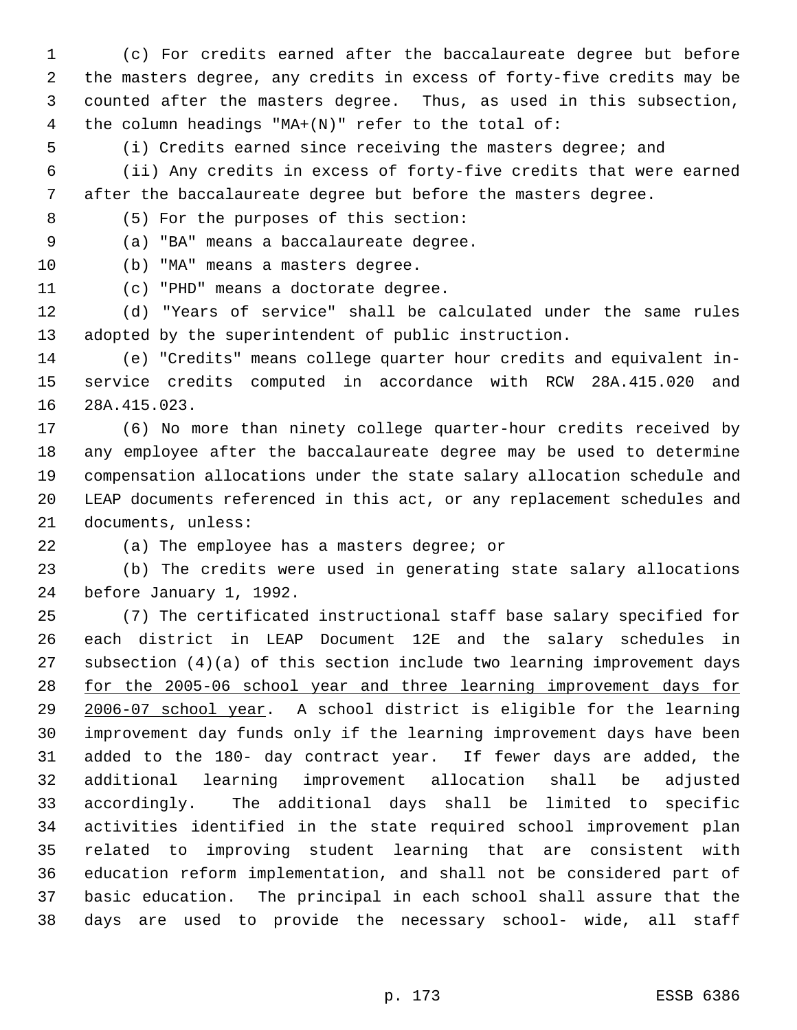(c) For credits earned after the baccalaureate degree but before the masters degree, any credits in excess of forty-five credits may be counted after the masters degree. Thus, as used in this subsection, the column headings "MA+(N)" refer to the total of:

(i) Credits earned since receiving the masters degree; and

(ii) Any credits in excess of forty-five credits that were earned after the baccalaureate degree but before the masters degree.

(5) For the purposes of this section:

(a) "BA" means a baccalaureate degree.

(b) "MA" means a masters degree.

(c) "PHD" means a doctorate degree.

(d) "Years of service" shall be calculated under the same rules adopted by the superintendent of public instruction.

(e) "Credits" means college quarter hour credits and equivalent in-service credits computed in accordance with RCW 28A.415.020 and 28A.415.023.

(6) No more than ninety college quarter-hour credits received by any employee after the baccalaureate degree may be used to determine compensation allocations under the state salary allocation schedule and LEAP documents referenced in this act, or any replacement schedules and documents, unless:

(a) The employee has a masters degree; or

(b) The credits were used in generating state salary allocations before January 1, 1992.

(7) The certificated instructional staff base salary specified for each district in LEAP Document 12E and the salary schedules in subsection (4)(a) of this section include two learning improvement days <u>for the 2005-06 school year and three learning improvement days for 2006-07 school year</u>. A school district is eligible for the learning improvement day funds only if the learning improvement days have been added to the 180- day contract year. If fewer days are added, the additional learning improvement allocation shall be adjusted accordingly. The additional days shall be limited to specific activities identified in the state required school improvement plan related to improving student learning that are consistent with education reform implementation, and shall not be considered part of basic education. The principal in each school shall assure that the days are used to provide the necessary school- wide, all staff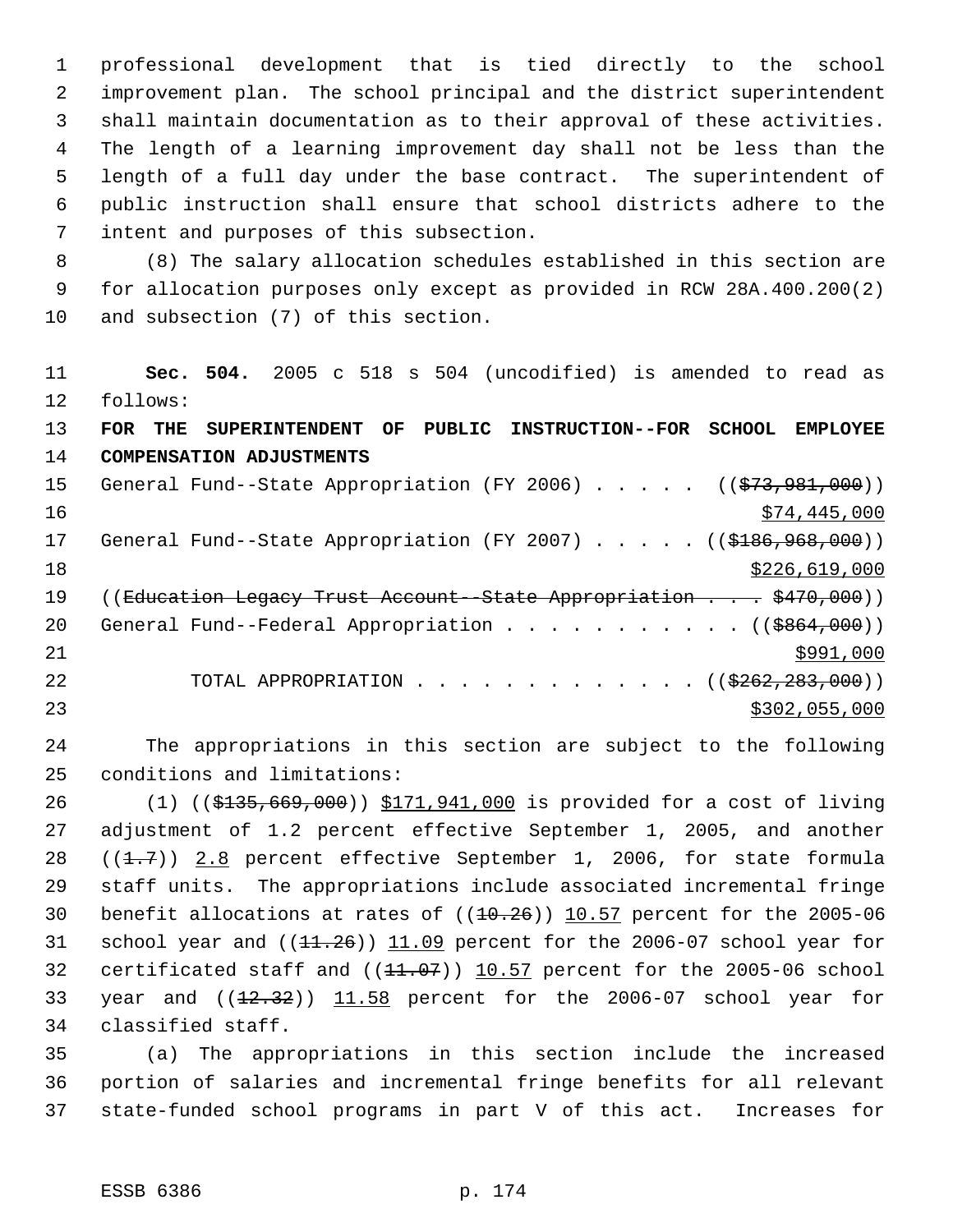professional development that is tied directly to the school improvement plan. The school principal and the district superintendent shall maintain documentation as to their approval of these activities. The length of a learning improvement day shall not be less than the length of a full day under the base contract. The superintendent of public instruction shall ensure that school districts adhere to the intent and purposes of this subsection.

(8) The salary allocation schedules established in this section are for allocation purposes only except as provided in RCW 28A.400.200(2) and subsection (7) of this section.

**Sec. 504.** 2005 c 518 s 504 (uncodified) is amended to read as follows:

**FOR THE SUPERINTENDENT OF PUBLIC INSTRUCTION--FOR SCHOOL EMPLOYEE COMPENSATION ADJUSTMENTS**

General Fund--State Appropriation (FY 2006) . . . . . ((~~$73,981,000~~))
<u>$74,445,000</u>

General Fund--State Appropriation (FY 2007) . . . . . ((~~$186,968,000~~))
<u>$226,619,000</u>

((~~Education Legacy Trust Account--State Appropriation . . . . $470,000~~))

General Fund--Federal Appropriation . . . . . . . . . . . ((~~$864,000~~))
<u>$991,000</u>

TOTAL APPROPRIATION . . . . . . . . . . . . . ((~~$262,283,000~~))
<u>$302,055,000</u>

The appropriations in this section are subject to the following conditions and limitations:

(1) ((~~$135,669,000~~)) <u>$171,941,000</u> is provided for a cost of living adjustment of 1.2 percent effective September 1, 2005, and another ((~~1.7~~)) <u>2.8</u> percent effective September 1, 2006, for state formula staff units. The appropriations include associated incremental fringe benefit allocations at rates of ((~~10.26~~)) <u>10.57</u> percent for the 2005-06 school year and ((~~11.26~~)) <u>11.09</u> percent for the 2006-07 school year for certificated staff and ((~~11.07~~)) <u>10.57</u> percent for the 2005-06 school year and ((~~12.32~~)) <u>11.58</u> percent for the 2006-07 school year for classified staff.

(a) The appropriations in this section include the increased portion of salaries and incremental fringe benefits for all relevant state-funded school programs in part V of this act. Increases for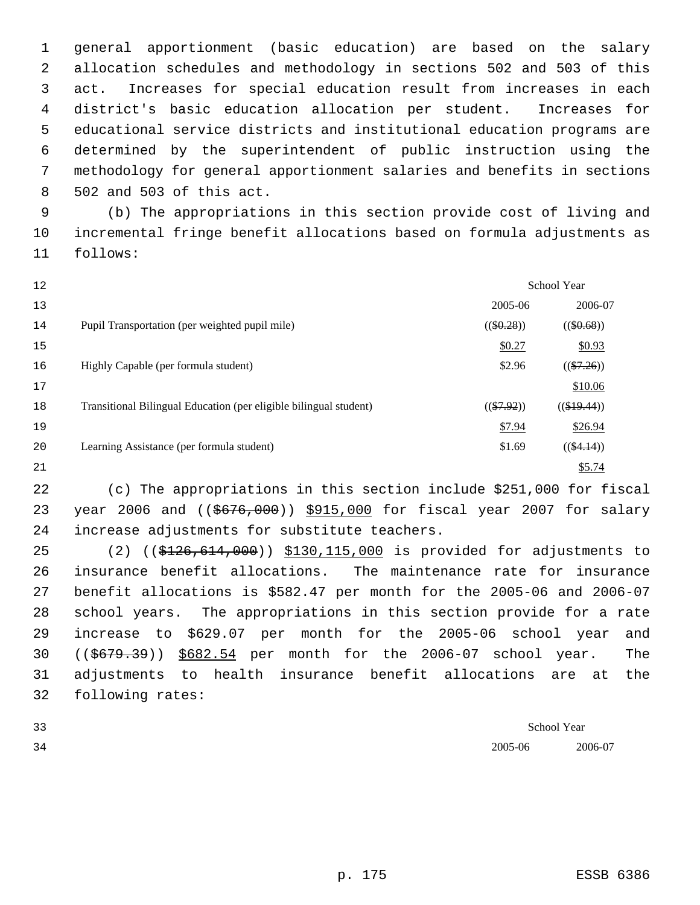general apportionment (basic education) are based on the salary allocation schedules and methodology in sections 502 and 503 of this act. Increases for special education result from increases in each district's basic education allocation per student. Increases for educational service districts and institutional education programs are determined by the superintendent of public instruction using the methodology for general apportionment salaries and benefits in sections 502 and 503 of this act.

(b) The appropriations in this section provide cost of living and incremental fringe benefit allocations based on formula adjustments as follows:

| | School Year | |
|---|---|---|
| | 2005-06 | 2006-07 |
| Pupil Transportation (per weighted pupil mile) | (($0.28)) | (($0.68)) |
| | $0.27 | $0.93 |
| Highly Capable (per formula student) | $2.96 | (($7.26)) |
| | | $10.06 |
| Transitional Bilingual Education (per eligible bilingual student) | (($7.92)) | (($19.44)) |
| | $7.94 | $26.94 |
| Learning Assistance (per formula student) | $1.69 | (($4.14)) |
| | | $5.74 |

(c) The appropriations in this section include $251,000 for fiscal year 2006 and (($676,000)) $915,000 for fiscal year 2007 for salary increase adjustments for substitute teachers.

(2) (($126,614,000)) $130,115,000 is provided for adjustments to insurance benefit allocations. The maintenance rate for insurance benefit allocations is $582.47 per month for the 2005-06 and 2006-07 school years. The appropriations in this section provide for a rate increase to $629.07 per month for the 2005-06 school year and (($679.39)) $682.54 per month for the 2006-07 school year. The adjustments to health insurance benefit allocations are at the following rates:

| School Year | |
|---|---|
| 2005-06 | 2006-07 |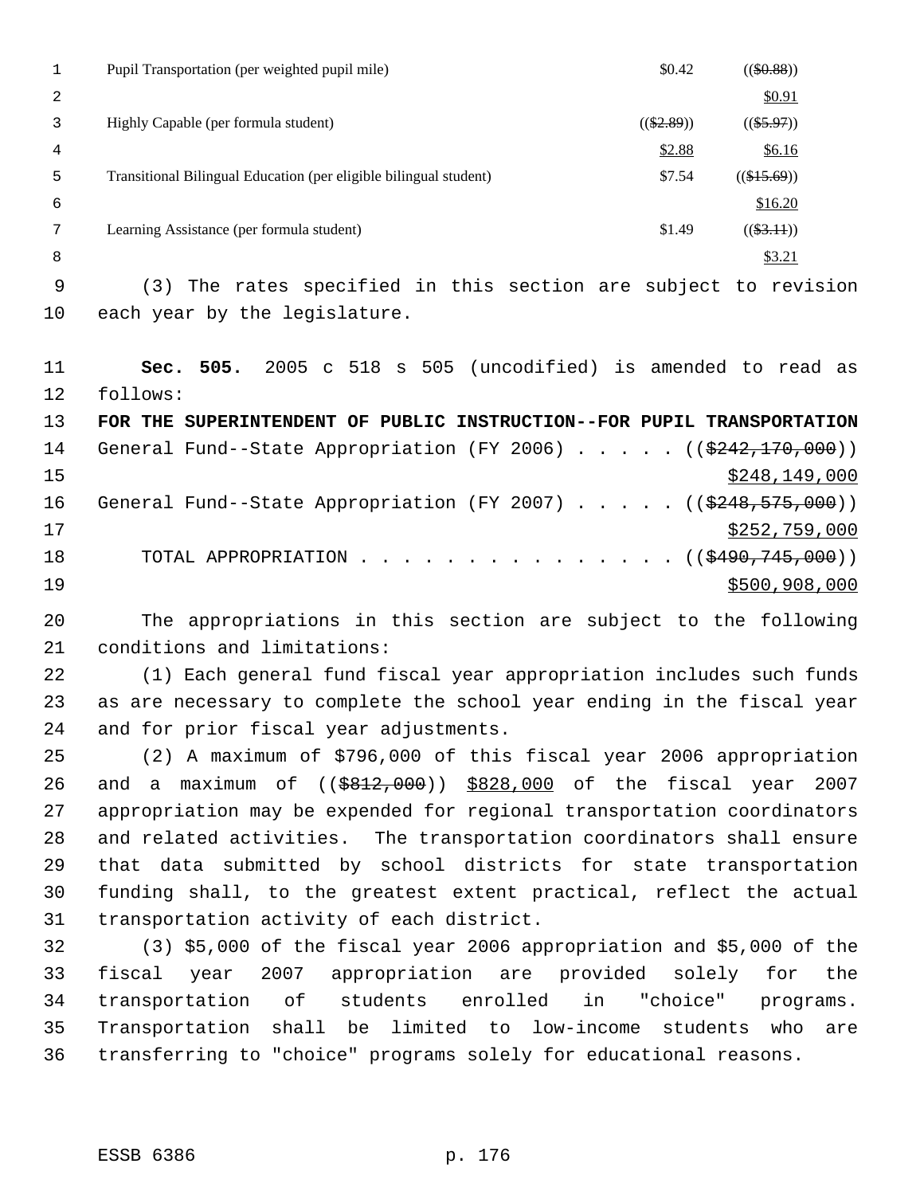| | | |
|---|---|---|
| Pupil Transportation (per weighted pupil mile) | $0.42 | (($0.88)) $0.91 |
| Highly Capable (per formula student) | (($2.89)) $2.88 | (($5.97)) $6.16 |
| Transitional Bilingual Education (per eligible bilingual student) | $7.54 | (($15.69)) $16.20 |
| Learning Assistance (per formula student) | $1.49 | (($3.11)) $3.21 |

(3) The rates specified in this section are subject to revision each year by the legislature.

**Sec. 505.** 2005 c 518 s 505 (uncodified) is amended to read as follows:

**FOR THE SUPERINTENDENT OF PUBLIC INSTRUCTION--FOR PUPIL TRANSPORTATION**

General Fund--State Appropriation (FY 2006) . . . . . (($242,170,000)) $248,149,000

General Fund--State Appropriation (FY 2007) . . . . . (($248,575,000)) $252,759,000

TOTAL APPROPRIATION . . . . . . . . . . . . . . . (($490,745,000)) $500,908,000

The appropriations in this section are subject to the following conditions and limitations:

(1) Each general fund fiscal year appropriation includes such funds as are necessary to complete the school year ending in the fiscal year and for prior fiscal year adjustments.

(2) A maximum of $796,000 of this fiscal year 2006 appropriation and a maximum of (($812,000)) $828,000 of the fiscal year 2007 appropriation may be expended for regional transportation coordinators and related activities. The transportation coordinators shall ensure that data submitted by school districts for state transportation funding shall, to the greatest extent practical, reflect the actual transportation activity of each district.

(3) $5,000 of the fiscal year 2006 appropriation and $5,000 of the fiscal year 2007 appropriation are provided solely for the transportation of students enrolled in "choice" programs. Transportation shall be limited to low-income students who are transferring to "choice" programs solely for educational reasons.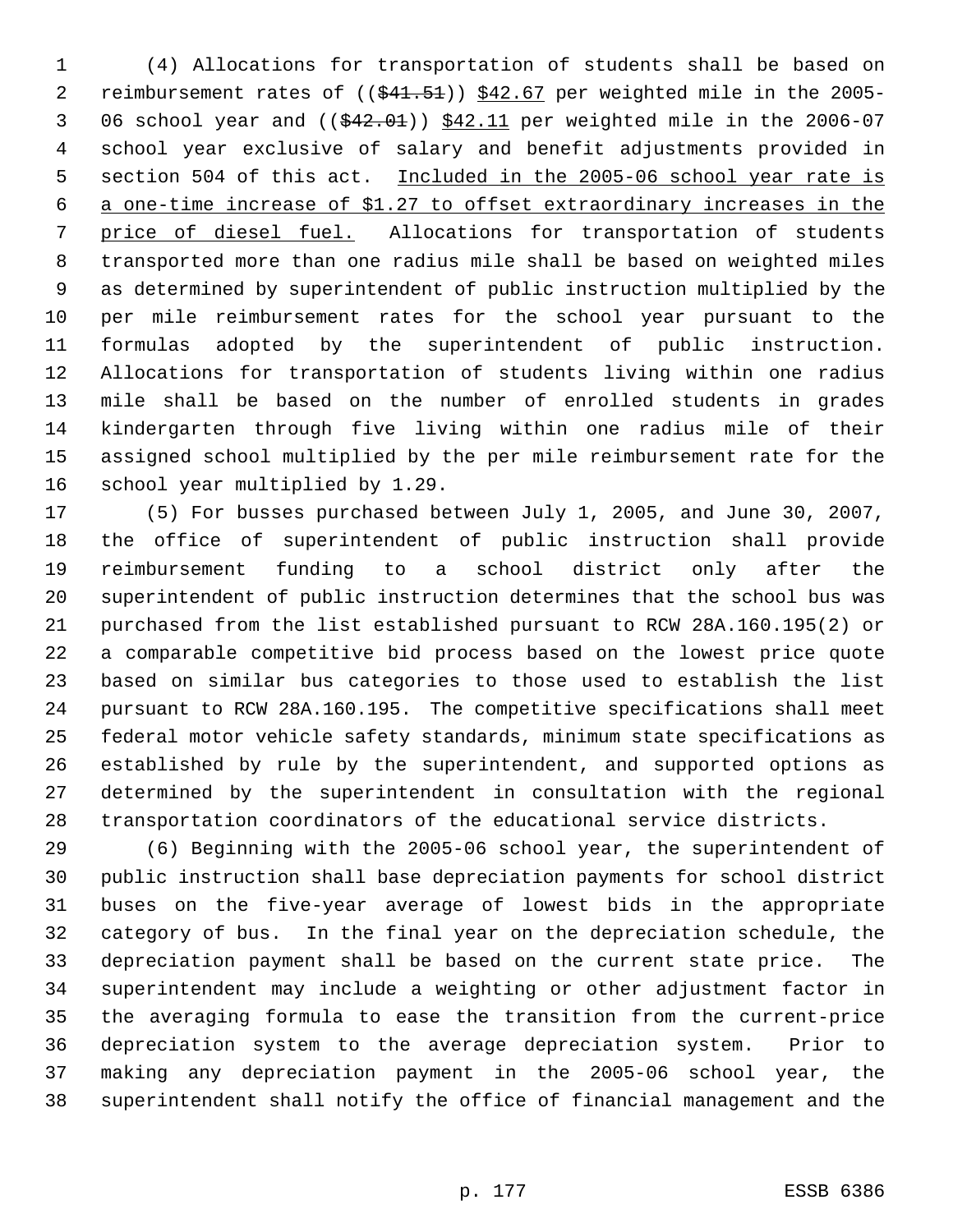(4) Allocations for transportation of students shall be based on reimbursement rates of ((~~$41.51~~)) <u>$42.67</u> per weighted mile in the 2005-06 school year and ((~~$42.01~~)) <u>$42.11</u> per weighted mile in the 2006-07 school year exclusive of salary and benefit adjustments provided in section 504 of this act. <u>Included in the 2005-06 school year rate is a one-time increase of $1.27 to offset extraordinary increases in the price of diesel fuel.</u> Allocations for transportation of students transported more than one radius mile shall be based on weighted miles as determined by superintendent of public instruction multiplied by the per mile reimbursement rates for the school year pursuant to the formulas adopted by the superintendent of public instruction. Allocations for transportation of students living within one radius mile shall be based on the number of enrolled students in grades kindergarten through five living within one radius mile of their assigned school multiplied by the per mile reimbursement rate for the school year multiplied by 1.29.

(5) For busses purchased between July 1, 2005, and June 30, 2007, the office of superintendent of public instruction shall provide reimbursement funding to a school district only after the superintendent of public instruction determines that the school bus was purchased from the list established pursuant to RCW 28A.160.195(2) or a comparable competitive bid process based on the lowest price quote based on similar bus categories to those used to establish the list pursuant to RCW 28A.160.195. The competitive specifications shall meet federal motor vehicle safety standards, minimum state specifications as established by rule by the superintendent, and supported options as determined by the superintendent in consultation with the regional transportation coordinators of the educational service districts.

(6) Beginning with the 2005-06 school year, the superintendent of public instruction shall base depreciation payments for school district buses on the five-year average of lowest bids in the appropriate category of bus. In the final year on the depreciation schedule, the depreciation payment shall be based on the current state price. The superintendent may include a weighting or other adjustment factor in the averaging formula to ease the transition from the current-price depreciation system to the average depreciation system. Prior to making any depreciation payment in the 2005-06 school year, the superintendent shall notify the office of financial management and the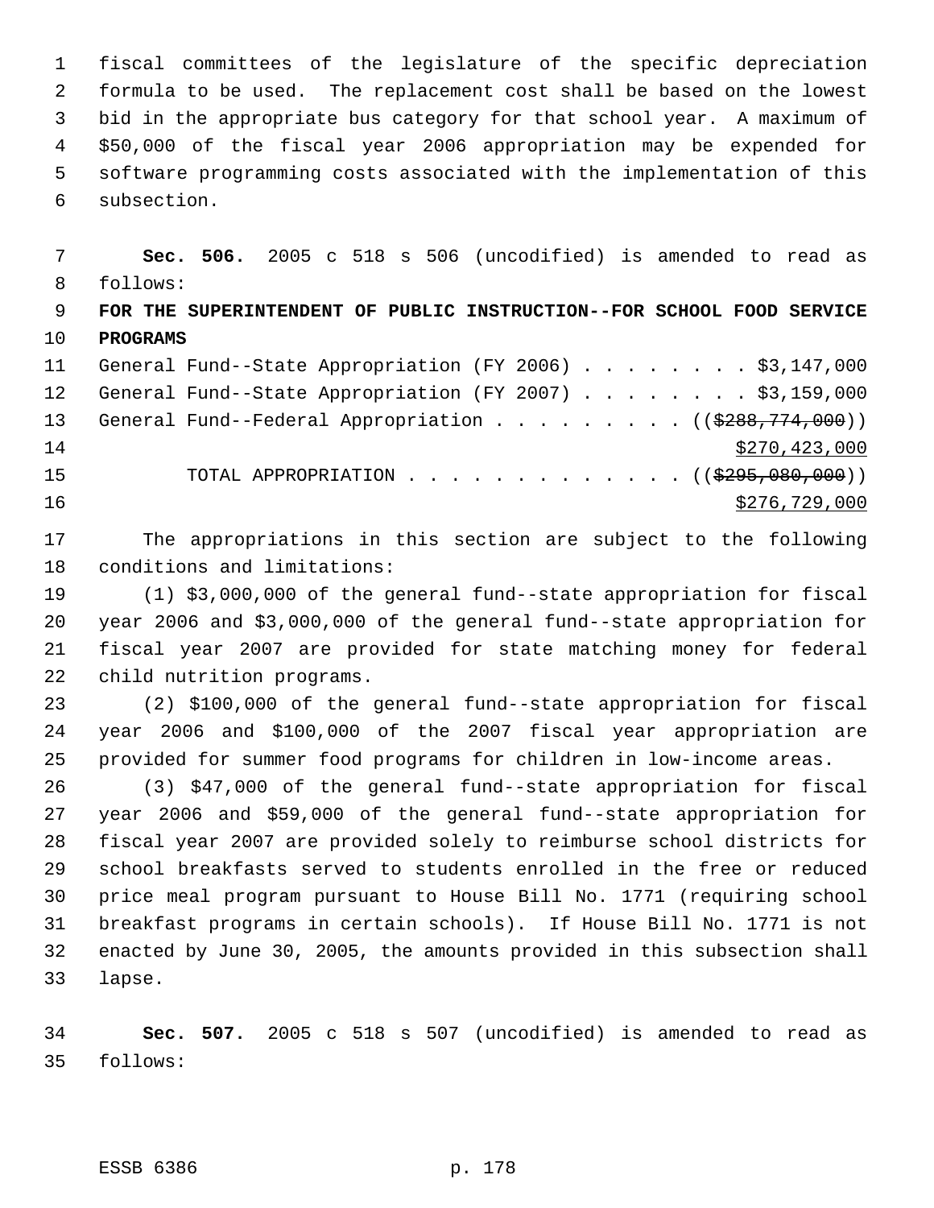fiscal committees of the legislature of the specific depreciation formula to be used. The replacement cost shall be based on the lowest bid in the appropriate bus category for that school year. A maximum of $50,000 of the fiscal year 2006 appropriation may be expended for software programming costs associated with the implementation of this subsection.

**Sec. 506.** 2005 c 518 s 506 (uncodified) is amended to read as follows:

**FOR THE SUPERINTENDENT OF PUBLIC INSTRUCTION--FOR SCHOOL FOOD SERVICE PROGRAMS**

General Fund--State Appropriation (FY 2006) . . . . . . . . . $3,147,000
General Fund--State Appropriation (FY 2007) . . . . . . . . . $3,159,000
General Fund--Federal Appropriation . . . . . . . . . . ((~~$288,774,000~~))
$270,423,000
TOTAL APPROPRIATION . . . . . . . . . . . . . . ((~~$295,080,000~~))
$276,729,000

The appropriations in this section are subject to the following conditions and limitations:

(1) $3,000,000 of the general fund--state appropriation for fiscal year 2006 and $3,000,000 of the general fund--state appropriation for fiscal year 2007 are provided for state matching money for federal child nutrition programs.

(2) $100,000 of the general fund--state appropriation for fiscal year 2006 and $100,000 of the 2007 fiscal year appropriation are provided for summer food programs for children in low-income areas.

(3) $47,000 of the general fund--state appropriation for fiscal year 2006 and $59,000 of the general fund--state appropriation for fiscal year 2007 are provided solely to reimburse school districts for school breakfasts served to students enrolled in the free or reduced price meal program pursuant to House Bill No. 1771 (requiring school breakfast programs in certain schools). If House Bill No. 1771 is not enacted by June 30, 2005, the amounts provided in this subsection shall lapse.

**Sec. 507.** 2005 c 518 s 507 (uncodified) is amended to read as follows: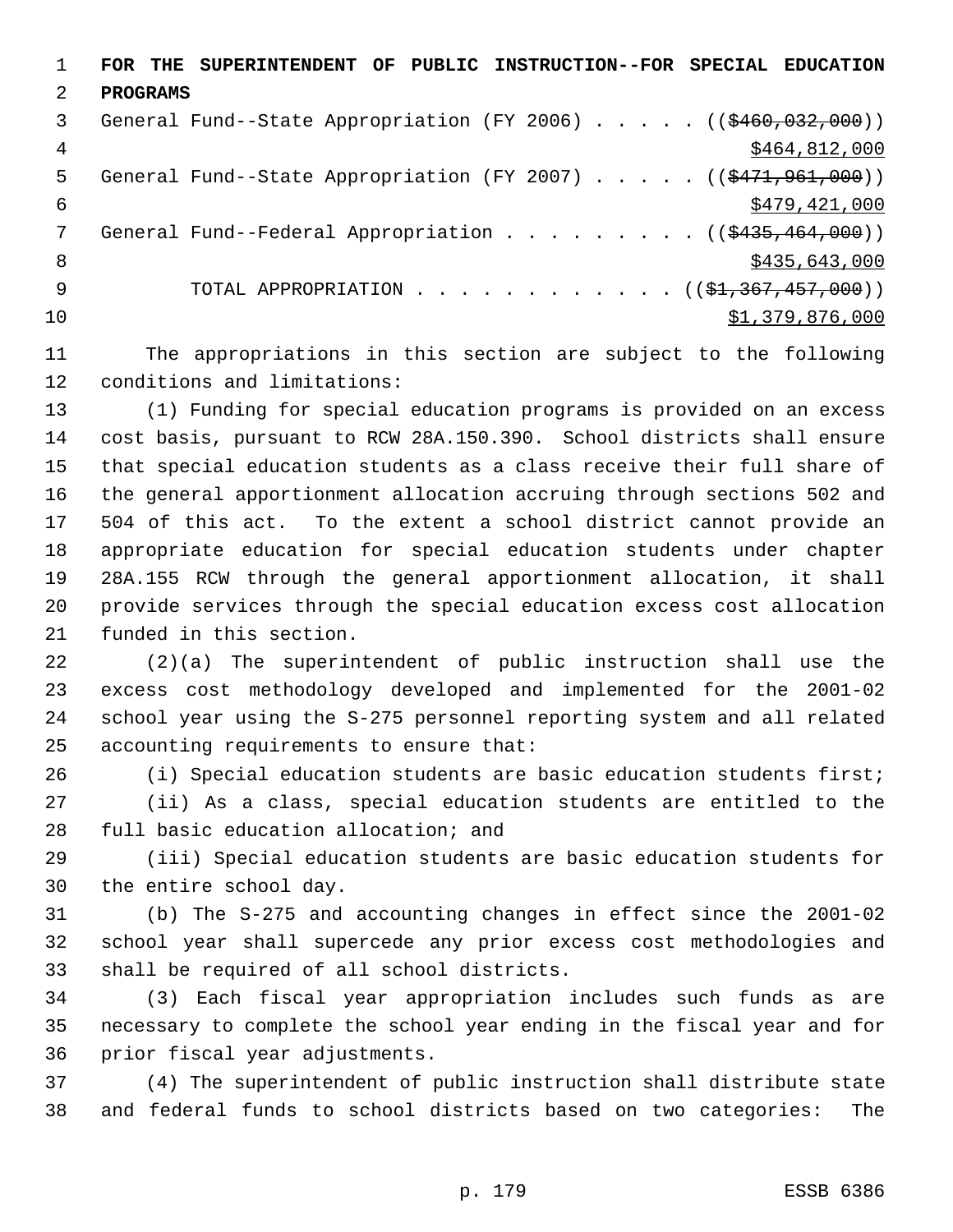**FOR THE SUPERINTENDENT OF PUBLIC INSTRUCTION--FOR SPECIAL EDUCATION PROGRAMS**

General Fund--State Appropriation (FY 2006) . . . . . ((~~$460,032,000~~))
$464,812,000

General Fund--State Appropriation (FY 2007) . . . . . ((~~$471,961,000~~))
$479,421,000

General Fund--Federal Appropriation . . . . . . . . . ((~~$435,464,000~~))
$435,643,000

TOTAL APPROPRIATION . . . . . . . . . . . . ((~~$1,367,457,000~~))
$1,379,876,000

The appropriations in this section are subject to the following conditions and limitations:

(1) Funding for special education programs is provided on an excess cost basis, pursuant to RCW 28A.150.390. School districts shall ensure that special education students as a class receive their full share of the general apportionment allocation accruing through sections 502 and 504 of this act. To the extent a school district cannot provide an appropriate education for special education students under chapter 28A.155 RCW through the general apportionment allocation, it shall provide services through the special education excess cost allocation funded in this section.

(2)(a) The superintendent of public instruction shall use the excess cost methodology developed and implemented for the 2001-02 school year using the S-275 personnel reporting system and all related accounting requirements to ensure that:

(i) Special education students are basic education students first;

(ii) As a class, special education students are entitled to the full basic education allocation; and

(iii) Special education students are basic education students for the entire school day.

(b) The S-275 and accounting changes in effect since the 2001-02 school year shall supercede any prior excess cost methodologies and shall be required of all school districts.

(3) Each fiscal year appropriation includes such funds as are necessary to complete the school year ending in the fiscal year and for prior fiscal year adjustments.

(4) The superintendent of public instruction shall distribute state and federal funds to school districts based on two categories: The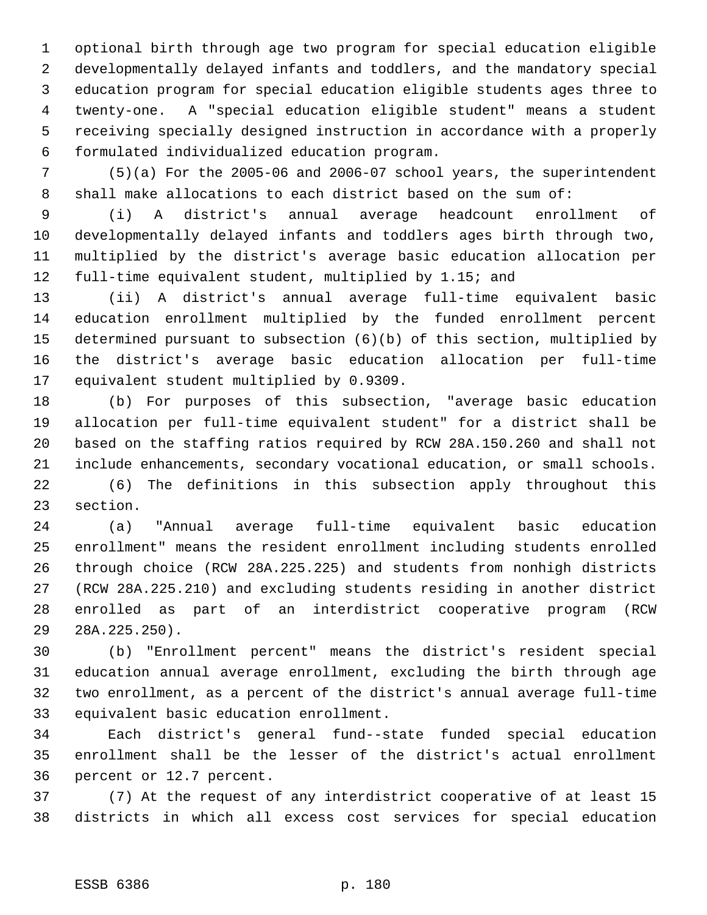optional birth through age two program for special education eligible developmentally delayed infants and toddlers, and the mandatory special education program for special education eligible students ages three to twenty-one. A "special education eligible student" means a student receiving specially designed instruction in accordance with a properly formulated individualized education program.

(5)(a) For the 2005-06 and 2006-07 school years, the superintendent shall make allocations to each district based on the sum of:

(i) A district's annual average headcount enrollment of developmentally delayed infants and toddlers ages birth through two, multiplied by the district's average basic education allocation per full-time equivalent student, multiplied by 1.15; and

(ii) A district's annual average full-time equivalent basic education enrollment multiplied by the funded enrollment percent determined pursuant to subsection (6)(b) of this section, multiplied by the district's average basic education allocation per full-time equivalent student multiplied by 0.9309.

(b) For purposes of this subsection, "average basic education allocation per full-time equivalent student" for a district shall be based on the staffing ratios required by RCW 28A.150.260 and shall not include enhancements, secondary vocational education, or small schools.

(6) The definitions in this subsection apply throughout this section.

(a) "Annual average full-time equivalent basic education enrollment" means the resident enrollment including students enrolled through choice (RCW 28A.225.225) and students from nonhigh districts (RCW 28A.225.210) and excluding students residing in another district enrolled as part of an interdistrict cooperative program (RCW 28A.225.250).

(b) "Enrollment percent" means the district's resident special education annual average enrollment, excluding the birth through age two enrollment, as a percent of the district's annual average full-time equivalent basic education enrollment.

Each district's general fund--state funded special education enrollment shall be the lesser of the district's actual enrollment percent or 12.7 percent.

(7) At the request of any interdistrict cooperative of at least 15 districts in which all excess cost services for special education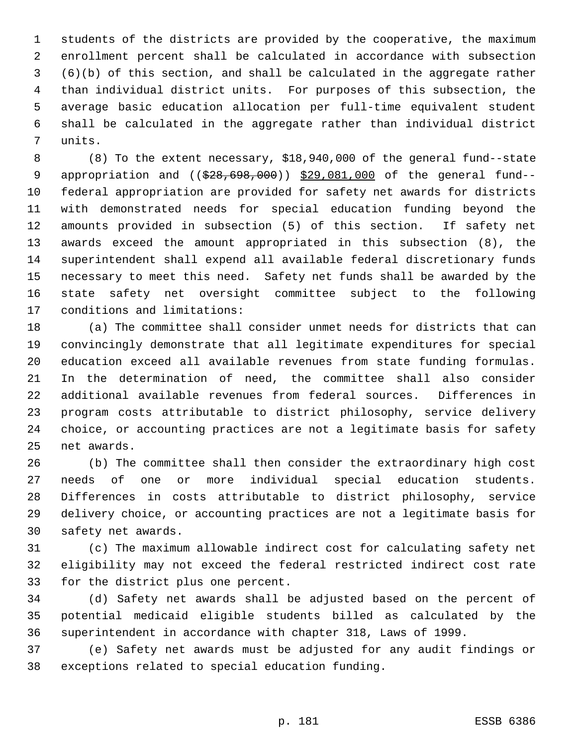students of the districts are provided by the cooperative, the maximum enrollment percent shall be calculated in accordance with subsection (6)(b) of this section, and shall be calculated in the aggregate rather than individual district units. For purposes of this subsection, the average basic education allocation per full-time equivalent student shall be calculated in the aggregate rather than individual district units.

(8) To the extent necessary, $18,940,000 of the general fund--state appropriation and ((~~$28,698,000~~)) <u>$29,081,000</u> of the general fund--federal appropriation are provided for safety net awards for districts with demonstrated needs for special education funding beyond the amounts provided in subsection (5) of this section. If safety net awards exceed the amount appropriated in this subsection (8), the superintendent shall expend all available federal discretionary funds necessary to meet this need. Safety net funds shall be awarded by the state safety net oversight committee subject to the following conditions and limitations:

(a) The committee shall consider unmet needs for districts that can convincingly demonstrate that all legitimate expenditures for special education exceed all available revenues from state funding formulas. In the determination of need, the committee shall also consider additional available revenues from federal sources. Differences in program costs attributable to district philosophy, service delivery choice, or accounting practices are not a legitimate basis for safety net awards.

(b) The committee shall then consider the extraordinary high cost needs of one or more individual special education students. Differences in costs attributable to district philosophy, service delivery choice, or accounting practices are not a legitimate basis for safety net awards.

(c) The maximum allowable indirect cost for calculating safety net eligibility may not exceed the federal restricted indirect cost rate for the district plus one percent.

(d) Safety net awards shall be adjusted based on the percent of potential medicaid eligible students billed as calculated by the superintendent in accordance with chapter 318, Laws of 1999.

(e) Safety net awards must be adjusted for any audit findings or exceptions related to special education funding.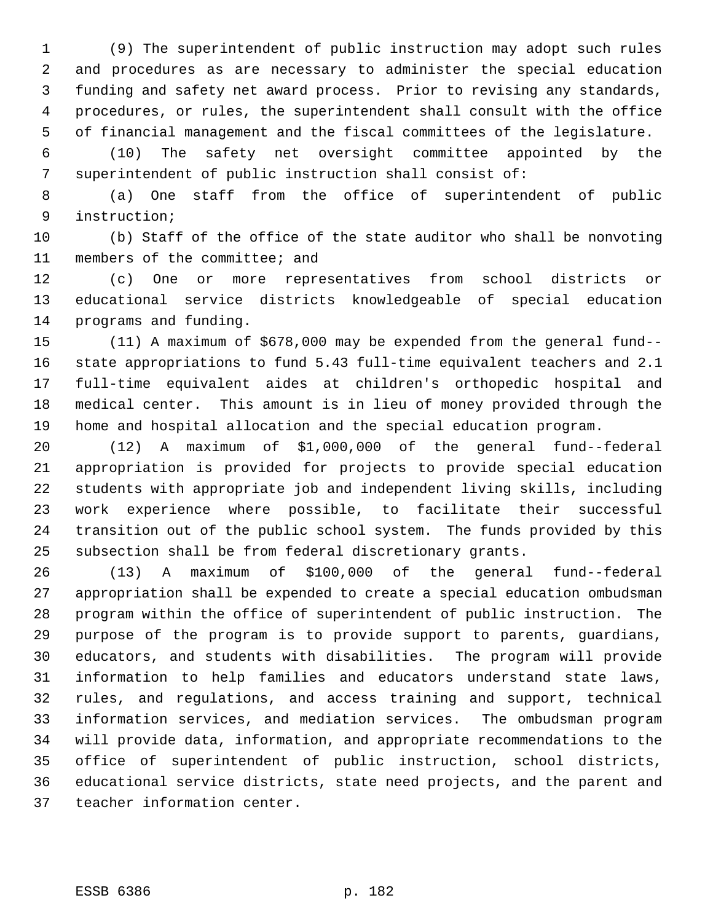(9) The superintendent of public instruction may adopt such rules and procedures as are necessary to administer the special education funding and safety net award process. Prior to revising any standards, procedures, or rules, the superintendent shall consult with the office of financial management and the fiscal committees of the legislature.

(10) The safety net oversight committee appointed by the superintendent of public instruction shall consist of:

(a) One staff from the office of superintendent of public instruction;

(b) Staff of the office of the state auditor who shall be nonvoting members of the committee; and

(c) One or more representatives from school districts or educational service districts knowledgeable of special education programs and funding.

(11) A maximum of $678,000 may be expended from the general fund--state appropriations to fund 5.43 full-time equivalent teachers and 2.1 full-time equivalent aides at children's orthopedic hospital and medical center. This amount is in lieu of money provided through the home and hospital allocation and the special education program.

(12) A maximum of $1,000,000 of the general fund--federal appropriation is provided for projects to provide special education students with appropriate job and independent living skills, including work experience where possible, to facilitate their successful transition out of the public school system. The funds provided by this subsection shall be from federal discretionary grants.

(13) A maximum of $100,000 of the general fund--federal appropriation shall be expended to create a special education ombudsman program within the office of superintendent of public instruction. The purpose of the program is to provide support to parents, guardians, educators, and students with disabilities. The program will provide information to help families and educators understand state laws, rules, and regulations, and access training and support, technical information services, and mediation services. The ombudsman program will provide data, information, and appropriate recommendations to the office of superintendent of public instruction, school districts, educational service districts, state need projects, and the parent and teacher information center.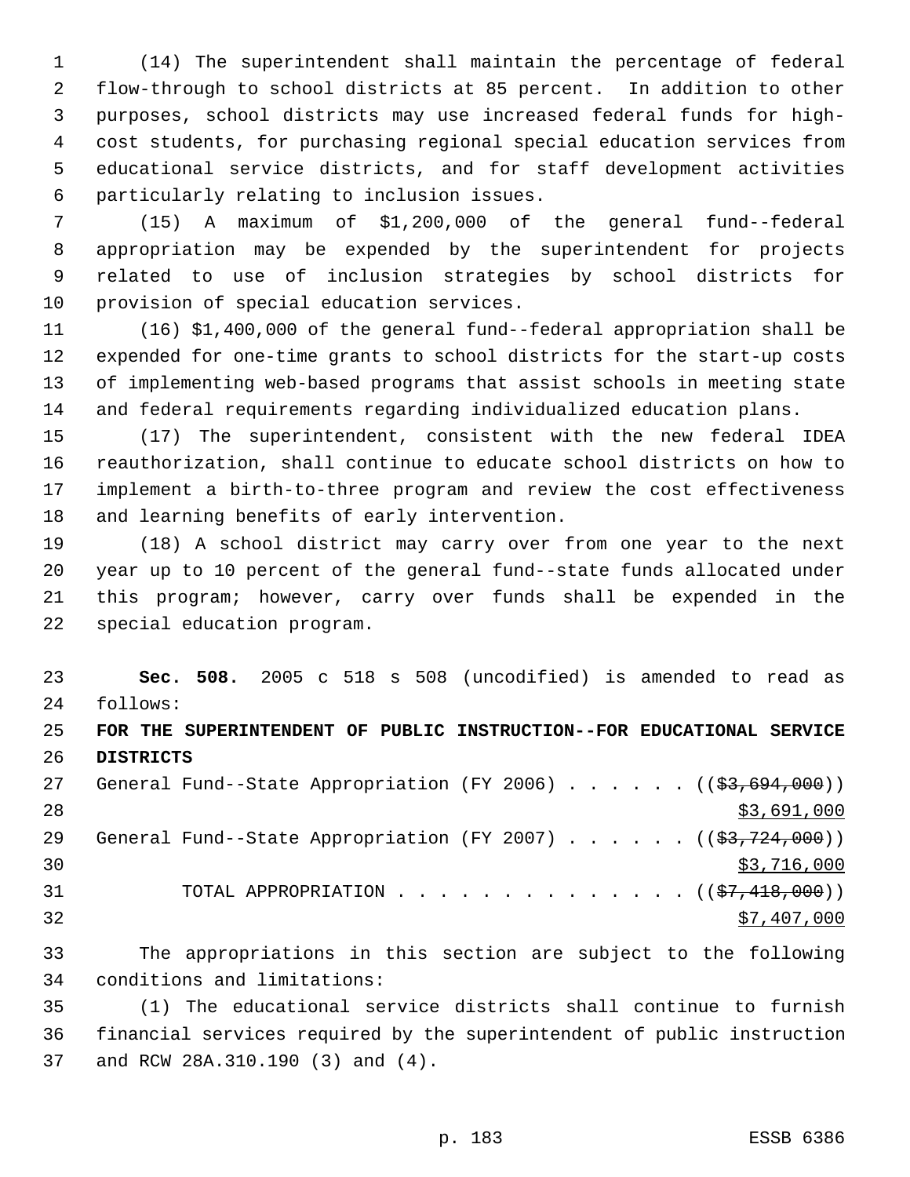(14) The superintendent shall maintain the percentage of federal flow-through to school districts at 85 percent. In addition to other purposes, school districts may use increased federal funds for high-cost students, for purchasing regional special education services from educational service districts, and for staff development activities particularly relating to inclusion issues.

(15) A maximum of $1,200,000 of the general fund--federal appropriation may be expended by the superintendent for projects related to use of inclusion strategies by school districts for provision of special education services.

(16) $1,400,000 of the general fund--federal appropriation shall be expended for one-time grants to school districts for the start-up costs of implementing web-based programs that assist schools in meeting state and federal requirements regarding individualized education plans.

(17) The superintendent, consistent with the new federal IDEA reauthorization, shall continue to educate school districts on how to implement a birth-to-three program and review the cost effectiveness and learning benefits of early intervention.

(18) A school district may carry over from one year to the next year up to 10 percent of the general fund--state funds allocated under this program; however, carry over funds shall be expended in the special education program.

**Sec. 508.** 2005 c 518 s 508 (uncodified) is amended to read as follows:

**FOR THE SUPERINTENDENT OF PUBLIC INSTRUCTION--FOR EDUCATIONAL SERVICE DISTRICTS**

General Fund--State Appropriation (FY 2006) . . . . . . (( ~~$3,694,000~~ ))
$3,691,000

General Fund--State Appropriation (FY 2007) . . . . . . (( ~~$3,724,000~~ ))
$3,716,000

TOTAL APPROPRIATION . . . . . . . . . . . . . . (( ~~$7,418,000~~ ))
$7,407,000

The appropriations in this section are subject to the following conditions and limitations:

(1) The educational service districts shall continue to furnish financial services required by the superintendent of public instruction and RCW 28A.310.190 (3) and (4).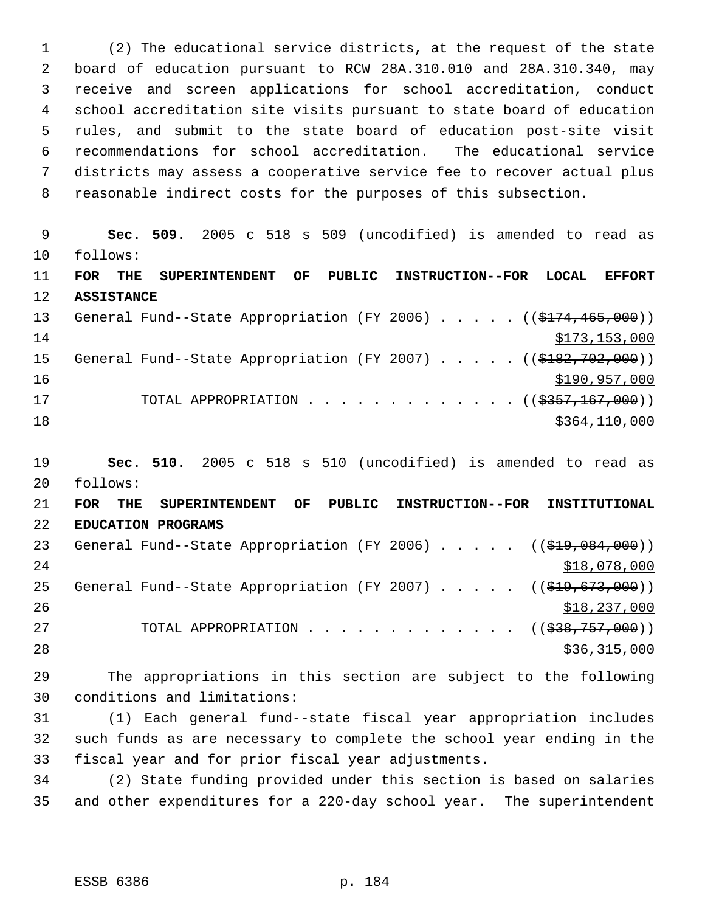(2) The educational service districts, at the request of the state board of education pursuant to RCW 28A.310.010 and 28A.310.340, may receive and screen applications for school accreditation, conduct school accreditation site visits pursuant to state board of education rules, and submit to the state board of education post-site visit recommendations for school accreditation. The educational service districts may assess a cooperative service fee to recover actual plus reasonable indirect costs for the purposes of this subsection.

**Sec. 509.** 2005 c 518 s 509 (uncodified) is amended to read as follows:

**FOR THE SUPERINTENDENT OF PUBLIC INSTRUCTION--FOR LOCAL EFFORT ASSISTANCE**

General Fund--State Appropriation (FY 2006) . . . . . (( ~~$174,465,000~~ ))
$173,153,000

General Fund--State Appropriation (FY 2007) . . . . . (( ~~$182,702,000~~ ))
$190,957,000

TOTAL APPROPRIATION . . . . . . . . . . . . . (( ~~$357,167,000~~ ))
$364,110,000

**Sec. 510.** 2005 c 518 s 510 (uncodified) is amended to read as follows:

**FOR THE SUPERINTENDENT OF PUBLIC INSTRUCTION--FOR INSTITUTIONAL EDUCATION PROGRAMS**

General Fund--State Appropriation (FY 2006) . . . . . (( ~~$19,084,000~~ ))
$18,078,000

General Fund--State Appropriation (FY 2007) . . . . . (( ~~$19,673,000~~ ))
$18,237,000

TOTAL APPROPRIATION . . . . . . . . . . . . . (( ~~$38,757,000~~ ))
$36,315,000

The appropriations in this section are subject to the following conditions and limitations:

(1) Each general fund--state fiscal year appropriation includes such funds as are necessary to complete the school year ending in the fiscal year and for prior fiscal year adjustments.

(2) State funding provided under this section is based on salaries and other expenditures for a 220-day school year. The superintendent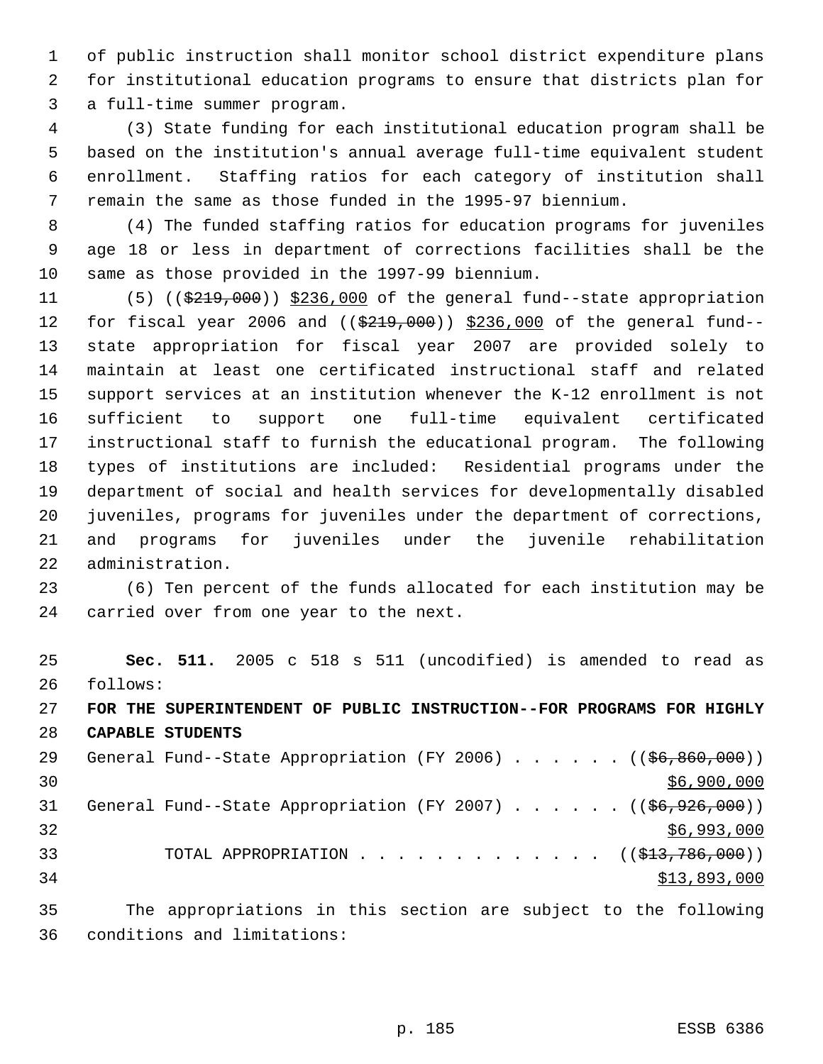of public instruction shall monitor school district expenditure plans for institutional education programs to ensure that districts plan for a full-time summer program.

(3) State funding for each institutional education program shall be based on the institution's annual average full-time equivalent student enrollment. Staffing ratios for each category of institution shall remain the same as those funded in the 1995-97 biennium.

(4) The funded staffing ratios for education programs for juveniles age 18 or less in department of corrections facilities shall be the same as those provided in the 1997-99 biennium.

(5) ((~~$219,000~~)) $236,000 of the general fund--state appropriation for fiscal year 2006 and ((~~$219,000~~)) $236,000 of the general fund--state appropriation for fiscal year 2007 are provided solely to maintain at least one certificated instructional staff and related support services at an institution whenever the K-12 enrollment is not sufficient to support one full-time equivalent certificated instructional staff to furnish the educational program. The following types of institutions are included: Residential programs under the department of social and health services for developmentally disabled juveniles, programs for juveniles under the department of corrections, and programs for juveniles under the juvenile rehabilitation administration.

(6) Ten percent of the funds allocated for each institution may be carried over from one year to the next.

**Sec. 511.** 2005 c 518 s 511 (uncodified) is amended to read as follows:

**FOR THE SUPERINTENDENT OF PUBLIC INSTRUCTION--FOR PROGRAMS FOR HIGHLY CAPABLE STUDENTS**

General Fund--State Appropriation (FY 2006) . . . . . . ((~~$6,860,000~~)) $6,900,000

General Fund--State Appropriation (FY 2007) . . . . . . ((~~$6,926,000~~)) $6,993,000

TOTAL APPROPRIATION . . . . . . . . . . . . . ((~~$13,786,000~~)) $13,893,000

The appropriations in this section are subject to the following conditions and limitations: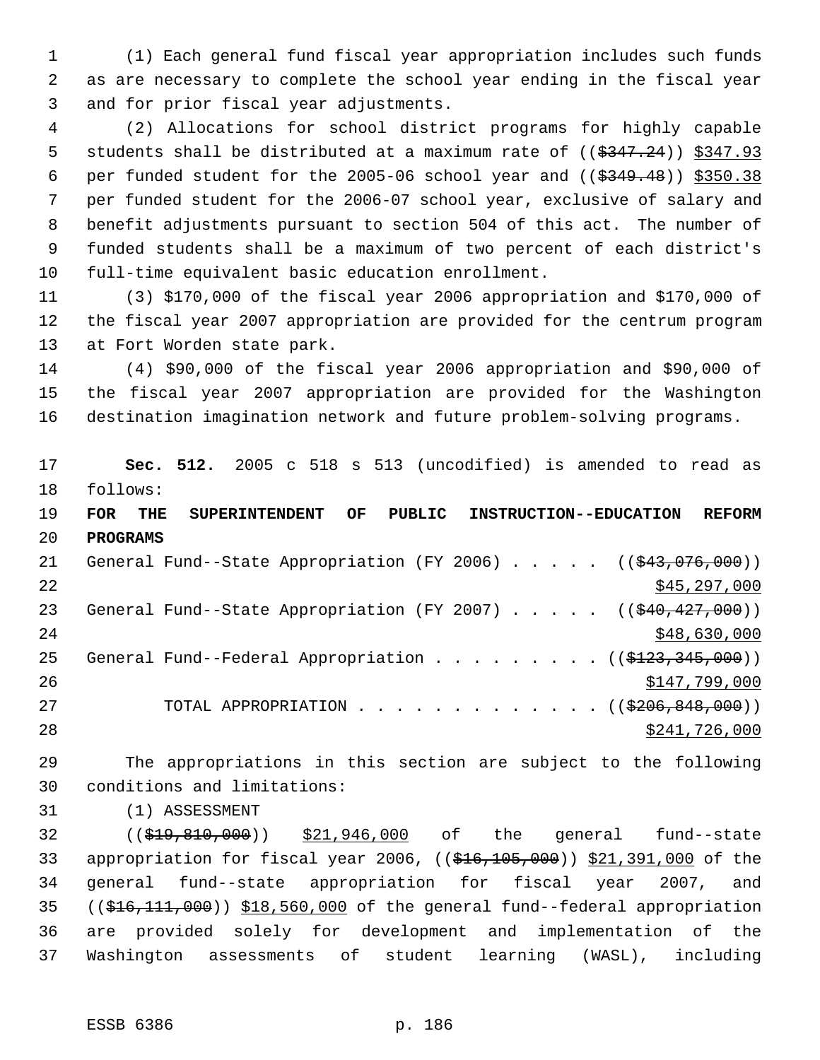(1) Each general fund fiscal year appropriation includes such funds as are necessary to complete the school year ending in the fiscal year and for prior fiscal year adjustments.

(2) Allocations for school district programs for highly capable students shall be distributed at a maximum rate of (($347.24)) $347.93 per funded student for the 2005-06 school year and (($349.48)) $350.38 per funded student for the 2006-07 school year, exclusive of salary and benefit adjustments pursuant to section 504 of this act. The number of funded students shall be a maximum of two percent of each district's full-time equivalent basic education enrollment.

(3) $170,000 of the fiscal year 2006 appropriation and $170,000 of the fiscal year 2007 appropriation are provided for the centrum program at Fort Worden state park.

(4) $90,000 of the fiscal year 2006 appropriation and $90,000 of the fiscal year 2007 appropriation are provided for the Washington destination imagination network and future problem-solving programs.

**Sec. 512.** 2005 c 518 s 513 (uncodified) is amended to read as follows:

**FOR THE SUPERINTENDENT OF PUBLIC INSTRUCTION--EDUCATION REFORM PROGRAMS**

General Fund--State Appropriation (FY 2006) . . . . . (($43,076,000))
$45,297,000

General Fund--State Appropriation (FY 2007) . . . . . (($40,427,000))
$48,630,000

General Fund--Federal Appropriation . . . . . . . . . (($123,345,000))
$147,799,000

TOTAL APPROPRIATION . . . . . . . . . . . . . (($206,848,000))
$241,726,000

The appropriations in this section are subject to the following conditions and limitations:

(1) ASSESSMENT

(($19,810,000)) $21,946,000 of the general fund--state appropriation for fiscal year 2006, (($16,105,000)) $21,391,000 of the general fund--state appropriation for fiscal year 2007, and (($16,111,000)) $18,560,000 of the general fund--federal appropriation are provided solely for development and implementation of the Washington assessments of student learning (WASL), including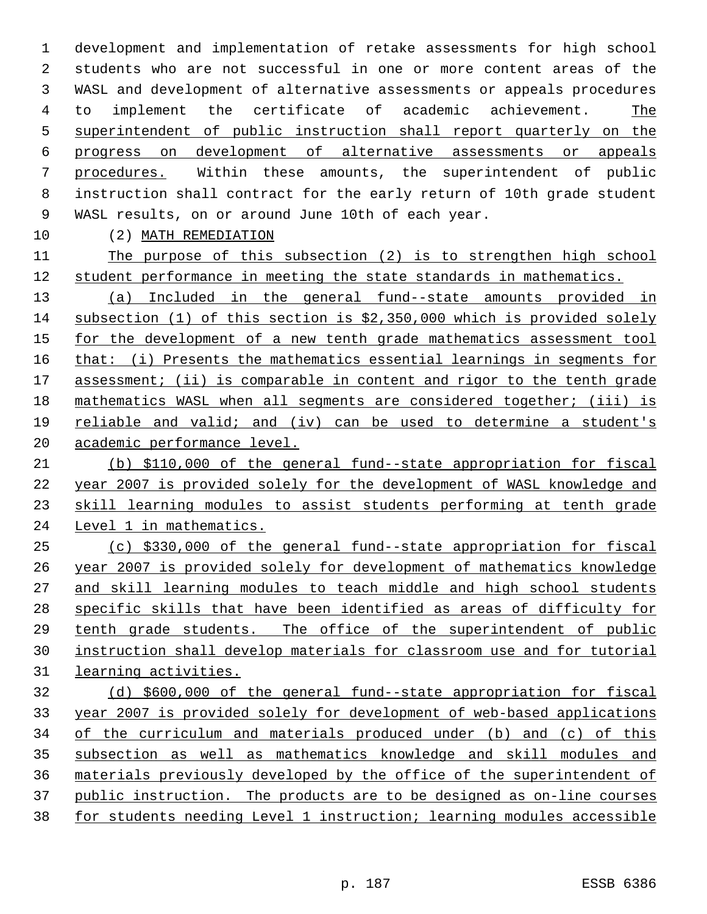development and implementation of retake assessments for high school students who are not successful in one or more content areas of the WASL and development of alternative assessments or appeals procedures to implement the certificate of academic achievement. The superintendent of public instruction shall report quarterly on the progress on development of alternative assessments or appeals procedures. Within these amounts, the superintendent of public instruction shall contract for the early return of 10th grade student WASL results, on or around June 10th of each year.

(2) MATH REMEDIATION

The purpose of this subsection (2) is to strengthen high school student performance in meeting the state standards in mathematics.

(a) Included in the general fund--state amounts provided in subsection (1) of this section is $2,350,000 which is provided solely for the development of a new tenth grade mathematics assessment tool that: (i) Presents the mathematics essential learnings in segments for assessment; (ii) is comparable in content and rigor to the tenth grade mathematics WASL when all segments are considered together; (iii) is reliable and valid; and (iv) can be used to determine a student's academic performance level.

(b) $110,000 of the general fund--state appropriation for fiscal year 2007 is provided solely for the development of WASL knowledge and skill learning modules to assist students performing at tenth grade Level 1 in mathematics.

(c) $330,000 of the general fund--state appropriation for fiscal year 2007 is provided solely for development of mathematics knowledge and skill learning modules to teach middle and high school students specific skills that have been identified as areas of difficulty for tenth grade students. The office of the superintendent of public instruction shall develop materials for classroom use and for tutorial learning activities.

(d) $600,000 of the general fund--state appropriation for fiscal year 2007 is provided solely for development of web-based applications of the curriculum and materials produced under (b) and (c) of this subsection as well as mathematics knowledge and skill modules and materials previously developed by the office of the superintendent of public instruction. The products are to be designed as on-line courses for students needing Level 1 instruction; learning modules accessible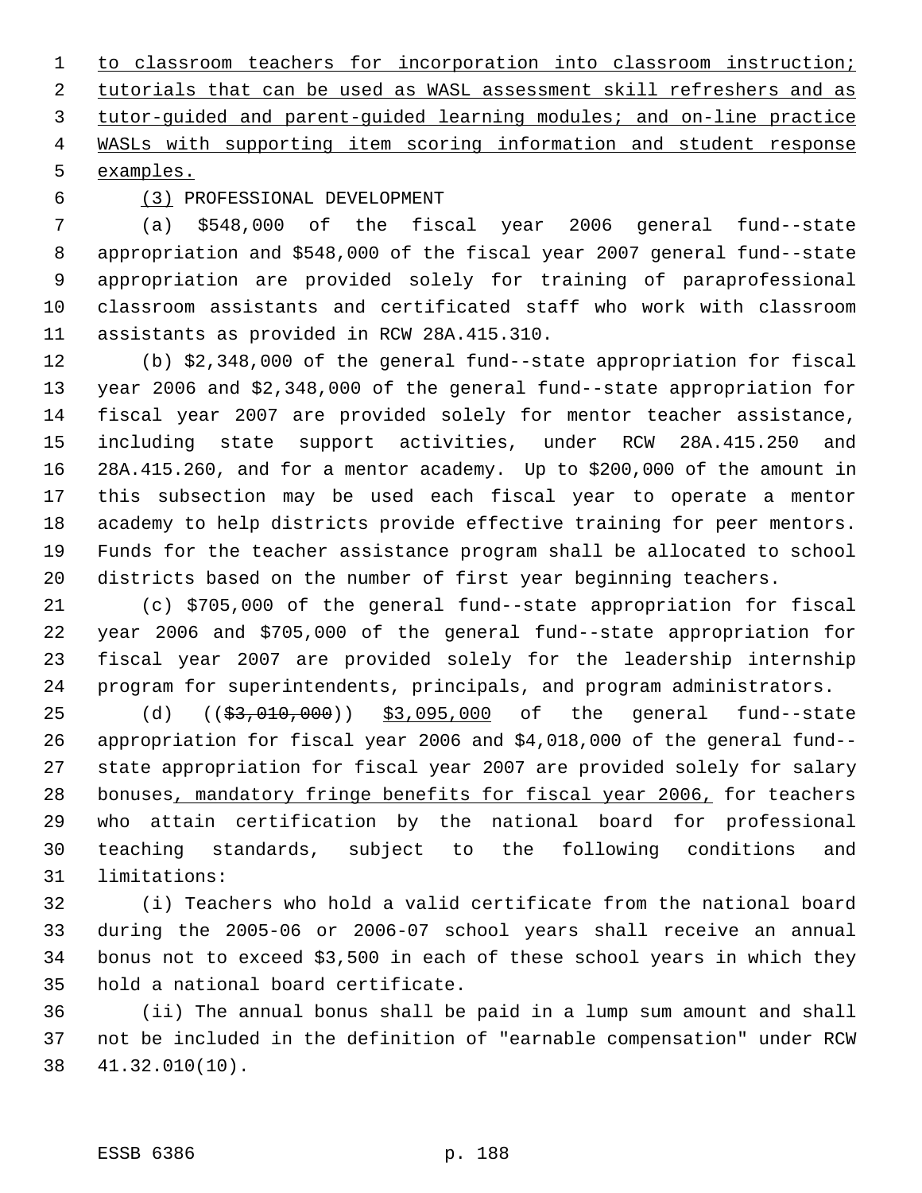to classroom teachers for incorporation into classroom instruction; tutorials that can be used as WASL assessment skill refreshers and as tutor-guided and parent-guided learning modules; and on-line practice WASLs with supporting item scoring information and student response examples.

(3) PROFESSIONAL DEVELOPMENT

(a) $548,000 of the fiscal year 2006 general fund--state appropriation and $548,000 of the fiscal year 2007 general fund--state appropriation are provided solely for training of paraprofessional classroom assistants and certificated staff who work with classroom assistants as provided in RCW 28A.415.310.

(b) $2,348,000 of the general fund--state appropriation for fiscal year 2006 and $2,348,000 of the general fund--state appropriation for fiscal year 2007 are provided solely for mentor teacher assistance, including state support activities, under RCW 28A.415.250 and 28A.415.260, and for a mentor academy. Up to $200,000 of the amount in this subsection may be used each fiscal year to operate a mentor academy to help districts provide effective training for peer mentors. Funds for the teacher assistance program shall be allocated to school districts based on the number of first year beginning teachers.

(c) $705,000 of the general fund--state appropriation for fiscal year 2006 and $705,000 of the general fund--state appropriation for fiscal year 2007 are provided solely for the leadership internship program for superintendents, principals, and program administrators.

(d) (($3,010,000)) $3,095,000 of the general fund--state appropriation for fiscal year 2006 and $4,018,000 of the general fund--state appropriation for fiscal year 2007 are provided solely for salary bonuses, mandatory fringe benefits for fiscal year 2006, for teachers who attain certification by the national board for professional teaching standards, subject to the following conditions and limitations:

(i) Teachers who hold a valid certificate from the national board during the 2005-06 or 2006-07 school years shall receive an annual bonus not to exceed $3,500 in each of these school years in which they hold a national board certificate.

(ii) The annual bonus shall be paid in a lump sum amount and shall not be included in the definition of "earnable compensation" under RCW 41.32.010(10).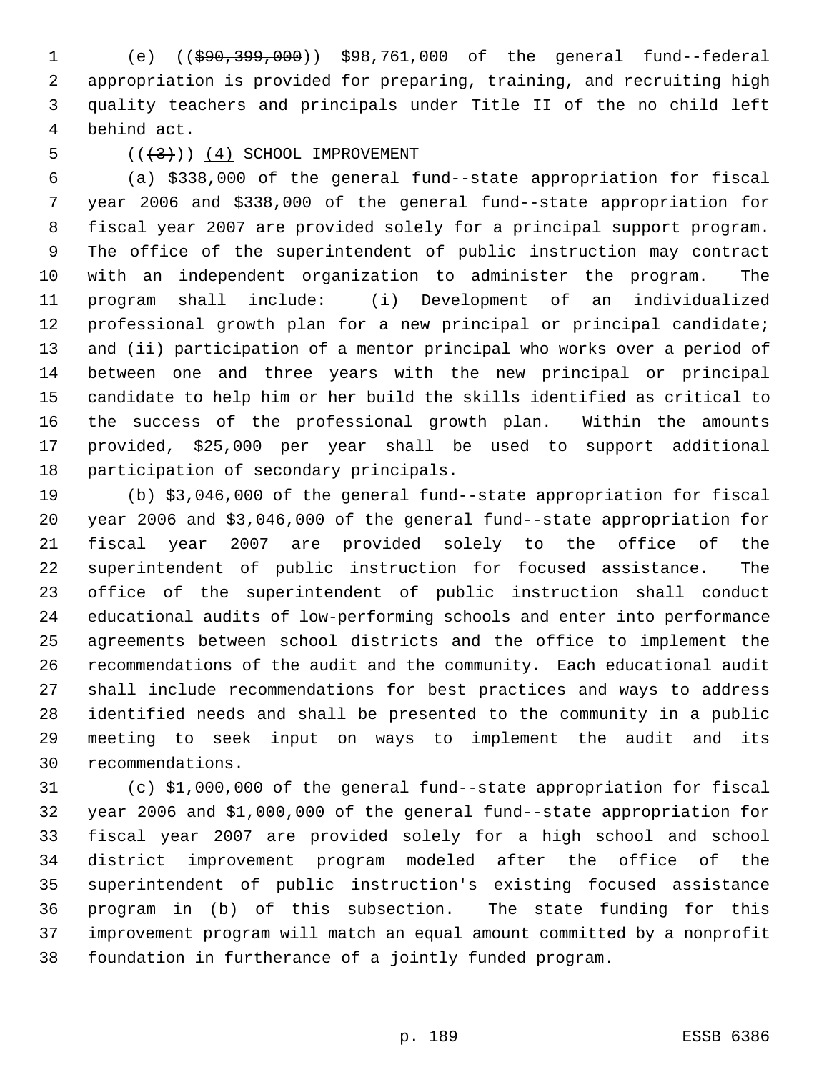(e) ((~~$90,399,000~~)) <u>$98,761,000</u> of the general fund--federal appropriation is provided for preparing, training, and recruiting high quality teachers and principals under Title II of the no child left behind act.

((~~(3)~~)) <u>(4)</u> SCHOOL IMPROVEMENT

(a) $338,000 of the general fund--state appropriation for fiscal year 2006 and $338,000 of the general fund--state appropriation for fiscal year 2007 are provided solely for a principal support program. The office of the superintendent of public instruction may contract with an independent organization to administer the program. The program shall include: (i) Development of an individualized professional growth plan for a new principal or principal candidate; and (ii) participation of a mentor principal who works over a period of between one and three years with the new principal or principal candidate to help him or her build the skills identified as critical to the success of the professional growth plan. Within the amounts provided, $25,000 per year shall be used to support additional participation of secondary principals.

(b) $3,046,000 of the general fund--state appropriation for fiscal year 2006 and $3,046,000 of the general fund--state appropriation for fiscal year 2007 are provided solely to the office of the superintendent of public instruction for focused assistance. The office of the superintendent of public instruction shall conduct educational audits of low-performing schools and enter into performance agreements between school districts and the office to implement the recommendations of the audit and the community. Each educational audit shall include recommendations for best practices and ways to address identified needs and shall be presented to the community in a public meeting to seek input on ways to implement the audit and its recommendations.

(c) $1,000,000 of the general fund--state appropriation for fiscal year 2006 and $1,000,000 of the general fund--state appropriation for fiscal year 2007 are provided solely for a high school and school district improvement program modeled after the office of the superintendent of public instruction's existing focused assistance program in (b) of this subsection. The state funding for this improvement program will match an equal amount committed by a nonprofit foundation in furtherance of a jointly funded program.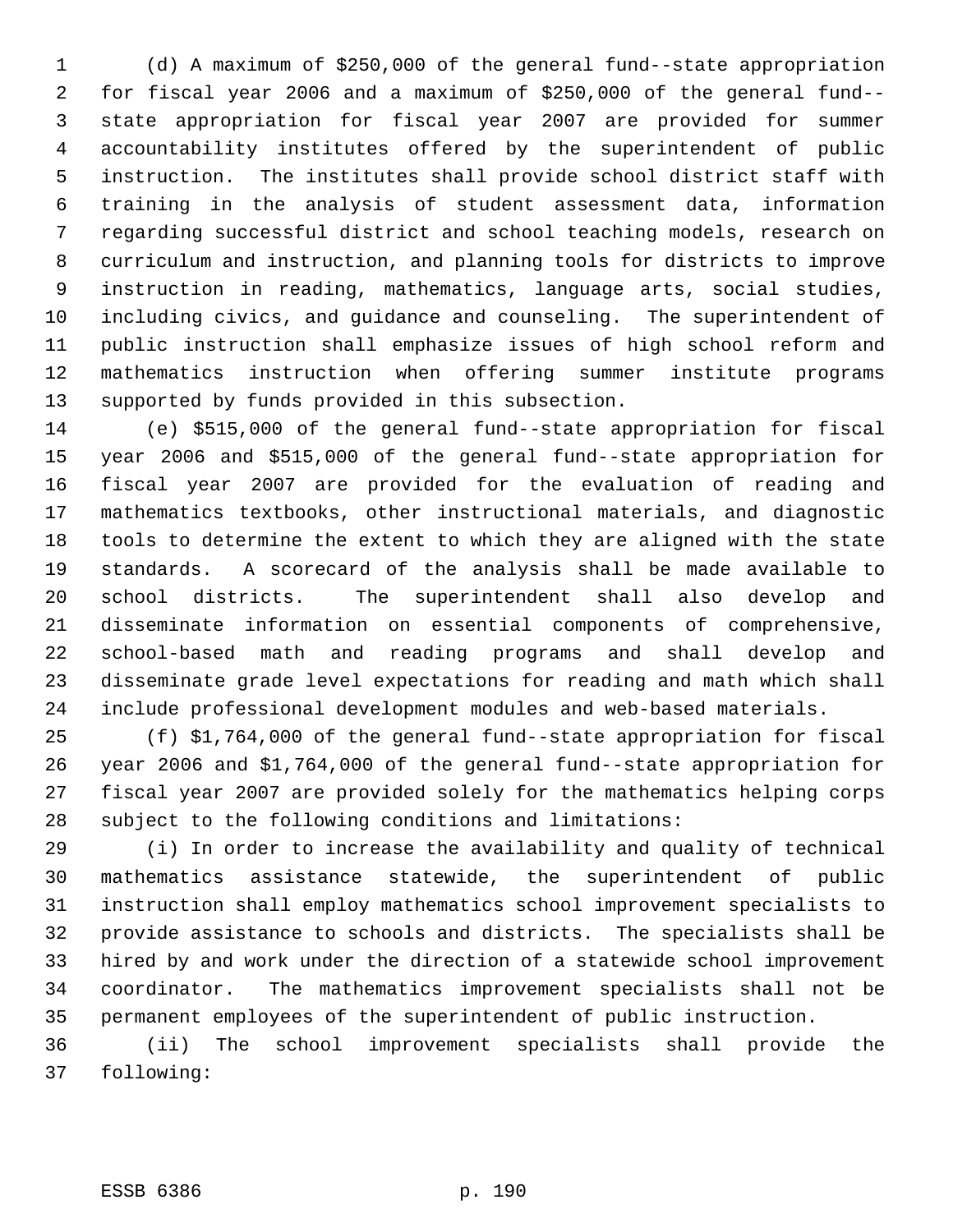(d) A maximum of $250,000 of the general fund--state appropriation for fiscal year 2006 and a maximum of $250,000 of the general fund--state appropriation for fiscal year 2007 are provided for summer accountability institutes offered by the superintendent of public instruction. The institutes shall provide school district staff with training in the analysis of student assessment data, information regarding successful district and school teaching models, research on curriculum and instruction, and planning tools for districts to improve instruction in reading, mathematics, language arts, social studies, including civics, and guidance and counseling. The superintendent of public instruction shall emphasize issues of high school reform and mathematics instruction when offering summer institute programs supported by funds provided in this subsection.

(e) $515,000 of the general fund--state appropriation for fiscal year 2006 and $515,000 of the general fund--state appropriation for fiscal year 2007 are provided for the evaluation of reading and mathematics textbooks, other instructional materials, and diagnostic tools to determine the extent to which they are aligned with the state standards. A scorecard of the analysis shall be made available to school districts. The superintendent shall also develop and disseminate information on essential components of comprehensive, school-based math and reading programs and shall develop and disseminate grade level expectations for reading and math which shall include professional development modules and web-based materials.

(f) $1,764,000 of the general fund--state appropriation for fiscal year 2006 and $1,764,000 of the general fund--state appropriation for fiscal year 2007 are provided solely for the mathematics helping corps subject to the following conditions and limitations:

(i) In order to increase the availability and quality of technical mathematics assistance statewide, the superintendent of public instruction shall employ mathematics school improvement specialists to provide assistance to schools and districts. The specialists shall be hired by and work under the direction of a statewide school improvement coordinator. The mathematics improvement specialists shall not be permanent employees of the superintendent of public instruction.

(ii) The school improvement specialists shall provide the following: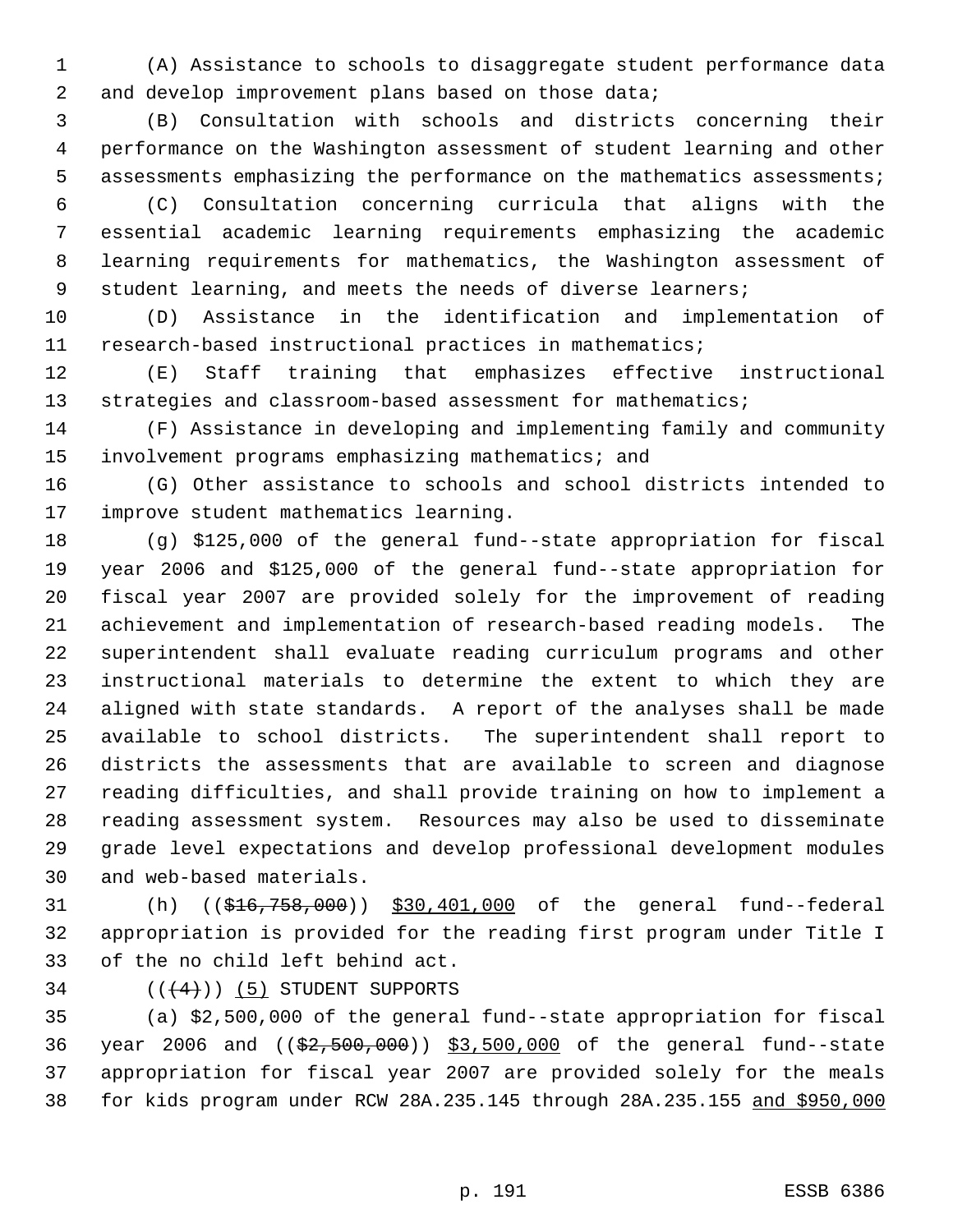(A) Assistance to schools to disaggregate student performance data and develop improvement plans based on those data;

(B) Consultation with schools and districts concerning their performance on the Washington assessment of student learning and other assessments emphasizing the performance on the mathematics assessments;

(C) Consultation concerning curricula that aligns with the essential academic learning requirements emphasizing the academic learning requirements for mathematics, the Washington assessment of student learning, and meets the needs of diverse learners;

(D) Assistance in the identification and implementation of research-based instructional practices in mathematics;

(E) Staff training that emphasizes effective instructional strategies and classroom-based assessment for mathematics;

(F) Assistance in developing and implementing family and community involvement programs emphasizing mathematics; and

(G) Other assistance to schools and school districts intended to improve student mathematics learning.

(g) $125,000 of the general fund--state appropriation for fiscal year 2006 and $125,000 of the general fund--state appropriation for fiscal year 2007 are provided solely for the improvement of reading achievement and implementation of research-based reading models. The superintendent shall evaluate reading curriculum programs and other instructional materials to determine the extent to which they are aligned with state standards. A report of the analyses shall be made available to school districts. The superintendent shall report to districts the assessments that are available to screen and diagnose reading difficulties, and shall provide training on how to implement a reading assessment system. Resources may also be used to disseminate grade level expectations and develop professional development modules and web-based materials.

(h) ((~~$16,758,000~~)) <u>$30,401,000</u> of the general fund--federal appropriation is provided for the reading first program under Title I of the no child left behind act.

((~~(4)~~)) <u>(5)</u> STUDENT SUPPORTS

(a) $2,500,000 of the general fund--state appropriation for fiscal year 2006 and ((~~$2,500,000~~)) <u>$3,500,000</u> of the general fund--state appropriation for fiscal year 2007 are provided solely for the meals for kids program under RCW 28A.235.145 through 28A.235.155 <u>and $950,000</u>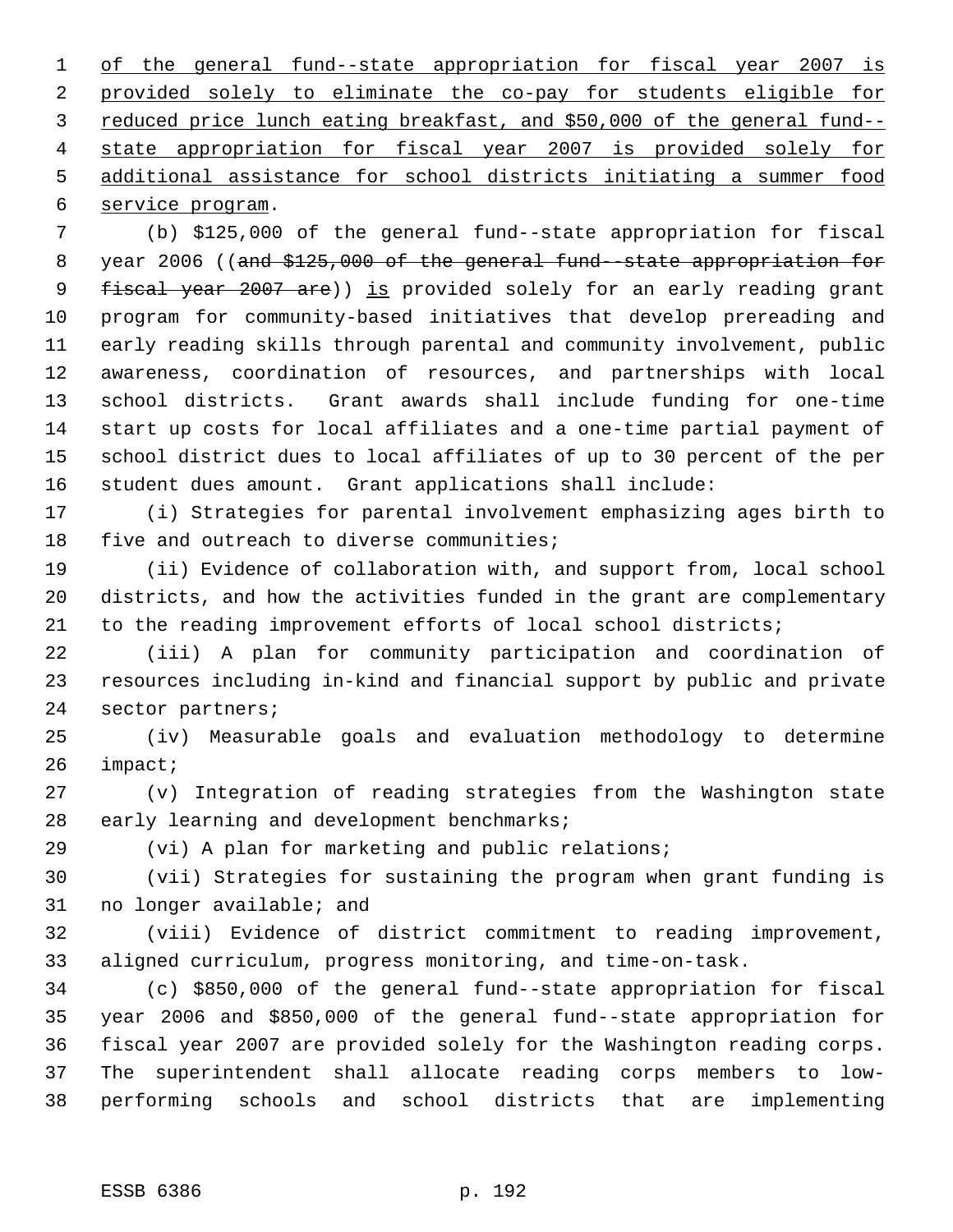of the general fund--state appropriation for fiscal year 2007 is provided solely to eliminate the co-pay for students eligible for reduced price lunch eating breakfast, and $50,000 of the general fund--state appropriation for fiscal year 2007 is provided solely for additional assistance for school districts initiating a summer food service program.

(b) $125,000 of the general fund--state appropriation for fiscal year 2006 ((~~and $125,000 of the general fund--state appropriation for fiscal year 2007 are~~)) is provided solely for an early reading grant program for community-based initiatives that develop prereading and early reading skills through parental and community involvement, public awareness, coordination of resources, and partnerships with local school districts. Grant awards shall include funding for one-time start up costs for local affiliates and a one-time partial payment of school district dues to local affiliates of up to 30 percent of the per student dues amount. Grant applications shall include:

(i) Strategies for parental involvement emphasizing ages birth to five and outreach to diverse communities;

(ii) Evidence of collaboration with, and support from, local school districts, and how the activities funded in the grant are complementary to the reading improvement efforts of local school districts;

(iii) A plan for community participation and coordination of resources including in-kind and financial support by public and private sector partners;

(iv) Measurable goals and evaluation methodology to determine impact;

(v) Integration of reading strategies from the Washington state early learning and development benchmarks;

(vi) A plan for marketing and public relations;

(vii) Strategies for sustaining the program when grant funding is no longer available; and

(viii) Evidence of district commitment to reading improvement, aligned curriculum, progress monitoring, and time-on-task.

(c) $850,000 of the general fund--state appropriation for fiscal year 2006 and $850,000 of the general fund--state appropriation for fiscal year 2007 are provided solely for the Washington reading corps. The superintendent shall allocate reading corps members to low-performing schools and school districts that are implementing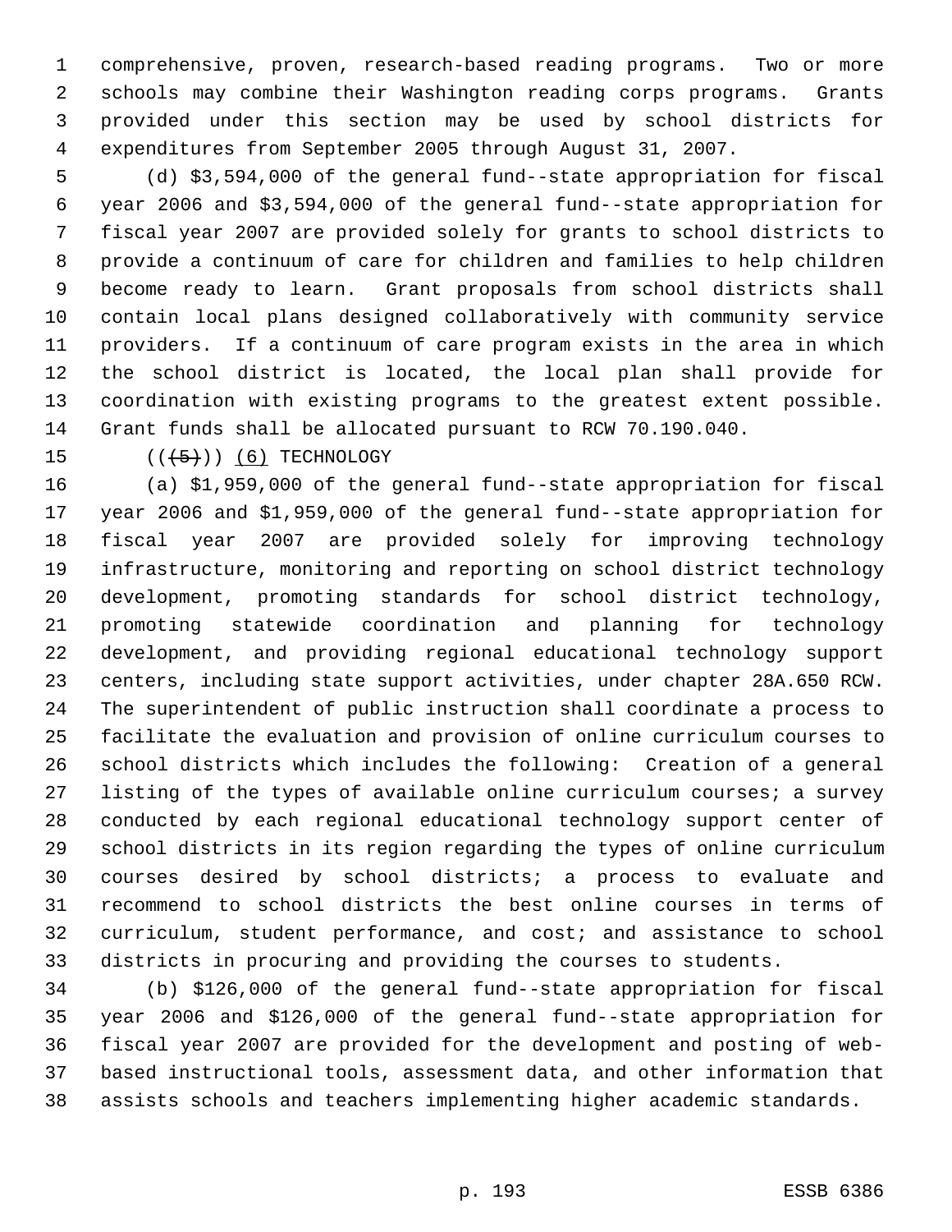comprehensive, proven, research-based reading programs. Two or more schools may combine their Washington reading corps programs. Grants provided under this section may be used by school districts for expenditures from September 2005 through August 31, 2007.

(d) $3,594,000 of the general fund--state appropriation for fiscal year 2006 and $3,594,000 of the general fund--state appropriation for fiscal year 2007 are provided solely for grants to school districts to provide a continuum of care for children and families to help children become ready to learn. Grant proposals from school districts shall contain local plans designed collaboratively with community service providers. If a continuum of care program exists in the area in which the school district is located, the local plan shall provide for coordination with existing programs to the greatest extent possible. Grant funds shall be allocated pursuant to RCW 70.190.040.

~~((5))~~ (6) TECHNOLOGY

(a) $1,959,000 of the general fund--state appropriation for fiscal year 2006 and $1,959,000 of the general fund--state appropriation for fiscal year 2007 are provided solely for improving technology infrastructure, monitoring and reporting on school district technology development, promoting standards for school district technology, promoting statewide coordination and planning for technology development, and providing regional educational technology support centers, including state support activities, under chapter 28A.650 RCW. The superintendent of public instruction shall coordinate a process to facilitate the evaluation and provision of online curriculum courses to school districts which includes the following: Creation of a general listing of the types of available online curriculum courses; a survey conducted by each regional educational technology support center of school districts in its region regarding the types of online curriculum courses desired by school districts; a process to evaluate and recommend to school districts the best online courses in terms of curriculum, student performance, and cost; and assistance to school districts in procuring and providing the courses to students.

(b) $126,000 of the general fund--state appropriation for fiscal year 2006 and $126,000 of the general fund--state appropriation for fiscal year 2007 are provided for the development and posting of web-based instructional tools, assessment data, and other information that assists schools and teachers implementing higher academic standards.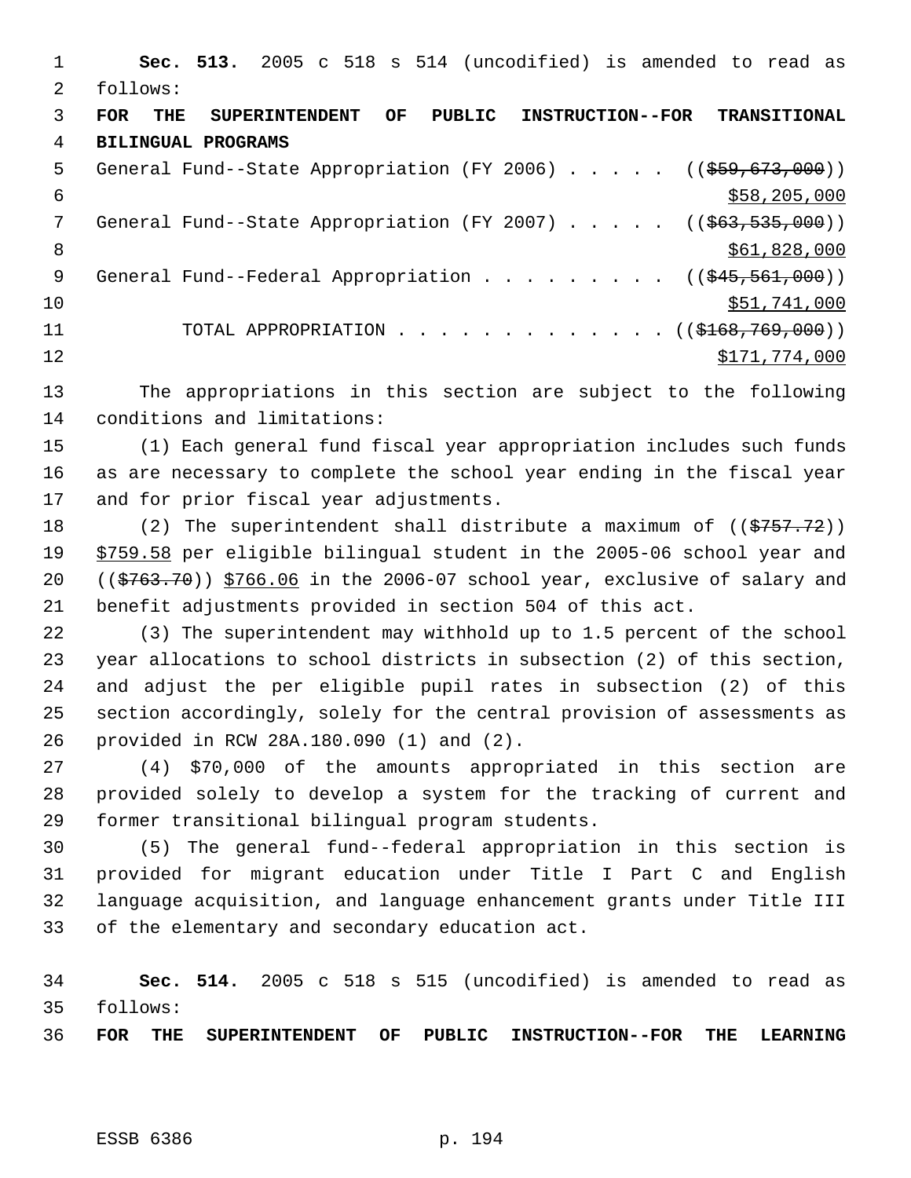**Sec. 513.** 2005 c 518 s 514 (uncodified) is amended to read as follows:

**FOR THE SUPERINTENDENT OF PUBLIC INSTRUCTION--FOR TRANSITIONAL BILINGUAL PROGRAMS**

General Fund--State Appropriation (FY 2006) . . . . . ((~~$59,673,000~~)) $58,205,000

General Fund--State Appropriation (FY 2007) . . . . . ((~~$63,535,000~~)) $61,828,000

General Fund--Federal Appropriation . . . . . . . . . ((~~$45,561,000~~)) $51,741,000

TOTAL APPROPRIATION . . . . . . . . . . . . . ((~~$168,769,000~~)) $171,774,000

The appropriations in this section are subject to the following conditions and limitations:

(1) Each general fund fiscal year appropriation includes such funds as are necessary to complete the school year ending in the fiscal year and for prior fiscal year adjustments.

(2) The superintendent shall distribute a maximum of ((~~$757.72~~)) $759.58 per eligible bilingual student in the 2005-06 school year and ((~~$763.70~~)) $766.06 in the 2006-07 school year, exclusive of salary and benefit adjustments provided in section 504 of this act.

(3) The superintendent may withhold up to 1.5 percent of the school year allocations to school districts in subsection (2) of this section, and adjust the per eligible pupil rates in subsection (2) of this section accordingly, solely for the central provision of assessments as provided in RCW 28A.180.090 (1) and (2).

(4) $70,000 of the amounts appropriated in this section are provided solely to develop a system for the tracking of current and former transitional bilingual program students.

(5) The general fund--federal appropriation in this section is provided for migrant education under Title I Part C and English language acquisition, and language enhancement grants under Title III of the elementary and secondary education act.

**Sec. 514.** 2005 c 518 s 515 (uncodified) is amended to read as follows:

**FOR THE SUPERINTENDENT OF PUBLIC INSTRUCTION--FOR THE LEARNING**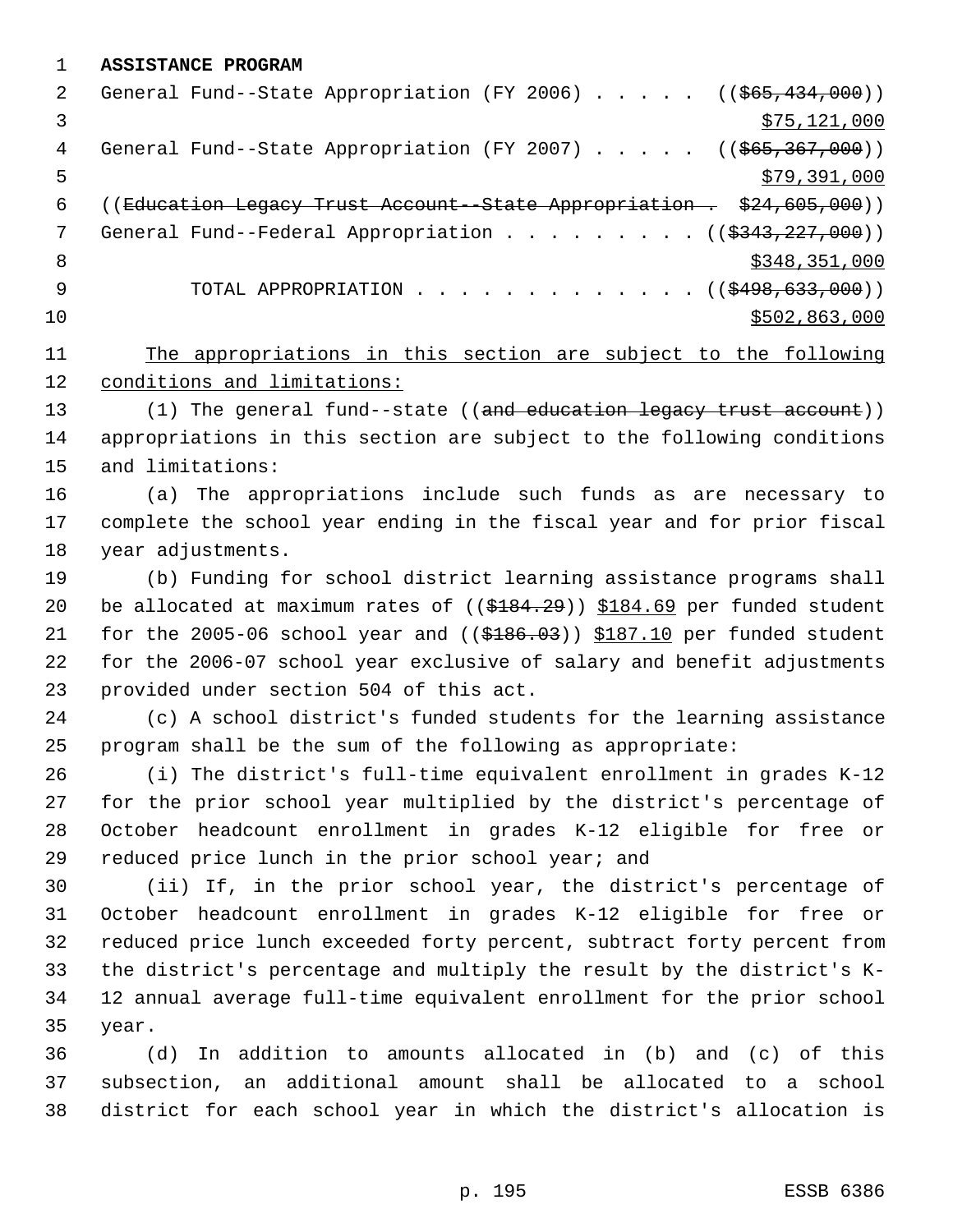**ASSISTANCE PROGRAM**

General Fund--State Appropriation (FY 2006) . . . . . (($65,434,000))
$75,121,000

General Fund--State Appropriation (FY 2007) . . . . . (($65,367,000))
$79,391,000

((Education Legacy Trust Account--State Appropriation . $24,605,000))

General Fund--Federal Appropriation . . . . . . . . . (($343,227,000))
$348,351,000

TOTAL APPROPRIATION . . . . . . . . . . . . . (($498,633,000))
$502,863,000

The appropriations in this section are subject to the following conditions and limitations:

(1) The general fund--state ((and education legacy trust account)) appropriations in this section are subject to the following conditions and limitations:

(a) The appropriations include such funds as are necessary to complete the school year ending in the fiscal year and for prior fiscal year adjustments.

(b) Funding for school district learning assistance programs shall be allocated at maximum rates of (($184.29)) $184.69 per funded student for the 2005-06 school year and (($186.03)) $187.10 per funded student for the 2006-07 school year exclusive of salary and benefit adjustments provided under section 504 of this act.

(c) A school district's funded students for the learning assistance program shall be the sum of the following as appropriate:

(i) The district's full-time equivalent enrollment in grades K-12 for the prior school year multiplied by the district's percentage of October headcount enrollment in grades K-12 eligible for free or reduced price lunch in the prior school year; and

(ii) If, in the prior school year, the district's percentage of October headcount enrollment in grades K-12 eligible for free or reduced price lunch exceeded forty percent, subtract forty percent from the district's percentage and multiply the result by the district's K-12 annual average full-time equivalent enrollment for the prior school year.

(d) In addition to amounts allocated in (b) and (c) of this subsection, an additional amount shall be allocated to a school district for each school year in which the district's allocation is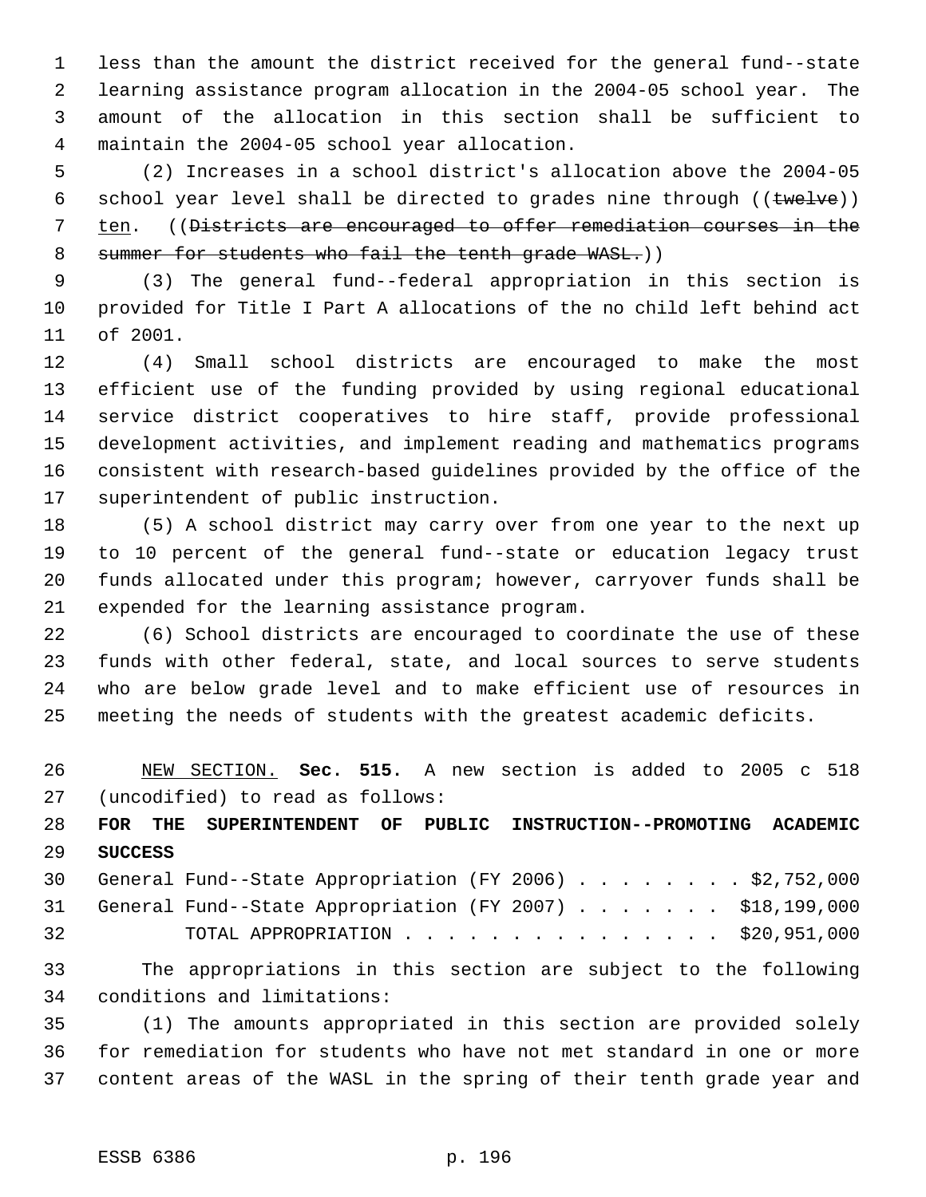less than the amount the district received for the general fund--state learning assistance program allocation in the 2004-05 school year. The amount of the allocation in this section shall be sufficient to maintain the 2004-05 school year allocation.

(2) Increases in a school district's allocation above the 2004-05 school year level shall be directed to grades nine through ((~~twelve~~)) <u>ten</u>. ((~~Districts are encouraged to offer remediation courses in the summer for students who fail the tenth grade WASL.~~))

(3) The general fund--federal appropriation in this section is provided for Title I Part A allocations of the no child left behind act of 2001.

(4) Small school districts are encouraged to make the most efficient use of the funding provided by using regional educational service district cooperatives to hire staff, provide professional development activities, and implement reading and mathematics programs consistent with research-based guidelines provided by the office of the superintendent of public instruction.

(5) A school district may carry over from one year to the next up to 10 percent of the general fund--state or education legacy trust funds allocated under this program; however, carryover funds shall be expended for the learning assistance program.

(6) School districts are encouraged to coordinate the use of these funds with other federal, state, and local sources to serve students who are below grade level and to make efficient use of resources in meeting the needs of students with the greatest academic deficits.

<u>NEW SECTION.</u> **Sec. 515.** A new section is added to 2005 c 518 (uncodified) to read as follows:

**FOR THE SUPERINTENDENT OF PUBLIC INSTRUCTION--PROMOTING ACADEMIC SUCCESS**

General Fund--State Appropriation (FY 2006) . . . . . . . . $2,752,000
General Fund--State Appropriation (FY 2007) . . . . . . . $18,199,000
TOTAL APPROPRIATION . . . . . . . . . . . . . . . . $20,951,000

The appropriations in this section are subject to the following conditions and limitations:

(1) The amounts appropriated in this section are provided solely for remediation for students who have not met standard in one or more content areas of the WASL in the spring of their tenth grade year and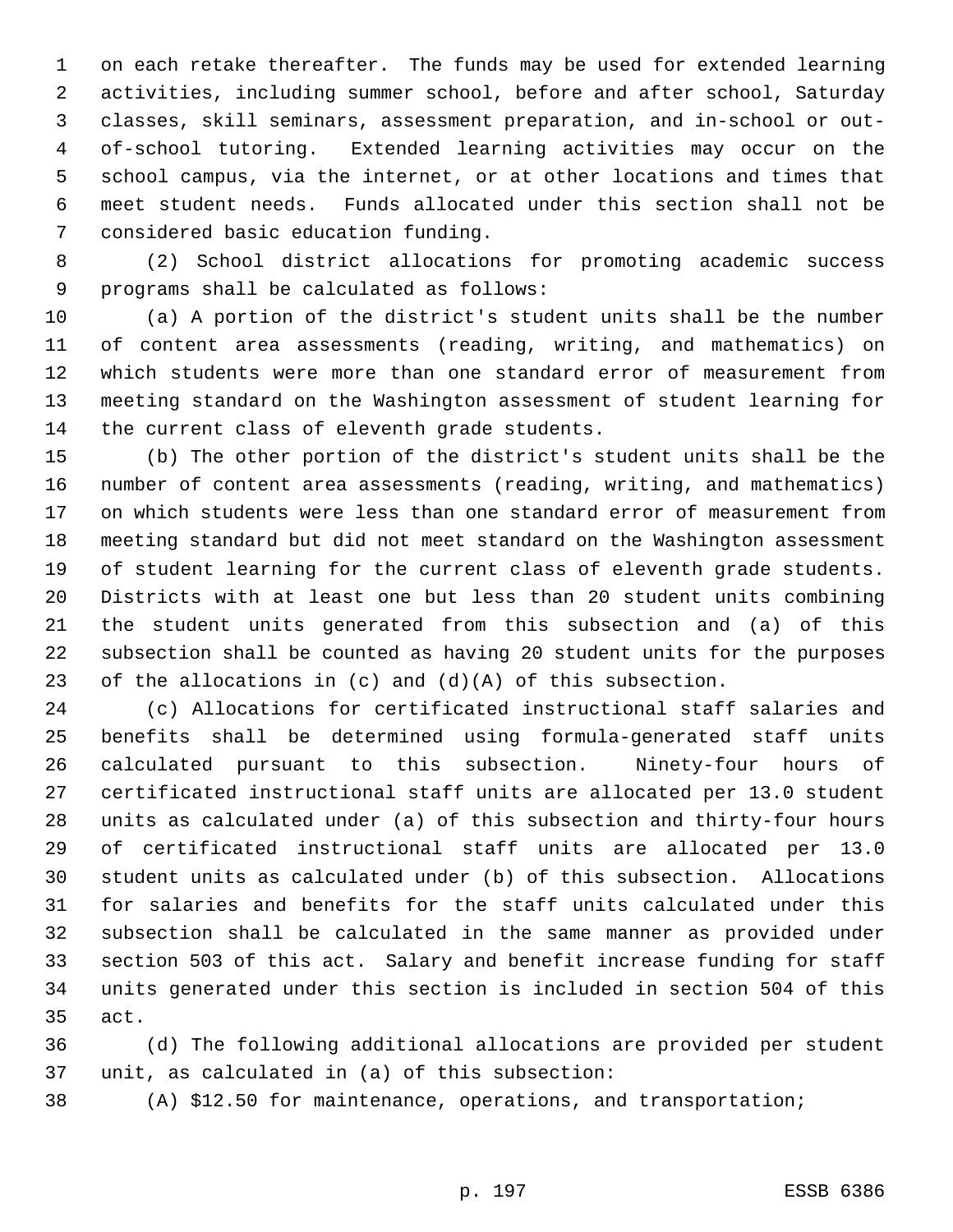on each retake thereafter. The funds may be used for extended learning activities, including summer school, before and after school, Saturday classes, skill seminars, assessment preparation, and in-school or out-of-school tutoring. Extended learning activities may occur on the school campus, via the internet, or at other locations and times that meet student needs. Funds allocated under this section shall not be considered basic education funding.

(2) School district allocations for promoting academic success programs shall be calculated as follows:

(a) A portion of the district's student units shall be the number of content area assessments (reading, writing, and mathematics) on which students were more than one standard error of measurement from meeting standard on the Washington assessment of student learning for the current class of eleventh grade students.

(b) The other portion of the district's student units shall be the number of content area assessments (reading, writing, and mathematics) on which students were less than one standard error of measurement from meeting standard but did not meet standard on the Washington assessment of student learning for the current class of eleventh grade students. Districts with at least one but less than 20 student units combining the student units generated from this subsection and (a) of this subsection shall be counted as having 20 student units for the purposes of the allocations in (c) and (d)(A) of this subsection.

(c) Allocations for certificated instructional staff salaries and benefits shall be determined using formula-generated staff units calculated pursuant to this subsection. Ninety-four hours of certificated instructional staff units are allocated per 13.0 student units as calculated under (a) of this subsection and thirty-four hours of certificated instructional staff units are allocated per 13.0 student units as calculated under (b) of this subsection. Allocations for salaries and benefits for the staff units calculated under this subsection shall be calculated in the same manner as provided under section 503 of this act. Salary and benefit increase funding for staff units generated under this section is included in section 504 of this act.

(d) The following additional allocations are provided per student unit, as calculated in (a) of this subsection:

(A) $12.50 for maintenance, operations, and transportation;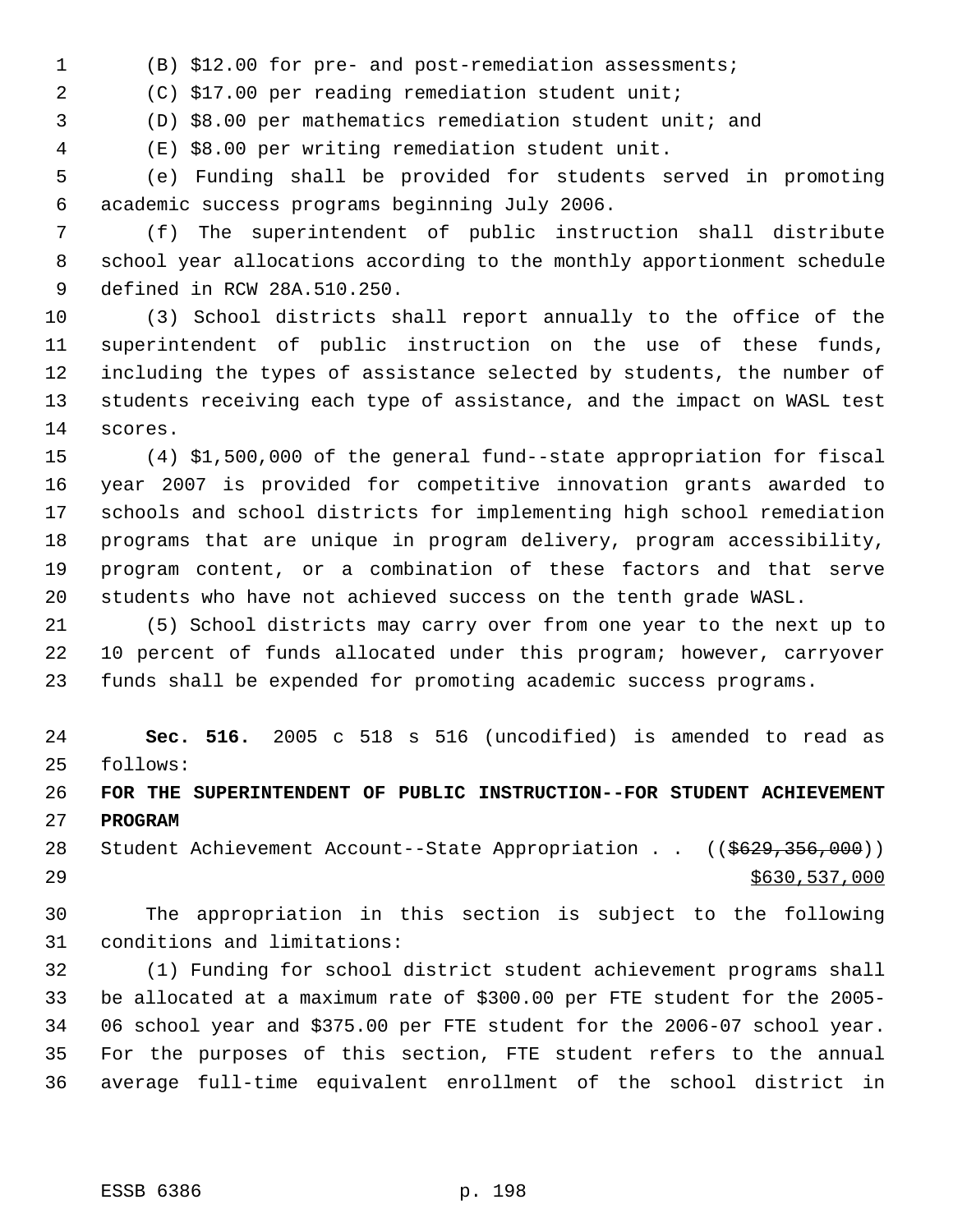(B) $12.00 for pre- and post-remediation assessments;

(C) $17.00 per reading remediation student unit;

(D) $8.00 per mathematics remediation student unit; and

(E) $8.00 per writing remediation student unit.

(e) Funding shall be provided for students served in promoting academic success programs beginning July 2006.

(f) The superintendent of public instruction shall distribute school year allocations according to the monthly apportionment schedule defined in RCW 28A.510.250.

(3) School districts shall report annually to the office of the superintendent of public instruction on the use of these funds, including the types of assistance selected by students, the number of students receiving each type of assistance, and the impact on WASL test scores.

(4) $1,500,000 of the general fund--state appropriation for fiscal year 2007 is provided for competitive innovation grants awarded to schools and school districts for implementing high school remediation programs that are unique in program delivery, program accessibility, program content, or a combination of these factors and that serve students who have not achieved success on the tenth grade WASL.

(5) School districts may carry over from one year to the next up to 10 percent of funds allocated under this program; however, carryover funds shall be expended for promoting academic success programs.

**Sec. 516.** 2005 c 518 s 516 (uncodified) is amended to read as follows:

**FOR THE SUPERINTENDENT OF PUBLIC INSTRUCTION--FOR STUDENT ACHIEVEMENT PROGRAM**

Student Achievement Account--State Appropriation . . ((~~$629,356,000~~))
<u>$630,537,000</u>

The appropriation in this section is subject to the following conditions and limitations:

(1) Funding for school district student achievement programs shall be allocated at a maximum rate of $300.00 per FTE student for the 2005-06 school year and $375.00 per FTE student for the 2006-07 school year. For the purposes of this section, FTE student refers to the annual average full-time equivalent enrollment of the school district in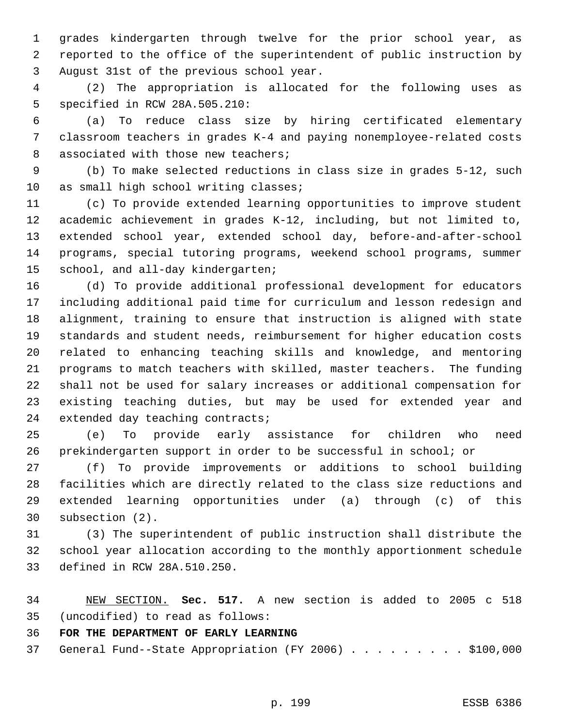grades kindergarten through twelve for the prior school year, as reported to the office of the superintendent of public instruction by August 31st of the previous school year.

(2) The appropriation is allocated for the following uses as specified in RCW 28A.505.210:

(a) To reduce class size by hiring certificated elementary classroom teachers in grades K-4 and paying nonemployee-related costs associated with those new teachers;

(b) To make selected reductions in class size in grades 5-12, such as small high school writing classes;

(c) To provide extended learning opportunities to improve student academic achievement in grades K-12, including, but not limited to, extended school year, extended school day, before-and-after-school programs, special tutoring programs, weekend school programs, summer school, and all-day kindergarten;

(d) To provide additional professional development for educators including additional paid time for curriculum and lesson redesign and alignment, training to ensure that instruction is aligned with state standards and student needs, reimbursement for higher education costs related to enhancing teaching skills and knowledge, and mentoring programs to match teachers with skilled, master teachers. The funding shall not be used for salary increases or additional compensation for existing teaching duties, but may be used for extended year and extended day teaching contracts;

(e) To provide early assistance for children who need prekindergarten support in order to be successful in school; or

(f) To provide improvements or additions to school building facilities which are directly related to the class size reductions and extended learning opportunities under (a) through (c) of this subsection (2).

(3) The superintendent of public instruction shall distribute the school year allocation according to the monthly apportionment schedule defined in RCW 28A.510.250.

NEW SECTION. **Sec. 517.** A new section is added to 2005 c 518 (uncodified) to read as follows:

**FOR THE DEPARTMENT OF EARLY LEARNING**

General Fund--State Appropriation (FY 2006) . . . . . . . . . $100,000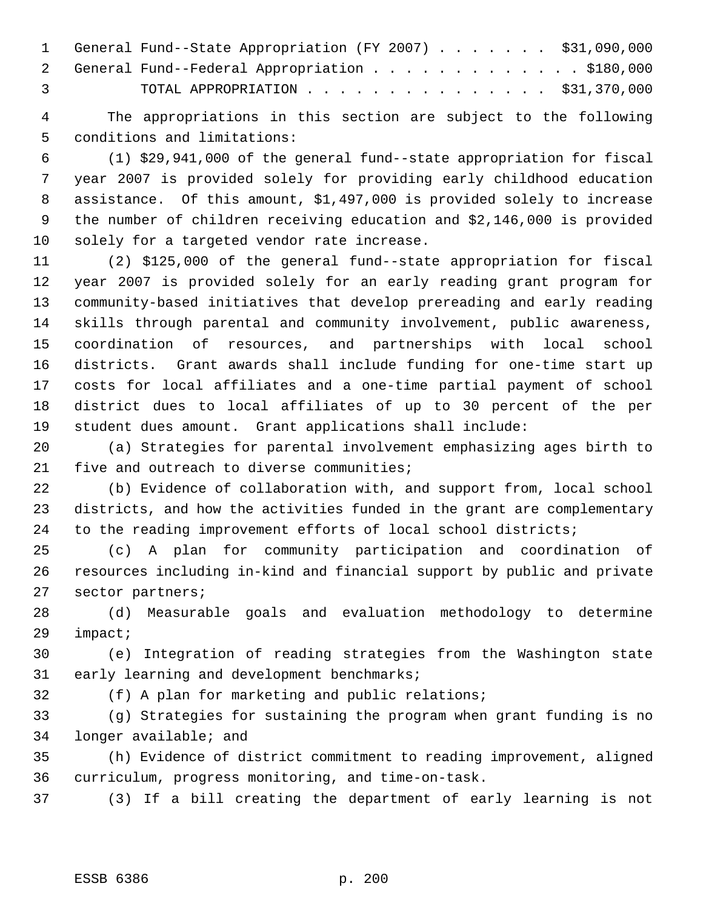General Fund--State Appropriation (FY 2007) . . . . . . . $31,090,000
General Fund--Federal Appropriation . . . . . . . . . . . . . $180,000
TOTAL APPROPRIATION . . . . . . . . . . . . . . . $31,370,000

The appropriations in this section are subject to the following conditions and limitations:

(1) $29,941,000 of the general fund--state appropriation for fiscal year 2007 is provided solely for providing early childhood education assistance. Of this amount, $1,497,000 is provided solely to increase the number of children receiving education and $2,146,000 is provided solely for a targeted vendor rate increase.

(2) $125,000 of the general fund--state appropriation for fiscal year 2007 is provided solely for an early reading grant program for community-based initiatives that develop prereading and early reading skills through parental and community involvement, public awareness, coordination of resources, and partnerships with local school districts. Grant awards shall include funding for one-time start up costs for local affiliates and a one-time partial payment of school district dues to local affiliates of up to 30 percent of the per student dues amount. Grant applications shall include:

(a) Strategies for parental involvement emphasizing ages birth to five and outreach to diverse communities;

(b) Evidence of collaboration with, and support from, local school districts, and how the activities funded in the grant are complementary to the reading improvement efforts of local school districts;

(c) A plan for community participation and coordination of resources including in-kind and financial support by public and private sector partners;

(d) Measurable goals and evaluation methodology to determine impact;

(e) Integration of reading strategies from the Washington state early learning and development benchmarks;

(f) A plan for marketing and public relations;

(g) Strategies for sustaining the program when grant funding is no longer available; and

(h) Evidence of district commitment to reading improvement, aligned curriculum, progress monitoring, and time-on-task.

(3) If a bill creating the department of early learning is not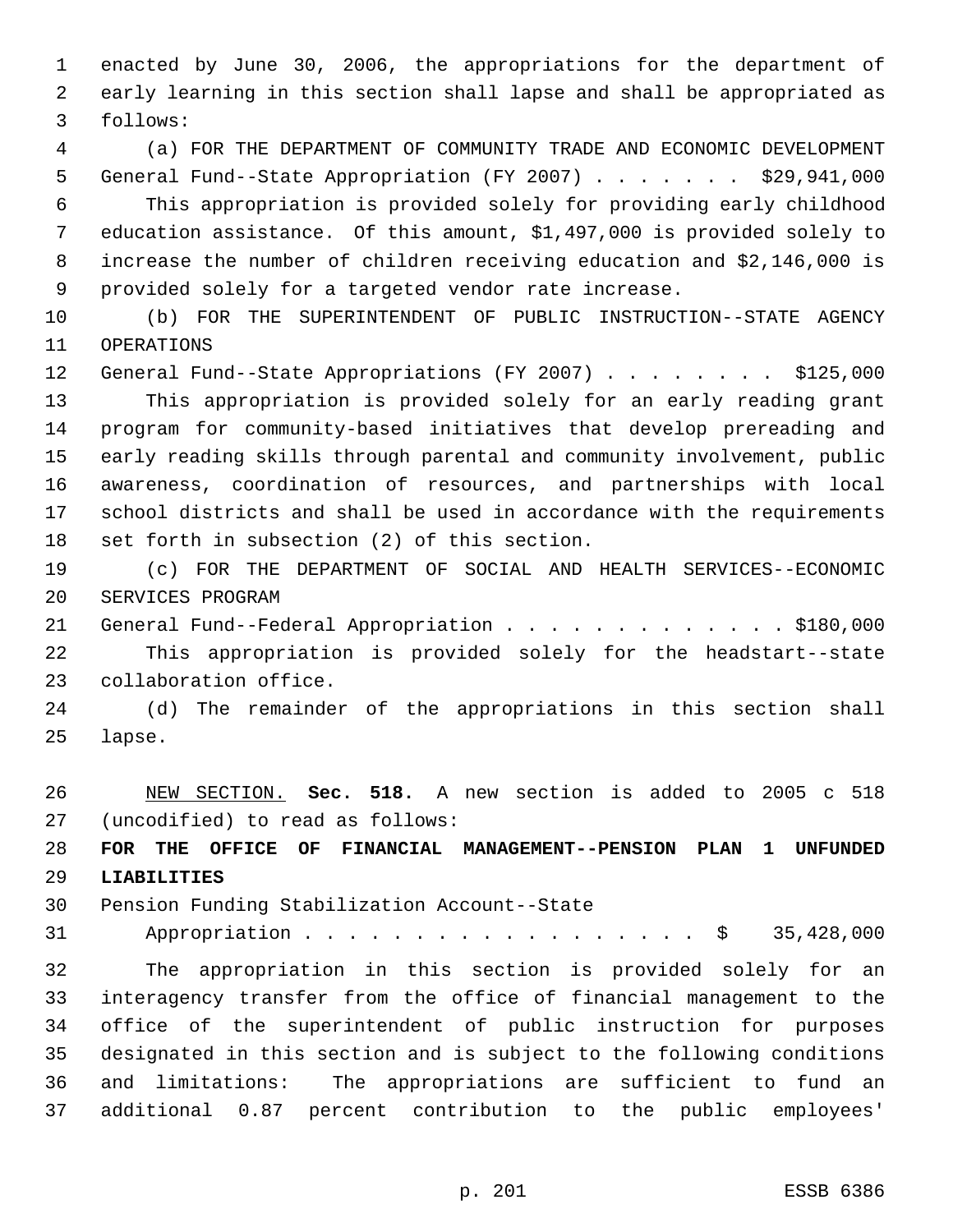enacted by June 30, 2006, the appropriations for the department of early learning in this section shall lapse and shall be appropriated as follows:

(a) FOR THE DEPARTMENT OF COMMUNITY TRADE AND ECONOMIC DEVELOPMENT
General Fund--State Appropriation (FY 2007) . . . . . . . $29,941,000

This appropriation is provided solely for providing early childhood education assistance. Of this amount, $1,497,000 is provided solely to increase the number of children receiving education and $2,146,000 is provided solely for a targeted vendor rate increase.

(b) FOR THE SUPERINTENDENT OF PUBLIC INSTRUCTION--STATE AGENCY OPERATIONS
General Fund--State Appropriations (FY 2007) . . . . . . . . $125,000

This appropriation is provided solely for an early reading grant program for community-based initiatives that develop prereading and early reading skills through parental and community involvement, public awareness, coordination of resources, and partnerships with local school districts and shall be used in accordance with the requirements set forth in subsection (2) of this section.

(c) FOR THE DEPARTMENT OF SOCIAL AND HEALTH SERVICES--ECONOMIC SERVICES PROGRAM
General Fund--Federal Appropriation . . . . . . . . . . . . . $180,000

This appropriation is provided solely for the headstart--state collaboration office.

(d) The remainder of the appropriations in this section shall lapse.

NEW SECTION. **Sec. 518.** A new section is added to 2005 c 518 (uncodified) to read as follows:

**FOR THE OFFICE OF FINANCIAL MANAGEMENT--PENSION PLAN 1 UNFUNDED LIABILITIES**

Pension Funding Stabilization Account--State
Appropriation . . . . . . . . . . . . . . . . . . $ 35,428,000

The appropriation in this section is provided solely for an interagency transfer from the office of financial management to the office of the superintendent of public instruction for purposes designated in this section and is subject to the following conditions and limitations: The appropriations are sufficient to fund an additional 0.87 percent contribution to the public employees'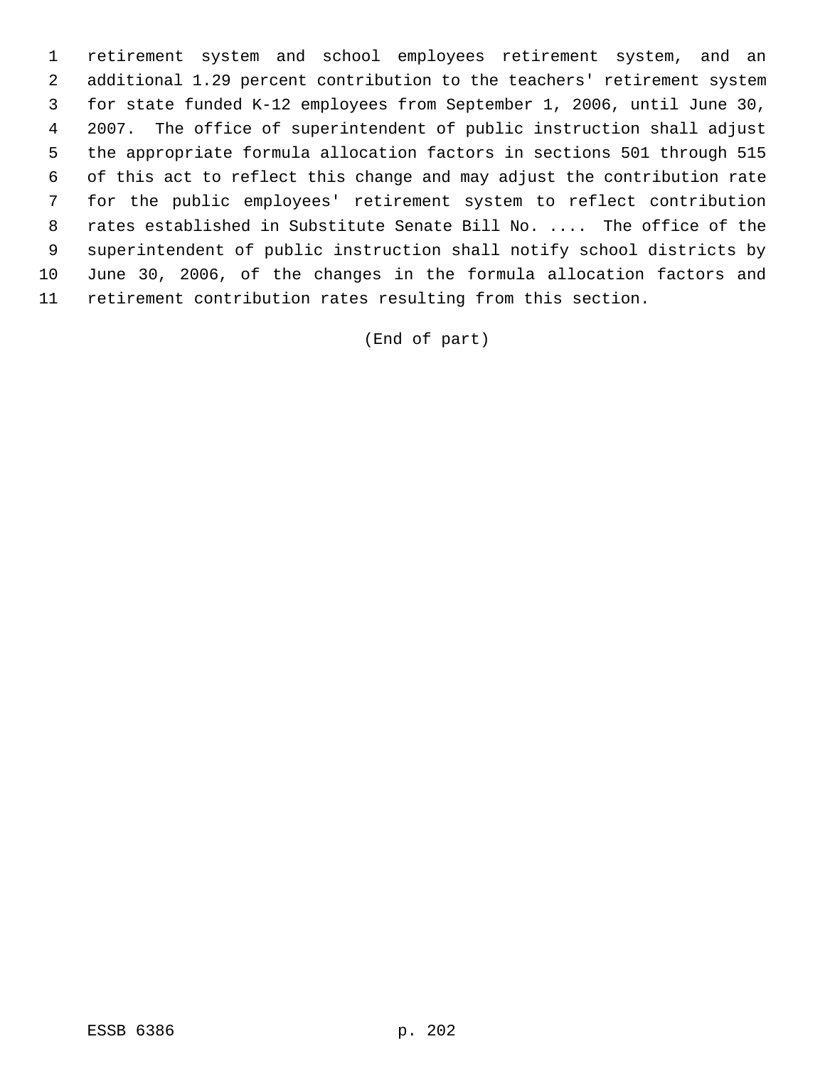retirement system and school employees retirement system, and an additional 1.29 percent contribution to the teachers' retirement system for state funded K-12 employees from September 1, 2006, until June 30, 2007. The office of superintendent of public instruction shall adjust the appropriate formula allocation factors in sections 501 through 515 of this act to reflect this change and may adjust the contribution rate for the public employees' retirement system to reflect contribution rates established in Substitute Senate Bill No. .... The office of the superintendent of public instruction shall notify school districts by June 30, 2006, of the changes in the formula allocation factors and retirement contribution rates resulting from this section.

(End of part)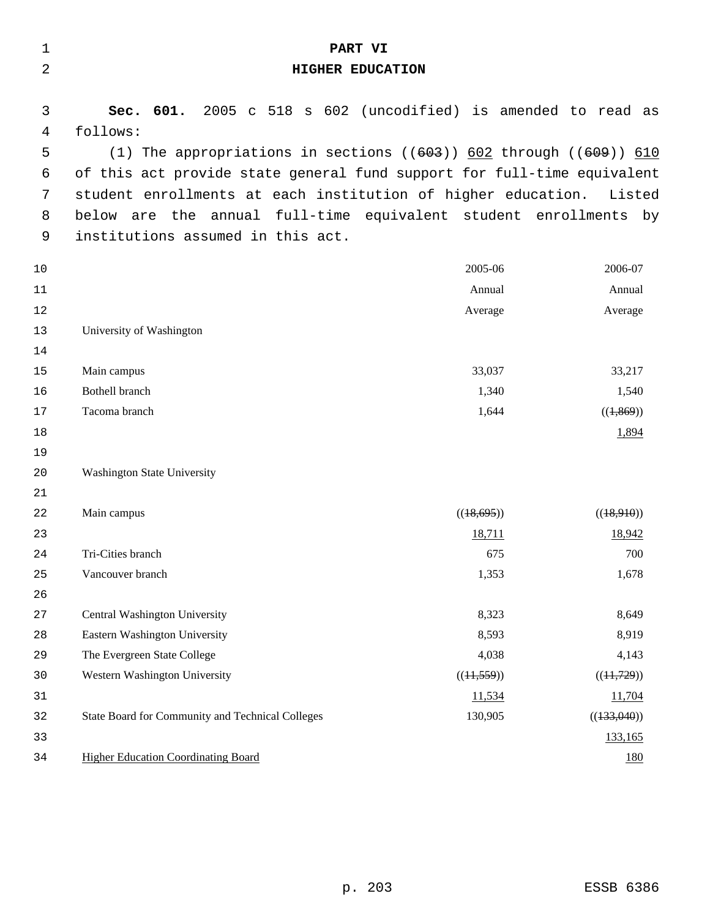# PART VI
## HIGHER EDUCATION

**Sec. 601.** 2005 c 518 s 602 (uncodified) is amended to read as follows:

(1) The appropriations in sections ((~~603~~)) 602 through ((~~609~~)) 610 of this act provide state general fund support for full-time equivalent student enrollments at each institution of higher education. Listed below are the annual full-time equivalent student enrollments by institutions assumed in this act.

| | 2005-06 Annual Average | 2006-07 Annual Average |
|---|---|---|
| University of Washington | | |
| Main campus | 33,037 | 33,217 |
| Bothell branch | 1,340 | 1,540 |
| Tacoma branch | 1,644 | ((~~1,869~~)) 1,894 |
| Washington State University | | |
| Main campus | ((~~18,695~~)) 18,711 | ((~~18,910~~)) 18,942 |
| Tri-Cities branch | 675 | 700 |
| Vancouver branch | 1,353 | 1,678 |
| Central Washington University | 8,323 | 8,649 |
| Eastern Washington University | 8,593 | 8,919 |
| The Evergreen State College | 4,038 | 4,143 |
| Western Washington University | ((~~11,559~~)) 11,534 | ((~~11,729~~)) 11,704 |
| State Board for Community and Technical Colleges | 130,905 | ((~~133,040~~)) 133,165 |
| Higher Education Coordinating Board | | 180 |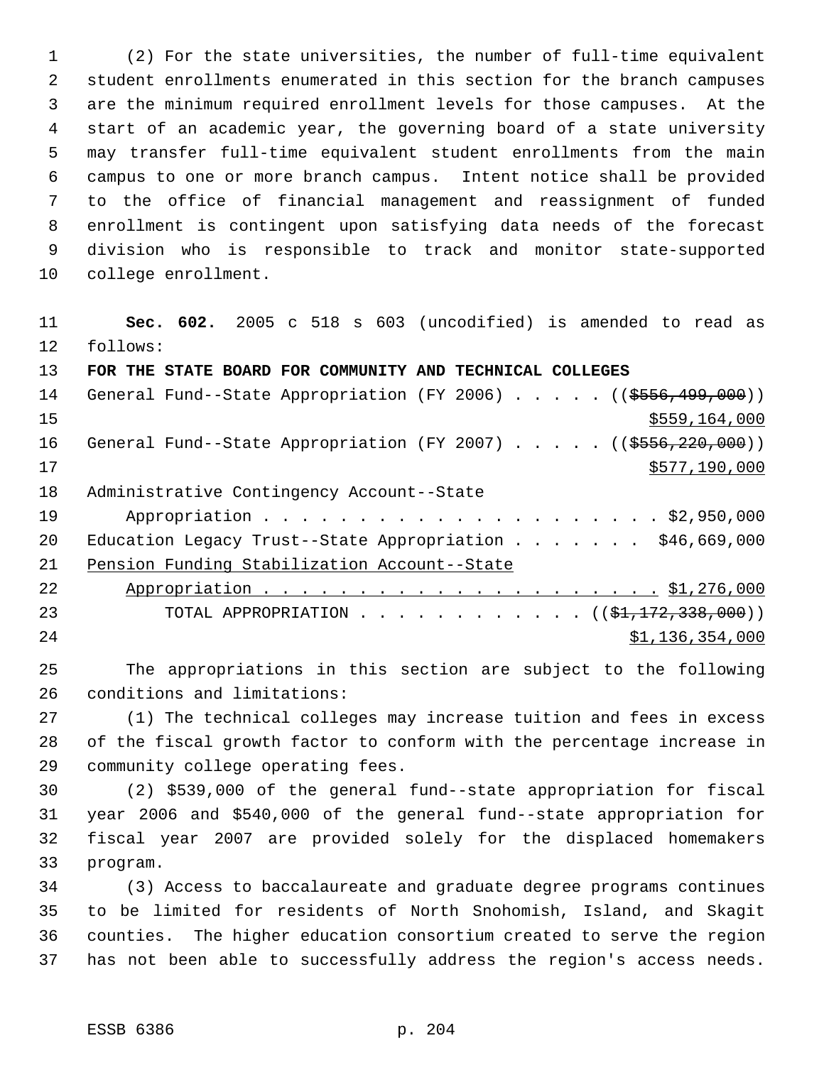(2) For the state universities, the number of full-time equivalent student enrollments enumerated in this section for the branch campuses are the minimum required enrollment levels for those campuses. At the start of an academic year, the governing board of a state university may transfer full-time equivalent student enrollments from the main campus to one or more branch campus. Intent notice shall be provided to the office of financial management and reassignment of funded enrollment is contingent upon satisfying data needs of the forecast division who is responsible to track and monitor state-supported college enrollment.

**Sec. 602.** 2005 c 518 s 603 (uncodified) is amended to read as follows:

**FOR THE STATE BOARD FOR COMMUNITY AND TECHNICAL COLLEGES**

General Fund--State Appropriation (FY 2006) . . . . . ((~~$556,499,000~~)) $559,164,000

General Fund--State Appropriation (FY 2007) . . . . . ((~~$556,220,000~~)) $577,190,000

Administrative Contingency Account--State Appropriation . . . . . . . . . . . . . . . . . . . . . . $2,950,000

Education Legacy Trust--State Appropriation . . . . . . . $46,669,000

Pension Funding Stabilization Account--State Appropriation . . . . . . . . . . . . . . . . . . . . . . $1,276,000

TOTAL APPROPRIATION . . . . . . . . . . . . ((~~$1,172,338,000~~)) $1,136,354,000

The appropriations in this section are subject to the following conditions and limitations:

(1) The technical colleges may increase tuition and fees in excess of the fiscal growth factor to conform with the percentage increase in community college operating fees.

(2) $539,000 of the general fund--state appropriation for fiscal year 2006 and $540,000 of the general fund--state appropriation for fiscal year 2007 are provided solely for the displaced homemakers program.

(3) Access to baccalaureate and graduate degree programs continues to be limited for residents of North Snohomish, Island, and Skagit counties. The higher education consortium created to serve the region has not been able to successfully address the region's access needs.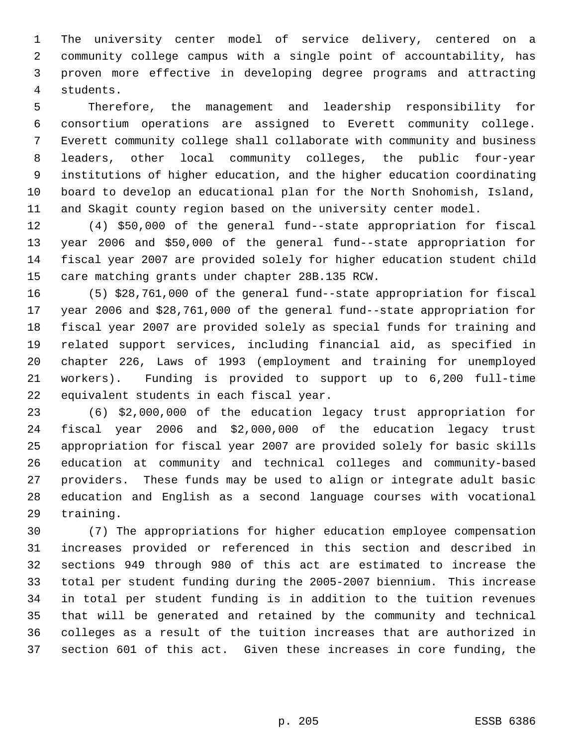The university center model of service delivery, centered on a community college campus with a single point of accountability, has proven more effective in developing degree programs and attracting students.

Therefore, the management and leadership responsibility for consortium operations are assigned to Everett community college. Everett community college shall collaborate with community and business leaders, other local community colleges, the public four-year institutions of higher education, and the higher education coordinating board to develop an educational plan for the North Snohomish, Island, and Skagit county region based on the university center model.

(4) $50,000 of the general fund--state appropriation for fiscal year 2006 and $50,000 of the general fund--state appropriation for fiscal year 2007 are provided solely for higher education student child care matching grants under chapter 28B.135 RCW.

(5) $28,761,000 of the general fund--state appropriation for fiscal year 2006 and $28,761,000 of the general fund--state appropriation for fiscal year 2007 are provided solely as special funds for training and related support services, including financial aid, as specified in chapter 226, Laws of 1993 (employment and training for unemployed workers). Funding is provided to support up to 6,200 full-time equivalent students in each fiscal year.

(6) $2,000,000 of the education legacy trust appropriation for fiscal year 2006 and $2,000,000 of the education legacy trust appropriation for fiscal year 2007 are provided solely for basic skills education at community and technical colleges and community-based providers. These funds may be used to align or integrate adult basic education and English as a second language courses with vocational training.

(7) The appropriations for higher education employee compensation increases provided or referenced in this section and described in sections 949 through 980 of this act are estimated to increase the total per student funding during the 2005-2007 biennium. This increase in total per student funding is in addition to the tuition revenues that will be generated and retained by the community and technical colleges as a result of the tuition increases that are authorized in section 601 of this act. Given these increases in core funding, the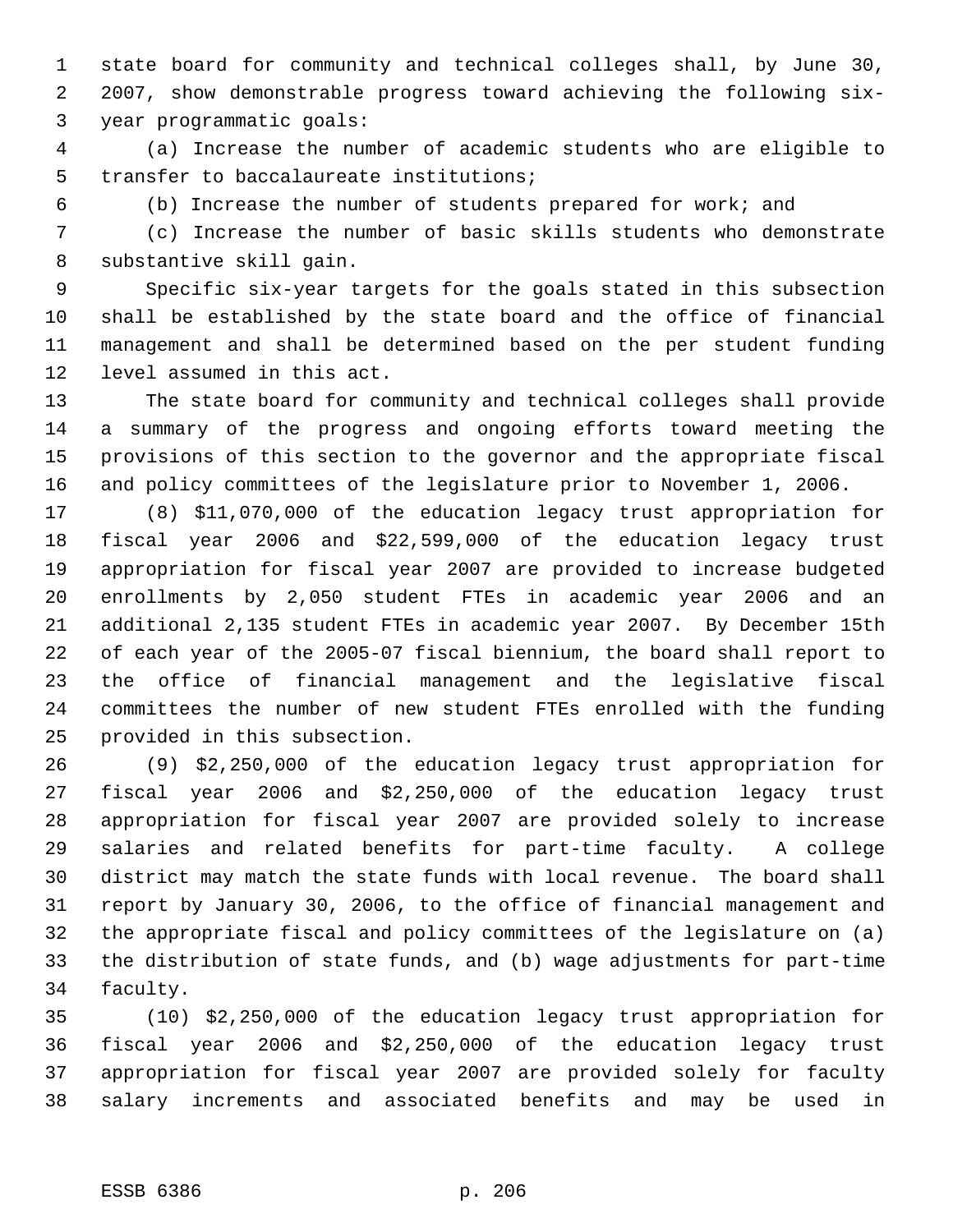state board for community and technical colleges shall, by June 30, 2007, show demonstrable progress toward achieving the following six-year programmatic goals:

(a) Increase the number of academic students who are eligible to transfer to baccalaureate institutions;

(b) Increase the number of students prepared for work; and

(c) Increase the number of basic skills students who demonstrate substantive skill gain.

Specific six-year targets for the goals stated in this subsection shall be established by the state board and the office of financial management and shall be determined based on the per student funding level assumed in this act.

The state board for community and technical colleges shall provide a summary of the progress and ongoing efforts toward meeting the provisions of this section to the governor and the appropriate fiscal and policy committees of the legislature prior to November 1, 2006.

(8) $11,070,000 of the education legacy trust appropriation for fiscal year 2006 and $22,599,000 of the education legacy trust appropriation for fiscal year 2007 are provided to increase budgeted enrollments by 2,050 student FTEs in academic year 2006 and an additional 2,135 student FTEs in academic year 2007. By December 15th of each year of the 2005-07 fiscal biennium, the board shall report to the office of financial management and the legislative fiscal committees the number of new student FTEs enrolled with the funding provided in this subsection.

(9) $2,250,000 of the education legacy trust appropriation for fiscal year 2006 and $2,250,000 of the education legacy trust appropriation for fiscal year 2007 are provided solely to increase salaries and related benefits for part-time faculty. A college district may match the state funds with local revenue. The board shall report by January 30, 2006, to the office of financial management and the appropriate fiscal and policy committees of the legislature on (a) the distribution of state funds, and (b) wage adjustments for part-time faculty.

(10) $2,250,000 of the education legacy trust appropriation for fiscal year 2006 and $2,250,000 of the education legacy trust appropriation for fiscal year 2007 are provided solely for faculty salary increments and associated benefits and may be used in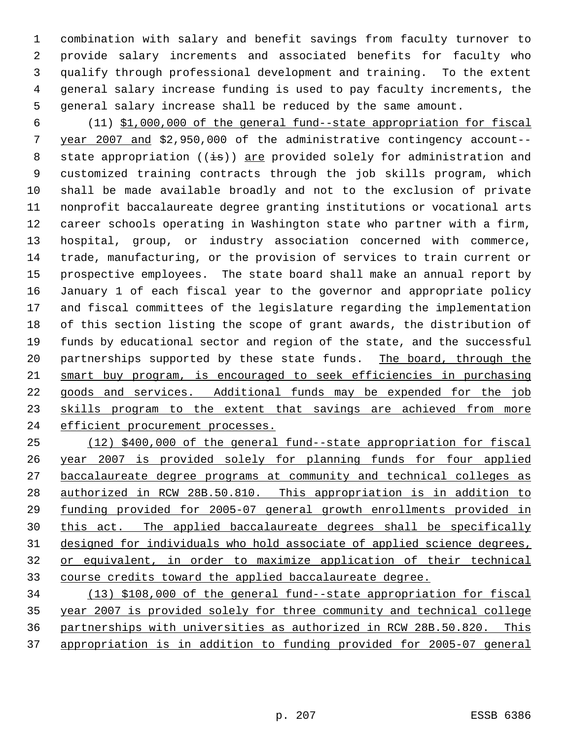combination with salary and benefit savings from faculty turnover to provide salary increments and associated benefits for faculty who qualify through professional development and training. To the extent general salary increase funding is used to pay faculty increments, the general salary increase shall be reduced by the same amount.

(11) $1,000,000 of the general fund--state appropriation for fiscal year 2007 and $2,950,000 of the administrative contingency account--state appropriation ((~~is~~)) are provided solely for administration and customized training contracts through the job skills program, which shall be made available broadly and not to the exclusion of private nonprofit baccalaureate degree granting institutions or vocational arts career schools operating in Washington state who partner with a firm, hospital, group, or industry association concerned with commerce, trade, manufacturing, or the provision of services to train current or prospective employees. The state board shall make an annual report by January 1 of each fiscal year to the governor and appropriate policy and fiscal committees of the legislature regarding the implementation of this section listing the scope of grant awards, the distribution of funds by educational sector and region of the state, and the successful partnerships supported by these state funds. The board, through the smart buy program, is encouraged to seek efficiencies in purchasing goods and services. Additional funds may be expended for the job skills program to the extent that savings are achieved from more efficient procurement processes.

(12) $400,000 of the general fund--state appropriation for fiscal year 2007 is provided solely for planning funds for four applied baccalaureate degree programs at community and technical colleges as authorized in RCW 28B.50.810. This appropriation is in addition to funding provided for 2005-07 general growth enrollments provided in this act. The applied baccalaureate degrees shall be specifically designed for individuals who hold associate of applied science degrees, or equivalent, in order to maximize application of their technical course credits toward the applied baccalaureate degree.

(13) $108,000 of the general fund--state appropriation for fiscal year 2007 is provided solely for three community and technical college partnerships with universities as authorized in RCW 28B.50.820. This appropriation is in addition to funding provided for 2005-07 general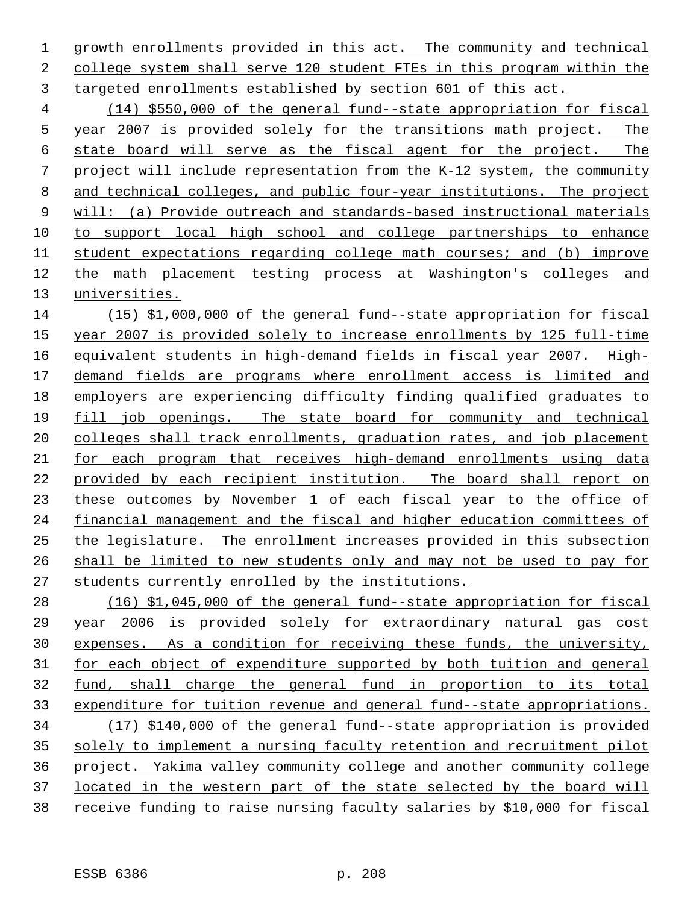growth enrollments provided in this act. The community and technical college system shall serve 120 student FTEs in this program within the targeted enrollments established by section 601 of this act.

(14) $550,000 of the general fund--state appropriation for fiscal year 2007 is provided solely for the transitions math project. The state board will serve as the fiscal agent for the project. The project will include representation from the K-12 system, the community and technical colleges, and public four-year institutions. The project will: (a) Provide outreach and standards-based instructional materials to support local high school and college partnerships to enhance student expectations regarding college math courses; and (b) improve the math placement testing process at Washington's colleges and universities.

(15) $1,000,000 of the general fund--state appropriation for fiscal year 2007 is provided solely to increase enrollments by 125 full-time equivalent students in high-demand fields in fiscal year 2007. High-demand fields are programs where enrollment access is limited and employers are experiencing difficulty finding qualified graduates to fill job openings. The state board for community and technical colleges shall track enrollments, graduation rates, and job placement for each program that receives high-demand enrollments using data provided by each recipient institution. The board shall report on these outcomes by November 1 of each fiscal year to the office of financial management and the fiscal and higher education committees of the legislature. The enrollment increases provided in this subsection shall be limited to new students only and may not be used to pay for students currently enrolled by the institutions.

(16) $1,045,000 of the general fund--state appropriation for fiscal year 2006 is provided solely for extraordinary natural gas cost expenses. As a condition for receiving these funds, the university, for each object of expenditure supported by both tuition and general fund, shall charge the general fund in proportion to its total expenditure for tuition revenue and general fund--state appropriations.

(17) $140,000 of the general fund--state appropriation is provided solely to implement a nursing faculty retention and recruitment pilot project. Yakima valley community college and another community college located in the western part of the state selected by the board will receive funding to raise nursing faculty salaries by $10,000 for fiscal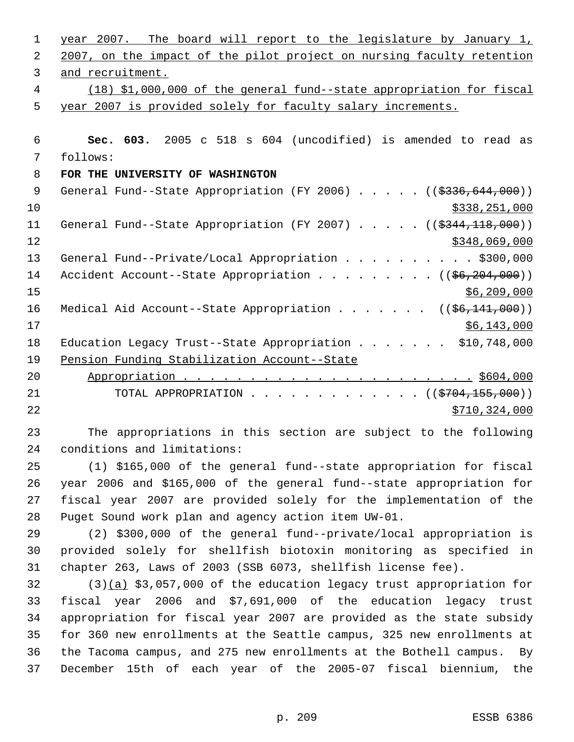year 2007. The board will report to the legislature by January 1, 2007, on the impact of the pilot project on nursing faculty retention and recruitment.

(18) $1,000,000 of the general fund--state appropriation for fiscal year 2007 is provided solely for faculty salary increments.

**Sec. 603.** 2005 c 518 s 604 (uncodified) is amended to read as follows:

**FOR THE UNIVERSITY OF WASHINGTON**

General Fund--State Appropriation (FY 2006) . . . . . (($336,644,000))
$338,251,000

General Fund--State Appropriation (FY 2007) . . . . . (($344,118,000))
$348,069,000

General Fund--Private/Local Appropriation . . . . . . . . . . $300,000

Accident Account--State Appropriation . . . . . . . . . (($6,204,000))
$6,209,000

Medical Aid Account--State Appropriation . . . . . . . (($6,141,000))
$6,143,000

Education Legacy Trust--State Appropriation . . . . . . . $10,748,000

Pension Funding Stabilization Account--State Appropriation . . . . . . . . . . . . . . . . . . . . . . $604,000

TOTAL APPROPRIATION . . . . . . . . . . . . . (($704,155,000))
$710,324,000

The appropriations in this section are subject to the following conditions and limitations:

(1) $165,000 of the general fund--state appropriation for fiscal year 2006 and $165,000 of the general fund--state appropriation for fiscal year 2007 are provided solely for the implementation of the Puget Sound work plan and agency action item UW-01.

(2) $300,000 of the general fund--private/local appropriation is provided solely for shellfish biotoxin monitoring as specified in chapter 263, Laws of 2003 (SSB 6073, shellfish license fee).

(3)(a) $3,057,000 of the education legacy trust appropriation for fiscal year 2006 and $7,691,000 of the education legacy trust appropriation for fiscal year 2007 are provided as the state subsidy for 360 new enrollments at the Seattle campus, 325 new enrollments at the Tacoma campus, and 275 new enrollments at the Bothell campus. By December 15th of each year of the 2005-07 fiscal biennium, the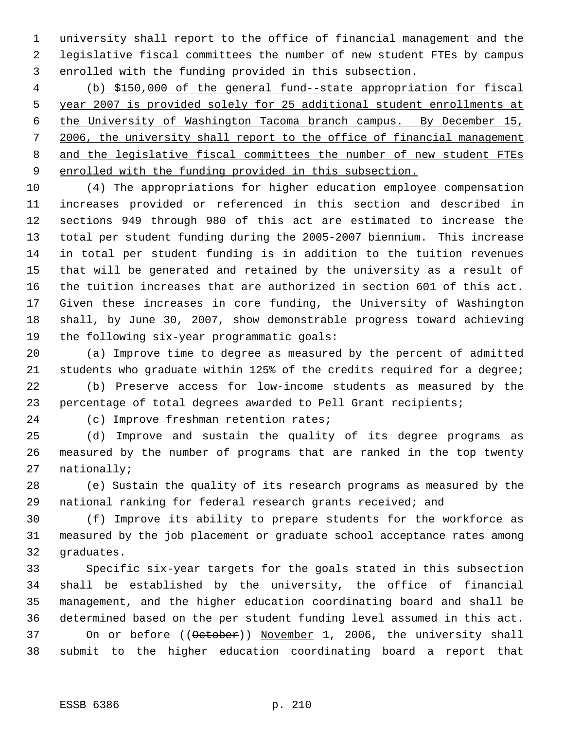university shall report to the office of financial management and the legislative fiscal committees the number of new student FTEs by campus enrolled with the funding provided in this subsection.

<u>(b) $150,000 of the general fund--state appropriation for fiscal year 2007 is provided solely for 25 additional student enrollments at the University of Washington Tacoma branch campus. By December 15, 2006, the university shall report to the office of financial management and the legislative fiscal committees the number of new student FTEs enrolled with the funding provided in this subsection.</u>

(4) The appropriations for higher education employee compensation increases provided or referenced in this section and described in sections 949 through 980 of this act are estimated to increase the total per student funding during the 2005-2007 biennium. This increase in total per student funding is in addition to the tuition revenues that will be generated and retained by the university as a result of the tuition increases that are authorized in section 601 of this act. Given these increases in core funding, the University of Washington shall, by June 30, 2007, show demonstrable progress toward achieving the following six-year programmatic goals:

(a) Improve time to degree as measured by the percent of admitted students who graduate within 125% of the credits required for a degree;

(b) Preserve access for low-income students as measured by the percentage of total degrees awarded to Pell Grant recipients;

(c) Improve freshman retention rates;

(d) Improve and sustain the quality of its degree programs as measured by the number of programs that are ranked in the top twenty nationally;

(e) Sustain the quality of its research programs as measured by the national ranking for federal research grants received; and

(f) Improve its ability to prepare students for the workforce as measured by the job placement or graduate school acceptance rates among graduates.

Specific six-year targets for the goals stated in this subsection shall be established by the university, the office of financial management, and the higher education coordinating board and shall be determined based on the per student funding level assumed in this act.

On or before ((~~October~~)) <u>November</u> 1, 2006, the university shall submit to the higher education coordinating board a report that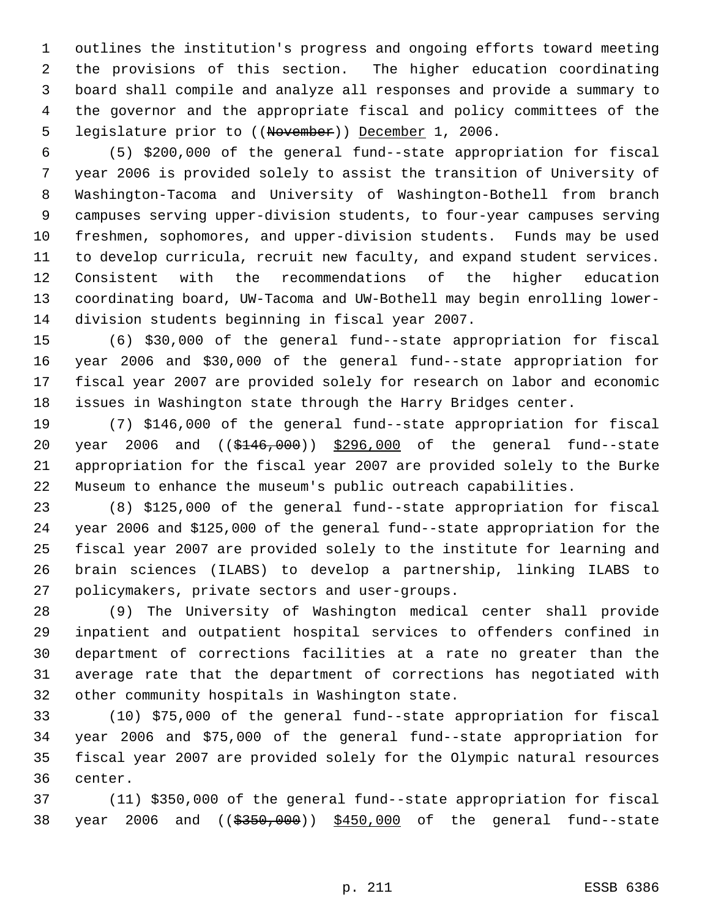outlines the institution's progress and ongoing efforts toward meeting the provisions of this section. The higher education coordinating board shall compile and analyze all responses and provide a summary to the governor and the appropriate fiscal and policy committees of the legislature prior to ((~~November~~)) <u>December</u> 1, 2006.

(5) $200,000 of the general fund--state appropriation for fiscal year 2006 is provided solely to assist the transition of University of Washington-Tacoma and University of Washington-Bothell from branch campuses serving upper-division students, to four-year campuses serving freshmen, sophomores, and upper-division students. Funds may be used to develop curricula, recruit new faculty, and expand student services. Consistent with the recommendations of the higher education coordinating board, UW-Tacoma and UW-Bothell may begin enrolling lower-division students beginning in fiscal year 2007.

(6) $30,000 of the general fund--state appropriation for fiscal year 2006 and $30,000 of the general fund--state appropriation for fiscal year 2007 are provided solely for research on labor and economic issues in Washington state through the Harry Bridges center.

(7) $146,000 of the general fund--state appropriation for fiscal year 2006 and ((~~$146,000~~)) <u>$296,000</u> of the general fund--state appropriation for the fiscal year 2007 are provided solely to the Burke Museum to enhance the museum's public outreach capabilities.

(8) $125,000 of the general fund--state appropriation for fiscal year 2006 and $125,000 of the general fund--state appropriation for the fiscal year 2007 are provided solely to the institute for learning and brain sciences (ILABS) to develop a partnership, linking ILABS to policymakers, private sectors and user-groups.

(9) The University of Washington medical center shall provide inpatient and outpatient hospital services to offenders confined in department of corrections facilities at a rate no greater than the average rate that the department of corrections has negotiated with other community hospitals in Washington state.

(10) $75,000 of the general fund--state appropriation for fiscal year 2006 and $75,000 of the general fund--state appropriation for fiscal year 2007 are provided solely for the Olympic natural resources center.

(11) $350,000 of the general fund--state appropriation for fiscal year 2006 and ((~~$350,000~~)) <u>$450,000</u> of the general fund--state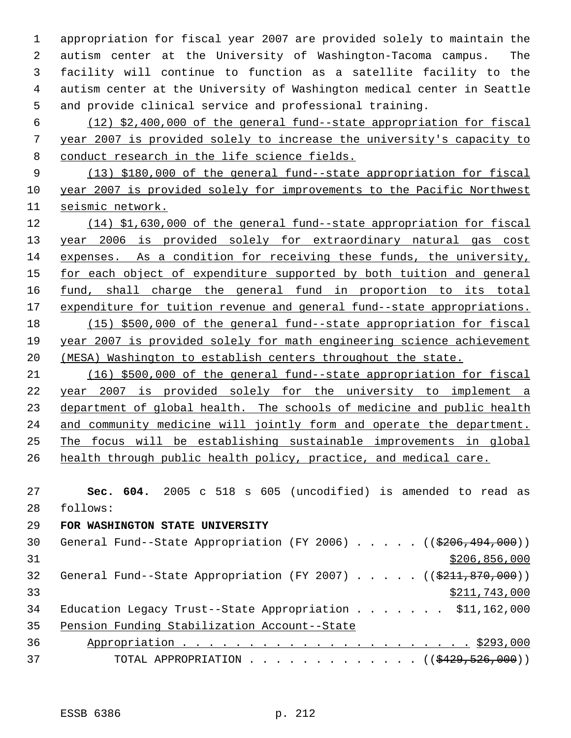appropriation for fiscal year 2007 are provided solely to maintain the autism center at the University of Washington-Tacoma campus. The facility will continue to function as a satellite facility to the autism center at the University of Washington medical center in Seattle and provide clinical service and professional training.

(12) $2,400,000 of the general fund--state appropriation for fiscal year 2007 is provided solely to increase the university's capacity to conduct research in the life science fields.

(13) $180,000 of the general fund--state appropriation for fiscal year 2007 is provided solely for improvements to the Pacific Northwest seismic network.

(14) $1,630,000 of the general fund--state appropriation for fiscal year 2006 is provided solely for extraordinary natural gas cost expenses. As a condition for receiving these funds, the university, for each object of expenditure supported by both tuition and general fund, shall charge the general fund in proportion to its total expenditure for tuition revenue and general fund--state appropriations.

(15) $500,000 of the general fund--state appropriation for fiscal year 2007 is provided solely for math engineering science achievement (MESA) Washington to establish centers throughout the state.

(16) $500,000 of the general fund--state appropriation for fiscal year 2007 is provided solely for the university to implement a department of global health. The schools of medicine and public health and community medicine will jointly form and operate the department. The focus will be establishing sustainable improvements in global health through public health policy, practice, and medical care.

**Sec. 604.** 2005 c 518 s 605 (uncodified) is amended to read as follows:

**FOR WASHINGTON STATE UNIVERSITY**

General Fund--State Appropriation (FY 2006) . . . . . (($206,494,000))
$206,856,000

General Fund--State Appropriation (FY 2007) . . . . . (($211,870,000))
$211,743,000

Education Legacy Trust--State Appropriation . . . . . . . $11,162,000

Pension Funding Stabilization Account--State Appropriation . . . . . . . . . . . . . . . . . . . . . . . $293,000

TOTAL APPROPRIATION . . . . . . . . . . . . . (($429,526,000))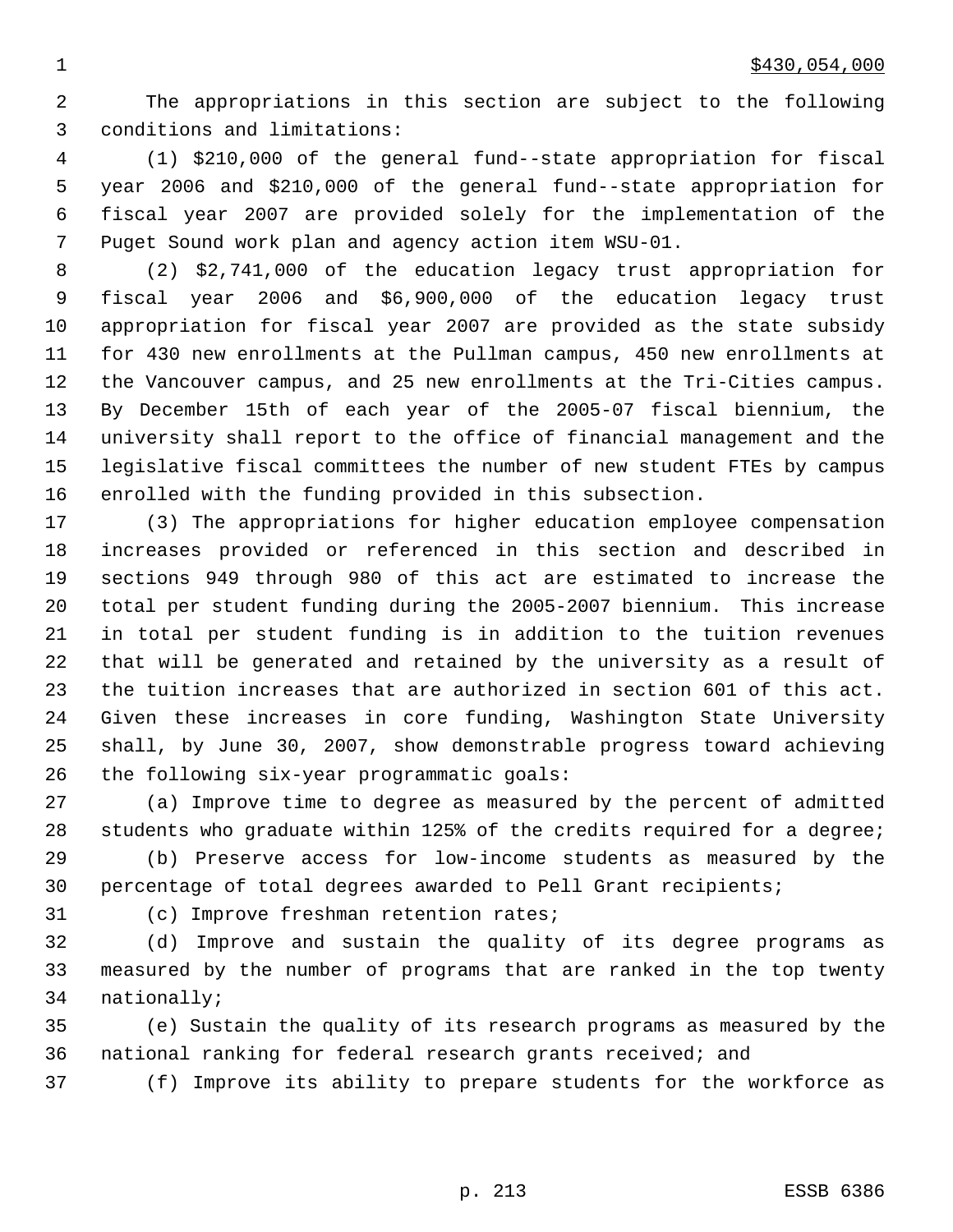$430,054,000

The appropriations in this section are subject to the following conditions and limitations:

(1) $210,000 of the general fund--state appropriation for fiscal year 2006 and $210,000 of the general fund--state appropriation for fiscal year 2007 are provided solely for the implementation of the Puget Sound work plan and agency action item WSU-01.

(2) $2,741,000 of the education legacy trust appropriation for fiscal year 2006 and $6,900,000 of the education legacy trust appropriation for fiscal year 2007 are provided as the state subsidy for 430 new enrollments at the Pullman campus, 450 new enrollments at the Vancouver campus, and 25 new enrollments at the Tri-Cities campus. By December 15th of each year of the 2005-07 fiscal biennium, the university shall report to the office of financial management and the legislative fiscal committees the number of new student FTEs by campus enrolled with the funding provided in this subsection.

(3) The appropriations for higher education employee compensation increases provided or referenced in this section and described in sections 949 through 980 of this act are estimated to increase the total per student funding during the 2005-2007 biennium. This increase in total per student funding is in addition to the tuition revenues that will be generated and retained by the university as a result of the tuition increases that are authorized in section 601 of this act. Given these increases in core funding, Washington State University shall, by June 30, 2007, show demonstrable progress toward achieving the following six-year programmatic goals:

(a) Improve time to degree as measured by the percent of admitted students who graduate within 125% of the credits required for a degree;

(b) Preserve access for low-income students as measured by the percentage of total degrees awarded to Pell Grant recipients;

(c) Improve freshman retention rates;

(d) Improve and sustain the quality of its degree programs as measured by the number of programs that are ranked in the top twenty nationally;

(e) Sustain the quality of its research programs as measured by the national ranking for federal research grants received; and

(f) Improve its ability to prepare students for the workforce as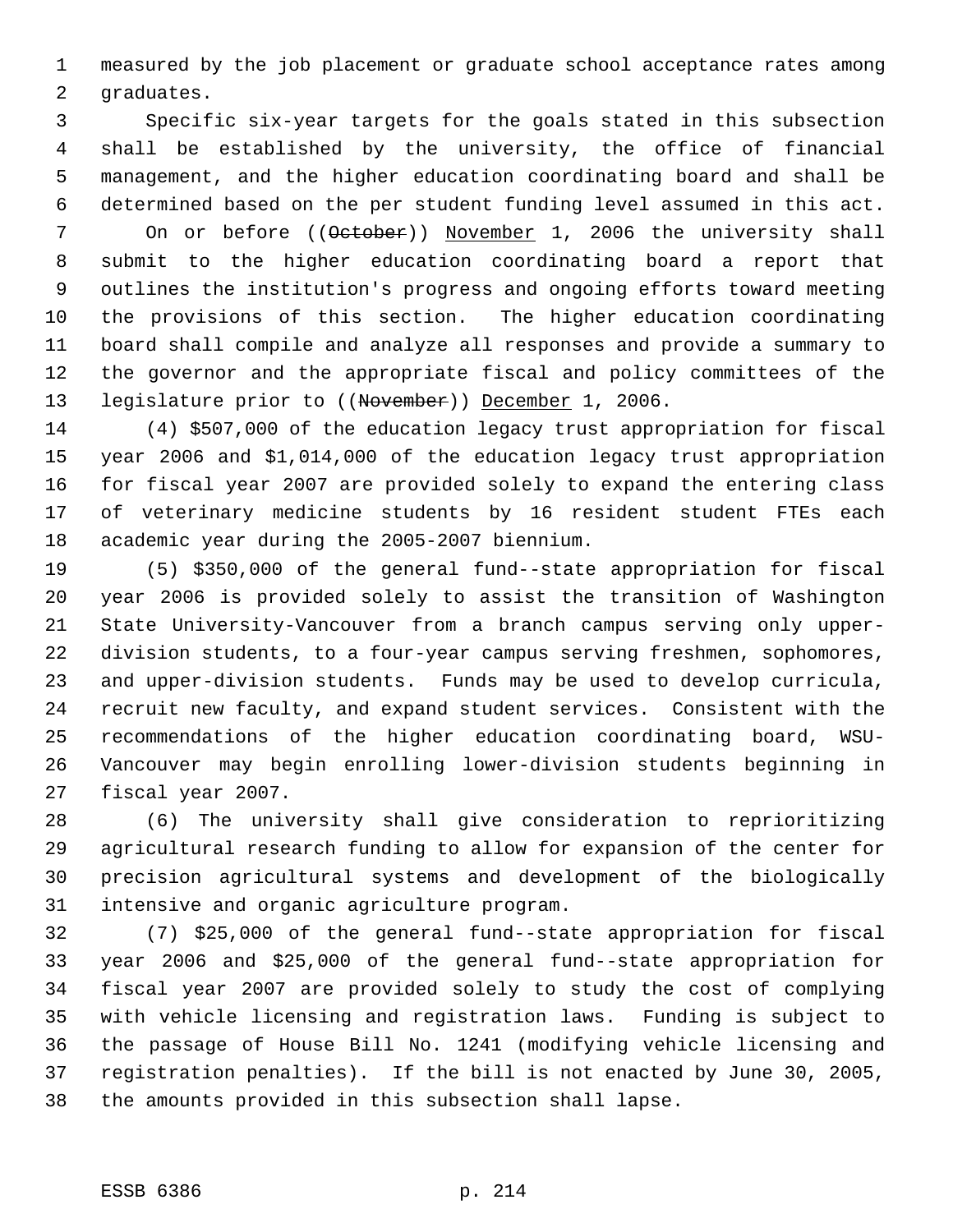measured by the job placement or graduate school acceptance rates among graduates.

Specific six-year targets for the goals stated in this subsection shall be established by the university, the office of financial management, and the higher education coordinating board and shall be determined based on the per student funding level assumed in this act.

On or before ((~~October~~)) <u>November</u> 1, 2006 the university shall submit to the higher education coordinating board a report that outlines the institution's progress and ongoing efforts toward meeting the provisions of this section. The higher education coordinating board shall compile and analyze all responses and provide a summary to the governor and the appropriate fiscal and policy committees of the legislature prior to ((~~November~~)) <u>December</u> 1, 2006.

(4) $507,000 of the education legacy trust appropriation for fiscal year 2006 and $1,014,000 of the education legacy trust appropriation for fiscal year 2007 are provided solely to expand the entering class of veterinary medicine students by 16 resident student FTEs each academic year during the 2005-2007 biennium.

(5) $350,000 of the general fund--state appropriation for fiscal year 2006 is provided solely to assist the transition of Washington State University-Vancouver from a branch campus serving only upper-division students, to a four-year campus serving freshmen, sophomores, and upper-division students. Funds may be used to develop curricula, recruit new faculty, and expand student services. Consistent with the recommendations of the higher education coordinating board, WSU-Vancouver may begin enrolling lower-division students beginning in fiscal year 2007.

(6) The university shall give consideration to reprioritizing agricultural research funding to allow for expansion of the center for precision agricultural systems and development of the biologically intensive and organic agriculture program.

(7) $25,000 of the general fund--state appropriation for fiscal year 2006 and $25,000 of the general fund--state appropriation for fiscal year 2007 are provided solely to study the cost of complying with vehicle licensing and registration laws. Funding is subject to the passage of House Bill No. 1241 (modifying vehicle licensing and registration penalties). If the bill is not enacted by June 30, 2005, the amounts provided in this subsection shall lapse.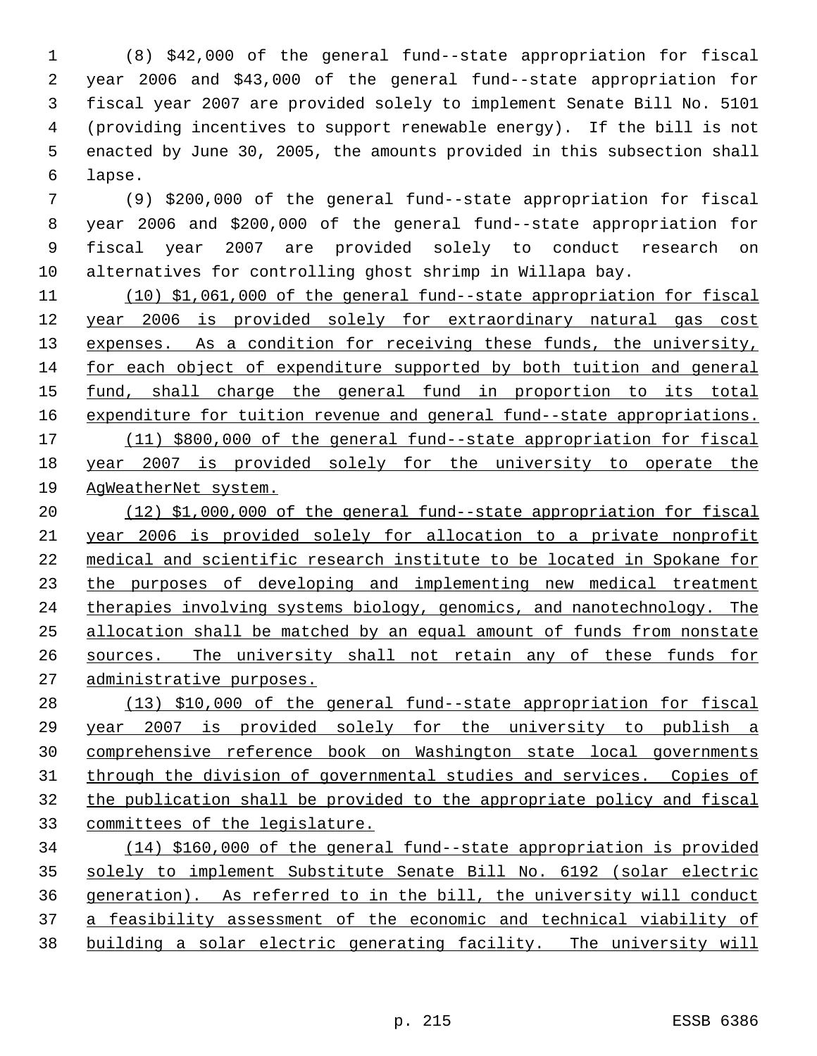(8) $42,000 of the general fund--state appropriation for fiscal year 2006 and $43,000 of the general fund--state appropriation for fiscal year 2007 are provided solely to implement Senate Bill No. 5101 (providing incentives to support renewable energy). If the bill is not enacted by June 30, 2005, the amounts provided in this subsection shall lapse.

(9) $200,000 of the general fund--state appropriation for fiscal year 2006 and $200,000 of the general fund--state appropriation for fiscal year 2007 are provided solely to conduct research on alternatives for controlling ghost shrimp in Willapa bay.

(10) $1,061,000 of the general fund--state appropriation for fiscal year 2006 is provided solely for extraordinary natural gas cost expenses. As a condition for receiving these funds, the university, for each object of expenditure supported by both tuition and general fund, shall charge the general fund in proportion to its total expenditure for tuition revenue and general fund--state appropriations.

(11) $800,000 of the general fund--state appropriation for fiscal year 2007 is provided solely for the university to operate the AgWeatherNet system.

(12) $1,000,000 of the general fund--state appropriation for fiscal year 2006 is provided solely for allocation to a private nonprofit medical and scientific research institute to be located in Spokane for the purposes of developing and implementing new medical treatment therapies involving systems biology, genomics, and nanotechnology. The allocation shall be matched by an equal amount of funds from nonstate sources. The university shall not retain any of these funds for administrative purposes.

(13) $10,000 of the general fund--state appropriation for fiscal year 2007 is provided solely for the university to publish a comprehensive reference book on Washington state local governments through the division of governmental studies and services. Copies of the publication shall be provided to the appropriate policy and fiscal committees of the legislature.

(14) $160,000 of the general fund--state appropriation is provided solely to implement Substitute Senate Bill No. 6192 (solar electric generation). As referred to in the bill, the university will conduct a feasibility assessment of the economic and technical viability of building a solar electric generating facility. The university will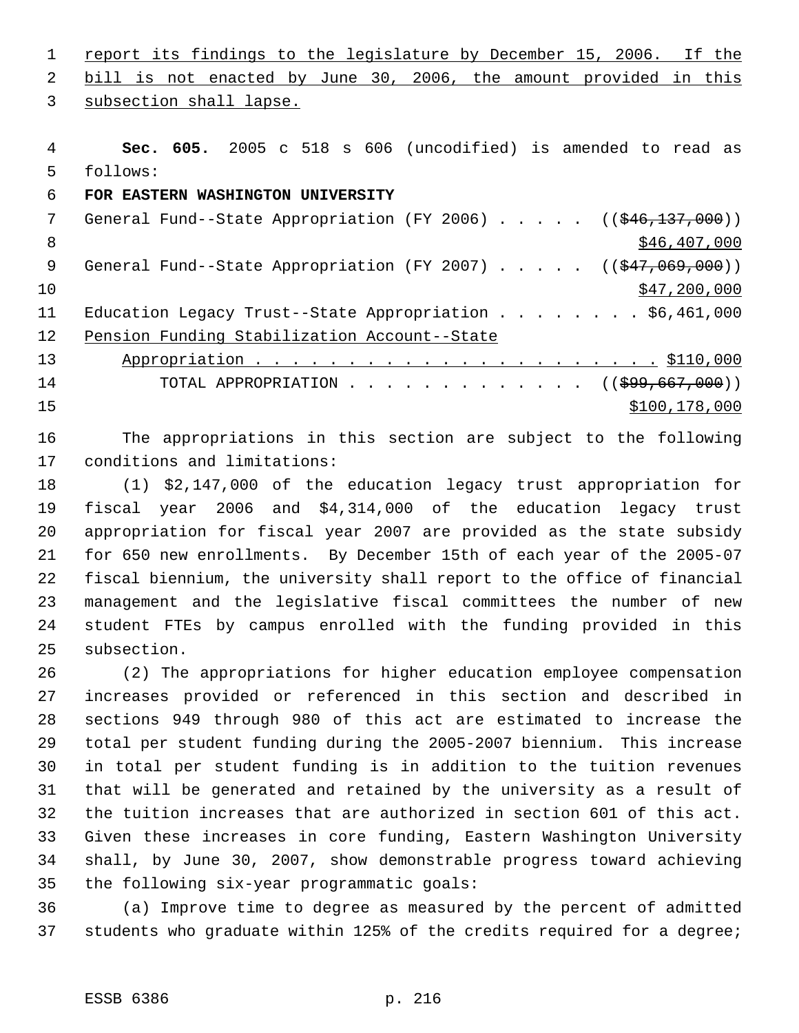report its findings to the legislature by December 15, 2006. If the bill is not enacted by June 30, 2006, the amount provided in this subsection shall lapse.

**Sec. 605.** 2005 c 518 s 606 (uncodified) is amended to read as follows:

**FOR EASTERN WASHINGTON UNIVERSITY**

General Fund--State Appropriation (FY 2006) . . . . . ((~~$46,137,000~~)) $46,407,000

General Fund--State Appropriation (FY 2007) . . . . . ((~~$47,069,000~~)) $47,200,000

Education Legacy Trust--State Appropriation . . . . . . . . $6,461,000

Pension Funding Stabilization Account--State Appropriation . . . . . . . . . . . . . . . . . . . . . . $110,000

TOTAL APPROPRIATION . . . . . . . . . . . . . ((~~$99,667,000~~)) $100,178,000

The appropriations in this section are subject to the following conditions and limitations:

(1) $2,147,000 of the education legacy trust appropriation for fiscal year 2006 and $4,314,000 of the education legacy trust appropriation for fiscal year 2007 are provided as the state subsidy for 650 new enrollments. By December 15th of each year of the 2005-07 fiscal biennium, the university shall report to the office of financial management and the legislative fiscal committees the number of new student FTEs by campus enrolled with the funding provided in this subsection.

(2) The appropriations for higher education employee compensation increases provided or referenced in this section and described in sections 949 through 980 of this act are estimated to increase the total per student funding during the 2005-2007 biennium. This increase in total per student funding is in addition to the tuition revenues that will be generated and retained by the university as a result of the tuition increases that are authorized in section 601 of this act. Given these increases in core funding, Eastern Washington University shall, by June 30, 2007, show demonstrable progress toward achieving the following six-year programmatic goals:

(a) Improve time to degree as measured by the percent of admitted students who graduate within 125% of the credits required for a degree;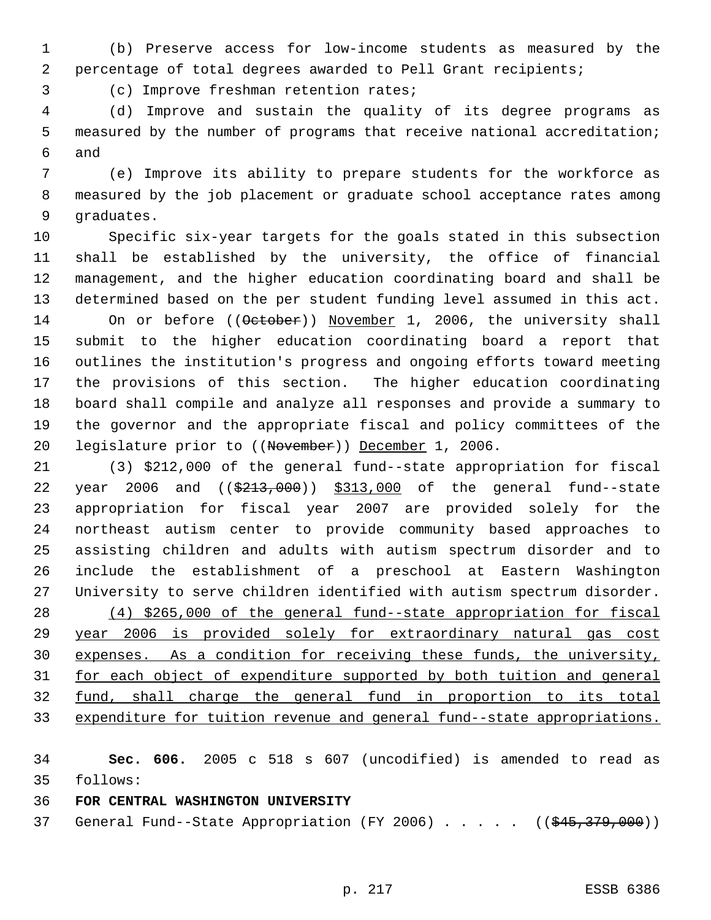(b) Preserve access for low-income students as measured by the percentage of total degrees awarded to Pell Grant recipients;

(c) Improve freshman retention rates;

(d) Improve and sustain the quality of its degree programs as measured by the number of programs that receive national accreditation; and

(e) Improve its ability to prepare students for the workforce as measured by the job placement or graduate school acceptance rates among graduates.

Specific six-year targets for the goals stated in this subsection shall be established by the university, the office of financial management, and the higher education coordinating board and shall be determined based on the per student funding level assumed in this act.

On or before ((~~October~~)) <u>November</u> 1, 2006, the university shall submit to the higher education coordinating board a report that outlines the institution's progress and ongoing efforts toward meeting the provisions of this section. The higher education coordinating board shall compile and analyze all responses and provide a summary to the governor and the appropriate fiscal and policy committees of the legislature prior to ((~~November~~)) <u>December</u> 1, 2006.

(3) $212,000 of the general fund--state appropriation for fiscal year 2006 and ((~~$213,000~~)) <u>$313,000</u> of the general fund--state appropriation for fiscal year 2007 are provided solely for the northeast autism center to provide community based approaches to assisting children and adults with autism spectrum disorder and to include the establishment of a preschool at Eastern Washington University to serve children identified with autism spectrum disorder.

<u>(4) $265,000 of the general fund--state appropriation for fiscal year 2006 is provided solely for extraordinary natural gas cost expenses. As a condition for receiving these funds, the university, for each object of expenditure supported by both tuition and general fund, shall charge the general fund in proportion to its total expenditure for tuition revenue and general fund--state appropriations.</u>

**Sec. 606.** 2005 c 518 s 607 (uncodified) is amended to read as follows:

**FOR CENTRAL WASHINGTON UNIVERSITY**

General Fund--State Appropriation (FY 2006) . . . . . ((~~$45,379,000~~))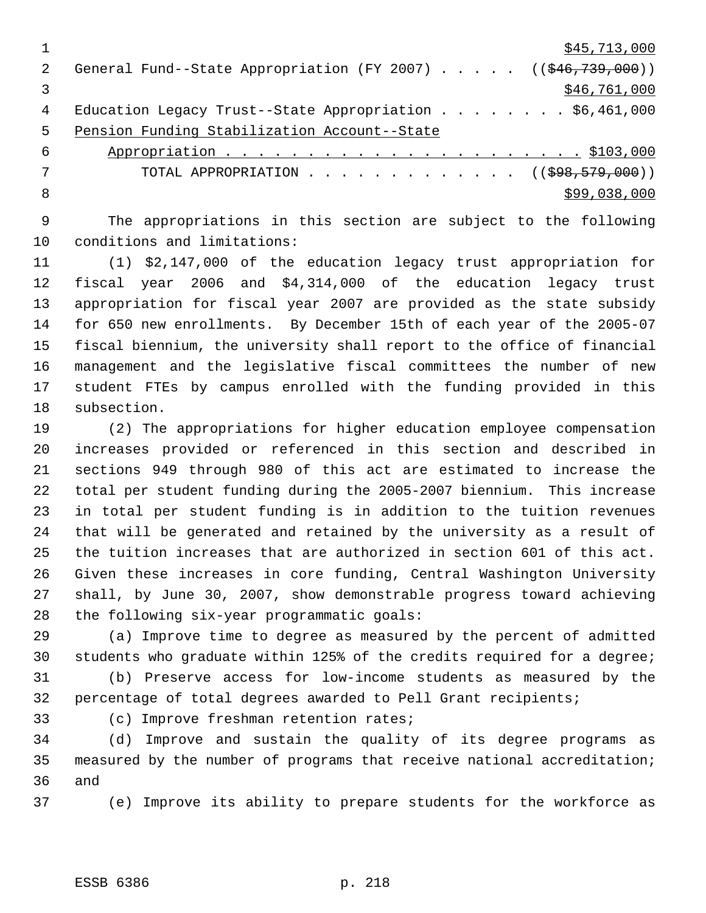$45,713,000

General Fund--State Appropriation (FY 2007) . . . . . ((~~$46,739,000~~))

$46,761,000

Education Legacy Trust--State Appropriation . . . . . . . . $6,461,000

Pension Funding Stabilization Account--State Appropriation . . . . . . . . . . . . . . . . . . . . . . $103,000

TOTAL APPROPRIATION . . . . . . . . . . . . . ((~~$98,579,000~~))

$99,038,000

The appropriations in this section are subject to the following conditions and limitations:

(1) $2,147,000 of the education legacy trust appropriation for fiscal year 2006 and $4,314,000 of the education legacy trust appropriation for fiscal year 2007 are provided as the state subsidy for 650 new enrollments. By December 15th of each year of the 2005-07 fiscal biennium, the university shall report to the office of financial management and the legislative fiscal committees the number of new student FTEs by campus enrolled with the funding provided in this subsection.

(2) The appropriations for higher education employee compensation increases provided or referenced in this section and described in sections 949 through 980 of this act are estimated to increase the total per student funding during the 2005-2007 biennium. This increase in total per student funding is in addition to the tuition revenues that will be generated and retained by the university as a result of the tuition increases that are authorized in section 601 of this act. Given these increases in core funding, Central Washington University shall, by June 30, 2007, show demonstrable progress toward achieving the following six-year programmatic goals:

(a) Improve time to degree as measured by the percent of admitted students who graduate within 125% of the credits required for a degree;

(b) Preserve access for low-income students as measured by the percentage of total degrees awarded to Pell Grant recipients;

(c) Improve freshman retention rates;

(d) Improve and sustain the quality of its degree programs as measured by the number of programs that receive national accreditation; and

(e) Improve its ability to prepare students for the workforce as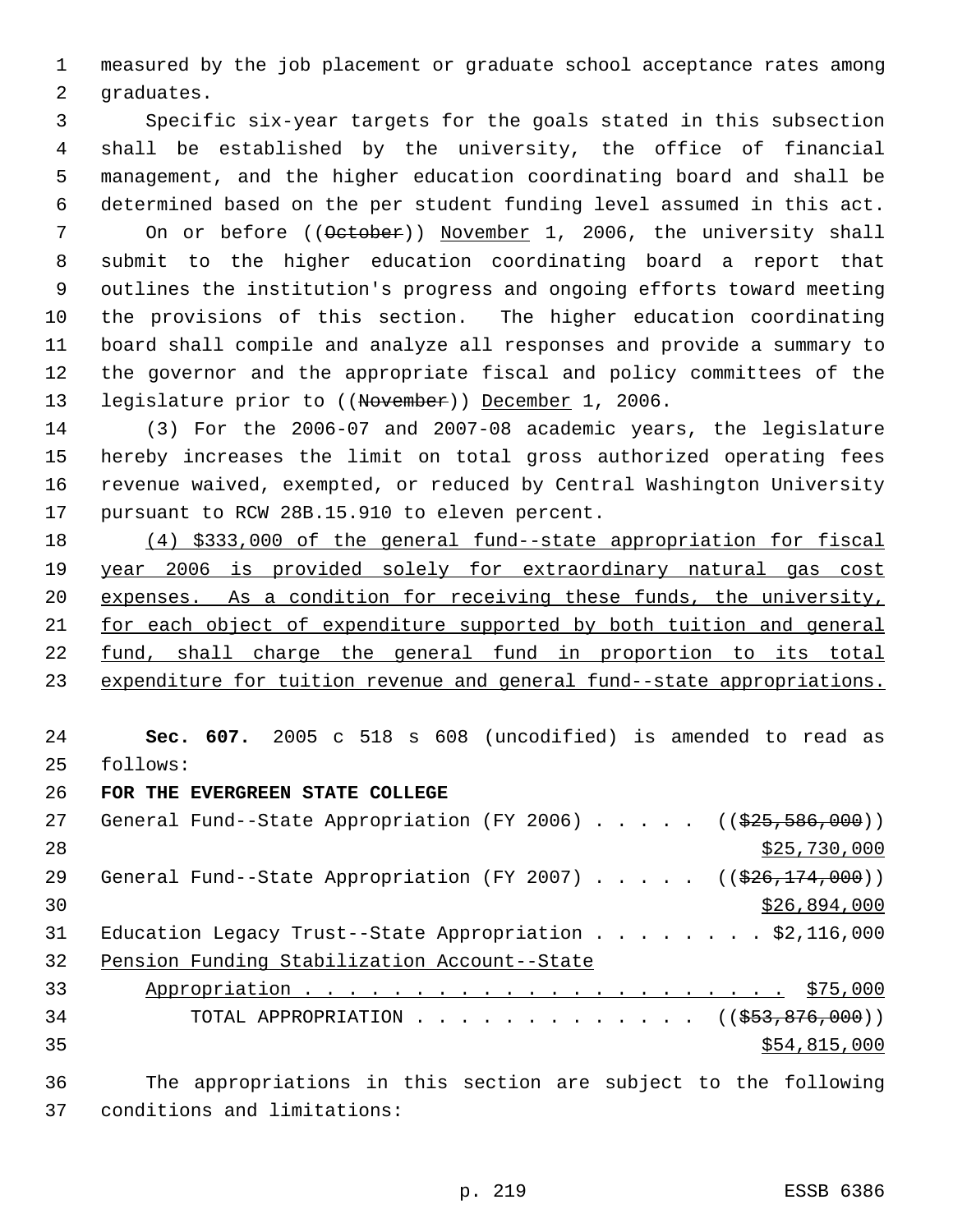measured by the job placement or graduate school acceptance rates among graduates.

Specific six-year targets for the goals stated in this subsection shall be established by the university, the office of financial management, and the higher education coordinating board and shall be determined based on the per student funding level assumed in this act.

On or before ((~~October~~)) <u>November</u> 1, 2006, the university shall submit to the higher education coordinating board a report that outlines the institution's progress and ongoing efforts toward meeting the provisions of this section. The higher education coordinating board shall compile and analyze all responses and provide a summary to the governor and the appropriate fiscal and policy committees of the legislature prior to ((~~November~~)) <u>December</u> 1, 2006.

(3) For the 2006-07 and 2007-08 academic years, the legislature hereby increases the limit on total gross authorized operating fees revenue waived, exempted, or reduced by Central Washington University pursuant to RCW 28B.15.910 to eleven percent.

<u>(4) $333,000 of the general fund--state appropriation for fiscal year 2006 is provided solely for extraordinary natural gas cost expenses. As a condition for receiving these funds, the university, for each object of expenditure supported by both tuition and general fund, shall charge the general fund in proportion to its total expenditure for tuition revenue and general fund--state appropriations.</u>

**Sec. 607.** 2005 c 518 s 608 (uncodified) is amended to read as follows:

**FOR THE EVERGREEN STATE COLLEGE**

General Fund--State Appropriation (FY 2006) . . . . . ((~~$25,586,000~~)) <u>$25,730,000</u>

General Fund--State Appropriation (FY 2007) . . . . . ((~~$26,174,000~~)) <u>$26,894,000</u>

Education Legacy Trust--State Appropriation . . . . . . . . $2,116,000

<u>Pension Funding Stabilization Account--State Appropriation . . . . . . . . . . . . . . . . . . . . . . . $75,000</u>

TOTAL APPROPRIATION . . . . . . . . . . . . . ((~~$53,876,000~~)) <u>$54,815,000</u>

The appropriations in this section are subject to the following conditions and limitations: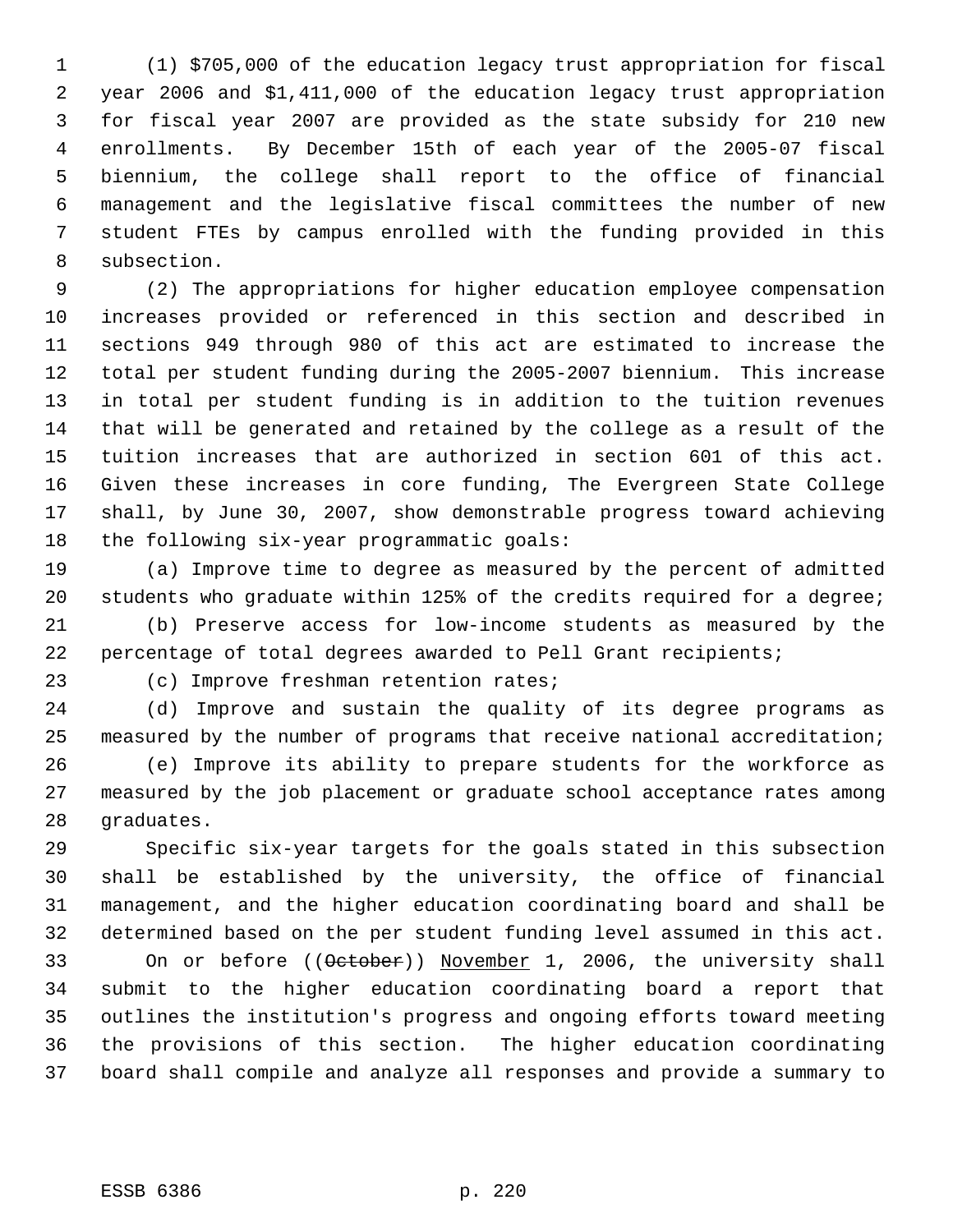(1) $705,000 of the education legacy trust appropriation for fiscal year 2006 and $1,411,000 of the education legacy trust appropriation for fiscal year 2007 are provided as the state subsidy for 210 new enrollments. By December 15th of each year of the 2005-07 fiscal biennium, the college shall report to the office of financial management and the legislative fiscal committees the number of new student FTEs by campus enrolled with the funding provided in this subsection.

(2) The appropriations for higher education employee compensation increases provided or referenced in this section and described in sections 949 through 980 of this act are estimated to increase the total per student funding during the 2005-2007 biennium. This increase in total per student funding is in addition to the tuition revenues that will be generated and retained by the college as a result of the tuition increases that are authorized in section 601 of this act. Given these increases in core funding, The Evergreen State College shall, by June 30, 2007, show demonstrable progress toward achieving the following six-year programmatic goals:

(a) Improve time to degree as measured by the percent of admitted students who graduate within 125% of the credits required for a degree;

(b) Preserve access for low-income students as measured by the percentage of total degrees awarded to Pell Grant recipients;

(c) Improve freshman retention rates;

(d) Improve and sustain the quality of its degree programs as measured by the number of programs that receive national accreditation;

(e) Improve its ability to prepare students for the workforce as measured by the job placement or graduate school acceptance rates among graduates.

Specific six-year targets for the goals stated in this subsection shall be established by the university, the office of financial management, and the higher education coordinating board and shall be determined based on the per student funding level assumed in this act. On or before ((~~October~~)) <u>November</u> 1, 2006, the university shall submit to the higher education coordinating board a report that outlines the institution's progress and ongoing efforts toward meeting the provisions of this section. The higher education coordinating board shall compile and analyze all responses and provide a summary to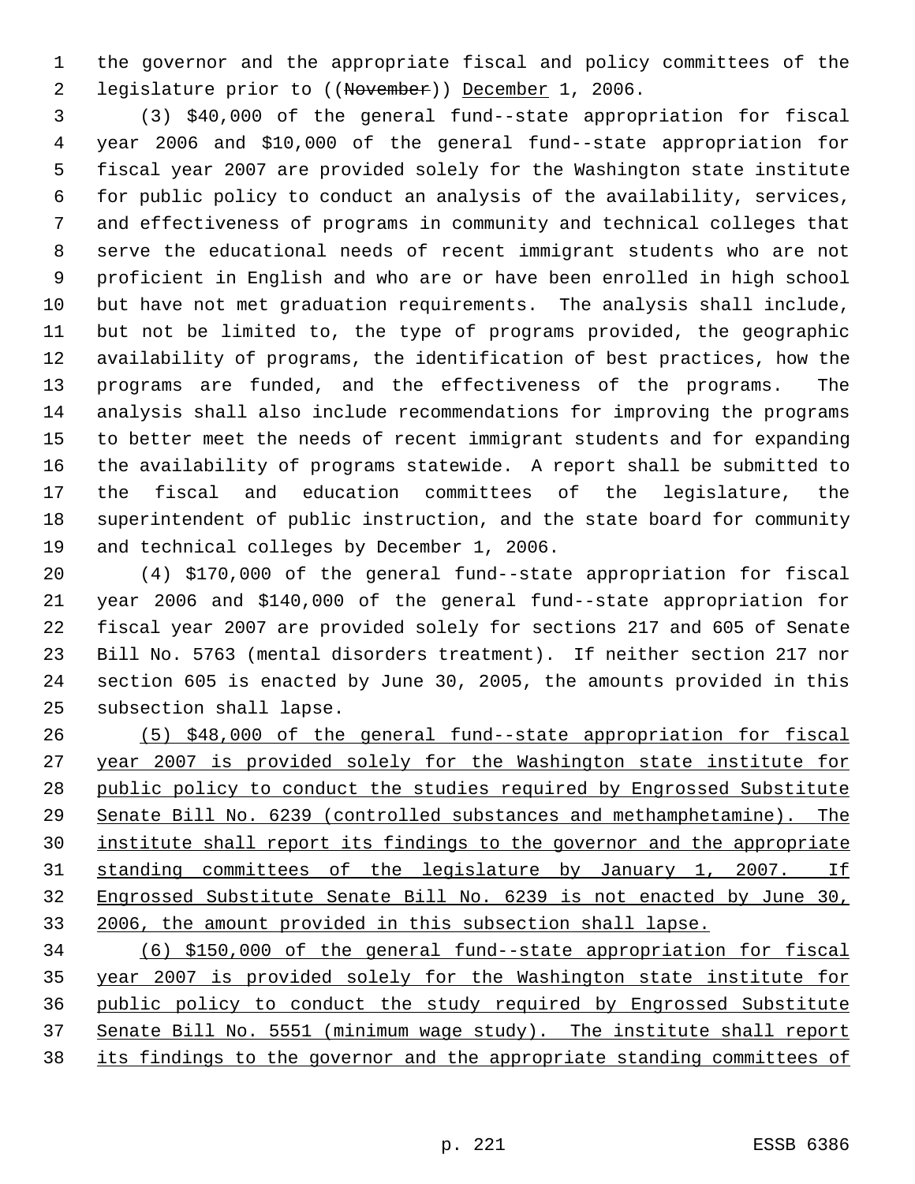the governor and the appropriate fiscal and policy committees of the legislature prior to ((~~November~~)) <u>December</u> 1, 2006.

(3) $40,000 of the general fund--state appropriation for fiscal year 2006 and $10,000 of the general fund--state appropriation for fiscal year 2007 are provided solely for the Washington state institute for public policy to conduct an analysis of the availability, services, and effectiveness of programs in community and technical colleges that serve the educational needs of recent immigrant students who are not proficient in English and who are or have been enrolled in high school but have not met graduation requirements. The analysis shall include, but not be limited to, the type of programs provided, the geographic availability of programs, the identification of best practices, how the programs are funded, and the effectiveness of the programs. The analysis shall also include recommendations for improving the programs to better meet the needs of recent immigrant students and for expanding the availability of programs statewide. A report shall be submitted to the fiscal and education committees of the legislature, the superintendent of public instruction, and the state board for community and technical colleges by December 1, 2006.

(4) $170,000 of the general fund--state appropriation for fiscal year 2006 and $140,000 of the general fund--state appropriation for fiscal year 2007 are provided solely for sections 217 and 605 of Senate Bill No. 5763 (mental disorders treatment). If neither section 217 nor section 605 is enacted by June 30, 2005, the amounts provided in this subsection shall lapse.

<u>(5) $48,000 of the general fund--state appropriation for fiscal year 2007 is provided solely for the Washington state institute for public policy to conduct the studies required by Engrossed Substitute Senate Bill No. 6239 (controlled substances and methamphetamine). The institute shall report its findings to the governor and the appropriate standing committees of the legislature by January 1, 2007. If Engrossed Substitute Senate Bill No. 6239 is not enacted by June 30, 2006, the amount provided in this subsection shall lapse.</u>

<u>(6) $150,000 of the general fund--state appropriation for fiscal year 2007 is provided solely for the Washington state institute for public policy to conduct the study required by Engrossed Substitute Senate Bill No. 5551 (minimum wage study). The institute shall report its findings to the governor and the appropriate standing committees of</u>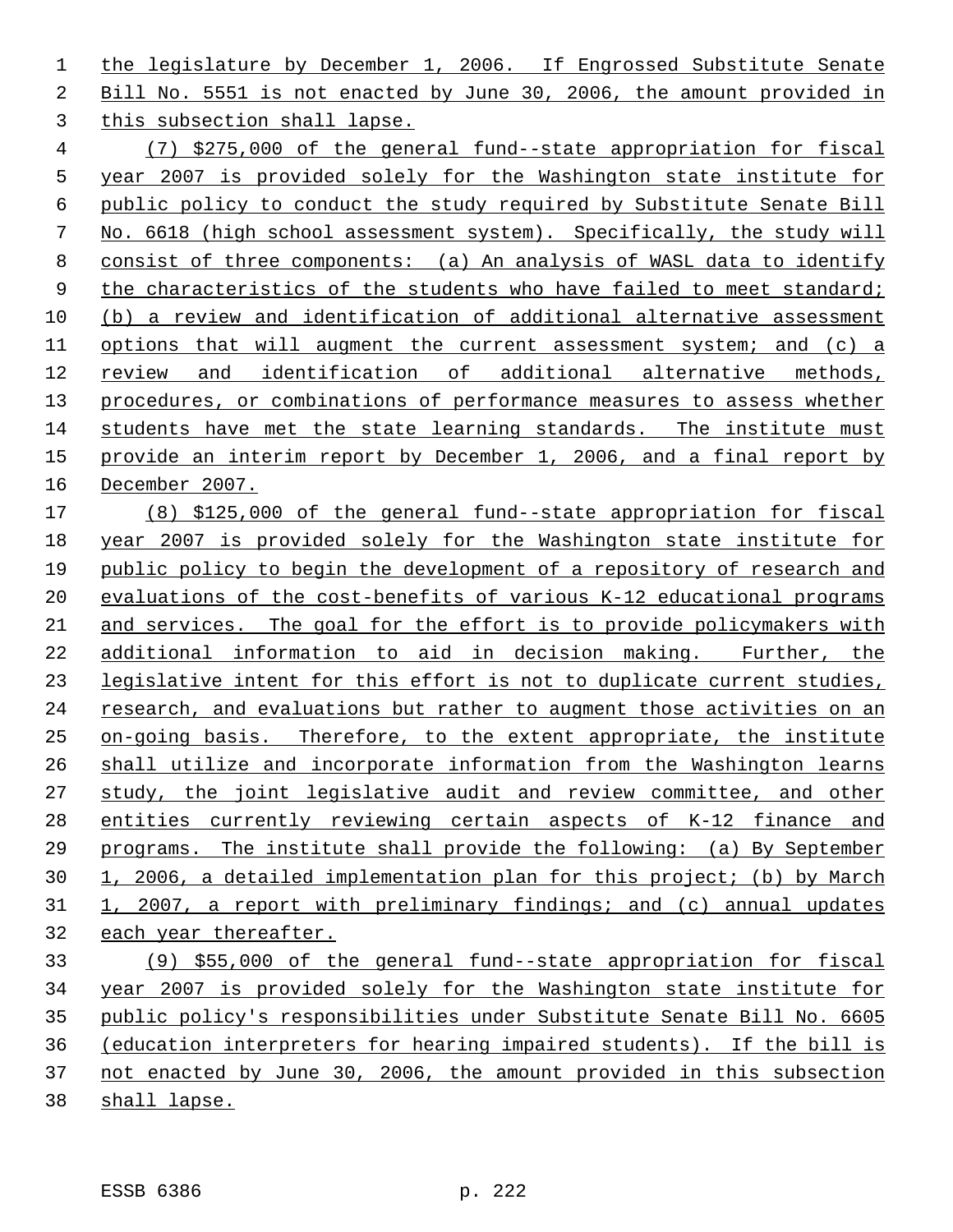the legislature by December 1, 2006. If Engrossed Substitute Senate Bill No. 5551 is not enacted by June 30, 2006, the amount provided in this subsection shall lapse.

(7) $275,000 of the general fund--state appropriation for fiscal year 2007 is provided solely for the Washington state institute for public policy to conduct the study required by Substitute Senate Bill No. 6618 (high school assessment system). Specifically, the study will consist of three components: (a) An analysis of WASL data to identify the characteristics of the students who have failed to meet standard; (b) a review and identification of additional alternative assessment options that will augment the current assessment system; and (c) a review and identification of additional alternative methods, procedures, or combinations of performance measures to assess whether students have met the state learning standards. The institute must provide an interim report by December 1, 2006, and a final report by December 2007.

(8) $125,000 of the general fund--state appropriation for fiscal year 2007 is provided solely for the Washington state institute for public policy to begin the development of a repository of research and evaluations of the cost-benefits of various K-12 educational programs and services. The goal for the effort is to provide policymakers with additional information to aid in decision making. Further, the legislative intent for this effort is not to duplicate current studies, research, and evaluations but rather to augment those activities on an on-going basis. Therefore, to the extent appropriate, the institute shall utilize and incorporate information from the Washington learns study, the joint legislative audit and review committee, and other entities currently reviewing certain aspects of K-12 finance and programs. The institute shall provide the following: (a) By September 1, 2006, a detailed implementation plan for this project; (b) by March 1, 2007, a report with preliminary findings; and (c) annual updates each year thereafter.

(9) $55,000 of the general fund--state appropriation for fiscal year 2007 is provided solely for the Washington state institute for public policy's responsibilities under Substitute Senate Bill No. 6605 (education interpreters for hearing impaired students). If the bill is not enacted by June 30, 2006, the amount provided in this subsection shall lapse.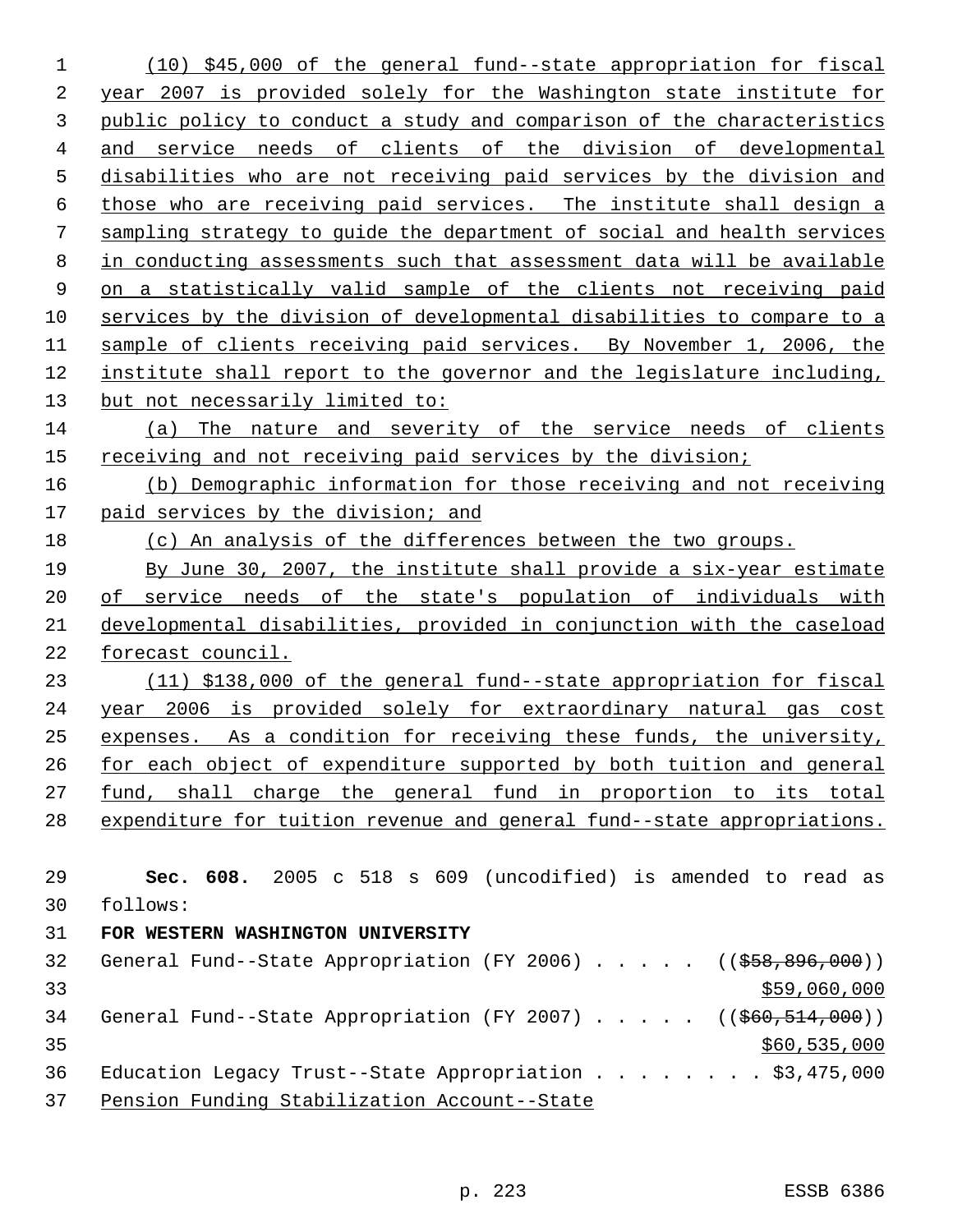(10) $45,000 of the general fund--state appropriation for fiscal year 2007 is provided solely for the Washington state institute for public policy to conduct a study and comparison of the characteristics and service needs of clients of the division of developmental disabilities who are not receiving paid services by the division and those who are receiving paid services. The institute shall design a sampling strategy to guide the department of social and health services in conducting assessments such that assessment data will be available on a statistically valid sample of the clients not receiving paid services by the division of developmental disabilities to compare to a sample of clients receiving paid services. By November 1, 2006, the institute shall report to the governor and the legislature including, but not necessarily limited to:

(a) The nature and severity of the service needs of clients receiving and not receiving paid services by the division;

(b) Demographic information for those receiving and not receiving paid services by the division; and

(c) An analysis of the differences between the two groups.

By June 30, 2007, the institute shall provide a six-year estimate of service needs of the state's population of individuals with developmental disabilities, provided in conjunction with the caseload forecast council.

(11) $138,000 of the general fund--state appropriation for fiscal year 2006 is provided solely for extraordinary natural gas cost expenses. As a condition for receiving these funds, the university, for each object of expenditure supported by both tuition and general fund, shall charge the general fund in proportion to its total expenditure for tuition revenue and general fund--state appropriations.

**Sec. 608.** 2005 c 518 s 609 (uncodified) is amended to read as follows:

**FOR WESTERN WASHINGTON UNIVERSITY**

General Fund--State Appropriation (FY 2006) . . . . . (($58,896,000)) $59,060,000

General Fund--State Appropriation (FY 2007) . . . . . (($60,514,000)) $60,535,000

Education Legacy Trust--State Appropriation . . . . . . . . $3,475,000

Pension Funding Stabilization Account--State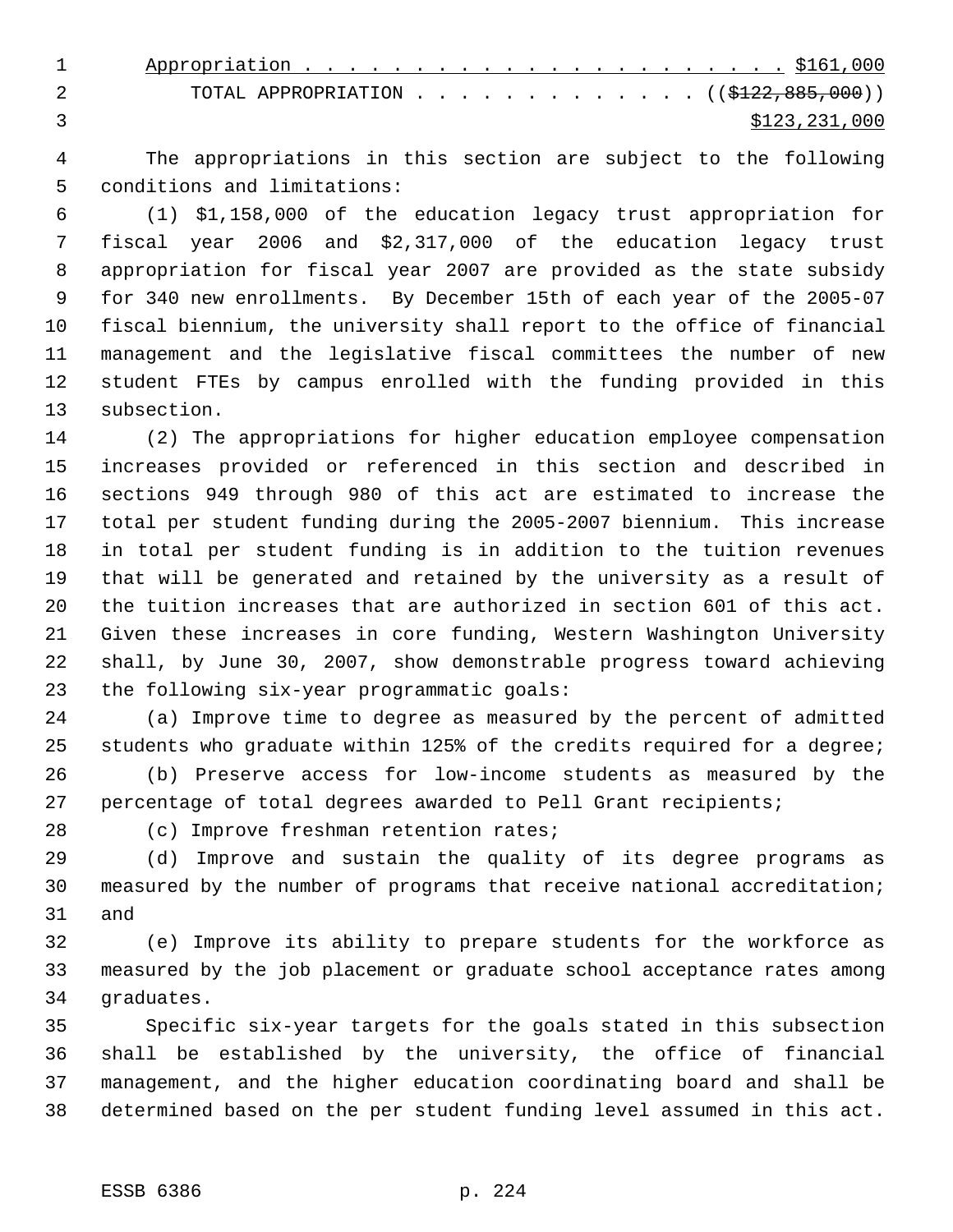Appropriation . . . . . . . . . . . . . . . . . . . . . . $161,000

TOTAL APPROPRIATION . . . . . . . . . . . . . . (($122,885,000))
$123,231,000

The appropriations in this section are subject to the following conditions and limitations:

(1) $1,158,000 of the education legacy trust appropriation for fiscal year 2006 and $2,317,000 of the education legacy trust appropriation for fiscal year 2007 are provided as the state subsidy for 340 new enrollments. By December 15th of each year of the 2005-07 fiscal biennium, the university shall report to the office of financial management and the legislative fiscal committees the number of new student FTEs by campus enrolled with the funding provided in this subsection.

(2) The appropriations for higher education employee compensation increases provided or referenced in this section and described in sections 949 through 980 of this act are estimated to increase the total per student funding during the 2005-2007 biennium. This increase in total per student funding is in addition to the tuition revenues that will be generated and retained by the university as a result of the tuition increases that are authorized in section 601 of this act. Given these increases in core funding, Western Washington University shall, by June 30, 2007, show demonstrable progress toward achieving the following six-year programmatic goals:

(a) Improve time to degree as measured by the percent of admitted students who graduate within 125% of the credits required for a degree;

(b) Preserve access for low-income students as measured by the percentage of total degrees awarded to Pell Grant recipients;

(c) Improve freshman retention rates;

(d) Improve and sustain the quality of its degree programs as measured by the number of programs that receive national accreditation; and

(e) Improve its ability to prepare students for the workforce as measured by the job placement or graduate school acceptance rates among graduates.

Specific six-year targets for the goals stated in this subsection shall be established by the university, the office of financial management, and the higher education coordinating board and shall be determined based on the per student funding level assumed in this act.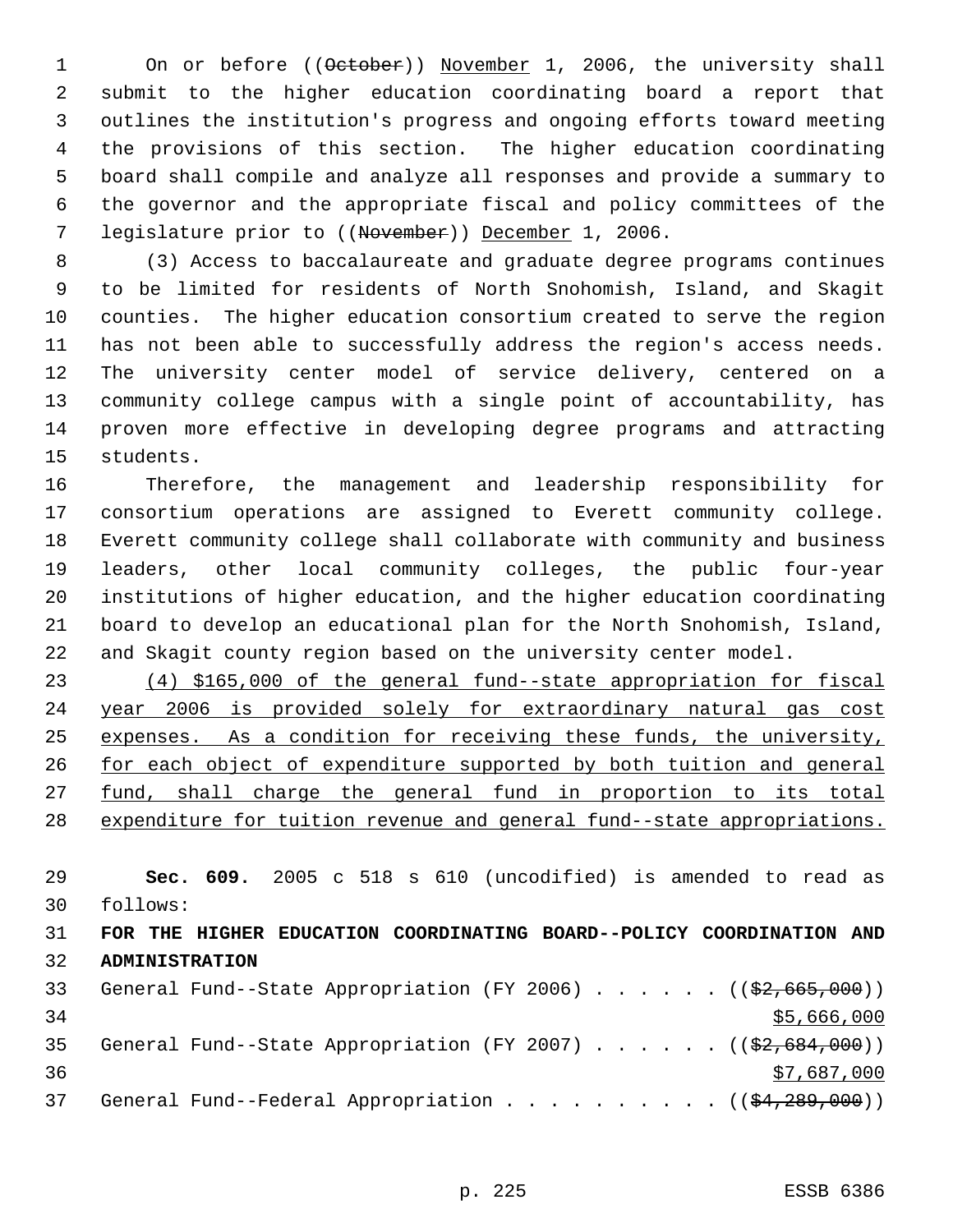On or before ((~~October~~)) <u>November</u> 1, 2006, the university shall submit to the higher education coordinating board a report that outlines the institution's progress and ongoing efforts toward meeting the provisions of this section. The higher education coordinating board shall compile and analyze all responses and provide a summary to the governor and the appropriate fiscal and policy committees of the legislature prior to ((~~November~~)) <u>December</u> 1, 2006.

(3) Access to baccalaureate and graduate degree programs continues to be limited for residents of North Snohomish, Island, and Skagit counties. The higher education consortium created to serve the region has not been able to successfully address the region's access needs. The university center model of service delivery, centered on a community college campus with a single point of accountability, has proven more effective in developing degree programs and attracting students.

Therefore, the management and leadership responsibility for consortium operations are assigned to Everett community college. Everett community college shall collaborate with community and business leaders, other local community colleges, the public four-year institutions of higher education, and the higher education coordinating board to develop an educational plan for the North Snohomish, Island, and Skagit county region based on the university center model.

<u>(4) $165,000 of the general fund--state appropriation for fiscal year 2006 is provided solely for extraordinary natural gas cost expenses. As a condition for receiving these funds, the university, for each object of expenditure supported by both tuition and general fund, shall charge the general fund in proportion to its total expenditure for tuition revenue and general fund--state appropriations.</u>

**Sec. 609.** 2005 c 518 s 610 (uncodified) is amended to read as follows:

**FOR THE HIGHER EDUCATION COORDINATING BOARD--POLICY COORDINATION AND ADMINISTRATION**

General Fund--State Appropriation (FY 2006) . . . . . . ((~~$2,665,000~~))
<u>$5,666,000</u>

General Fund--State Appropriation (FY 2007) . . . . . . ((~~$2,684,000~~))
<u>$7,687,000</u>

General Fund--Federal Appropriation . . . . . . . . . . ((~~$4,289,000~~))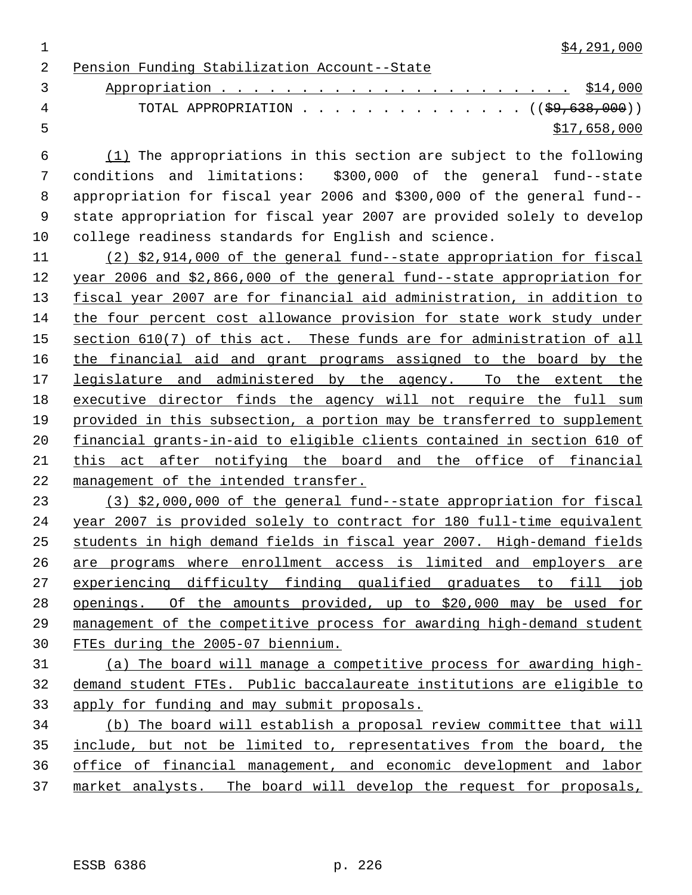$4,291,000

Pension Funding Stabilization Account--State Appropriation . . . . . . . . . . . . . . . . . . . . . . $14,000

TOTAL APPROPRIATION . . . . . . . . . . . . . . (($9,638,000)) $17,658,000

(1) The appropriations in this section are subject to the following conditions and limitations: $300,000 of the general fund--state appropriation for fiscal year 2006 and $300,000 of the general fund--state appropriation for fiscal year 2007 are provided solely to develop college readiness standards for English and science.

(2) $2,914,000 of the general fund--state appropriation for fiscal year 2006 and $2,866,000 of the general fund--state appropriation for fiscal year 2007 are for financial aid administration, in addition to the four percent cost allowance provision for state work study under section 610(7) of this act. These funds are for administration of all the financial aid and grant programs assigned to the board by the legislature and administered by the agency. To the extent the executive director finds the agency will not require the full sum provided in this subsection, a portion may be transferred to supplement financial grants-in-aid to eligible clients contained in section 610 of this act after notifying the board and the office of financial management of the intended transfer.

(3) $2,000,000 of the general fund--state appropriation for fiscal year 2007 is provided solely to contract for 180 full-time equivalent students in high demand fields in fiscal year 2007. High-demand fields are programs where enrollment access is limited and employers are experiencing difficulty finding qualified graduates to fill job openings. Of the amounts provided, up to $20,000 may be used for management of the competitive process for awarding high-demand student FTEs during the 2005-07 biennium.

(a) The board will manage a competitive process for awarding high-demand student FTEs. Public baccalaureate institutions are eligible to apply for funding and may submit proposals.

(b) The board will establish a proposal review committee that will include, but not be limited to, representatives from the board, the office of financial management, and economic development and labor market analysts. The board will develop the request for proposals,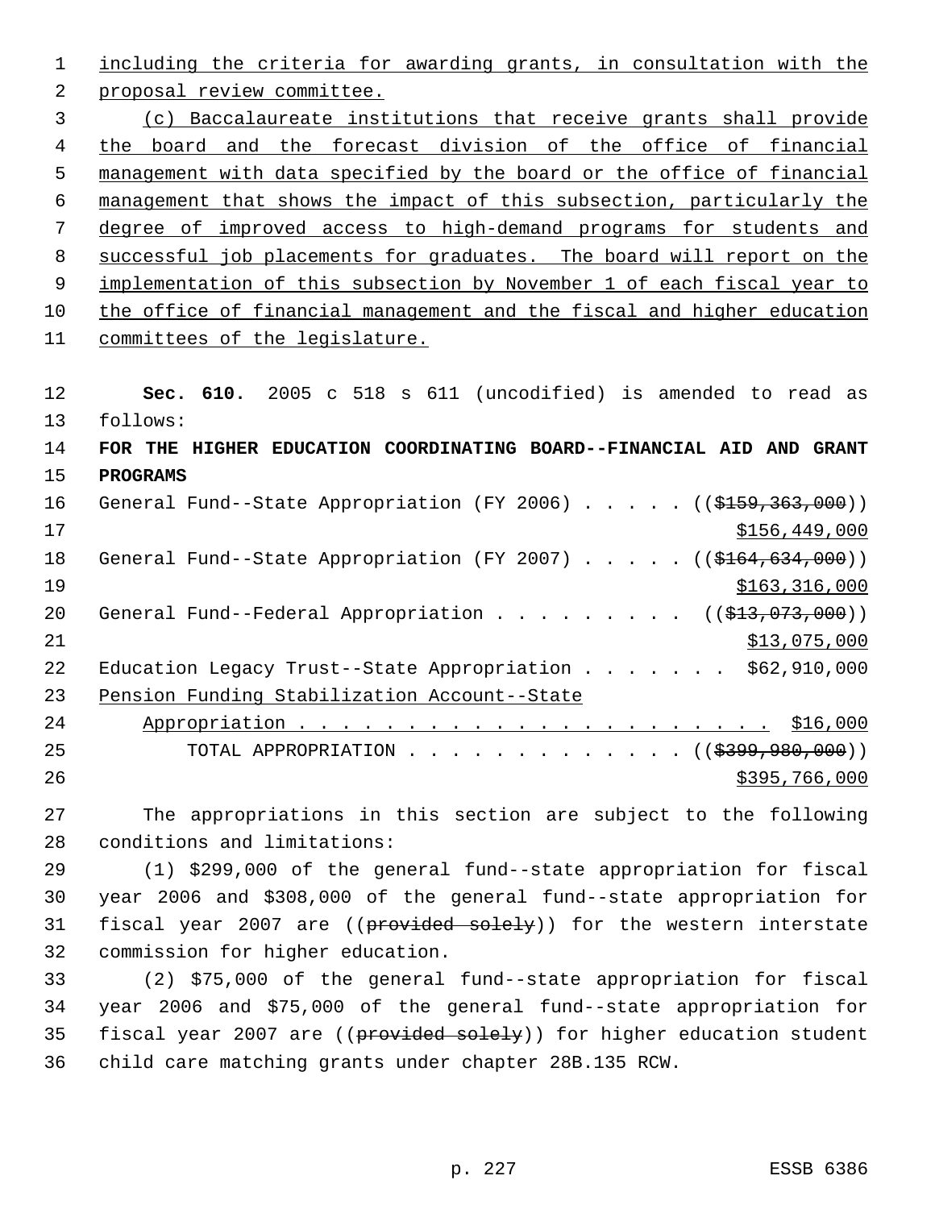including the criteria for awarding grants, in consultation with the proposal review committee.

(c) Baccalaureate institutions that receive grants shall provide the board and the forecast division of the office of financial management with data specified by the board or the office of financial management that shows the impact of this subsection, particularly the degree of improved access to high-demand programs for students and successful job placements for graduates. The board will report on the implementation of this subsection by November 1 of each fiscal year to the office of financial management and the fiscal and higher education committees of the legislature.

**Sec. 610.** 2005 c 518 s 611 (uncodified) is amended to read as follows:

**FOR THE HIGHER EDUCATION COORDINATING BOARD--FINANCIAL AID AND GRANT PROGRAMS**

General Fund--State Appropriation (FY 2006) . . . . . (($159,363,000)) $156,449,000

General Fund--State Appropriation (FY 2007) . . . . . (($164,634,000)) $163,316,000

General Fund--Federal Appropriation . . . . . . . . . (($13,073,000)) $13,075,000

Education Legacy Trust--State Appropriation . . . . . . . $62,910,000

Pension Funding Stabilization Account--State Appropriation . . . . . . . . . . . . . . . . . . . . . . $16,000

TOTAL APPROPRIATION . . . . . . . . . . . . . (($399,980,000)) $395,766,000

The appropriations in this section are subject to the following conditions and limitations:

(1) $299,000 of the general fund--state appropriation for fiscal year 2006 and $308,000 of the general fund--state appropriation for fiscal year 2007 are ((provided solely)) for the western interstate commission for higher education.

(2) $75,000 of the general fund--state appropriation for fiscal year 2006 and $75,000 of the general fund--state appropriation for fiscal year 2007 are ((provided solely)) for higher education student child care matching grants under chapter 28B.135 RCW.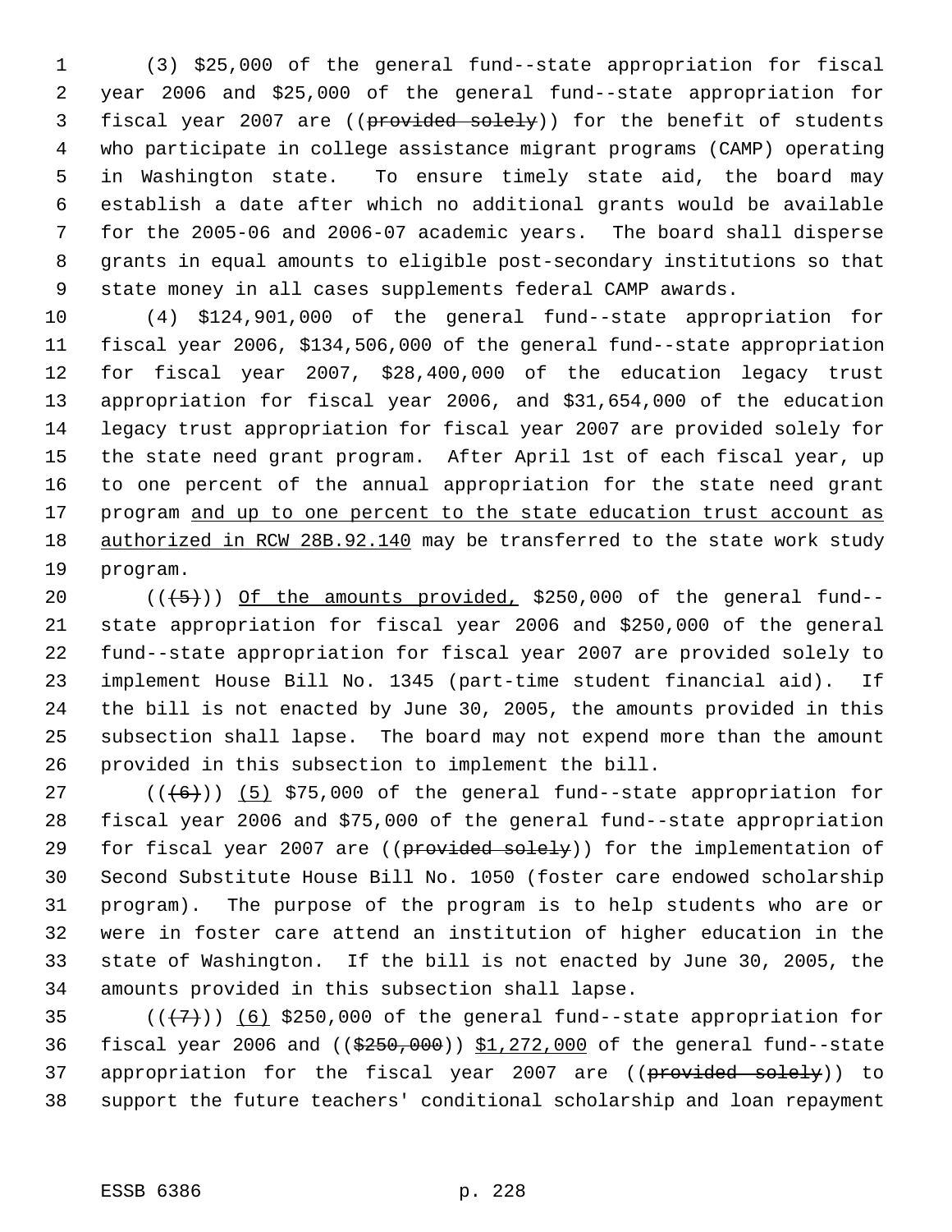(3) $25,000 of the general fund--state appropriation for fiscal year 2006 and $25,000 of the general fund--state appropriation for fiscal year 2007 are ((~~provided solely~~)) for the benefit of students who participate in college assistance migrant programs (CAMP) operating in Washington state. To ensure timely state aid, the board may establish a date after which no additional grants would be available for the 2005-06 and 2006-07 academic years. The board shall disperse grants in equal amounts to eligible post-secondary institutions so that state money in all cases supplements federal CAMP awards.

(4) $124,901,000 of the general fund--state appropriation for fiscal year 2006, $134,506,000 of the general fund--state appropriation for fiscal year 2007, $28,400,000 of the education legacy trust appropriation for fiscal year 2006, and $31,654,000 of the education legacy trust appropriation for fiscal year 2007 are provided solely for the state need grant program. After April 1st of each fiscal year, up to one percent of the annual appropriation for the state need grant program <u>and up to one percent to the state education trust account as authorized in RCW 28B.92.140</u> may be transferred to the state work study program.

((~~(5)~~)) <u>Of the amounts provided,</u> $250,000 of the general fund--state appropriation for fiscal year 2006 and $250,000 of the general fund--state appropriation for fiscal year 2007 are provided solely to implement House Bill No. 1345 (part-time student financial aid). If the bill is not enacted by June 30, 2005, the amounts provided in this subsection shall lapse. The board may not expend more than the amount provided in this subsection to implement the bill.

((~~(6)~~)) <u>(5)</u> $75,000 of the general fund--state appropriation for fiscal year 2006 and $75,000 of the general fund--state appropriation for fiscal year 2007 are ((~~provided solely~~)) for the implementation of Second Substitute House Bill No. 1050 (foster care endowed scholarship program). The purpose of the program is to help students who are or were in foster care attend an institution of higher education in the state of Washington. If the bill is not enacted by June 30, 2005, the amounts provided in this subsection shall lapse.

((~~(7)~~)) <u>(6)</u> $250,000 of the general fund--state appropriation for fiscal year 2006 and ((~~$250,000~~)) <u>$1,272,000</u> of the general fund--state appropriation for the fiscal year 2007 are ((~~provided solely~~)) to support the future teachers' conditional scholarship and loan repayment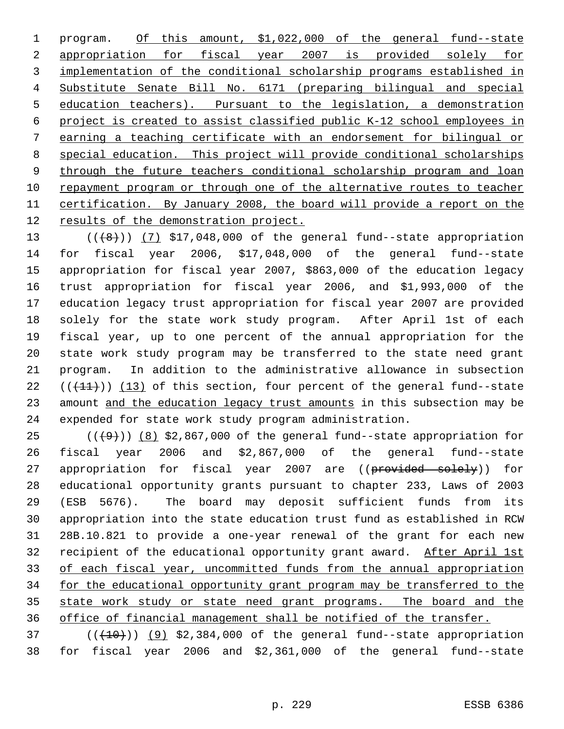program. Of this amount, $1,022,000 of the general fund--state appropriation for fiscal year 2007 is provided solely for implementation of the conditional scholarship programs established in Substitute Senate Bill No. 6171 (preparing bilingual and special education teachers). Pursuant to the legislation, a demonstration project is created to assist classified public K-12 school employees in earning a teaching certificate with an endorsement for bilingual or special education. This project will provide conditional scholarships through the future teachers conditional scholarship program and loan repayment program or through one of the alternative routes to teacher certification. By January 2008, the board will provide a report on the results of the demonstration project.

(((8))) (7) $17,048,000 of the general fund--state appropriation for fiscal year 2006, $17,048,000 of the general fund--state appropriation for fiscal year 2007, $863,000 of the education legacy trust appropriation for fiscal year 2006, and $1,993,000 of the education legacy trust appropriation for fiscal year 2007 are provided solely for the state work study program. After April 1st of each fiscal year, up to one percent of the annual appropriation for the state work study program may be transferred to the state need grant program. In addition to the administrative allowance in subsection (((11))) (13) of this section, four percent of the general fund--state amount and the education legacy trust amounts in this subsection may be expended for state work study program administration.

(((9))) (8) $2,867,000 of the general fund--state appropriation for fiscal year 2006 and $2,867,000 of the general fund--state appropriation for fiscal year 2007 are ((~~provided solely~~)) for educational opportunity grants pursuant to chapter 233, Laws of 2003 (ESB 5676). The board may deposit sufficient funds from its appropriation into the state education trust fund as established in RCW 28B.10.821 to provide a one-year renewal of the grant for each new recipient of the educational opportunity grant award. After April 1st of each fiscal year, uncommitted funds from the annual appropriation for the educational opportunity grant program may be transferred to the state work study or state need grant programs. The board and the office of financial management shall be notified of the transfer.

(((10))) (9) $2,384,000 of the general fund--state appropriation for fiscal year 2006 and $2,361,000 of the general fund--state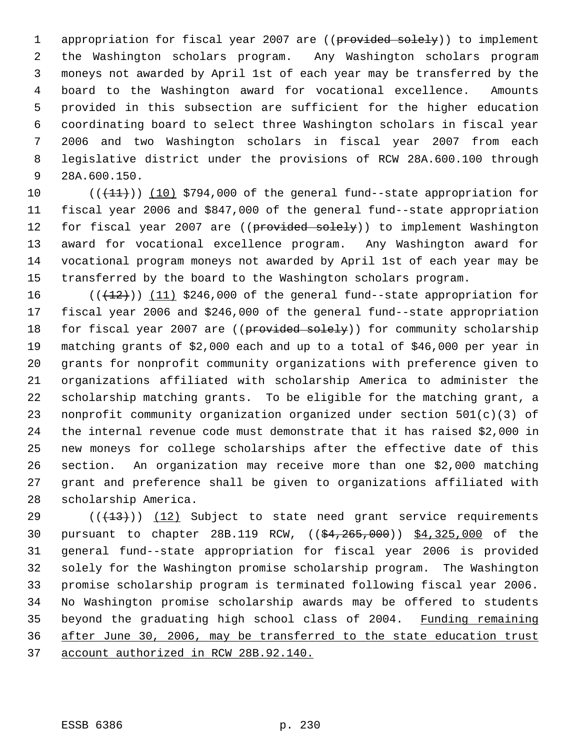appropriation for fiscal year 2007 are ((~~provided solely~~)) to implement the Washington scholars program. Any Washington scholars program moneys not awarded by April 1st of each year may be transferred by the board to the Washington award for vocational excellence. Amounts provided in this subsection are sufficient for the higher education coordinating board to select three Washington scholars in fiscal year 2006 and two Washington scholars in fiscal year 2007 from each legislative district under the provisions of RCW 28A.600.100 through 28A.600.150.

((~~(11)~~)) <u>(10)</u> $794,000 of the general fund--state appropriation for fiscal year 2006 and $847,000 of the general fund--state appropriation for fiscal year 2007 are ((~~provided solely~~)) to implement Washington award for vocational excellence program. Any Washington award for vocational program moneys not awarded by April 1st of each year may be transferred by the board to the Washington scholars program.

((~~(12)~~)) <u>(11)</u> $246,000 of the general fund--state appropriation for fiscal year 2006 and $246,000 of the general fund--state appropriation for fiscal year 2007 are ((~~provided solely~~)) for community scholarship matching grants of $2,000 each and up to a total of $46,000 per year in grants for nonprofit community organizations with preference given to organizations affiliated with scholarship America to administer the scholarship matching grants. To be eligible for the matching grant, a nonprofit community organization organized under section 501(c)(3) of the internal revenue code must demonstrate that it has raised $2,000 in new moneys for college scholarships after the effective date of this section. An organization may receive more than one $2,000 matching grant and preference shall be given to organizations affiliated with scholarship America.

((~~(13)~~)) <u>(12)</u> Subject to state need grant service requirements pursuant to chapter 28B.119 RCW, ((~~$4,265,000~~)) <u>$4,325,000</u> of the general fund--state appropriation for fiscal year 2006 is provided solely for the Washington promise scholarship program. The Washington promise scholarship program is terminated following fiscal year 2006. No Washington promise scholarship awards may be offered to students beyond the graduating high school class of 2004. <u>Funding remaining after June 30, 2006, may be transferred to the state education trust account authorized in RCW 28B.92.140.</u>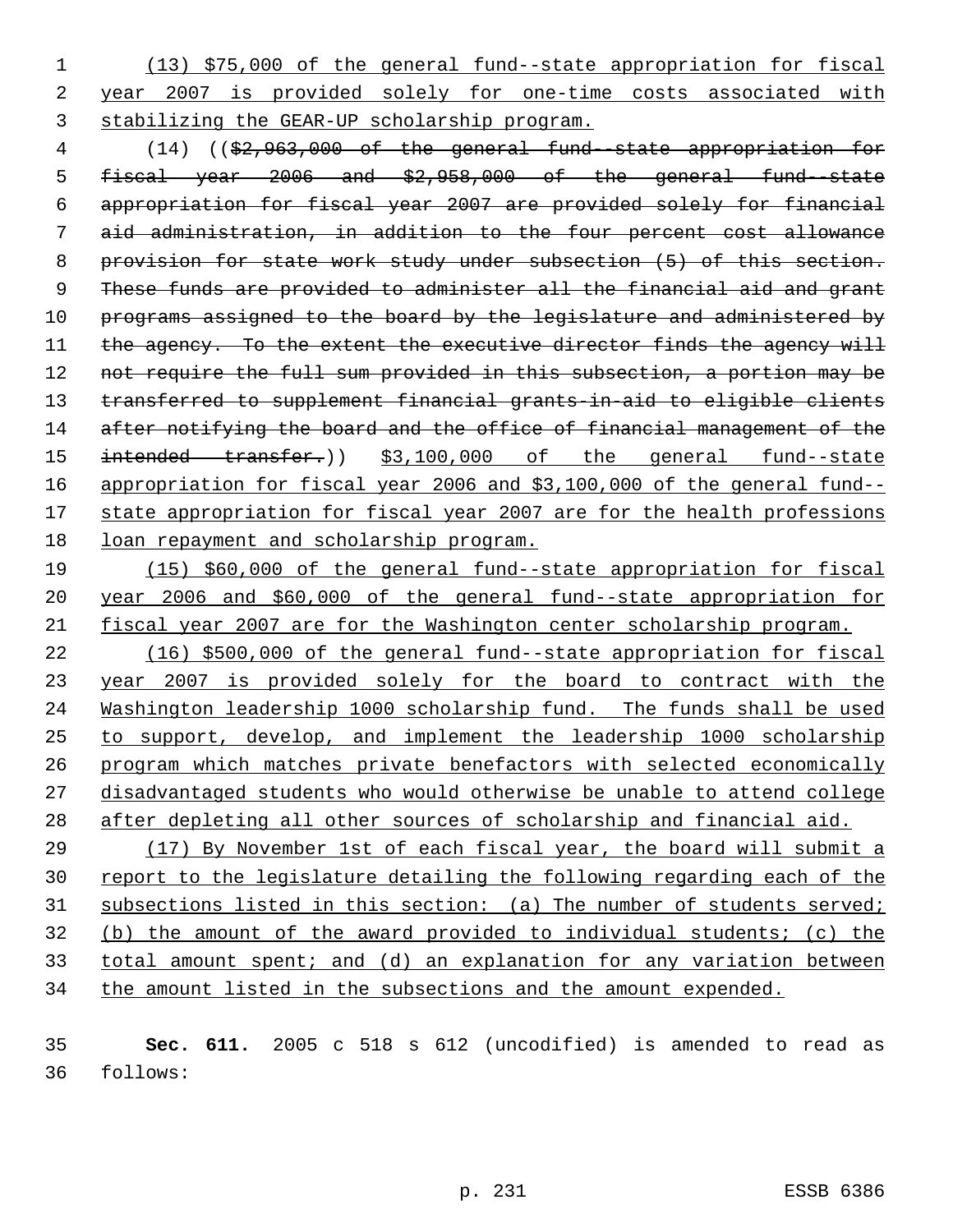(13) $75,000 of the general fund--state appropriation for fiscal year 2007 is provided solely for one-time costs associated with stabilizing the GEAR-UP scholarship program.

(14) (($2,963,000 of the general fund--state appropriation for fiscal year 2006 and $2,958,000 of the general fund--state appropriation for fiscal year 2007 are provided solely for financial aid administration, in addition to the four percent cost allowance provision for state work study under subsection (5) of this section. These funds are provided to administer all the financial aid and grant programs assigned to the board by the legislature and administered by the agency. To the extent the executive director finds the agency will not require the full sum provided in this subsection, a portion may be transferred to supplement financial grants-in-aid to eligible clients after notifying the board and the office of financial management of the intended transfer.)) $3,100,000 of the general fund--state appropriation for fiscal year 2006 and $3,100,000 of the general fund--state appropriation for fiscal year 2007 are for the health professions loan repayment and scholarship program.

(15) $60,000 of the general fund--state appropriation for fiscal year 2006 and $60,000 of the general fund--state appropriation for fiscal year 2007 are for the Washington center scholarship program.

(16) $500,000 of the general fund--state appropriation for fiscal year 2007 is provided solely for the board to contract with the Washington leadership 1000 scholarship fund. The funds shall be used to support, develop, and implement the leadership 1000 scholarship program which matches private benefactors with selected economically disadvantaged students who would otherwise be unable to attend college after depleting all other sources of scholarship and financial aid.

(17) By November 1st of each fiscal year, the board will submit a report to the legislature detailing the following regarding each of the subsections listed in this section: (a) The number of students served; (b) the amount of the award provided to individual students; (c) the total amount spent; and (d) an explanation for any variation between the amount listed in the subsections and the amount expended.

**Sec. 611.** 2005 c 518 s 612 (uncodified) is amended to read as follows: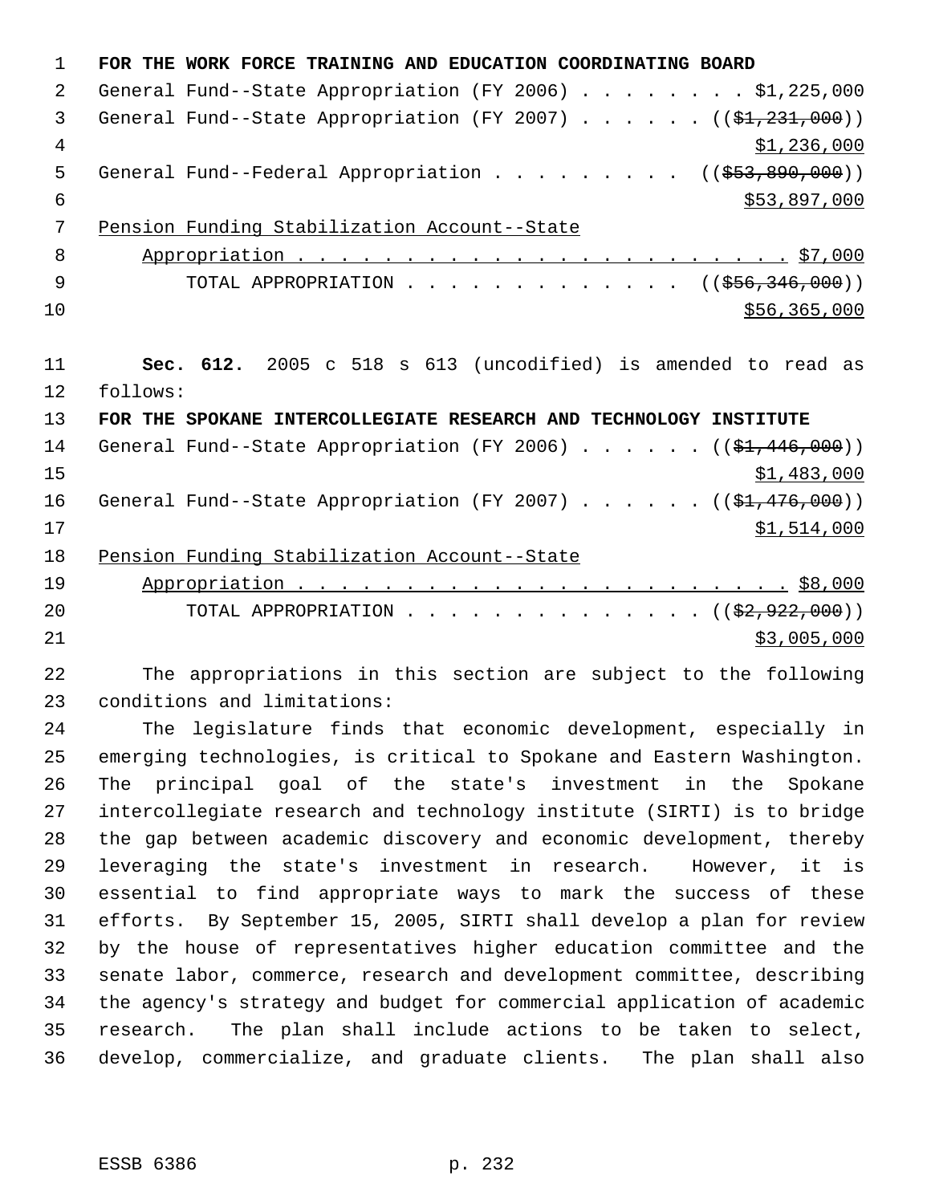**FOR THE WORK FORCE TRAINING AND EDUCATION COORDINATING BOARD**

General Fund--State Appropriation (FY 2006) . . . . . . . . $1,225,000

General Fund--State Appropriation (FY 2007) . . . . . . ((~~$1,231,000~~))
<u>$1,236,000</u>

General Fund--Federal Appropriation . . . . . . . . . ((~~$53,890,000~~))
<u>$53,897,000</u>

<u>Pension Funding Stabilization Account--State</u>
<u>Appropriation . . . . . . . . . . . . . . . . . . . . . . . . $7,000</u>

TOTAL APPROPRIATION . . . . . . . . . . . . . ((~~$56,346,000~~))
<u>$56,365,000</u>

**Sec. 612.** 2005 c 518 s 613 (uncodified) is amended to read as follows:

**FOR THE SPOKANE INTERCOLLEGIATE RESEARCH AND TECHNOLOGY INSTITUTE**

General Fund--State Appropriation (FY 2006) . . . . . . ((~~$1,446,000~~))
<u>$1,483,000</u>

General Fund--State Appropriation (FY 2007) . . . . . . ((~~$1,476,000~~))
<u>$1,514,000</u>

<u>Pension Funding Stabilization Account--State</u>
<u>Appropriation . . . . . . . . . . . . . . . . . . . . . . . . $8,000</u>

TOTAL APPROPRIATION . . . . . . . . . . . . . . ((~~$2,922,000~~))
<u>$3,005,000</u>

The appropriations in this section are subject to the following conditions and limitations:

The legislature finds that economic development, especially in emerging technologies, is critical to Spokane and Eastern Washington. The principal goal of the state's investment in the Spokane intercollegiate research and technology institute (SIRTI) is to bridge the gap between academic discovery and economic development, thereby leveraging the state's investment in research. However, it is essential to find appropriate ways to mark the success of these efforts. By September 15, 2005, SIRTI shall develop a plan for review by the house of representatives higher education committee and the senate labor, commerce, research and development committee, describing the agency's strategy and budget for commercial application of academic research. The plan shall include actions to be taken to select, develop, commercialize, and graduate clients. The plan shall also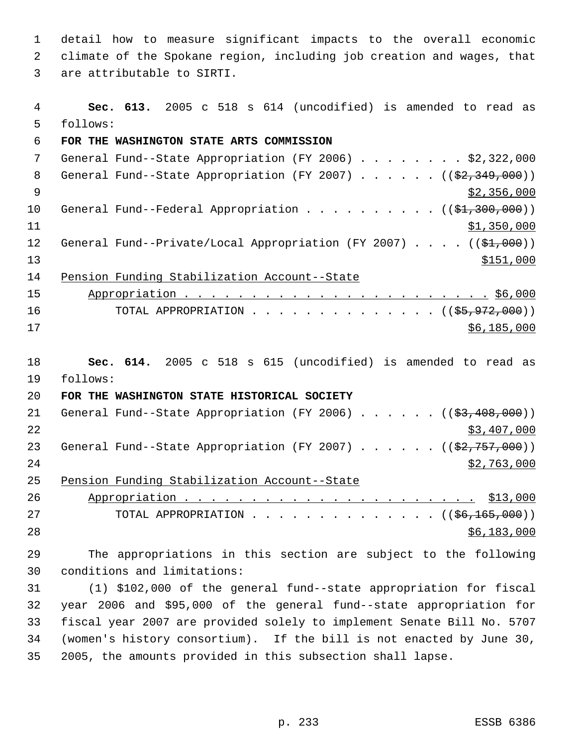detail how to measure significant impacts to the overall economic climate of the Spokane region, including job creation and wages, that are attributable to SIRTI.

**Sec. 613.** 2005 c 518 s 614 (uncodified) is amended to read as follows:

**FOR THE WASHINGTON STATE ARTS COMMISSION**

General Fund--State Appropriation (FY 2006) . . . . . . . . $2,322,000
General Fund--State Appropriation (FY 2007) . . . . . . ((~~$2,349,000~~)) $2,356,000
General Fund--Federal Appropriation . . . . . . . . . . ((~~$1,300,000~~)) $1,350,000
General Fund--Private/Local Appropriation (FY 2007) . . . . ((~~$1,000~~)) $151,000
Pension Funding Stabilization Account--State Appropriation . . . . . . . . . . . . . . . . . . . . . . . . $6,000
TOTAL APPROPRIATION . . . . . . . . . . . . . . ((~~$5,972,000~~)) $6,185,000

**Sec. 614.** 2005 c 518 s 615 (uncodified) is amended to read as follows:

**FOR THE WASHINGTON STATE HISTORICAL SOCIETY**

General Fund--State Appropriation (FY 2006) . . . . . . ((~~$3,408,000~~)) $3,407,000
General Fund--State Appropriation (FY 2007) . . . . . . ((~~$2,757,000~~)) $2,763,000
Pension Funding Stabilization Account--State Appropriation . . . . . . . . . . . . . . . . . . . . . . . $13,000
TOTAL APPROPRIATION . . . . . . . . . . . . . . ((~~$6,165,000~~)) $6,183,000

The appropriations in this section are subject to the following conditions and limitations:

(1) $102,000 of the general fund--state appropriation for fiscal year 2006 and $95,000 of the general fund--state appropriation for fiscal year 2007 are provided solely to implement Senate Bill No. 5707 (women's history consortium). If the bill is not enacted by June 30, 2005, the amounts provided in this subsection shall lapse.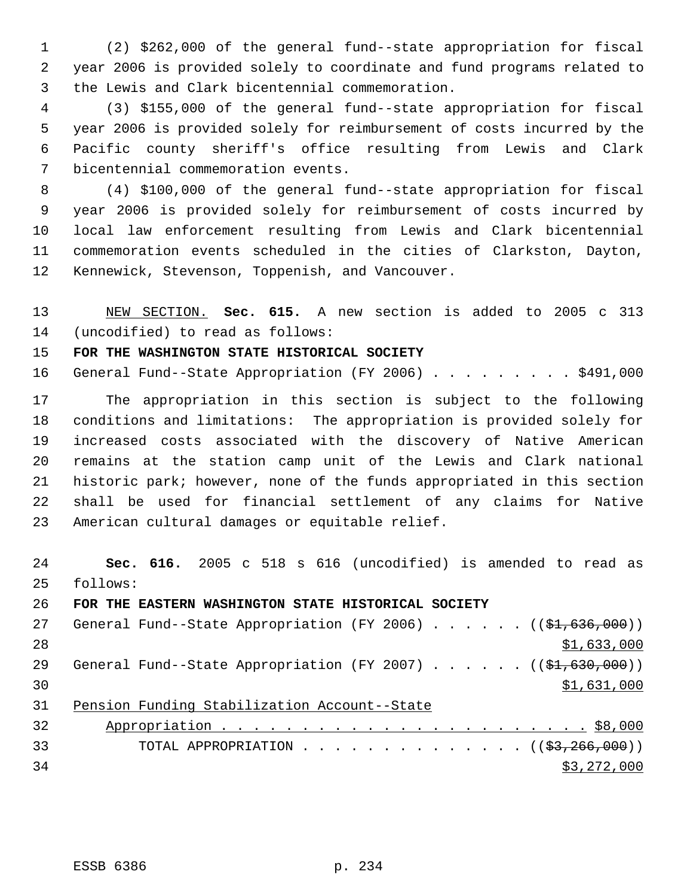(2) $262,000 of the general fund--state appropriation for fiscal year 2006 is provided solely to coordinate and fund programs related to the Lewis and Clark bicentennial commemoration.

(3) $155,000 of the general fund--state appropriation for fiscal year 2006 is provided solely for reimbursement of costs incurred by the Pacific county sheriff's office resulting from Lewis and Clark bicentennial commemoration events.

(4) $100,000 of the general fund--state appropriation for fiscal year 2006 is provided solely for reimbursement of costs incurred by local law enforcement resulting from Lewis and Clark bicentennial commemoration events scheduled in the cities of Clarkston, Dayton, Kennewick, Stevenson, Toppenish, and Vancouver.

NEW SECTION. **Sec. 615.** A new section is added to 2005 c 313 (uncodified) to read as follows:

**FOR THE WASHINGTON STATE HISTORICAL SOCIETY**

General Fund--State Appropriation (FY 2006) . . . . . . . . . $491,000

The appropriation in this section is subject to the following conditions and limitations: The appropriation is provided solely for increased costs associated with the discovery of Native American remains at the station camp unit of the Lewis and Clark national historic park; however, none of the funds appropriated in this section shall be used for financial settlement of any claims for Native American cultural damages or equitable relief.

**Sec. 616.** 2005 c 518 s 616 (uncodified) is amended to read as follows:

**FOR THE EASTERN WASHINGTON STATE HISTORICAL SOCIETY**

General Fund--State Appropriation (FY 2006) . . . . . . (( ~~$1,636,000~~ ))
$1,633,000

General Fund--State Appropriation (FY 2007) . . . . . . (( ~~$1,630,000~~ ))
$1,631,000

Pension Funding Stabilization Account--State
Appropriation . . . . . . . . . . . . . . . . . . . . . . . $8,000

TOTAL APPROPRIATION . . . . . . . . . . . . . . (( ~~$3,266,000~~ ))
$3,272,000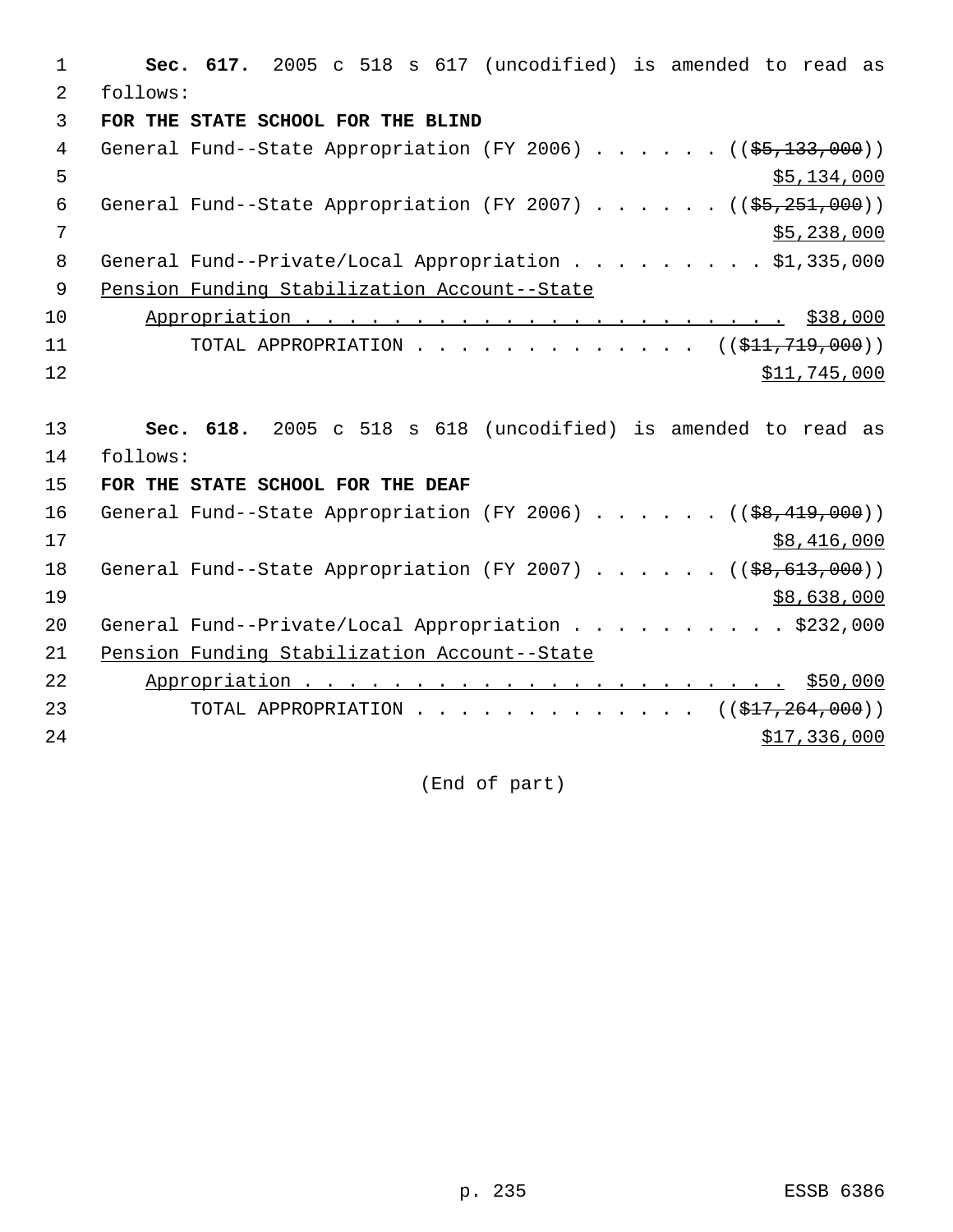**Sec. 617.** 2005 c 518 s 617 (uncodified) is amended to read as follows:

**FOR THE STATE SCHOOL FOR THE BLIND**

General Fund--State Appropriation (FY 2006) . . . . . . ((~~$5,133,000~~))
<u>$5,134,000</u>

General Fund--State Appropriation (FY 2007) . . . . . . ((~~$5,251,000~~))
<u>$5,238,000</u>

General Fund--Private/Local Appropriation . . . . . . . . . $1,335,000

<u>Pension Funding Stabilization Account--State Appropriation . . . . . . . . . . . . . . . . . . . . . . . . $38,000</u>

TOTAL APPROPRIATION . . . . . . . . . . . . . . ((~~$11,719,000~~))
<u>$11,745,000</u>

**Sec. 618.** 2005 c 518 s 618 (uncodified) is amended to read as follows:

**FOR THE STATE SCHOOL FOR THE DEAF**

General Fund--State Appropriation (FY 2006) . . . . . . ((~~$8,419,000~~))
<u>$8,416,000</u>

General Fund--State Appropriation (FY 2007) . . . . . . ((~~$8,613,000~~))
<u>$8,638,000</u>

General Fund--Private/Local Appropriation . . . . . . . . . . $232,000

<u>Pension Funding Stabilization Account--State Appropriation . . . . . . . . . . . . . . . . . . . . . . . . $50,000</u>

TOTAL APPROPRIATION . . . . . . . . . . . . . . ((~~$17,264,000~~))
<u>$17,336,000</u>

(End of part)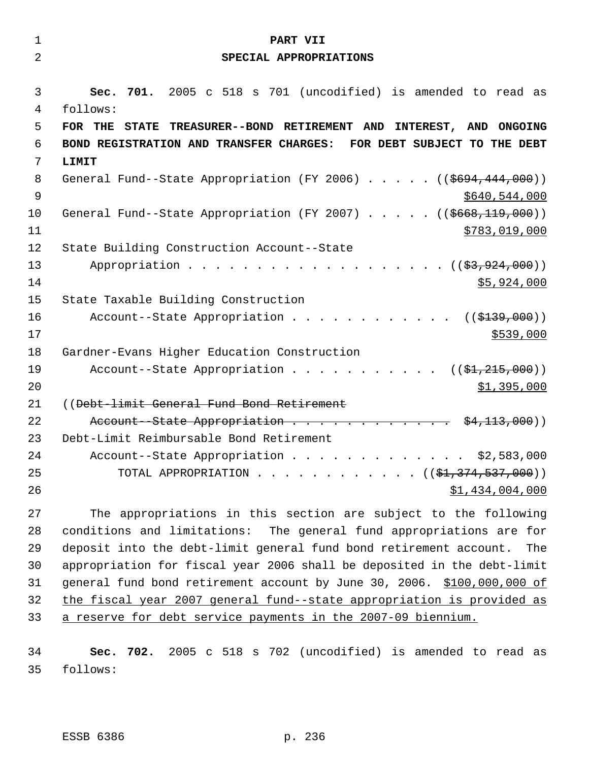## PART VII
## SPECIAL APPROPRIATIONS

**Sec. 701.** 2005 c 518 s 701 (uncodified) is amended to read as follows:

**FOR THE STATE TREASURER--BOND RETIREMENT AND INTEREST, AND ONGOING BOND REGISTRATION AND TRANSFER CHARGES: FOR DEBT SUBJECT TO THE DEBT LIMIT**

General Fund--State Appropriation (FY 2006) . . . . . ((~~$694,444,000~~)) <u>$640,544,000</u>

General Fund--State Appropriation (FY 2007) . . . . . ((~~$668,119,000~~)) <u>$783,019,000</u>

State Building Construction Account--State Appropriation . . . . . . . . . . . . . . . . . . . . ((~~$3,924,000~~)) <u>$5,924,000</u>

State Taxable Building Construction Account--State Appropriation . . . . . . . . . . . . . ((~~$139,000~~)) <u>$539,000</u>

Gardner-Evans Higher Education Construction Account--State Appropriation . . . . . . . . . . . ((~~$1,215,000~~)) <u>$1,395,000</u>

((~~Debt-limit General Fund Bond Retirement Account--State Appropriation . . . . . . . . . . . . . $4,113,000~~))

Debt-Limit Reimbursable Bond Retirement Account--State Appropriation . . . . . . . . . . . . . . $2,583,000

TOTAL APPROPRIATION . . . . . . . . . . . . . ((~~$1,374,537,000~~)) <u>$1,434,004,000</u>

The appropriations in this section are subject to the following conditions and limitations: The general fund appropriations are for deposit into the debt-limit general fund bond retirement account. The appropriation for fiscal year 2006 shall be deposited in the debt-limit general fund bond retirement account by June 30, 2006. <u>$100,000,000 of the fiscal year 2007 general fund--state appropriation is provided as a reserve for debt service payments in the 2007-09 biennium.</u>

**Sec. 702.** 2005 c 518 s 702 (uncodified) is amended to read as follows: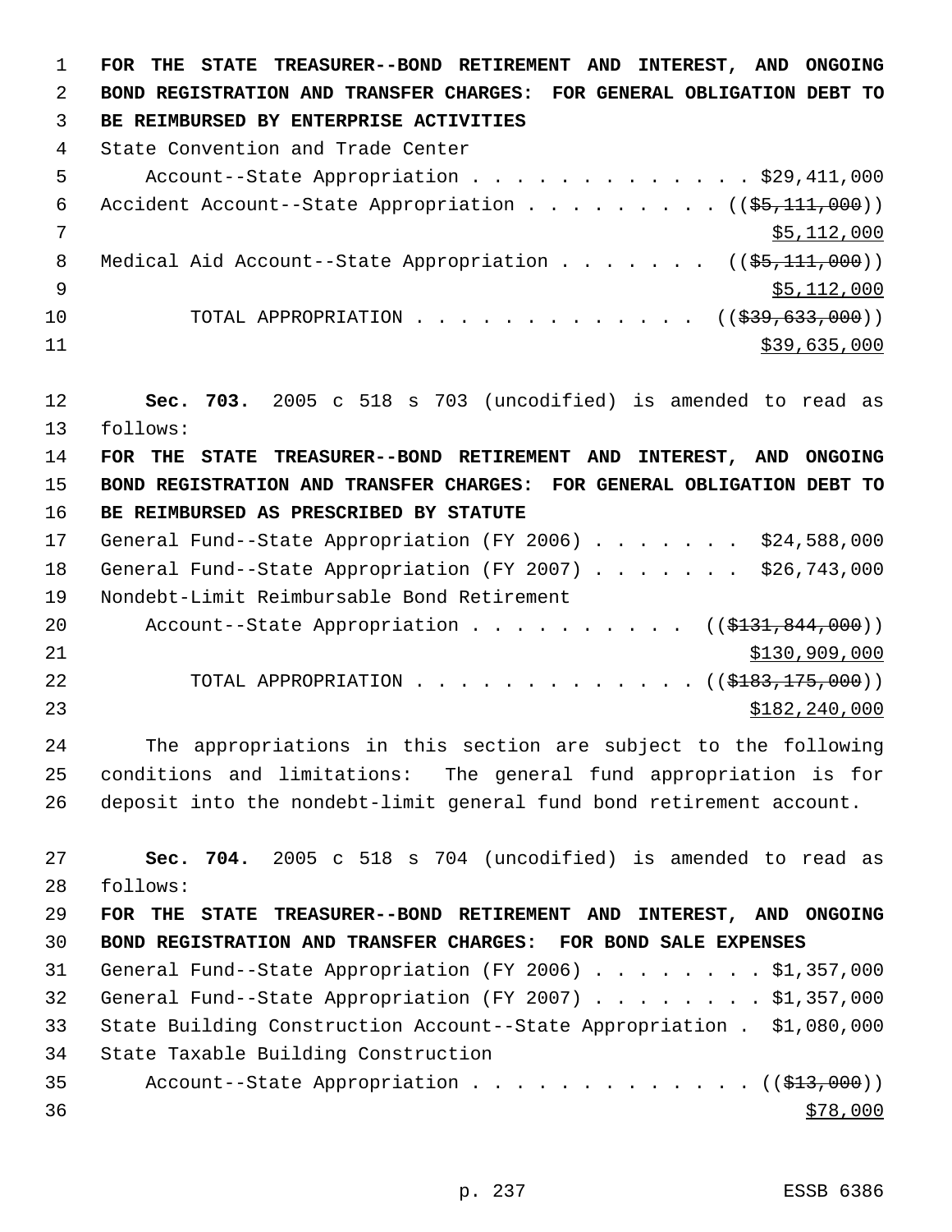**FOR THE STATE TREASURER--BOND RETIREMENT AND INTEREST, AND ONGOING BOND REGISTRATION AND TRANSFER CHARGES: FOR GENERAL OBLIGATION DEBT TO BE REIMBURSED BY ENTERPRISE ACTIVITIES**

State Convention and Trade Center Account--State Appropriation . . . . . . . . . . . . . $29,411,000

Accident Account--State Appropriation . . . . . . . . . ((~~$5,111,000~~)) <u>$5,112,000</u>

Medical Aid Account--State Appropriation . . . . . . . ((~~$5,111,000~~)) <u>$5,112,000</u>

TOTAL APPROPRIATION . . . . . . . . . . . . . ((~~$39,633,000~~)) <u>$39,635,000</u>

**Sec. 703.** 2005 c 518 s 703 (uncodified) is amended to read as follows:

**FOR THE STATE TREASURER--BOND RETIREMENT AND INTEREST, AND ONGOING BOND REGISTRATION AND TRANSFER CHARGES: FOR GENERAL OBLIGATION DEBT TO BE REIMBURSED AS PRESCRIBED BY STATUTE**

General Fund--State Appropriation (FY 2006) . . . . . . . $24,588,000

General Fund--State Appropriation (FY 2007) . . . . . . . $26,743,000

Nondebt-Limit Reimbursable Bond Retirement Account--State Appropriation . . . . . . . . . . ((~~$131,844,000~~)) <u>$130,909,000</u>

TOTAL APPROPRIATION . . . . . . . . . . . . . ((~~$183,175,000~~)) <u>$182,240,000</u>

The appropriations in this section are subject to the following conditions and limitations: The general fund appropriation is for deposit into the nondebt-limit general fund bond retirement account.

**Sec. 704.** 2005 c 518 s 704 (uncodified) is amended to read as follows:

**FOR THE STATE TREASURER--BOND RETIREMENT AND INTEREST, AND ONGOING BOND REGISTRATION AND TRANSFER CHARGES: FOR BOND SALE EXPENSES**

General Fund--State Appropriation (FY 2006) . . . . . . . . $1,357,000

General Fund--State Appropriation (FY 2007) . . . . . . . . $1,357,000

State Building Construction Account--State Appropriation . $1,080,000

State Taxable Building Construction Account--State Appropriation . . . . . . . . . . . . . ((~~$13,000~~)) <u>$78,000</u>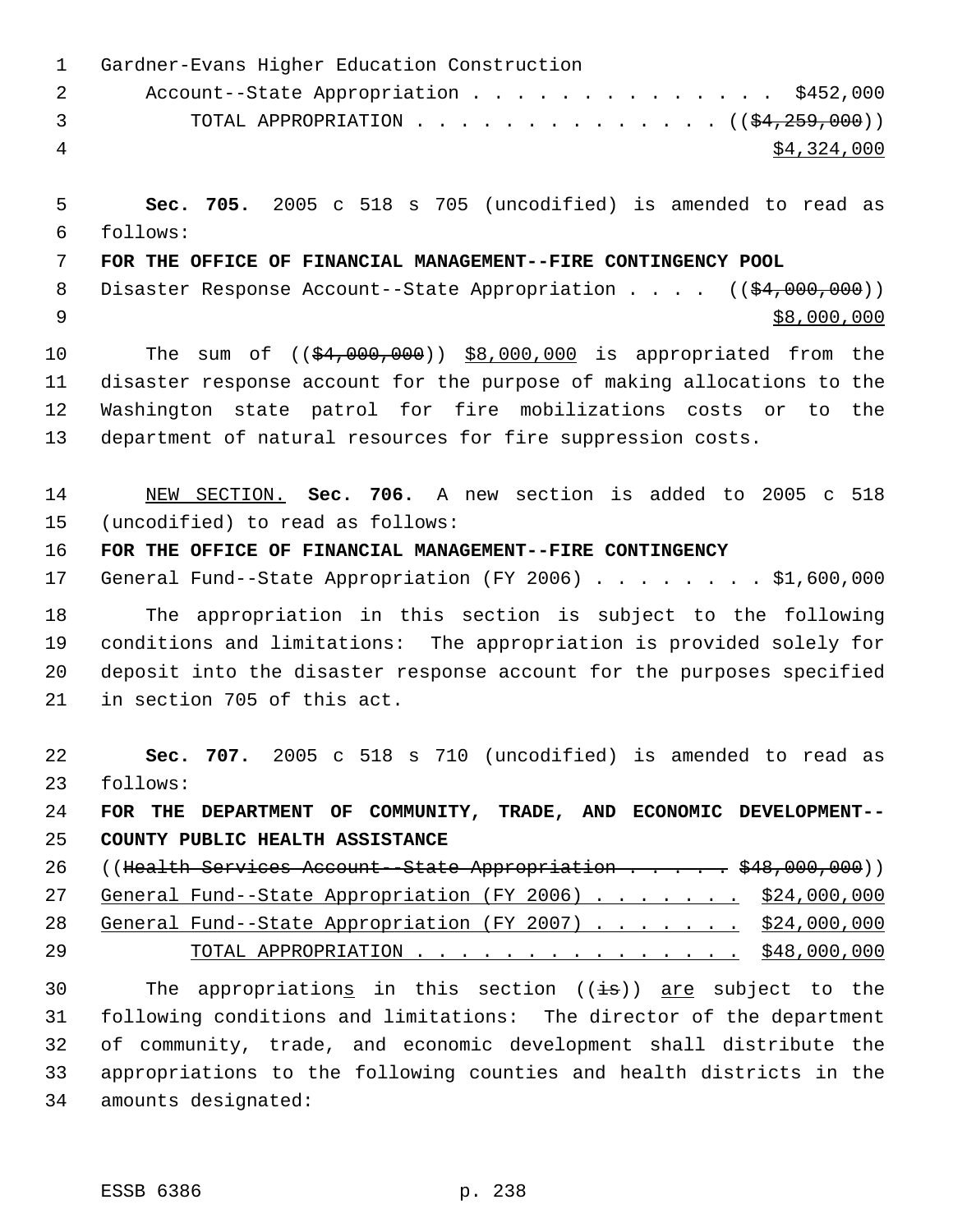Gardner-Evans Higher Education Construction
Account--State Appropriation . . . . . . . . . . . . . . $452,000
TOTAL APPROPRIATION . . . . . . . . . . . . . . (($4,259,000))
$4,324,000

**Sec. 705.** 2005 c 518 s 705 (uncodified) is amended to read as follows:

**FOR THE OFFICE OF FINANCIAL MANAGEMENT--FIRE CONTINGENCY POOL**

Disaster Response Account--State Appropriation . . . . (($4,000,000))
$8,000,000

The sum of (($4,000,000)) $8,000,000 is appropriated from the disaster response account for the purpose of making allocations to the Washington state patrol for fire mobilizations costs or to the department of natural resources for fire suppression costs.

NEW SECTION. **Sec. 706.** A new section is added to 2005 c 518 (uncodified) to read as follows:

**FOR THE OFFICE OF FINANCIAL MANAGEMENT--FIRE CONTINGENCY**

General Fund--State Appropriation (FY 2006) . . . . . . . . $1,600,000

The appropriation in this section is subject to the following conditions and limitations: The appropriation is provided solely for deposit into the disaster response account for the purposes specified in section 705 of this act.

**Sec. 707.** 2005 c 518 s 710 (uncodified) is amended to read as follows:

**FOR THE DEPARTMENT OF COMMUNITY, TRADE, AND ECONOMIC DEVELOPMENT--COUNTY PUBLIC HEALTH ASSISTANCE**

((Health Services Account--State Appropriation . . . . . $48,000,000))
General Fund--State Appropriation (FY 2006) . . . . . . . $24,000,000
General Fund--State Appropriation (FY 2007) . . . . . . . $24,000,000
TOTAL APPROPRIATION . . . . . . . . . . . . . . . $48,000,000

The appropriations in this section ((is)) are subject to the following conditions and limitations: The director of the department of community, trade, and economic development shall distribute the appropriations to the following counties and health districts in the amounts designated: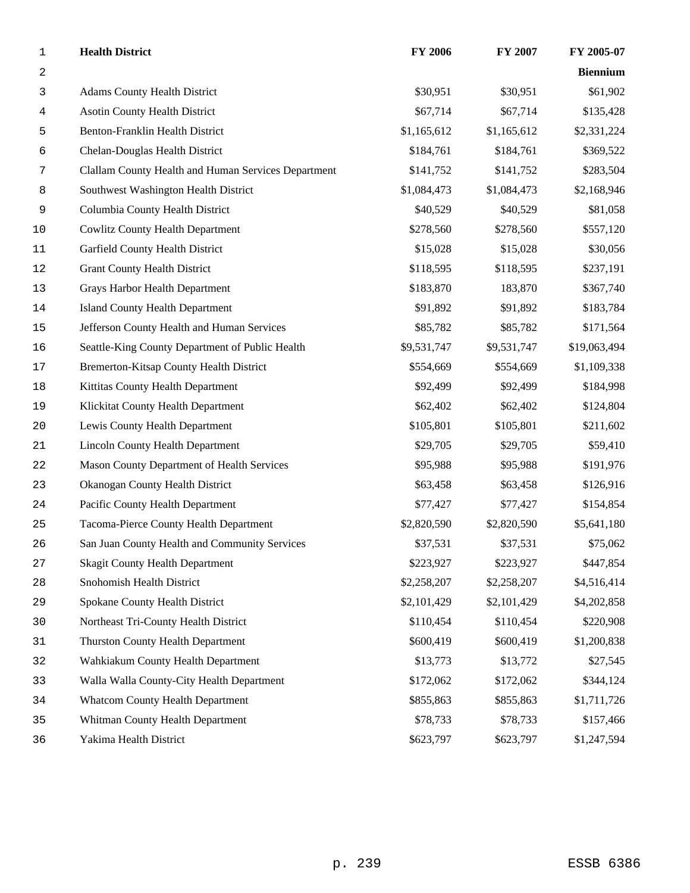| Health District | FY 2006 | FY 2007 | FY 2005-07 Biennium |
|---|---|---|---|
| Adams County Health District | $30,951 | $30,951 | $61,902 |
| Asotin County Health District | $67,714 | $67,714 | $135,428 |
| Benton-Franklin Health District | $1,165,612 | $1,165,612 | $2,331,224 |
| Chelan-Douglas Health District | $184,761 | $184,761 | $369,522 |
| Clallam County Health and Human Services Department | $141,752 | $141,752 | $283,504 |
| Southwest Washington Health District | $1,084,473 | $1,084,473 | $2,168,946 |
| Columbia County Health District | $40,529 | $40,529 | $81,058 |
| Cowlitz County Health Department | $278,560 | $278,560 | $557,120 |
| Garfield County Health District | $15,028 | $15,028 | $30,056 |
| Grant County Health District | $118,595 | $118,595 | $237,191 |
| Grays Harbor Health Department | $183,870 | 183,870 | $367,740 |
| Island County Health Department | $91,892 | $91,892 | $183,784 |
| Jefferson County Health and Human Services | $85,782 | $85,782 | $171,564 |
| Seattle-King County Department of Public Health | $9,531,747 | $9,531,747 | $19,063,494 |
| Bremerton-Kitsap County Health District | $554,669 | $554,669 | $1,109,338 |
| Kittitas County Health Department | $92,499 | $92,499 | $184,998 |
| Klickitat County Health Department | $62,402 | $62,402 | $124,804 |
| Lewis County Health Department | $105,801 | $105,801 | $211,602 |
| Lincoln County Health Department | $29,705 | $29,705 | $59,410 |
| Mason County Department of Health Services | $95,988 | $95,988 | $191,976 |
| Okanogan County Health District | $63,458 | $63,458 | $126,916 |
| Pacific County Health Department | $77,427 | $77,427 | $154,854 |
| Tacoma-Pierce County Health Department | $2,820,590 | $2,820,590 | $5,641,180 |
| San Juan County Health and Community Services | $37,531 | $37,531 | $75,062 |
| Skagit County Health Department | $223,927 | $223,927 | $447,854 |
| Snohomish Health District | $2,258,207 | $2,258,207 | $4,516,414 |
| Spokane County Health District | $2,101,429 | $2,101,429 | $4,202,858 |
| Northeast Tri-County Health District | $110,454 | $110,454 | $220,908 |
| Thurston County Health Department | $600,419 | $600,419 | $1,200,838 |
| Wahkiakum County Health Department | $13,773 | $13,772 | $27,545 |
| Walla Walla County-City Health Department | $172,062 | $172,062 | $344,124 |
| Whatcom County Health Department | $855,863 | $855,863 | $1,711,726 |
| Whitman County Health Department | $78,733 | $78,733 | $157,466 |
| Yakima Health District | $623,797 | $623,797 | $1,247,594 |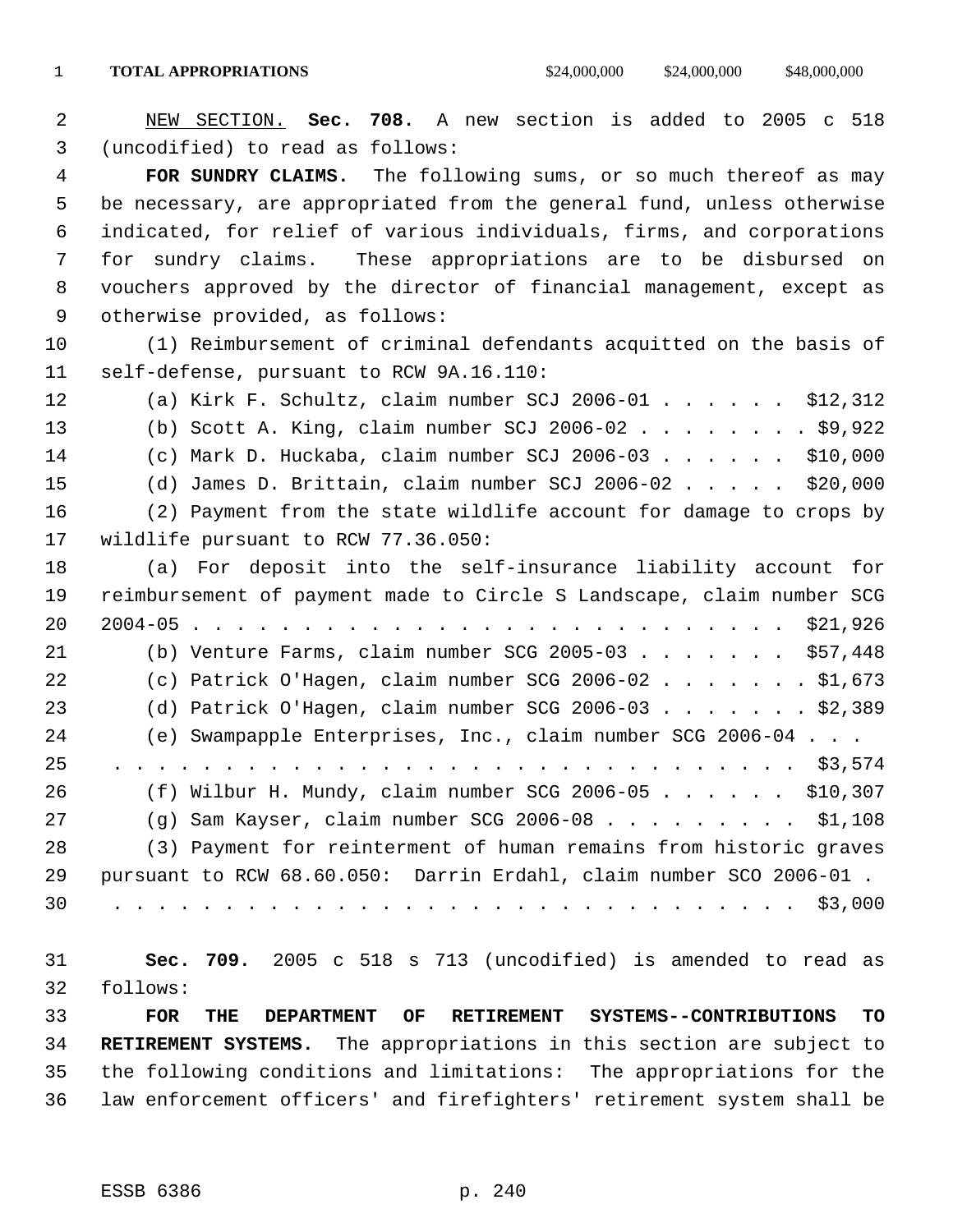| **TOTAL APPROPRIATIONS** | $24,000,000 | $24,000,000 | $48,000,000 |
|---|---|---|---|

NEW SECTION. **Sec. 708.** A new section is added to 2005 c 518 (uncodified) to read as follows:

**FOR SUNDRY CLAIMS.** The following sums, or so much thereof as may be necessary, are appropriated from the general fund, unless otherwise indicated, for relief of various individuals, firms, and corporations for sundry claims. These appropriations are to be disbursed on vouchers approved by the director of financial management, except as otherwise provided, as follows:

(1) Reimbursement of criminal defendants acquitted on the basis of self-defense, pursuant to RCW 9A.16.110:

(a) Kirk F. Schultz, claim number SCJ 2006-01 . . . . . . $12,312

(b) Scott A. King, claim number SCJ 2006-02 . . . . . . . . $9,922

(c) Mark D. Huckaba, claim number SCJ 2006-03 . . . . . . $10,000

(d) James D. Brittain, claim number SCJ 2006-02 . . . . . $20,000

(2) Payment from the state wildlife account for damage to crops by wildlife pursuant to RCW 77.36.050:

(a) For deposit into the self-insurance liability account for reimbursement of payment made to Circle S Landscape, claim number SCG 2004-05 . . . . . . . . . . . . . . . . . . . . . . . . . . . $21,926

(b) Venture Farms, claim number SCG 2005-03 . . . . . . . $57,448

(c) Patrick O'Hagen, claim number SCG 2006-02 . . . . . . . $1,673

(d) Patrick O'Hagen, claim number SCG 2006-03 . . . . . . . $2,389

(e) Swampapple Enterprises, Inc., claim number SCG 2006-04 . . . . . . . . . . . . . . . . . . . . . . . . . . . . . . . . . . . $3,574

(f) Wilbur H. Mundy, claim number SCG 2006-05 . . . . . . $10,307

(g) Sam Kayser, claim number SCG 2006-08 . . . . . . . . . $1,108

(3) Payment for reinterment of human remains from historic graves pursuant to RCW 68.60.050: Darrin Erdahl, claim number SCO 2006-01 . . . . . . . . . . . . . . . . . . . . . . . . . . . . . . . . . . $3,000

**Sec. 709.** 2005 c 518 s 713 (uncodified) is amended to read as follows:

**FOR THE DEPARTMENT OF RETIREMENT SYSTEMS--CONTRIBUTIONS TO RETIREMENT SYSTEMS.** The appropriations in this section are subject to the following conditions and limitations: The appropriations for the law enforcement officers' and firefighters' retirement system shall be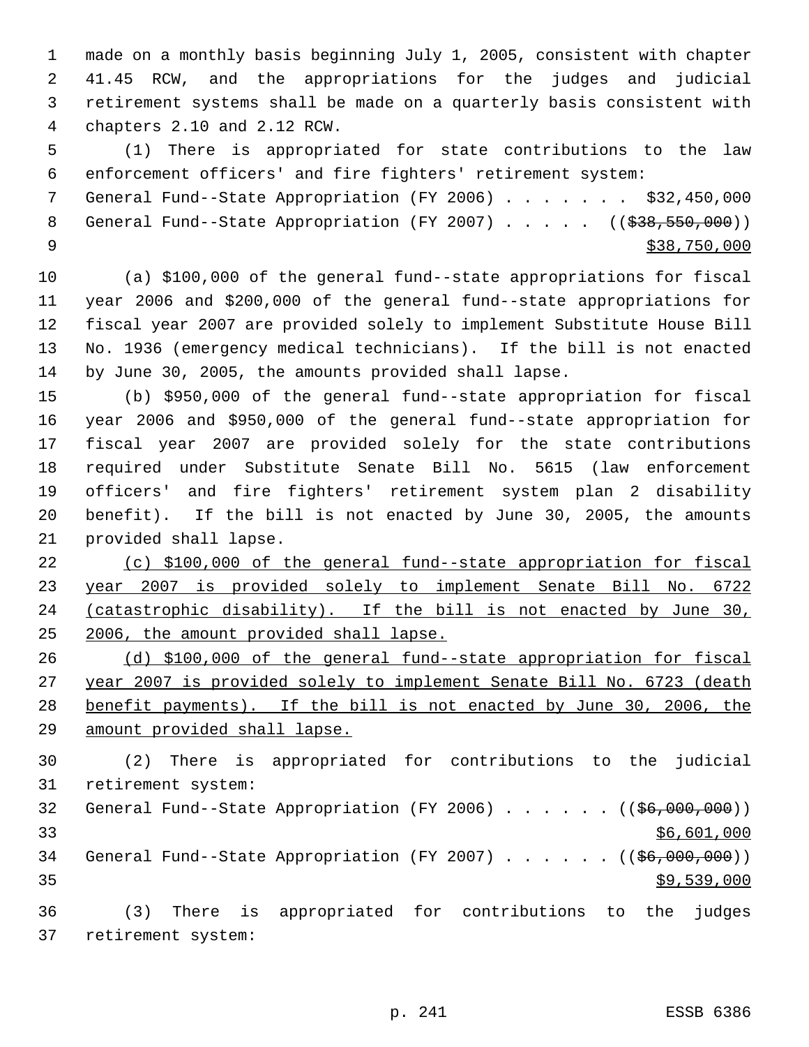made on a monthly basis beginning July 1, 2005, consistent with chapter 41.45 RCW, and the appropriations for the judges and judicial retirement systems shall be made on a quarterly basis consistent with chapters 2.10 and 2.12 RCW.

(1) There is appropriated for state contributions to the law enforcement officers' and fire fighters' retirement system:

General Fund--State Appropriation (FY 2006) . . . . . . . $32,450,000
General Fund--State Appropriation (FY 2007) . . . . . ((~~$38,550,000~~))
$38,750,000

(a) $100,000 of the general fund--state appropriations for fiscal year 2006 and $200,000 of the general fund--state appropriations for fiscal year 2007 are provided solely to implement Substitute House Bill No. 1936 (emergency medical technicians). If the bill is not enacted by June 30, 2005, the amounts provided shall lapse.

(b) $950,000 of the general fund--state appropriation for fiscal year 2006 and $950,000 of the general fund--state appropriation for fiscal year 2007 are provided solely for the state contributions required under Substitute Senate Bill No. 5615 (law enforcement officers' and fire fighters' retirement system plan 2 disability benefit). If the bill is not enacted by June 30, 2005, the amounts provided shall lapse.

(c) $100,000 of the general fund--state appropriation for fiscal year 2007 is provided solely to implement Senate Bill No. 6722 (catastrophic disability). If the bill is not enacted by June 30, 2006, the amount provided shall lapse.

(d) $100,000 of the general fund--state appropriation for fiscal year 2007 is provided solely to implement Senate Bill No. 6723 (death benefit payments). If the bill is not enacted by June 30, 2006, the amount provided shall lapse.

(2) There is appropriated for contributions to the judicial retirement system:

General Fund--State Appropriation (FY 2006) . . . . . . ((~~$6,000,000~~))
$6,601,000
General Fund--State Appropriation (FY 2007) . . . . . . ((~~$6,000,000~~))
$9,539,000

(3) There is appropriated for contributions to the judges retirement system: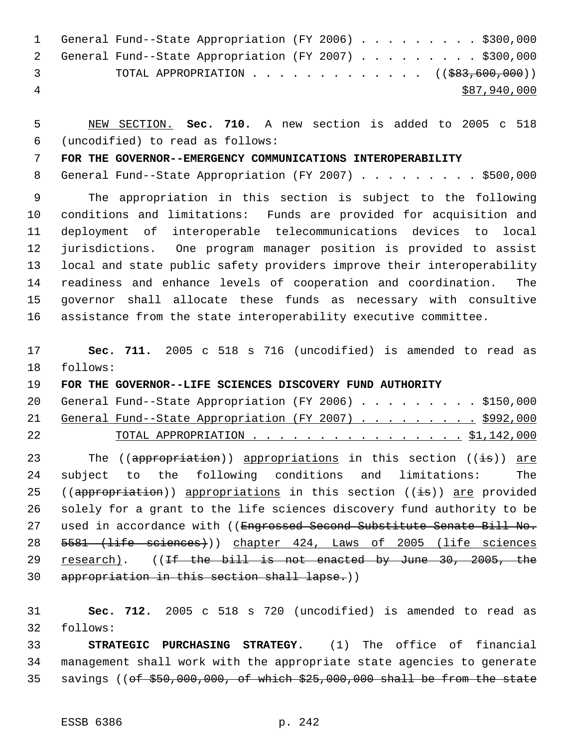General Fund--State Appropriation (FY 2006) . . . . . . . . . . $300,000
General Fund--State Appropriation (FY 2007) . . . . . . . . . . $300,000
TOTAL APPROPRIATION . . . . . . . . . . . . . ((~~$83,600,000~~))
$87,940,000

NEW SECTION. **Sec. 710.** A new section is added to 2005 c 518 (uncodified) to read as follows:

**FOR THE GOVERNOR--EMERGENCY COMMUNICATIONS INTEROPERABILITY**

General Fund--State Appropriation (FY 2007) . . . . . . . . . . $500,000

The appropriation in this section is subject to the following conditions and limitations: Funds are provided for acquisition and deployment of interoperable telecommunications devices to local jurisdictions. One program manager position is provided to assist local and state public safety providers improve their interoperability readiness and enhance levels of cooperation and coordination. The governor shall allocate these funds as necessary with consultive assistance from the state interoperability executive committee.

**Sec. 711.** 2005 c 518 s 716 (uncodified) is amended to read as follows:

**FOR THE GOVERNOR--LIFE SCIENCES DISCOVERY FUND AUTHORITY**

General Fund--State Appropriation (FY 2006) . . . . . . . . . . $150,000
General Fund--State Appropriation (FY 2007) . . . . . . . . . . $992,000
TOTAL APPROPRIATION . . . . . . . . . . . . . . . . $1,142,000

The ((~~appropriation~~)) appropriations in this section ((~~is~~)) are subject to the following conditions and limitations: The ((~~appropriation~~)) appropriations in this section ((~~is~~)) are provided solely for a grant to the life sciences discovery fund authority to be used in accordance with ((~~Engrossed Second Substitute Senate Bill No. 5581 (life sciences)~~)) chapter 424, Laws of 2005 (life sciences research). ((~~If the bill is not enacted by June 30, 2005, the appropriation in this section shall lapse.~~))

**Sec. 712.** 2005 c 518 s 720 (uncodified) is amended to read as follows:

**STRATEGIC PURCHASING STRATEGY.** (1) The office of financial management shall work with the appropriate state agencies to generate savings ((~~of $50,000,000, of which $25,000,000 shall be from the state~~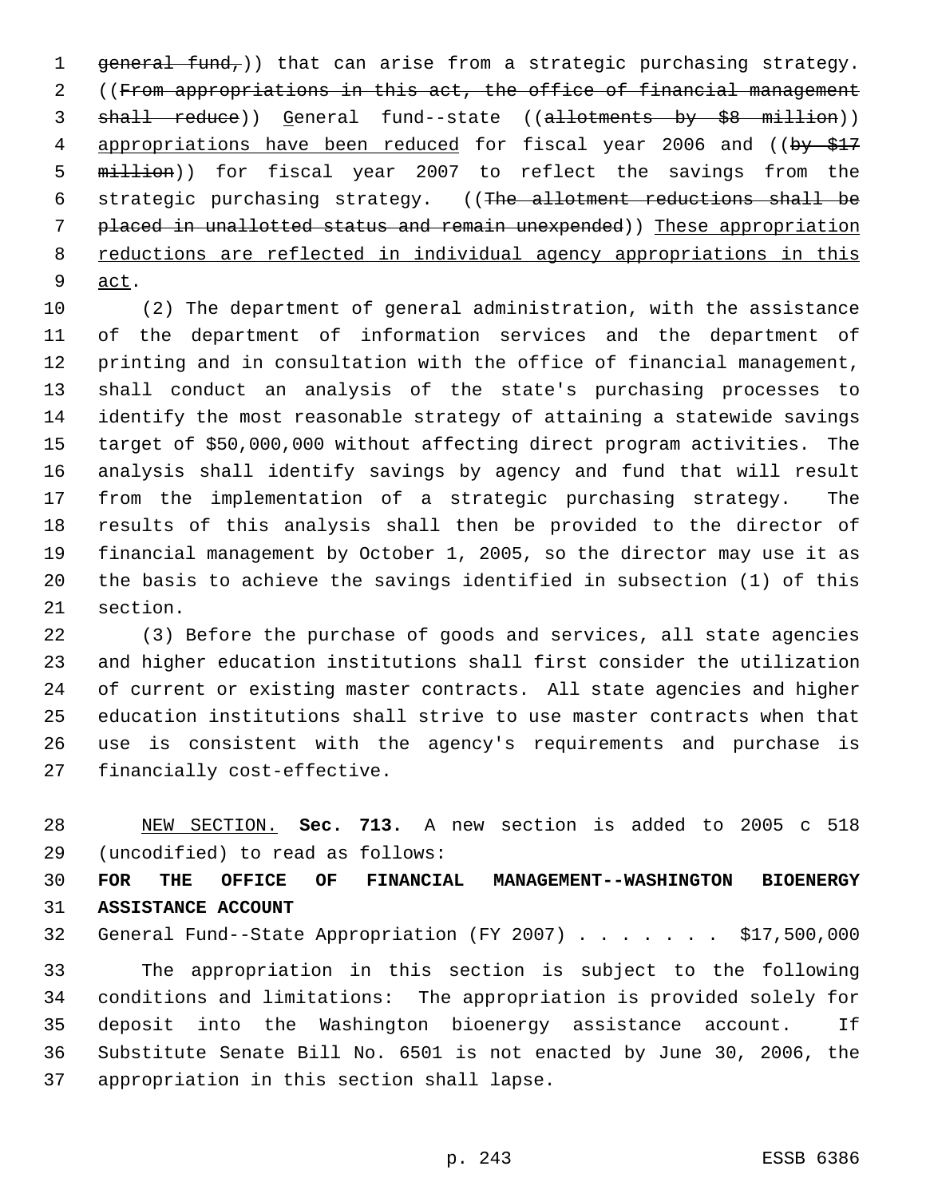~~general fund,~~)) that can arise from a strategic purchasing strategy. ((~~From appropriations in this act, the office of financial management shall reduce~~)) General fund--state ((~~allotments by $8 million~~)) appropriations have been reduced for fiscal year 2006 and ((~~by $17 million~~)) for fiscal year 2007 to reflect the savings from the strategic purchasing strategy. ((~~The allotment reductions shall be placed in unallotted status and remain unexpended~~)) These appropriation reductions are reflected in individual agency appropriations in this act.

(2) The department of general administration, with the assistance of the department of information services and the department of printing and in consultation with the office of financial management, shall conduct an analysis of the state's purchasing processes to identify the most reasonable strategy of attaining a statewide savings target of $50,000,000 without affecting direct program activities. The analysis shall identify savings by agency and fund that will result from the implementation of a strategic purchasing strategy. The results of this analysis shall then be provided to the director of financial management by October 1, 2005, so the director may use it as the basis to achieve the savings identified in subsection (1) of this section.

(3) Before the purchase of goods and services, all state agencies and higher education institutions shall first consider the utilization of current or existing master contracts. All state agencies and higher education institutions shall strive to use master contracts when that use is consistent with the agency's requirements and purchase is financially cost-effective.

NEW SECTION. **Sec. 713.** A new section is added to 2005 c 518 (uncodified) to read as follows:

**FOR THE OFFICE OF FINANCIAL MANAGEMENT--WASHINGTON BIOENERGY ASSISTANCE ACCOUNT**

General Fund--State Appropriation (FY 2007) . . . . . . . $17,500,000

The appropriation in this section is subject to the following conditions and limitations: The appropriation is provided solely for deposit into the Washington bioenergy assistance account. If Substitute Senate Bill No. 6501 is not enacted by June 30, 2006, the appropriation in this section shall lapse.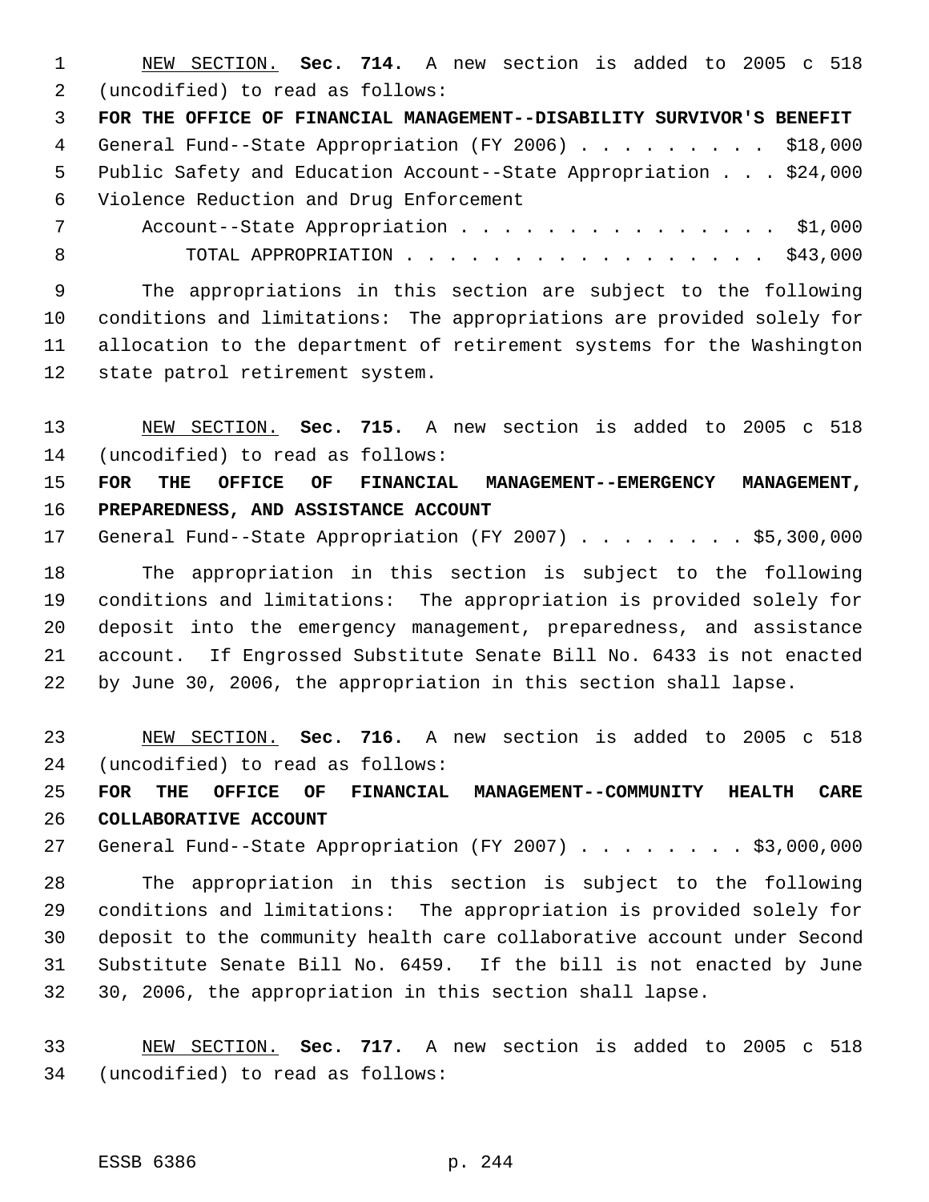NEW SECTION. **Sec. 714.** A new section is added to 2005 c 518 (uncodified) to read as follows:

**FOR THE OFFICE OF FINANCIAL MANAGEMENT--DISABILITY SURVIVOR'S BENEFIT**

General Fund--State Appropriation (FY 2006) . . . . . . . . . $18,000
Public Safety and Education Account--State Appropriation . . . $24,000
Violence Reduction and Drug Enforcement
Account--State Appropriation . . . . . . . . . . . . . . . $1,000
TOTAL APPROPRIATION . . . . . . . . . . . . . . . . . $43,000

The appropriations in this section are subject to the following conditions and limitations: The appropriations are provided solely for allocation to the department of retirement systems for the Washington state patrol retirement system.

NEW SECTION. **Sec. 715.** A new section is added to 2005 c 518 (uncodified) to read as follows:

**FOR THE OFFICE OF FINANCIAL MANAGEMENT--EMERGENCY MANAGEMENT, PREPAREDNESS, AND ASSISTANCE ACCOUNT**

General Fund--State Appropriation (FY 2007) . . . . . . . . $5,300,000

The appropriation in this section is subject to the following conditions and limitations: The appropriation is provided solely for deposit into the emergency management, preparedness, and assistance account. If Engrossed Substitute Senate Bill No. 6433 is not enacted by June 30, 2006, the appropriation in this section shall lapse.

NEW SECTION. **Sec. 716.** A new section is added to 2005 c 518 (uncodified) to read as follows:

**FOR THE OFFICE OF FINANCIAL MANAGEMENT--COMMUNITY HEALTH CARE COLLABORATIVE ACCOUNT**

General Fund--State Appropriation (FY 2007) . . . . . . . . $3,000,000

The appropriation in this section is subject to the following conditions and limitations: The appropriation is provided solely for deposit to the community health care collaborative account under Second Substitute Senate Bill No. 6459. If the bill is not enacted by June 30, 2006, the appropriation in this section shall lapse.

NEW SECTION. **Sec. 717.** A new section is added to 2005 c 518 (uncodified) to read as follows: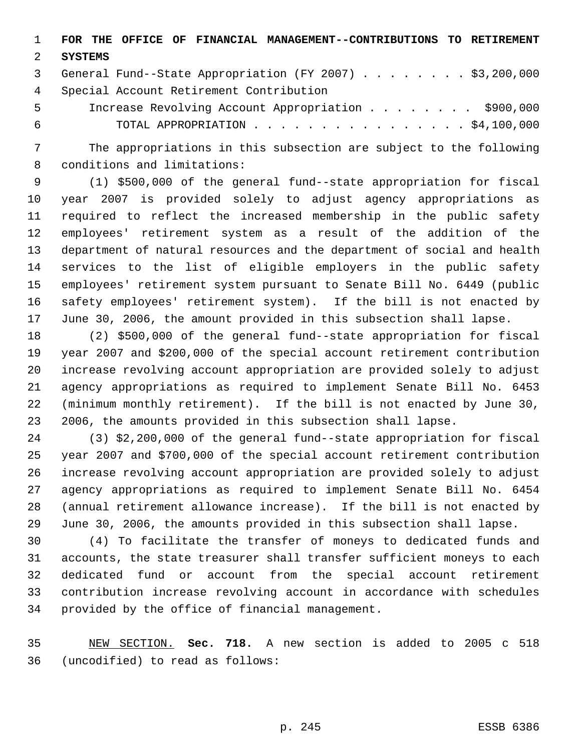**FOR THE OFFICE OF FINANCIAL MANAGEMENT--CONTRIBUTIONS TO RETIREMENT SYSTEMS**

General Fund--State Appropriation (FY 2007) . . . . . . . . $3,200,000
Special Account Retirement Contribution
Increase Revolving Account Appropriation . . . . . . . . $900,000
TOTAL APPROPRIATION . . . . . . . . . . . . . . . . $4,100,000

The appropriations in this subsection are subject to the following conditions and limitations:

(1) $500,000 of the general fund--state appropriation for fiscal year 2007 is provided solely to adjust agency appropriations as required to reflect the increased membership in the public safety employees' retirement system as a result of the addition of the department of natural resources and the department of social and health services to the list of eligible employers in the public safety employees' retirement system pursuant to Senate Bill No. 6449 (public safety employees' retirement system). If the bill is not enacted by June 30, 2006, the amount provided in this subsection shall lapse.

(2) $500,000 of the general fund--state appropriation for fiscal year 2007 and $200,000 of the special account retirement contribution increase revolving account appropriation are provided solely to adjust agency appropriations as required to implement Senate Bill No. 6453 (minimum monthly retirement). If the bill is not enacted by June 30, 2006, the amounts provided in this subsection shall lapse.

(3) $2,200,000 of the general fund--state appropriation for fiscal year 2007 and $700,000 of the special account retirement contribution increase revolving account appropriation are provided solely to adjust agency appropriations as required to implement Senate Bill No. 6454 (annual retirement allowance increase). If the bill is not enacted by June 30, 2006, the amounts provided in this subsection shall lapse.

(4) To facilitate the transfer of moneys to dedicated funds and accounts, the state treasurer shall transfer sufficient moneys to each dedicated fund or account from the special account retirement contribution increase revolving account in accordance with schedules provided by the office of financial management.

NEW SECTION. **Sec. 718.** A new section is added to 2005 c 518 (uncodified) to read as follows: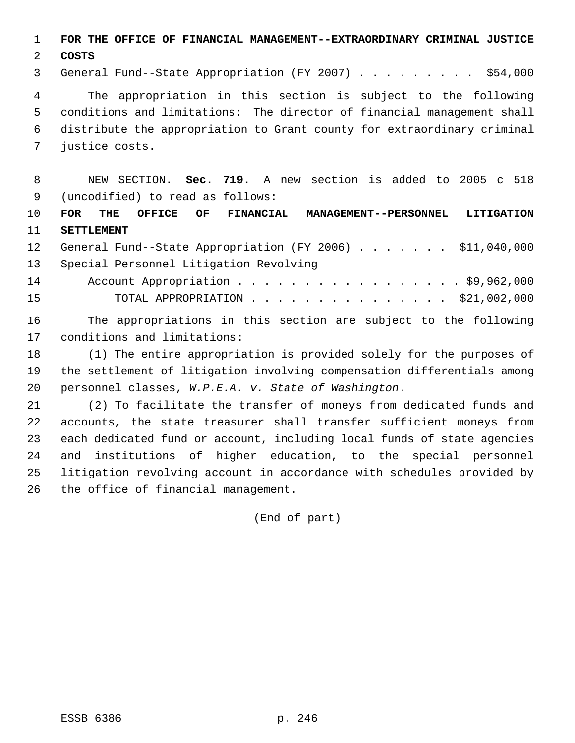**FOR THE OFFICE OF FINANCIAL MANAGEMENT--EXTRAORDINARY CRIMINAL JUSTICE COSTS**

General Fund--State Appropriation (FY 2007) . . . . . . . . . $54,000

The appropriation in this section is subject to the following conditions and limitations: The director of financial management shall distribute the appropriation to Grant county for extraordinary criminal justice costs.

NEW SECTION. **Sec. 719.** A new section is added to 2005 c 518 (uncodified) to read as follows:

**FOR THE OFFICE OF FINANCIAL MANAGEMENT--PERSONNEL LITIGATION SETTLEMENT**

General Fund--State Appropriation (FY 2006) . . . . . . . $11,040,000
Special Personnel Litigation Revolving
Account Appropriation . . . . . . . . . . . . . . . . . $9,962,000
TOTAL APPROPRIATION . . . . . . . . . . . . . . . $21,002,000

The appropriations in this section are subject to the following conditions and limitations:

(1) The entire appropriation is provided solely for the purposes of the settlement of litigation involving compensation differentials among personnel classes, *W.P.E.A. v. State of Washington*.

(2) To facilitate the transfer of moneys from dedicated funds and accounts, the state treasurer shall transfer sufficient moneys from each dedicated fund or account, including local funds of state agencies and institutions of higher education, to the special personnel litigation revolving account in accordance with schedules provided by the office of financial management.

(End of part)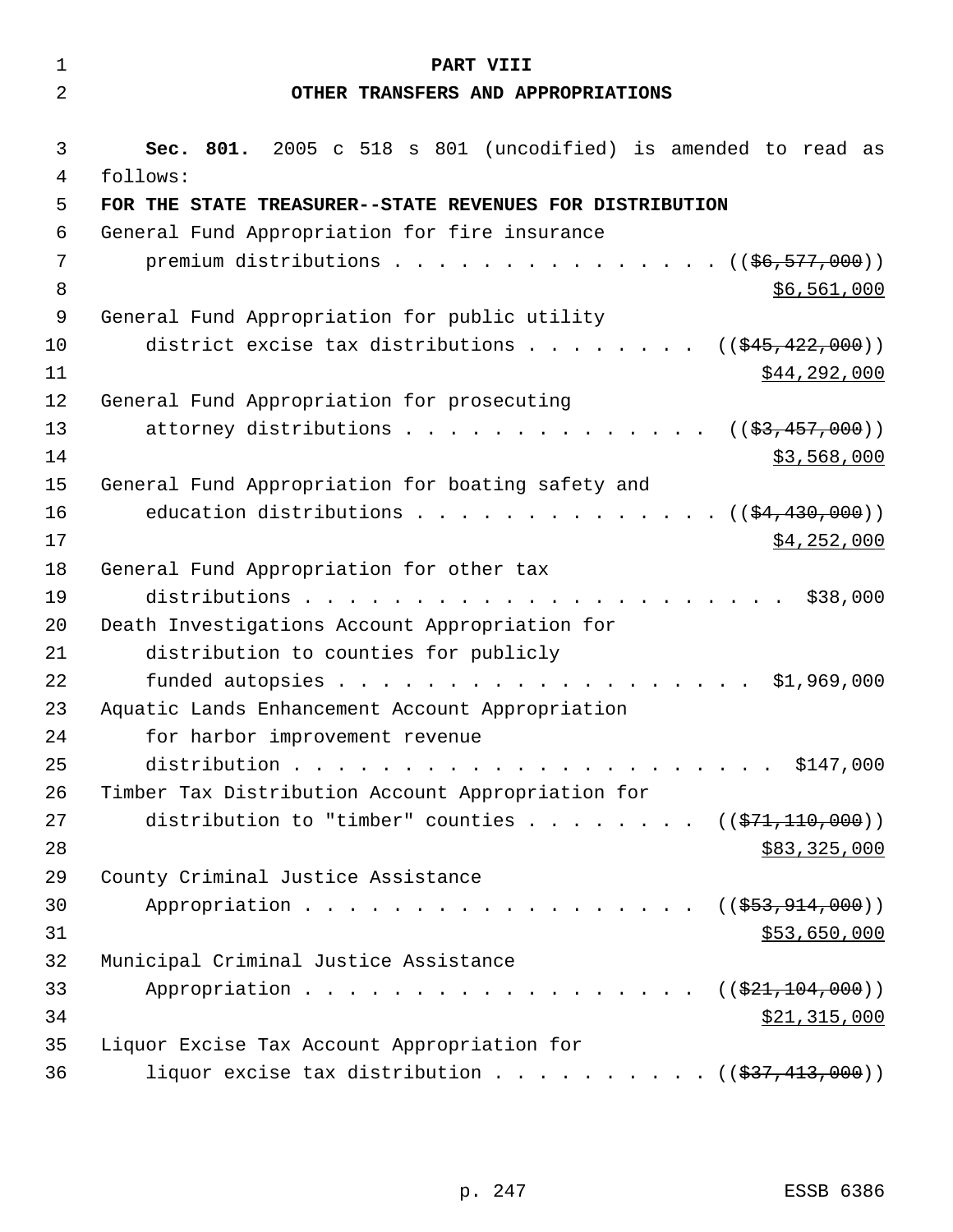# PART VIII

## OTHER TRANSFERS AND APPROPRIATIONS

**Sec. 801.** 2005 c 518 s 801 (uncodified) is amended to read as follows:

**FOR THE STATE TREASURER--STATE REVENUES FOR DISTRIBUTION**

General Fund Appropriation for fire insurance premium distributions . . . . . . . . . . . . . . . ((~~$6,577,000~~)) $6,561,000

General Fund Appropriation for public utility district excise tax distributions . . . . . . . . ((~~$45,422,000~~)) $44,292,000

General Fund Appropriation for prosecuting attorney distributions . . . . . . . . . . . . . . ((~~$3,457,000~~)) $3,568,000

General Fund Appropriation for boating safety and education distributions . . . . . . . . . . . . . . ((~~$4,430,000~~)) $4,252,000

General Fund Appropriation for other tax distributions . . . . . . . . . . . . . . . . . . . . . . . $38,000

Death Investigations Account Appropriation for distribution to counties for publicly funded autopsies . . . . . . . . . . . . . . . . . . . . $1,969,000

Aquatic Lands Enhancement Account Appropriation for harbor improvement revenue distribution . . . . . . . . . . . . . . . . . . . . . . $147,000

Timber Tax Distribution Account Appropriation for distribution to "timber" counties . . . . . . . . ((~~$71,110,000~~)) $83,325,000

County Criminal Justice Assistance Appropriation . . . . . . . . . . . . . . . . . . . ((~~$53,914,000~~)) $53,650,000

Municipal Criminal Justice Assistance Appropriation . . . . . . . . . . . . . . . . . . . ((~~$21,104,000~~)) $21,315,000

Liquor Excise Tax Account Appropriation for liquor excise tax distribution . . . . . . . . . . ((~~$37,413,000~~))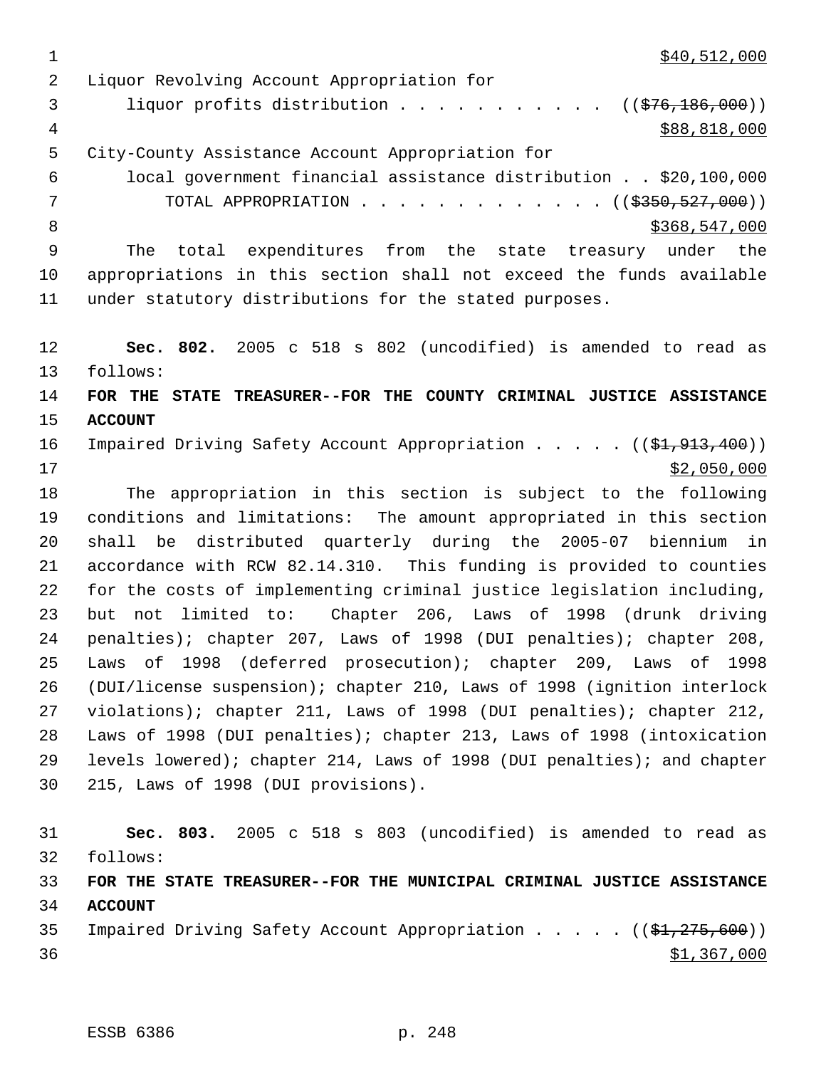$40,512,000

Liquor Revolving Account Appropriation for
liquor profits distribution . . . . . . . . . . . ((~~$76,186,000~~))
$88,818,000

City-County Assistance Account Appropriation for
local government financial assistance distribution . . $20,100,000

TOTAL APPROPRIATION . . . . . . . . . . . . . ((~~$350,527,000~~))
$368,547,000

The total expenditures from the state treasury under the appropriations in this section shall not exceed the funds available under statutory distributions for the stated purposes.

**Sec. 802.** 2005 c 518 s 802 (uncodified) is amended to read as follows:

**FOR THE STATE TREASURER--FOR THE COUNTY CRIMINAL JUSTICE ASSISTANCE ACCOUNT**

Impaired Driving Safety Account Appropriation . . . . . ((~~$1,913,400~~))
$2,050,000

The appropriation in this section is subject to the following conditions and limitations: The amount appropriated in this section shall be distributed quarterly during the 2005-07 biennium in accordance with RCW 82.14.310. This funding is provided to counties for the costs of implementing criminal justice legislation including, but not limited to: Chapter 206, Laws of 1998 (drunk driving penalties); chapter 207, Laws of 1998 (DUI penalties); chapter 208, Laws of 1998 (deferred prosecution); chapter 209, Laws of 1998 (DUI/license suspension); chapter 210, Laws of 1998 (ignition interlock violations); chapter 211, Laws of 1998 (DUI penalties); chapter 212, Laws of 1998 (DUI penalties); chapter 213, Laws of 1998 (intoxication levels lowered); chapter 214, Laws of 1998 (DUI penalties); and chapter 215, Laws of 1998 (DUI provisions).

**Sec. 803.** 2005 c 518 s 803 (uncodified) is amended to read as follows:

**FOR THE STATE TREASURER--FOR THE MUNICIPAL CRIMINAL JUSTICE ASSISTANCE ACCOUNT**

Impaired Driving Safety Account Appropriation . . . . . ((~~$1,275,600~~))
$1,367,000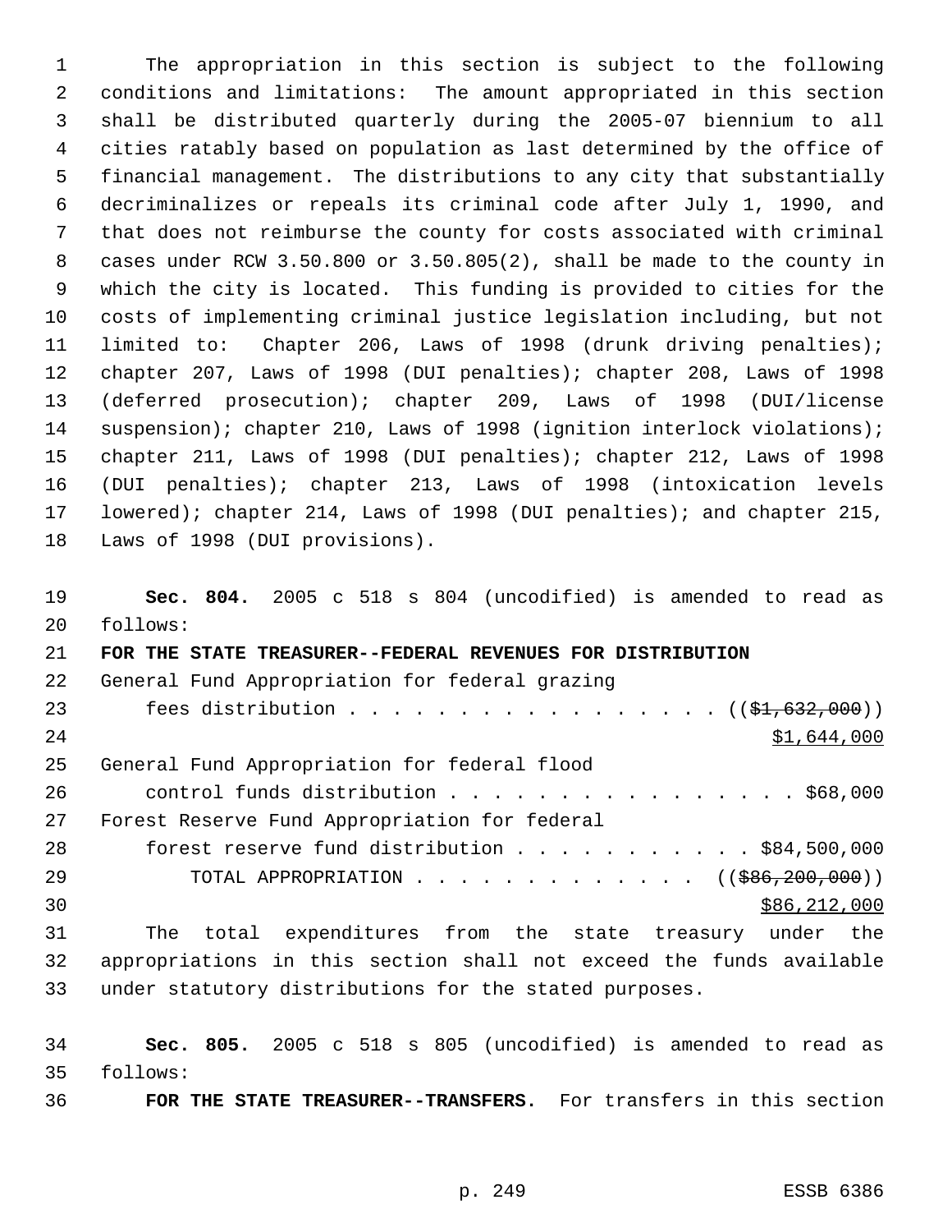The appropriation in this section is subject to the following conditions and limitations: The amount appropriated in this section shall be distributed quarterly during the 2005-07 biennium to all cities ratably based on population as last determined by the office of financial management. The distributions to any city that substantially decriminalizes or repeals its criminal code after July 1, 1990, and that does not reimburse the county for costs associated with criminal cases under RCW 3.50.800 or 3.50.805(2), shall be made to the county in which the city is located. This funding is provided to cities for the costs of implementing criminal justice legislation including, but not limited to: Chapter 206, Laws of 1998 (drunk driving penalties); chapter 207, Laws of 1998 (DUI penalties); chapter 208, Laws of 1998 (deferred prosecution); chapter 209, Laws of 1998 (DUI/license suspension); chapter 210, Laws of 1998 (ignition interlock violations); chapter 211, Laws of 1998 (DUI penalties); chapter 212, Laws of 1998 (DUI penalties); chapter 213, Laws of 1998 (intoxication levels lowered); chapter 214, Laws of 1998 (DUI penalties); and chapter 215, Laws of 1998 (DUI provisions).

**Sec. 804.** 2005 c 518 s 804 (uncodified) is amended to read as follows:

**FOR THE STATE TREASURER--FEDERAL REVENUES FOR DISTRIBUTION**

General Fund Appropriation for federal grazing fees distribution . . . . . . . . . . . . . . . . . . ((~~$1,632,000~~)) <u>$1,644,000</u>

General Fund Appropriation for federal flood control funds distribution . . . . . . . . . . . . . . . . . $68,000

Forest Reserve Fund Appropriation for federal forest reserve fund distribution . . . . . . . . . . . $84,500,000

TOTAL APPROPRIATION . . . . . . . . . . . . . ((~~$86,200,000~~)) <u>$86,212,000</u>

The total expenditures from the state treasury under the appropriations in this section shall not exceed the funds available under statutory distributions for the stated purposes.

**Sec. 805.** 2005 c 518 s 805 (uncodified) is amended to read as follows:

**FOR THE STATE TREASURER--TRANSFERS.** For transfers in this section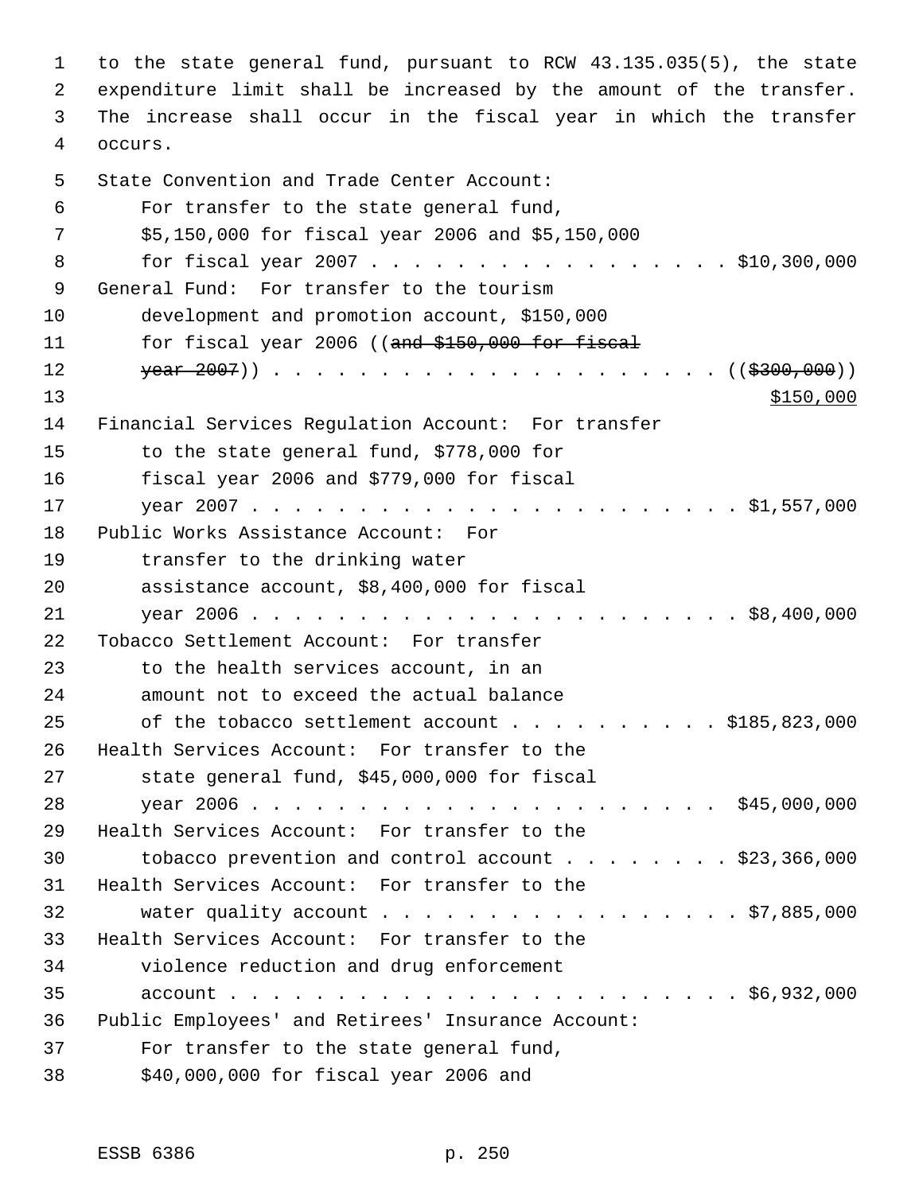to the state general fund, pursuant to RCW 43.135.035(5), the state expenditure limit shall be increased by the amount of the transfer. The increase shall occur in the fiscal year in which the transfer occurs.

State Convention and Trade Center Account:
For transfer to the state general fund, $5,150,000 for fiscal year 2006 and $5,150,000 for fiscal year 2007 . . . . . . . . . . . . . . . . . $10,300,000

General Fund: For transfer to the tourism development and promotion account, $150,000 for fiscal year 2006 ((~~and $150,000 for fiscal year 2007~~)) . . . . . . . . . . . . . . . . . . . . . ((~~$300,000~~))
$150,000

Financial Services Regulation Account: For transfer to the state general fund, $778,000 for fiscal year 2006 and $779,000 for fiscal year 2007 . . . . . . . . . . . . . . . . . . . . . . . . $1,557,000

Public Works Assistance Account: For transfer to the drinking water assistance account, $8,400,000 for fiscal year 2006 . . . . . . . . . . . . . . . . . . . . . . . . $8,400,000

Tobacco Settlement Account: For transfer to the health services account, in an amount not to exceed the actual balance of the tobacco settlement account . . . . . . . . . . $185,823,000

Health Services Account: For transfer to the state general fund, $45,000,000 for fiscal year 2006 . . . . . . . . . . . . . . . . . . . . . . . $45,000,000

Health Services Account: For transfer to the tobacco prevention and control account . . . . . . . . $23,366,000

Health Services Account: For transfer to the water quality account . . . . . . . . . . . . . . . . . $7,885,000

Health Services Account: For transfer to the violence reduction and drug enforcement account . . . . . . . . . . . . . . . . . . . . . . . . . $6,932,000

Public Employees' and Retirees' Insurance Account:
For transfer to the state general fund, $40,000,000 for fiscal year 2006 and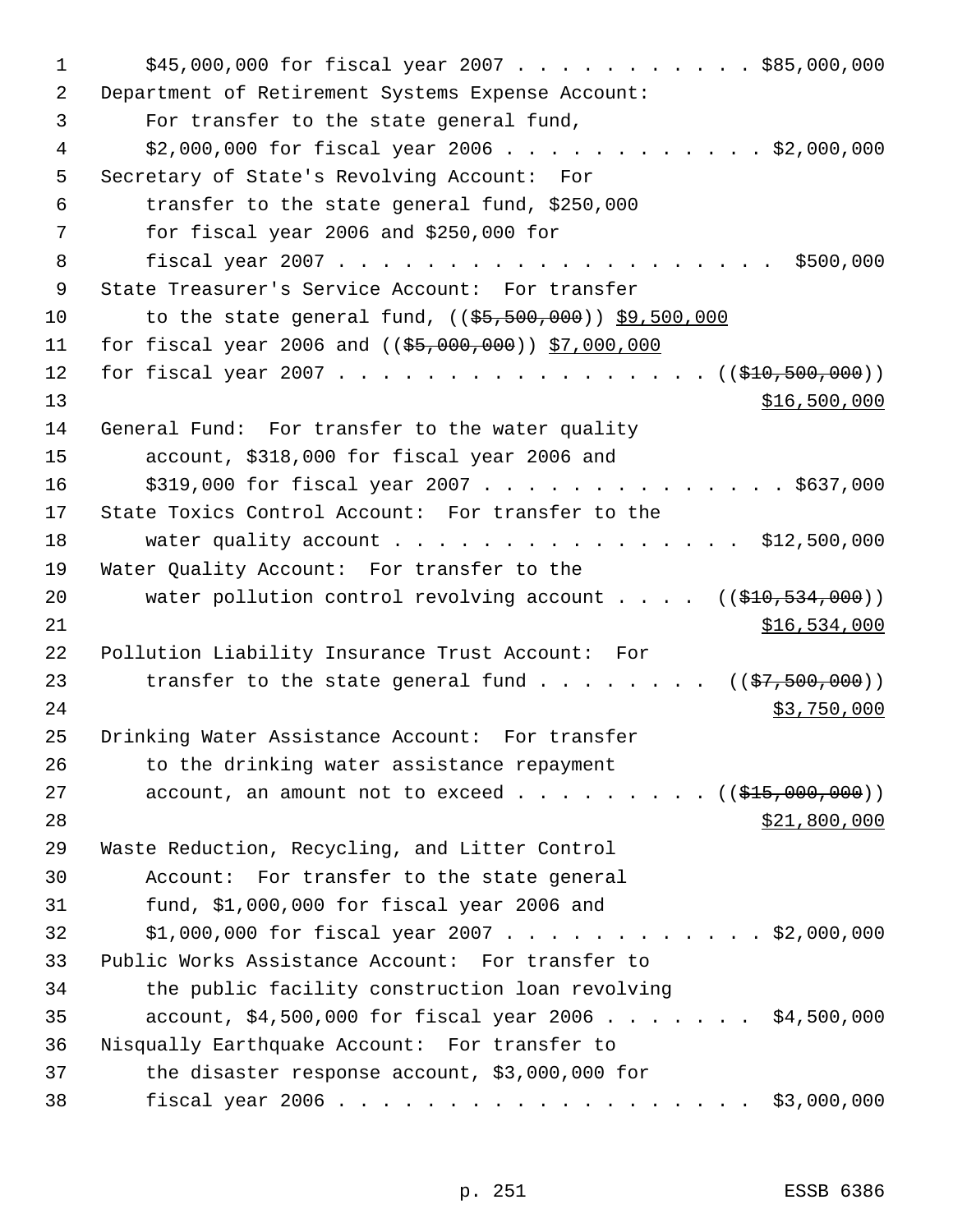$45,000,000 for fiscal year 2007 . . . . . . . . . . . $85,000,000

Department of Retirement Systems Expense Account: For transfer to the state general fund, $2,000,000 for fiscal year 2006 . . . . . . . . . . . . $2,000,000

Secretary of State's Revolving Account: For transfer to the state general fund, $250,000 for fiscal year 2006 and $250,000 for fiscal year 2007 . . . . . . . . . . . . . . . . . . . . $500,000

State Treasurer's Service Account: For transfer to the state general fund, (($5,500,000)) $9,500,000 for fiscal year 2006 and (($5,000,000)) $7,000,000 for fiscal year 2007 . . . . . . . . . . . . . . . . . (($10,500,000)) $16,500,000

General Fund: For transfer to the water quality account, $318,000 for fiscal year 2006 and $319,000 for fiscal year 2007 . . . . . . . . . . . . . . $637,000

State Toxics Control Account: For transfer to the water quality account . . . . . . . . . . . . . . . . . $12,500,000

Water Quality Account: For transfer to the water pollution control revolving account . . . . (($10,534,000)) $16,534,000

Pollution Liability Insurance Trust Account: For transfer to the state general fund . . . . . . . . (($7,500,000)) $3,750,000

Drinking Water Assistance Account: For transfer to the drinking water assistance repayment account, an amount not to exceed . . . . . . . . . (($15,000,000)) $21,800,000

Waste Reduction, Recycling, and Litter Control Account: For transfer to the state general fund, $1,000,000 for fiscal year 2006 and $1,000,000 for fiscal year 2007 . . . . . . . . . . . . $2,000,000

Public Works Assistance Account: For transfer to the public facility construction loan revolving account, $4,500,000 for fiscal year 2006 . . . . . . . $4,500,000

Nisqually Earthquake Account: For transfer to the disaster response account, $3,000,000 for fiscal year 2006 . . . . . . . . . . . . . . . . . . . $3,000,000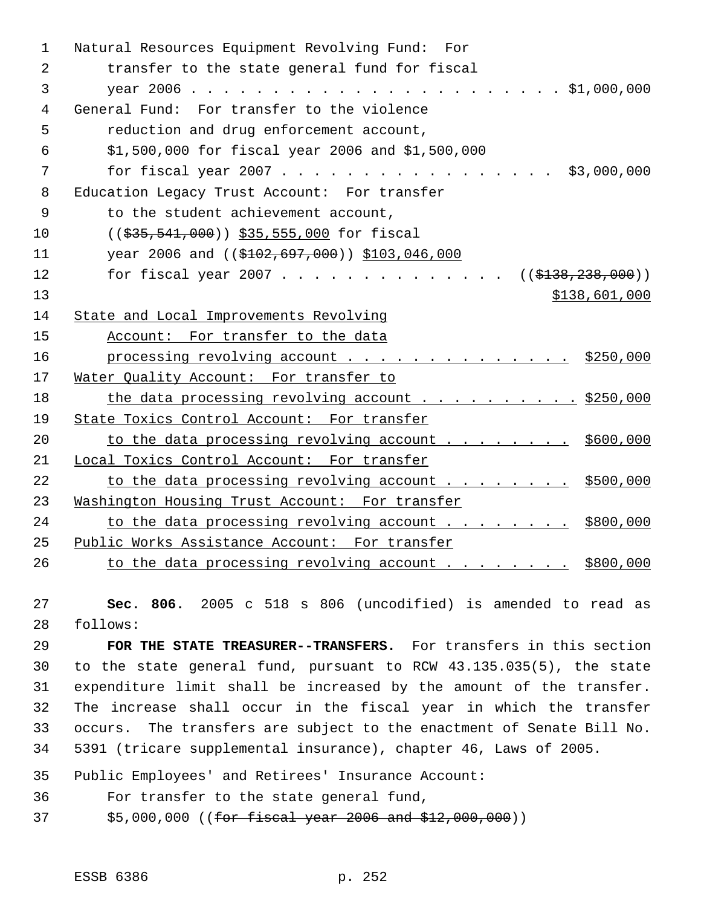Natural Resources Equipment Revolving Fund: For transfer to the state general fund for fiscal year 2006 . . . . . . . . . . . . . . . . . . . . . . . $1,000,000

General Fund: For transfer to the violence reduction and drug enforcement account, $1,500,000 for fiscal year 2006 and $1,500,000 for fiscal year 2007 . . . . . . . . . . . . . . . . . $3,000,000

Education Legacy Trust Account: For transfer to the student achievement account, (($35,541,000)) $35,555,000 for fiscal year 2006 and (($102,697,000)) $103,046,000 for fiscal year 2007 . . . . . . . . . . . . . . (($138,238,000)) $138,601,000

State and Local Improvements Revolving Account: For transfer to the data processing revolving account . . . . . . . . . . . . . . $250,000

Water Quality Account: For transfer to the data processing revolving account . . . . . . . . . . $250,000

State Toxics Control Account: For transfer to the data processing revolving account . . . . . . . . $600,000

Local Toxics Control Account: For transfer to the data processing revolving account . . . . . . . . $500,000

Washington Housing Trust Account: For transfer to the data processing revolving account . . . . . . . . $800,000

Public Works Assistance Account: For transfer to the data processing revolving account . . . . . . . . $800,000

**Sec. 806.** 2005 c 518 s 806 (uncodified) is amended to read as follows:

**FOR THE STATE TREASURER--TRANSFERS.** For transfers in this section to the state general fund, pursuant to RCW 43.135.035(5), the state expenditure limit shall be increased by the amount of the transfer. The increase shall occur in the fiscal year in which the transfer occurs. The transfers are subject to the enactment of Senate Bill No. 5391 (tricare supplemental insurance), chapter 46, Laws of 2005.

Public Employees' and Retirees' Insurance Account: For transfer to the state general fund, $5,000,000 ((~~for fiscal year 2006 and $12,000,000~~))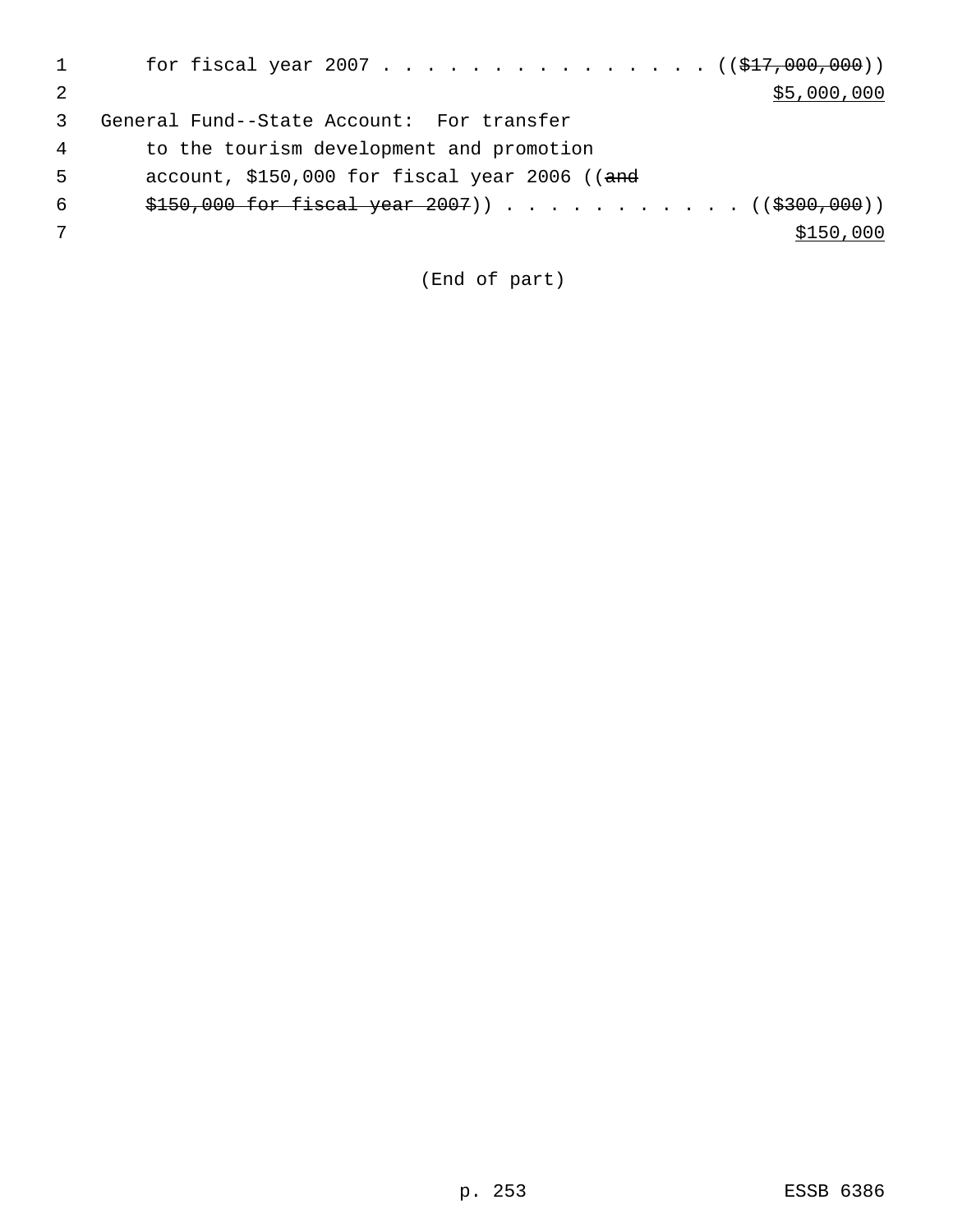for fiscal year 2007 . . . . . . . . . . . . . . . (( ~~$17,000,000~~ ))
<u>$5,000,000</u>

General Fund--State Account: For transfer to the tourism development and promotion account, $150,000 for fiscal year 2006 (( ~~and $150,000 for fiscal year 2007~~ )) . . . . . . . . . . . (( ~~$300,000~~ ))
<u>$150,000</u>

(End of part)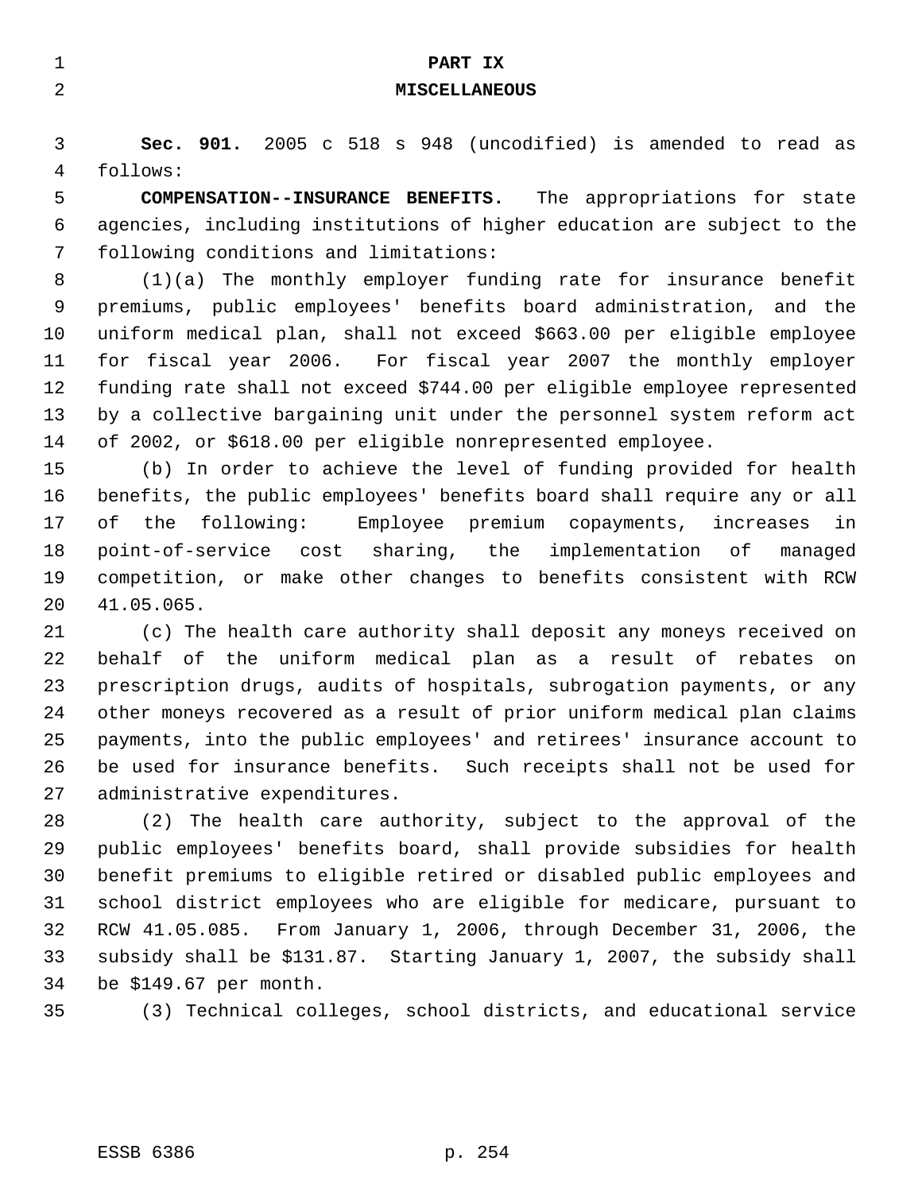# PART IX
# MISCELLANEOUS

**Sec. 901.** 2005 c 518 s 948 (uncodified) is amended to read as follows:

**COMPENSATION--INSURANCE BENEFITS.** The appropriations for state agencies, including institutions of higher education are subject to the following conditions and limitations:

(1)(a) The monthly employer funding rate for insurance benefit premiums, public employees' benefits board administration, and the uniform medical plan, shall not exceed $663.00 per eligible employee for fiscal year 2006. For fiscal year 2007 the monthly employer funding rate shall not exceed $744.00 per eligible employee represented by a collective bargaining unit under the personnel system reform act of 2002, or $618.00 per eligible nonrepresented employee.

(b) In order to achieve the level of funding provided for health benefits, the public employees' benefits board shall require any or all of the following: Employee premium copayments, increases in point-of-service cost sharing, the implementation of managed competition, or make other changes to benefits consistent with RCW 41.05.065.

(c) The health care authority shall deposit any moneys received on behalf of the uniform medical plan as a result of rebates on prescription drugs, audits of hospitals, subrogation payments, or any other moneys recovered as a result of prior uniform medical plan claims payments, into the public employees' and retirees' insurance account to be used for insurance benefits. Such receipts shall not be used for administrative expenditures.

(2) The health care authority, subject to the approval of the public employees' benefits board, shall provide subsidies for health benefit premiums to eligible retired or disabled public employees and school district employees who are eligible for medicare, pursuant to RCW 41.05.085. From January 1, 2006, through December 31, 2006, the subsidy shall be $131.87. Starting January 1, 2007, the subsidy shall be $149.67 per month.

(3) Technical colleges, school districts, and educational service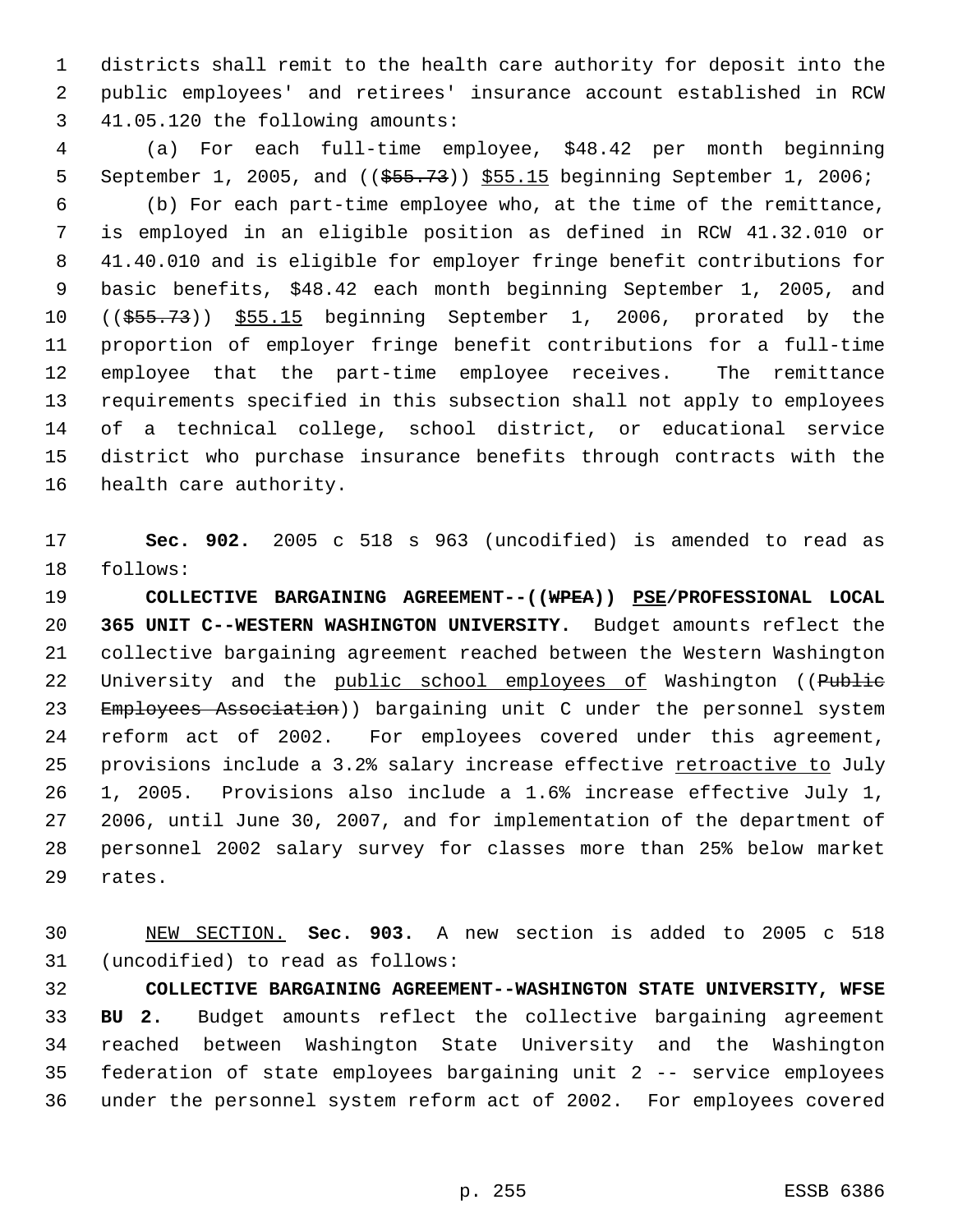districts shall remit to the health care authority for deposit into the public employees' and retirees' insurance account established in RCW 41.05.120 the following amounts:

(a) For each full-time employee, $48.42 per month beginning September 1, 2005, and (($55.73)) $55.15 beginning September 1, 2006;

(b) For each part-time employee who, at the time of the remittance, is employed in an eligible position as defined in RCW 41.32.010 or 41.40.010 and is eligible for employer fringe benefit contributions for basic benefits, $48.42 each month beginning September 1, 2005, and (($55.73)) $55.15 beginning September 1, 2006, prorated by the proportion of employer fringe benefit contributions for a full-time employee that the part-time employee receives. The remittance requirements specified in this subsection shall not apply to employees of a technical college, school district, or educational service district who purchase insurance benefits through contracts with the health care authority.

**Sec. 902.** 2005 c 518 s 963 (uncodified) is amended to read as follows:

**COLLECTIVE BARGAINING AGREEMENT--((WPEA)) PSE/PROFESSIONAL LOCAL 365 UNIT C--WESTERN WASHINGTON UNIVERSITY.** Budget amounts reflect the collective bargaining agreement reached between the Western Washington University and the public school employees of Washington ((Public Employees Association)) bargaining unit C under the personnel system reform act of 2002. For employees covered under this agreement, provisions include a 3.2% salary increase effective retroactive to July 1, 2005. Provisions also include a 1.6% increase effective July 1, 2006, until June 30, 2007, and for implementation of the department of personnel 2002 salary survey for classes more than 25% below market rates.

NEW SECTION. **Sec. 903.** A new section is added to 2005 c 518 (uncodified) to read as follows:

**COLLECTIVE BARGAINING AGREEMENT--WASHINGTON STATE UNIVERSITY, WFSE BU 2.** Budget amounts reflect the collective bargaining agreement reached between Washington State University and the Washington federation of state employees bargaining unit 2 -- service employees under the personnel system reform act of 2002. For employees covered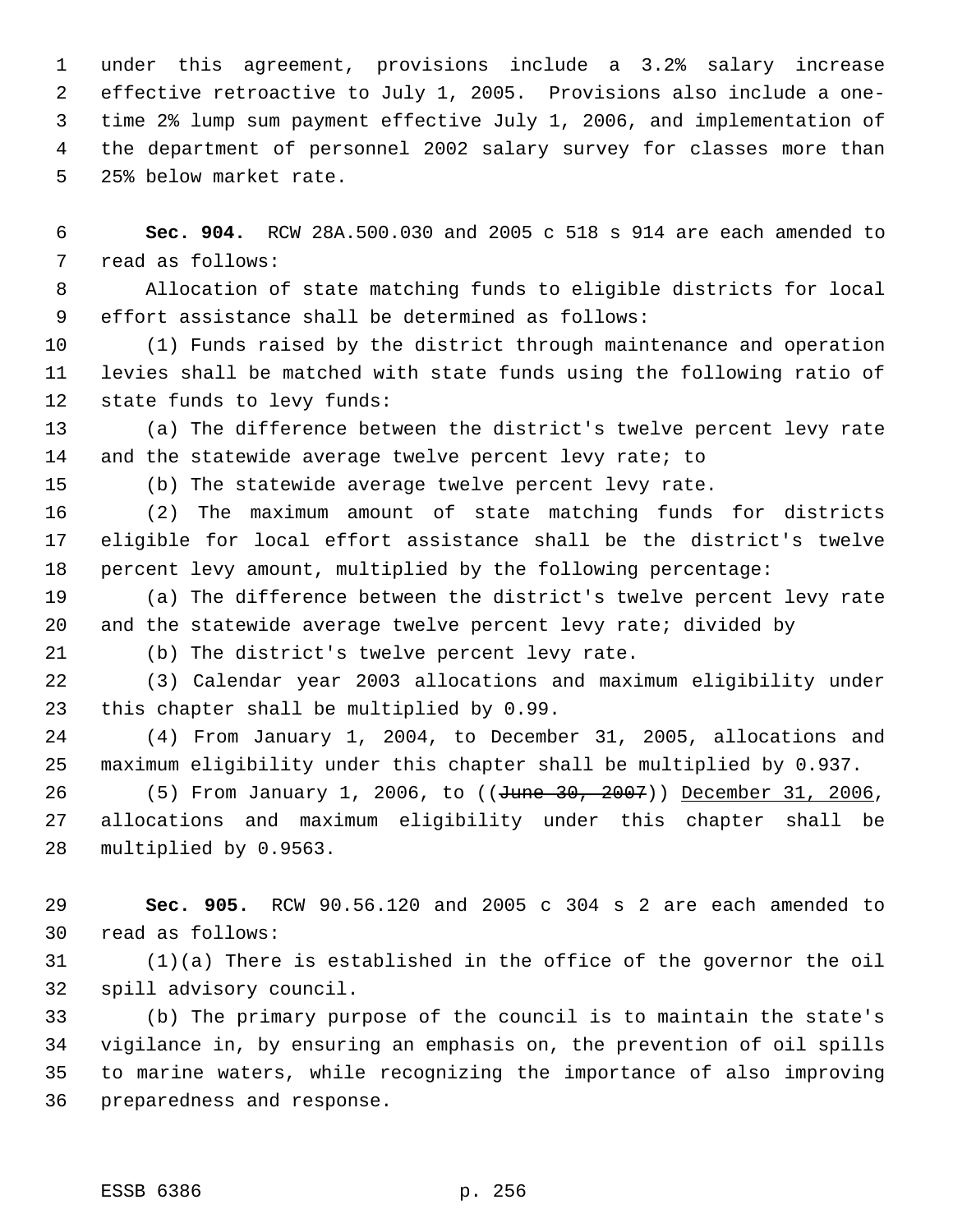under this agreement, provisions include a 3.2% salary increase effective retroactive to July 1, 2005. Provisions also include a one-time 2% lump sum payment effective July 1, 2006, and implementation of the department of personnel 2002 salary survey for classes more than 25% below market rate.

**Sec. 904.** RCW 28A.500.030 and 2005 c 518 s 914 are each amended to read as follows:

Allocation of state matching funds to eligible districts for local effort assistance shall be determined as follows:

(1) Funds raised by the district through maintenance and operation levies shall be matched with state funds using the following ratio of state funds to levy funds:

(a) The difference between the district's twelve percent levy rate and the statewide average twelve percent levy rate; to

(b) The statewide average twelve percent levy rate.

(2) The maximum amount of state matching funds for districts eligible for local effort assistance shall be the district's twelve percent levy amount, multiplied by the following percentage:

(a) The difference between the district's twelve percent levy rate and the statewide average twelve percent levy rate; divided by

(b) The district's twelve percent levy rate.

(3) Calendar year 2003 allocations and maximum eligibility under this chapter shall be multiplied by 0.99.

(4) From January 1, 2004, to December 31, 2005, allocations and maximum eligibility under this chapter shall be multiplied by 0.937.

(5) From January 1, 2006, to ((~~June 30, 2007~~)) <u>December 31, 2006</u>, allocations and maximum eligibility under this chapter shall be multiplied by 0.9563.

**Sec. 905.** RCW 90.56.120 and 2005 c 304 s 2 are each amended to read as follows:

(1)(a) There is established in the office of the governor the oil spill advisory council.

(b) The primary purpose of the council is to maintain the state's vigilance in, by ensuring an emphasis on, the prevention of oil spills to marine waters, while recognizing the importance of also improving preparedness and response.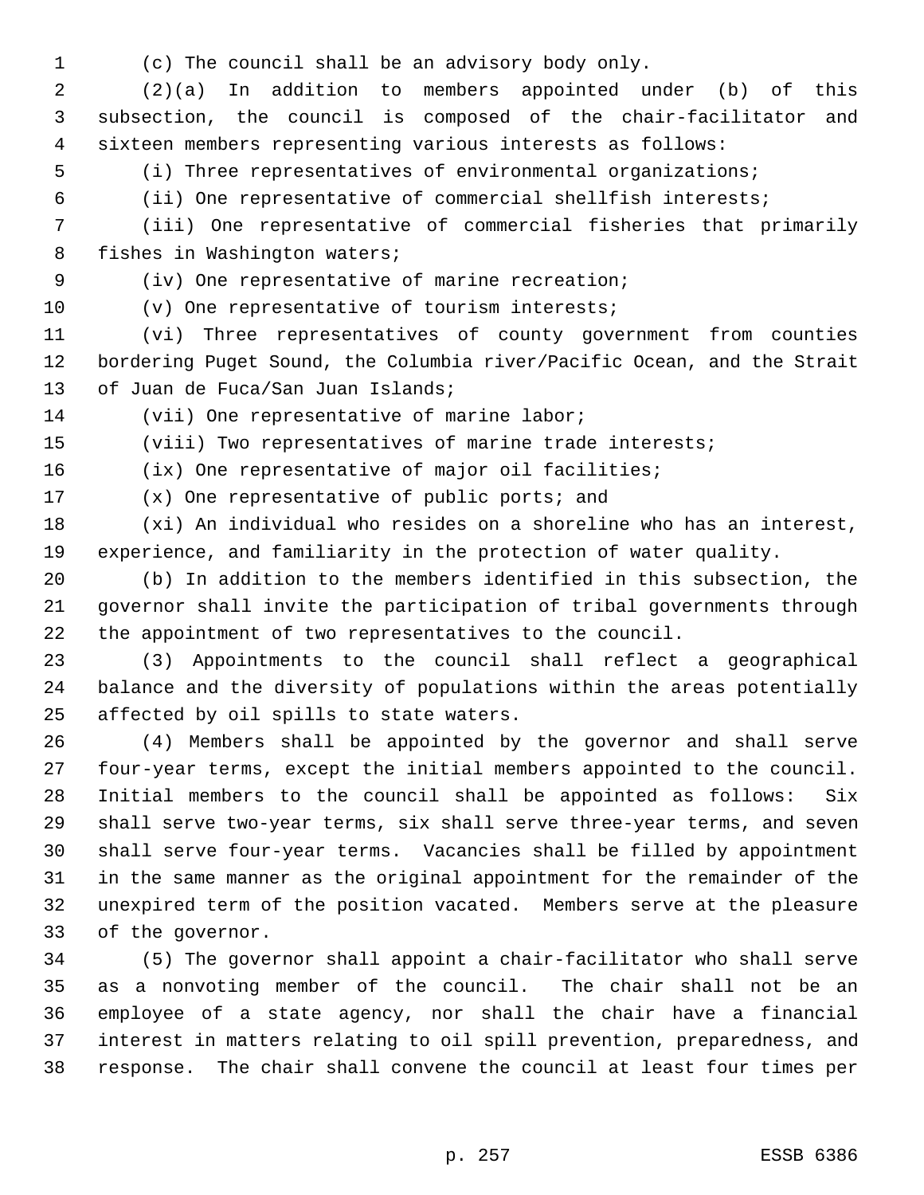(c) The council shall be an advisory body only.

(2)(a) In addition to members appointed under (b) of this subsection, the council is composed of the chair-facilitator and sixteen members representing various interests as follows:

(i) Three representatives of environmental organizations;

(ii) One representative of commercial shellfish interests;

(iii) One representative of commercial fisheries that primarily fishes in Washington waters;

(iv) One representative of marine recreation;

(v) One representative of tourism interests;

(vi) Three representatives of county government from counties bordering Puget Sound, the Columbia river/Pacific Ocean, and the Strait of Juan de Fuca/San Juan Islands;

(vii) One representative of marine labor;

(viii) Two representatives of marine trade interests;

(ix) One representative of major oil facilities;

(x) One representative of public ports; and

(xi) An individual who resides on a shoreline who has an interest, experience, and familiarity in the protection of water quality.

(b) In addition to the members identified in this subsection, the governor shall invite the participation of tribal governments through the appointment of two representatives to the council.

(3) Appointments to the council shall reflect a geographical balance and the diversity of populations within the areas potentially affected by oil spills to state waters.

(4) Members shall be appointed by the governor and shall serve four-year terms, except the initial members appointed to the council. Initial members to the council shall be appointed as follows: Six shall serve two-year terms, six shall serve three-year terms, and seven shall serve four-year terms. Vacancies shall be filled by appointment in the same manner as the original appointment for the remainder of the unexpired term of the position vacated. Members serve at the pleasure of the governor.

(5) The governor shall appoint a chair-facilitator who shall serve as a nonvoting member of the council. The chair shall not be an employee of a state agency, nor shall the chair have a financial interest in matters relating to oil spill prevention, preparedness, and response. The chair shall convene the council at least four times per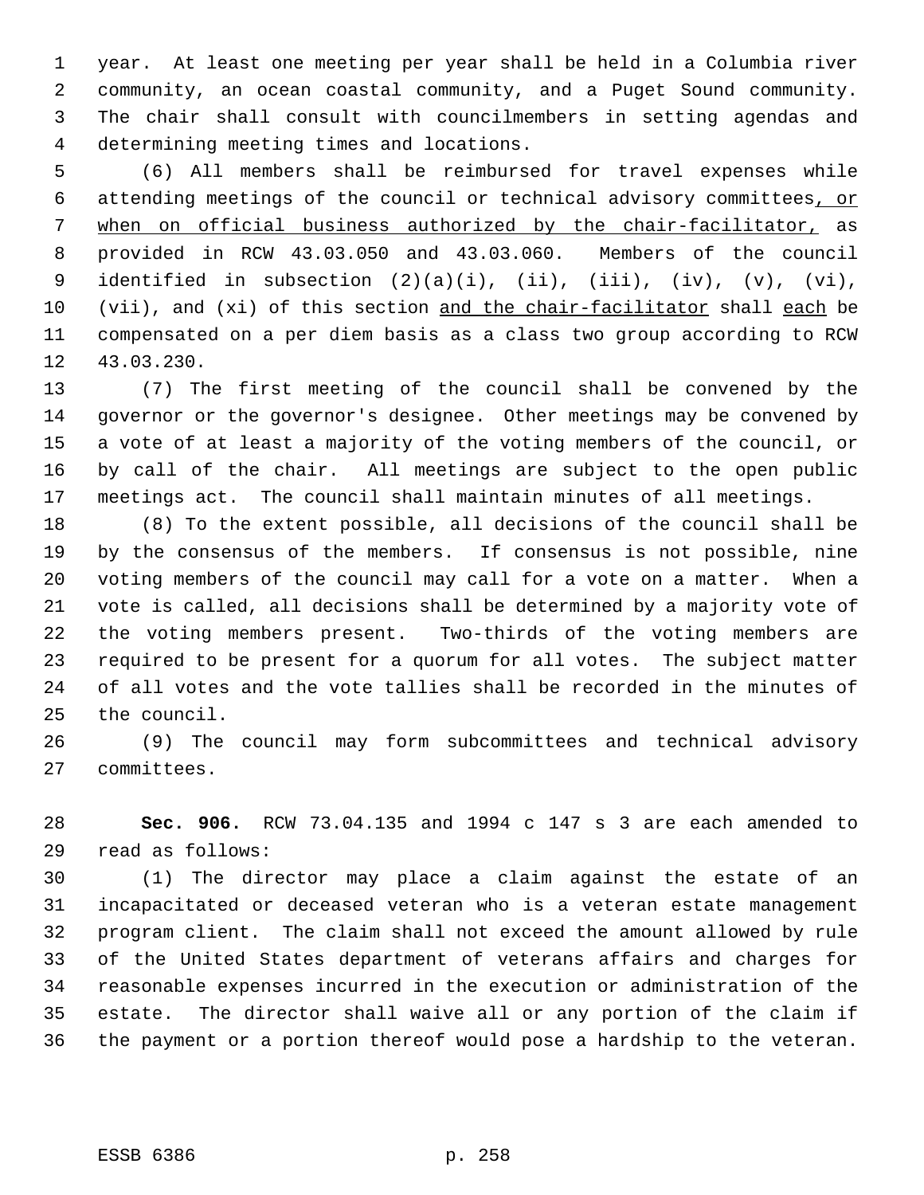year. At least one meeting per year shall be held in a Columbia river community, an ocean coastal community, and a Puget Sound community. The chair shall consult with councilmembers in setting agendas and determining meeting times and locations.

(6) All members shall be reimbursed for travel expenses while attending meetings of the council or technical advisory committees, or when on official business authorized by the chair-facilitator, as provided in RCW 43.03.050 and 43.03.060. Members of the council identified in subsection (2)(a)(i), (ii), (iii), (iv), (v), (vi), (vii), and (xi) of this section and the chair-facilitator shall each be compensated on a per diem basis as a class two group according to RCW 43.03.230.

(7) The first meeting of the council shall be convened by the governor or the governor's designee. Other meetings may be convened by a vote of at least a majority of the voting members of the council, or by call of the chair. All meetings are subject to the open public meetings act. The council shall maintain minutes of all meetings.

(8) To the extent possible, all decisions of the council shall be by the consensus of the members. If consensus is not possible, nine voting members of the council may call for a vote on a matter. When a vote is called, all decisions shall be determined by a majority vote of the voting members present. Two-thirds of the voting members are required to be present for a quorum for all votes. The subject matter of all votes and the vote tallies shall be recorded in the minutes of the council.

(9) The council may form subcommittees and technical advisory committees.

**Sec. 906.** RCW 73.04.135 and 1994 c 147 s 3 are each amended to read as follows:

(1) The director may place a claim against the estate of an incapacitated or deceased veteran who is a veteran estate management program client. The claim shall not exceed the amount allowed by rule of the United States department of veterans affairs and charges for reasonable expenses incurred in the execution or administration of the estate. The director shall waive all or any portion of the claim if the payment or a portion thereof would pose a hardship to the veteran.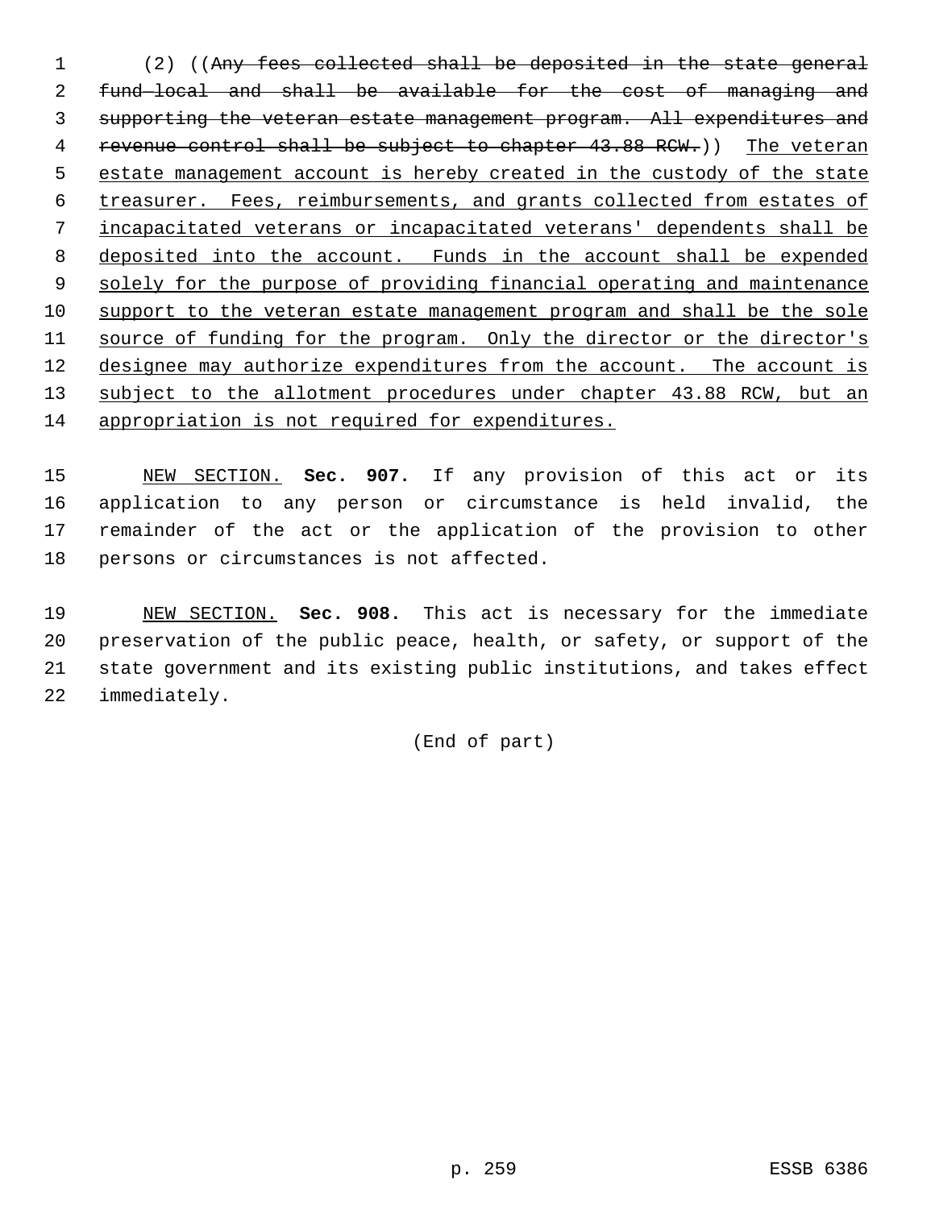(2) ((~~Any fees collected shall be deposited in the state general fund—local and shall be available for the cost of managing and supporting the veteran estate management program. All expenditures and revenue control shall be subject to chapter 43.88 RCW.~~)) The veteran estate management account is hereby created in the custody of the state treasurer. Fees, reimbursements, and grants collected from estates of incapacitated veterans or incapacitated veterans' dependents shall be deposited into the account. Funds in the account shall be expended solely for the purpose of providing financial operating and maintenance support to the veteran estate management program and shall be the sole source of funding for the program. Only the director or the director's designee may authorize expenditures from the account. The account is subject to the allotment procedures under chapter 43.88 RCW, but an appropriation is not required for expenditures.

NEW SECTION. **Sec. 907.** If any provision of this act or its application to any person or circumstance is held invalid, the remainder of the act or the application of the provision to other persons or circumstances is not affected.

NEW SECTION. **Sec. 908.** This act is necessary for the immediate preservation of the public peace, health, or safety, or support of the state government and its existing public institutions, and takes effect immediately.

(End of part)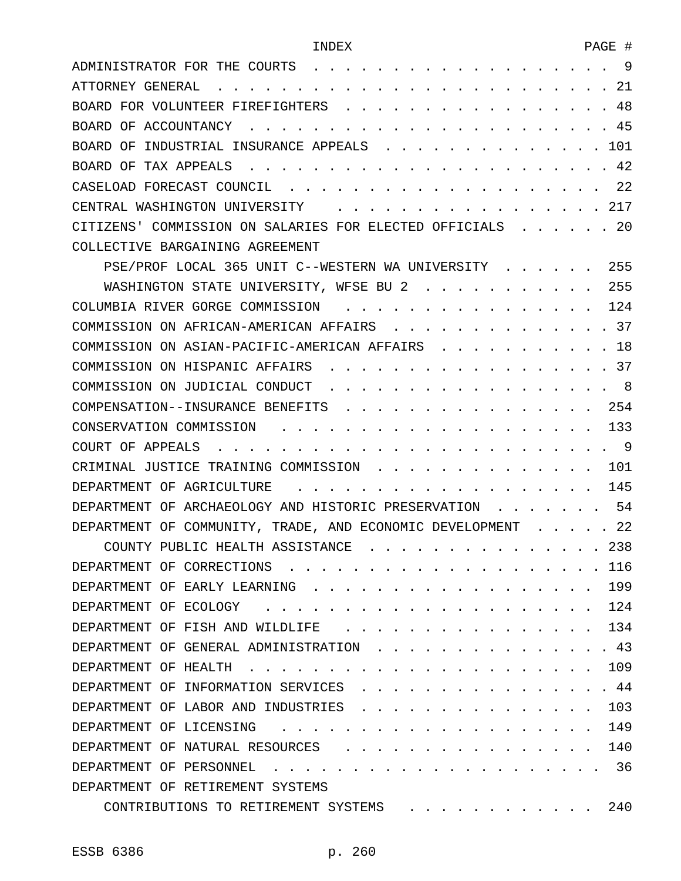| INDEX | PAGE # |
|---|---|
| ADMINISTRATOR FOR THE COURTS | 9 |
| ATTORNEY GENERAL | 21 |
| BOARD FOR VOLUNTEER FIREFIGHTERS | 48 |
| BOARD OF ACCOUNTANCY | 45 |
| BOARD OF INDUSTRIAL INSURANCE APPEALS | 101 |
| BOARD OF TAX APPEALS | 42 |
| CASELOAD FORECAST COUNCIL | 22 |
| CENTRAL WASHINGTON UNIVERSITY | 217 |
| CITIZENS' COMMISSION ON SALARIES FOR ELECTED OFFICIALS | 20 |
| COLLECTIVE BARGAINING AGREEMENT | |
| PSE/PROF LOCAL 365 UNIT C--WESTERN WA UNIVERSITY | 255 |
| WASHINGTON STATE UNIVERSITY, WFSE BU 2 | 255 |
| COLUMBIA RIVER GORGE COMMISSION | 124 |
| COMMISSION ON AFRICAN-AMERICAN AFFAIRS | 37 |
| COMMISSION ON ASIAN-PACIFIC-AMERICAN AFFAIRS | 18 |
| COMMISSION ON HISPANIC AFFAIRS | 37 |
| COMMISSION ON JUDICIAL CONDUCT | 8 |
| COMPENSATION--INSURANCE BENEFITS | 254 |
| CONSERVATION COMMISSION | 133 |
| COURT OF APPEALS | 9 |
| CRIMINAL JUSTICE TRAINING COMMISSION | 101 |
| DEPARTMENT OF AGRICULTURE | 145 |
| DEPARTMENT OF ARCHAEOLOGY AND HISTORIC PRESERVATION | 54 |
| DEPARTMENT OF COMMUNITY, TRADE, AND ECONOMIC DEVELOPMENT | 22 |
| COUNTY PUBLIC HEALTH ASSISTANCE | 238 |
| DEPARTMENT OF CORRECTIONS | 116 |
| DEPARTMENT OF EARLY LEARNING | 199 |
| DEPARTMENT OF ECOLOGY | 124 |
| DEPARTMENT OF FISH AND WILDLIFE | 134 |
| DEPARTMENT OF GENERAL ADMINISTRATION | 43 |
| DEPARTMENT OF HEALTH | 109 |
| DEPARTMENT OF INFORMATION SERVICES | 44 |
| DEPARTMENT OF LABOR AND INDUSTRIES | 103 |
| DEPARTMENT OF LICENSING | 149 |
| DEPARTMENT OF NATURAL RESOURCES | 140 |
| DEPARTMENT OF PERSONNEL | 36 |
| DEPARTMENT OF RETIREMENT SYSTEMS | |
| CONTRIBUTIONS TO RETIREMENT SYSTEMS | 240 |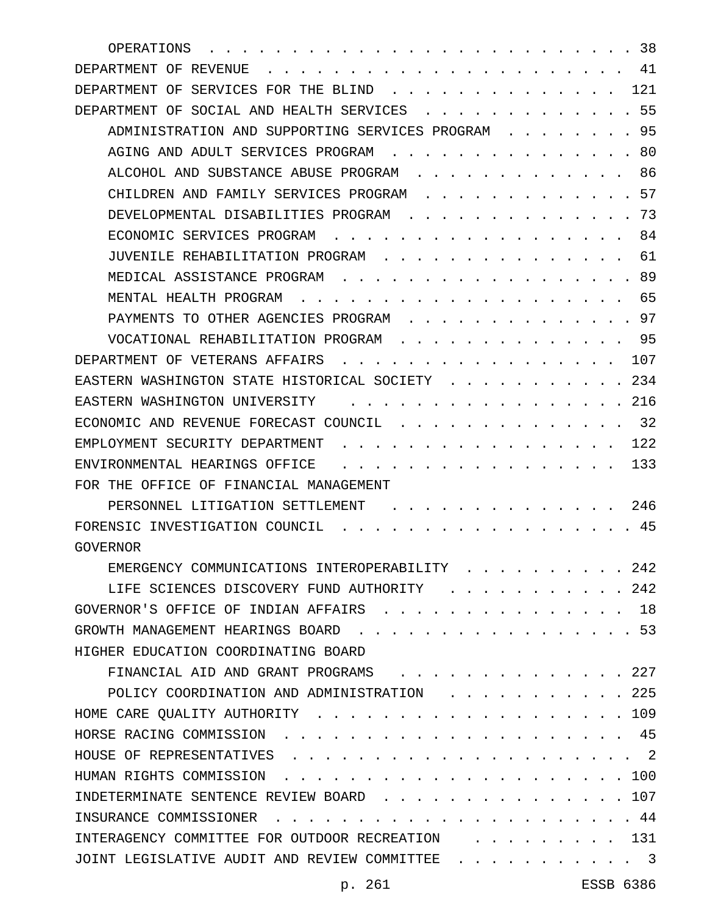| | |
|---|---|
| OPERATIONS | 38 |
| DEPARTMENT OF REVENUE | 41 |
| DEPARTMENT OF SERVICES FOR THE BLIND | 121 |
| DEPARTMENT OF SOCIAL AND HEALTH SERVICES | 55 |
| ADMINISTRATION AND SUPPORTING SERVICES PROGRAM | 95 |
| AGING AND ADULT SERVICES PROGRAM | 80 |
| ALCOHOL AND SUBSTANCE ABUSE PROGRAM | 86 |
| CHILDREN AND FAMILY SERVICES PROGRAM | 57 |
| DEVELOPMENTAL DISABILITIES PROGRAM | 73 |
| ECONOMIC SERVICES PROGRAM | 84 |
| JUVENILE REHABILITATION PROGRAM | 61 |
| MEDICAL ASSISTANCE PROGRAM | 89 |
| MENTAL HEALTH PROGRAM | 65 |
| PAYMENTS TO OTHER AGENCIES PROGRAM | 97 |
| VOCATIONAL REHABILITATION PROGRAM | 95 |
| DEPARTMENT OF VETERANS AFFAIRS | 107 |
| EASTERN WASHINGTON STATE HISTORICAL SOCIETY | 234 |
| EASTERN WASHINGTON UNIVERSITY | 216 |
| ECONOMIC AND REVENUE FORECAST COUNCIL | 32 |
| EMPLOYMENT SECURITY DEPARTMENT | 122 |
| ENVIRONMENTAL HEARINGS OFFICE | 133 |
| FOR THE OFFICE OF FINANCIAL MANAGEMENT | |
| PERSONNEL LITIGATION SETTLEMENT | 246 |
| FORENSIC INVESTIGATION COUNCIL | 45 |
| GOVERNOR | |
| EMERGENCY COMMUNICATIONS INTEROPERABILITY | 242 |
| LIFE SCIENCES DISCOVERY FUND AUTHORITY | 242 |
| GOVERNOR'S OFFICE OF INDIAN AFFAIRS | 18 |
| GROWTH MANAGEMENT HEARINGS BOARD | 53 |
| HIGHER EDUCATION COORDINATING BOARD | |
| FINANCIAL AID AND GRANT PROGRAMS | 227 |
| POLICY COORDINATION AND ADMINISTRATION | 225 |
| HOME CARE QUALITY AUTHORITY | 109 |
| HORSE RACING COMMISSION | 45 |
| HOUSE OF REPRESENTATIVES | 2 |
| HUMAN RIGHTS COMMISSION | 100 |
| INDETERMINATE SENTENCE REVIEW BOARD | 107 |
| INSURANCE COMMISSIONER | 44 |
| INTERAGENCY COMMITTEE FOR OUTDOOR RECREATION | 131 |
| JOINT LEGISLATIVE AUDIT AND REVIEW COMMITTEE | 3 |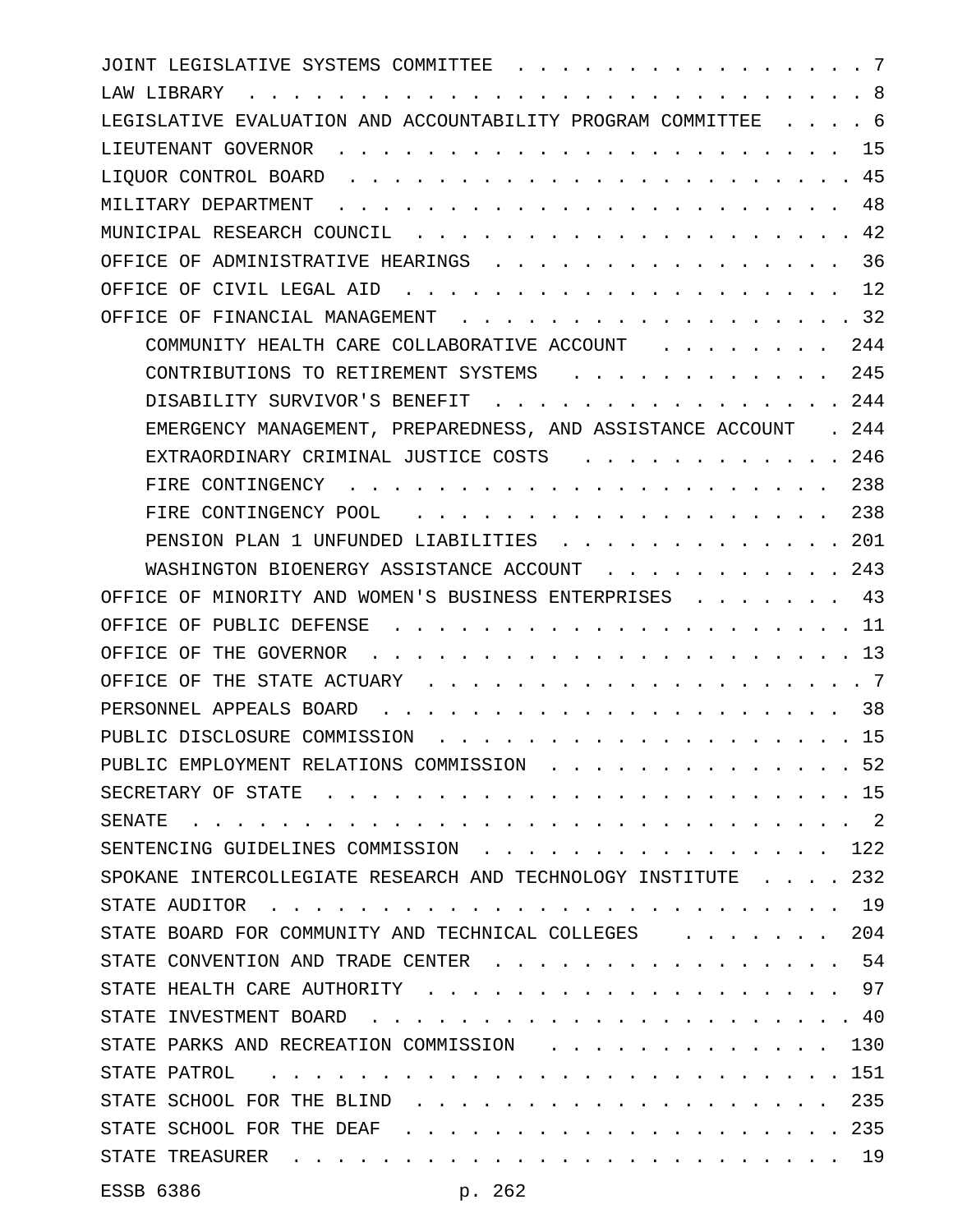JOINT LEGISLATIVE SYSTEMS COMMITTEE . . . . . . . . . . . . . . . . . 7
LAW LIBRARY . . . . . . . . . . . . . . . . . . . . . . . . . . . . . 8
LEGISLATIVE EVALUATION AND ACCOUNTABILITY PROGRAM COMMITTEE . . . . 6
LIEUTENANT GOVERNOR . . . . . . . . . . . . . . . . . . . . . . . . 15
LIQUOR CONTROL BOARD . . . . . . . . . . . . . . . . . . . . . . . . 45
MILITARY DEPARTMENT . . . . . . . . . . . . . . . . . . . . . . . . 48
MUNICIPAL RESEARCH COUNCIL . . . . . . . . . . . . . . . . . . . . . 42
OFFICE OF ADMINISTRATIVE HEARINGS . . . . . . . . . . . . . . . . . 36
OFFICE OF CIVIL LEGAL AID . . . . . . . . . . . . . . . . . . . . . 12
OFFICE OF FINANCIAL MANAGEMENT . . . . . . . . . . . . . . . . . . . 32

- COMMUNITY HEALTH CARE COLLABORATIVE ACCOUNT . . . . . . . . 244
- CONTRIBUTIONS TO RETIREMENT SYSTEMS . . . . . . . . . . . . 245
- DISABILITY SURVIVOR'S BENEFIT . . . . . . . . . . . . . . . . 244
- EMERGENCY MANAGEMENT, PREPAREDNESS, AND ASSISTANCE ACCOUNT . 244
- EXTRAORDINARY CRIMINAL JUSTICE COSTS . . . . . . . . . . . . 246
- FIRE CONTINGENCY . . . . . . . . . . . . . . . . . . . . . . 238
- FIRE CONTINGENCY POOL . . . . . . . . . . . . . . . . . . . 238
- PENSION PLAN 1 UNFUNDED LIABILITIES . . . . . . . . . . . . . 201
- WASHINGTON BIOENERGY ASSISTANCE ACCOUNT . . . . . . . . . . . 243

OFFICE OF MINORITY AND WOMEN'S BUSINESS ENTERPRISES . . . . . . . 43
OFFICE OF PUBLIC DEFENSE . . . . . . . . . . . . . . . . . . . . . . 11
OFFICE OF THE GOVERNOR . . . . . . . . . . . . . . . . . . . . . . . 13
OFFICE OF THE STATE ACTUARY . . . . . . . . . . . . . . . . . . . . . 7
PERSONNEL APPEALS BOARD . . . . . . . . . . . . . . . . . . . . . . 38
PUBLIC DISCLOSURE COMMISSION . . . . . . . . . . . . . . . . . . . . 15
PUBLIC EMPLOYMENT RELATIONS COMMISSION . . . . . . . . . . . . . . . 52
SECRETARY OF STATE . . . . . . . . . . . . . . . . . . . . . . . . . 15
SENATE . . . . . . . . . . . . . . . . . . . . . . . . . . . . . . 2
SENTENCING GUIDELINES COMMISSION . . . . . . . . . . . . . . . . . 122
SPOKANE INTERCOLLEGIATE RESEARCH AND TECHNOLOGY INSTITUTE . . . . 232
STATE AUDITOR . . . . . . . . . . . . . . . . . . . . . . . . . . 19
STATE BOARD FOR COMMUNITY AND TECHNICAL COLLEGES . . . . . . . 204
STATE CONVENTION AND TRADE CENTER . . . . . . . . . . . . . . . . . 54
STATE HEALTH CARE AUTHORITY . . . . . . . . . . . . . . . . . . . . 97
STATE INVESTMENT BOARD . . . . . . . . . . . . . . . . . . . . . . . 40
STATE PARKS AND RECREATION COMMISSION . . . . . . . . . . . . . 130
STATE PATROL . . . . . . . . . . . . . . . . . . . . . . . . . . . 151
STATE SCHOOL FOR THE BLIND . . . . . . . . . . . . . . . . . . . 235
STATE SCHOOL FOR THE DEAF . . . . . . . . . . . . . . . . . . . . . 235
STATE TREASURER . . . . . . . . . . . . . . . . . . . . . . . . . 19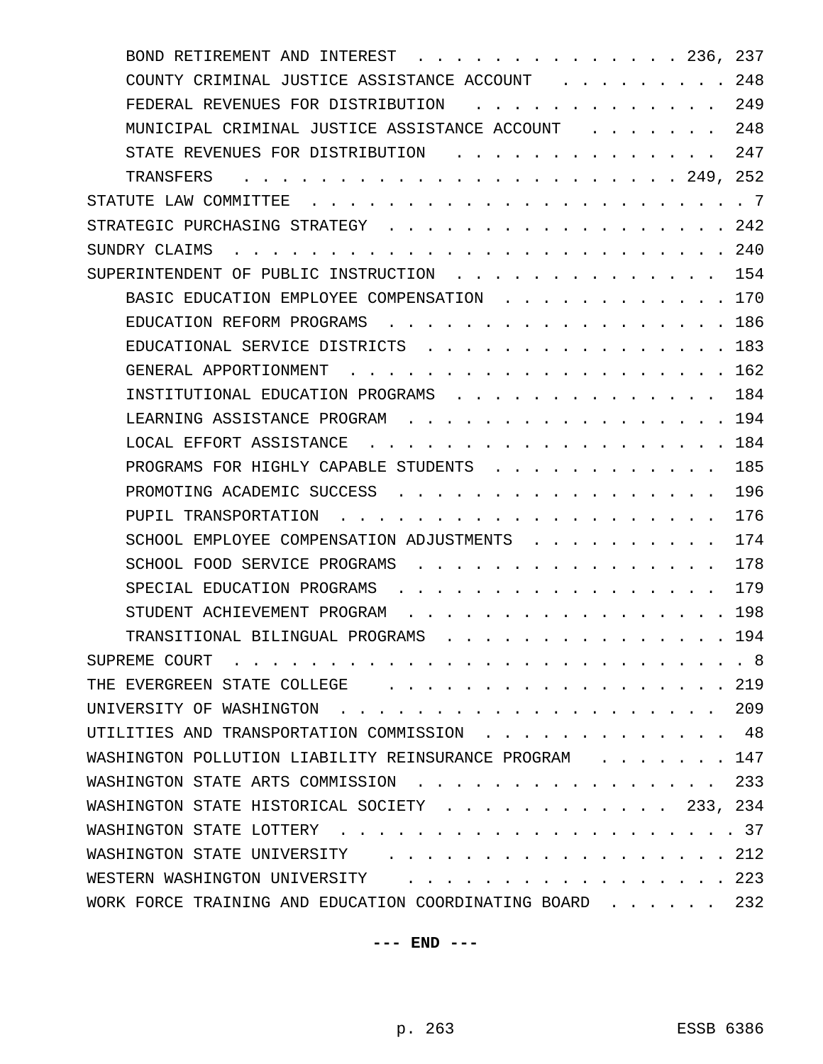BOND RETIREMENT AND INTEREST . . . . . . . . . . . . . . 236, 237
COUNTY CRIMINAL JUSTICE ASSISTANCE ACCOUNT . . . . . . . . . 248
FEDERAL REVENUES FOR DISTRIBUTION . . . . . . . . . . . . . 249
MUNICIPAL CRIMINAL JUSTICE ASSISTANCE ACCOUNT . . . . . . . 248
STATE REVENUES FOR DISTRIBUTION . . . . . . . . . . . . . . 247
TRANSFERS . . . . . . . . . . . . . . . . . . . . . . . . 249, 252

STATUTE LAW COMMITTEE . . . . . . . . . . . . . . . . . . . . . . . 7
STRATEGIC PURCHASING STRATEGY . . . . . . . . . . . . . . . . . . 242
SUNDRY CLAIMS . . . . . . . . . . . . . . . . . . . . . . . . . . 240
SUPERINTENDENT OF PUBLIC INSTRUCTION . . . . . . . . . . . . . . 154

BASIC EDUCATION EMPLOYEE COMPENSATION . . . . . . . . . . . . 170
EDUCATION REFORM PROGRAMS . . . . . . . . . . . . . . . . . . 186
EDUCATIONAL SERVICE DISTRICTS . . . . . . . . . . . . . . . . 183
GENERAL APPORTIONMENT . . . . . . . . . . . . . . . . . . . . 162
INSTITUTIONAL EDUCATION PROGRAMS . . . . . . . . . . . . . . 184
LEARNING ASSISTANCE PROGRAM . . . . . . . . . . . . . . . . . 194
LOCAL EFFORT ASSISTANCE . . . . . . . . . . . . . . . . . . . 184
PROGRAMS FOR HIGHLY CAPABLE STUDENTS . . . . . . . . . . . . 185
PROMOTING ACADEMIC SUCCESS . . . . . . . . . . . . . . . . . 196
PUPIL TRANSPORTATION . . . . . . . . . . . . . . . . . . . . 176
SCHOOL EMPLOYEE COMPENSATION ADJUSTMENTS . . . . . . . . . . 174
SCHOOL FOOD SERVICE PROGRAMS . . . . . . . . . . . . . . . . 178
SPECIAL EDUCATION PROGRAMS . . . . . . . . . . . . . . . . . 179
STUDENT ACHIEVEMENT PROGRAM . . . . . . . . . . . . . . . . . 198
TRANSITIONAL BILINGUAL PROGRAMS . . . . . . . . . . . . . . . 194

SUPREME COURT . . . . . . . . . . . . . . . . . . . . . . . . . . . 8
THE EVERGREEN STATE COLLEGE . . . . . . . . . . . . . . . . . . . 219
UNIVERSITY OF WASHINGTON . . . . . . . . . . . . . . . . . . . . 209
UTILITIES AND TRANSPORTATION COMMISSION . . . . . . . . . . . . . 48
WASHINGTON POLLUTION LIABILITY REINSURANCE PROGRAM . . . . . . . 147
WASHINGTON STATE ARTS COMMISSION . . . . . . . . . . . . . . . . 233
WASHINGTON STATE HISTORICAL SOCIETY . . . . . . . . . . . . 233, 234
WASHINGTON STATE LOTTERY . . . . . . . . . . . . . . . . . . . . . 37
WASHINGTON STATE UNIVERSITY . . . . . . . . . . . . . . . . . . . 212
WESTERN WASHINGTON UNIVERSITY . . . . . . . . . . . . . . . . . . 223
WORK FORCE TRAINING AND EDUCATION COORDINATING BOARD . . . . . . 232

**--- END ---**